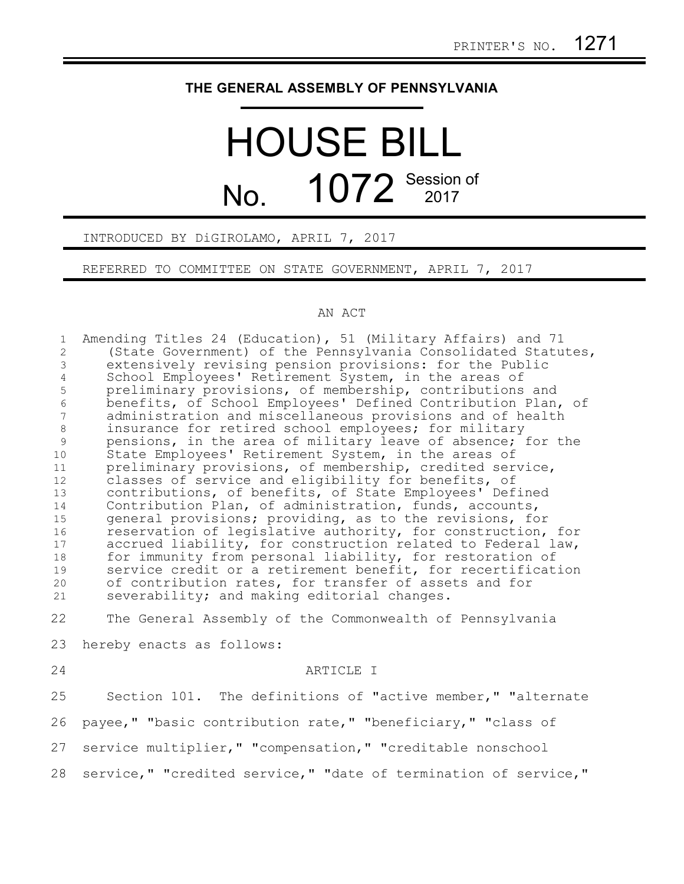PRINTER'S NO. 1271

# THE GENERAL ASSEMBLY OF PENNSYLVANIA

# HOUSE BILL No. 1072 Session of 2017

INTRODUCED BY DiGIROLAMO, APRIL 7, 2017

REFERRED TO COMMITTEE ON STATE GOVERNMENT, APRIL 7, 2017

AN ACT

Amending Titles 24 (Education), 51 (Military Affairs) and 71 (State Government) of the Pennsylvania Consolidated Statutes, extensively revising pension provisions: for the Public School Employees' Retirement System, in the areas of preliminary provisions, of membership, contributions and benefits, of School Employees' Defined Contribution Plan, of administration and miscellaneous provisions and of health insurance for retired school employees; for military pensions, in the area of military leave of absence; for the State Employees' Retirement System, in the areas of preliminary provisions, of membership, credited service, classes of service and eligibility for benefits, of contributions, of benefits, of State Employees' Defined Contribution Plan, of administration, funds, accounts, general provisions; providing, as to the revisions, for reservation of legislative authority, for construction, for accrued liability, for construction related to Federal law, for immunity from personal liability, for restoration of service credit or a retirement benefit, for recertification of contribution rates, for transfer of assets and for severability; and making editorial changes.

The General Assembly of the Commonwealth of Pennsylvania hereby enacts as follows:

ARTICLE I

Section 101. The definitions of "active member," "alternate payee," "basic contribution rate," "beneficiary," "class of service multiplier," "compensation," "creditable nonschool service," "credited service," "date of termination of service,"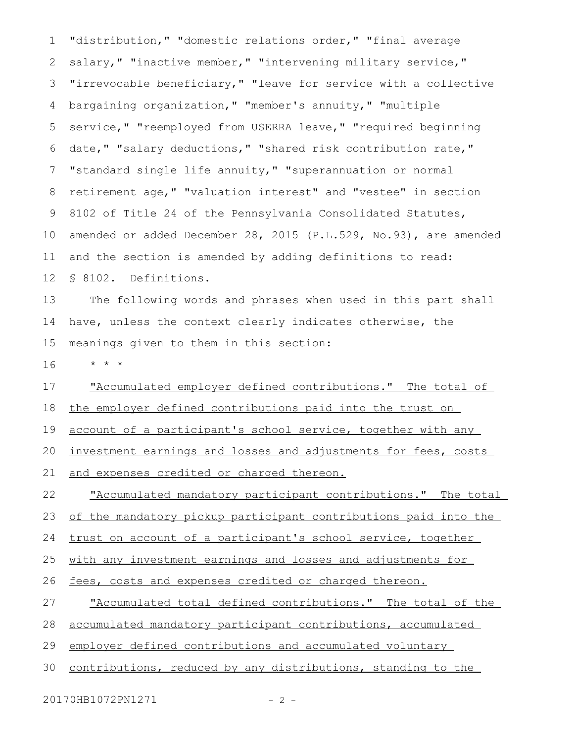"distribution," "domestic relations order," "final average salary," "inactive member," "intervening military service," "irrevocable beneficiary," "leave for service with a collective bargaining organization," "member's annuity," "multiple service," "reemployed from USERRA leave," "required beginning date," "salary deductions," "shared risk contribution rate," "standard single life annuity," "superannuation or normal retirement age," "valuation interest" and "vestee" in section 8102 of Title 24 of the Pennsylvania Consolidated Statutes, amended or added December 28, 2015 (P.L.529, No.93), are amended and the section is amended by adding definitions to read:

§ 8102. Definitions.

The following words and phrases when used in this part shall have, unless the context clearly indicates otherwise, the meanings given to them in this section:

* * *

"Accumulated employer defined contributions." The total of the employer defined contributions paid into the trust on account of a participant's school service, together with any investment earnings and losses and adjustments for fees, costs and expenses credited or charged thereon.

"Accumulated mandatory participant contributions." The total of the mandatory pickup participant contributions paid into the trust on account of a participant's school service, together with any investment earnings and losses and adjustments for fees, costs and expenses credited or charged thereon.

"Accumulated total defined contributions." The total of the accumulated mandatory participant contributions, accumulated employer defined contributions and accumulated voluntary contributions, reduced by any distributions, standing to the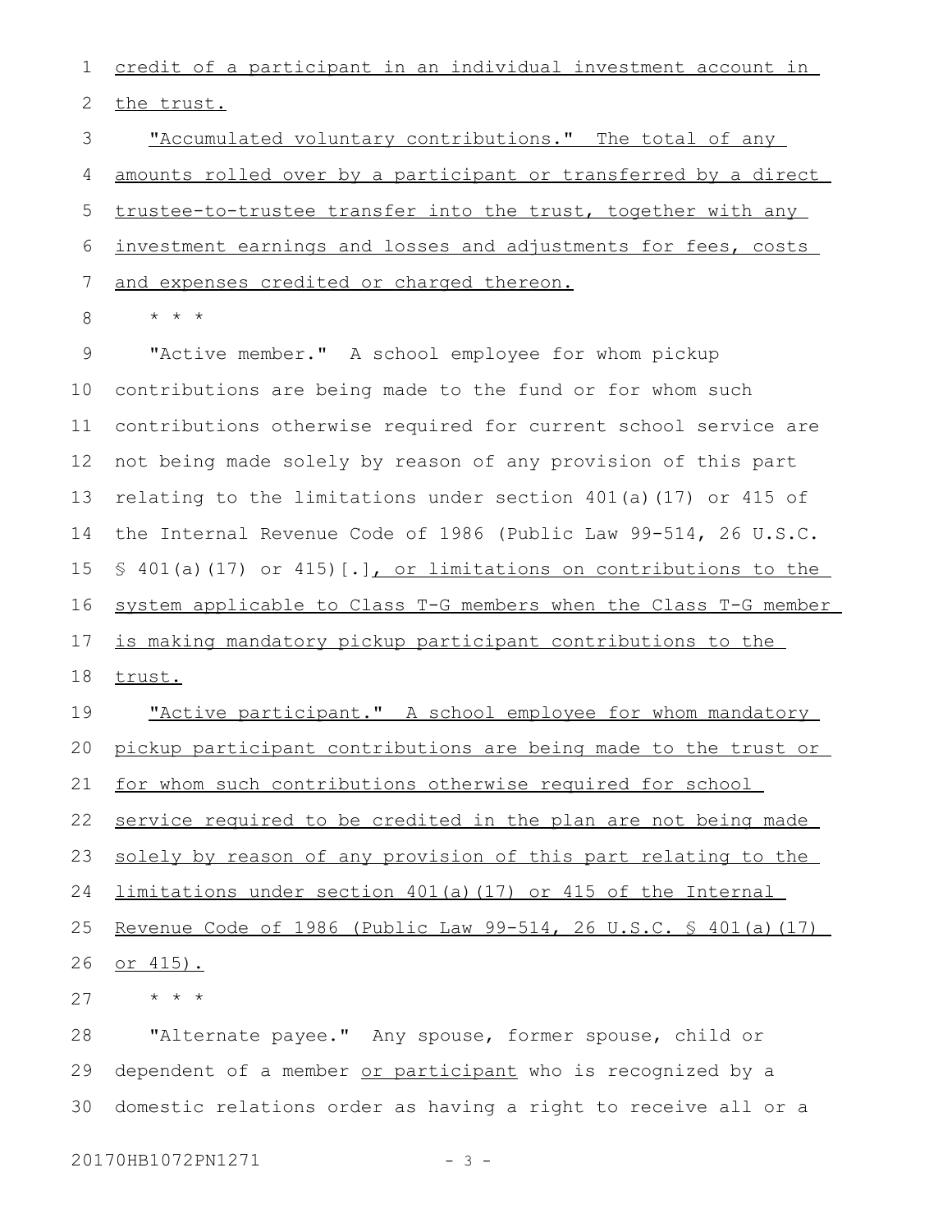credit of a participant in an individual investment account in the trust.

"Accumulated voluntary contributions." The total of any amounts rolled over by a participant or transferred by a direct trustee-to-trustee transfer into the trust, together with any investment earnings and losses and adjustments for fees, costs and expenses credited or charged thereon.

* * *

"Active member." A school employee for whom pickup contributions are being made to the fund or for whom such contributions otherwise required for current school service are not being made solely by reason of any provision of this part relating to the limitations under section 401(a)(17) or 415 of the Internal Revenue Code of 1986 (Public Law 99-514, 26 U.S.C. § 401(a)(17) or 415)[.], or limitations on contributions to the system applicable to Class T-G members when the Class T-G member is making mandatory pickup participant contributions to the trust.

"Active participant." A school employee for whom mandatory pickup participant contributions are being made to the trust or for whom such contributions otherwise required for school service required to be credited in the plan are not being made solely by reason of any provision of this part relating to the limitations under section 401(a)(17) or 415 of the Internal Revenue Code of 1986 (Public Law 99-514, 26 U.S.C. § 401(a)(17) or 415).

* * *

"Alternate payee." Any spouse, former spouse, child or dependent of a member or participant who is recognized by a domestic relations order as having a right to receive all or a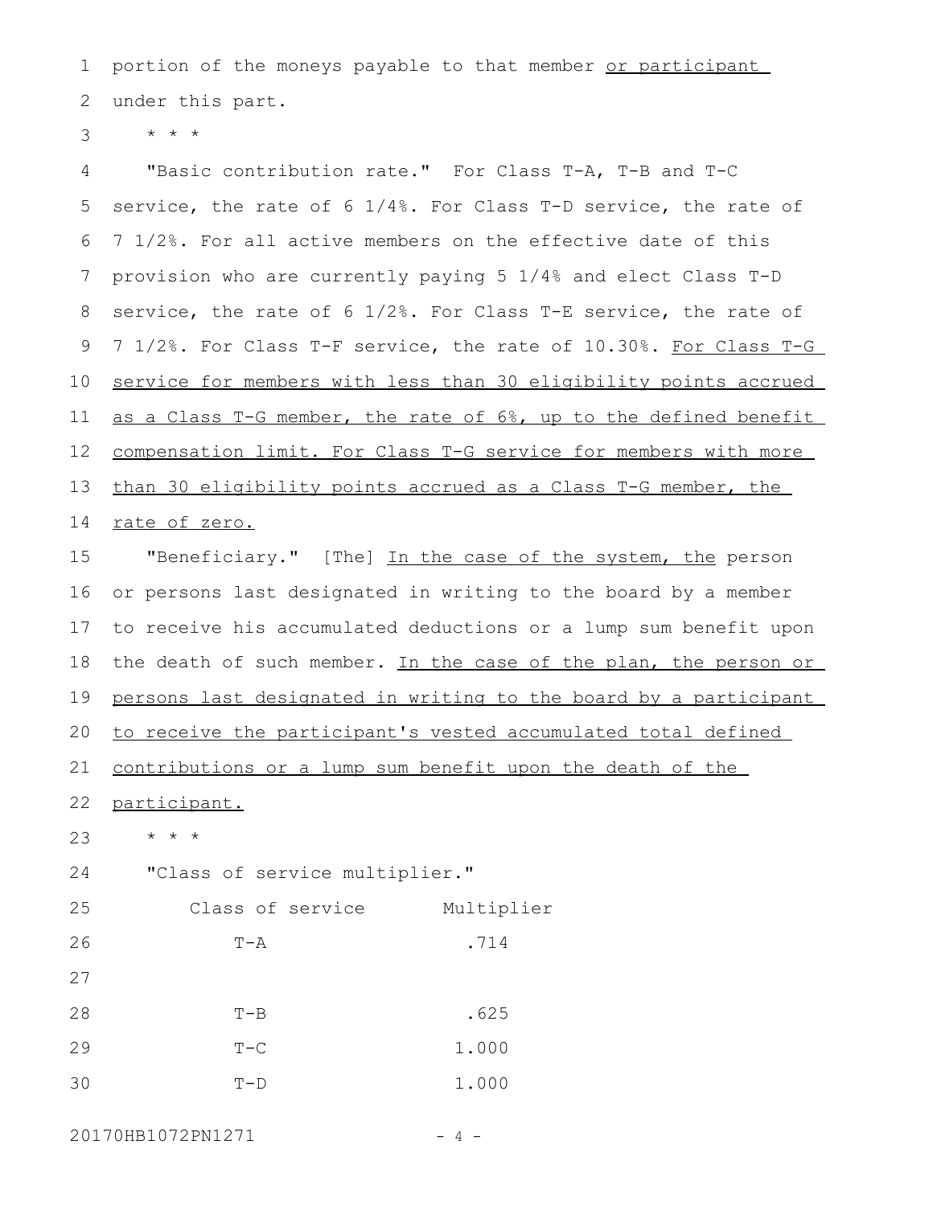portion of the moneys payable to that member <u>or participant</u> under this part.

\* \* \*

"Basic contribution rate." For Class T-A, T-B and T-C service, the rate of 6 1/4%. For Class T-D service, the rate of 7 1/2%. For all active members on the effective date of this provision who are currently paying 5 1/4% and elect Class T-D service, the rate of 6 1/2%. For Class T-E service, the rate of 7 1/2%. For Class T-F service, the rate of 10.30%. <u>For Class T-G service for members with less than 30 eligibility points accrued as a Class T-G member, the rate of 6%, up to the defined benefit compensation limit. For Class T-G service for members with more than 30 eligibility points accrued as a Class T-G member, the rate of zero.</u>

"Beneficiary." [The] <u>In the case of the system, the</u> person or persons last designated in writing to the board by a member to receive his accumulated deductions or a lump sum benefit upon the death of such member. <u>In the case of the plan, the person or persons last designated in writing to the board by a participant to receive the participant's vested accumulated total defined contributions or a lump sum benefit upon the death of the participant.</u>

\* \* \*

"Class of service multiplier."

| Class of service | Multiplier |
|---|---|
| T-A | .714 |
| T-B | .625 |
| T-C | 1.000 |
| T-D | 1.000 |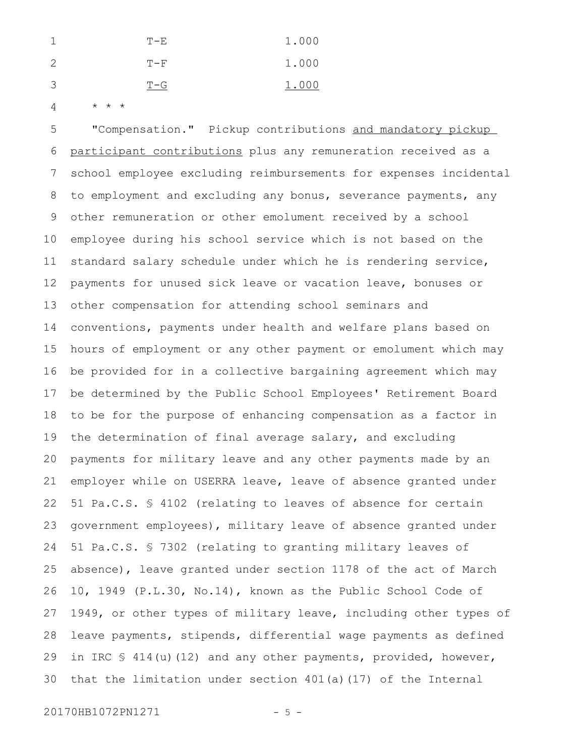| | |
|---|---|
| T-E | 1.000 |
| T-F | 1.000 |
| T-G | 1.000 |

\* \* \*

"Compensation." Pickup contributions and mandatory pickup participant contributions plus any remuneration received as a school employee excluding reimbursements for expenses incidental to employment and excluding any bonus, severance payments, any other remuneration or other emolument received by a school employee during his school service which is not based on the standard salary schedule under which he is rendering service, payments for unused sick leave or vacation leave, bonuses or other compensation for attending school seminars and conventions, payments under health and welfare plans based on hours of employment or any other payment or emolument which may be provided for in a collective bargaining agreement which may be determined by the Public School Employees' Retirement Board to be for the purpose of enhancing compensation as a factor in the determination of final average salary, and excluding payments for military leave and any other payments made by an employer while on USERRA leave, leave of absence granted under 51 Pa.C.S. § 4102 (relating to leaves of absence for certain government employees), military leave of absence granted under 51 Pa.C.S. § 7302 (relating to granting military leaves of absence), leave granted under section 1178 of the act of March 10, 1949 (P.L.30, No.14), known as the Public School Code of 1949, or other types of military leave, including other types of leave payments, stipends, differential wage payments as defined in IRC § 414(u)(12) and any other payments, provided, however, that the limitation under section 401(a)(17) of the Internal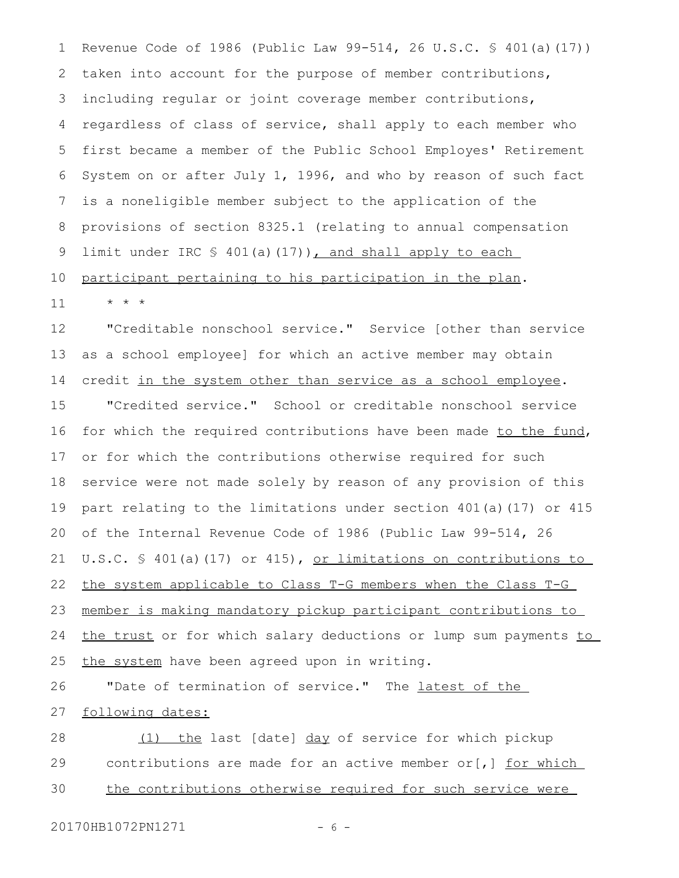Revenue Code of 1986 (Public Law 99-514, 26 U.S.C. § 401(a)(17)) taken into account for the purpose of member contributions, including regular or joint coverage member contributions, regardless of class of service, shall apply to each member who first became a member of the Public School Employes' Retirement System on or after July 1, 1996, and who by reason of such fact is a noneligible member subject to the application of the provisions of section 8325.1 (relating to annual compensation limit under IRC § 401(a)(17)), and shall apply to each participant pertaining to his participation in the plan.

\* \* \*

"Creditable nonschool service." Service [other than service as a school employee] for which an active member may obtain credit in the system other than service as a school employee.

"Credited service." School or creditable nonschool service for which the required contributions have been made to the fund, or for which the contributions otherwise required for such service were not made solely by reason of any provision of this part relating to the limitations under section 401(a)(17) or 415 of the Internal Revenue Code of 1986 (Public Law 99-514, 26 U.S.C. § 401(a)(17) or 415), or limitations on contributions to the system applicable to Class T-G members when the Class T-G member is making mandatory pickup participant contributions to the trust or for which salary deductions or lump sum payments to the system have been agreed upon in writing.

"Date of termination of service." The latest of the following dates:

(1) the last [date] day of service for which pickup contributions are made for an active member or[,] for which the contributions otherwise required for such service were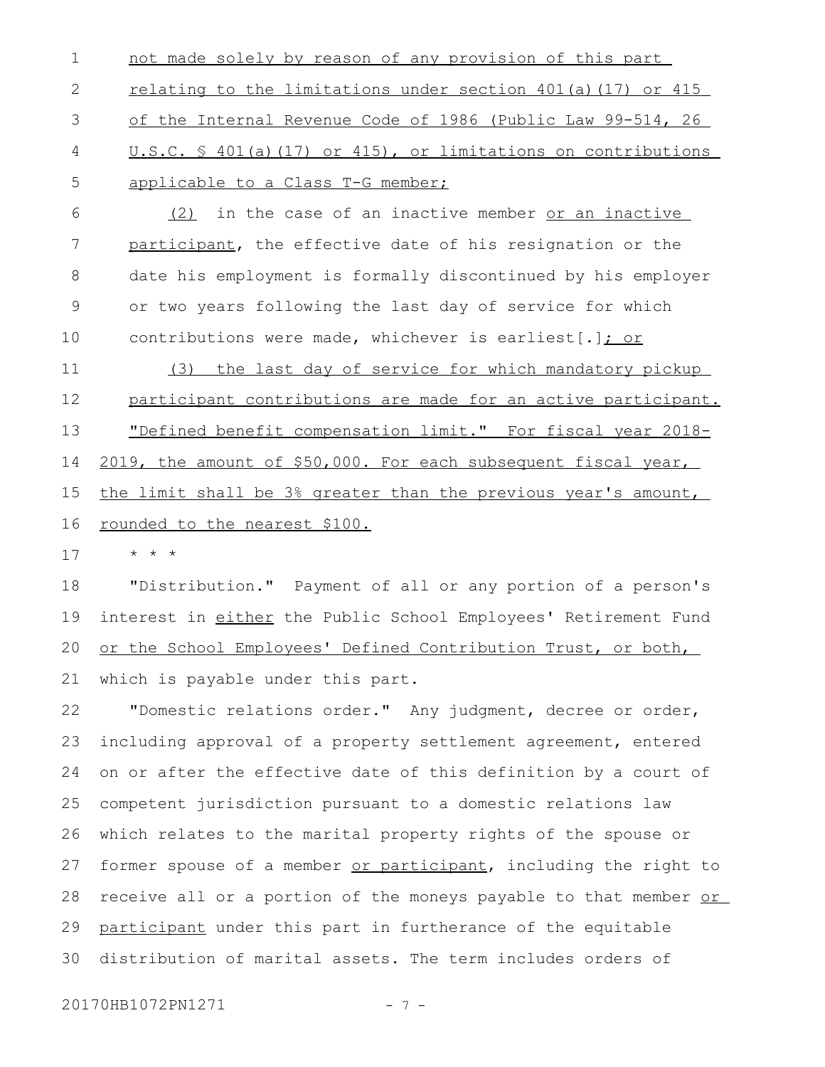not made solely by reason of any provision of this part relating to the limitations under section 401(a)(17) or 415 of the Internal Revenue Code of 1986 (Public Law 99-514, 26 U.S.C. § 401(a)(17) or 415), or limitations on contributions applicable to a Class T-G member;

(2) in the case of an inactive member or an inactive participant, the effective date of his resignation or the date his employment is formally discontinued by his employer or two years following the last day of service for which contributions were made, whichever is earliest[.]; or

(3) the last day of service for which mandatory pickup participant contributions are made for an active participant.

"Defined benefit compensation limit." For fiscal year 2018-2019, the amount of $50,000. For each subsequent fiscal year, the limit shall be 3% greater than the previous year's amount, rounded to the nearest $100.

* * *

"Distribution." Payment of all or any portion of a person's interest in either the Public School Employees' Retirement Fund or the School Employees' Defined Contribution Trust, or both, which is payable under this part.

"Domestic relations order." Any judgment, decree or order, including approval of a property settlement agreement, entered on or after the effective date of this definition by a court of competent jurisdiction pursuant to a domestic relations law which relates to the marital property rights of the spouse or former spouse of a member or participant, including the right to receive all or a portion of the moneys payable to that member or participant under this part in furtherance of the equitable distribution of marital assets. The term includes orders of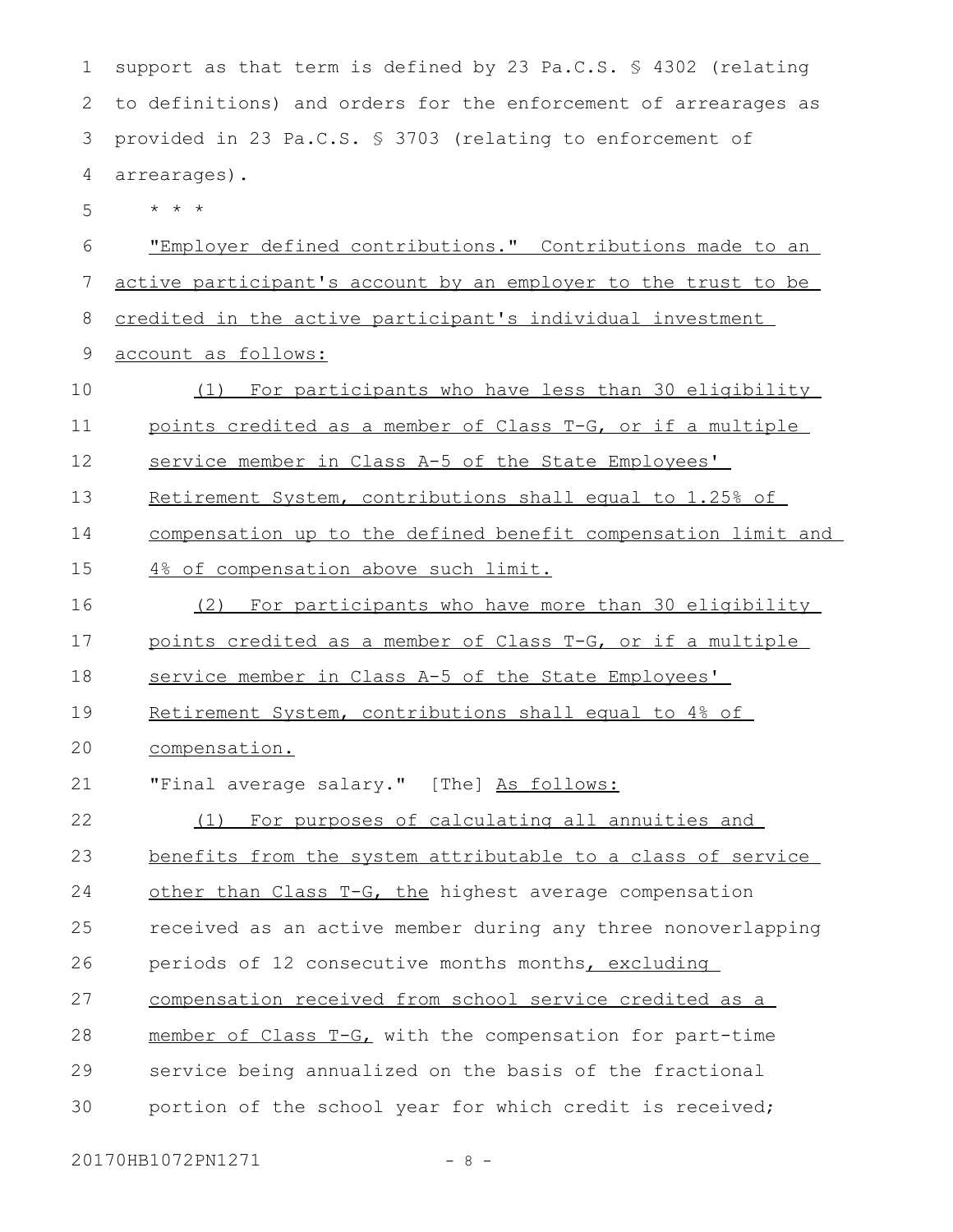support as that term is defined by 23 Pa.C.S. § 4302 (relating to definitions) and orders for the enforcement of arrearages as provided in 23 Pa.C.S. § 3703 (relating to enforcement of arrearages).

* * *

"Employer defined contributions." Contributions made to an active participant's account by an employer to the trust to be credited in the active participant's individual investment account as follows:

(1) For participants who have less than 30 eligibility points credited as a member of Class T-G, or if a multiple service member in Class A-5 of the State Employees' Retirement System, contributions shall equal to 1.25% of compensation up to the defined benefit compensation limit and 4% of compensation above such limit.

(2) For participants who have more than 30 eligibility points credited as a member of Class T-G, or if a multiple service member in Class A-5 of the State Employees' Retirement System, contributions shall equal to 4% of compensation.

"Final average salary." [The] As follows:

(1) For purposes of calculating all annuities and benefits from the system attributable to a class of service other than Class T-G, the highest average compensation received as an active member during any three nonoverlapping periods of 12 consecutive months months, excluding compensation received from school service credited as a member of Class T-G, with the compensation for part-time service being annualized on the basis of the fractional portion of the school year for which credit is received;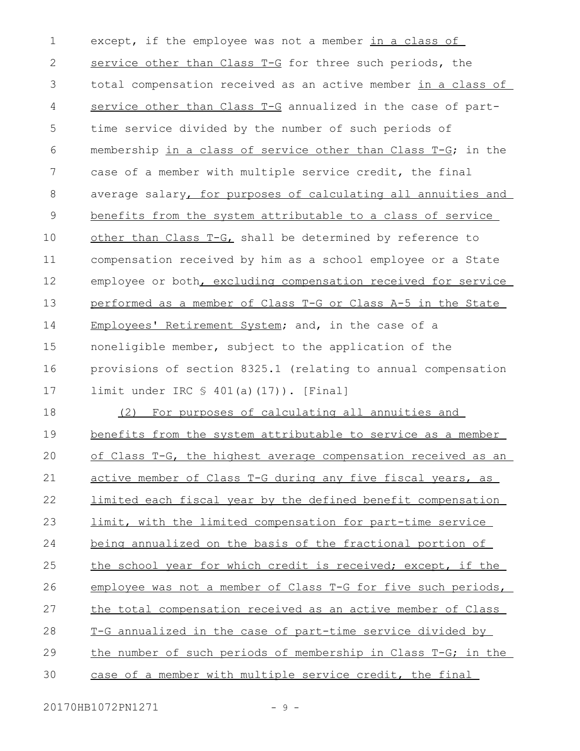except, if the employee was not a member in a class of service other than Class T-G for three such periods, the total compensation received as an active member in a class of service other than Class T-G annualized in the case of part-time service divided by the number of such periods of membership in a class of service other than Class T-G; in the case of a member with multiple service credit, the final average salary, for purposes of calculating all annuities and benefits from the system attributable to a class of service other than Class T-G, shall be determined by reference to compensation received by him as a school employee or a State employee or both, excluding compensation received for service performed as a member of Class T-G or Class A-5 in the State Employees' Retirement System; and, in the case of a noneligible member, subject to the application of the provisions of section 8325.1 (relating to annual compensation limit under IRC § 401(a)(17)). [Final]

(2) For purposes of calculating all annuities and benefits from the system attributable to service as a member of Class T-G, the highest average compensation received as an active member of Class T-G during any five fiscal years, as limited each fiscal year by the defined benefit compensation limit, with the limited compensation for part-time service being annualized on the basis of the fractional portion of the school year for which credit is received; except, if the employee was not a member of Class T-G for five such periods, the total compensation received as an active member of Class T-G annualized in the case of part-time service divided by the number of such periods of membership in Class T-G; in the case of a member with multiple service credit, the final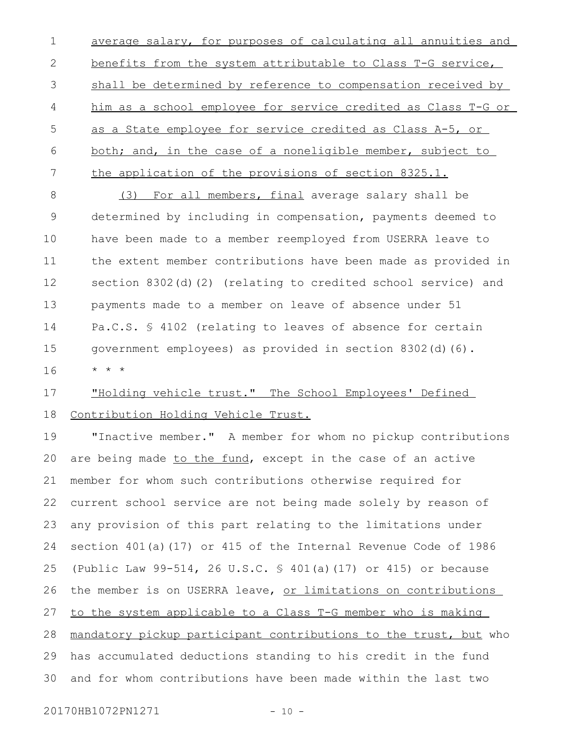average salary, for purposes of calculating all annuities and benefits from the system attributable to Class T-G service, shall be determined by reference to compensation received by him as a school employee for service credited as Class T-G or as a State employee for service credited as Class A-5, or both; and, in the case of a noneligible member, subject to the application of the provisions of section 8325.1.

(3) For all members, final average salary shall be determined by including in compensation, payments deemed to have been made to a member reemployed from USERRA leave to the extent member contributions have been made as provided in section 8302(d)(2) (relating to credited school service) and payments made to a member on leave of absence under 51 Pa.C.S. § 4102 (relating to leaves of absence for certain government employees) as provided in section 8302(d)(6).

* * *

"Holding vehicle trust." The School Employees' Defined Contribution Holding Vehicle Trust.

"Inactive member." A member for whom no pickup contributions are being made to the fund, except in the case of an active member for whom such contributions otherwise required for current school service are not being made solely by reason of any provision of this part relating to the limitations under section 401(a)(17) or 415 of the Internal Revenue Code of 1986 (Public Law 99-514, 26 U.S.C. § 401(a)(17) or 415) or because the member is on USERRA leave, or limitations on contributions to the system applicable to a Class T-G member who is making mandatory pickup participant contributions to the trust, but who has accumulated deductions standing to his credit in the fund and for whom contributions have been made within the last two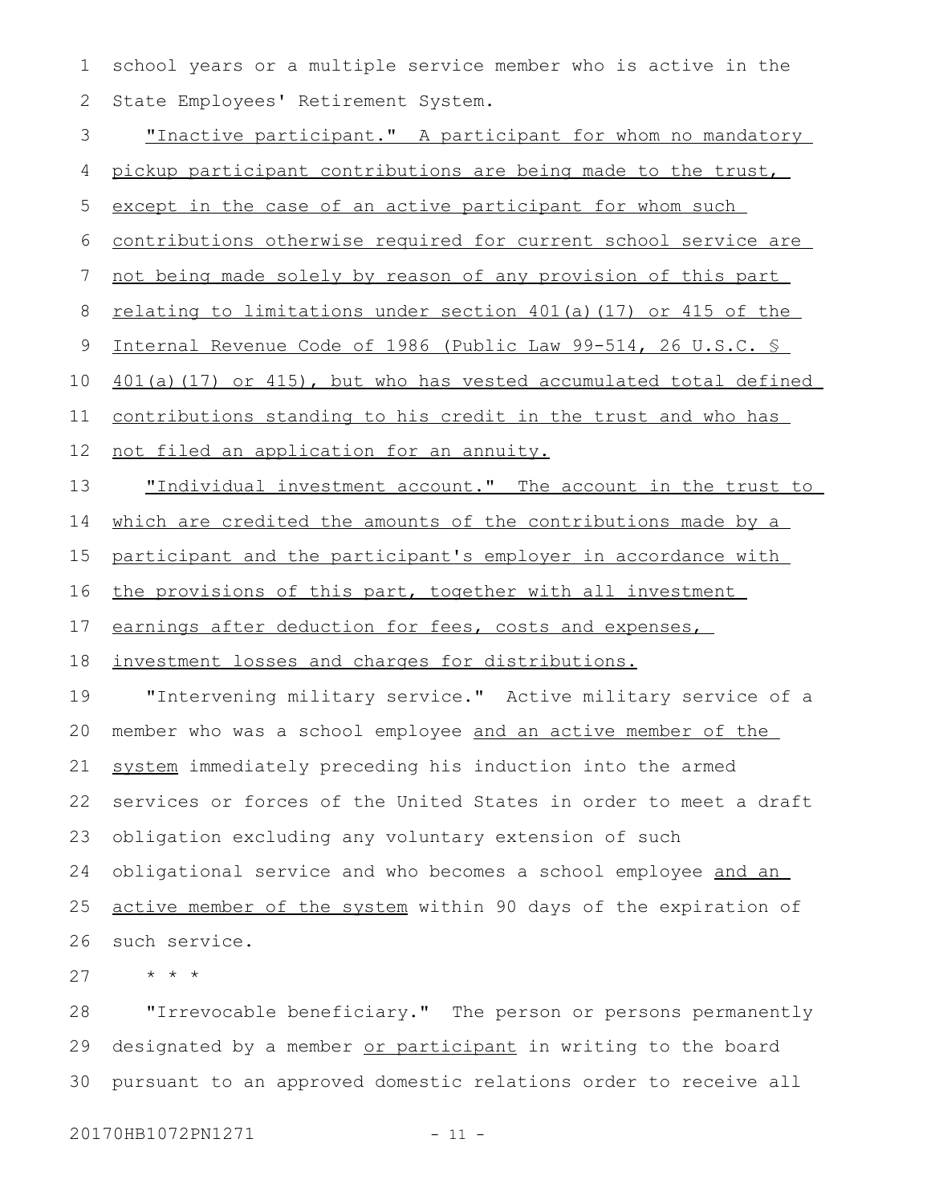school years or a multiple service member who is active in the State Employees' Retirement System.

"Inactive participant." A participant for whom no mandatory pickup participant contributions are being made to the trust, except in the case of an active participant for whom such contributions otherwise required for current school service are not being made solely by reason of any provision of this part relating to limitations under section 401(a)(17) or 415 of the Internal Revenue Code of 1986 (Public Law 99-514, 26 U.S.C. § 401(a)(17) or 415), but who has vested accumulated total defined contributions standing to his credit in the trust and who has not filed an application for an annuity.

"Individual investment account." The account in the trust to which are credited the amounts of the contributions made by a participant and the participant's employer in accordance with the provisions of this part, together with all investment earnings after deduction for fees, costs and expenses, investment losses and charges for distributions.

"Intervening military service." Active military service of a member who was a school employee and an active member of the system immediately preceding his induction into the armed services or forces of the United States in order to meet a draft obligation excluding any voluntary extension of such obligational service and who becomes a school employee and an active member of the system within 90 days of the expiration of such service.

\* \* \*

"Irrevocable beneficiary." The person or persons permanently designated by a member or participant in writing to the board pursuant to an approved domestic relations order to receive all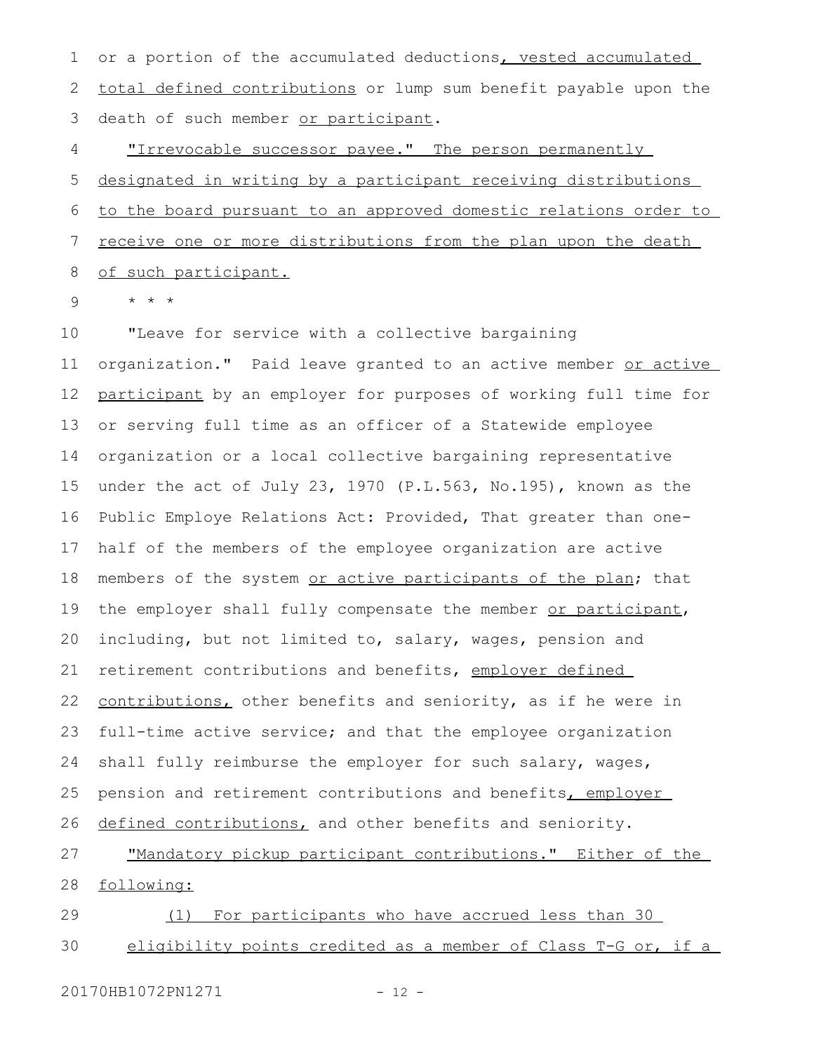or a portion of the accumulated deductions, vested accumulated total defined contributions or lump sum benefit payable upon the death of such member or participant.

"Irrevocable successor payee." The person permanently designated in writing by a participant receiving distributions to the board pursuant to an approved domestic relations order to receive one or more distributions from the plan upon the death of such participant.

* * *

"Leave for service with a collective bargaining organization." Paid leave granted to an active member or active participant by an employer for purposes of working full time for or serving full time as an officer of a Statewide employee organization or a local collective bargaining representative under the act of July 23, 1970 (P.L.563, No.195), known as the Public Employe Relations Act: Provided, That greater than one-half of the members of the employee organization are active members of the system or active participants of the plan; that the employer shall fully compensate the member or participant, including, but not limited to, salary, wages, pension and retirement contributions and benefits, employer defined contributions, other benefits and seniority, as if he were in full-time active service; and that the employee organization shall fully reimburse the employer for such salary, wages, pension and retirement contributions and benefits, employer defined contributions, and other benefits and seniority.

"Mandatory pickup participant contributions." Either of the following:

(1) For participants who have accrued less than 30 eligibility points credited as a member of Class T-G or, if a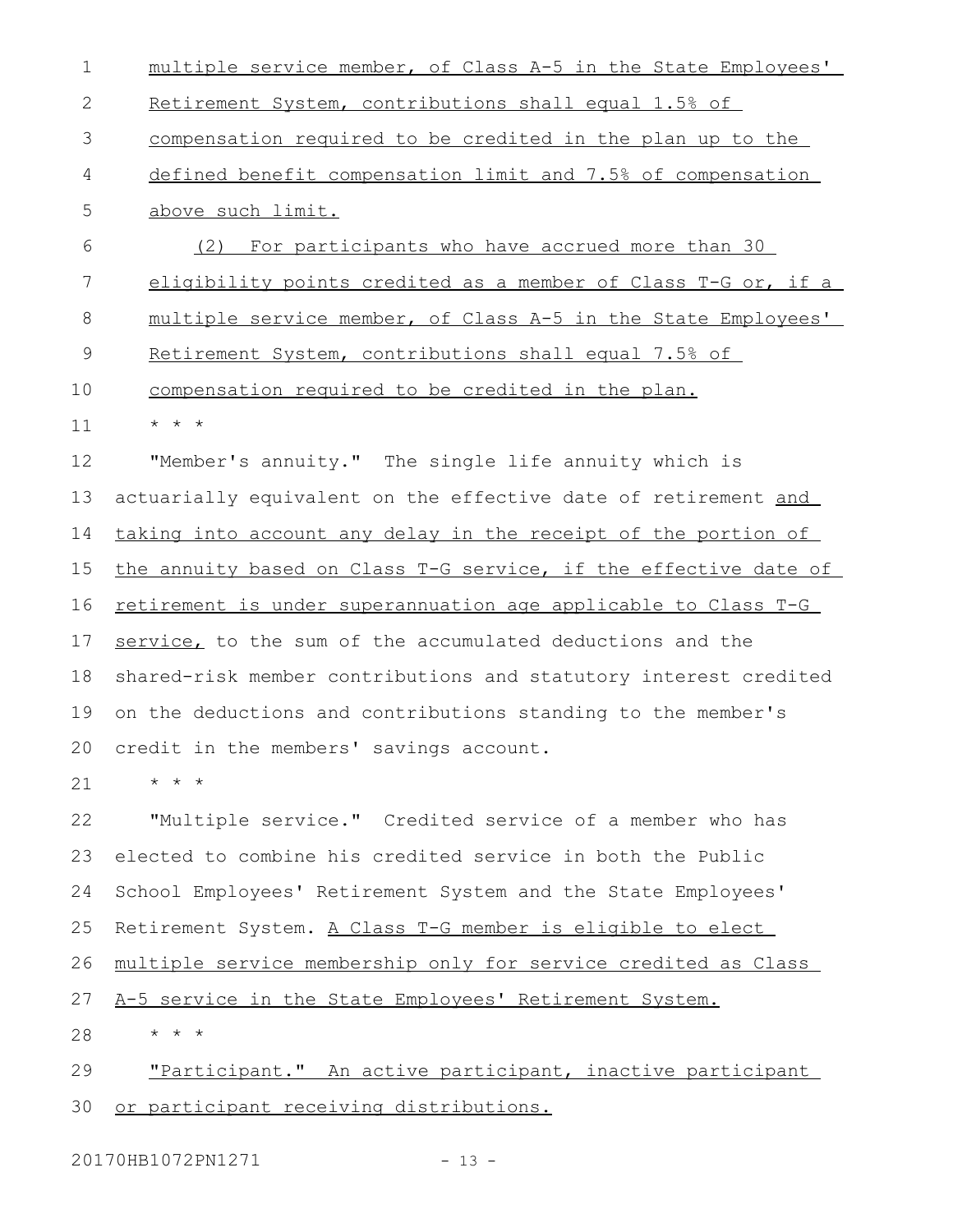multiple service member, of Class A-5 in the State Employees' Retirement System, contributions shall equal 1.5% of compensation required to be credited in the plan up to the defined benefit compensation limit and 7.5% of compensation above such limit.

(2) For participants who have accrued more than 30 eligibility points credited as a member of Class T-G or, if a multiple service member, of Class A-5 in the State Employees' Retirement System, contributions shall equal 7.5% of compensation required to be credited in the plan.

* * *

"Member's annuity." The single life annuity which is actuarially equivalent on the effective date of retirement and taking into account any delay in the receipt of the portion of the annuity based on Class T-G service, if the effective date of retirement is under superannuation age applicable to Class T-G service, to the sum of the accumulated deductions and the shared-risk member contributions and statutory interest credited on the deductions and contributions standing to the member's credit in the members' savings account.

* * *

"Multiple service." Credited service of a member who has elected to combine his credited service in both the Public School Employees' Retirement System and the State Employees' Retirement System. A Class T-G member is eligible to elect multiple service membership only for service credited as Class A-5 service in the State Employees' Retirement System.

* * *

"Participant." An active participant, inactive participant or participant receiving distributions.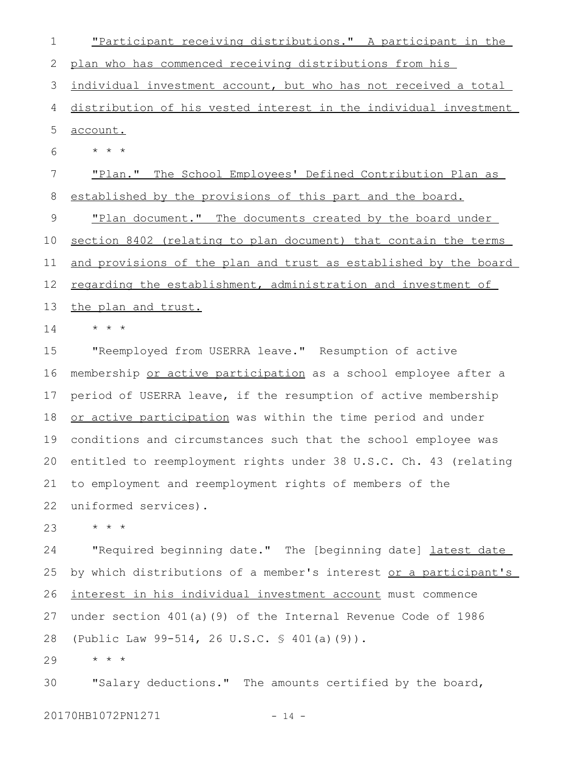"Participant receiving distributions." A participant in the plan who has commenced receiving distributions from his individual investment account, but who has not received a total distribution of his vested interest in the individual investment account.

\* \* \*

"Plan." The School Employees' Defined Contribution Plan as established by the provisions of this part and the board.

"Plan document." The documents created by the board under section 8402 (relating to plan document) that contain the terms and provisions of the plan and trust as established by the board regarding the establishment, administration and investment of the plan and trust.

\* \* \*

"Reemployed from USERRA leave." Resumption of active membership or active participation as a school employee after a period of USERRA leave, if the resumption of active membership or active participation was within the time period and under conditions and circumstances such that the school employee was entitled to reemployment rights under 38 U.S.C. Ch. 43 (relating to employment and reemployment rights of members of the uniformed services).

\* \* \*

"Required beginning date." The [beginning date] latest date by which distributions of a member's interest or a participant's interest in his individual investment account must commence under section 401(a)(9) of the Internal Revenue Code of 1986 (Public Law 99-514, 26 U.S.C. § 401(a)(9)).

\* \* \*

"Salary deductions." The amounts certified by the board,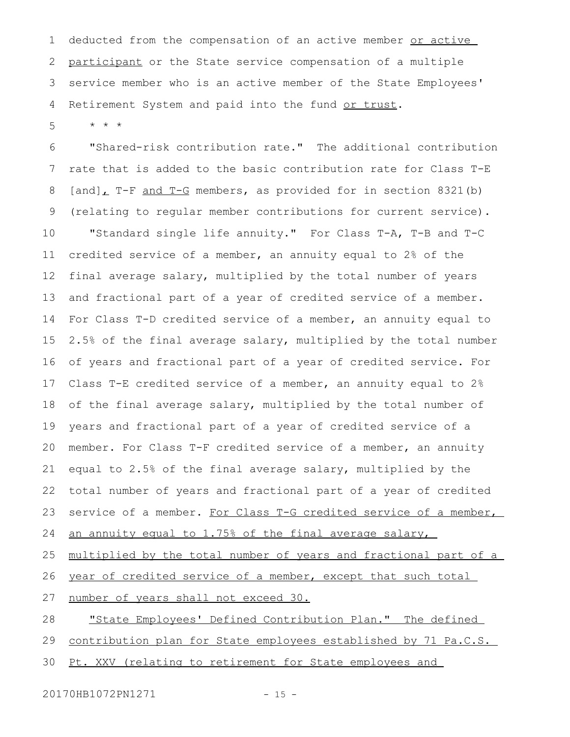deducted from the compensation of an active member or active participant or the State service compensation of a multiple service member who is an active member of the State Employees' Retirement System and paid into the fund or trust.

* * *

"Shared-risk contribution rate." The additional contribution rate that is added to the basic contribution rate for Class T-E [and], T-F and T-G members, as provided for in section 8321(b) (relating to regular member contributions for current service).

"Standard single life annuity." For Class T-A, T-B and T-C credited service of a member, an annuity equal to 2% of the final average salary, multiplied by the total number of years and fractional part of a year of credited service of a member. For Class T-D credited service of a member, an annuity equal to 2.5% of the final average salary, multiplied by the total number of years and fractional part of a year of credited service. For Class T-E credited service of a member, an annuity equal to 2% of the final average salary, multiplied by the total number of years and fractional part of a year of credited service of a member. For Class T-F credited service of a member, an annuity equal to 2.5% of the final average salary, multiplied by the total number of years and fractional part of a year of credited service of a member. For Class T-G credited service of a member, an annuity equal to 1.75% of the final average salary, multiplied by the total number of years and fractional part of a year of credited service of a member, except that such total number of years shall not exceed 30.

"State Employees' Defined Contribution Plan." The defined contribution plan for State employees established by 71 Pa.C.S. Pt. XXV (relating to retirement for State employees and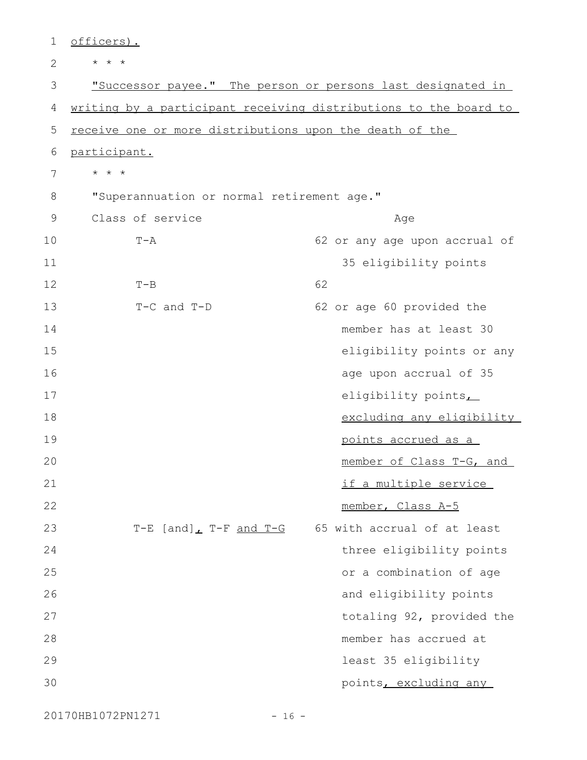officers).

\* \* \*

"Successor payee." The person or persons last designated in writing by a participant receiving distributions to the board to receive one or more distributions upon the death of the participant.

\* \* \*

"Superannuation or normal retirement age."

| Class of service | Age |
|---|---|
| T-A | 62 or any age upon accrual of 35 eligibility points |
| T-B | 62 |
| T-C and T-D | 62 or age 60 provided the member has at least 30 eligibility points or any age upon accrual of 35 eligibility points, excluding any eligibility points accrued as a member of Class T-G, and if a multiple service member, Class A-5 |
| T-E [and], T-F and T-G | 65 with accrual of at least three eligibility points or a combination of age and eligibility points totaling 92, provided the member has accrued at least 35 eligibility points, excluding any |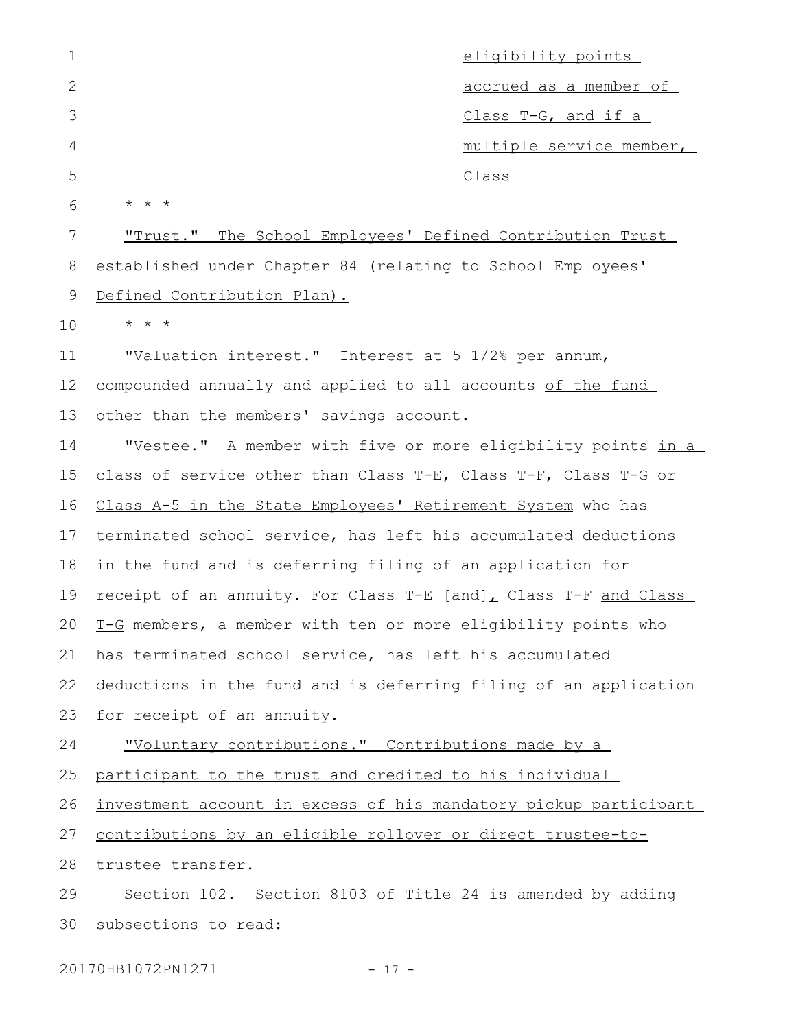eligibility points accrued as a member of Class T-G, and if a multiple service member, Class

\* \* \*

"Trust." The School Employees' Defined Contribution Trust established under Chapter 84 (relating to School Employees' Defined Contribution Plan).

\* \* \*

"Valuation interest." Interest at 5 1/2% per annum, compounded annually and applied to all accounts of the fund other than the members' savings account.

"Vestee." A member with five or more eligibility points in a class of service other than Class T-E, Class T-F, Class T-G or Class A-5 in the State Employees' Retirement System who has terminated school service, has left his accumulated deductions in the fund and is deferring filing of an application for receipt of an annuity. For Class T-E [and], Class T-F and Class T-G members, a member with ten or more eligibility points who has terminated school service, has left his accumulated deductions in the fund and is deferring filing of an application for receipt of an annuity.

"Voluntary contributions." Contributions made by a participant to the trust and credited to his individual investment account in excess of his mandatory pickup participant contributions by an eligible rollover or direct trustee-to-trustee transfer.

Section 102. Section 8103 of Title 24 is amended by adding subsections to read: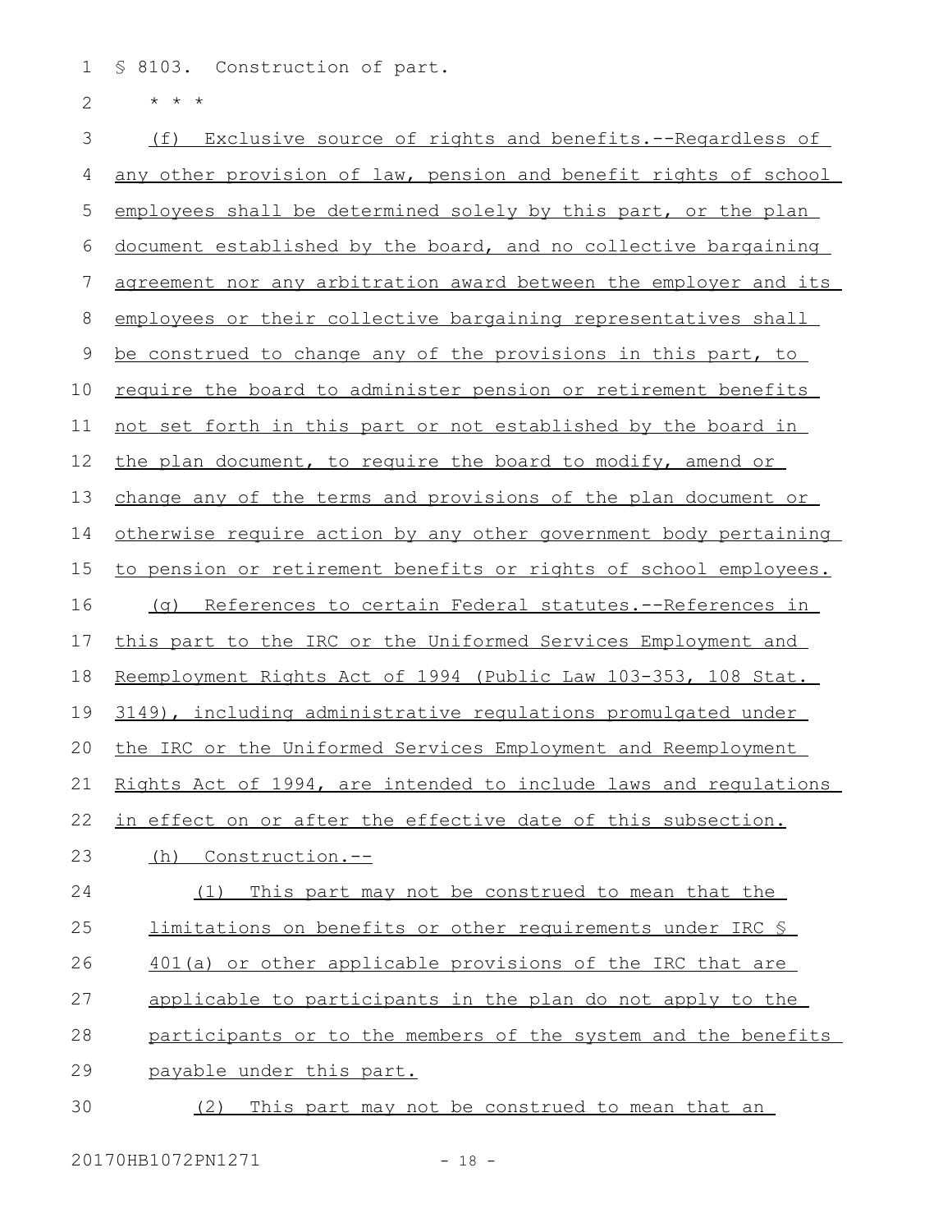§ 8103. Construction of part.

\* \* \*

(f) Exclusive source of rights and benefits.--Regardless of any other provision of law, pension and benefit rights of school employees shall be determined solely by this part, or the plan document established by the board, and no collective bargaining agreement nor any arbitration award between the employer and its employees or their collective bargaining representatives shall be construed to change any of the provisions in this part, to require the board to administer pension or retirement benefits not set forth in this part or not established by the board in the plan document, to require the board to modify, amend or change any of the terms and provisions of the plan document or otherwise require action by any other government body pertaining to pension or retirement benefits or rights of school employees.

(g) References to certain Federal statutes.--References in this part to the IRC or the Uniformed Services Employment and Reemployment Rights Act of 1994 (Public Law 103-353, 108 Stat. 3149), including administrative regulations promulgated under the IRC or the Uniformed Services Employment and Reemployment Rights Act of 1994, are intended to include laws and regulations in effect on or after the effective date of this subsection.

(h) Construction.--

(1) This part may not be construed to mean that the limitations on benefits or other requirements under IRC § 401(a) or other applicable provisions of the IRC that are applicable to participants in the plan do not apply to the participants or to the members of the system and the benefits payable under this part.

(2) This part may not be construed to mean that an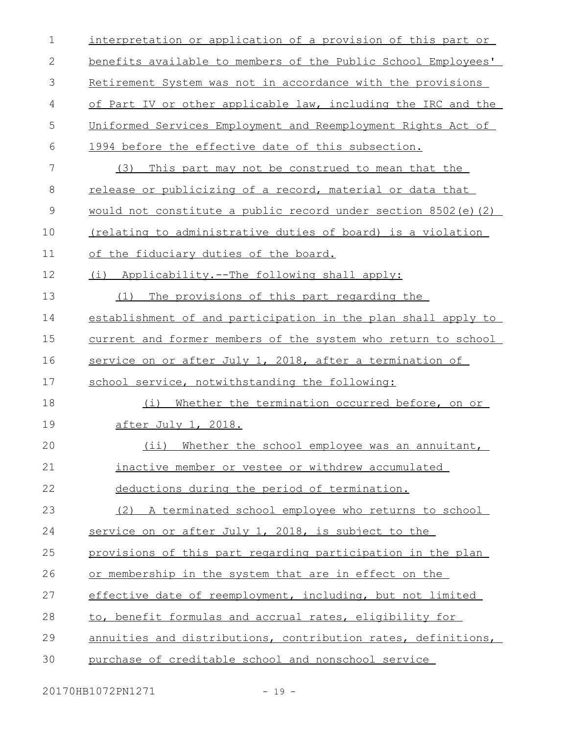interpretation or application of a provision of this part or benefits available to members of the Public School Employees' Retirement System was not in accordance with the provisions of Part IV or other applicable law, including the IRC and the Uniformed Services Employment and Reemployment Rights Act of 1994 before the effective date of this subsection.

(3) This part may not be construed to mean that the release or publicizing of a record, material or data that would not constitute a public record under section 8502(e)(2) (relating to administrative duties of board) is a violation of the fiduciary duties of the board.

(i) Applicability.--The following shall apply:

(1) The provisions of this part regarding the establishment of and participation in the plan shall apply to current and former members of the system who return to school service on or after July 1, 2018, after a termination of school service, notwithstanding the following:

(i) Whether the termination occurred before, on or after July 1, 2018.

(ii) Whether the school employee was an annuitant, inactive member or vestee or withdrew accumulated deductions during the period of termination.

(2) A terminated school employee who returns to school service on or after July 1, 2018, is subject to the provisions of this part regarding participation in the plan or membership in the system that are in effect on the effective date of reemployment, including, but not limited to, benefit formulas and accrual rates, eligibility for annuities and distributions, contribution rates, definitions, purchase of creditable school and nonschool service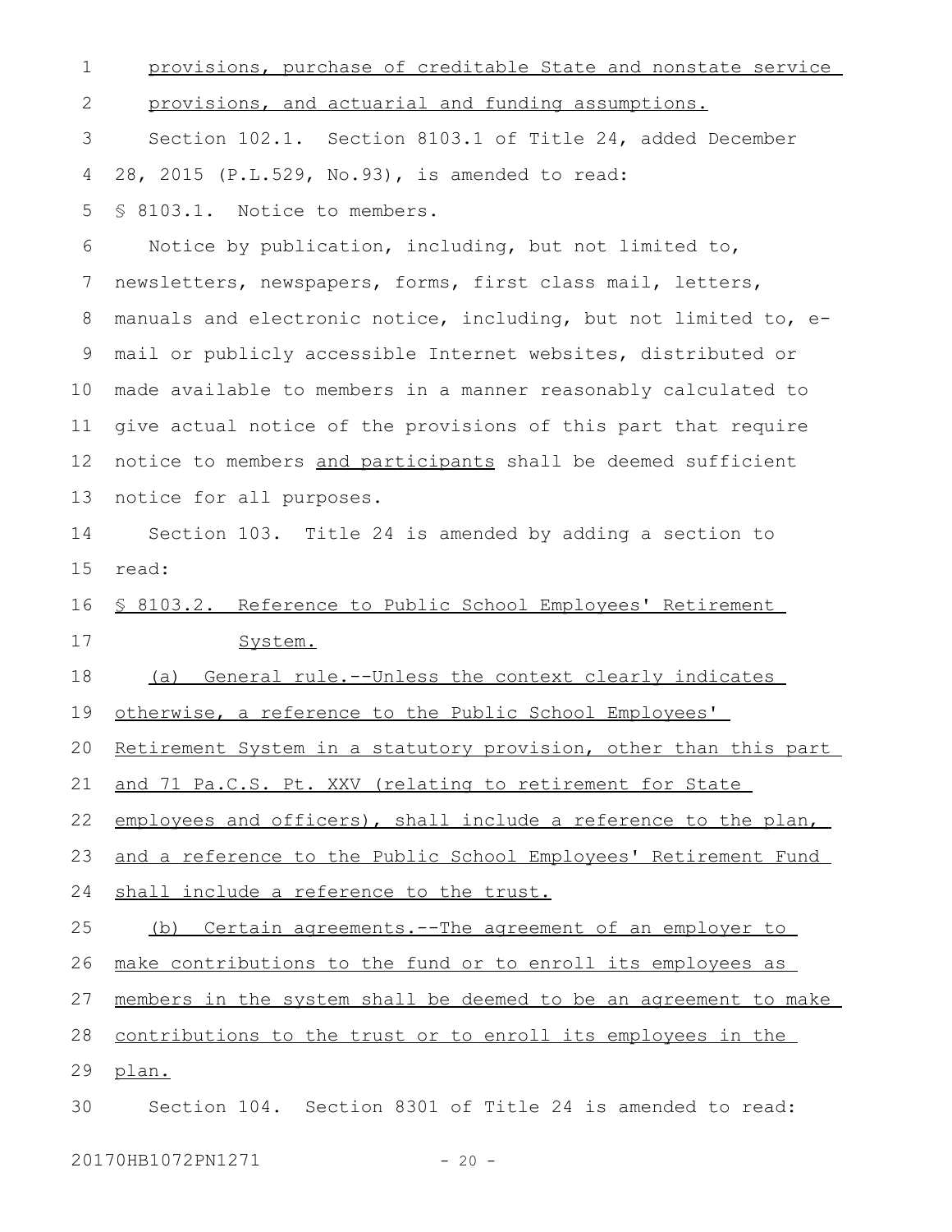provisions, purchase of creditable State and nonstate service provisions, and actuarial and funding assumptions.

Section 102.1. Section 8103.1 of Title 24, added December 28, 2015 (P.L.529, No.93), is amended to read:

§ 8103.1. Notice to members.

Notice by publication, including, but not limited to, newsletters, newspapers, forms, first class mail, letters, manuals and electronic notice, including, but not limited to, e-mail or publicly accessible Internet websites, distributed or made available to members in a manner reasonably calculated to give actual notice of the provisions of this part that require notice to members and participants shall be deemed sufficient notice for all purposes.

Section 103. Title 24 is amended by adding a section to read:

§ 8103.2. Reference to Public School Employees' Retirement System.

(a) General rule.--Unless the context clearly indicates otherwise, a reference to the Public School Employees' Retirement System in a statutory provision, other than this part and 71 Pa.C.S. Pt. XXV (relating to retirement for State employees and officers), shall include a reference to the plan, and a reference to the Public School Employees' Retirement Fund shall include a reference to the trust.

(b) Certain agreements.--The agreement of an employer to make contributions to the fund or to enroll its employees as members in the system shall be deemed to be an agreement to make contributions to the trust or to enroll its employees in the plan.

Section 104. Section 8301 of Title 24 is amended to read: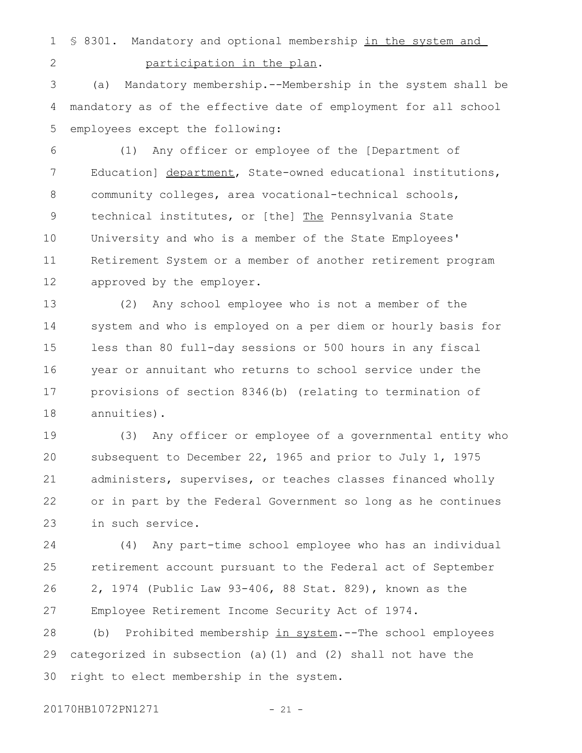§ 8301. Mandatory and optional membership in the system and participation in the plan.

(a) Mandatory membership.--Membership in the system shall be mandatory as of the effective date of employment for all school employees except the following:

(1) Any officer or employee of the [Department of Education] department, State-owned educational institutions, community colleges, area vocational-technical schools, technical institutes, or [the] The Pennsylvania State University and who is a member of the State Employees' Retirement System or a member of another retirement program approved by the employer.

(2) Any school employee who is not a member of the system and who is employed on a per diem or hourly basis for less than 80 full-day sessions or 500 hours in any fiscal year or annuitant who returns to school service under the provisions of section 8346(b) (relating to termination of annuities).

(3) Any officer or employee of a governmental entity who subsequent to December 22, 1965 and prior to July 1, 1975 administers, supervises, or teaches classes financed wholly or in part by the Federal Government so long as he continues in such service.

(4) Any part-time school employee who has an individual retirement account pursuant to the Federal act of September 2, 1974 (Public Law 93-406, 88 Stat. 829), known as the Employee Retirement Income Security Act of 1974.

(b) Prohibited membership in system.--The school employees categorized in subsection (a)(1) and (2) shall not have the right to elect membership in the system.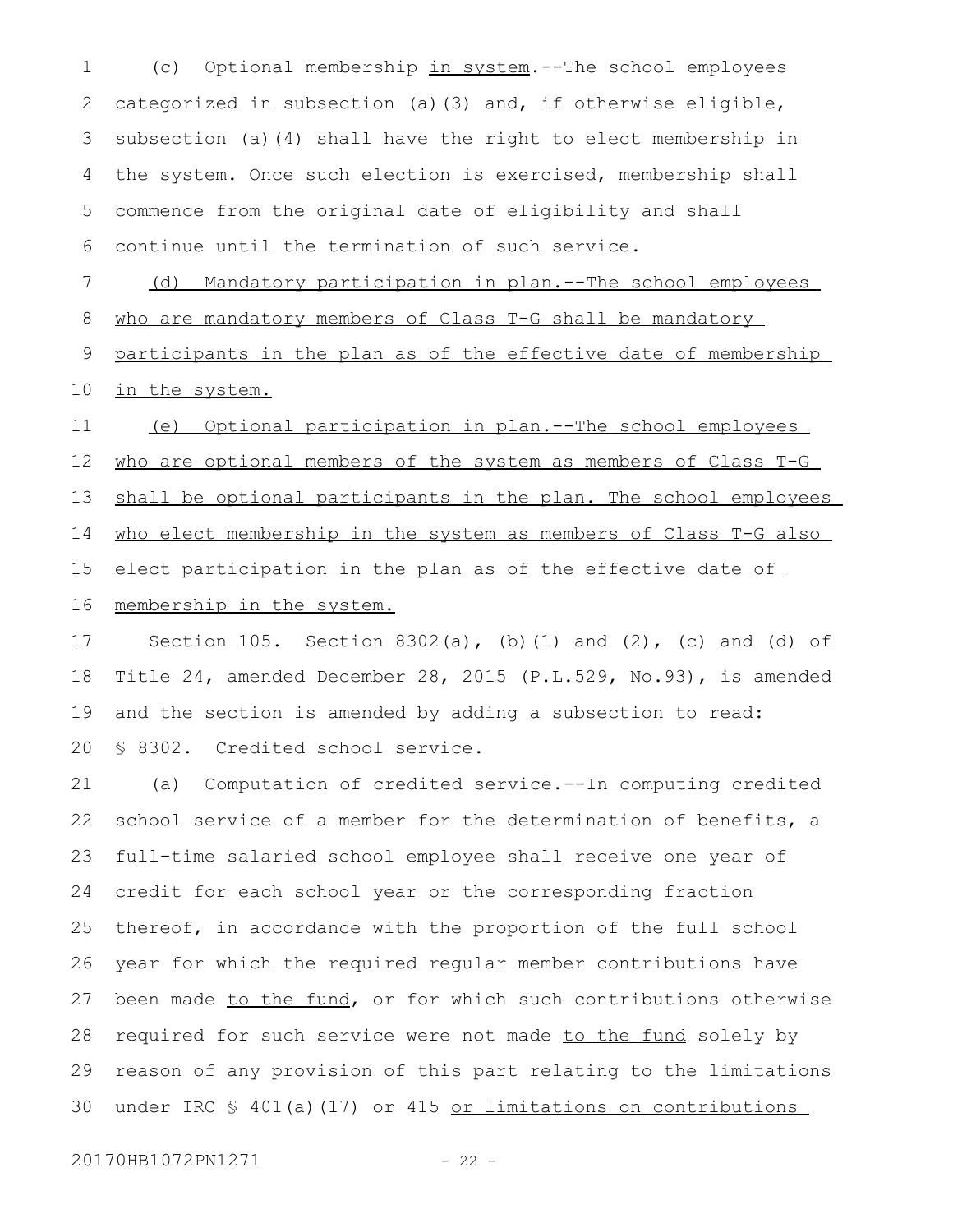(c) Optional membership <u>in system</u>.--The school employees categorized in subsection (a)(3) and, if otherwise eligible, subsection (a)(4) shall have the right to elect membership in the system. Once such election is exercised, membership shall commence from the original date of eligibility and shall continue until the termination of such service.

<u>(d) Mandatory participation in plan.--The school employees who are mandatory members of Class T-G shall be mandatory participants in the plan as of the effective date of membership in the system.</u>

<u>(e) Optional participation in plan.--The school employees who are optional members of the system as members of Class T-G shall be optional participants in the plan. The school employees who elect membership in the system as members of Class T-G also elect participation in the plan as of the effective date of membership in the system.</u>

Section 105. Section 8302(a), (b)(1) and (2), (c) and (d) of Title 24, amended December 28, 2015 (P.L.529, No.93), is amended and the section is amended by adding a subsection to read:

§ 8302. Credited school service.

(a) Computation of credited service.--In computing credited school service of a member for the determination of benefits, a full-time salaried school employee shall receive one year of credit for each school year or the corresponding fraction thereof, in accordance with the proportion of the full school year for which the required regular member contributions have been made <u>to the fund</u>, or for which such contributions otherwise required for such service were not made <u>to the fund</u> solely by reason of any provision of this part relating to the limitations under IRC § 401(a)(17) or 415 <u>or limitations on contributions</u>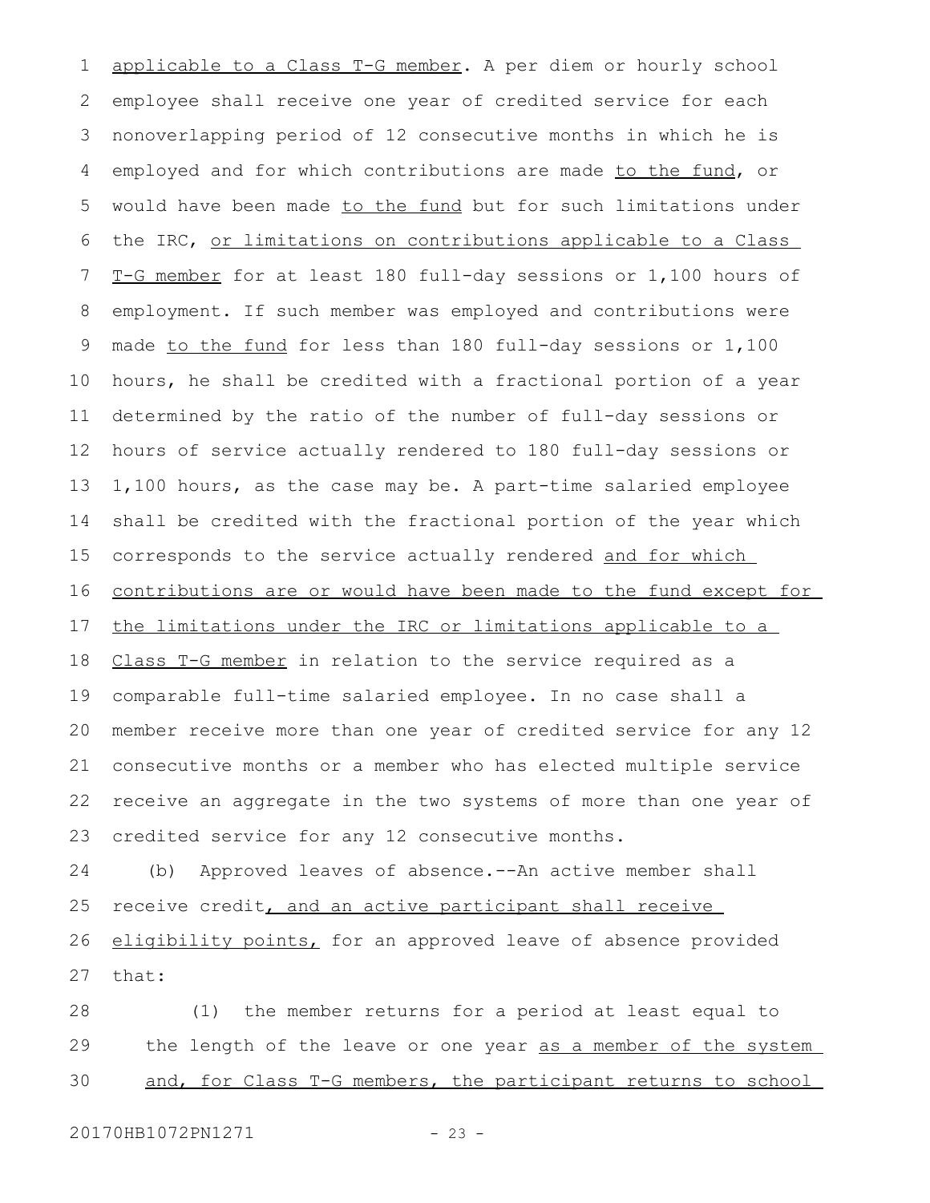applicable to a Class T-G member. A per diem or hourly school employee shall receive one year of credited service for each nonoverlapping period of 12 consecutive months in which he is employed and for which contributions are made to the fund, or would have been made to the fund but for such limitations under the IRC, or limitations on contributions applicable to a Class T-G member for at least 180 full-day sessions or 1,100 hours of employment. If such member was employed and contributions were made to the fund for less than 180 full-day sessions or 1,100 hours, he shall be credited with a fractional portion of a year determined by the ratio of the number of full-day sessions or hours of service actually rendered to 180 full-day sessions or 1,100 hours, as the case may be. A part-time salaried employee shall be credited with the fractional portion of the year which corresponds to the service actually rendered and for which contributions are or would have been made to the fund except for the limitations under the IRC or limitations applicable to a Class T-G member in relation to the service required as a comparable full-time salaried employee. In no case shall a member receive more than one year of credited service for any 12 consecutive months or a member who has elected multiple service receive an aggregate in the two systems of more than one year of credited service for any 12 consecutive months.

(b) Approved leaves of absence.--An active member shall receive credit, and an active participant shall receive eligibility points, for an approved leave of absence provided that:

(1) the member returns for a period at least equal to the length of the leave or one year as a member of the system and, for Class T-G members, the participant returns to school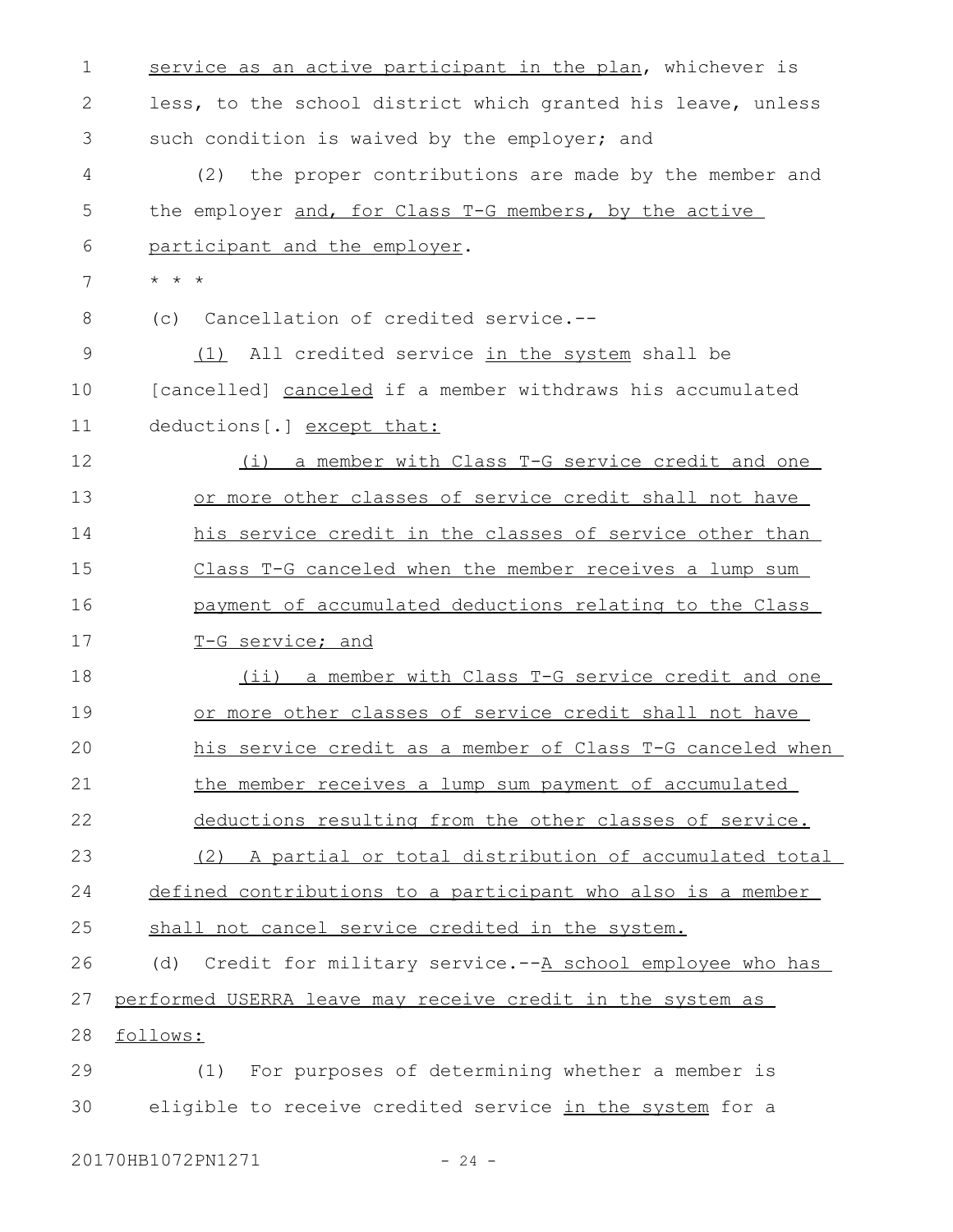service as an active participant in the plan, whichever is less, to the school district which granted his leave, unless such condition is waived by the employer; and

(2) the proper contributions are made by the member and the employer and, for Class T-G members, by the active participant and the employer.

* * *

(c) Cancellation of credited service.--

(1) All credited service in the system shall be [cancelled] canceled if a member withdraws his accumulated deductions[.] except that:

(i) a member with Class T-G service credit and one or more other classes of service credit shall not have his service credit in the classes of service other than Class T-G canceled when the member receives a lump sum payment of accumulated deductions relating to the Class T-G service; and

(ii) a member with Class T-G service credit and one or more other classes of service credit shall not have his service credit as a member of Class T-G canceled when the member receives a lump sum payment of accumulated deductions resulting from the other classes of service.

(2) A partial or total distribution of accumulated total defined contributions to a participant who also is a member shall not cancel service credited in the system.

(d) Credit for military service.--A school employee who has performed USERRA leave may receive credit in the system as follows:

(1) For purposes of determining whether a member is eligible to receive credited service in the system for a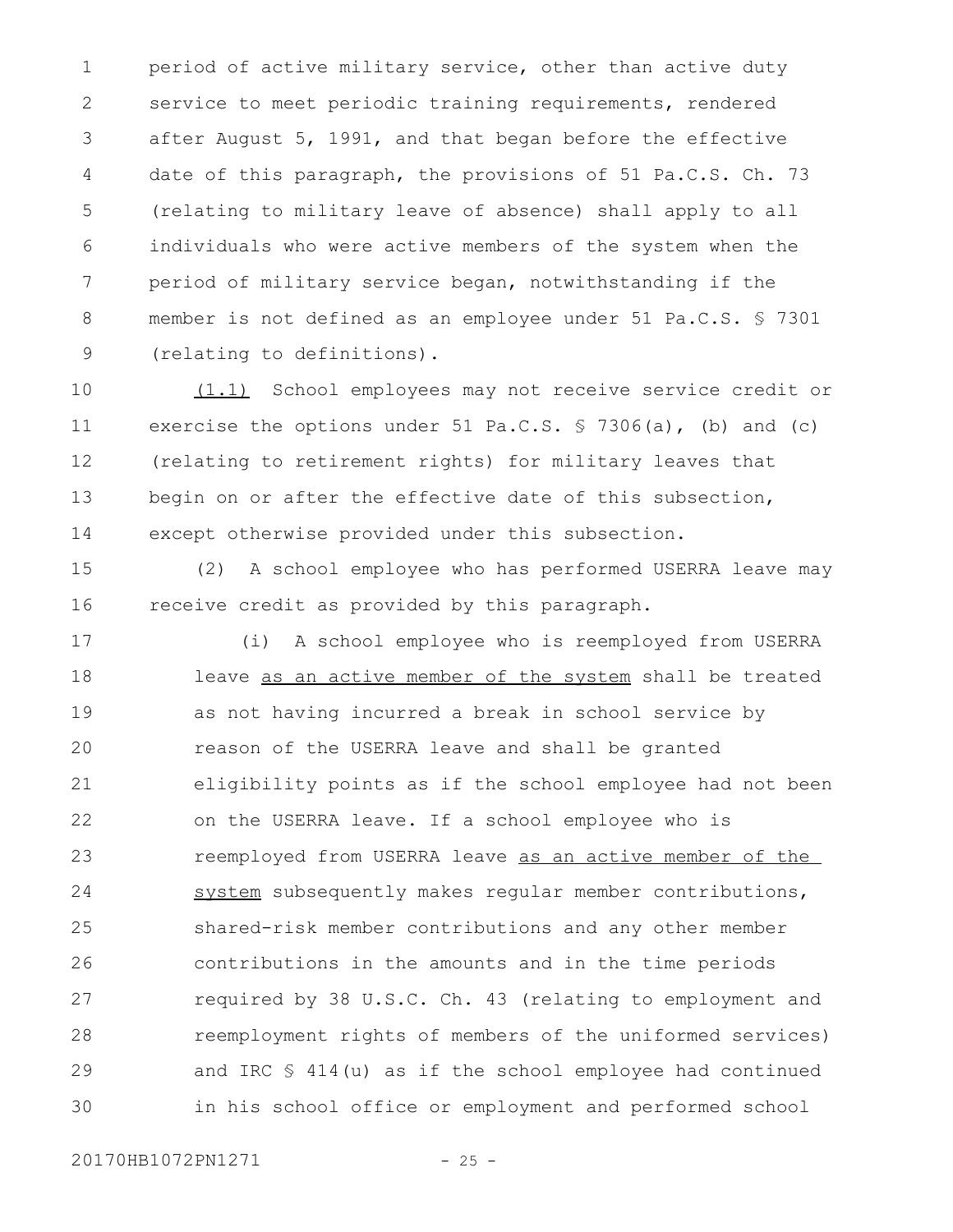period of active military service, other than active duty service to meet periodic training requirements, rendered after August 5, 1991, and that began before the effective date of this paragraph, the provisions of 51 Pa.C.S. Ch. 73 (relating to military leave of absence) shall apply to all individuals who were active members of the system when the period of military service began, notwithstanding if the member is not defined as an employee under 51 Pa.C.S. § 7301 (relating to definitions).

<u>(1.1)</u> School employees may not receive service credit or exercise the options under 51 Pa.C.S. § 7306(a), (b) and (c) (relating to retirement rights) for military leaves that begin on or after the effective date of this subsection, except otherwise provided under this subsection.

(2) A school employee who has performed USERRA leave may receive credit as provided by this paragraph.

(i) A school employee who is reemployed from USERRA leave <u>as an active member of the system</u> shall be treated as not having incurred a break in school service by reason of the USERRA leave and shall be granted eligibility points as if the school employee had not been on the USERRA leave. If a school employee who is reemployed from USERRA leave <u>as an active member of the system</u> subsequently makes regular member contributions, shared-risk member contributions and any other member contributions in the amounts and in the time periods required by 38 U.S.C. Ch. 43 (relating to employment and reemployment rights of members of the uniformed services) and IRC § 414(u) as if the school employee had continued in his school office or employment and performed school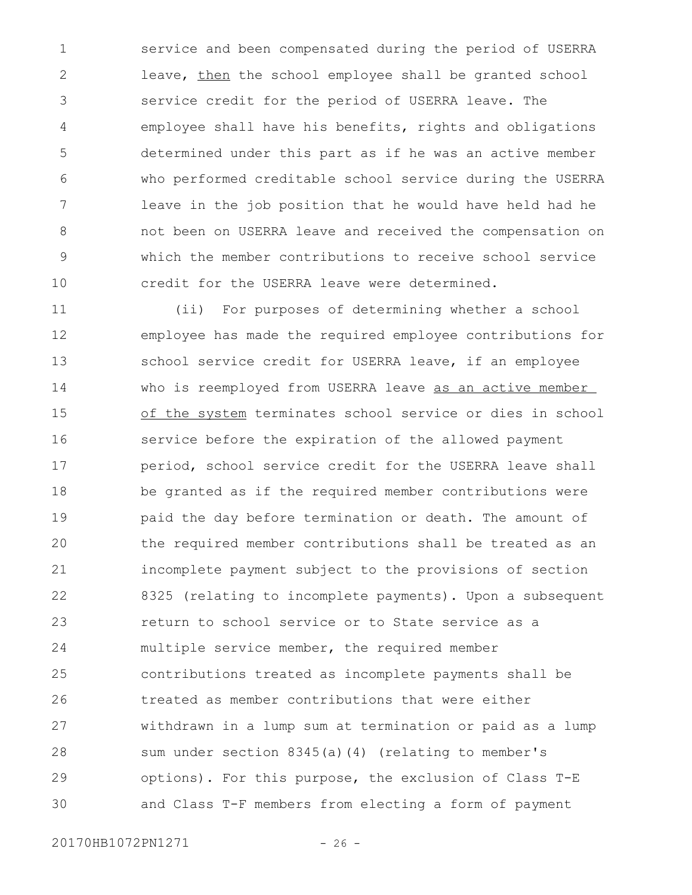service and been compensated during the period of USERRA leave, <u>then</u> the school employee shall be granted school service credit for the period of USERRA leave. The employee shall have his benefits, rights and obligations determined under this part as if he was an active member who performed creditable school service during the USERRA leave in the job position that he would have held had he not been on USERRA leave and received the compensation on which the member contributions to receive school service credit for the USERRA leave were determined.

(ii) For purposes of determining whether a school employee has made the required employee contributions for school service credit for USERRA leave, if an employee who is reemployed from USERRA leave <u>as an active member of the system</u> terminates school service or dies in school service before the expiration of the allowed payment period, school service credit for the USERRA leave shall be granted as if the required member contributions were paid the day before termination or death. The amount of the required member contributions shall be treated as an incomplete payment subject to the provisions of section 8325 (relating to incomplete payments). Upon a subsequent return to school service or to State service as a multiple service member, the required member contributions treated as incomplete payments shall be treated as member contributions that were either withdrawn in a lump sum at termination or paid as a lump sum under section 8345(a)(4) (relating to member's options). For this purpose, the exclusion of Class T-E and Class T-F members from electing a form of payment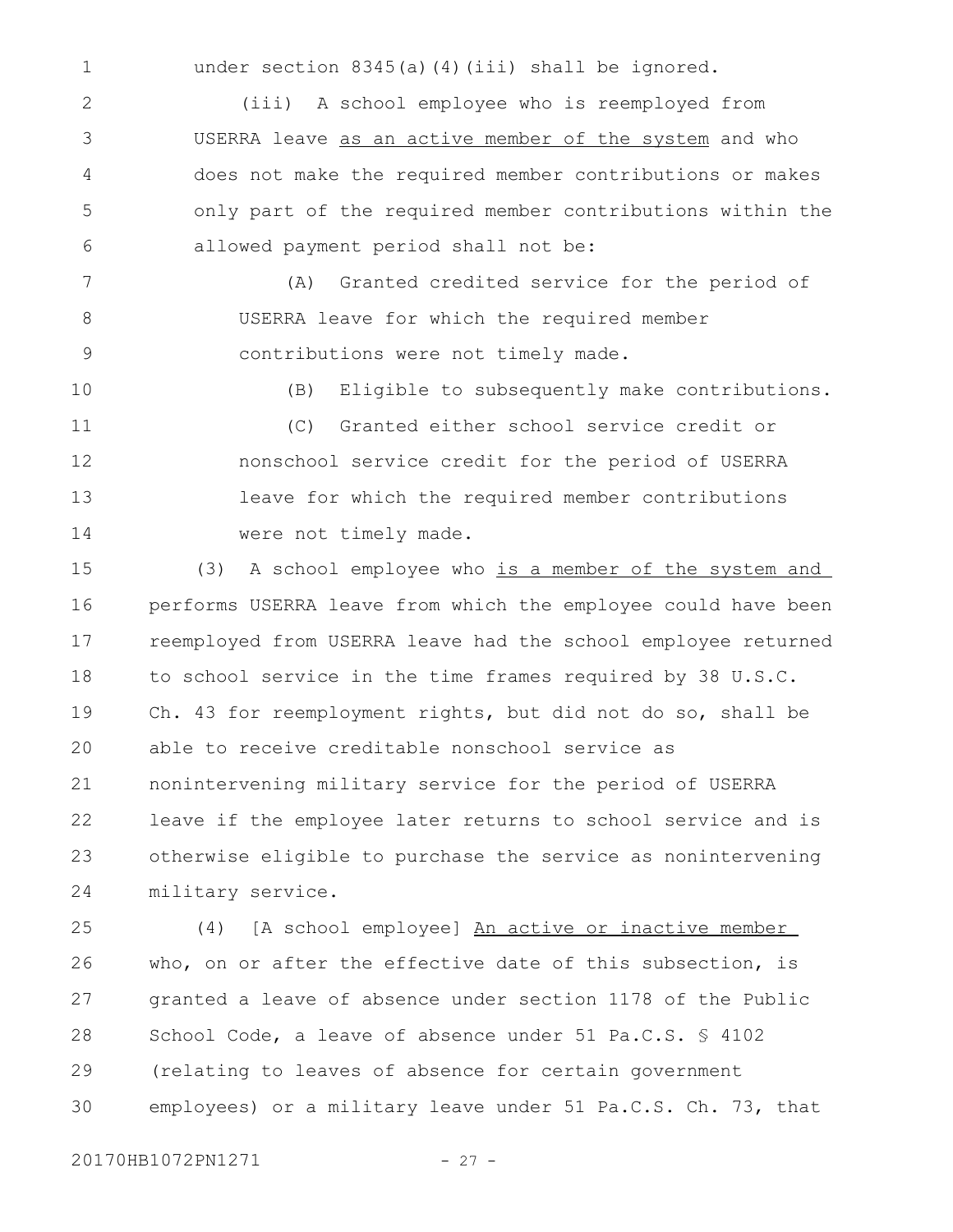under section 8345(a)(4)(iii) shall be ignored.

(iii) A school employee who is reemployed from USERRA leave <u>as an active member of the system</u> and who does not make the required member contributions or makes only part of the required member contributions within the allowed payment period shall not be:

(A) Granted credited service for the period of USERRA leave for which the required member contributions were not timely made.

(B) Eligible to subsequently make contributions.

(C) Granted either school service credit or nonschool service credit for the period of USERRA leave for which the required member contributions were not timely made.

(3) A school employee who <u>is a member of the system and</u> performs USERRA leave from which the employee could have been reemployed from USERRA leave had the school employee returned to school service in the time frames required by 38 U.S.C. Ch. 43 for reemployment rights, but did not do so, shall be able to receive creditable nonschool service as nonintervening military service for the period of USERRA leave if the employee later returns to school service and is otherwise eligible to purchase the service as nonintervening military service.

(4) [A school employee] <u>An active or inactive member</u> who, on or after the effective date of this subsection, is granted a leave of absence under section 1178 of the Public School Code, a leave of absence under 51 Pa.C.S. § 4102 (relating to leaves of absence for certain government employees) or a military leave under 51 Pa.C.S. Ch. 73, that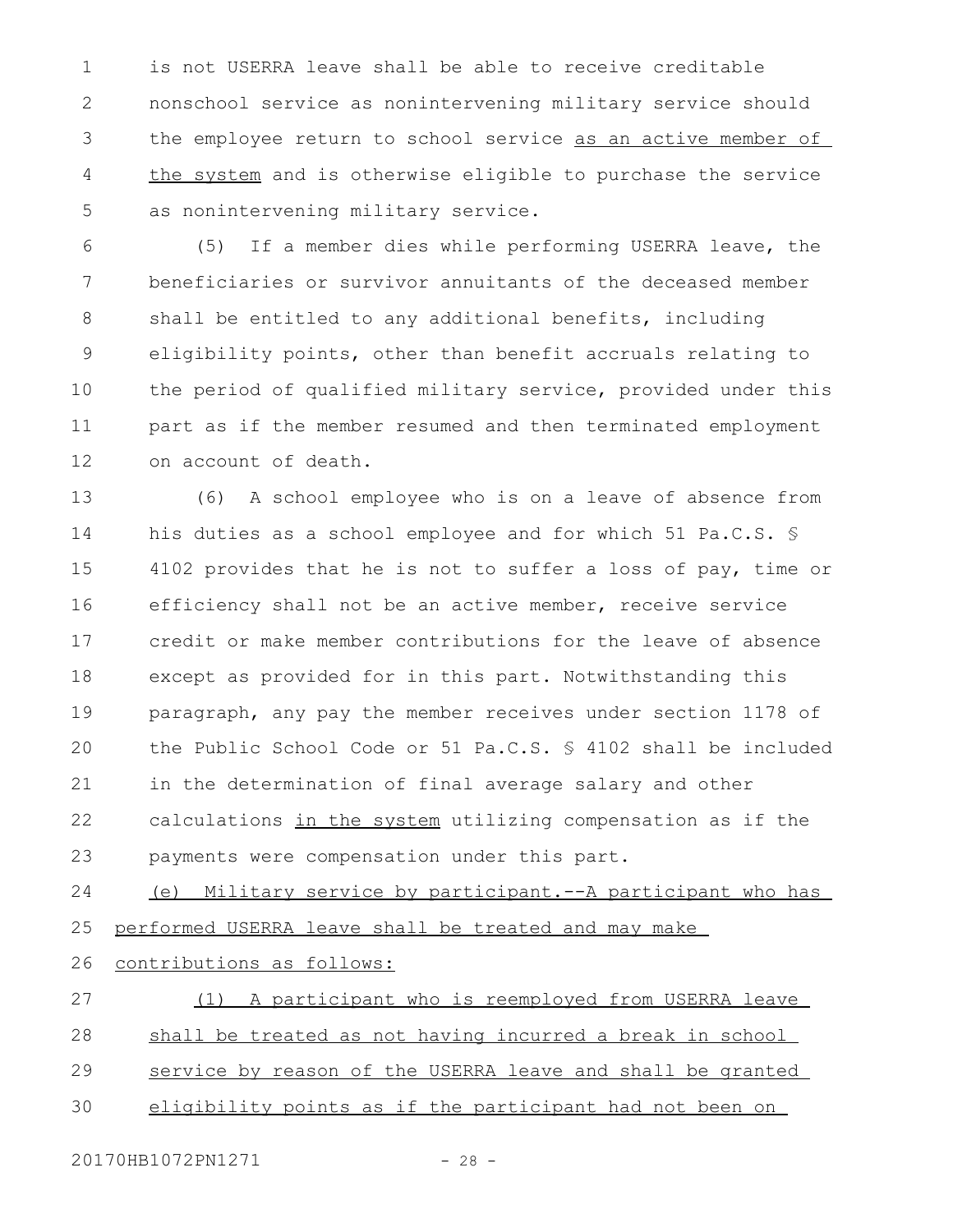is not USERRA leave shall be able to receive creditable nonschool service as nonintervening military service should the employee return to school service <u>as an active member of the system</u> and is otherwise eligible to purchase the service as nonintervening military service.

(5) If a member dies while performing USERRA leave, the beneficiaries or survivor annuitants of the deceased member shall be entitled to any additional benefits, including eligibility points, other than benefit accruals relating to the period of qualified military service, provided under this part as if the member resumed and then terminated employment on account of death.

(6) A school employee who is on a leave of absence from his duties as a school employee and for which 51 Pa.C.S. § 4102 provides that he is not to suffer a loss of pay, time or efficiency shall not be an active member, receive service credit or make member contributions for the leave of absence except as provided for in this part. Notwithstanding this paragraph, any pay the member receives under section 1178 of the Public School Code or 51 Pa.C.S. § 4102 shall be included in the determination of final average salary and other calculations <u>in the system</u> utilizing compensation as if the payments were compensation under this part.

<u>(e) Military service by participant.--A participant who has performed USERRA leave shall be treated and may make contributions as follows:</u>

<u>(1) A participant who is reemployed from USERRA leave shall be treated as not having incurred a break in school service by reason of the USERRA leave and shall be granted eligibility points as if the participant had not been on</u>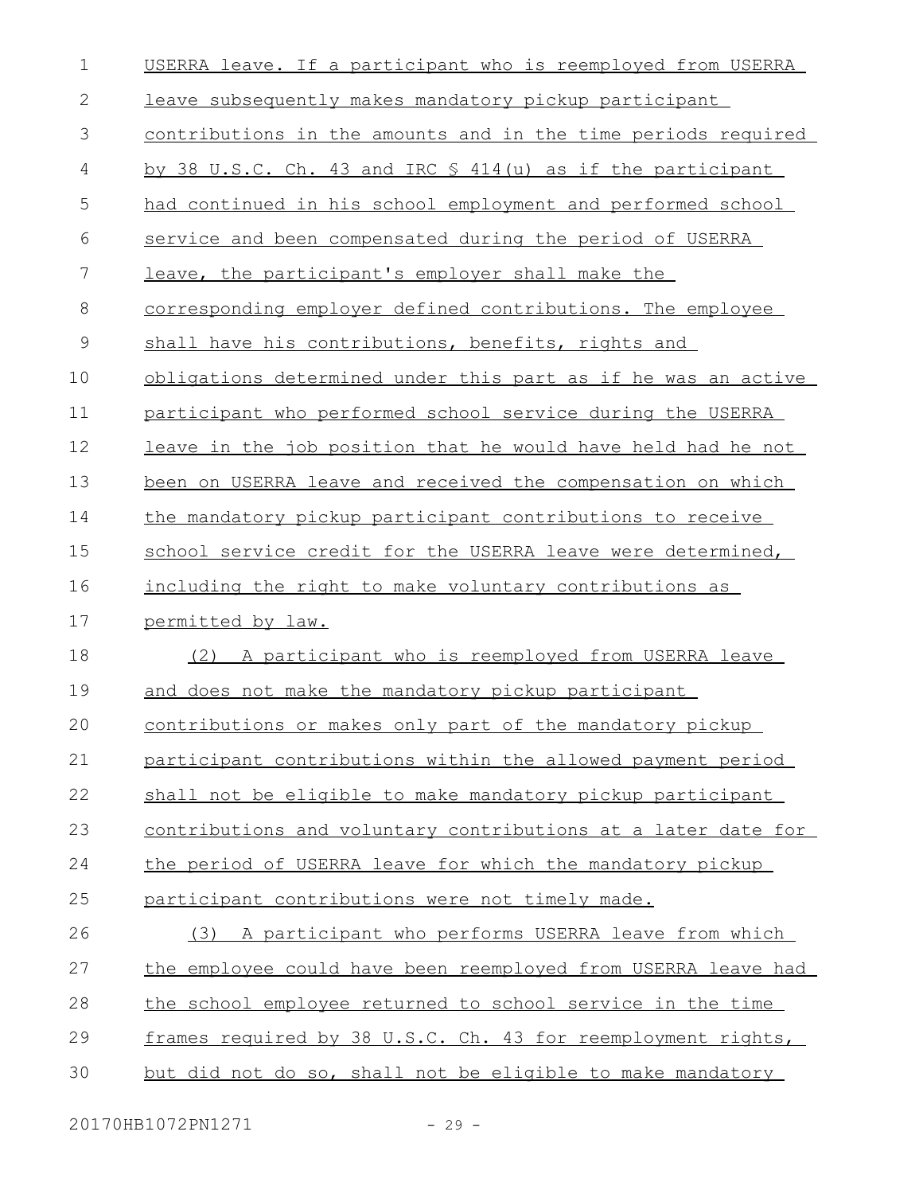USERRA leave. If a participant who is reemployed from USERRA leave subsequently makes mandatory pickup participant contributions in the amounts and in the time periods required by 38 U.S.C. Ch. 43 and IRC § 414(u) as if the participant had continued in his school employment and performed school service and been compensated during the period of USERRA leave, the participant's employer shall make the corresponding employer defined contributions. The employee shall have his contributions, benefits, rights and obligations determined under this part as if he was an active participant who performed school service during the USERRA leave in the job position that he would have held had he not been on USERRA leave and received the compensation on which the mandatory pickup participant contributions to receive school service credit for the USERRA leave were determined, including the right to make voluntary contributions as permitted by law.

(2) A participant who is reemployed from USERRA leave and does not make the mandatory pickup participant contributions or makes only part of the mandatory pickup participant contributions within the allowed payment period shall not be eligible to make mandatory pickup participant contributions and voluntary contributions at a later date for the period of USERRA leave for which the mandatory pickup participant contributions were not timely made.

(3) A participant who performs USERRA leave from which the employee could have been reemployed from USERRA leave had the school employee returned to school service in the time frames required by 38 U.S.C. Ch. 43 for reemployment rights, but did not do so, shall not be eligible to make mandatory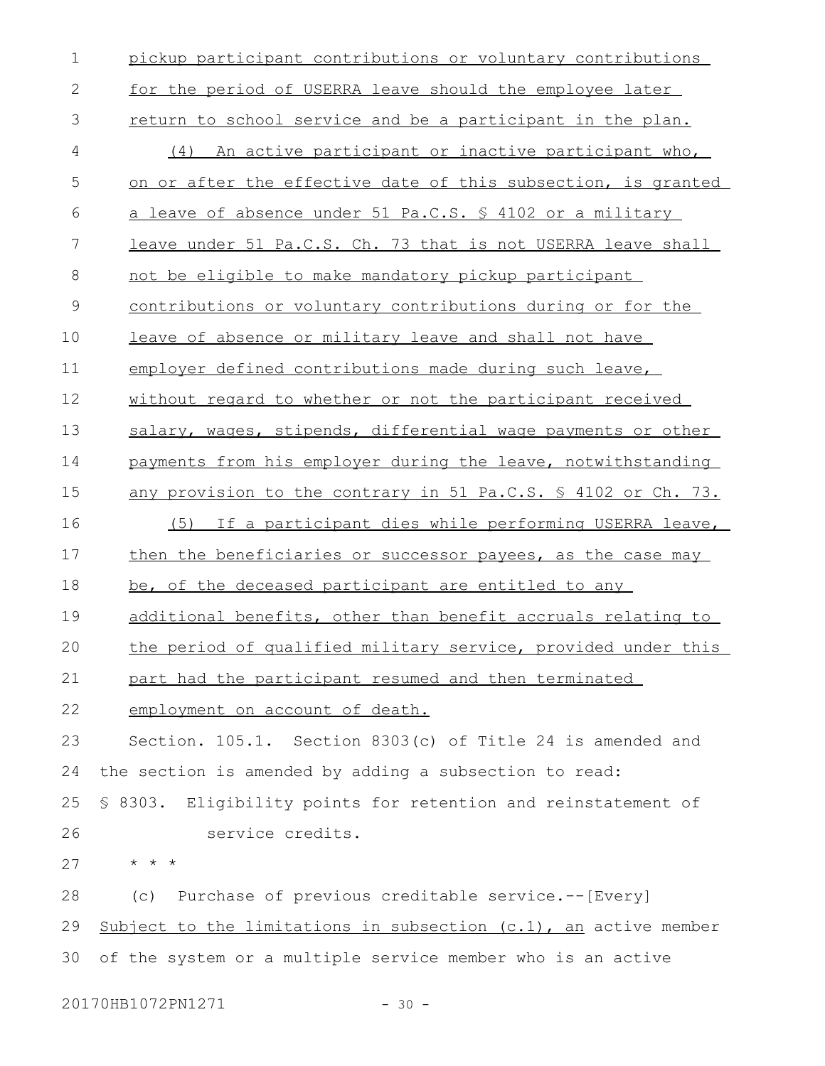pickup participant contributions or voluntary contributions for the period of USERRA leave should the employee later return to school service and be a participant in the plan.

(4) An active participant or inactive participant who, on or after the effective date of this subsection, is granted a leave of absence under 51 Pa.C.S. § 4102 or a military leave under 51 Pa.C.S. Ch. 73 that is not USERRA leave shall not be eligible to make mandatory pickup participant contributions or voluntary contributions during or for the leave of absence or military leave and shall not have employer defined contributions made during such leave, without regard to whether or not the participant received salary, wages, stipends, differential wage payments or other payments from his employer during the leave, notwithstanding any provision to the contrary in 51 Pa.C.S. § 4102 or Ch. 73.

(5) If a participant dies while performing USERRA leave, then the beneficiaries or successor payees, as the case may be, of the deceased participant are entitled to any additional benefits, other than benefit accruals relating to the period of qualified military service, provided under this part had the participant resumed and then terminated employment on account of death.

Section. 105.1. Section 8303(c) of Title 24 is amended and the section is amended by adding a subsection to read:

§ 8303. Eligibility points for retention and reinstatement of service credits.

* * *

(c) Purchase of previous creditable service.--[Every] Subject to the limitations in subsection (c.1), an active member of the system or a multiple service member who is an active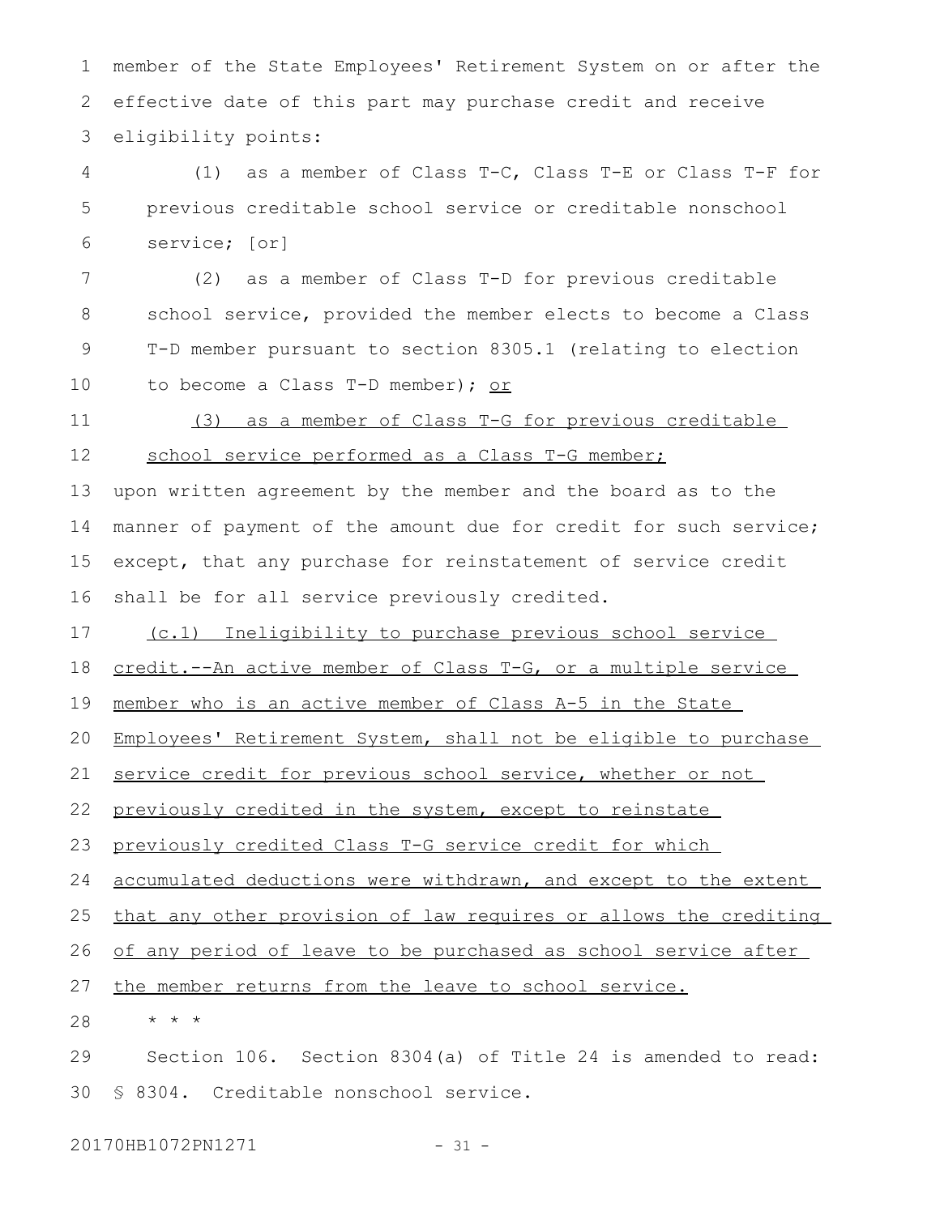member of the State Employees' Retirement System on or after the effective date of this part may purchase credit and receive eligibility points:

(1) as a member of Class T-C, Class T-E or Class T-F for previous creditable school service or creditable nonschool service; [or]

(2) as a member of Class T-D for previous creditable school service, provided the member elects to become a Class T-D member pursuant to section 8305.1 (relating to election to become a Class T-D member); or

(3) as a member of Class T-G for previous creditable school service performed as a Class T-G member;

upon written agreement by the member and the board as to the manner of payment of the amount due for credit for such service; except, that any purchase for reinstatement of service credit shall be for all service previously credited.

(c.1) Ineligibility to purchase previous school service credit.--An active member of Class T-G, or a multiple service member who is an active member of Class A-5 in the State Employees' Retirement System, shall not be eligible to purchase service credit for previous school service, whether or not previously credited in the system, except to reinstate previously credited Class T-G service credit for which accumulated deductions were withdrawn, and except to the extent that any other provision of law requires or allows the crediting of any period of leave to be purchased as school service after the member returns from the leave to school service.

\* \* \*

Section 106. Section 8304(a) of Title 24 is amended to read:

§ 8304. Creditable nonschool service.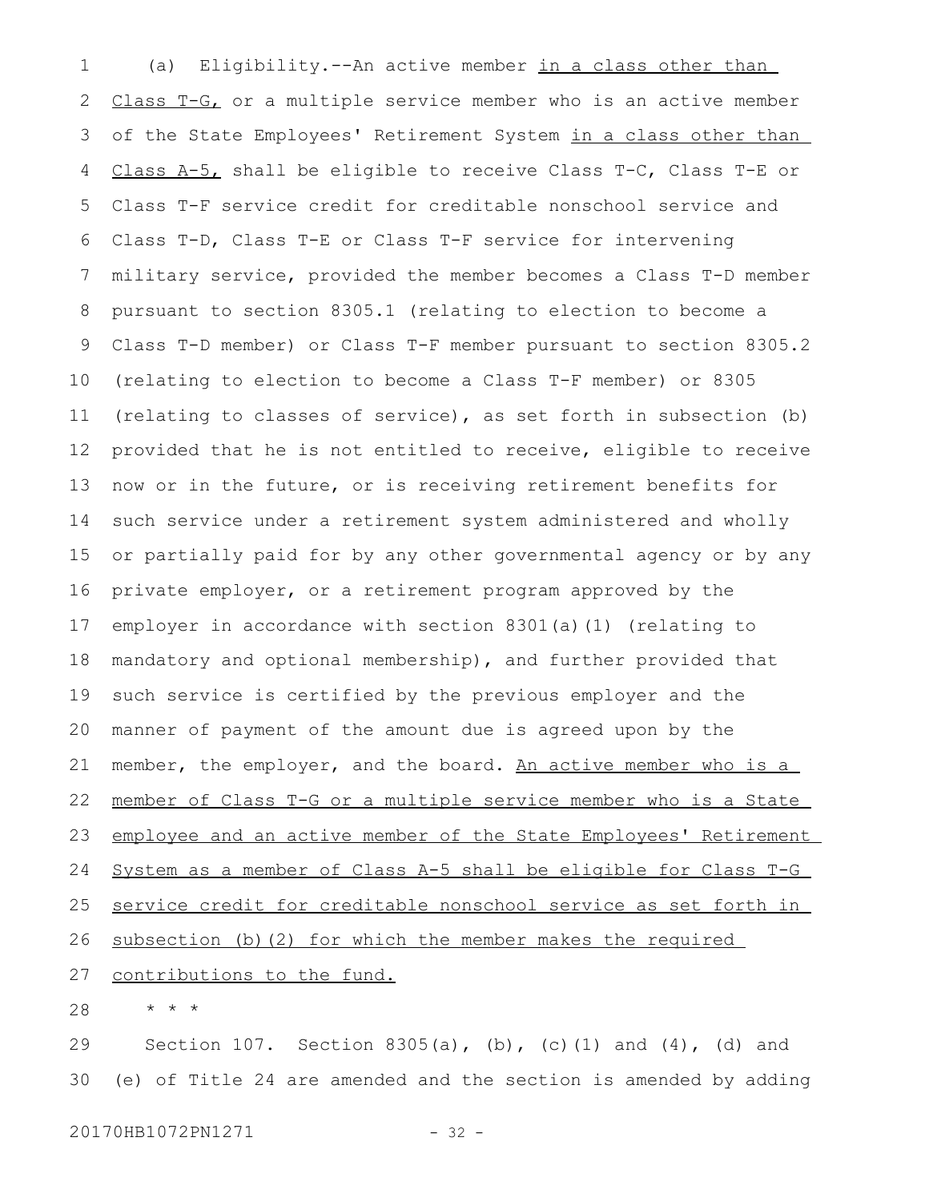(a) Eligibility.--An active member in a class other than Class T-G, or a multiple service member who is an active member of the State Employees' Retirement System in a class other than Class A-5, shall be eligible to receive Class T-C, Class T-E or Class T-F service credit for creditable nonschool service and Class T-D, Class T-E or Class T-F service for intervening military service, provided the member becomes a Class T-D member pursuant to section 8305.1 (relating to election to become a Class T-D member) or Class T-F member pursuant to section 8305.2 (relating to election to become a Class T-F member) or 8305 (relating to classes of service), as set forth in subsection (b) provided that he is not entitled to receive, eligible to receive now or in the future, or is receiving retirement benefits for such service under a retirement system administered and wholly or partially paid for by any other governmental agency or by any private employer, or a retirement program approved by the employer in accordance with section 8301(a)(1) (relating to mandatory and optional membership), and further provided that such service is certified by the previous employer and the manner of payment of the amount due is agreed upon by the member, the employer, and the board. An active member who is a member of Class T-G or a multiple service member who is a State employee and an active member of the State Employees' Retirement System as a member of Class A-5 shall be eligible for Class T-G service credit for creditable nonschool service as set forth in subsection (b)(2) for which the member makes the required contributions to the fund.

* * *

Section 107. Section 8305(a), (b), (c)(1) and (4), (d) and (e) of Title 24 are amended and the section is amended by adding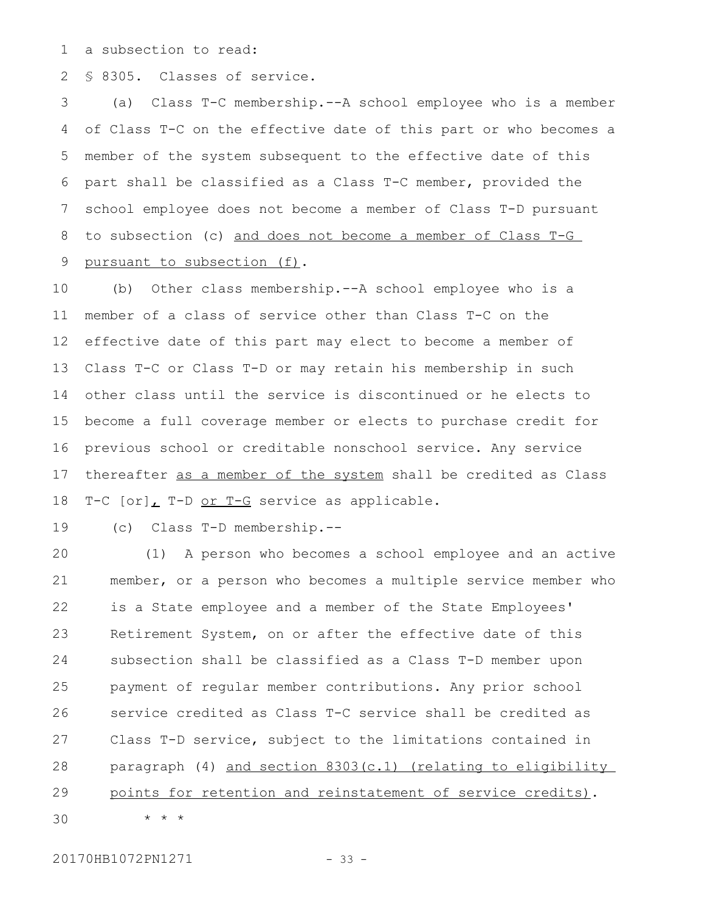a subsection to read:

§ 8305. Classes of service.

(a) Class T-C membership.--A school employee who is a member of Class T-C on the effective date of this part or who becomes a member of the system subsequent to the effective date of this part shall be classified as a Class T-C member, provided the school employee does not become a member of Class T-D pursuant to subsection (c) and does not become a member of Class T-G pursuant to subsection (f).

(b) Other class membership.--A school employee who is a member of a class of service other than Class T-C on the effective date of this part may elect to become a member of Class T-C or Class T-D or may retain his membership in such other class until the service is discontinued or he elects to become a full coverage member or elects to purchase credit for previous school or creditable nonschool service. Any service thereafter as a member of the system shall be credited as Class T-C [or], T-D or T-G service as applicable.

(c) Class T-D membership.--

(1) A person who becomes a school employee and an active member, or a person who becomes a multiple service member who is a State employee and a member of the State Employees' Retirement System, on or after the effective date of this subsection shall be classified as a Class T-D member upon payment of regular member contributions. Any prior school service credited as Class T-C service shall be credited as Class T-D service, subject to the limitations contained in paragraph (4) and section 8303(c.1) (relating to eligibility points for retention and reinstatement of service credits).

* * *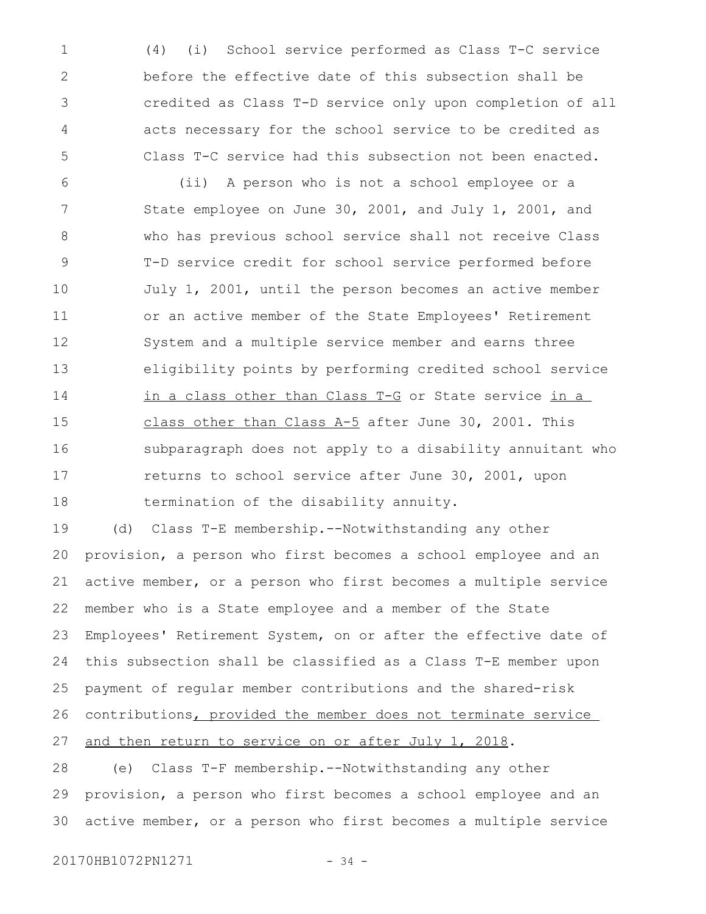(4) (i) School service performed as Class T-C service before the effective date of this subsection shall be credited as Class T-D service only upon completion of all acts necessary for the school service to be credited as Class T-C service had this subsection not been enacted.

(ii) A person who is not a school employee or a State employee on June 30, 2001, and July 1, 2001, and who has previous school service shall not receive Class T-D service credit for school service performed before July 1, 2001, until the person becomes an active member or an active member of the State Employees' Retirement System and a multiple service member and earns three eligibility points by performing credited school service in a class other than Class T-G or State service in a class other than Class A-5 after June 30, 2001. This subparagraph does not apply to a disability annuitant who returns to school service after June 30, 2001, upon termination of the disability annuity.

(d) Class T-E membership.--Notwithstanding any other provision, a person who first becomes a school employee and an active member, or a person who first becomes a multiple service member who is a State employee and a member of the State Employees' Retirement System, on or after the effective date of this subsection shall be classified as a Class T-E member upon payment of regular member contributions and the shared-risk contributions, provided the member does not terminate service and then return to service on or after July 1, 2018.

(e) Class T-F membership.--Notwithstanding any other provision, a person who first becomes a school employee and an active member, or a person who first becomes a multiple service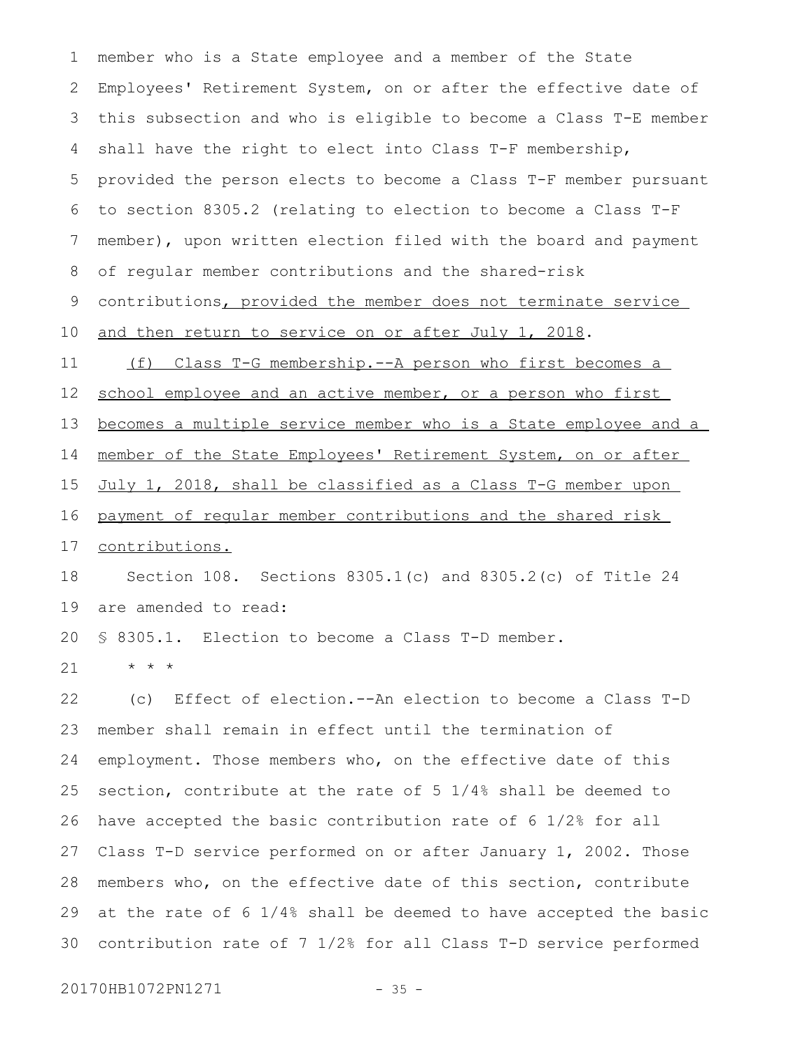member who is a State employee and a member of the State Employees' Retirement System, on or after the effective date of this subsection and who is eligible to become a Class T-E member shall have the right to elect into Class T-F membership, provided the person elects to become a Class T-F member pursuant to section 8305.2 (relating to election to become a Class T-F member), upon written election filed with the board and payment of regular member contributions and the shared-risk contributions<u>, provided the member does not terminate service and then return to service on or after July 1, 2018</u>.

<u>(f) Class T-G membership.--A person who first becomes a school employee and an active member, or a person who first becomes a multiple service member who is a State employee and a member of the State Employees' Retirement System, on or after July 1, 2018, shall be classified as a Class T-G member upon payment of regular member contributions and the shared risk contributions.</u>

Section 108. Sections 8305.1(c) and 8305.2(c) of Title 24 are amended to read:

§ 8305.1. Election to become a Class T-D member.

* * *

(c) Effect of election.--An election to become a Class T-D member shall remain in effect until the termination of employment. Those members who, on the effective date of this section, contribute at the rate of 5 1/4% shall be deemed to have accepted the basic contribution rate of 6 1/2% for all Class T-D service performed on or after January 1, 2002. Those members who, on the effective date of this section, contribute at the rate of 6 1/4% shall be deemed to have accepted the basic contribution rate of 7 1/2% for all Class T-D service performed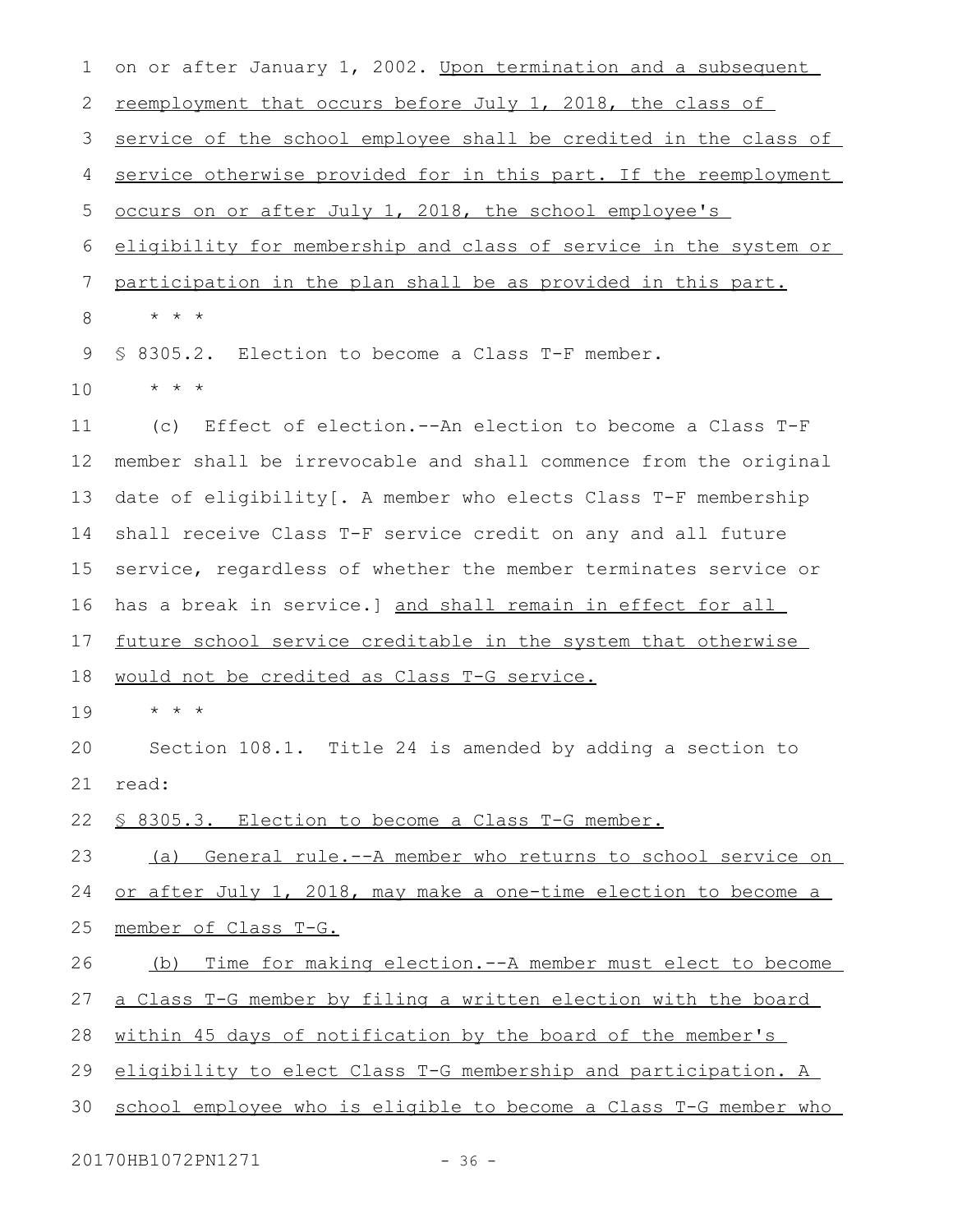on or after January 1, 2002. Upon termination and a subsequent reemployment that occurs before July 1, 2018, the class of service of the school employee shall be credited in the class of service otherwise provided for in this part. If the reemployment occurs on or after July 1, 2018, the school employee's eligibility for membership and class of service in the system or participation in the plan shall be as provided in this part.

* * *

§ 8305.2. Election to become a Class T-F member.

* * *

(c) Effect of election.--An election to become a Class T-F member shall be irrevocable and shall commence from the original date of eligibility[. A member who elects Class T-F membership shall receive Class T-F service credit on any and all future service, regardless of whether the member terminates service or has a break in service.] and shall remain in effect for all future school service creditable in the system that otherwise would not be credited as Class T-G service.

* * *

Section 108.1. Title 24 is amended by adding a section to read:

§ 8305.3. Election to become a Class T-G member.

(a) General rule.--A member who returns to school service on or after July 1, 2018, may make a one-time election to become a member of Class T-G.

(b) Time for making election.--A member must elect to become a Class T-G member by filing a written election with the board within 45 days of notification by the board of the member's eligibility to elect Class T-G membership and participation. A school employee who is eligible to become a Class T-G member who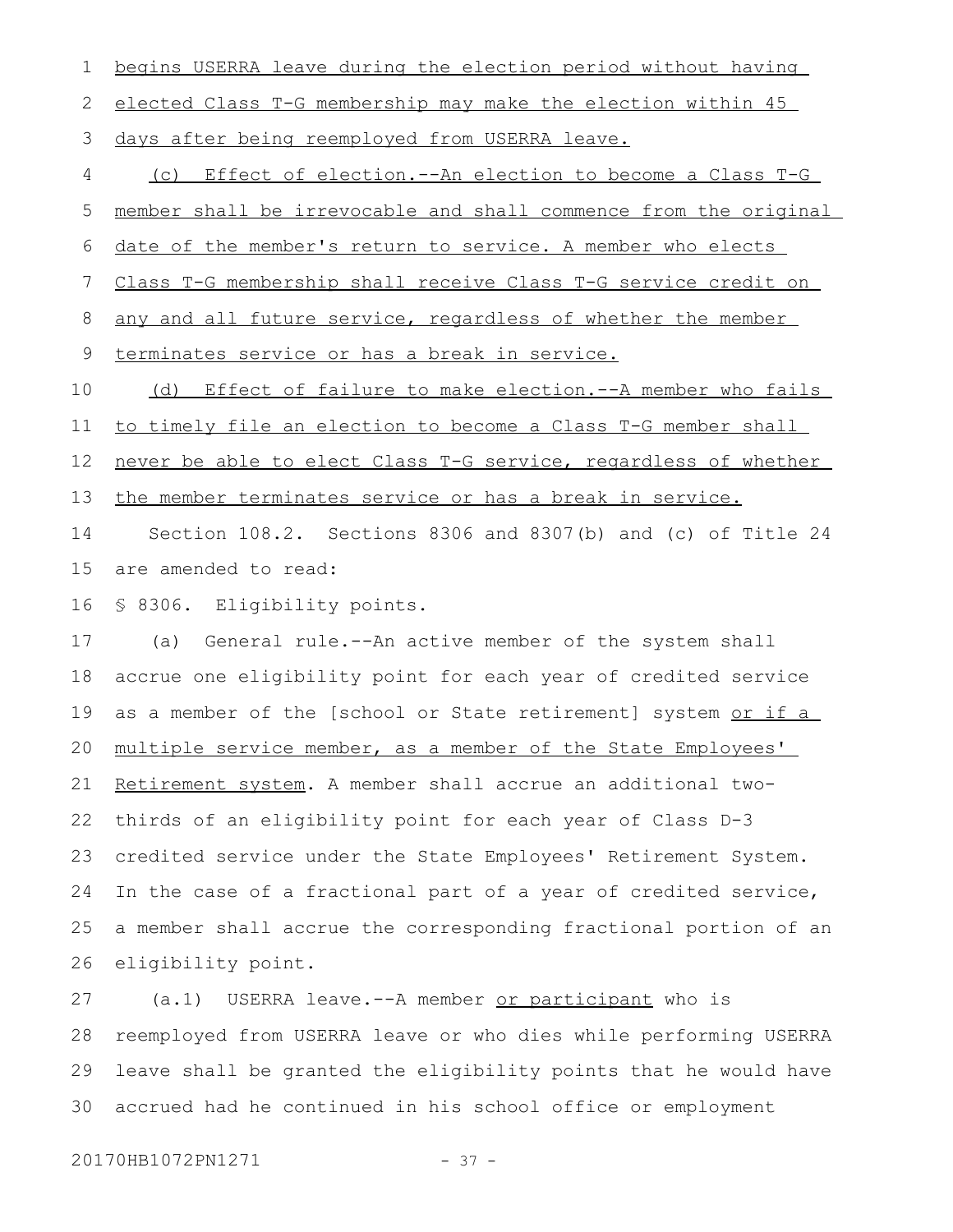begins USERRA leave during the election period without having elected Class T-G membership may make the election within 45 days after being reemployed from USERRA leave.

(c) Effect of election.--An election to become a Class T-G member shall be irrevocable and shall commence from the original date of the member's return to service. A member who elects Class T-G membership shall receive Class T-G service credit on any and all future service, regardless of whether the member terminates service or has a break in service.

(d) Effect of failure to make election.--A member who fails to timely file an election to become a Class T-G member shall never be able to elect Class T-G service, regardless of whether the member terminates service or has a break in service.

Section 108.2. Sections 8306 and 8307(b) and (c) of Title 24 are amended to read:

§ 8306. Eligibility points.

(a) General rule.--An active member of the system shall accrue one eligibility point for each year of credited service as a member of the [school or State retirement] system or if a multiple service member, as a member of the State Employees' Retirement system. A member shall accrue an additional two-thirds of an eligibility point for each year of Class D-3 credited service under the State Employees' Retirement System. In the case of a fractional part of a year of credited service, a member shall accrue the corresponding fractional portion of an eligibility point.

(a.1) USERRA leave.--A member or participant who is reemployed from USERRA leave or who dies while performing USERRA leave shall be granted the eligibility points that he would have accrued had he continued in his school office or employment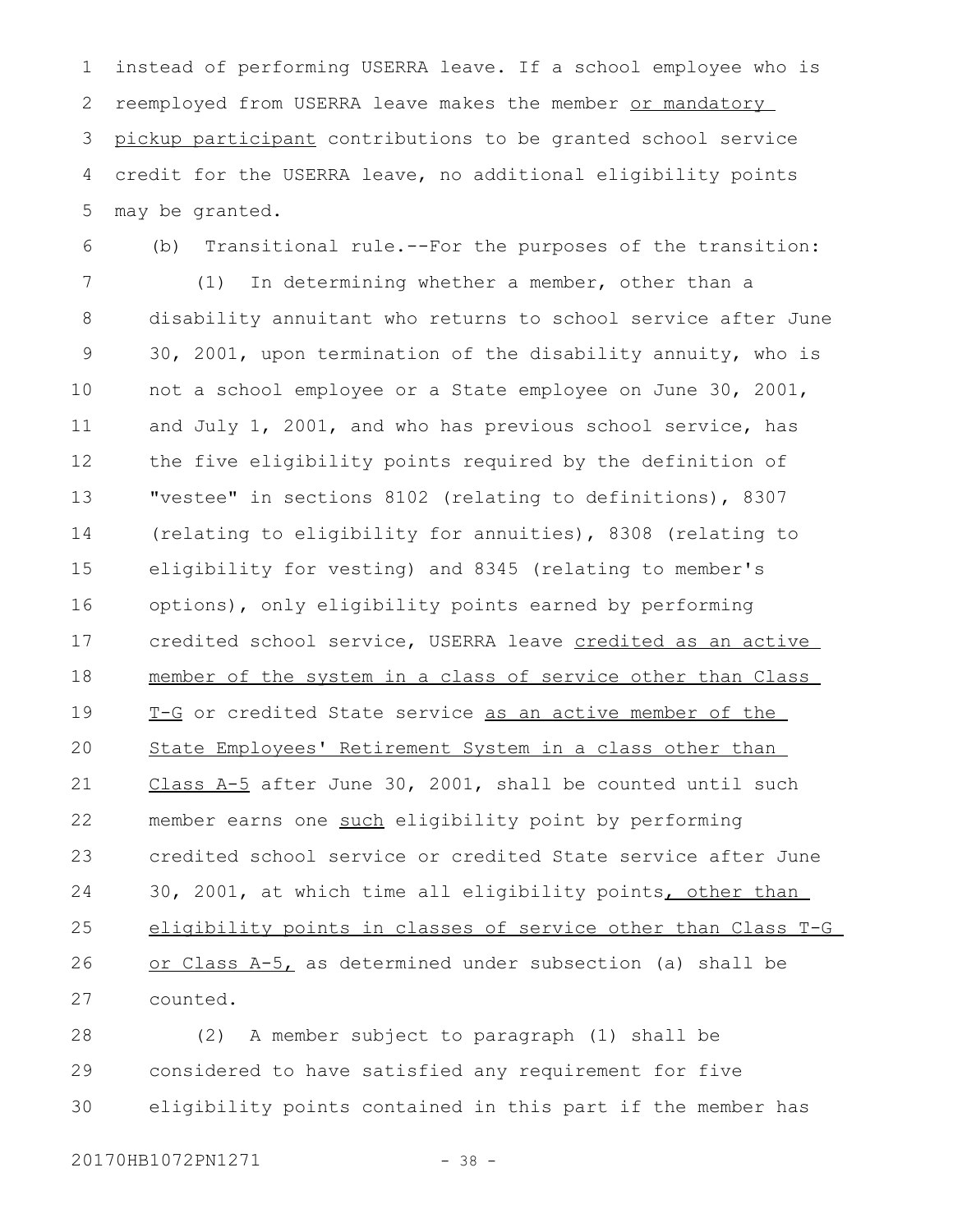instead of performing USERRA leave. If a school employee who is reemployed from USERRA leave makes the member or mandatory pickup participant contributions to be granted school service credit for the USERRA leave, no additional eligibility points may be granted.

(b) Transitional rule.--For the purposes of the transition:

(1) In determining whether a member, other than a disability annuitant who returns to school service after June 30, 2001, upon termination of the disability annuity, who is not a school employee or a State employee on June 30, 2001, and July 1, 2001, and who has previous school service, has the five eligibility points required by the definition of "vestee" in sections 8102 (relating to definitions), 8307 (relating to eligibility for annuities), 8308 (relating to eligibility for vesting) and 8345 (relating to member's options), only eligibility points earned by performing credited school service, USERRA leave credited as an active member of the system in a class of service other than Class T-G or credited State service as an active member of the State Employees' Retirement System in a class other than Class A-5 after June 30, 2001, shall be counted until such member earns one such eligibility point by performing credited school service or credited State service after June 30, 2001, at which time all eligibility points, other than eligibility points in classes of service other than Class T-G or Class A-5, as determined under subsection (a) shall be counted.

(2) A member subject to paragraph (1) shall be considered to have satisfied any requirement for five eligibility points contained in this part if the member has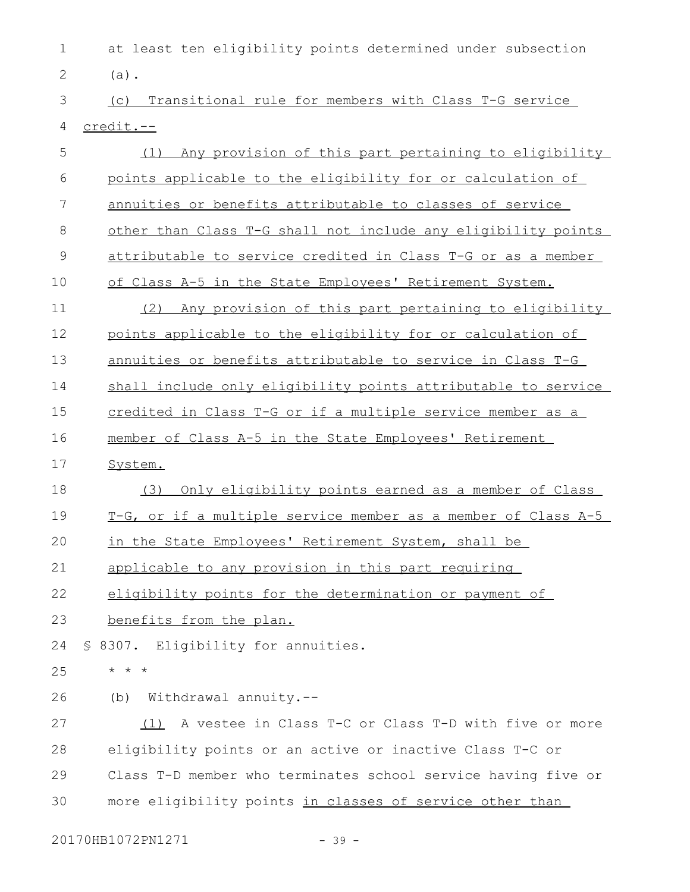at least ten eligibility points determined under subsection (a).

(c) Transitional rule for members with Class T-G service credit.--

(1) Any provision of this part pertaining to eligibility points applicable to the eligibility for or calculation of annuities or benefits attributable to classes of service other than Class T-G shall not include any eligibility points attributable to service credited in Class T-G or as a member of Class A-5 in the State Employees' Retirement System.

(2) Any provision of this part pertaining to eligibility points applicable to the eligibility for or calculation of annuities or benefits attributable to service in Class T-G shall include only eligibility points attributable to service credited in Class T-G or if a multiple service member as a member of Class A-5 in the State Employees' Retirement System.

(3) Only eligibility points earned as a member of Class T-G, or if a multiple service member as a member of Class A-5 in the State Employees' Retirement System, shall be applicable to any provision in this part requiring eligibility points for the determination or payment of benefits from the plan.

§ 8307. Eligibility for annuities.

* * *

(b) Withdrawal annuity.--

(1) A vestee in Class T-C or Class T-D with five or more eligibility points or an active or inactive Class T-C or Class T-D member who terminates school service having five or more eligibility points in classes of service other than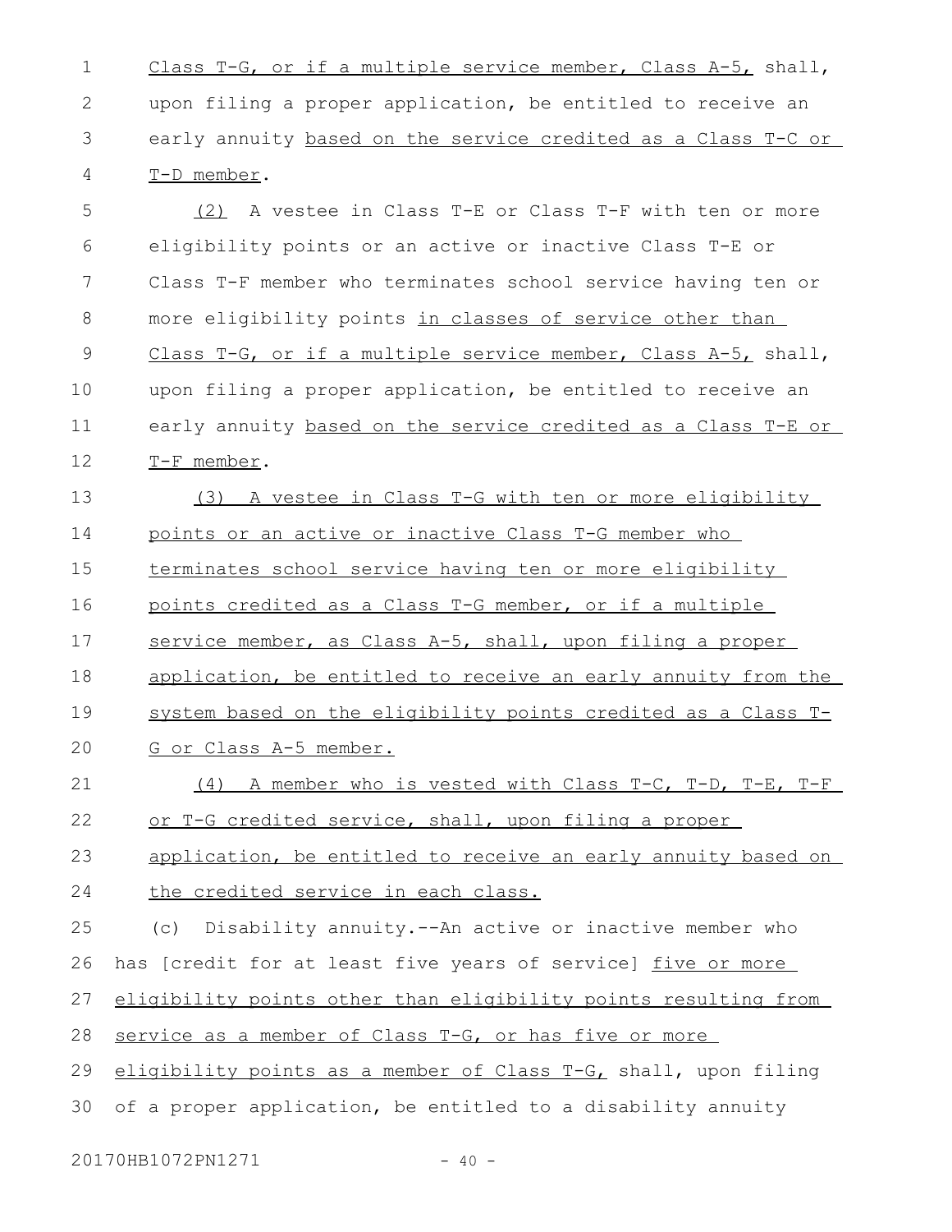Class T-G, or if a multiple service member, Class A-5, shall, upon filing a proper application, be entitled to receive an early annuity based on the service credited as a Class T-C or T-D member.

(2) A vestee in Class T-E or Class T-F with ten or more eligibility points or an active or inactive Class T-E or Class T-F member who terminates school service having ten or more eligibility points in classes of service other than Class T-G, or if a multiple service member, Class A-5, shall, upon filing a proper application, be entitled to receive an early annuity based on the service credited as a Class T-E or T-F member.

(3) A vestee in Class T-G with ten or more eligibility points or an active or inactive Class T-G member who terminates school service having ten or more eligibility points credited as a Class T-G member, or if a multiple service member, as Class A-5, shall, upon filing a proper application, be entitled to receive an early annuity from the system based on the eligibility points credited as a Class T-G or Class A-5 member.

(4) A member who is vested with Class T-C, T-D, T-E, T-F or T-G credited service, shall, upon filing a proper application, be entitled to receive an early annuity based on the credited service in each class.

(c) Disability annuity.--An active or inactive member who has [credit for at least five years of service] five or more eligibility points other than eligibility points resulting from service as a member of Class T-G, or has five or more eligibility points as a member of Class T-G, shall, upon filing of a proper application, be entitled to a disability annuity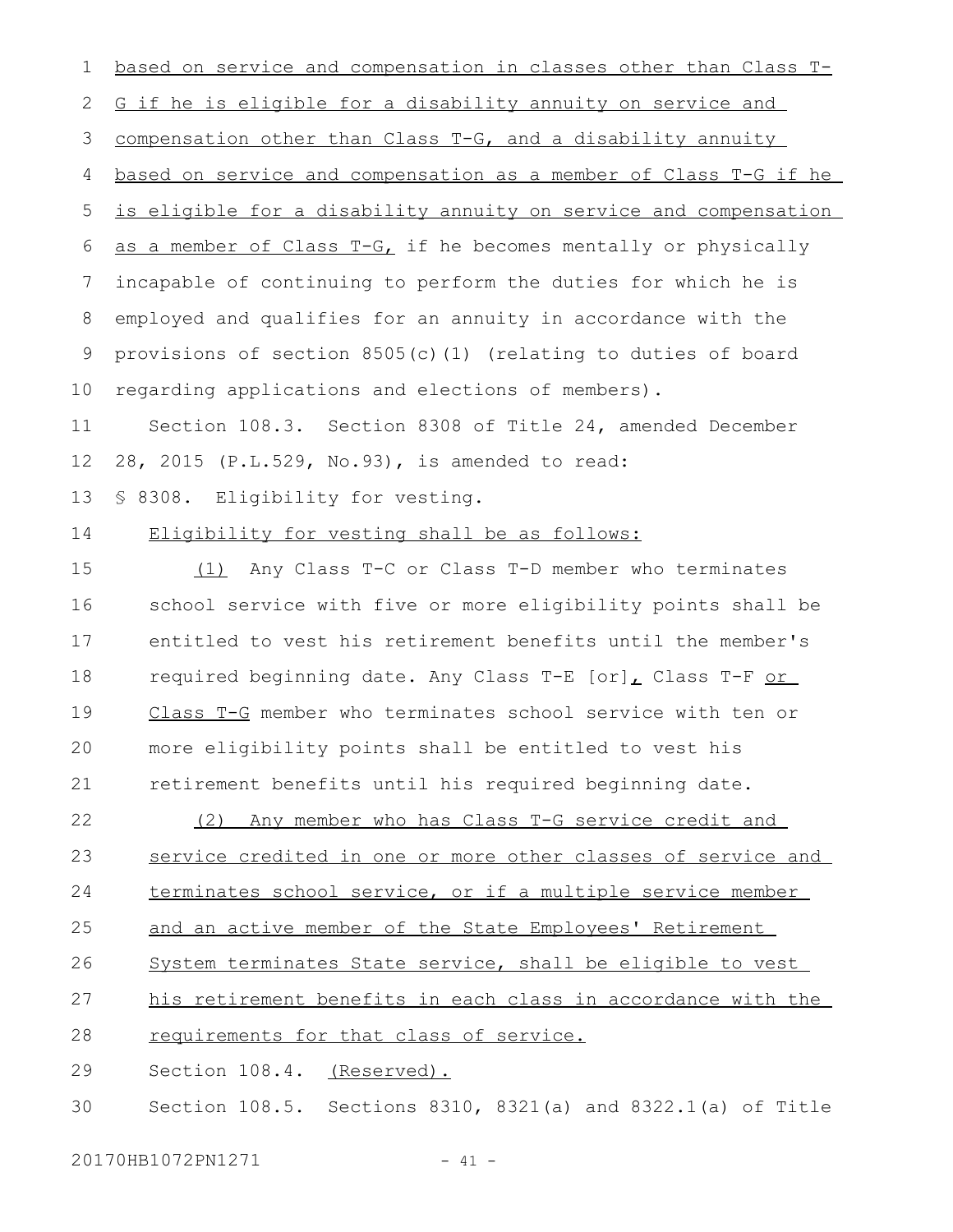based on service and compensation in classes other than Class T-G if he is eligible for a disability annuity on service and compensation other than Class T-G, and a disability annuity based on service and compensation as a member of Class T-G if he is eligible for a disability annuity on service and compensation as a member of Class T-G, if he becomes mentally or physically incapable of continuing to perform the duties for which he is employed and qualifies for an annuity in accordance with the provisions of section 8505(c)(1) (relating to duties of board regarding applications and elections of members).

Section 108.3. Section 8308 of Title 24, amended December 28, 2015 (P.L.529, No.93), is amended to read:

§ 8308. Eligibility for vesting.

Eligibility for vesting shall be as follows:

(1) Any Class T-C or Class T-D member who terminates school service with five or more eligibility points shall be entitled to vest his retirement benefits until the member's required beginning date. Any Class T-E [or], Class T-F or Class T-G member who terminates school service with ten or more eligibility points shall be entitled to vest his retirement benefits until his required beginning date.

(2) Any member who has Class T-G service credit and service credited in one or more other classes of service and terminates school service, or if a multiple service member and an active member of the State Employees' Retirement System terminates State service, shall be eligible to vest his retirement benefits in each class in accordance with the requirements for that class of service.

Section 108.4. (Reserved).

Section 108.5. Sections 8310, 8321(a) and 8322.1(a) of Title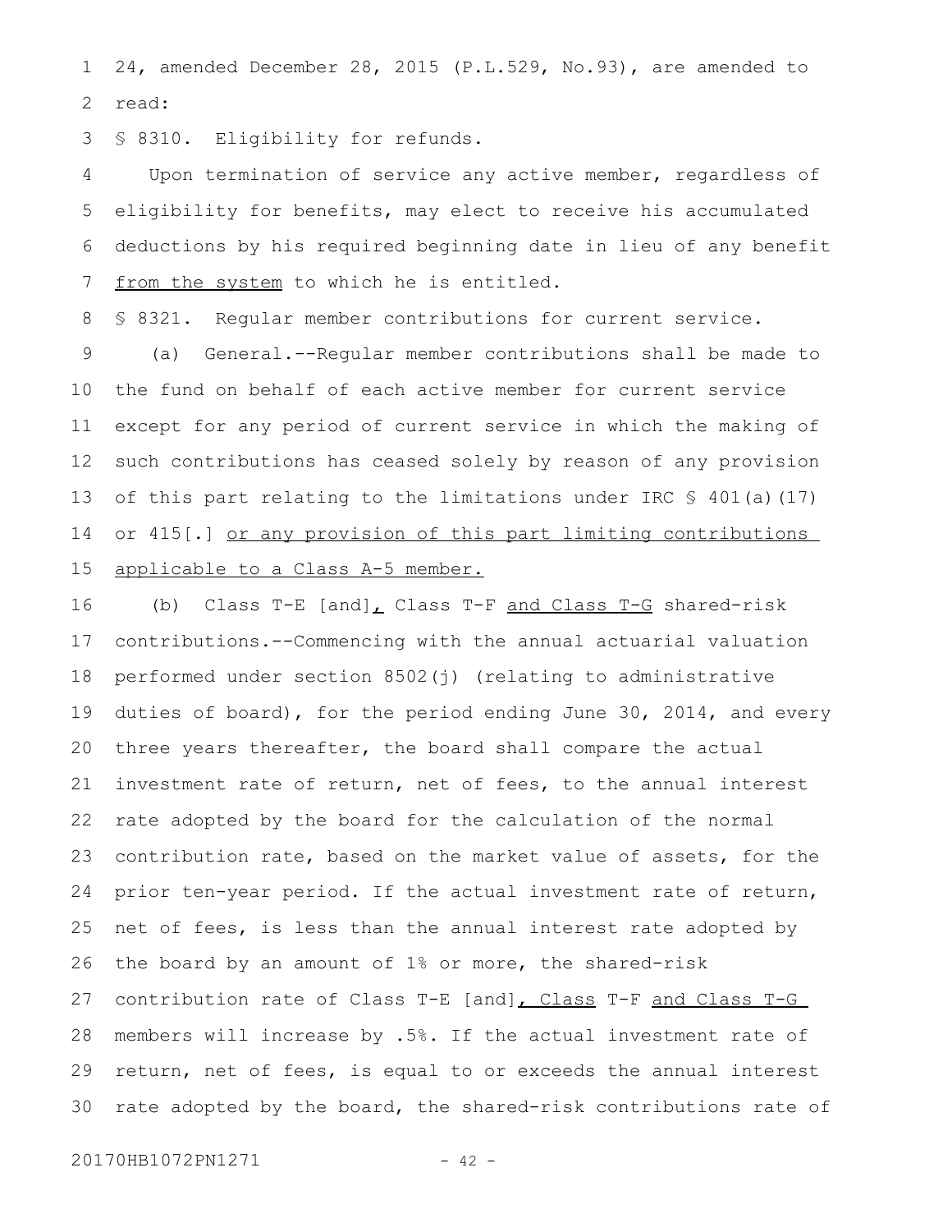24, amended December 28, 2015 (P.L.529, No.93), are amended to read:

§ 8310. Eligibility for refunds.

Upon termination of service any active member, regardless of eligibility for benefits, may elect to receive his accumulated deductions by his required beginning date in lieu of any benefit from the system to which he is entitled.

§ 8321. Regular member contributions for current service.

(a) General.--Regular member contributions shall be made to the fund on behalf of each active member for current service except for any period of current service in which the making of such contributions has ceased solely by reason of any provision of this part relating to the limitations under IRC § 401(a)(17) or 415[.] or any provision of this part limiting contributions applicable to a Class A-5 member.

(b) Class T-E [and], Class T-F and Class T-G shared-risk contributions.--Commencing with the annual actuarial valuation performed under section 8502(j) (relating to administrative duties of board), for the period ending June 30, 2014, and every three years thereafter, the board shall compare the actual investment rate of return, net of fees, to the annual interest rate adopted by the board for the calculation of the normal contribution rate, based on the market value of assets, for the prior ten-year period. If the actual investment rate of return, net of fees, is less than the annual interest rate adopted by the board by an amount of 1% or more, the shared-risk contribution rate of Class T-E [and], Class T-F and Class T-G members will increase by .5%. If the actual investment rate of return, net of fees, is equal to or exceeds the annual interest rate adopted by the board, the shared-risk contributions rate of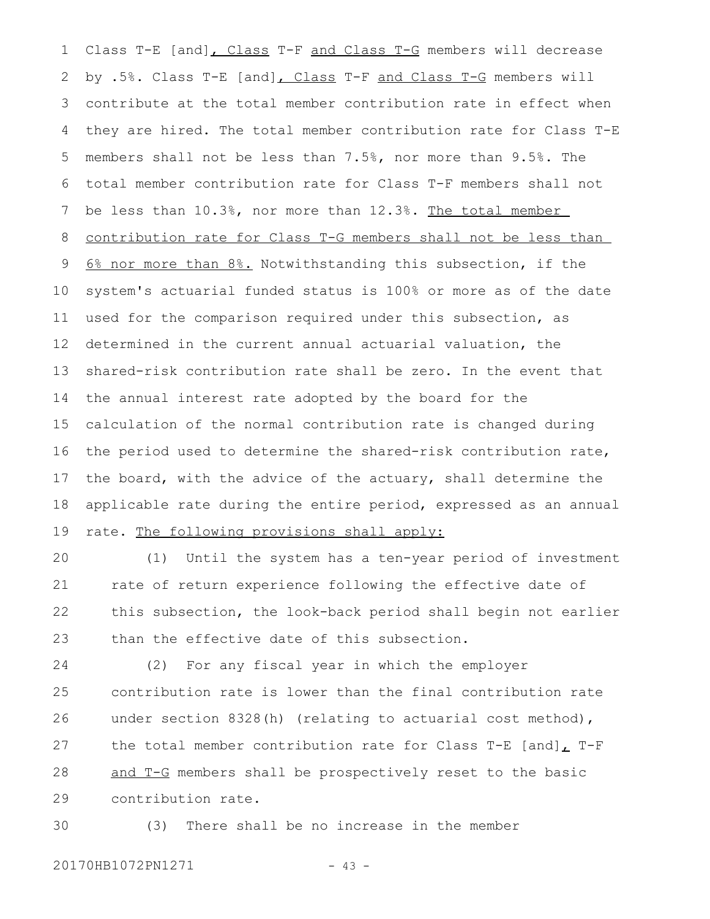Class T-E [and], Class T-F and Class T-G members will decrease by .5%. Class T-E [and], Class T-F and Class T-G members will contribute at the total member contribution rate in effect when they are hired. The total member contribution rate for Class T-E members shall not be less than 7.5%, nor more than 9.5%. The total member contribution rate for Class T-F members shall not be less than 10.3%, nor more than 12.3%. The total member contribution rate for Class T-G members shall not be less than 6% nor more than 8%. Notwithstanding this subsection, if the system's actuarial funded status is 100% or more as of the date used for the comparison required under this subsection, as determined in the current annual actuarial valuation, the shared-risk contribution rate shall be zero. In the event that the annual interest rate adopted by the board for the calculation of the normal contribution rate is changed during the period used to determine the shared-risk contribution rate, the board, with the advice of the actuary, shall determine the applicable rate during the entire period, expressed as an annual rate. The following provisions shall apply:

(1) Until the system has a ten-year period of investment rate of return experience following the effective date of this subsection, the look-back period shall begin not earlier than the effective date of this subsection.

(2) For any fiscal year in which the employer contribution rate is lower than the final contribution rate under section 8328(h) (relating to actuarial cost method), the total member contribution rate for Class T-E [and], T-F and T-G members shall be prospectively reset to the basic contribution rate.

(3) There shall be no increase in the member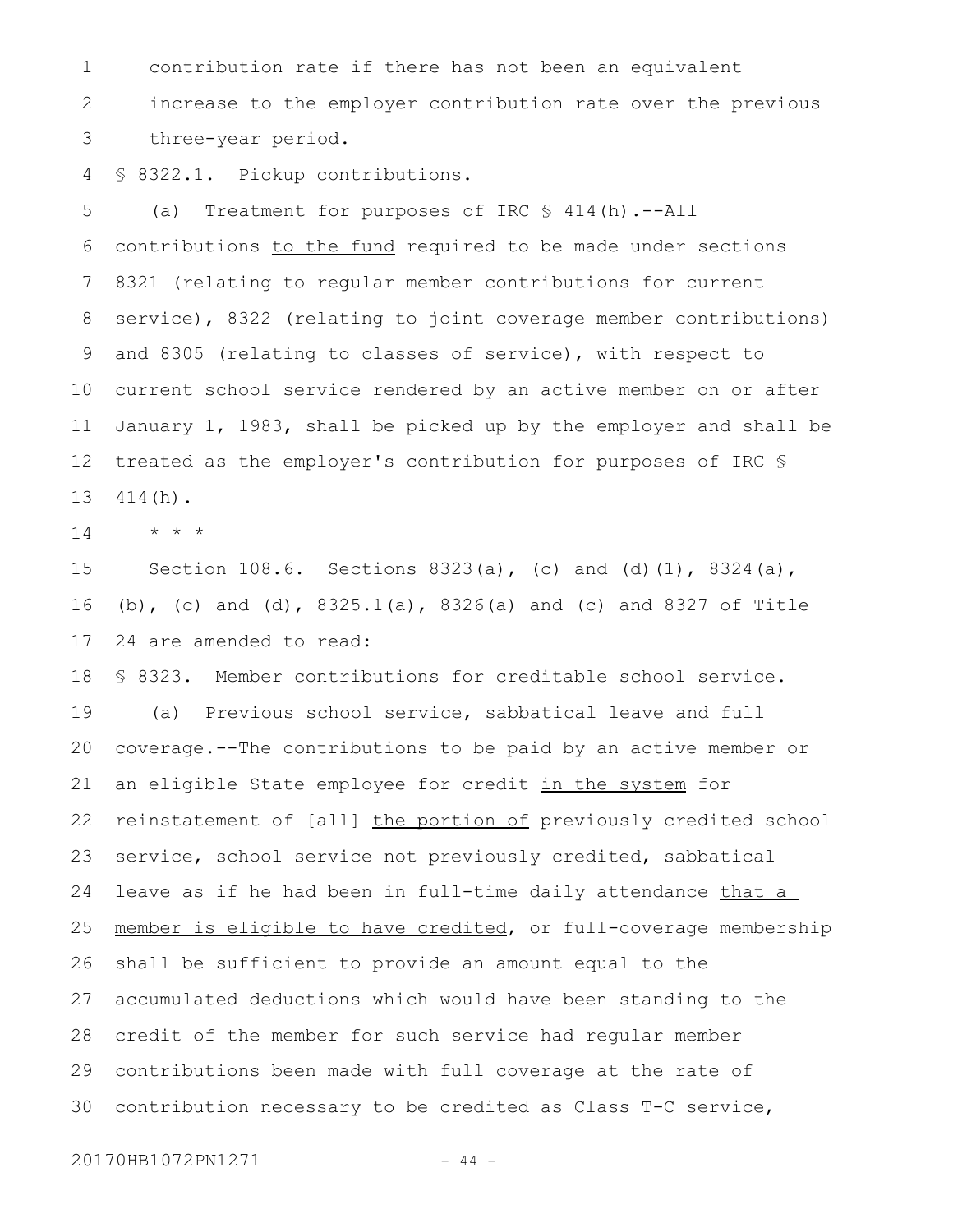contribution rate if there has not been an equivalent increase to the employer contribution rate over the previous three-year period.

§ 8322.1. Pickup contributions.

(a) Treatment for purposes of IRC § 414(h).--All contributions <u>to the fund</u> required to be made under sections 8321 (relating to regular member contributions for current service), 8322 (relating to joint coverage member contributions) and 8305 (relating to classes of service), with respect to current school service rendered by an active member on or after January 1, 1983, shall be picked up by the employer and shall be treated as the employer's contribution for purposes of IRC § 414(h).

* * *

Section 108.6. Sections 8323(a), (c) and (d)(1), 8324(a), (b), (c) and (d), 8325.1(a), 8326(a) and (c) and 8327 of Title 24 are amended to read:

§ 8323. Member contributions for creditable school service.

(a) Previous school service, sabbatical leave and full coverage.--The contributions to be paid by an active member or an eligible State employee for credit <u>in the system</u> for reinstatement of [all] <u>the portion of</u> previously credited school service, school service not previously credited, sabbatical leave as if he had been in full-time daily attendance <u>that a member is eligible to have credited</u>, or full-coverage membership shall be sufficient to provide an amount equal to the accumulated deductions which would have been standing to the credit of the member for such service had regular member contributions been made with full coverage at the rate of contribution necessary to be credited as Class T-C service,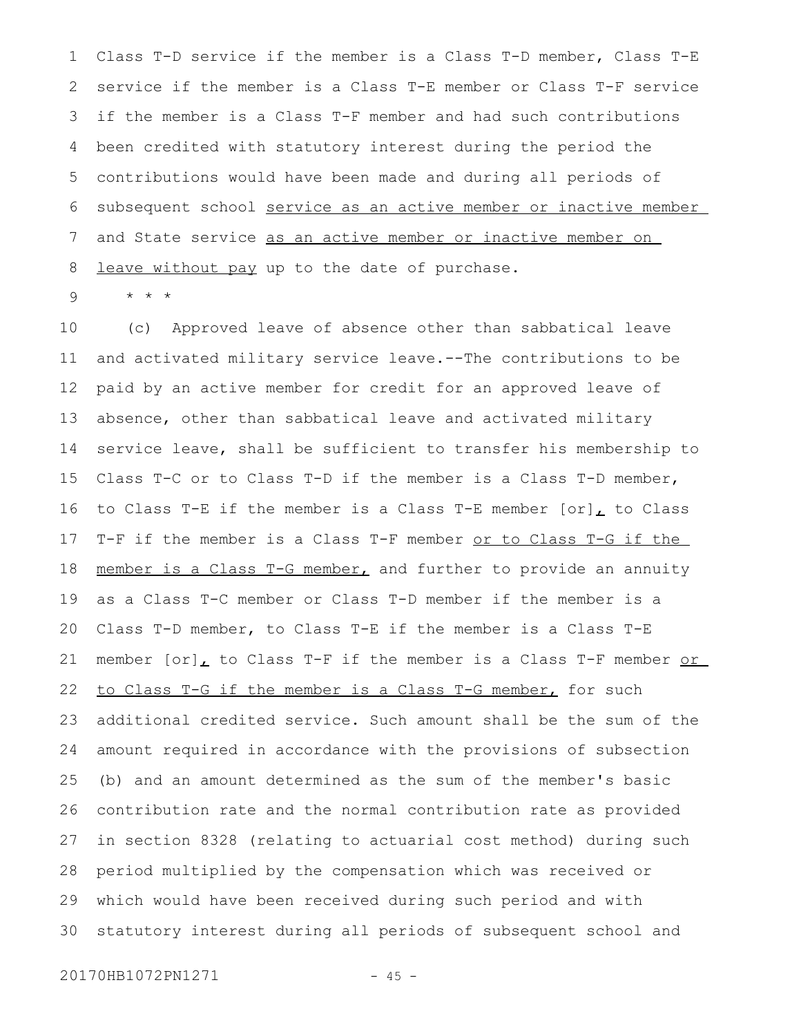Class T-D service if the member is a Class T-D member, Class T-E service if the member is a Class T-E member or Class T-F service if the member is a Class T-F member and had such contributions been credited with statutory interest during the period the contributions would have been made and during all periods of subsequent school <u>service as an active member or inactive member</u> and State service <u>as an active member or inactive member on leave without pay</u> up to the date of purchase.

* * *

(c) Approved leave of absence other than sabbatical leave and activated military service leave.--The contributions to be paid by an active member for credit for an approved leave of absence, other than sabbatical leave and activated military service leave, shall be sufficient to transfer his membership to Class T-C or to Class T-D if the member is a Class T-D member, to Class T-E if the member is a Class T-E member [or]<u>,</u> to Class T-F if the member is a Class T-F member <u>or to Class T-G if the member is a Class T-G member,</u> and further to provide an annuity as a Class T-C member or Class T-D member if the member is a Class T-D member, to Class T-E if the member is a Class T-E member [or]<u>,</u> to Class T-F if the member is a Class T-F member <u>or to Class T-G if the member is a Class T-G member,</u> for such additional credited service. Such amount shall be the sum of the amount required in accordance with the provisions of subsection (b) and an amount determined as the sum of the member's basic contribution rate and the normal contribution rate as provided in section 8328 (relating to actuarial cost method) during such period multiplied by the compensation which was received or which would have been received during such period and with statutory interest during all periods of subsequent school and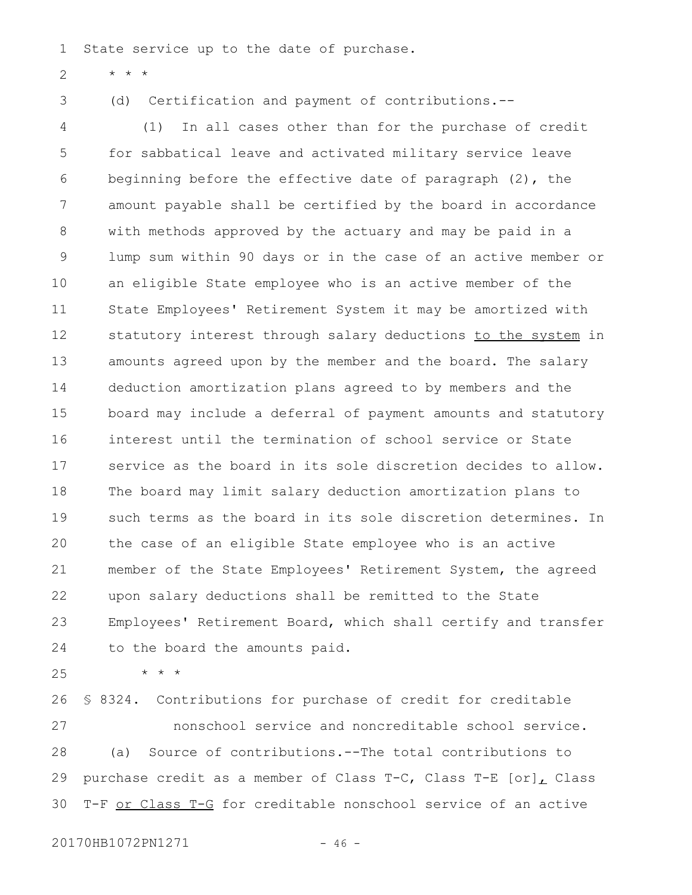State service up to the date of purchase.

\* \* \*

(d) Certification and payment of contributions.--

(1) In all cases other than for the purchase of credit for sabbatical leave and activated military service leave beginning before the effective date of paragraph (2), the amount payable shall be certified by the board in accordance with methods approved by the actuary and may be paid in a lump sum within 90 days or in the case of an active member or an eligible State employee who is an active member of the State Employees' Retirement System it may be amortized with statutory interest through salary deductions <u>to the system</u> in amounts agreed upon by the member and the board. The salary deduction amortization plans agreed to by members and the board may include a deferral of payment amounts and statutory interest until the termination of school service or State service as the board in its sole discretion decides to allow. The board may limit salary deduction amortization plans to such terms as the board in its sole discretion determines. In the case of an eligible State employee who is an active member of the State Employees' Retirement System, the agreed upon salary deductions shall be remitted to the State Employees' Retirement Board, which shall certify and transfer to the board the amounts paid.

\* \* \*

§ 8324. Contributions for purchase of credit for creditable nonschool service and noncreditable school service.

(a) Source of contributions.--The total contributions to purchase credit as a member of Class T-C, Class T-E [or]<u>,</u> Class T-F <u>or Class T-G</u> for creditable nonschool service of an active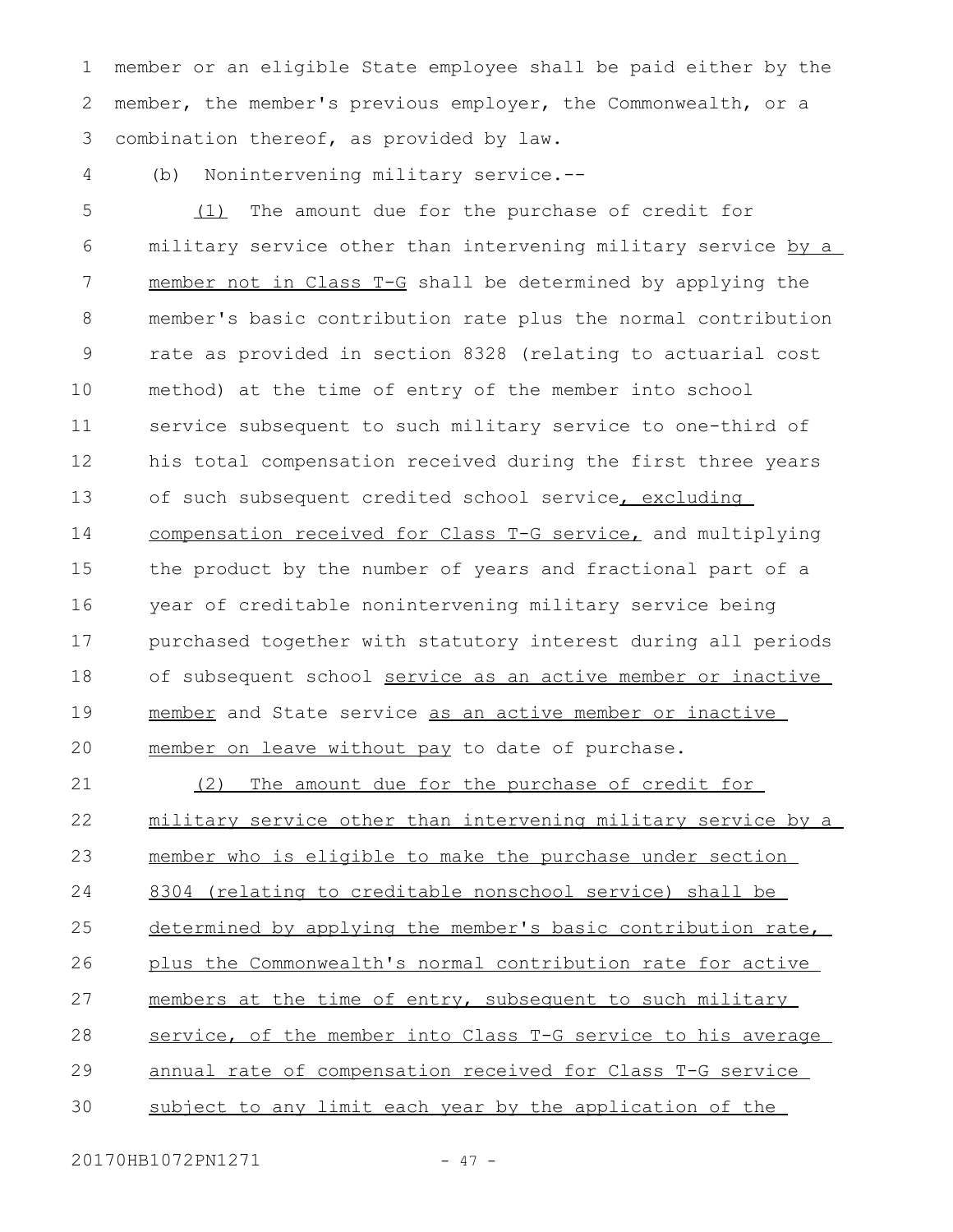member or an eligible State employee shall be paid either by the member, the member's previous employer, the Commonwealth, or a combination thereof, as provided by law.

(b) Nonintervening military service.--

(1) The amount due for the purchase of credit for military service other than intervening military service by a member not in Class T-G shall be determined by applying the member's basic contribution rate plus the normal contribution rate as provided in section 8328 (relating to actuarial cost method) at the time of entry of the member into school service subsequent to such military service to one-third of his total compensation received during the first three years of such subsequent credited school service, excluding compensation received for Class T-G service, and multiplying the product by the number of years and fractional part of a year of creditable nonintervening military service being purchased together with statutory interest during all periods of subsequent school service as an active member or inactive member and State service as an active member or inactive member on leave without pay to date of purchase.

(2) The amount due for the purchase of credit for military service other than intervening military service by a member who is eligible to make the purchase under section 8304 (relating to creditable nonschool service) shall be determined by applying the member's basic contribution rate, plus the Commonwealth's normal contribution rate for active members at the time of entry, subsequent to such military service, of the member into Class T-G service to his average annual rate of compensation received for Class T-G service subject to any limit each year by the application of the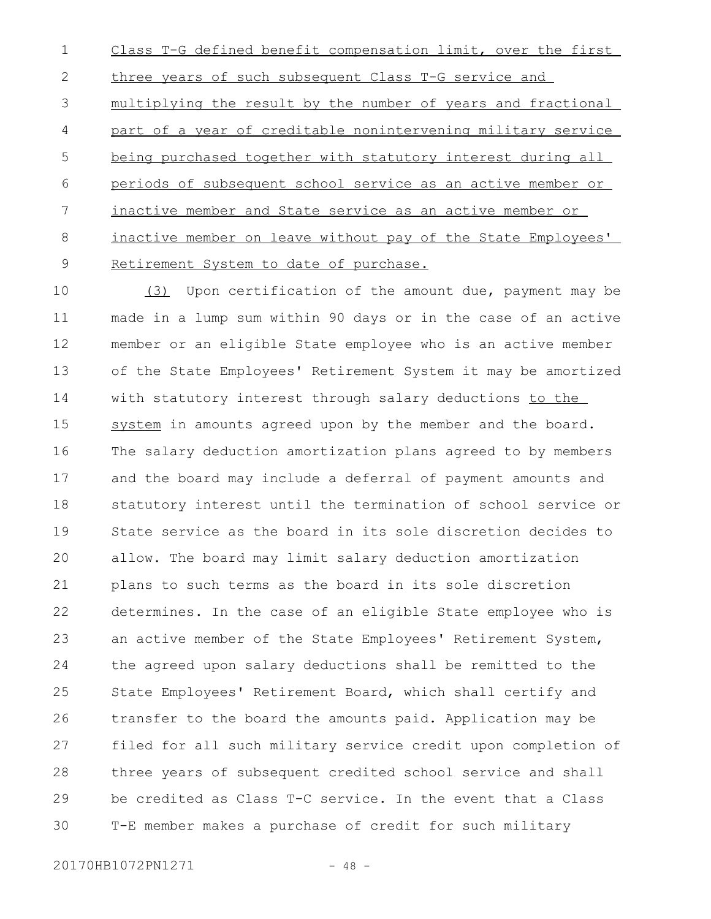Class T-G defined benefit compensation limit, over the first three years of such subsequent Class T-G service and multiplying the result by the number of years and fractional part of a year of creditable nonintervening military service being purchased together with statutory interest during all periods of subsequent school service as an active member or inactive member and State service as an active member or inactive member on leave without pay of the State Employees' Retirement System to date of purchase.

(3) Upon certification of the amount due, payment may be made in a lump sum within 90 days or in the case of an active member or an eligible State employee who is an active member of the State Employees' Retirement System it may be amortized with statutory interest through salary deductions to the system in amounts agreed upon by the member and the board. The salary deduction amortization plans agreed to by members and the board may include a deferral of payment amounts and statutory interest until the termination of school service or State service as the board in its sole discretion decides to allow. The board may limit salary deduction amortization plans to such terms as the board in its sole discretion determines. In the case of an eligible State employee who is an active member of the State Employees' Retirement System, the agreed upon salary deductions shall be remitted to the State Employees' Retirement Board, which shall certify and transfer to the board the amounts paid. Application may be filed for all such military service credit upon completion of three years of subsequent credited school service and shall be credited as Class T-C service. In the event that a Class T-E member makes a purchase of credit for such military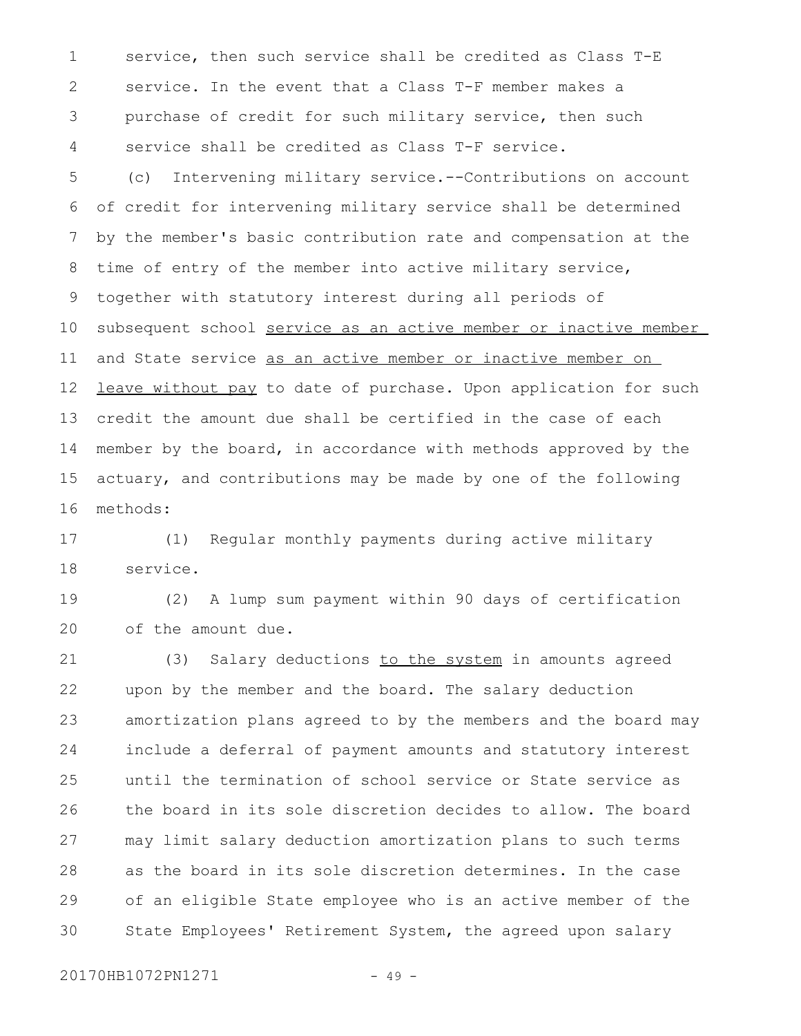service, then such service shall be credited as Class T-E service. In the event that a Class T-F member makes a purchase of credit for such military service, then such service shall be credited as Class T-F service.

(c) Intervening military service.--Contributions on account of credit for intervening military service shall be determined by the member's basic contribution rate and compensation at the time of entry of the member into active military service, together with statutory interest during all periods of subsequent school service as an active member or inactive member and State service as an active member or inactive member on leave without pay to date of purchase. Upon application for such credit the amount due shall be certified in the case of each member by the board, in accordance with methods approved by the actuary, and contributions may be made by one of the following methods:

(1) Regular monthly payments during active military service.

(2) A lump sum payment within 90 days of certification of the amount due.

(3) Salary deductions to the system in amounts agreed upon by the member and the board. The salary deduction amortization plans agreed to by the members and the board may include a deferral of payment amounts and statutory interest until the termination of school service or State service as the board in its sole discretion decides to allow. The board may limit salary deduction amortization plans to such terms as the board in its sole discretion determines. In the case of an eligible State employee who is an active member of the State Employees' Retirement System, the agreed upon salary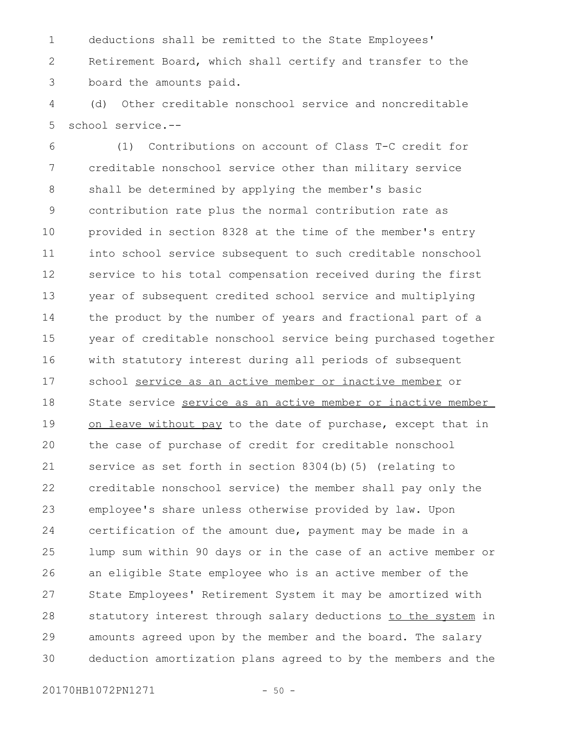deductions shall be remitted to the State Employees' Retirement Board, which shall certify and transfer to the board the amounts paid.

(d) Other creditable nonschool service and noncreditable school service.--

(1) Contributions on account of Class T-C credit for creditable nonschool service other than military service shall be determined by applying the member's basic contribution rate plus the normal contribution rate as provided in section 8328 at the time of the member's entry into school service subsequent to such creditable nonschool service to his total compensation received during the first year of subsequent credited school service and multiplying the product by the number of years and fractional part of a year of creditable nonschool service being purchased together with statutory interest during all periods of subsequent school service as an active member or inactive member or State service service as an active member or inactive member on leave without pay to the date of purchase, except that in the case of purchase of credit for creditable nonschool service as set forth in section 8304(b)(5) (relating to creditable nonschool service) the member shall pay only the employee's share unless otherwise provided by law. Upon certification of the amount due, payment may be made in a lump sum within 90 days or in the case of an active member or an eligible State employee who is an active member of the State Employees' Retirement System it may be amortized with statutory interest through salary deductions to the system in amounts agreed upon by the member and the board. The salary deduction amortization plans agreed to by the members and the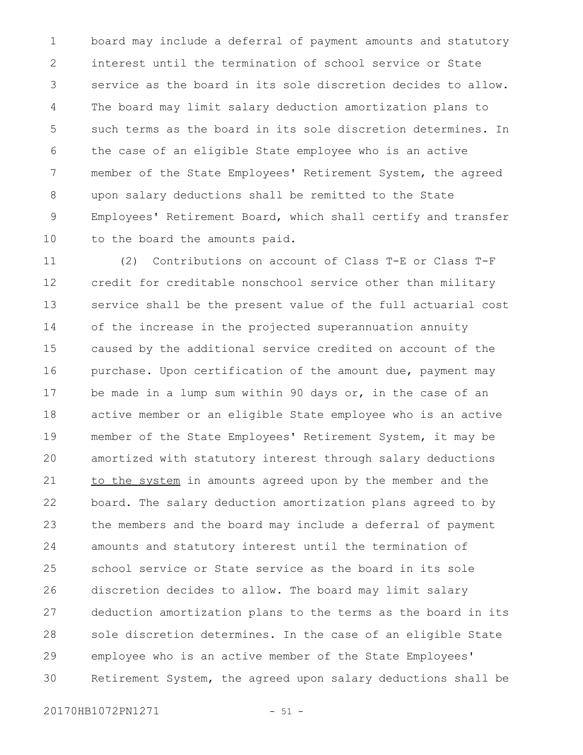board may include a deferral of payment amounts and statutory interest until the termination of school service or State service as the board in its sole discretion decides to allow. The board may limit salary deduction amortization plans to such terms as the board in its sole discretion determines. In the case of an eligible State employee who is an active member of the State Employees' Retirement System, the agreed upon salary deductions shall be remitted to the State Employees' Retirement Board, which shall certify and transfer to the board the amounts paid.

(2) Contributions on account of Class T-E or Class T-F credit for creditable nonschool service other than military service shall be the present value of the full actuarial cost of the increase in the projected superannuation annuity caused by the additional service credited on account of the purchase. Upon certification of the amount due, payment may be made in a lump sum within 90 days or, in the case of an active member or an eligible State employee who is an active member of the State Employees' Retirement System, it may be amortized with statutory interest through salary deductions <u>to the system</u> in amounts agreed upon by the member and the board. The salary deduction amortization plans agreed to by the members and the board may include a deferral of payment amounts and statutory interest until the termination of school service or State service as the board in its sole discretion decides to allow. The board may limit salary deduction amortization plans to the terms as the board in its sole discretion determines. In the case of an eligible State employee who is an active member of the State Employees' Retirement System, the agreed upon salary deductions shall be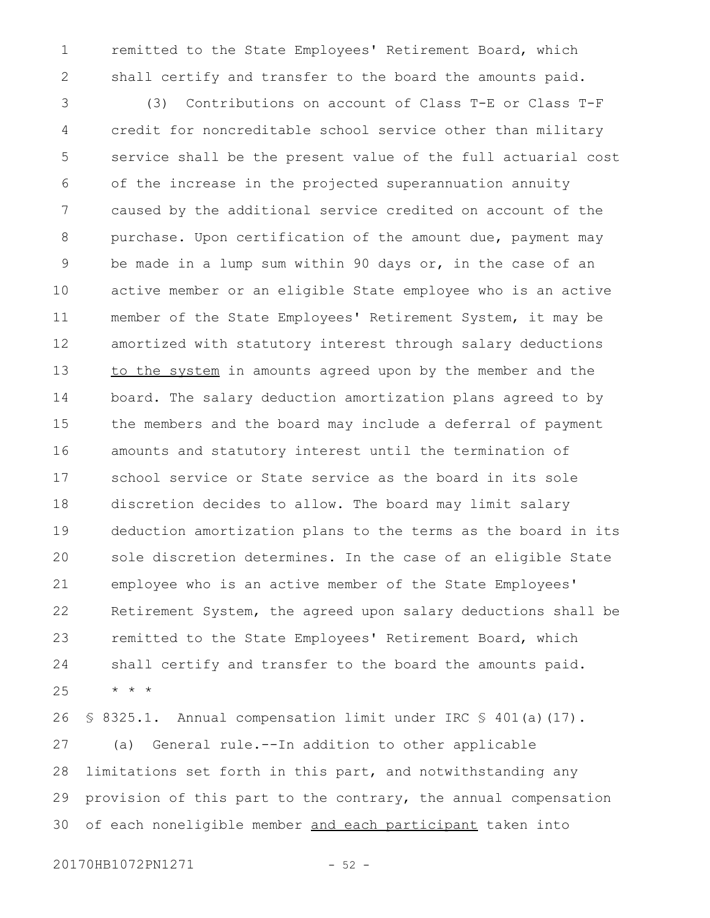remitted to the State Employees' Retirement Board, which shall certify and transfer to the board the amounts paid.

(3) Contributions on account of Class T-E or Class T-F credit for noncreditable school service other than military service shall be the present value of the full actuarial cost of the increase in the projected superannuation annuity caused by the additional service credited on account of the purchase. Upon certification of the amount due, payment may be made in a lump sum within 90 days or, in the case of an active member or an eligible State employee who is an active member of the State Employees' Retirement System, it may be amortized with statutory interest through salary deductions <u>to the system</u> in amounts agreed upon by the member and the board. The salary deduction amortization plans agreed to by the members and the board may include a deferral of payment amounts and statutory interest until the termination of school service or State service as the board in its sole discretion decides to allow. The board may limit salary deduction amortization plans to the terms as the board in its sole discretion determines. In the case of an eligible State employee who is an active member of the State Employees' Retirement System, the agreed upon salary deductions shall be remitted to the State Employees' Retirement Board, which shall certify and transfer to the board the amounts paid.

* * *

§ 8325.1. Annual compensation limit under IRC § 401(a)(17).

(a) General rule.--In addition to other applicable limitations set forth in this part, and notwithstanding any provision of this part to the contrary, the annual compensation of each noneligible member <u>and each participant</u> taken into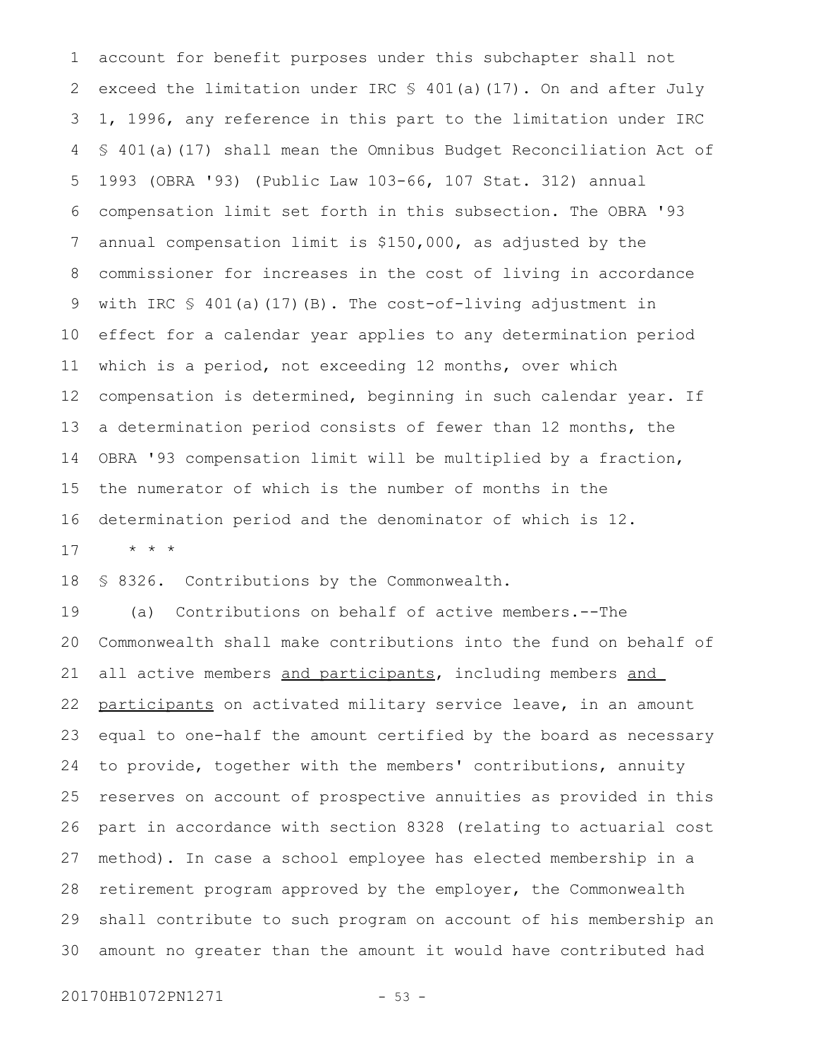account for benefit purposes under this subchapter shall not exceed the limitation under IRC § 401(a)(17). On and after July 1, 1996, any reference in this part to the limitation under IRC § 401(a)(17) shall mean the Omnibus Budget Reconciliation Act of 1993 (OBRA '93) (Public Law 103-66, 107 Stat. 312) annual compensation limit set forth in this subsection. The OBRA '93 annual compensation limit is $150,000, as adjusted by the commissioner for increases in the cost of living in accordance with IRC § 401(a)(17)(B). The cost-of-living adjustment in effect for a calendar year applies to any determination period which is a period, not exceeding 12 months, over which compensation is determined, beginning in such calendar year. If a determination period consists of fewer than 12 months, the OBRA '93 compensation limit will be multiplied by a fraction, the numerator of which is the number of months in the determination period and the denominator of which is 12.

\* \* \*

§ 8326. Contributions by the Commonwealth.

(a) Contributions on behalf of active members.--The Commonwealth shall make contributions into the fund on behalf of all active members <u>and participants</u>, including members <u>and participants</u> on activated military service leave, in an amount equal to one-half the amount certified by the board as necessary to provide, together with the members' contributions, annuity reserves on account of prospective annuities as provided in this part in accordance with section 8328 (relating to actuarial cost method). In case a school employee has elected membership in a retirement program approved by the employer, the Commonwealth shall contribute to such program on account of his membership an amount no greater than the amount it would have contributed had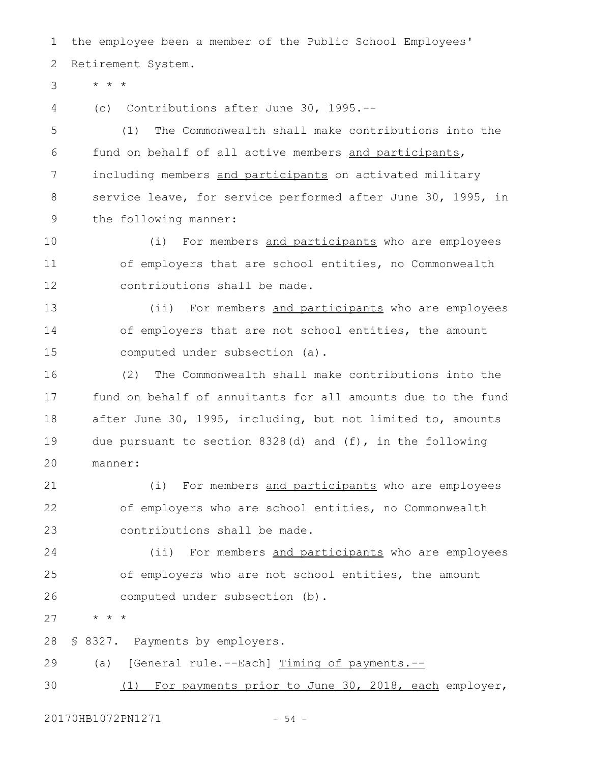the employee been a member of the Public School Employees' Retirement System.

* * *

(c) Contributions after June 30, 1995.--

(1) The Commonwealth shall make contributions into the fund on behalf of all active members <u>and participants</u>, including members <u>and participants</u> on activated military service leave, for service performed after June 30, 1995, in the following manner:

(i) For members <u>and participants</u> who are employees of employers that are school entities, no Commonwealth contributions shall be made.

(ii) For members <u>and participants</u> who are employees of employers that are not school entities, the amount computed under subsection (a).

(2) The Commonwealth shall make contributions into the fund on behalf of annuitants for all amounts due to the fund after June 30, 1995, including, but not limited to, amounts due pursuant to section 8328(d) and (f), in the following manner:

(i) For members <u>and participants</u> who are employees of employers who are school entities, no Commonwealth contributions shall be made.

(ii) For members <u>and participants</u> who are employees of employers who are not school entities, the amount computed under subsection (b).

* * *

§ 8327. Payments by employers.

(a) [General rule.--Each] <u>Timing of payments.--</u>

<u>(1) For payments prior to June 30, 2018, each</u> employer,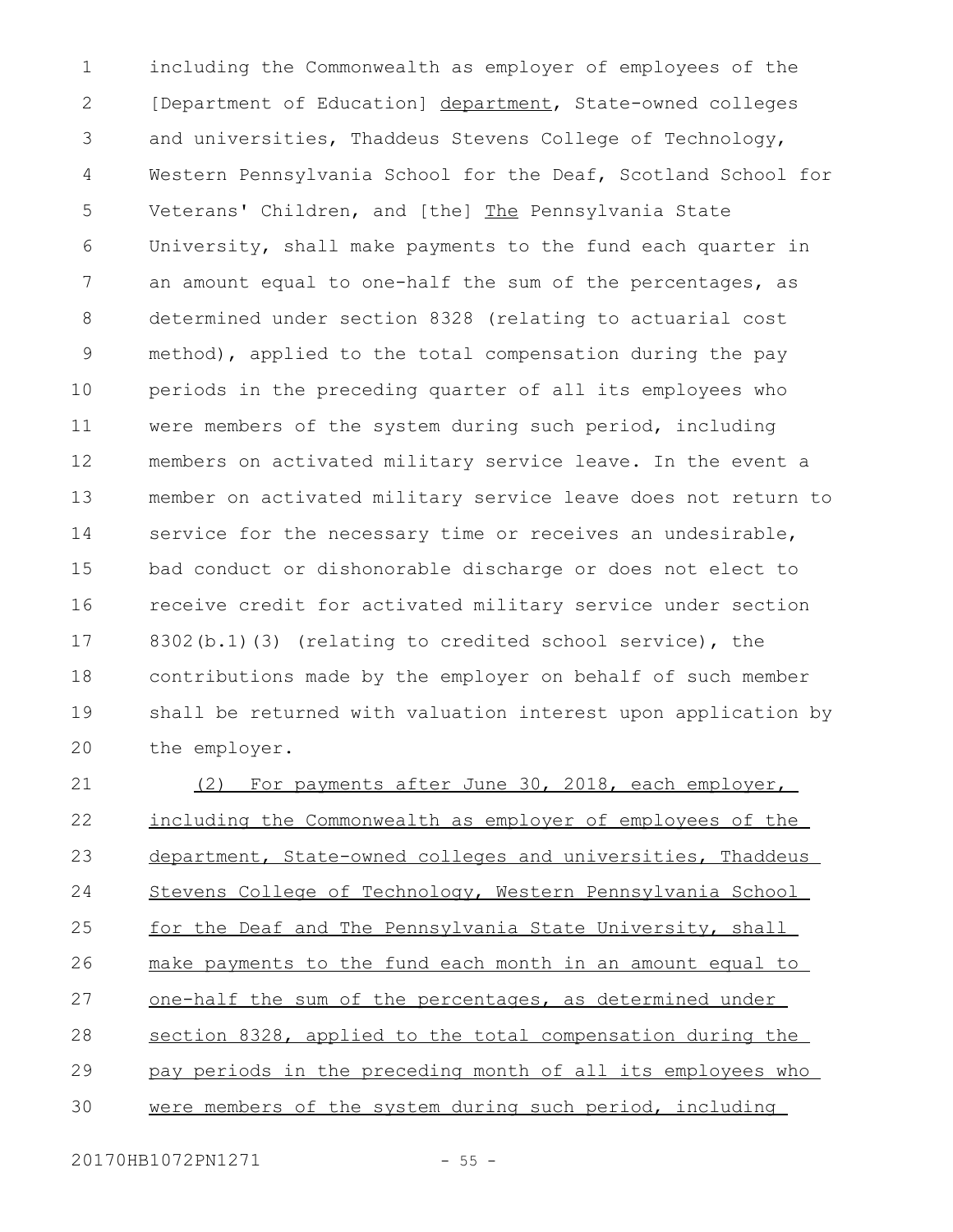including the Commonwealth as employer of employees of the [Department of Education] department, State-owned colleges and universities, Thaddeus Stevens College of Technology, Western Pennsylvania School for the Deaf, Scotland School for Veterans' Children, and [the] The Pennsylvania State University, shall make payments to the fund each quarter in an amount equal to one-half the sum of the percentages, as determined under section 8328 (relating to actuarial cost method), applied to the total compensation during the pay periods in the preceding quarter of all its employees who were members of the system during such period, including members on activated military service leave. In the event a member on activated military service leave does not return to service for the necessary time or receives an undesirable, bad conduct or dishonorable discharge or does not elect to receive credit for activated military service under section 8302(b.1)(3) (relating to credited school service), the contributions made by the employer on behalf of such member shall be returned with valuation interest upon application by the employer.

(2) For payments after June 30, 2018, each employer, including the Commonwealth as employer of employees of the department, State-owned colleges and universities, Thaddeus Stevens College of Technology, Western Pennsylvania School for the Deaf and The Pennsylvania State University, shall make payments to the fund each month in an amount equal to one-half the sum of the percentages, as determined under section 8328, applied to the total compensation during the pay periods in the preceding month of all its employees who were members of the system during such period, including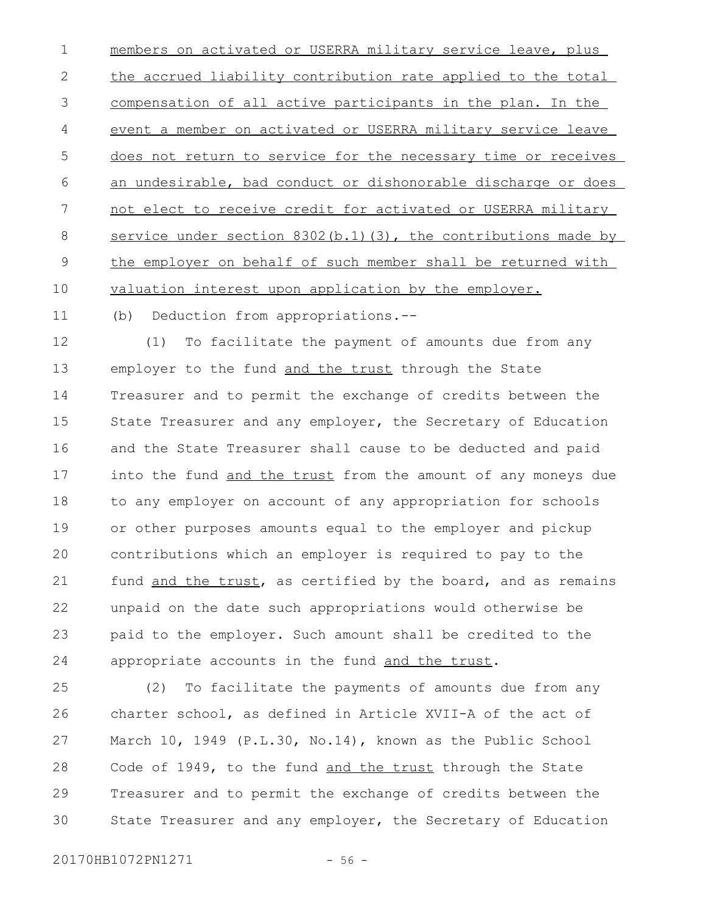members on activated or USERRA military service leave, plus the accrued liability contribution rate applied to the total compensation of all active participants in the plan. In the event a member on activated or USERRA military service leave does not return to service for the necessary time or receives an undesirable, bad conduct or dishonorable discharge or does not elect to receive credit for activated or USERRA military service under section 8302(b.1)(3), the contributions made by the employer on behalf of such member shall be returned with valuation interest upon application by the employer.

(b) Deduction from appropriations.--

(1) To facilitate the payment of amounts due from any employer to the fund and the trust through the State Treasurer and to permit the exchange of credits between the State Treasurer and any employer, the Secretary of Education and the State Treasurer shall cause to be deducted and paid into the fund and the trust from the amount of any moneys due to any employer on account of any appropriation for schools or other purposes amounts equal to the employer and pickup contributions which an employer is required to pay to the fund and the trust, as certified by the board, and as remains unpaid on the date such appropriations would otherwise be paid to the employer. Such amount shall be credited to the appropriate accounts in the fund and the trust.

(2) To facilitate the payments of amounts due from any charter school, as defined in Article XVII-A of the act of March 10, 1949 (P.L.30, No.14), known as the Public School Code of 1949, to the fund and the trust through the State Treasurer and to permit the exchange of credits between the State Treasurer and any employer, the Secretary of Education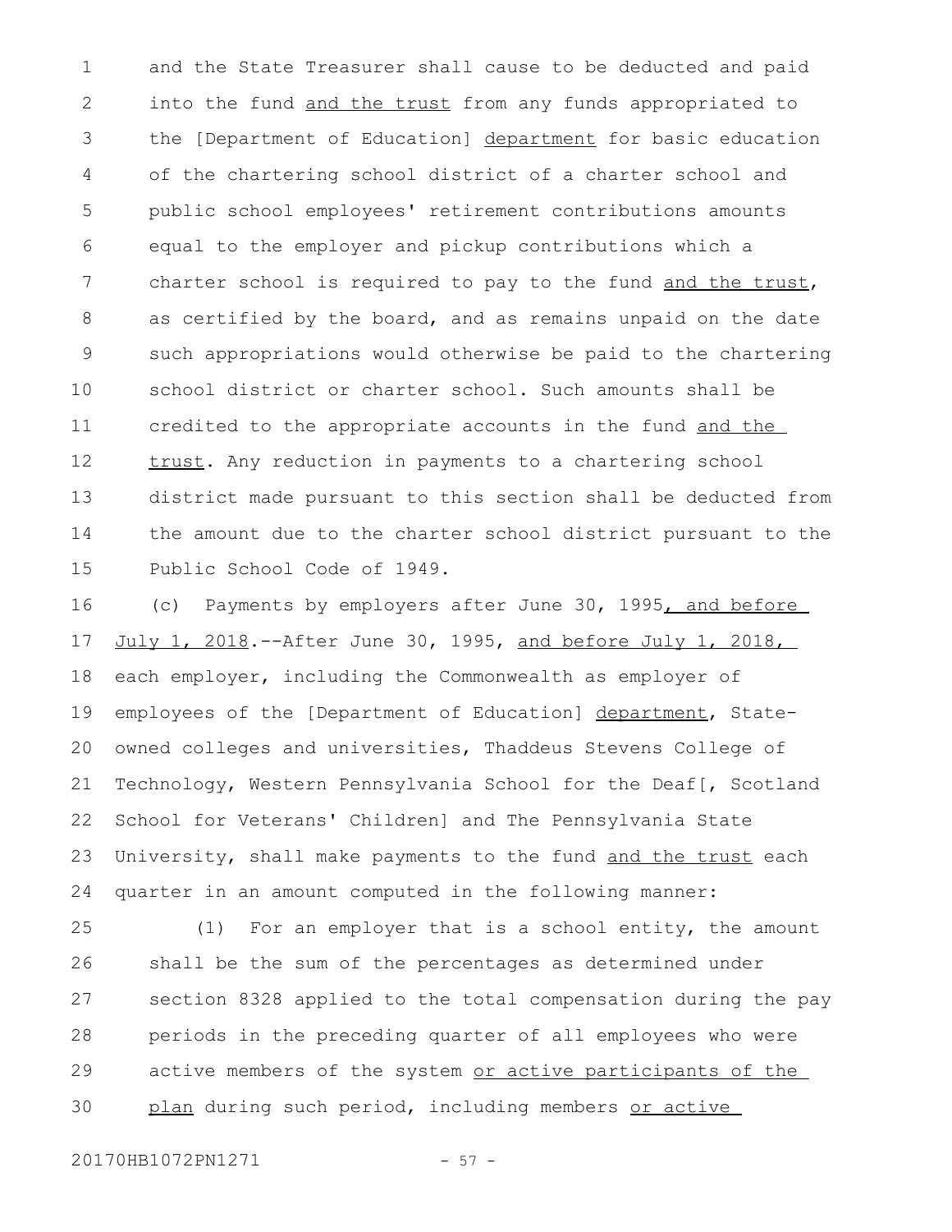and the State Treasurer shall cause to be deducted and paid into the fund and the trust from any funds appropriated to the [Department of Education] department for basic education of the chartering school district of a charter school and public school employees' retirement contributions amounts equal to the employer and pickup contributions which a charter school is required to pay to the fund and the trust, as certified by the board, and as remains unpaid on the date such appropriations would otherwise be paid to the chartering school district or charter school. Such amounts shall be credited to the appropriate accounts in the fund and the trust. Any reduction in payments to a chartering school district made pursuant to this section shall be deducted from the amount due to the charter school district pursuant to the Public School Code of 1949.

(c) Payments by employers after June 30, 1995, and before July 1, 2018.--After June 30, 1995, and before July 1, 2018, each employer, including the Commonwealth as employer of employees of the [Department of Education] department, State-owned colleges and universities, Thaddeus Stevens College of Technology, Western Pennsylvania School for the Deaf[, Scotland School for Veterans' Children] and The Pennsylvania State University, shall make payments to the fund and the trust each quarter in an amount computed in the following manner:

(1) For an employer that is a school entity, the amount shall be the sum of the percentages as determined under section 8328 applied to the total compensation during the pay periods in the preceding quarter of all employees who were active members of the system or active participants of the plan during such period, including members or active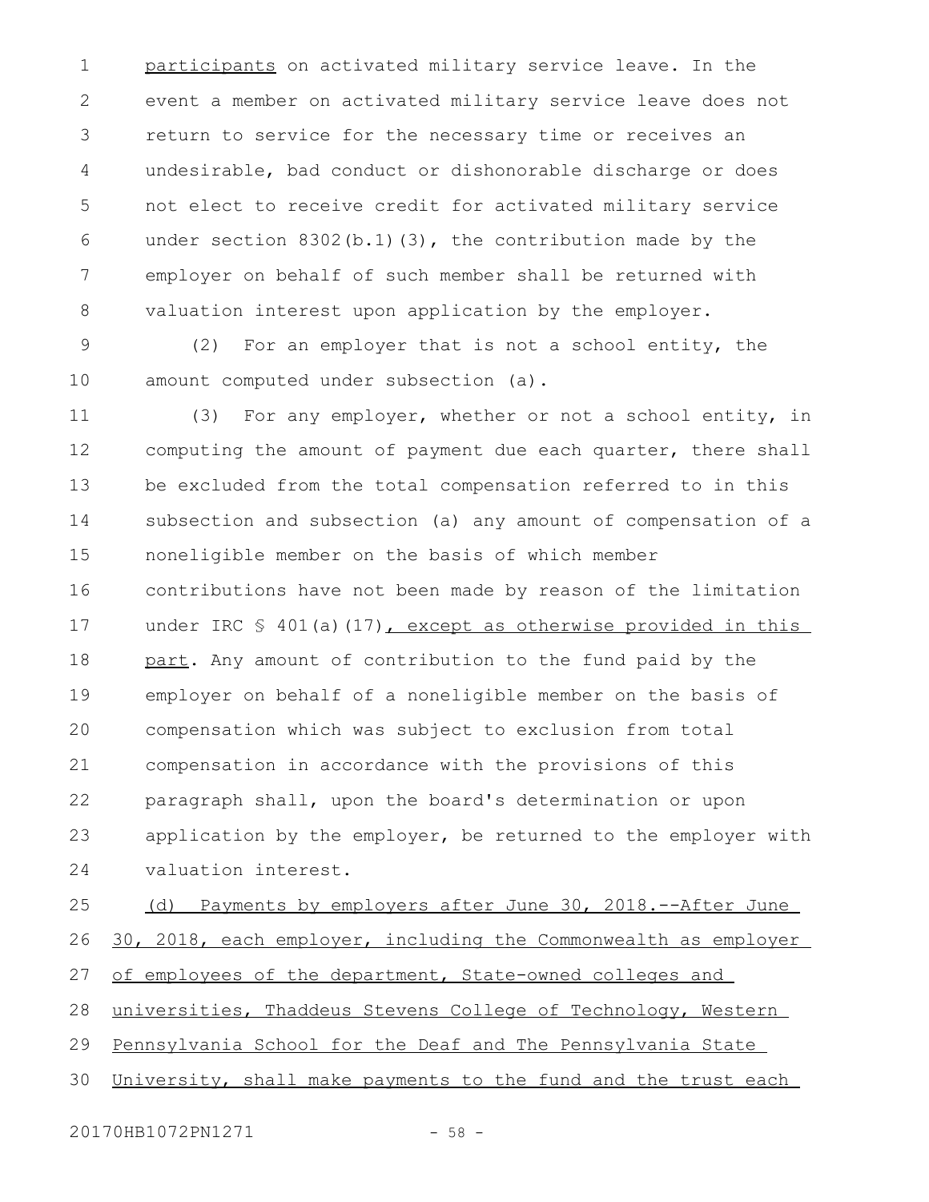participants on activated military service leave. In the event a member on activated military service leave does not return to service for the necessary time or receives an undesirable, bad conduct or dishonorable discharge or does not elect to receive credit for activated military service under section 8302(b.1)(3), the contribution made by the employer on behalf of such member shall be returned with valuation interest upon application by the employer.

(2) For an employer that is not a school entity, the amount computed under subsection (a).

(3) For any employer, whether or not a school entity, in computing the amount of payment due each quarter, there shall be excluded from the total compensation referred to in this subsection and subsection (a) any amount of compensation of a noneligible member on the basis of which member contributions have not been made by reason of the limitation under IRC § 401(a)(17), except as otherwise provided in this part. Any amount of contribution to the fund paid by the employer on behalf of a noneligible member on the basis of compensation which was subject to exclusion from total compensation in accordance with the provisions of this paragraph shall, upon the board's determination or upon application by the employer, be returned to the employer with valuation interest.

(d) Payments by employers after June 30, 2018.--After June 30, 2018, each employer, including the Commonwealth as employer of employees of the department, State-owned colleges and universities, Thaddeus Stevens College of Technology, Western Pennsylvania School for the Deaf and The Pennsylvania State University, shall make payments to the fund and the trust each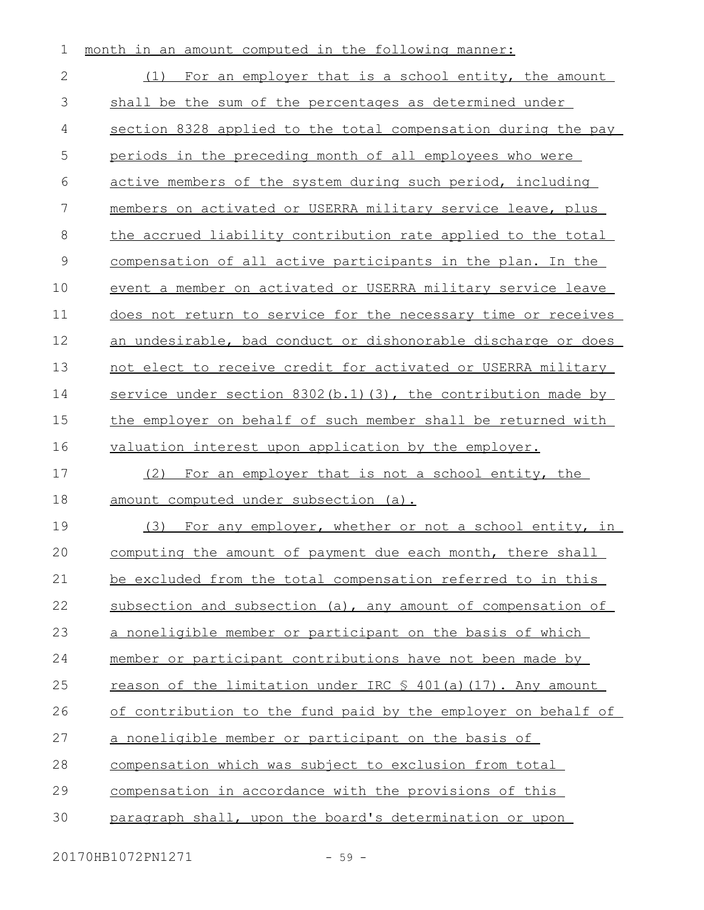month in an amount computed in the following manner:

(1) For an employer that is a school entity, the amount shall be the sum of the percentages as determined under section 8328 applied to the total compensation during the pay periods in the preceding month of all employees who were active members of the system during such period, including members on activated or USERRA military service leave, plus the accrued liability contribution rate applied to the total compensation of all active participants in the plan. In the event a member on activated or USERRA military service leave does not return to service for the necessary time or receives an undesirable, bad conduct or dishonorable discharge or does not elect to receive credit for activated or USERRA military service under section 8302(b.1)(3), the contribution made by the employer on behalf of such member shall be returned with valuation interest upon application by the employer.

(2) For an employer that is not a school entity, the amount computed under subsection (a).

(3) For any employer, whether or not a school entity, in computing the amount of payment due each month, there shall be excluded from the total compensation referred to in this subsection and subsection (a), any amount of compensation of a noneligible member or participant on the basis of which member or participant contributions have not been made by reason of the limitation under IRC § 401(a)(17). Any amount of contribution to the fund paid by the employer on behalf of a noneligible member or participant on the basis of compensation which was subject to exclusion from total compensation in accordance with the provisions of this paragraph shall, upon the board's determination or upon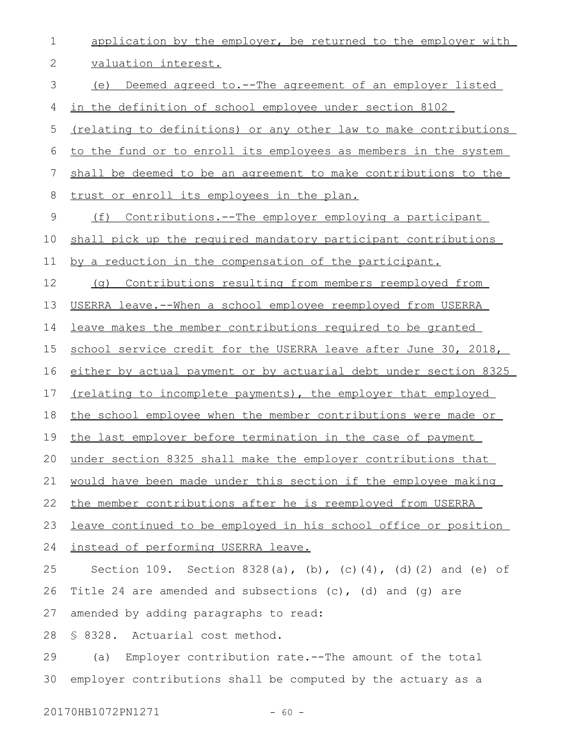application by the employer, be returned to the employer with valuation interest.

(e) Deemed agreed to.--The agreement of an employer listed in the definition of school employee under section 8102 (relating to definitions) or any other law to make contributions to the fund or to enroll its employees as members in the system shall be deemed to be an agreement to make contributions to the trust or enroll its employees in the plan.

(f) Contributions.--The employer employing a participant shall pick up the required mandatory participant contributions by a reduction in the compensation of the participant.

(g) Contributions resulting from members reemployed from USERRA leave.--When a school employee reemployed from USERRA leave makes the member contributions required to be granted school service credit for the USERRA leave after June 30, 2018, either by actual payment or by actuarial debt under section 8325 (relating to incomplete payments), the employer that employed the school employee when the member contributions were made or the last employer before termination in the case of payment under section 8325 shall make the employer contributions that would have been made under this section if the employee making the member contributions after he is reemployed from USERRA leave continued to be employed in his school office or position instead of performing USERRA leave.

Section 109. Section 8328(a), (b), (c)(4), (d)(2) and (e) of Title 24 are amended and subsections (c), (d) and (g) are amended by adding paragraphs to read:

§ 8328. Actuarial cost method.

(a) Employer contribution rate.--The amount of the total employer contributions shall be computed by the actuary as a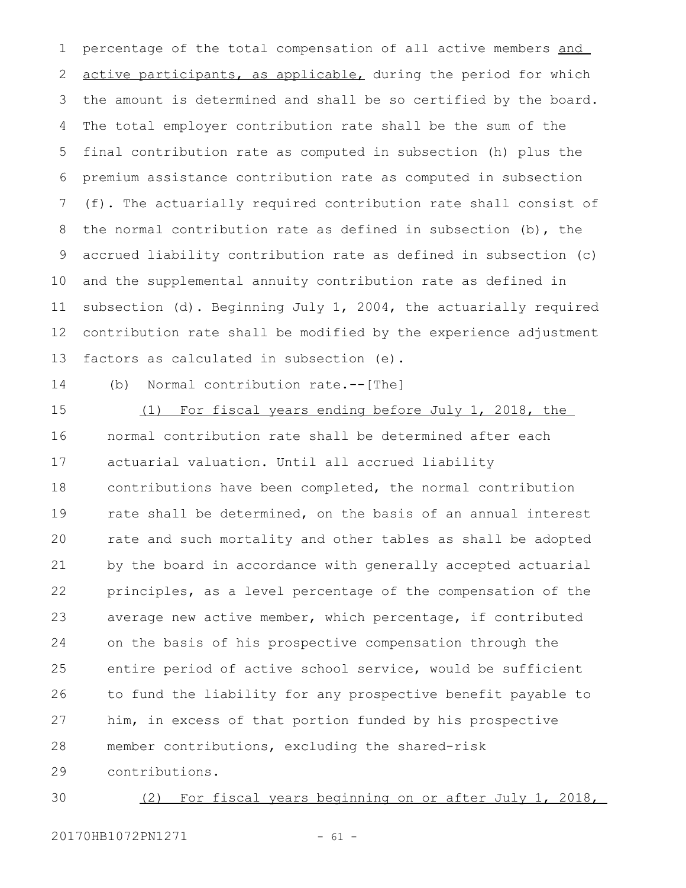percentage of the total compensation of all active members <u>and active participants, as applicable,</u> during the period for which the amount is determined and shall be so certified by the board. The total employer contribution rate shall be the sum of the final contribution rate as computed in subsection (h) plus the premium assistance contribution rate as computed in subsection (f). The actuarially required contribution rate shall consist of the normal contribution rate as defined in subsection (b), the accrued liability contribution rate as defined in subsection (c) and the supplemental annuity contribution rate as defined in subsection (d). Beginning July 1, 2004, the actuarially required contribution rate shall be modified by the experience adjustment factors as calculated in subsection (e).

(b) Normal contribution rate.--[The]

<u>(1) For fiscal years ending before July 1, 2018, the</u> normal contribution rate shall be determined after each actuarial valuation. Until all accrued liability contributions have been completed, the normal contribution rate shall be determined, on the basis of an annual interest rate and such mortality and other tables as shall be adopted by the board in accordance with generally accepted actuarial principles, as a level percentage of the compensation of the average new active member, which percentage, if contributed on the basis of his prospective compensation through the entire period of active school service, would be sufficient to fund the liability for any prospective benefit payable to him, in excess of that portion funded by his prospective member contributions, excluding the shared-risk contributions.

<u>(2) For fiscal years beginning on or after July 1, 2018,</u>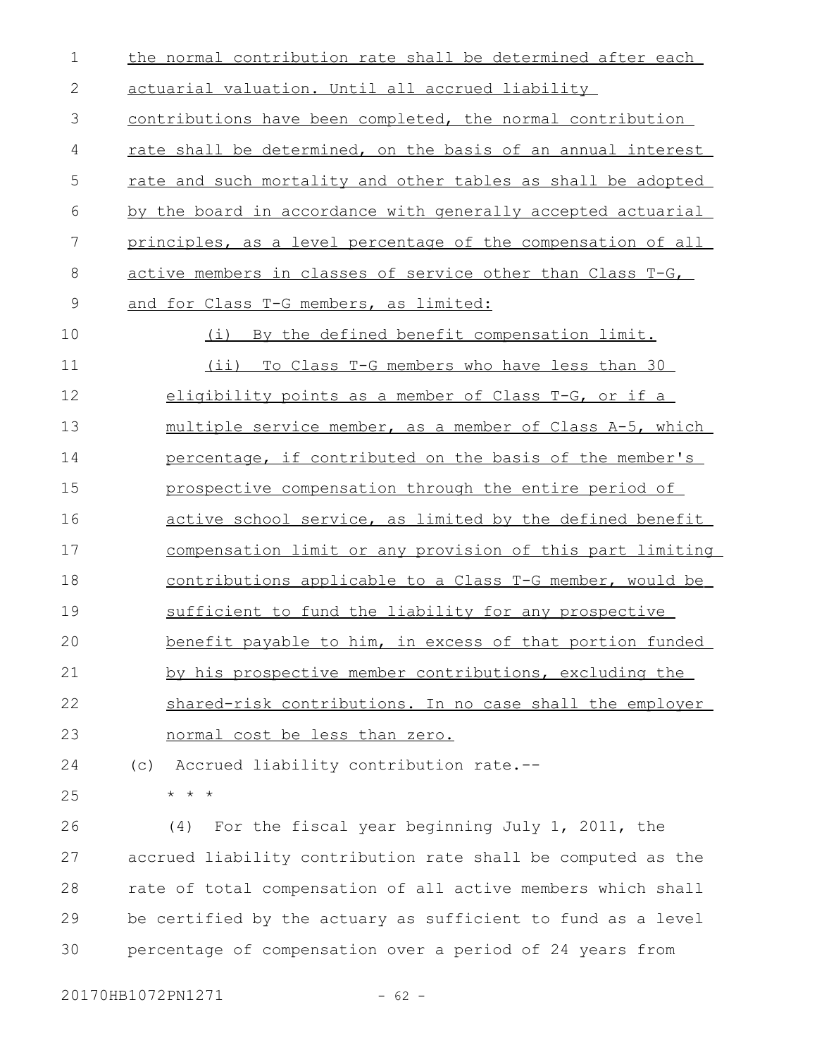the normal contribution rate shall be determined after each actuarial valuation. Until all accrued liability contributions have been completed, the normal contribution rate shall be determined, on the basis of an annual interest rate and such mortality and other tables as shall be adopted by the board in accordance with generally accepted actuarial principles, as a level percentage of the compensation of all active members in classes of service other than Class T-G, and for Class T-G members, as limited:

(i) By the defined benefit compensation limit.

(ii) To Class T-G members who have less than 30 eligibility points as a member of Class T-G, or if a multiple service member, as a member of Class A-5, which percentage, if contributed on the basis of the member's prospective compensation through the entire period of active school service, as limited by the defined benefit compensation limit or any provision of this part limiting contributions applicable to a Class T-G member, would be sufficient to fund the liability for any prospective benefit payable to him, in excess of that portion funded by his prospective member contributions, excluding the shared-risk contributions. In no case shall the employer normal cost be less than zero.

(c) Accrued liability contribution rate.--

* * *

(4) For the fiscal year beginning July 1, 2011, the accrued liability contribution rate shall be computed as the rate of total compensation of all active members which shall be certified by the actuary as sufficient to fund as a level percentage of compensation over a period of 24 years from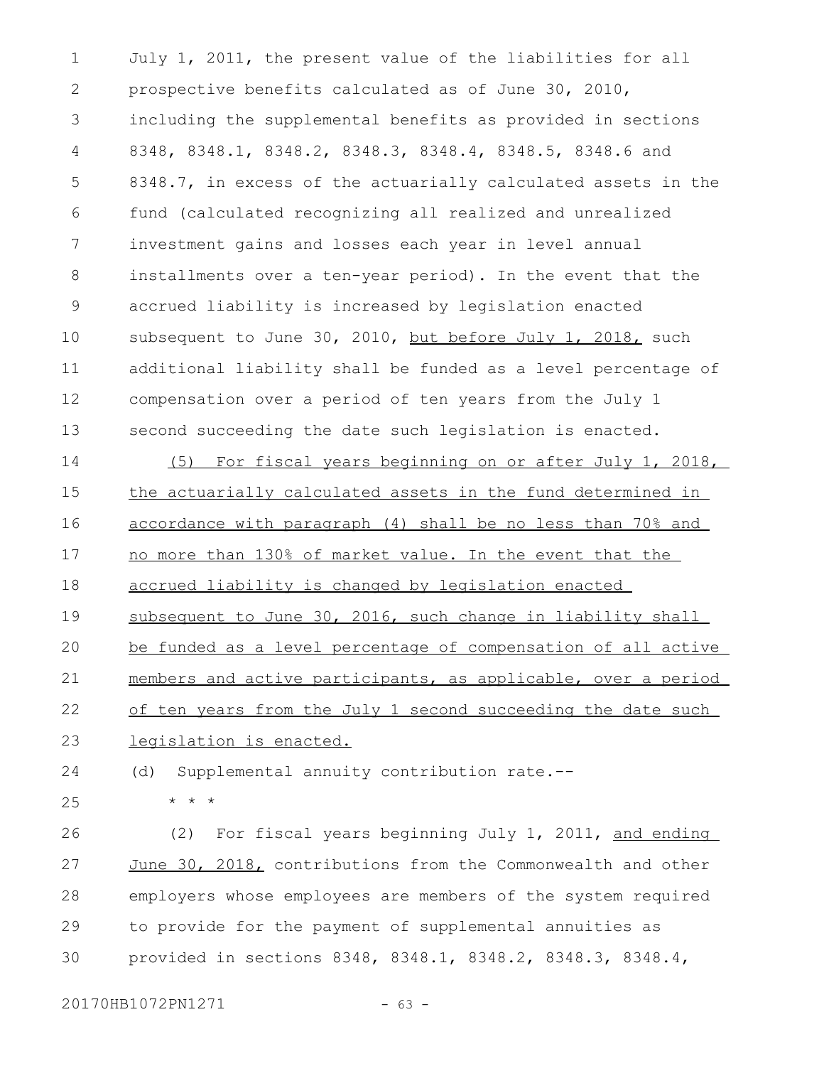July 1, 2011, the present value of the liabilities for all prospective benefits calculated as of June 30, 2010, including the supplemental benefits as provided in sections 8348, 8348.1, 8348.2, 8348.3, 8348.4, 8348.5, 8348.6 and 8348.7, in excess of the actuarially calculated assets in the fund (calculated recognizing all realized and unrealized investment gains and losses each year in level annual installments over a ten-year period). In the event that the accrued liability is increased by legislation enacted subsequent to June 30, 2010, <u>but before July 1, 2018,</u> such additional liability shall be funded as a level percentage of compensation over a period of ten years from the July 1 second succeeding the date such legislation is enacted.

<u>(5) For fiscal years beginning on or after July 1, 2018, the actuarially calculated assets in the fund determined in accordance with paragraph (4) shall be no less than 70% and no more than 130% of market value. In the event that the accrued liability is changed by legislation enacted subsequent to June 30, 2016, such change in liability shall be funded as a level percentage of compensation of all active members and active participants, as applicable, over a period of ten years from the July 1 second succeeding the date such legislation is enacted.</u>

(d) Supplemental annuity contribution rate.--

\* \* \*

(2) For fiscal years beginning July 1, 2011, <u>and ending June 30, 2018,</u> contributions from the Commonwealth and other employers whose employees are members of the system required to provide for the payment of supplemental annuities as provided in sections 8348, 8348.1, 8348.2, 8348.3, 8348.4,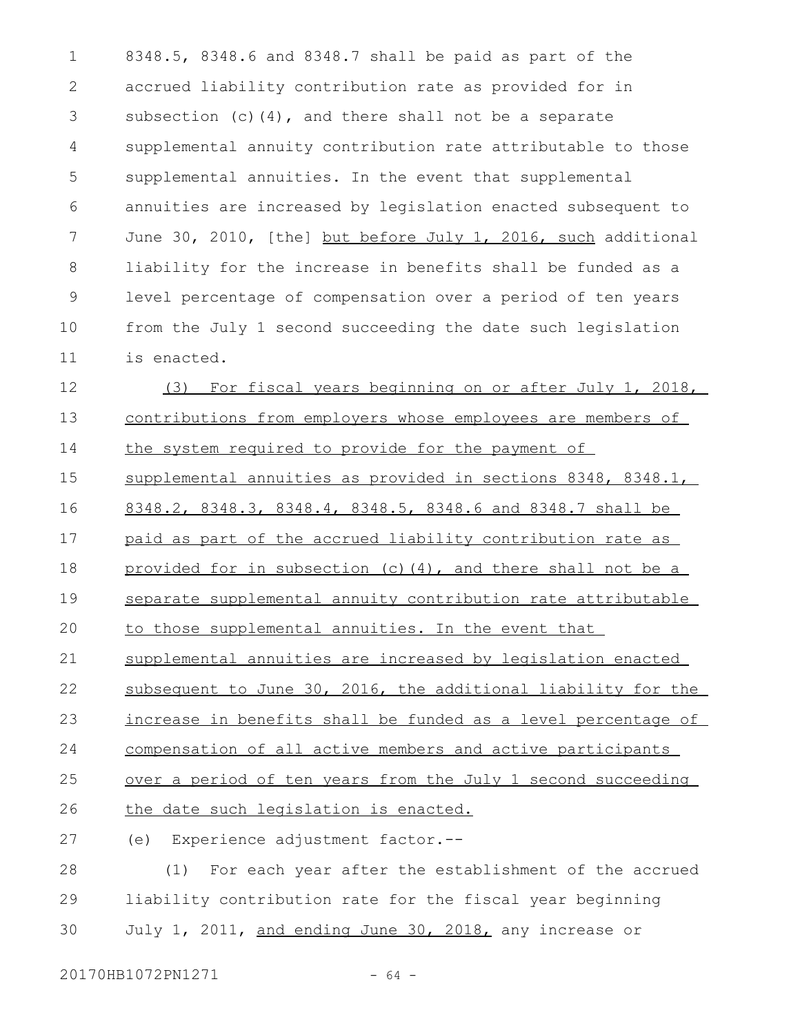8348.5, 8348.6 and 8348.7 shall be paid as part of the accrued liability contribution rate as provided for in subsection (c)(4), and there shall not be a separate supplemental annuity contribution rate attributable to those supplemental annuities. In the event that supplemental annuities are increased by legislation enacted subsequent to June 30, 2010, [the] but before July 1, 2016, such additional liability for the increase in benefits shall be funded as a level percentage of compensation over a period of ten years from the July 1 second succeeding the date such legislation is enacted.

(3) For fiscal years beginning on or after July 1, 2018, contributions from employers whose employees are members of the system required to provide for the payment of supplemental annuities as provided in sections 8348, 8348.1, 8348.2, 8348.3, 8348.4, 8348.5, 8348.6 and 8348.7 shall be paid as part of the accrued liability contribution rate as provided for in subsection (c)(4), and there shall not be a separate supplemental annuity contribution rate attributable to those supplemental annuities. In the event that supplemental annuities are increased by legislation enacted subsequent to June 30, 2016, the additional liability for the increase in benefits shall be funded as a level percentage of compensation of all active members and active participants over a period of ten years from the July 1 second succeeding the date such legislation is enacted.

(e) Experience adjustment factor.--

(1) For each year after the establishment of the accrued liability contribution rate for the fiscal year beginning July 1, 2011, and ending June 30, 2018, any increase or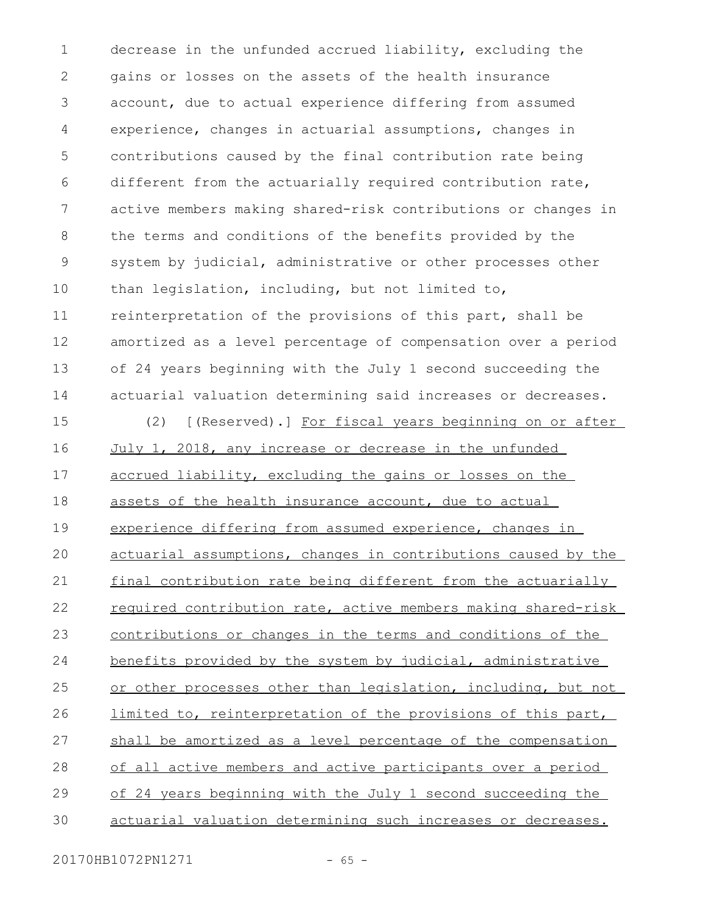decrease in the unfunded accrued liability, excluding the gains or losses on the assets of the health insurance account, due to actual experience differing from assumed experience, changes in actuarial assumptions, changes in contributions caused by the final contribution rate being different from the actuarially required contribution rate, active members making shared-risk contributions or changes in the terms and conditions of the benefits provided by the system by judicial, administrative or other processes other than legislation, including, but not limited to, reinterpretation of the provisions of this part, shall be amortized as a level percentage of compensation over a period of 24 years beginning with the July 1 second succeeding the actuarial valuation determining said increases or decreases.

(2) [(Reserved).] <u>For fiscal years beginning on or after July 1, 2018, any increase or decrease in the unfunded accrued liability, excluding the gains or losses on the assets of the health insurance account, due to actual experience differing from assumed experience, changes in actuarial assumptions, changes in contributions caused by the final contribution rate being different from the actuarially required contribution rate, active members making shared-risk contributions or changes in the terms and conditions of the benefits provided by the system by judicial, administrative or other processes other than legislation, including, but not limited to, reinterpretation of the provisions of this part, shall be amortized as a level percentage of the compensation of all active members and active participants over a period of 24 years beginning with the July 1 second succeeding the actuarial valuation determining such increases or decreases.</u>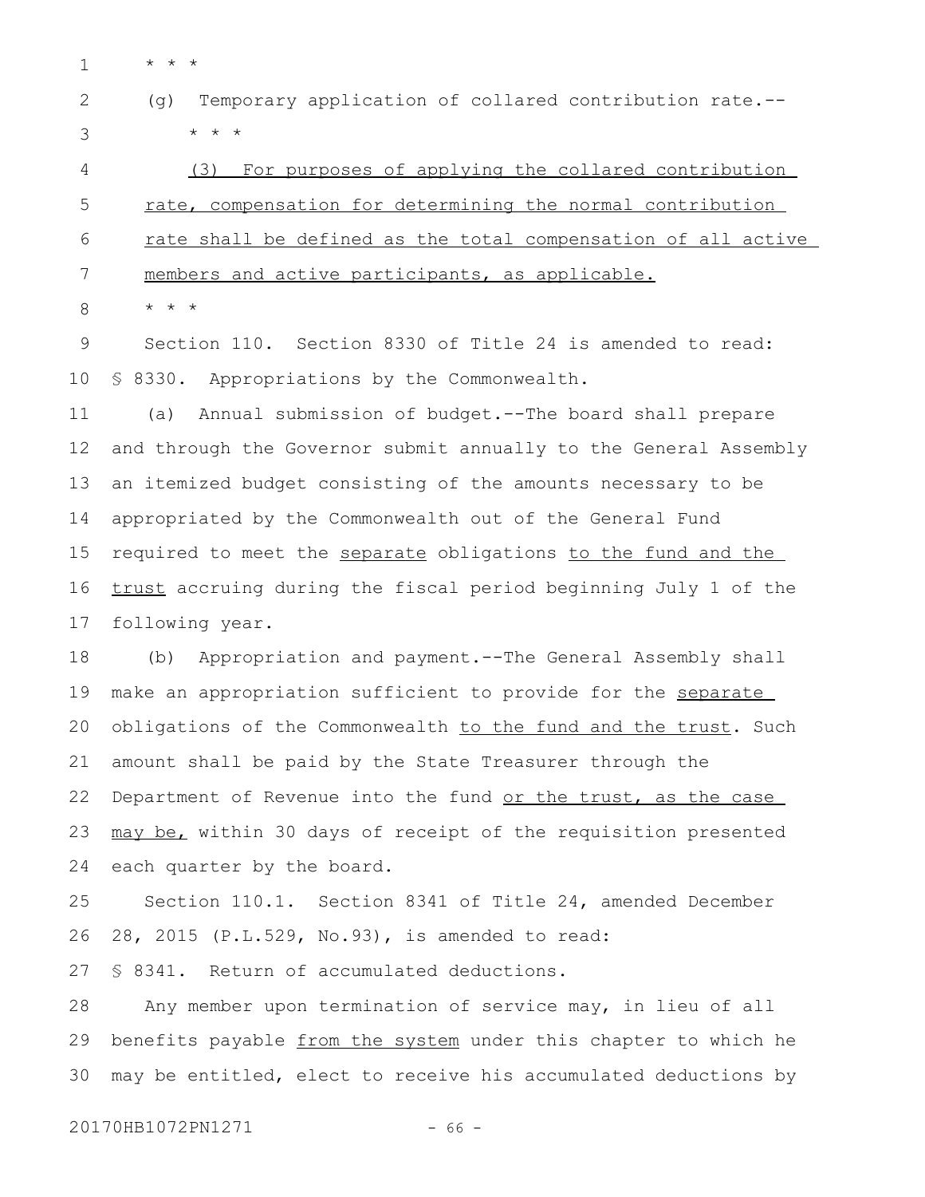\* \* \*

(g) Temporary application of collared contribution rate.--

\* \* \*

<u>(3) For purposes of applying the collared contribution rate, compensation for determining the normal contribution rate shall be defined as the total compensation of all active members and active participants, as applicable.</u>

\* \* \*

Section 110. Section 8330 of Title 24 is amended to read:

§ 8330. Appropriations by the Commonwealth.

(a) Annual submission of budget.--The board shall prepare and through the Governor submit annually to the General Assembly an itemized budget consisting of the amounts necessary to be appropriated by the Commonwealth out of the General Fund required to meet the <u>separate</u> obligations <u>to the fund and the trust</u> accruing during the fiscal period beginning July 1 of the following year.

(b) Appropriation and payment.--The General Assembly shall make an appropriation sufficient to provide for the <u>separate</u> obligations of the Commonwealth <u>to the fund and the trust</u>. Such amount shall be paid by the State Treasurer through the Department of Revenue into the fund <u>or the trust, as the case may be,</u> within 30 days of receipt of the requisition presented each quarter by the board.

Section 110.1. Section 8341 of Title 24, amended December 28, 2015 (P.L.529, No.93), is amended to read:

§ 8341. Return of accumulated deductions.

Any member upon termination of service may, in lieu of all benefits payable <u>from the system</u> under this chapter to which he may be entitled, elect to receive his accumulated deductions by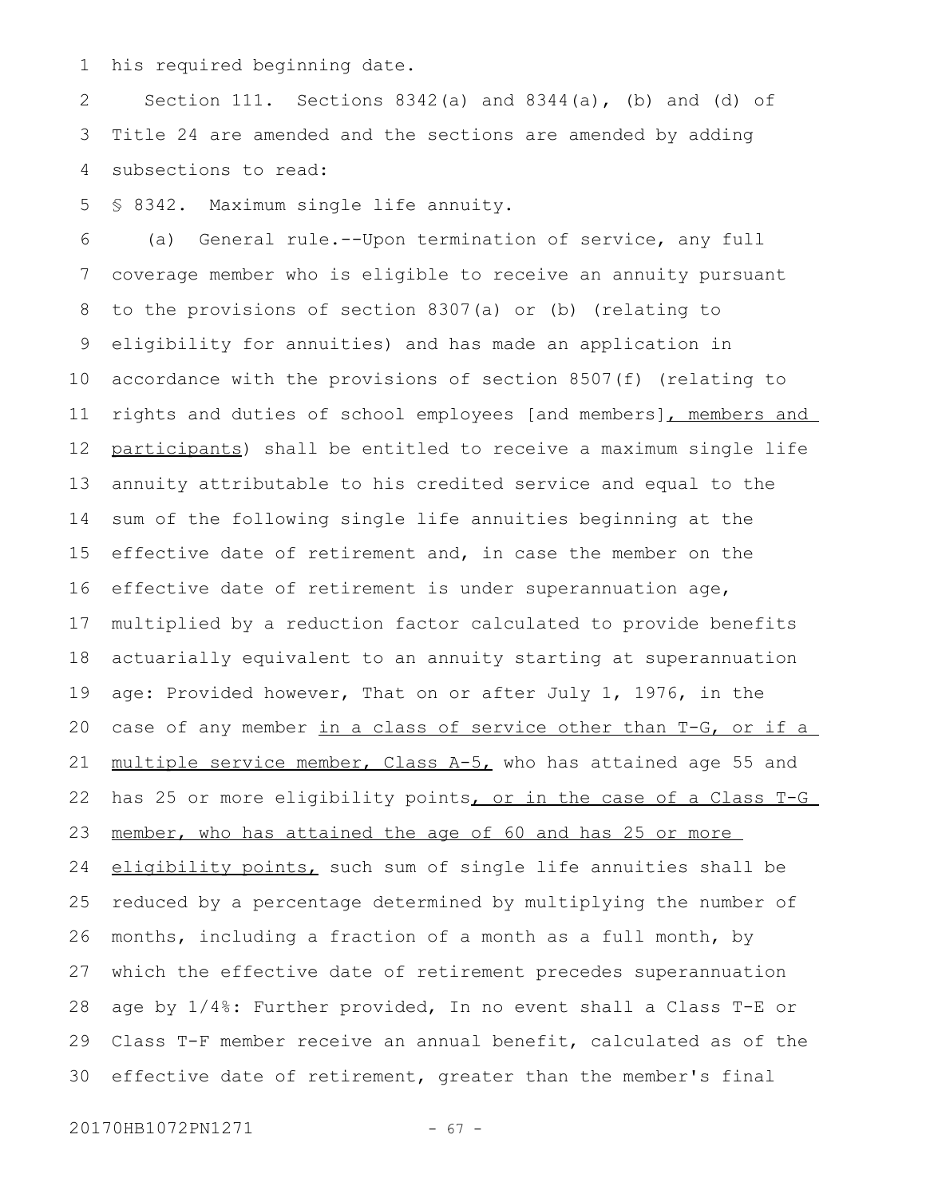his required beginning date.

Section 111. Sections 8342(a) and 8344(a), (b) and (d) of Title 24 are amended and the sections are amended by adding subsections to read:

§ 8342. Maximum single life annuity.

(a) General rule.--Upon termination of service, any full coverage member who is eligible to receive an annuity pursuant to the provisions of section 8307(a) or (b) (relating to eligibility for annuities) and has made an application in accordance with the provisions of section 8507(f) (relating to rights and duties of school employees [and members], members and participants) shall be entitled to receive a maximum single life annuity attributable to his credited service and equal to the sum of the following single life annuities beginning at the effective date of retirement and, in case the member on the effective date of retirement is under superannuation age, multiplied by a reduction factor calculated to provide benefits actuarially equivalent to an annuity starting at superannuation age: Provided however, That on or after July 1, 1976, in the case of any member in a class of service other than T-G, or if a multiple service member, Class A-5, who has attained age 55 and has 25 or more eligibility points, or in the case of a Class T-G member, who has attained the age of 60 and has 25 or more eligibility points, such sum of single life annuities shall be reduced by a percentage determined by multiplying the number of months, including a fraction of a month as a full month, by which the effective date of retirement precedes superannuation age by 1/4%: Further provided, In no event shall a Class T-E or Class T-F member receive an annual benefit, calculated as of the effective date of retirement, greater than the member's final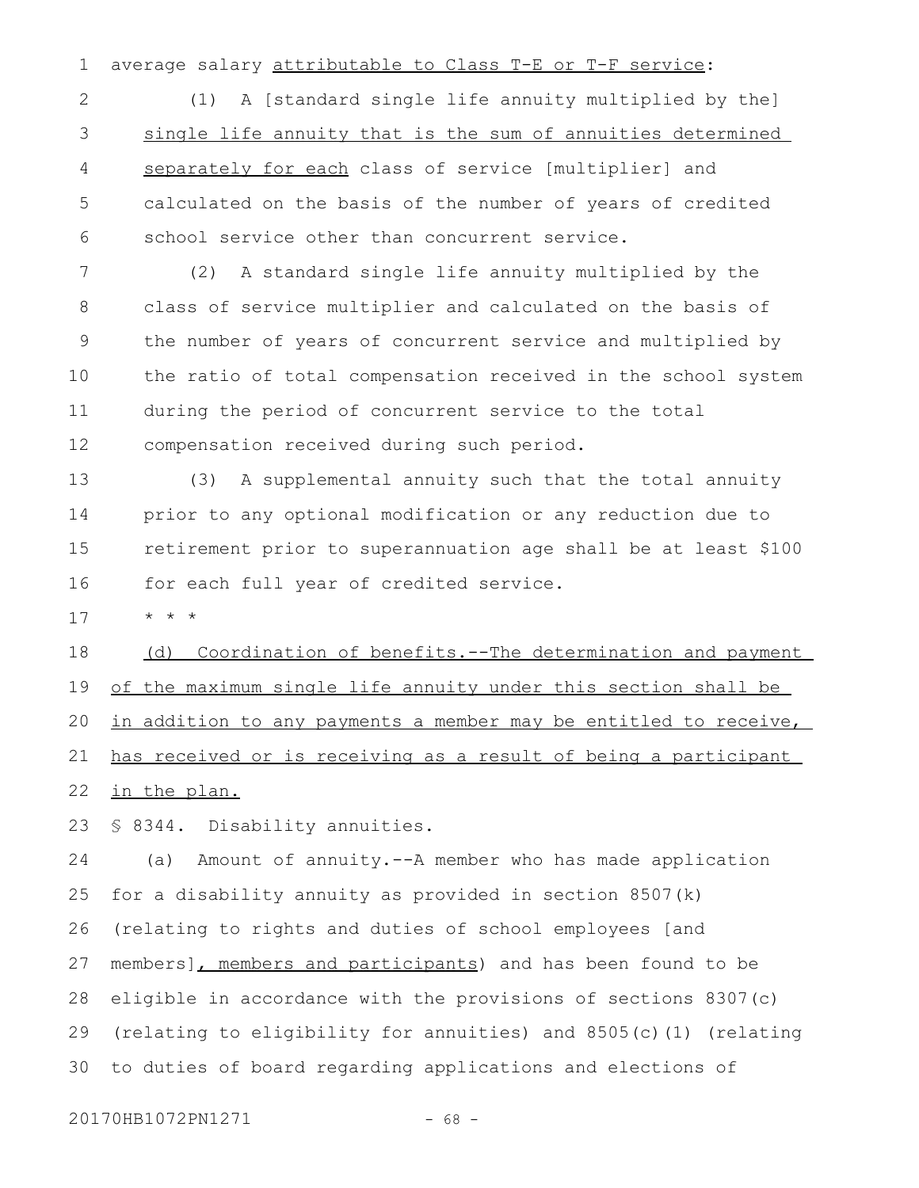average salary <u>attributable to Class T-E or T-F service</u>:

(1) A [standard single life annuity multiplied by the] <u>single life annuity that is the sum of annuities determined separately for each</u> class of service [multiplier] and calculated on the basis of the number of years of credited school service other than concurrent service.

(2) A standard single life annuity multiplied by the class of service multiplier and calculated on the basis of the number of years of concurrent service and multiplied by the ratio of total compensation received in the school system during the period of concurrent service to the total compensation received during such period.

(3) A supplemental annuity such that the total annuity prior to any optional modification or any reduction due to retirement prior to superannuation age shall be at least $100 for each full year of credited service.

\* \* \*

<u>(d) Coordination of benefits.--The determination and payment of the maximum single life annuity under this section shall be in addition to any payments a member may be entitled to receive, has received or is receiving as a result of being a participant in the plan.</u>

§ 8344. Disability annuities.

(a) Amount of annuity.--A member who has made application for a disability annuity as provided in section 8507(k) (relating to rights and duties of school employees [and members]<u>, members and participants</u>) and has been found to be eligible in accordance with the provisions of sections 8307(c) (relating to eligibility for annuities) and 8505(c)(1) (relating to duties of board regarding applications and elections of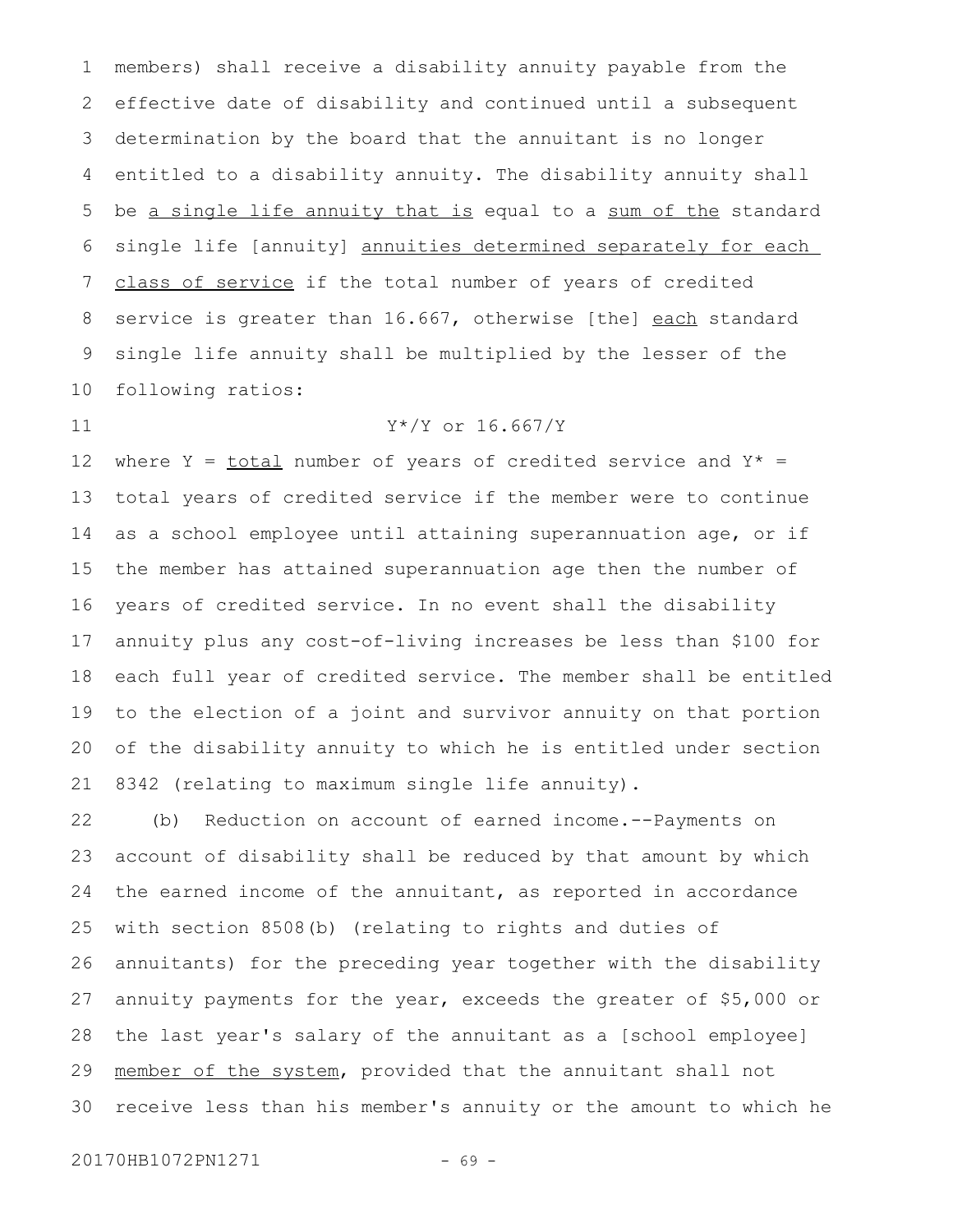members) shall receive a disability annuity payable from the effective date of disability and continued until a subsequent determination by the board that the annuitant is no longer entitled to a disability annuity. The disability annuity shall be <u>a single life annuity that is</u> equal to a <u>sum of the</u> standard single life [annuity] <u>annuities determined separately for each class of service</u> if the total number of years of credited service is greater than 16.667, otherwise [the] <u>each</u> standard single life annuity shall be multiplied by the lesser of the following ratios:

$$Y^*/Y \text{ or } 16.667/Y$$

where Y = <u>total</u> number of years of credited service and Y* = total years of credited service if the member were to continue as a school employee until attaining superannuation age, or if the member has attained superannuation age then the number of years of credited service. In no event shall the disability annuity plus any cost-of-living increases be less than $100 for each full year of credited service. The member shall be entitled to the election of a joint and survivor annuity on that portion of the disability annuity to which he is entitled under section 8342 (relating to maximum single life annuity).

(b) Reduction on account of earned income.--Payments on account of disability shall be reduced by that amount by which the earned income of the annuitant, as reported in accordance with section 8508(b) (relating to rights and duties of annuitants) for the preceding year together with the disability annuity payments for the year, exceeds the greater of $5,000 or the last year's salary of the annuitant as a [school employee] <u>member of the system</u>, provided that the annuitant shall not receive less than his member's annuity or the amount to which he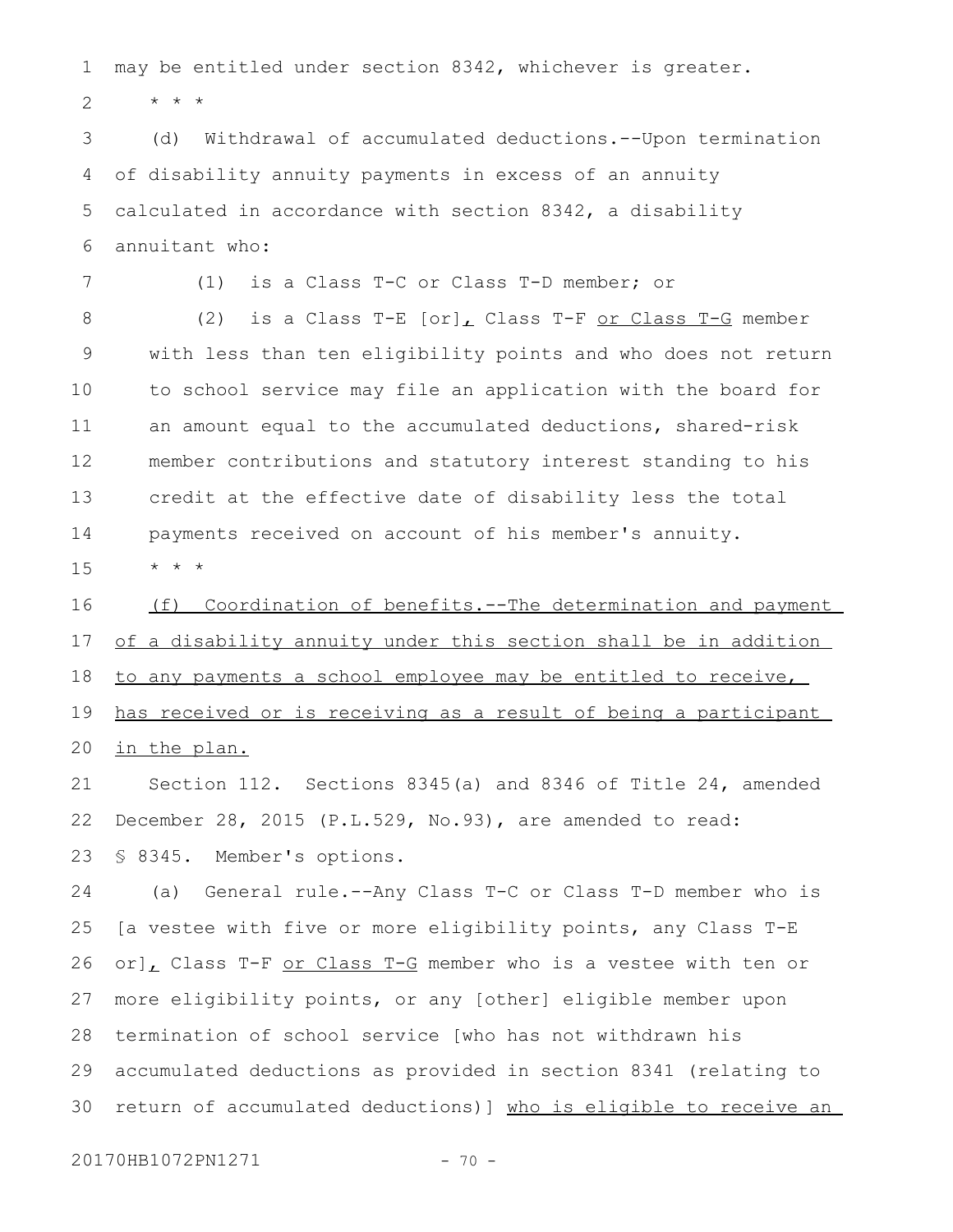may be entitled under section 8342, whichever is greater.

* * *

(d) Withdrawal of accumulated deductions.--Upon termination of disability annuity payments in excess of an annuity calculated in accordance with section 8342, a disability annuitant who:

(1) is a Class T-C or Class T-D member; or

(2) is a Class T-E [or], Class T-F or Class T-G member with less than ten eligibility points and who does not return to school service may file an application with the board for an amount equal to the accumulated deductions, shared-risk member contributions and statutory interest standing to his credit at the effective date of disability less the total payments received on account of his member's annuity.

* * *

(f) Coordination of benefits.--The determination and payment of a disability annuity under this section shall be in addition to any payments a school employee may be entitled to receive, has received or is receiving as a result of being a participant in the plan.

Section 112. Sections 8345(a) and 8346 of Title 24, amended December 28, 2015 (P.L.529, No.93), are amended to read:

§ 8345. Member's options.

(a) General rule.--Any Class T-C or Class T-D member who is [a vestee with five or more eligibility points, any Class T-E or], Class T-F or Class T-G member who is a vestee with ten or more eligibility points, or any [other] eligible member upon termination of school service [who has not withdrawn his accumulated deductions as provided in section 8341 (relating to return of accumulated deductions)] who is eligible to receive an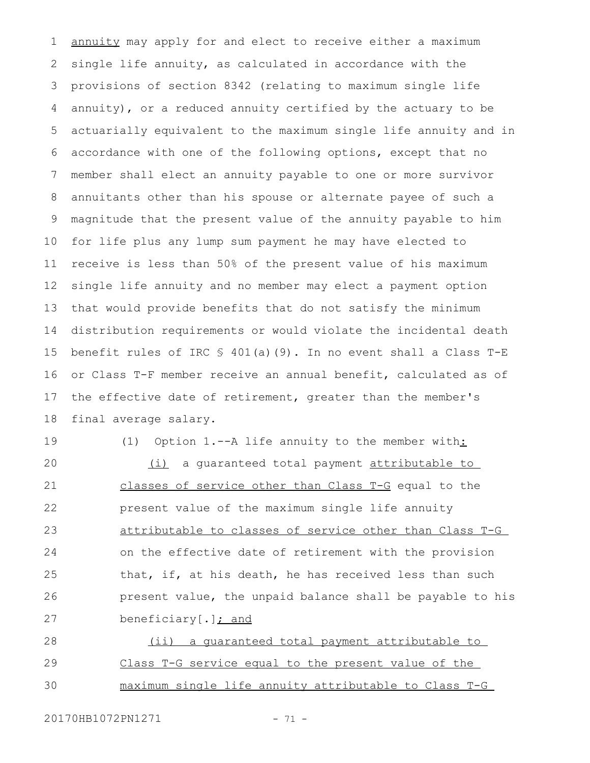annuity may apply for and elect to receive either a maximum single life annuity, as calculated in accordance with the provisions of section 8342 (relating to maximum single life annuity), or a reduced annuity certified by the actuary to be actuarially equivalent to the maximum single life annuity and in accordance with one of the following options, except that no member shall elect an annuity payable to one or more survivor annuitants other than his spouse or alternate payee of such a magnitude that the present value of the annuity payable to him for life plus any lump sum payment he may have elected to receive is less than 50% of the present value of his maximum single life annuity and no member may elect a payment option that would provide benefits that do not satisfy the minimum distribution requirements or would violate the incidental death benefit rules of IRC § 401(a)(9). In no event shall a Class T-E or Class T-F member receive an annual benefit, calculated as of the effective date of retirement, greater than the member's final average salary.

(1) Option 1.--A life annuity to the member with:

(i) a guaranteed total payment attributable to classes of service other than Class T-G equal to the present value of the maximum single life annuity attributable to classes of service other than Class T-G on the effective date of retirement with the provision that, if, at his death, he has received less than such present value, the unpaid balance shall be payable to his beneficiary[.]; and

(ii) a guaranteed total payment attributable to Class T-G service equal to the present value of the maximum single life annuity attributable to Class T-G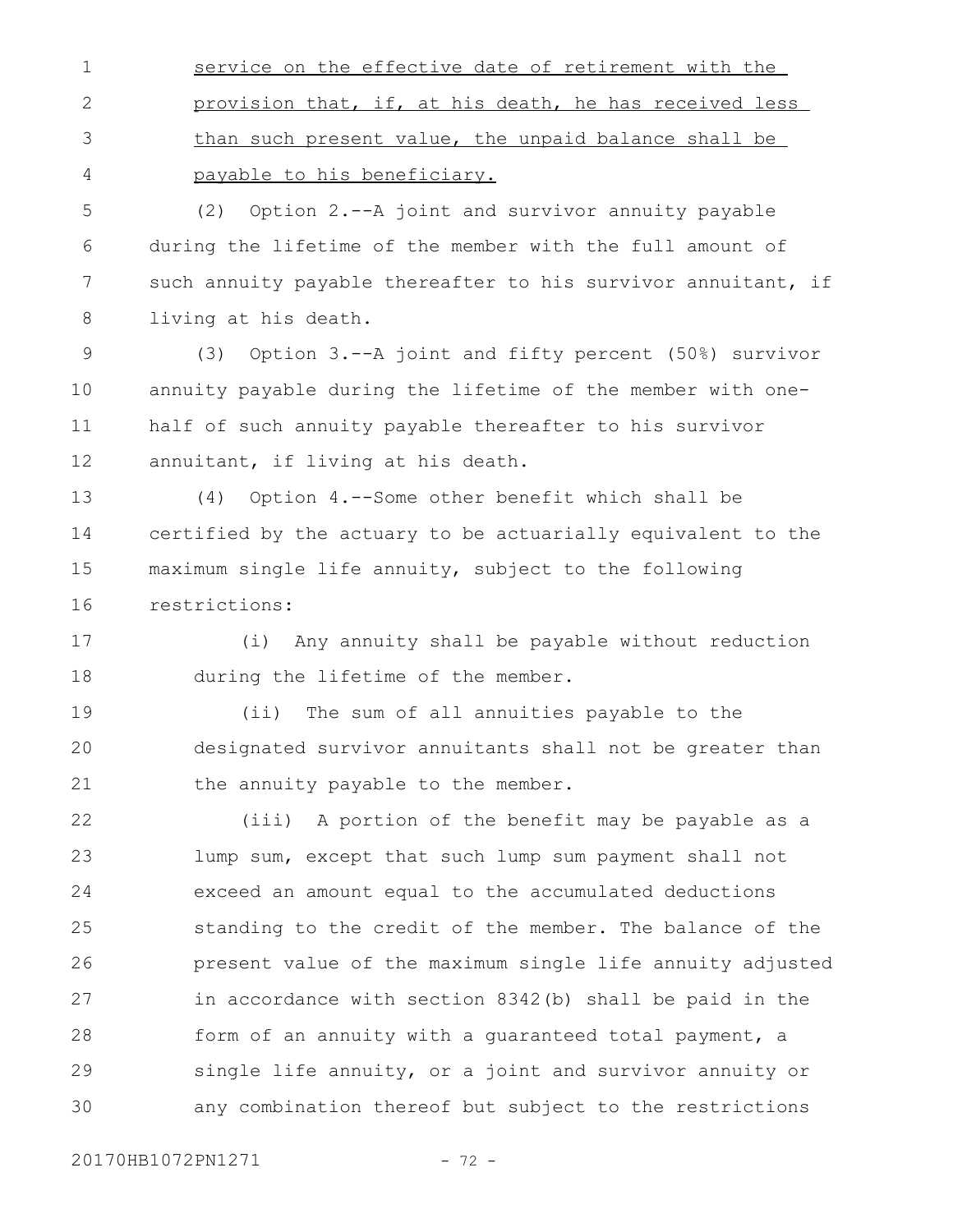service on the effective date of retirement with the provision that, if, at his death, he has received less than such present value, the unpaid balance shall be payable to his beneficiary.

(2) Option 2.--A joint and survivor annuity payable during the lifetime of the member with the full amount of such annuity payable thereafter to his survivor annuitant, if living at his death.

(3) Option 3.--A joint and fifty percent (50%) survivor annuity payable during the lifetime of the member with one-half of such annuity payable thereafter to his survivor annuitant, if living at his death.

(4) Option 4.--Some other benefit which shall be certified by the actuary to be actuarially equivalent to the maximum single life annuity, subject to the following restrictions:

(i) Any annuity shall be payable without reduction during the lifetime of the member.

(ii) The sum of all annuities payable to the designated survivor annuitants shall not be greater than the annuity payable to the member.

(iii) A portion of the benefit may be payable as a lump sum, except that such lump sum payment shall not exceed an amount equal to the accumulated deductions standing to the credit of the member. The balance of the present value of the maximum single life annuity adjusted in accordance with section 8342(b) shall be paid in the form of an annuity with a guaranteed total payment, a single life annuity, or a joint and survivor annuity or any combination thereof but subject to the restrictions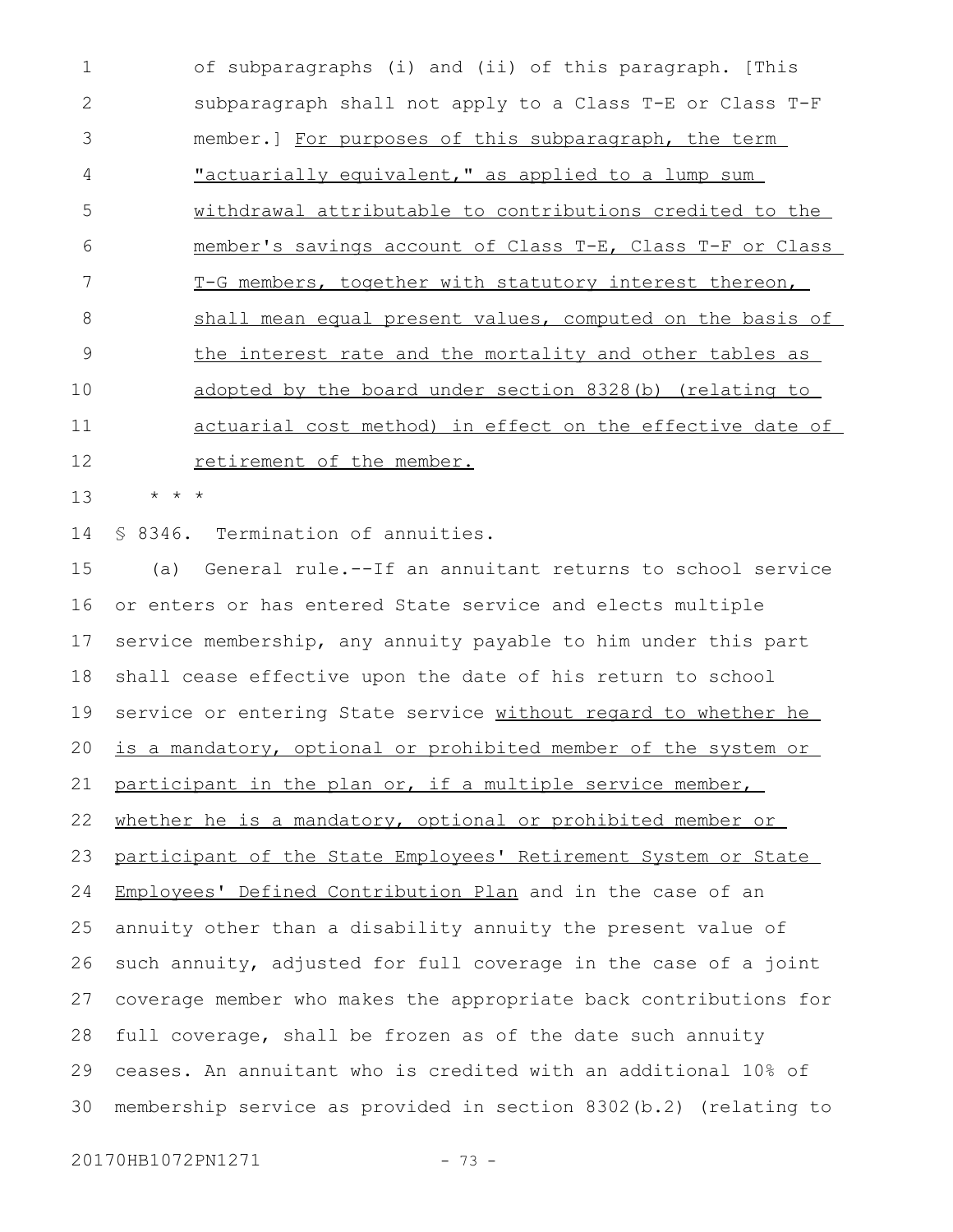of subparagraphs (i) and (ii) of this paragraph. [This subparagraph shall not apply to a Class T-E or Class T-F member.] For purposes of this subparagraph, the term "actuarially equivalent," as applied to a lump sum withdrawal attributable to contributions credited to the member's savings account of Class T-E, Class T-F or Class T-G members, together with statutory interest thereon, shall mean equal present values, computed on the basis of the interest rate and the mortality and other tables as adopted by the board under section 8328(b) (relating to actuarial cost method) in effect on the effective date of retirement of the member.

* * *

§ 8346. Termination of annuities.

(a) General rule.--If an annuitant returns to school service or enters or has entered State service and elects multiple service membership, any annuity payable to him under this part shall cease effective upon the date of his return to school service or entering State service without regard to whether he is a mandatory, optional or prohibited member of the system or participant in the plan or, if a multiple service member, whether he is a mandatory, optional or prohibited member or participant of the State Employees' Retirement System or State Employees' Defined Contribution Plan and in the case of an annuity other than a disability annuity the present value of such annuity, adjusted for full coverage in the case of a joint coverage member who makes the appropriate back contributions for full coverage, shall be frozen as of the date such annuity ceases. An annuitant who is credited with an additional 10% of membership service as provided in section 8302(b.2) (relating to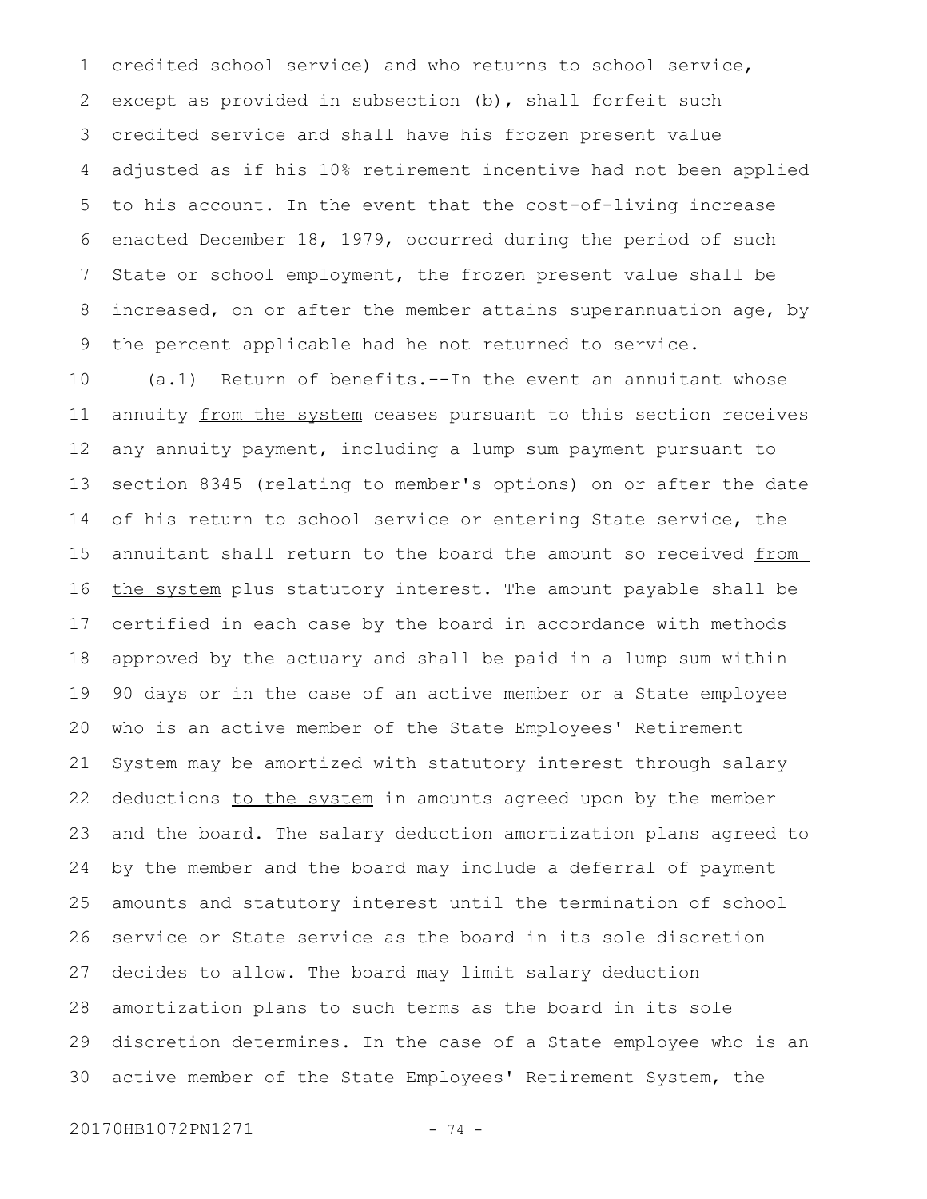credited school service) and who returns to school service, except as provided in subsection (b), shall forfeit such credited service and shall have his frozen present value adjusted as if his 10% retirement incentive had not been applied to his account. In the event that the cost-of-living increase enacted December 18, 1979, occurred during the period of such State or school employment, the frozen present value shall be increased, on or after the member attains superannuation age, by the percent applicable had he not returned to service.

(a.1) Return of benefits.--In the event an annuitant whose annuity from the system ceases pursuant to this section receives any annuity payment, including a lump sum payment pursuant to section 8345 (relating to member's options) on or after the date of his return to school service or entering State service, the annuitant shall return to the board the amount so received from the system plus statutory interest. The amount payable shall be certified in each case by the board in accordance with methods approved by the actuary and shall be paid in a lump sum within 90 days or in the case of an active member or a State employee who is an active member of the State Employees' Retirement System may be amortized with statutory interest through salary deductions to the system in amounts agreed upon by the member and the board. The salary deduction amortization plans agreed to by the member and the board may include a deferral of payment amounts and statutory interest until the termination of school service or State service as the board in its sole discretion decides to allow. The board may limit salary deduction amortization plans to such terms as the board in its sole discretion determines. In the case of a State employee who is an active member of the State Employees' Retirement System, the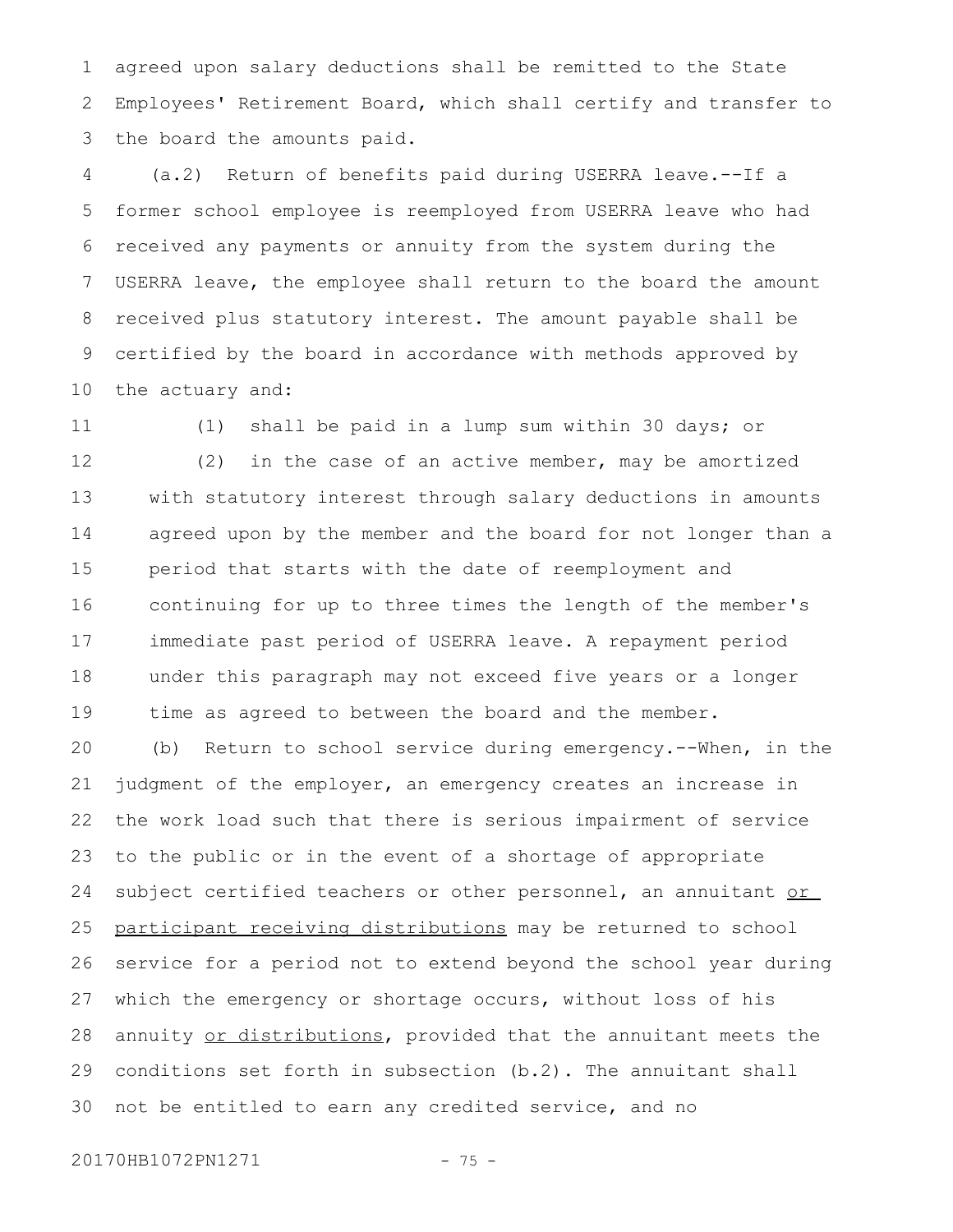agreed upon salary deductions shall be remitted to the State Employees' Retirement Board, which shall certify and transfer to the board the amounts paid.

(a.2) Return of benefits paid during USERRA leave.--If a former school employee is reemployed from USERRA leave who had received any payments or annuity from the system during the USERRA leave, the employee shall return to the board the amount received plus statutory interest. The amount payable shall be certified by the board in accordance with methods approved by the actuary and:

(1) shall be paid in a lump sum within 30 days; or

(2) in the case of an active member, may be amortized with statutory interest through salary deductions in amounts agreed upon by the member and the board for not longer than a period that starts with the date of reemployment and continuing for up to three times the length of the member's immediate past period of USERRA leave. A repayment period under this paragraph may not exceed five years or a longer time as agreed to between the board and the member.

(b) Return to school service during emergency.--When, in the judgment of the employer, an emergency creates an increase in the work load such that there is serious impairment of service to the public or in the event of a shortage of appropriate subject certified teachers or other personnel, an annuitant <u>or participant receiving distributions</u> may be returned to school service for a period not to extend beyond the school year during which the emergency or shortage occurs, without loss of his annuity <u>or distributions</u>, provided that the annuitant meets the conditions set forth in subsection (b.2). The annuitant shall not be entitled to earn any credited service, and no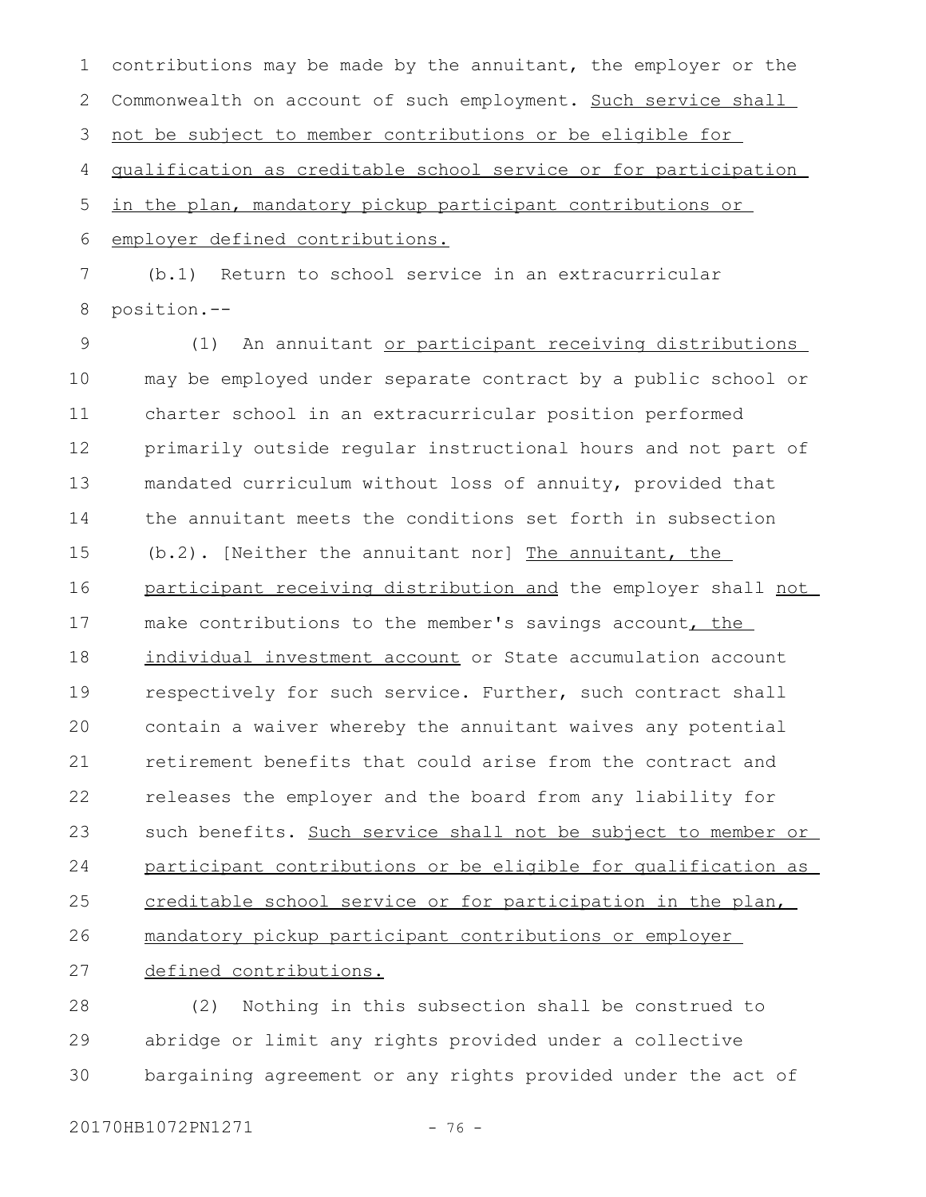contributions may be made by the annuitant, the employer or the Commonwealth on account of such employment. Such service shall not be subject to member contributions or be eligible for qualification as creditable school service or for participation in the plan, mandatory pickup participant contributions or employer defined contributions.

(b.1) Return to school service in an extracurricular position.--

(1) An annuitant or participant receiving distributions may be employed under separate contract by a public school or charter school in an extracurricular position performed primarily outside regular instructional hours and not part of mandated curriculum without loss of annuity, provided that the annuitant meets the conditions set forth in subsection (b.2). [Neither the annuitant nor] The annuitant, the participant receiving distribution and the employer shall not make contributions to the member's savings account, the individual investment account or State accumulation account respectively for such service. Further, such contract shall contain a waiver whereby the annuitant waives any potential retirement benefits that could arise from the contract and releases the employer and the board from any liability for such benefits. Such service shall not be subject to member or participant contributions or be eligible for qualification as creditable school service or for participation in the plan, mandatory pickup participant contributions or employer defined contributions.

(2) Nothing in this subsection shall be construed to abridge or limit any rights provided under a collective bargaining agreement or any rights provided under the act of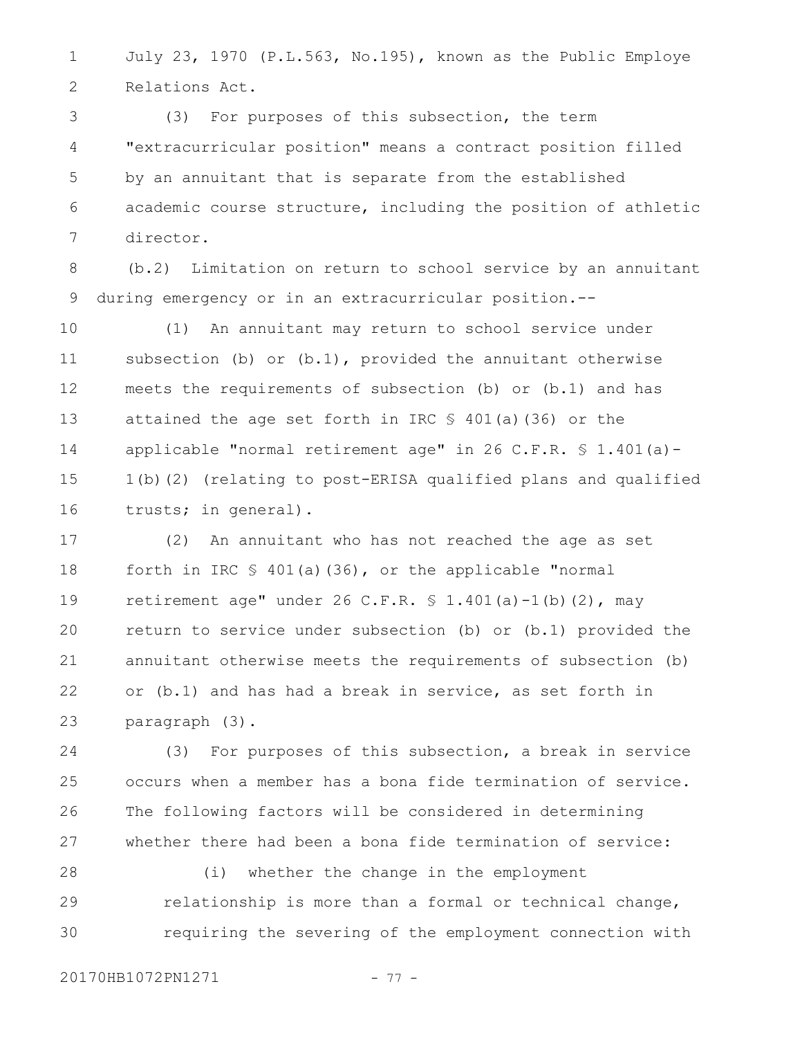July 23, 1970 (P.L.563, No.195), known as the Public Employe Relations Act.

(3) For purposes of this subsection, the term "extracurricular position" means a contract position filled by an annuitant that is separate from the established academic course structure, including the position of athletic director.

(b.2) Limitation on return to school service by an annuitant during emergency or in an extracurricular position.--

(1) An annuitant may return to school service under subsection (b) or (b.1), provided the annuitant otherwise meets the requirements of subsection (b) or (b.1) and has attained the age set forth in IRC § 401(a)(36) or the applicable "normal retirement age" in 26 C.F.R. § 1.401(a)-1(b)(2) (relating to post-ERISA qualified plans and qualified trusts; in general).

(2) An annuitant who has not reached the age as set forth in IRC § 401(a)(36), or the applicable "normal retirement age" under 26 C.F.R. § 1.401(a)-1(b)(2), may return to service under subsection (b) or (b.1) provided the annuitant otherwise meets the requirements of subsection (b) or (b.1) and has had a break in service, as set forth in paragraph (3).

(3) For purposes of this subsection, a break in service occurs when a member has a bona fide termination of service. The following factors will be considered in determining whether there had been a bona fide termination of service:

(i) whether the change in the employment relationship is more than a formal or technical change, requiring the severing of the employment connection with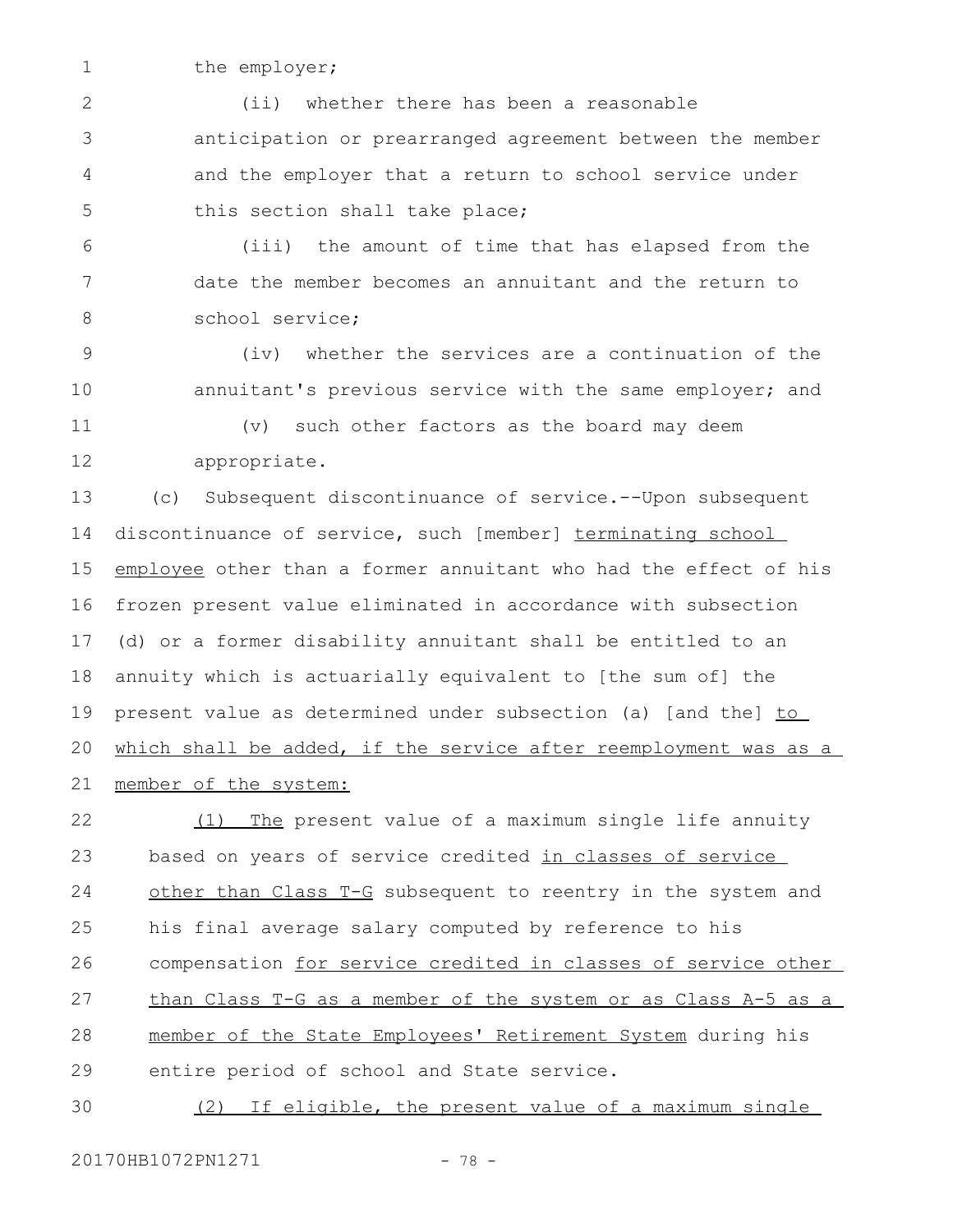the employer;

(ii) whether there has been a reasonable anticipation or prearranged agreement between the member and the employer that a return to school service under this section shall take place;

(iii) the amount of time that has elapsed from the date the member becomes an annuitant and the return to school service;

(iv) whether the services are a continuation of the annuitant's previous service with the same employer; and

(v) such other factors as the board may deem appropriate.

(c) Subsequent discontinuance of service.--Upon subsequent discontinuance of service, such [member] terminating school employee other than a former annuitant who had the effect of his frozen present value eliminated in accordance with subsection (d) or a former disability annuitant shall be entitled to an annuity which is actuarially equivalent to [the sum of] the present value as determined under subsection (a) [and the] to which shall be added, if the service after reemployment was as a member of the system:

(1) The present value of a maximum single life annuity based on years of service credited in classes of service other than Class T-G subsequent to reentry in the system and his final average salary computed by reference to his compensation for service credited in classes of service other than Class T-G as a member of the system or as Class A-5 as a member of the State Employees' Retirement System during his entire period of school and State service.

(2) If eligible, the present value of a maximum single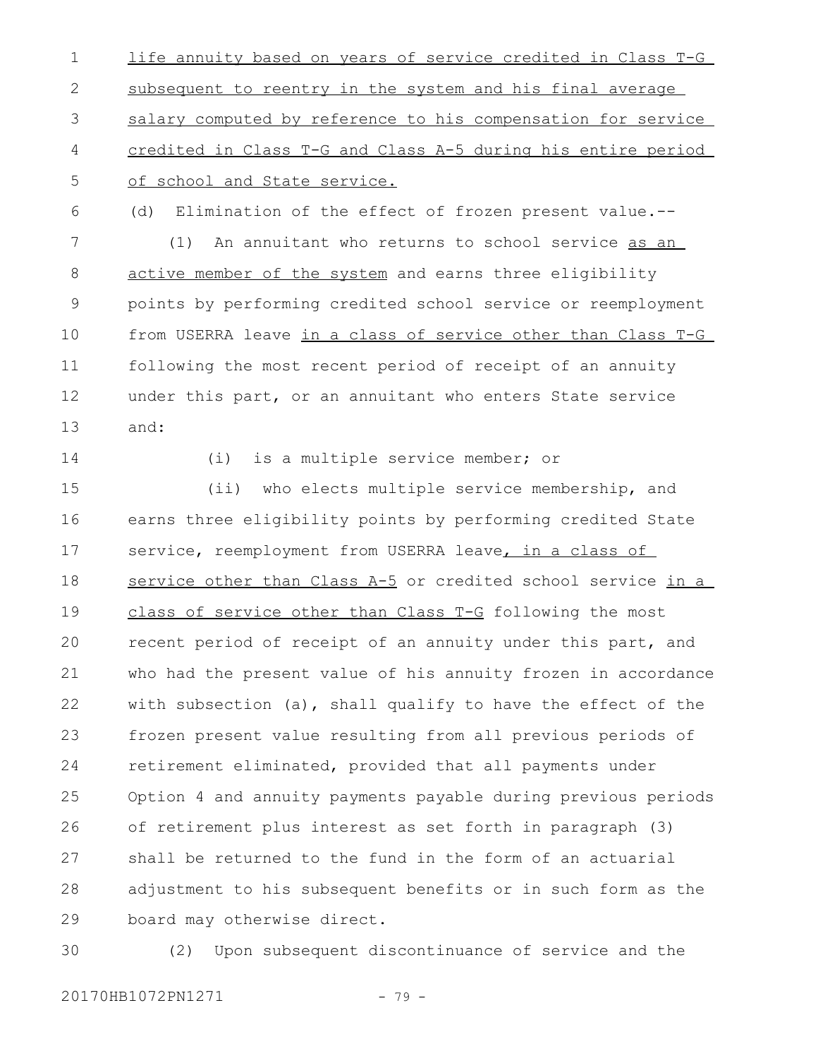life annuity based on years of service credited in Class T-G subsequent to reentry in the system and his final average salary computed by reference to his compensation for service credited in Class T-G and Class A-5 during his entire period of school and State service.

(d) Elimination of the effect of frozen present value.--

(1) An annuitant who returns to school service as an active member of the system and earns three eligibility points by performing credited school service or reemployment from USERRA leave in a class of service other than Class T-G following the most recent period of receipt of an annuity under this part, or an annuitant who enters State service and:

(i) is a multiple service member; or

(ii) who elects multiple service membership, and earns three eligibility points by performing credited State service, reemployment from USERRA leave, in a class of service other than Class A-5 or credited school service in a class of service other than Class T-G following the most recent period of receipt of an annuity under this part, and who had the present value of his annuity frozen in accordance with subsection (a), shall qualify to have the effect of the frozen present value resulting from all previous periods of retirement eliminated, provided that all payments under Option 4 and annuity payments payable during previous periods of retirement plus interest as set forth in paragraph (3) shall be returned to the fund in the form of an actuarial adjustment to his subsequent benefits or in such form as the board may otherwise direct.

(2) Upon subsequent discontinuance of service and the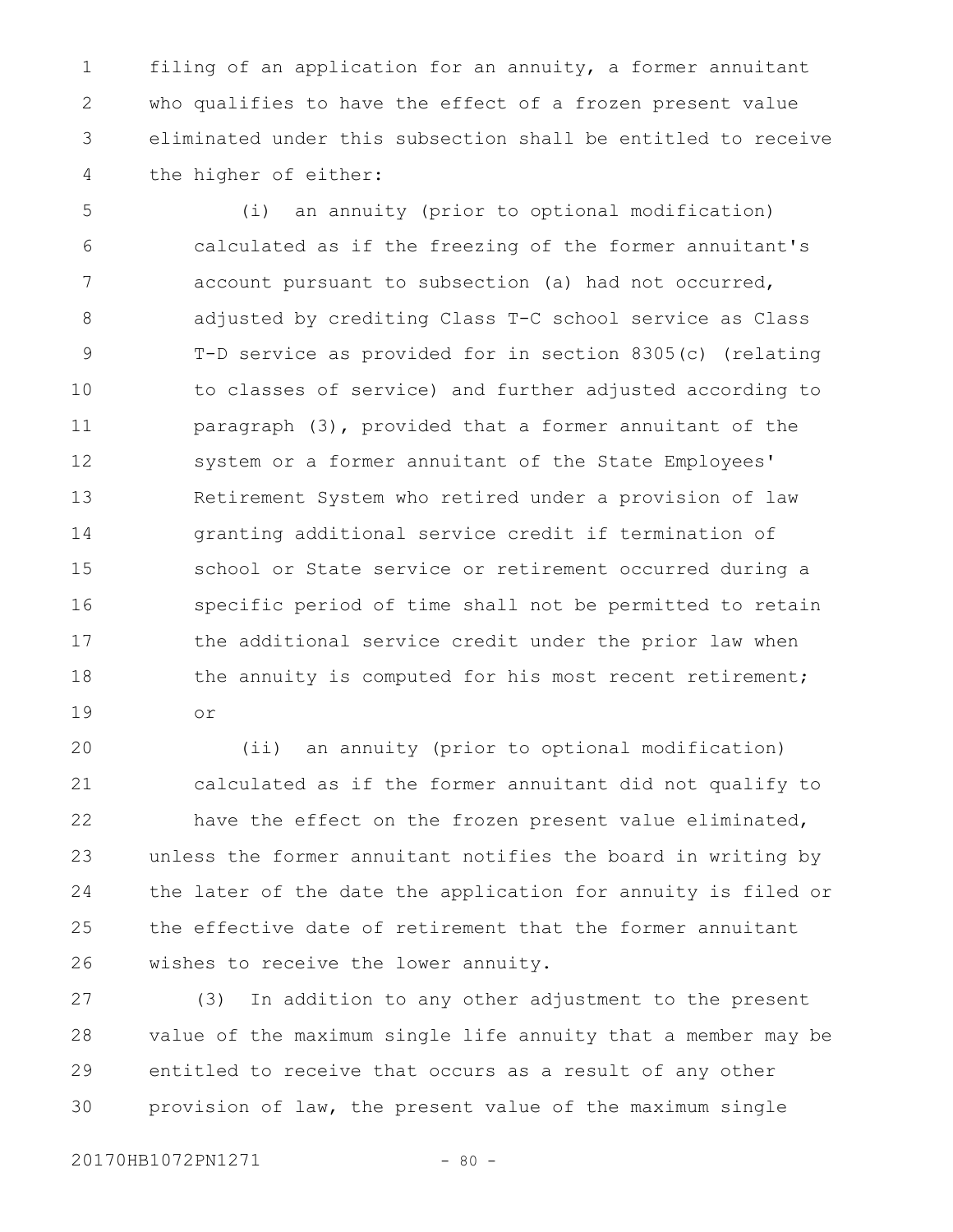filing of an application for an annuity, a former annuitant who qualifies to have the effect of a frozen present value eliminated under this subsection shall be entitled to receive the higher of either:

(i) an annuity (prior to optional modification) calculated as if the freezing of the former annuitant's account pursuant to subsection (a) had not occurred, adjusted by crediting Class T-C school service as Class T-D service as provided for in section 8305(c) (relating to classes of service) and further adjusted according to paragraph (3), provided that a former annuitant of the system or a former annuitant of the State Employees' Retirement System who retired under a provision of law granting additional service credit if termination of school or State service or retirement occurred during a specific period of time shall not be permitted to retain the additional service credit under the prior law when the annuity is computed for his most recent retirement; or

(ii) an annuity (prior to optional modification) calculated as if the former annuitant did not qualify to have the effect on the frozen present value eliminated,

unless the former annuitant notifies the board in writing by the later of the date the application for annuity is filed or the effective date of retirement that the former annuitant wishes to receive the lower annuity.

(3) In addition to any other adjustment to the present value of the maximum single life annuity that a member may be entitled to receive that occurs as a result of any other provision of law, the present value of the maximum single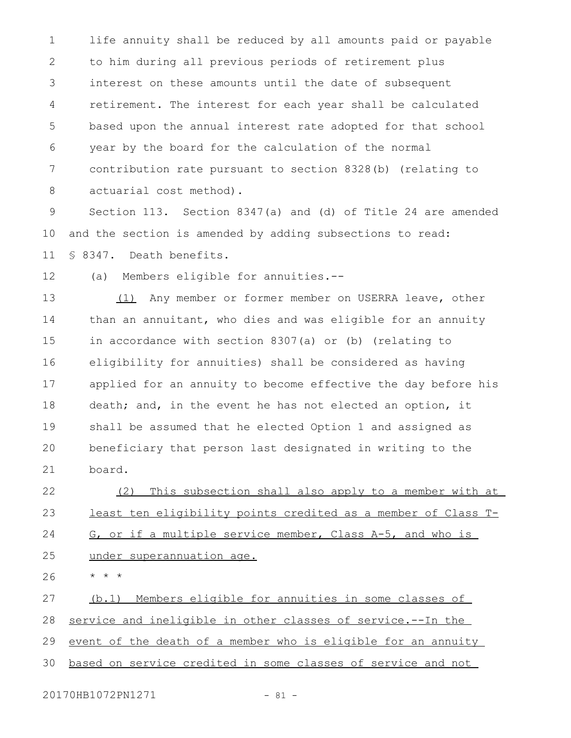life annuity shall be reduced by all amounts paid or payable to him during all previous periods of retirement plus interest on these amounts until the date of subsequent retirement. The interest for each year shall be calculated based upon the annual interest rate adopted for that school year by the board for the calculation of the normal contribution rate pursuant to section 8328(b) (relating to actuarial cost method).

Section 113. Section 8347(a) and (d) of Title 24 are amended and the section is amended by adding subsections to read:

§ 8347. Death benefits.

(a) Members eligible for annuities.--

(1) Any member or former member on USERRA leave, other than an annuitant, who dies and was eligible for an annuity in accordance with section 8307(a) or (b) (relating to eligibility for annuities) shall be considered as having applied for an annuity to become effective the day before his death; and, in the event he has not elected an option, it shall be assumed that he elected Option 1 and assigned as beneficiary that person last designated in writing to the board.

(2) This subsection shall also apply to a member with at least ten eligibility points credited as a member of Class T-G, or if a multiple service member, Class A-5, and who is under superannuation age.

* * *

(b.1) Members eligible for annuities in some classes of service and ineligible in other classes of service.--In the event of the death of a member who is eligible for an annuity based on service credited in some classes of service and not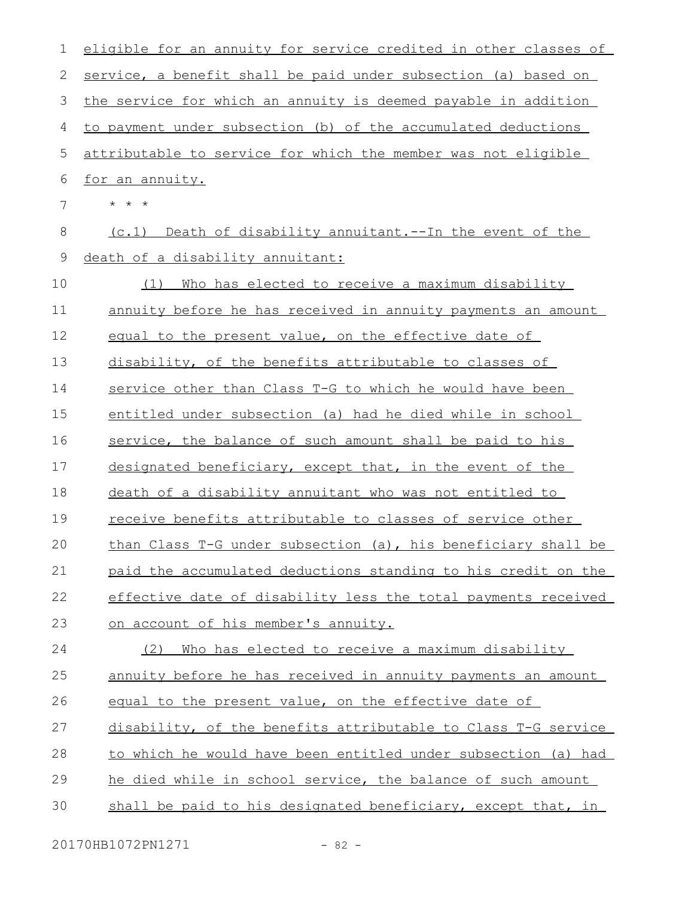eligible for an annuity for service credited in other classes of service, a benefit shall be paid under subsection (a) based on the service for which an annuity is deemed payable in addition to payment under subsection (b) of the accumulated deductions attributable to service for which the member was not eligible for an annuity.

* * *

(c.1) Death of disability annuitant.--In the event of the death of a disability annuitant:

(1) Who has elected to receive a maximum disability annuity before he has received in annuity payments an amount equal to the present value, on the effective date of disability, of the benefits attributable to classes of service other than Class T-G to which he would have been entitled under subsection (a) had he died while in school service, the balance of such amount shall be paid to his designated beneficiary, except that, in the event of the death of a disability annuitant who was not entitled to receive benefits attributable to classes of service other than Class T-G under subsection (a), his beneficiary shall be paid the accumulated deductions standing to his credit on the effective date of disability less the total payments received on account of his member's annuity.

(2) Who has elected to receive a maximum disability annuity before he has received in annuity payments an amount equal to the present value, on the effective date of disability, of the benefits attributable to Class T-G service to which he would have been entitled under subsection (a) had he died while in school service, the balance of such amount shall be paid to his designated beneficiary, except that, in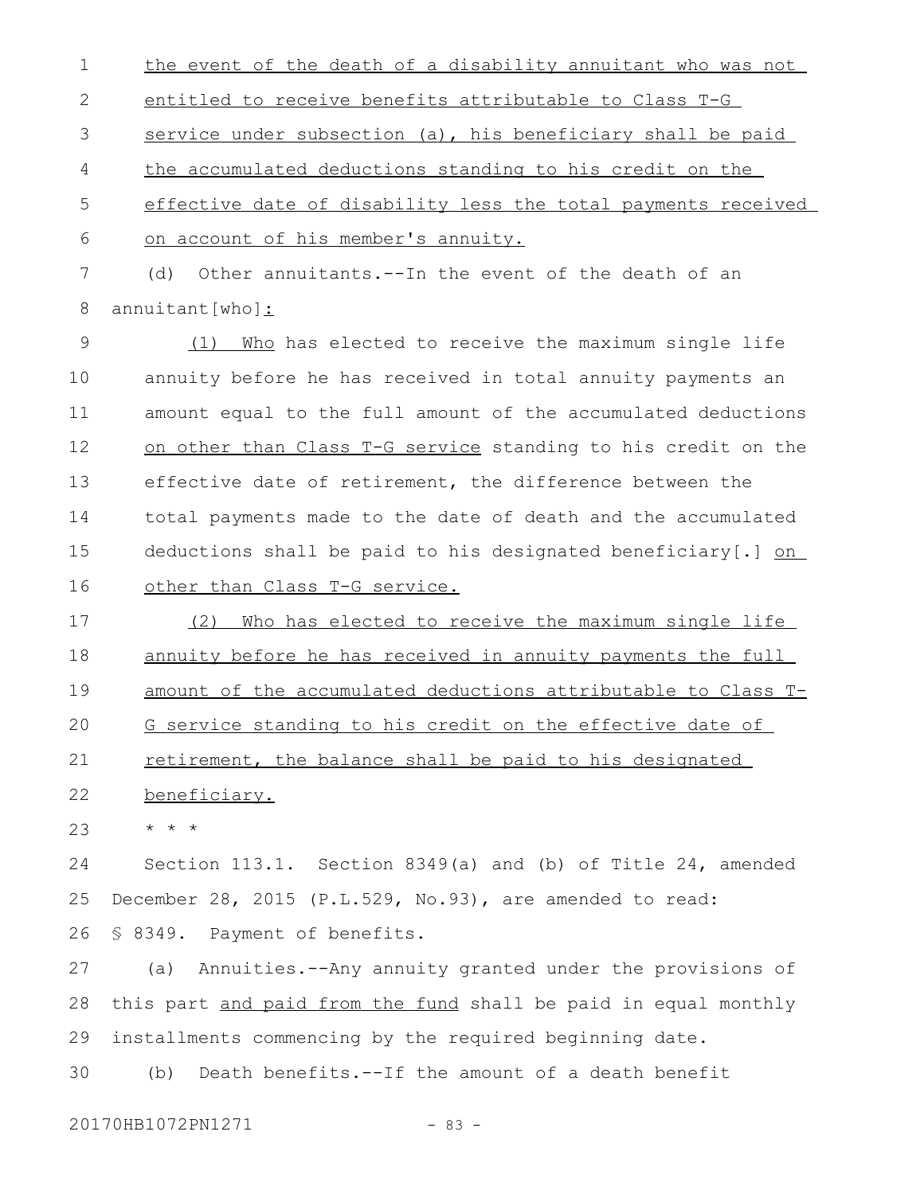the event of the death of a disability annuitant who was not entitled to receive benefits attributable to Class T-G service under subsection (a), his beneficiary shall be paid the accumulated deductions standing to his credit on the effective date of disability less the total payments received on account of his member's annuity.

(d) Other annuitants.--In the event of the death of an annuitant[who]:

(1) Who has elected to receive the maximum single life annuity before he has received in total annuity payments an amount equal to the full amount of the accumulated deductions on other than Class T-G service standing to his credit on the effective date of retirement, the difference between the total payments made to the date of death and the accumulated deductions shall be paid to his designated beneficiary[.] on other than Class T-G service.

(2) Who has elected to receive the maximum single life annuity before he has received in annuity payments the full amount of the accumulated deductions attributable to Class T-G service standing to his credit on the effective date of retirement, the balance shall be paid to his designated beneficiary.

\* \* \*

Section 113.1. Section 8349(a) and (b) of Title 24, amended December 28, 2015 (P.L.529, No.93), are amended to read:

§ 8349. Payment of benefits.

(a) Annuities.--Any annuity granted under the provisions of this part and paid from the fund shall be paid in equal monthly installments commencing by the required beginning date.

(b) Death benefits.--If the amount of a death benefit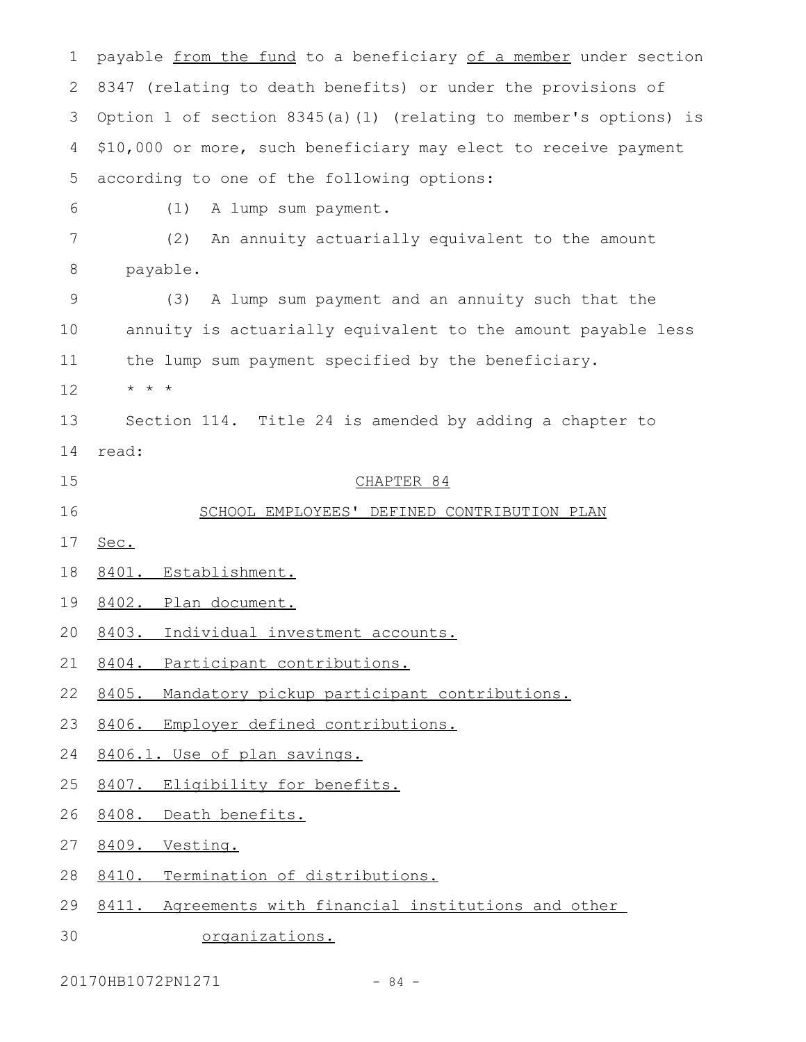payable from the fund to a beneficiary of a member under section 8347 (relating to death benefits) or under the provisions of Option 1 of section 8345(a)(1) (relating to member's options) is $10,000 or more, such beneficiary may elect to receive payment according to one of the following options:

(1) A lump sum payment.

(2) An annuity actuarially equivalent to the amount payable.

(3) A lump sum payment and an annuity such that the annuity is actuarially equivalent to the amount payable less the lump sum payment specified by the beneficiary.

* * *

Section 114. Title 24 is amended by adding a chapter to read:

CHAPTER 84

SCHOOL EMPLOYEES' DEFINED CONTRIBUTION PLAN

Sec.

8401. Establishment.

8402. Plan document.

8403. Individual investment accounts.

8404. Participant contributions.

8405. Mandatory pickup participant contributions.

8406. Employer defined contributions.

8406.1. Use of plan savings.

8407. Eligibility for benefits.

8408. Death benefits.

8409. Vesting.

8410. Termination of distributions.

8411. Agreements with financial institutions and other organizations.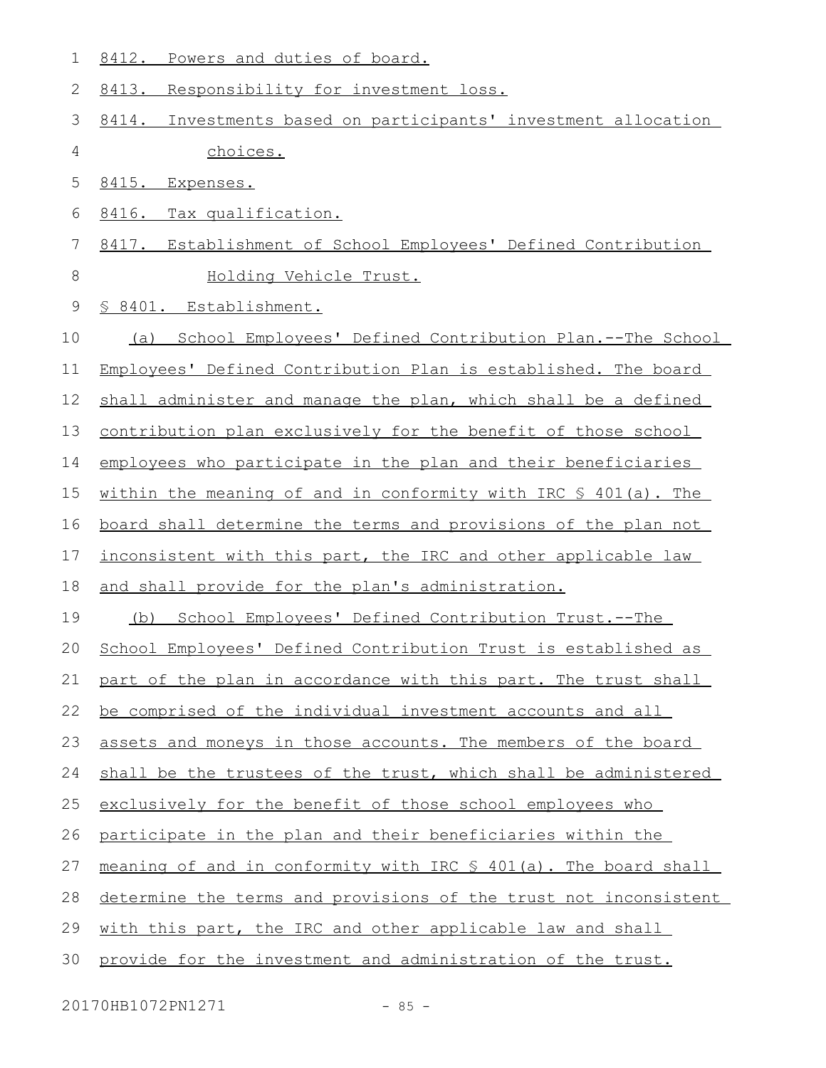8412. Powers and duties of board.

8413. Responsibility for investment loss.

8414. Investments based on participants' investment allocation choices.

8415. Expenses.

8416. Tax qualification.

8417. Establishment of School Employees' Defined Contribution Holding Vehicle Trust.

§ 8401. Establishment.

(a) School Employees' Defined Contribution Plan.--The School Employees' Defined Contribution Plan is established. The board shall administer and manage the plan, which shall be a defined contribution plan exclusively for the benefit of those school employees who participate in the plan and their beneficiaries within the meaning of and in conformity with IRC § 401(a). The board shall determine the terms and provisions of the plan not inconsistent with this part, the IRC and other applicable law and shall provide for the plan's administration.

(b) School Employees' Defined Contribution Trust.--The School Employees' Defined Contribution Trust is established as part of the plan in accordance with this part. The trust shall be comprised of the individual investment accounts and all assets and moneys in those accounts. The members of the board shall be the trustees of the trust, which shall be administered exclusively for the benefit of those school employees who participate in the plan and their beneficiaries within the meaning of and in conformity with IRC § 401(a). The board shall determine the terms and provisions of the trust not inconsistent with this part, the IRC and other applicable law and shall provide for the investment and administration of the trust.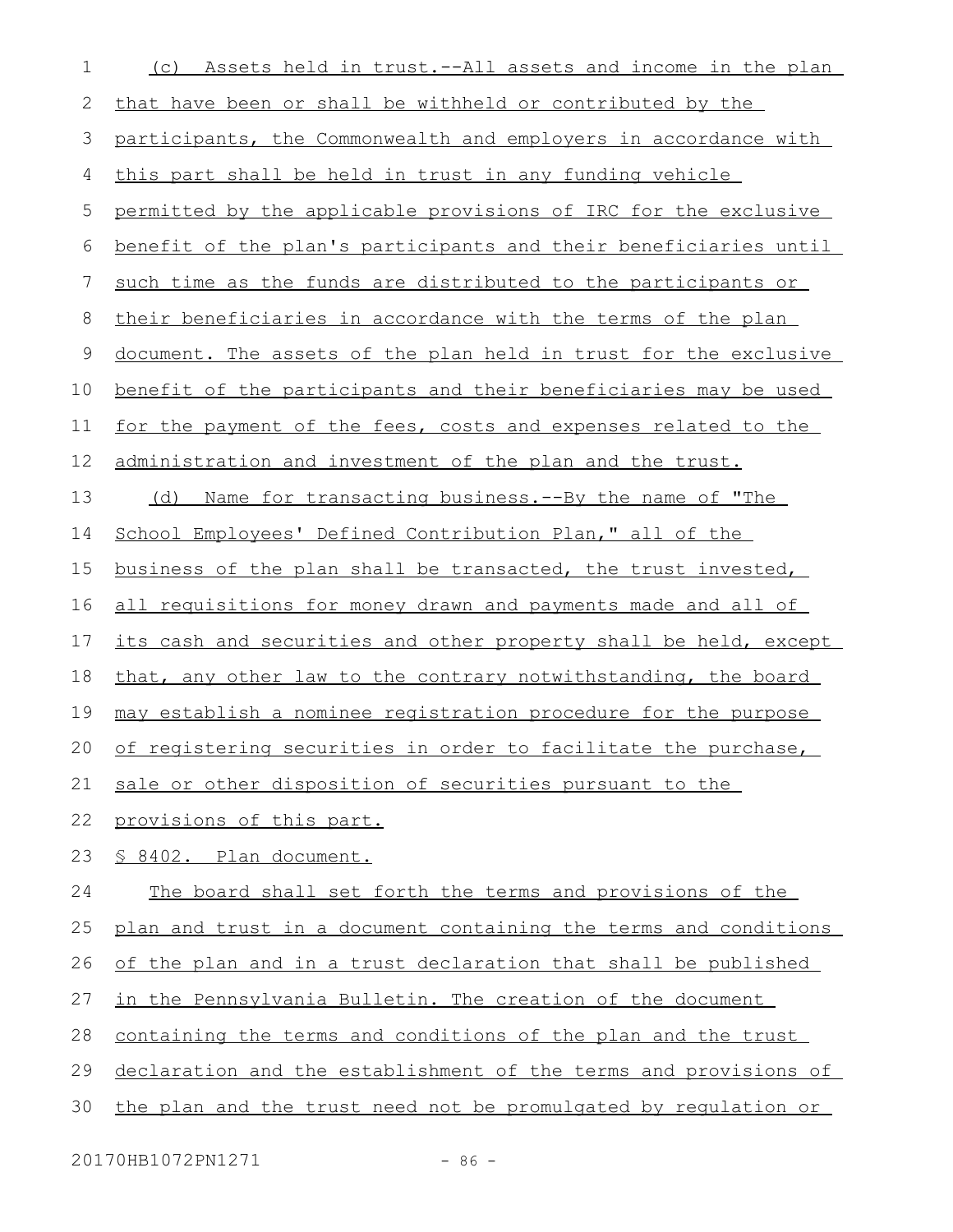(c) Assets held in trust.--All assets and income in the plan that have been or shall be withheld or contributed by the participants, the Commonwealth and employers in accordance with this part shall be held in trust in any funding vehicle permitted by the applicable provisions of IRC for the exclusive benefit of the plan's participants and their beneficiaries until such time as the funds are distributed to the participants or their beneficiaries in accordance with the terms of the plan document. The assets of the plan held in trust for the exclusive benefit of the participants and their beneficiaries may be used for the payment of the fees, costs and expenses related to the administration and investment of the plan and the trust.

(d) Name for transacting business.--By the name of "The School Employees' Defined Contribution Plan," all of the business of the plan shall be transacted, the trust invested, all requisitions for money drawn and payments made and all of its cash and securities and other property shall be held, except that, any other law to the contrary notwithstanding, the board may establish a nominee registration procedure for the purpose of registering securities in order to facilitate the purchase, sale or other disposition of securities pursuant to the provisions of this part.

§ 8402. Plan document.

The board shall set forth the terms and provisions of the plan and trust in a document containing the terms and conditions of the plan and in a trust declaration that shall be published in the Pennsylvania Bulletin. The creation of the document containing the terms and conditions of the plan and the trust declaration and the establishment of the terms and provisions of the plan and the trust need not be promulgated by regulation or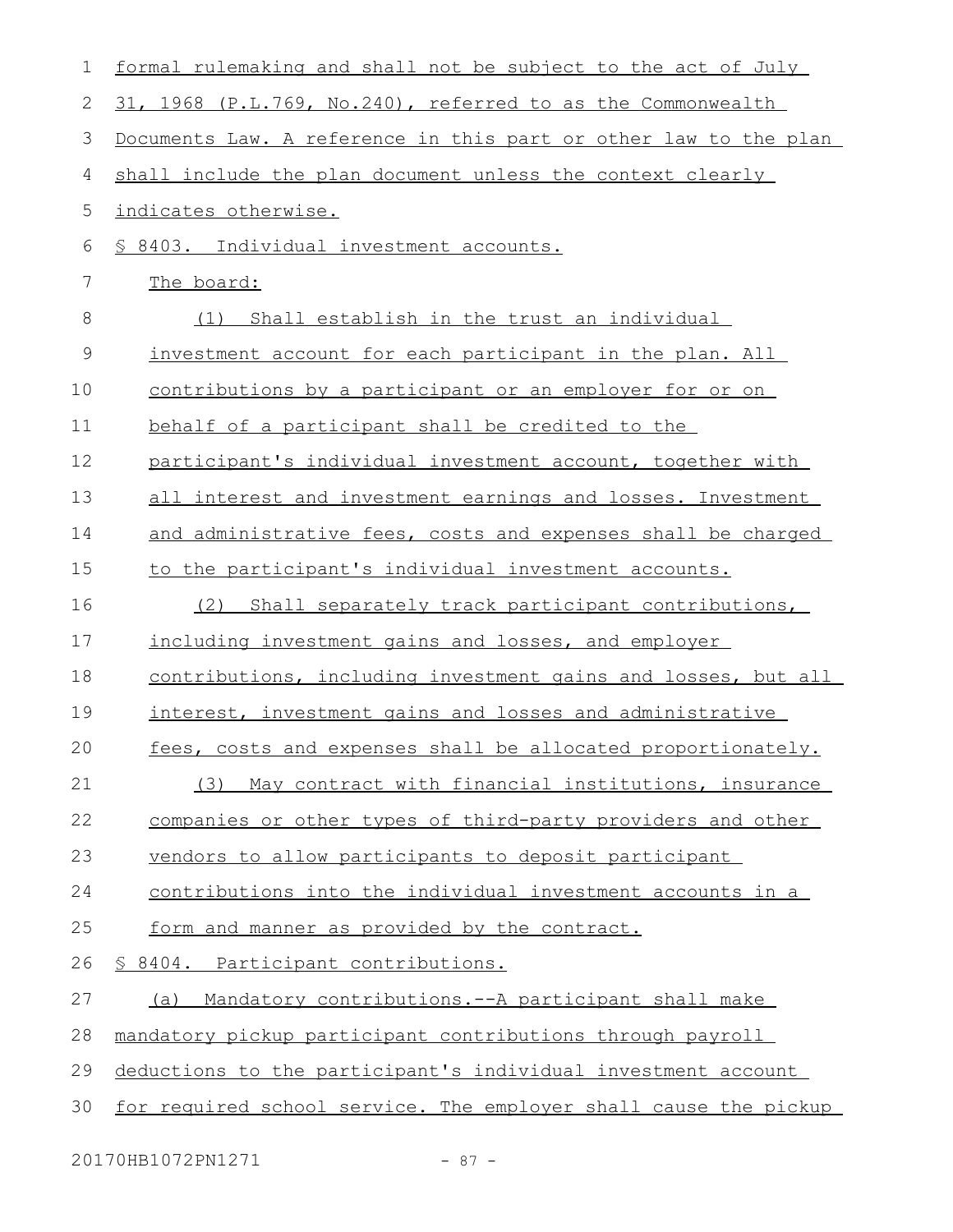formal rulemaking and shall not be subject to the act of July 31, 1968 (P.L.769, No.240), referred to as the Commonwealth Documents Law. A reference in this part or other law to the plan shall include the plan document unless the context clearly indicates otherwise.

§ 8403. Individual investment accounts.

The board:

(1) Shall establish in the trust an individual investment account for each participant in the plan. All contributions by a participant or an employer for or on behalf of a participant shall be credited to the participant's individual investment account, together with all interest and investment earnings and losses. Investment and administrative fees, costs and expenses shall be charged to the participant's individual investment accounts.

(2) Shall separately track participant contributions, including investment gains and losses, and employer contributions, including investment gains and losses, but all interest, investment gains and losses and administrative fees, costs and expenses shall be allocated proportionately.

(3) May contract with financial institutions, insurance companies or other types of third-party providers and other vendors to allow participants to deposit participant contributions into the individual investment accounts in a form and manner as provided by the contract.

§ 8404. Participant contributions.

(a) Mandatory contributions.--A participant shall make mandatory pickup participant contributions through payroll deductions to the participant's individual investment account for required school service. The employer shall cause the pickup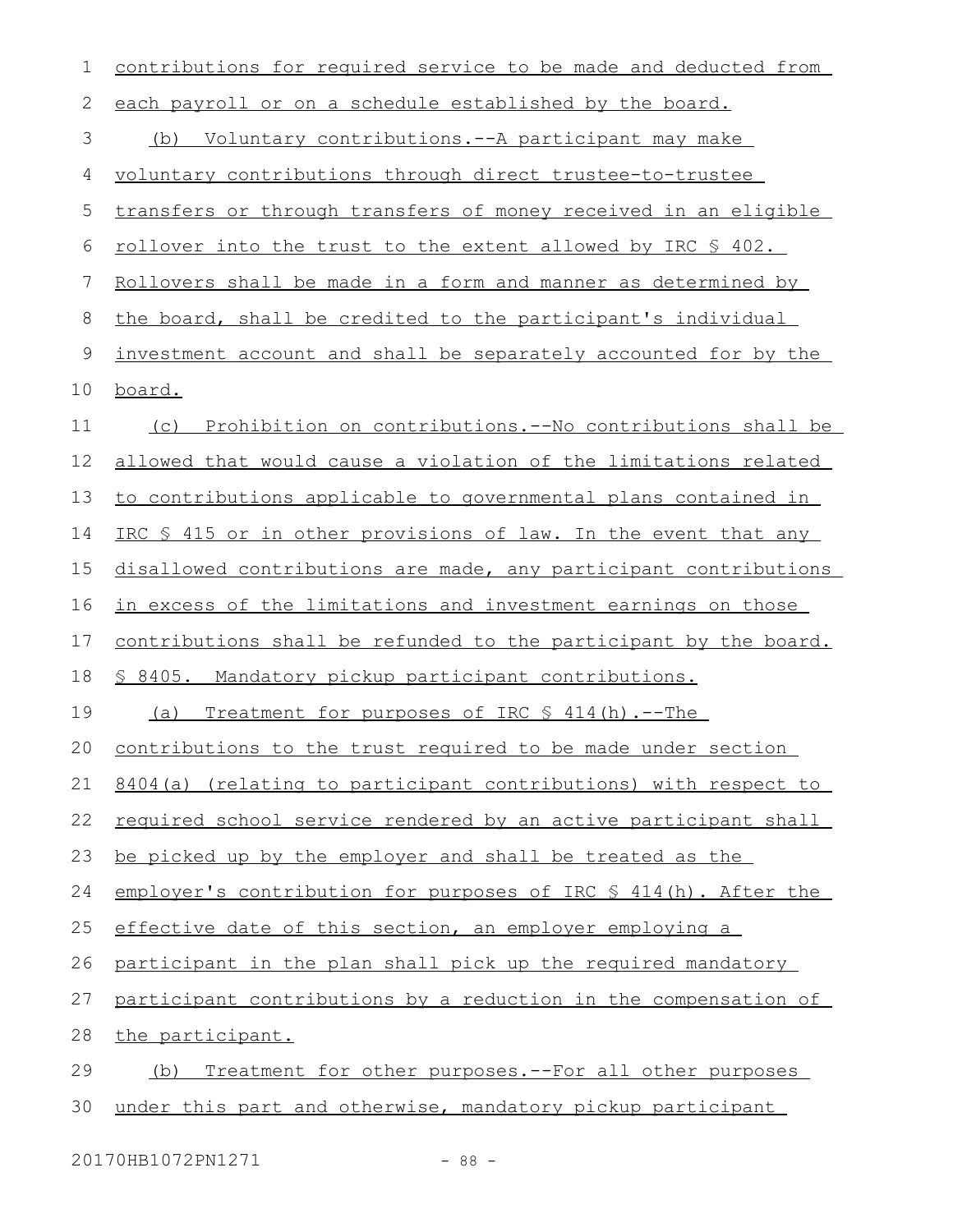contributions for required service to be made and deducted from each payroll or on a schedule established by the board.

(b) Voluntary contributions.--A participant may make voluntary contributions through direct trustee-to-trustee transfers or through transfers of money received in an eligible rollover into the trust to the extent allowed by IRC § 402. Rollovers shall be made in a form and manner as determined by the board, shall be credited to the participant's individual investment account and shall be separately accounted for by the board.

(c) Prohibition on contributions.--No contributions shall be allowed that would cause a violation of the limitations related to contributions applicable to governmental plans contained in IRC § 415 or in other provisions of law. In the event that any disallowed contributions are made, any participant contributions in excess of the limitations and investment earnings on those contributions shall be refunded to the participant by the board.

§ 8405. Mandatory pickup participant contributions.

(a) Treatment for purposes of IRC § 414(h).--The contributions to the trust required to be made under section 8404(a) (relating to participant contributions) with respect to required school service rendered by an active participant shall be picked up by the employer and shall be treated as the employer's contribution for purposes of IRC § 414(h). After the effective date of this section, an employer employing a participant in the plan shall pick up the required mandatory participant contributions by a reduction in the compensation of the participant.

(b) Treatment for other purposes.--For all other purposes under this part and otherwise, mandatory pickup participant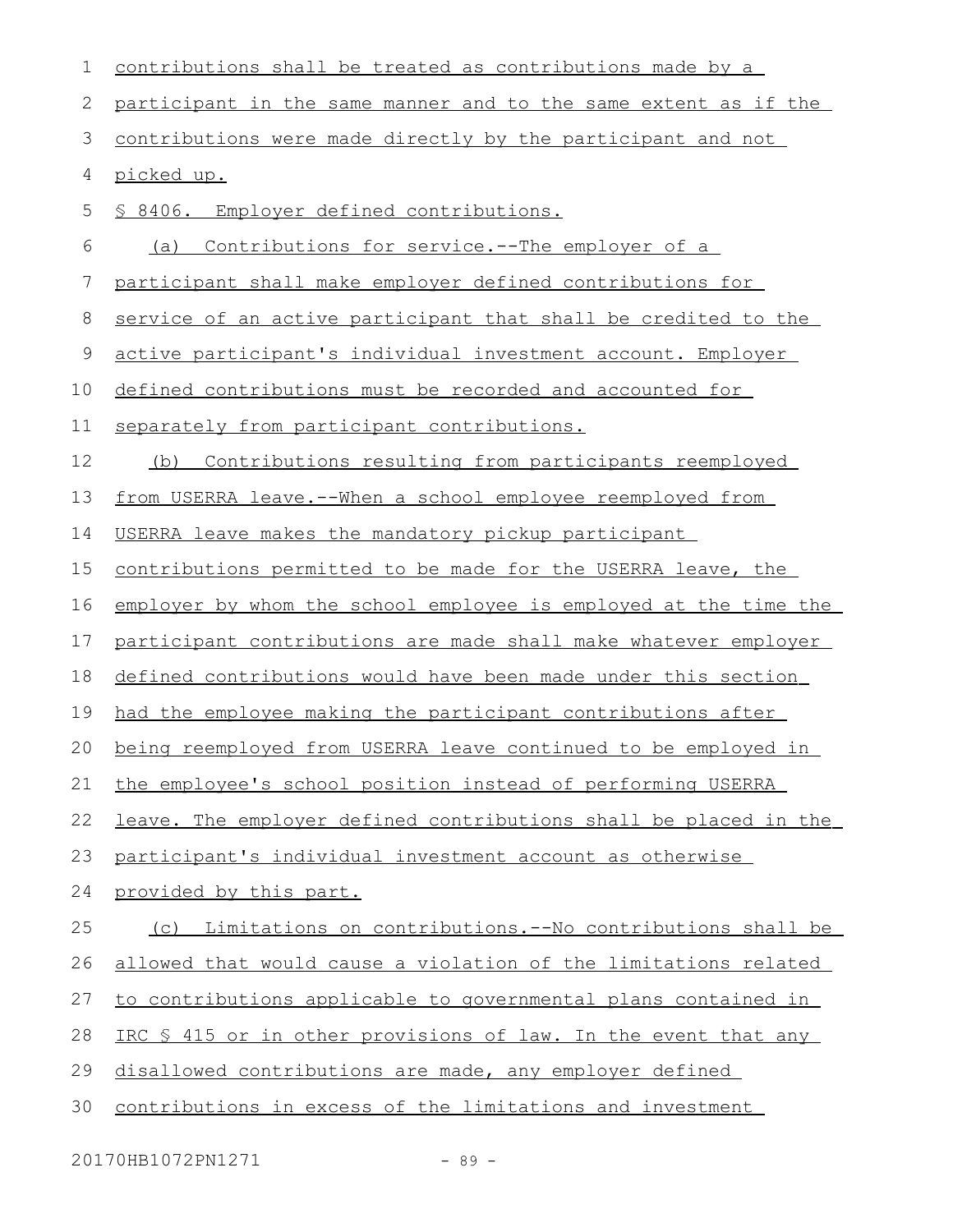contributions shall be treated as contributions made by a participant in the same manner and to the same extent as if the contributions were made directly by the participant and not picked up.

§ 8406. Employer defined contributions.

(a) Contributions for service.--The employer of a participant shall make employer defined contributions for service of an active participant that shall be credited to the active participant's individual investment account. Employer defined contributions must be recorded and accounted for separately from participant contributions.

(b) Contributions resulting from participants reemployed from USERRA leave.--When a school employee reemployed from USERRA leave makes the mandatory pickup participant contributions permitted to be made for the USERRA leave, the employer by whom the school employee is employed at the time the participant contributions are made shall make whatever employer defined contributions would have been made under this section had the employee making the participant contributions after being reemployed from USERRA leave continued to be employed in the employee's school position instead of performing USERRA leave. The employer defined contributions shall be placed in the participant's individual investment account as otherwise provided by this part.

(c) Limitations on contributions.--No contributions shall be allowed that would cause a violation of the limitations related to contributions applicable to governmental plans contained in IRC § 415 or in other provisions of law. In the event that any disallowed contributions are made, any employer defined contributions in excess of the limitations and investment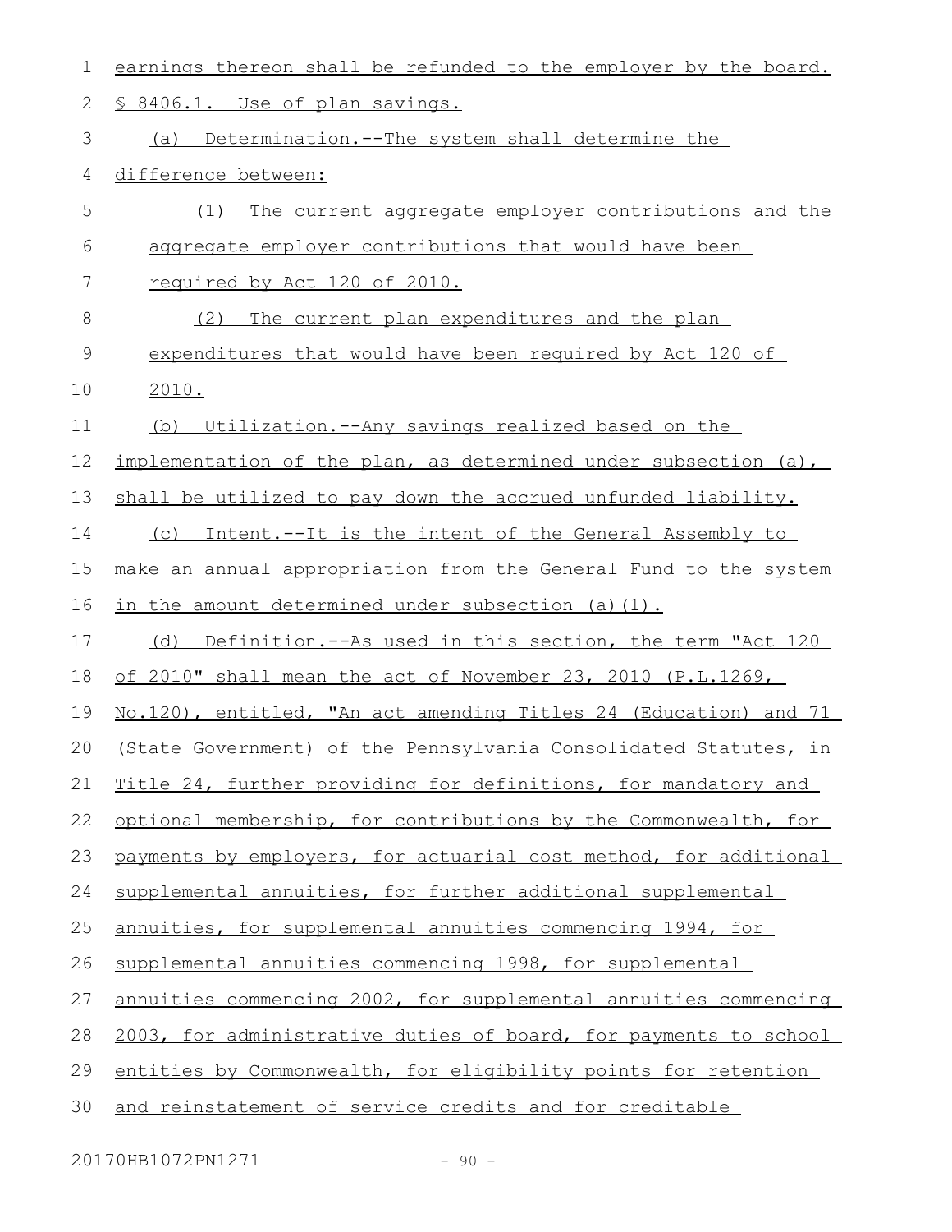earnings thereon shall be refunded to the employer by the board.

§ 8406.1. Use of plan savings.

(a) Determination.--The system shall determine the difference between:

(1) The current aggregate employer contributions and the aggregate employer contributions that would have been required by Act 120 of 2010.

(2) The current plan expenditures and the plan expenditures that would have been required by Act 120 of 2010.

(b) Utilization.--Any savings realized based on the implementation of the plan, as determined under subsection (a), shall be utilized to pay down the accrued unfunded liability.

(c) Intent.--It is the intent of the General Assembly to make an annual appropriation from the General Fund to the system in the amount determined under subsection (a)(1).

(d) Definition.--As used in this section, the term "Act 120 of 2010" shall mean the act of November 23, 2010 (P.L.1269, No.120), entitled, "An act amending Titles 24 (Education) and 71 (State Government) of the Pennsylvania Consolidated Statutes, in Title 24, further providing for definitions, for mandatory and optional membership, for contributions by the Commonwealth, for payments by employers, for actuarial cost method, for additional supplemental annuities, for further additional supplemental annuities, for supplemental annuities commencing 1994, for supplemental annuities commencing 1998, for supplemental annuities commencing 2002, for supplemental annuities commencing 2003, for administrative duties of board, for payments to school entities by Commonwealth, for eligibility points for retention and reinstatement of service credits and for creditable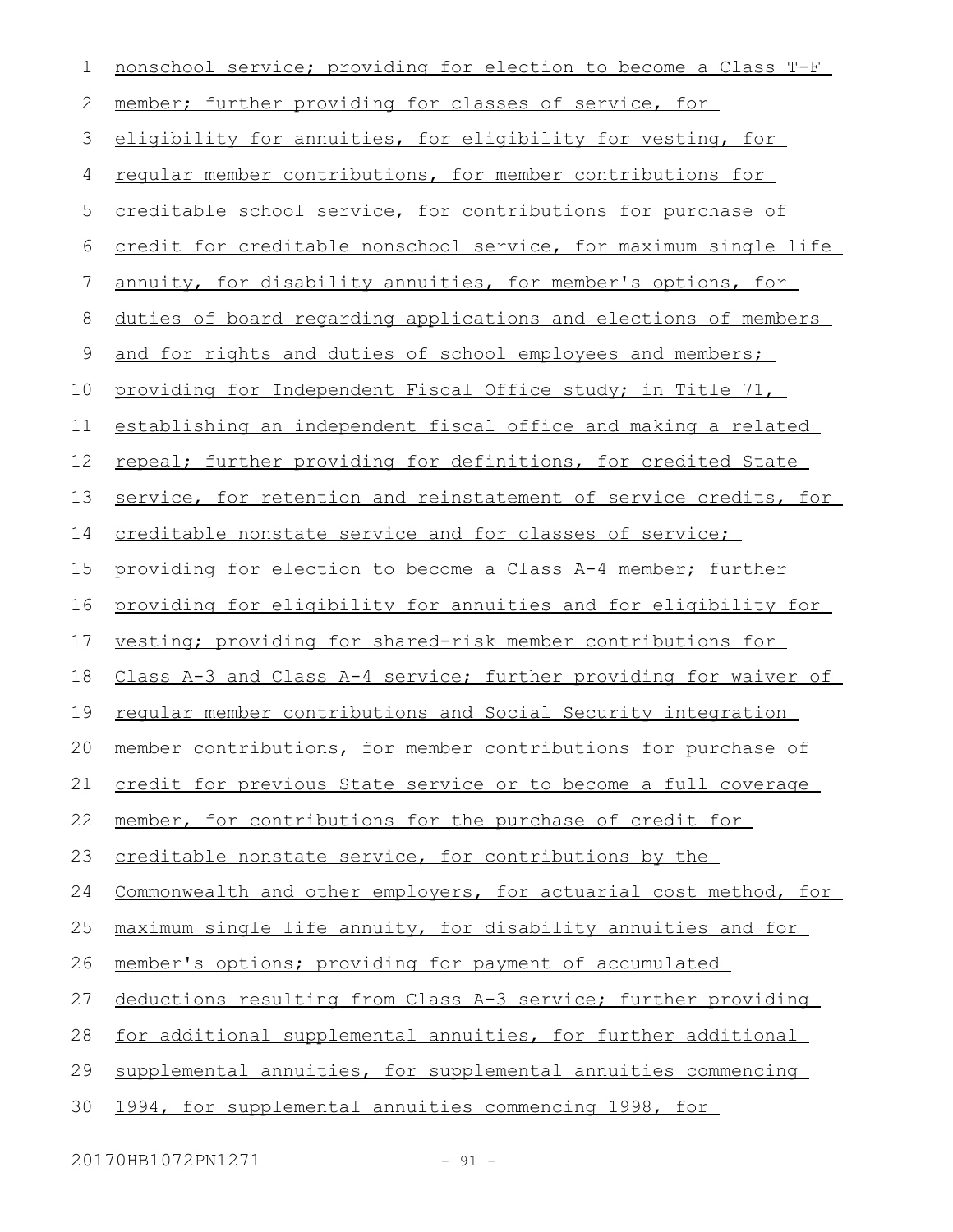nonschool service; providing for election to become a Class T-F member; further providing for classes of service, for eligibility for annuities, for eligibility for vesting, for regular member contributions, for member contributions for creditable school service, for contributions for purchase of credit for creditable nonschool service, for maximum single life annuity, for disability annuities, for member's options, for duties of board regarding applications and elections of members and for rights and duties of school employees and members; providing for Independent Fiscal Office study; in Title 71, establishing an independent fiscal office and making a related repeal; further providing for definitions, for credited State service, for retention and reinstatement of service credits, for creditable nonstate service and for classes of service; providing for election to become a Class A-4 member; further providing for eligibility for annuities and for eligibility for vesting; providing for shared-risk member contributions for Class A-3 and Class A-4 service; further providing for waiver of regular member contributions and Social Security integration member contributions, for member contributions for purchase of credit for previous State service or to become a full coverage member, for contributions for the purchase of credit for creditable nonstate service, for contributions by the Commonwealth and other employers, for actuarial cost method, for maximum single life annuity, for disability annuities and for member's options; providing for payment of accumulated deductions resulting from Class A-3 service; further providing for additional supplemental annuities, for further additional supplemental annuities, for supplemental annuities commencing 1994, for supplemental annuities commencing 1998, for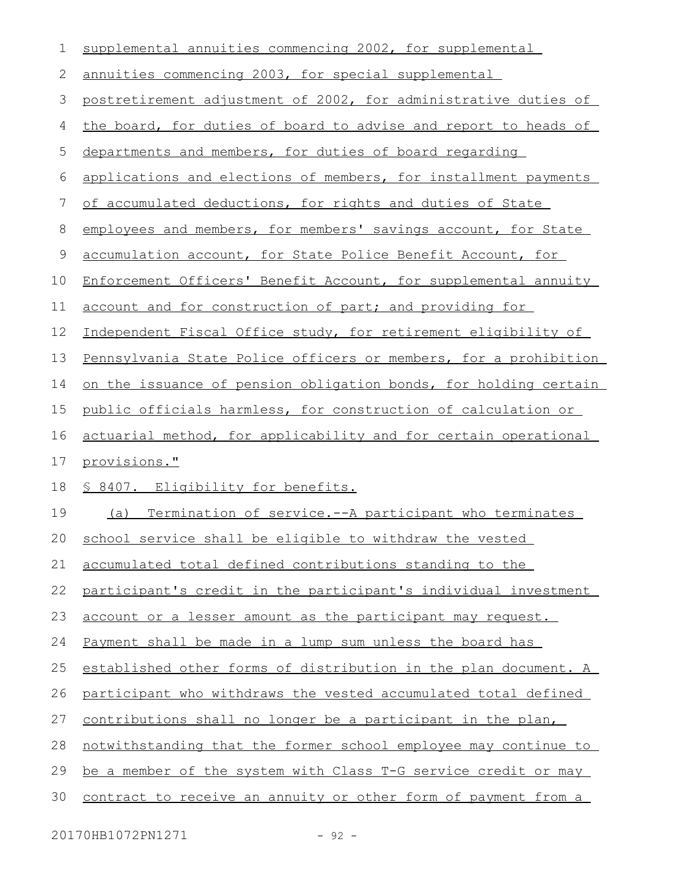supplemental annuities commencing 2002, for supplemental annuities commencing 2003, for special supplemental postretirement adjustment of 2002, for administrative duties of the board, for duties of board to advise and report to heads of departments and members, for duties of board regarding applications and elections of members, for installment payments of accumulated deductions, for rights and duties of State employees and members, for members' savings account, for State accumulation account, for State Police Benefit Account, for Enforcement Officers' Benefit Account, for supplemental annuity account and for construction of part; and providing for Independent Fiscal Office study, for retirement eligibility of Pennsylvania State Police officers or members, for a prohibition on the issuance of pension obligation bonds, for holding certain public officials harmless, for construction of calculation or actuarial method, for applicability and for certain operational provisions."

§ 8407. Eligibility for benefits.

(a) Termination of service.--A participant who terminates school service shall be eligible to withdraw the vested accumulated total defined contributions standing to the participant's credit in the participant's individual investment account or a lesser amount as the participant may request. Payment shall be made in a lump sum unless the board has established other forms of distribution in the plan document. A participant who withdraws the vested accumulated total defined contributions shall no longer be a participant in the plan, notwithstanding that the former school employee may continue to be a member of the system with Class T-G service credit or may contract to receive an annuity or other form of payment from a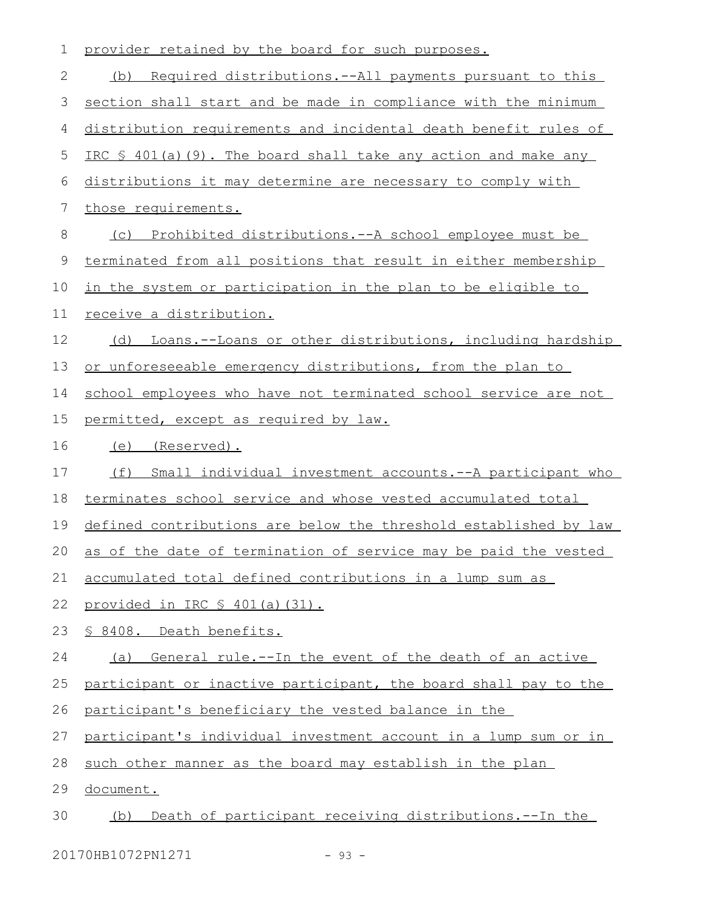provider retained by the board for such purposes.

(b) Required distributions.--All payments pursuant to this section shall start and be made in compliance with the minimum distribution requirements and incidental death benefit rules of IRC § 401(a)(9). The board shall take any action and make any distributions it may determine are necessary to comply with those requirements.

(c) Prohibited distributions.--A school employee must be terminated from all positions that result in either membership in the system or participation in the plan to be eligible to receive a distribution.

(d) Loans.--Loans or other distributions, including hardship or unforeseeable emergency distributions, from the plan to school employees who have not terminated school service are not permitted, except as required by law.

(e) (Reserved).

(f) Small individual investment accounts.--A participant who terminates school service and whose vested accumulated total defined contributions are below the threshold established by law as of the date of termination of service may be paid the vested accumulated total defined contributions in a lump sum as provided in IRC § 401(a)(31).

§ 8408. Death benefits.

(a) General rule.--In the event of the death of an active participant or inactive participant, the board shall pay to the participant's beneficiary the vested balance in the participant's individual investment account in a lump sum or in such other manner as the board may establish in the plan document.

(b) Death of participant receiving distributions.--In the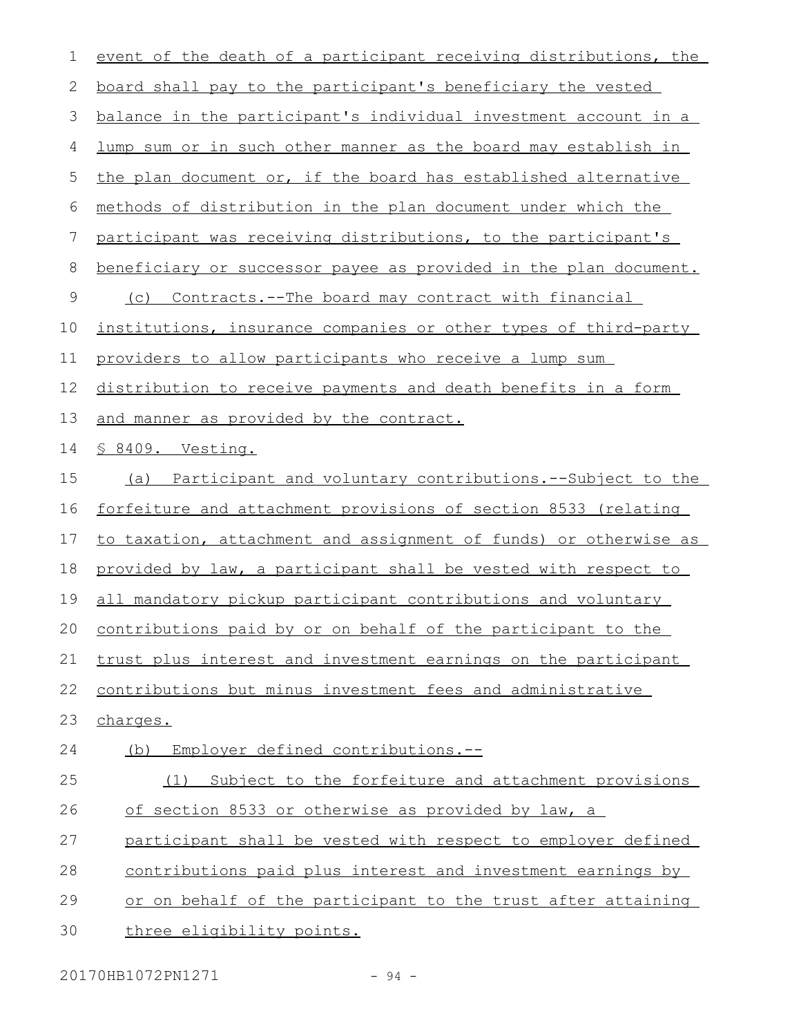event of the death of a participant receiving distributions, the board shall pay to the participant's beneficiary the vested balance in the participant's individual investment account in a lump sum or in such other manner as the board may establish in the plan document or, if the board has established alternative methods of distribution in the plan document under which the participant was receiving distributions, to the participant's beneficiary or successor payee as provided in the plan document.

(c) Contracts.--The board may contract with financial institutions, insurance companies or other types of third-party providers to allow participants who receive a lump sum distribution to receive payments and death benefits in a form and manner as provided by the contract.

§ 8409. Vesting.

(a) Participant and voluntary contributions.--Subject to the forfeiture and attachment provisions of section 8533 (relating to taxation, attachment and assignment of funds) or otherwise as provided by law, a participant shall be vested with respect to all mandatory pickup participant contributions and voluntary contributions paid by or on behalf of the participant to the trust plus interest and investment earnings on the participant contributions but minus investment fees and administrative charges.

(b) Employer defined contributions.--

(1) Subject to the forfeiture and attachment provisions of section 8533 or otherwise as provided by law, a participant shall be vested with respect to employer defined contributions paid plus interest and investment earnings by or on behalf of the participant to the trust after attaining three eligibility points.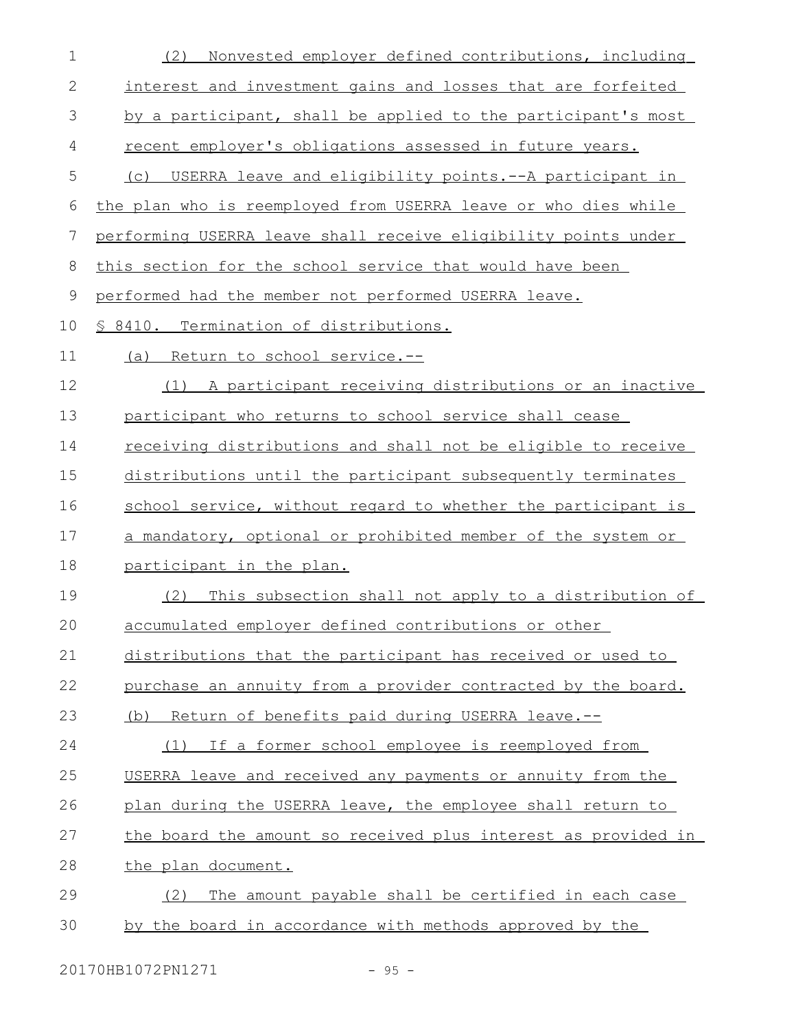(2) Nonvested employer defined contributions, including interest and investment gains and losses that are forfeited by a participant, shall be applied to the participant's most recent employer's obligations assessed in future years.

(c) USERRA leave and eligibility points.--A participant in the plan who is reemployed from USERRA leave or who dies while performing USERRA leave shall receive eligibility points under this section for the school service that would have been performed had the member not performed USERRA leave.

§ 8410. Termination of distributions.

(a) Return to school service.--

(1) A participant receiving distributions or an inactive participant who returns to school service shall cease receiving distributions and shall not be eligible to receive distributions until the participant subsequently terminates school service, without regard to whether the participant is a mandatory, optional or prohibited member of the system or participant in the plan.

(2) This subsection shall not apply to a distribution of accumulated employer defined contributions or other distributions that the participant has received or used to purchase an annuity from a provider contracted by the board.

(b) Return of benefits paid during USERRA leave.--

(1) If a former school employee is reemployed from USERRA leave and received any payments or annuity from the plan during the USERRA leave, the employee shall return to the board the amount so received plus interest as provided in the plan document.

(2) The amount payable shall be certified in each case by the board in accordance with methods approved by the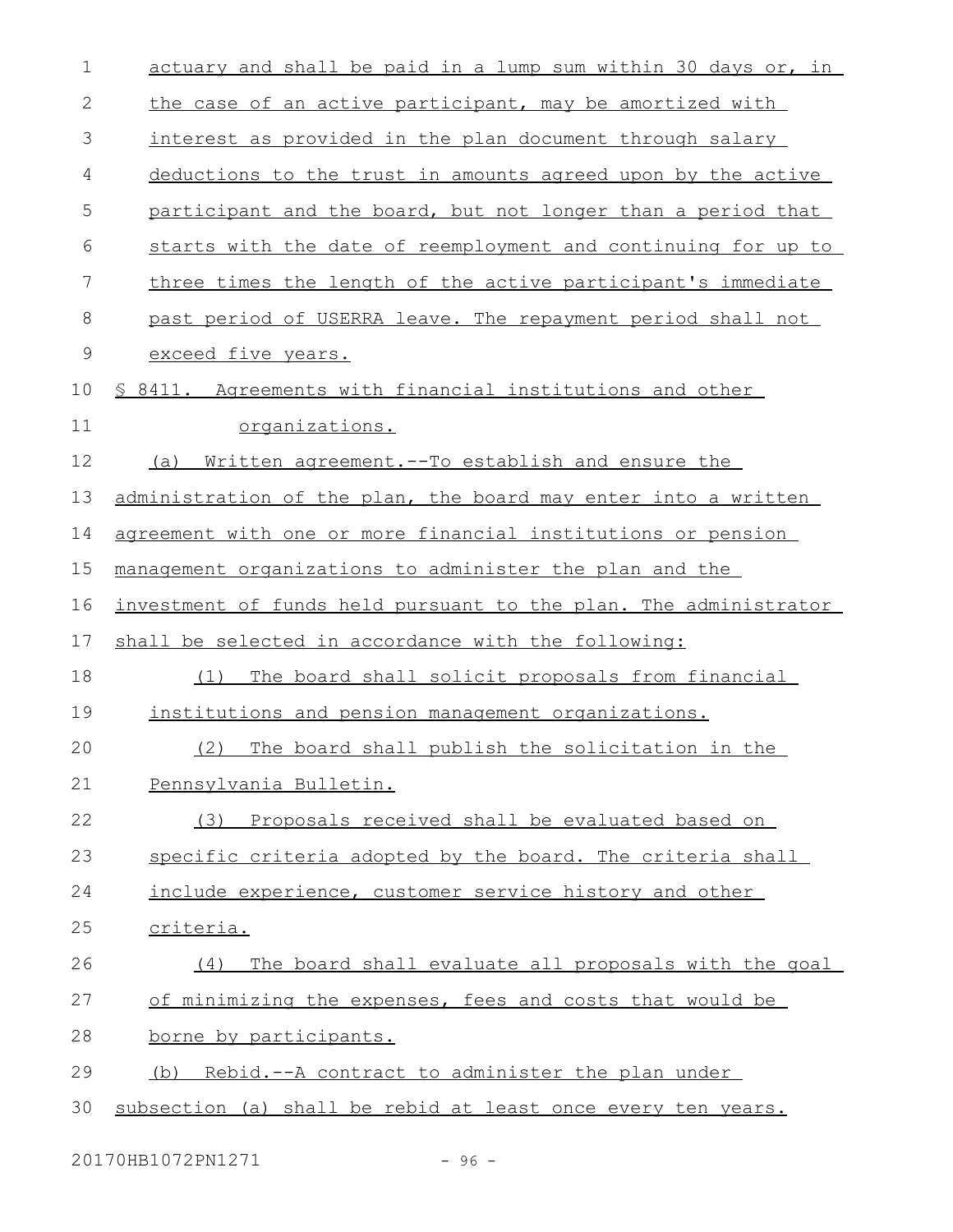actuary and shall be paid in a lump sum within 30 days or, in the case of an active participant, may be amortized with interest as provided in the plan document through salary deductions to the trust in amounts agreed upon by the active participant and the board, but not longer than a period that starts with the date of reemployment and continuing for up to three times the length of the active participant's immediate past period of USERRA leave. The repayment period shall not exceed five years.

§ 8411. Agreements with financial institutions and other organizations.

(a) Written agreement.--To establish and ensure the administration of the plan, the board may enter into a written agreement with one or more financial institutions or pension management organizations to administer the plan and the investment of funds held pursuant to the plan. The administrator shall be selected in accordance with the following:

(1) The board shall solicit proposals from financial institutions and pension management organizations.

(2) The board shall publish the solicitation in the Pennsylvania Bulletin.

(3) Proposals received shall be evaluated based on specific criteria adopted by the board. The criteria shall include experience, customer service history and other criteria.

(4) The board shall evaluate all proposals with the goal of minimizing the expenses, fees and costs that would be borne by participants.

(b) Rebid.--A contract to administer the plan under subsection (a) shall be rebid at least once every ten years.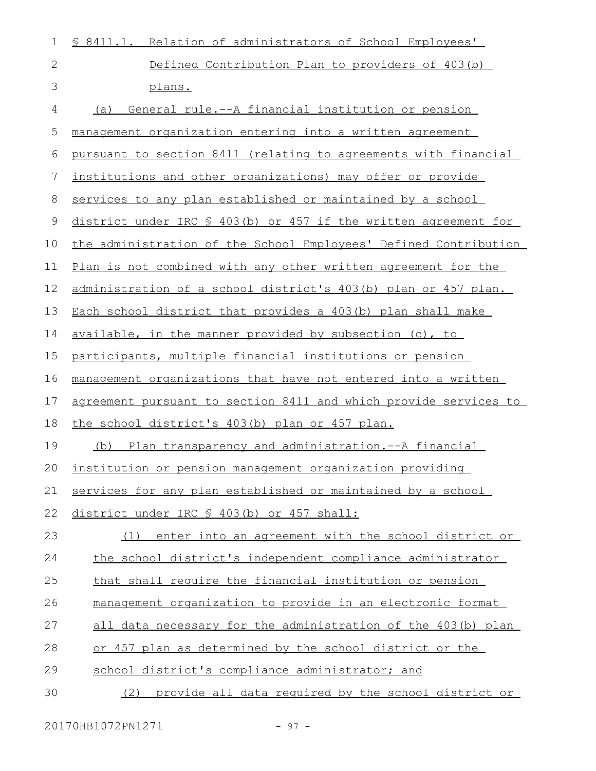§ 8411.1. Relation of administrators of School Employees' Defined Contribution Plan to providers of 403(b) plans.

(a) General rule.--A financial institution or pension management organization entering into a written agreement pursuant to section 8411 (relating to agreements with financial institutions and other organizations) may offer or provide services to any plan established or maintained by a school district under IRC § 403(b) or 457 if the written agreement for the administration of the School Employees' Defined Contribution Plan is not combined with any other written agreement for the administration of a school district's 403(b) plan or 457 plan. Each school district that provides a 403(b) plan shall make available, in the manner provided by subsection (c), to participants, multiple financial institutions or pension management organizations that have not entered into a written agreement pursuant to section 8411 and which provide services to the school district's 403(b) plan or 457 plan.

(b) Plan transparency and administration.--A financial institution or pension management organization providing services for any plan established or maintained by a school district under IRC § 403(b) or 457 shall:

(1) enter into an agreement with the school district or the school district's independent compliance administrator that shall require the financial institution or pension management organization to provide in an electronic format all data necessary for the administration of the 403(b) plan or 457 plan as determined by the school district or the school district's compliance administrator; and

(2) provide all data required by the school district or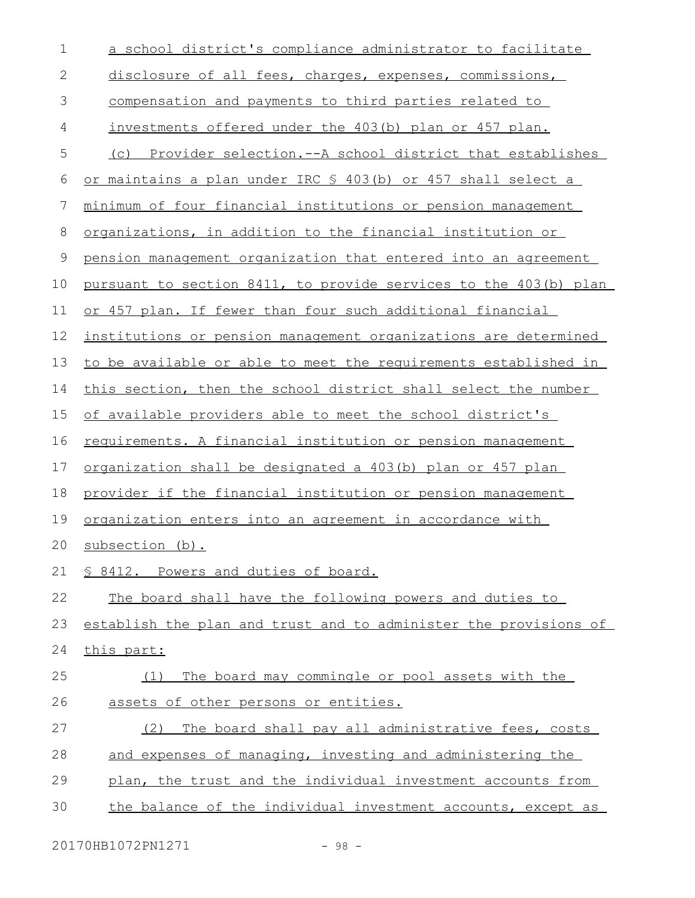a school district's compliance administrator to facilitate disclosure of all fees, charges, expenses, commissions, compensation and payments to third parties related to investments offered under the 403(b) plan or 457 plan.

(c) Provider selection.--A school district that establishes or maintains a plan under IRC § 403(b) or 457 shall select a minimum of four financial institutions or pension management organizations, in addition to the financial institution or pension management organization that entered into an agreement pursuant to section 8411, to provide services to the 403(b) plan or 457 plan. If fewer than four such additional financial institutions or pension management organizations are determined to be available or able to meet the requirements established in this section, then the school district shall select the number of available providers able to meet the school district's requirements. A financial institution or pension management organization shall be designated a 403(b) plan or 457 plan provider if the financial institution or pension management organization enters into an agreement in accordance with subsection (b).

§ 8412. Powers and duties of board.

The board shall have the following powers and duties to establish the plan and trust and to administer the provisions of this part:

(1) The board may commingle or pool assets with the assets of other persons or entities.

(2) The board shall pay all administrative fees, costs and expenses of managing, investing and administering the plan, the trust and the individual investment accounts from the balance of the individual investment accounts, except as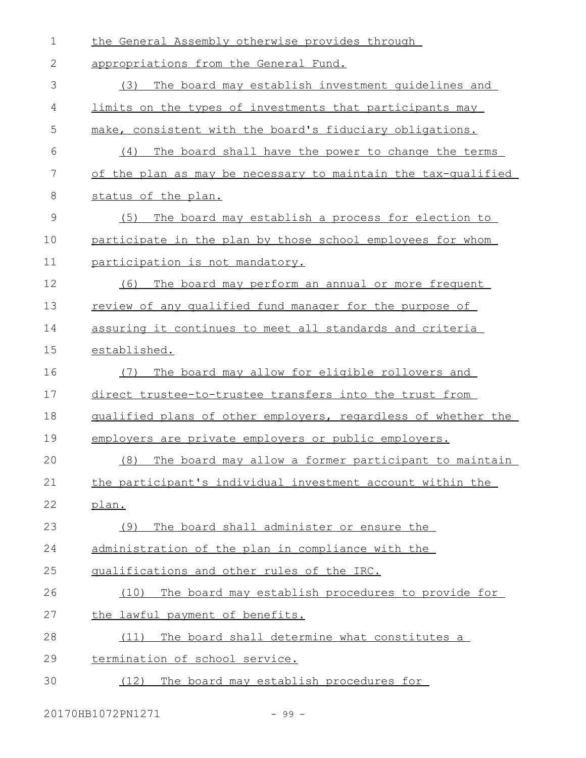the General Assembly otherwise provides through appropriations from the General Fund.

(3) The board may establish investment guidelines and limits on the types of investments that participants may make, consistent with the board's fiduciary obligations.

(4) The board shall have the power to change the terms of the plan as may be necessary to maintain the tax-qualified status of the plan.

(5) The board may establish a process for election to participate in the plan by those school employees for whom participation is not mandatory.

(6) The board may perform an annual or more frequent review of any qualified fund manager for the purpose of assuring it continues to meet all standards and criteria established.

(7) The board may allow for eligible rollovers and direct trustee-to-trustee transfers into the trust from qualified plans of other employers, regardless of whether the employers are private employers or public employers.

(8) The board may allow a former participant to maintain the participant's individual investment account within the plan.

(9) The board shall administer or ensure the administration of the plan in compliance with the qualifications and other rules of the IRC.

(10) The board may establish procedures to provide for the lawful payment of benefits.

(11) The board shall determine what constitutes a termination of school service.

(12) The board may establish procedures for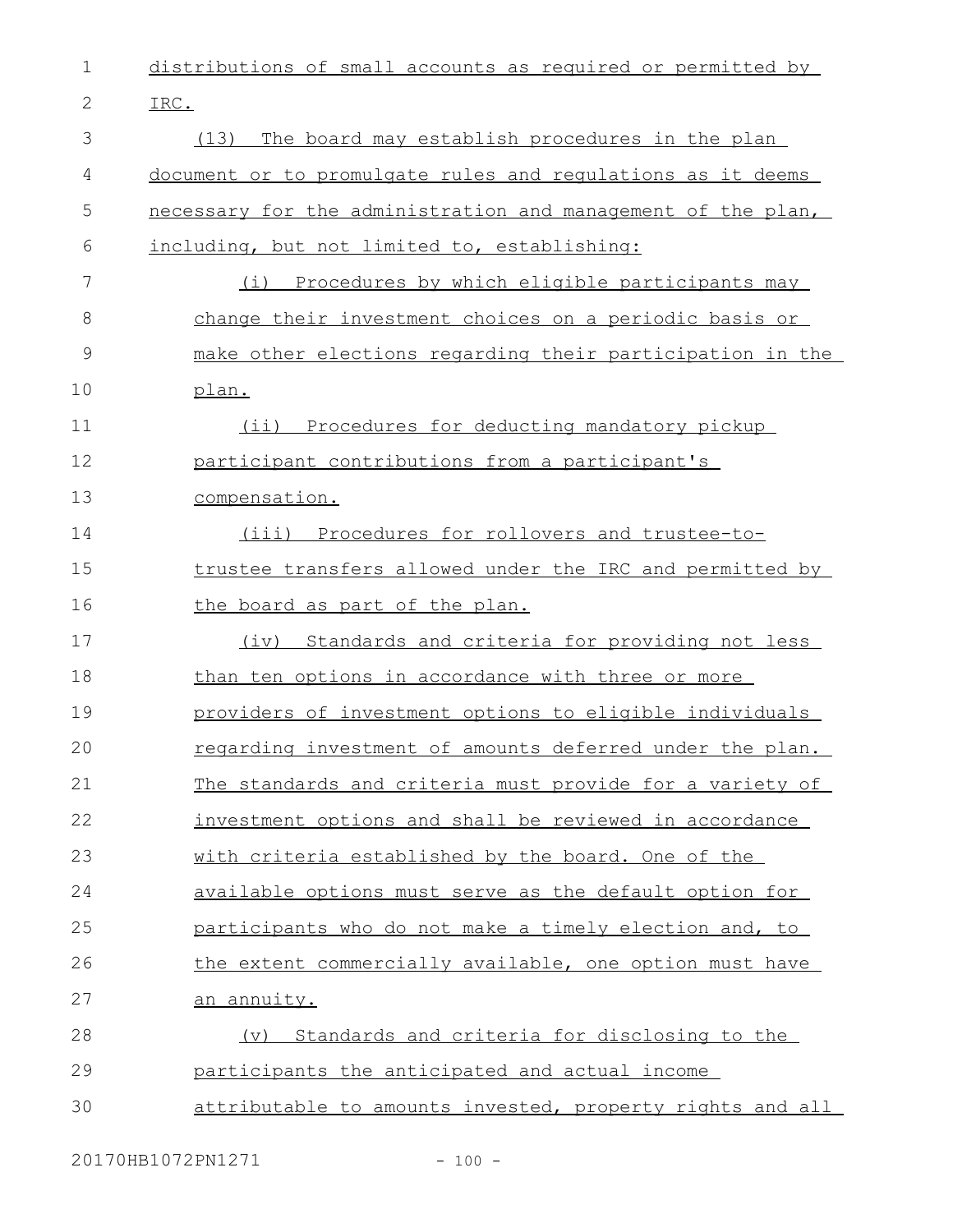distributions of small accounts as required or permitted by IRC.

(13) The board may establish procedures in the plan document or to promulgate rules and regulations as it deems necessary for the administration and management of the plan, including, but not limited to, establishing:

(i) Procedures by which eligible participants may change their investment choices on a periodic basis or make other elections regarding their participation in the plan.

(ii) Procedures for deducting mandatory pickup participant contributions from a participant's compensation.

(iii) Procedures for rollovers and trustee-to-trustee transfers allowed under the IRC and permitted by the board as part of the plan.

(iv) Standards and criteria for providing not less than ten options in accordance with three or more providers of investment options to eligible individuals regarding investment of amounts deferred under the plan. The standards and criteria must provide for a variety of investment options and shall be reviewed in accordance with criteria established by the board. One of the available options must serve as the default option for participants who do not make a timely election and, to the extent commercially available, one option must have an annuity.

(v) Standards and criteria for disclosing to the participants the anticipated and actual income attributable to amounts invested, property rights and all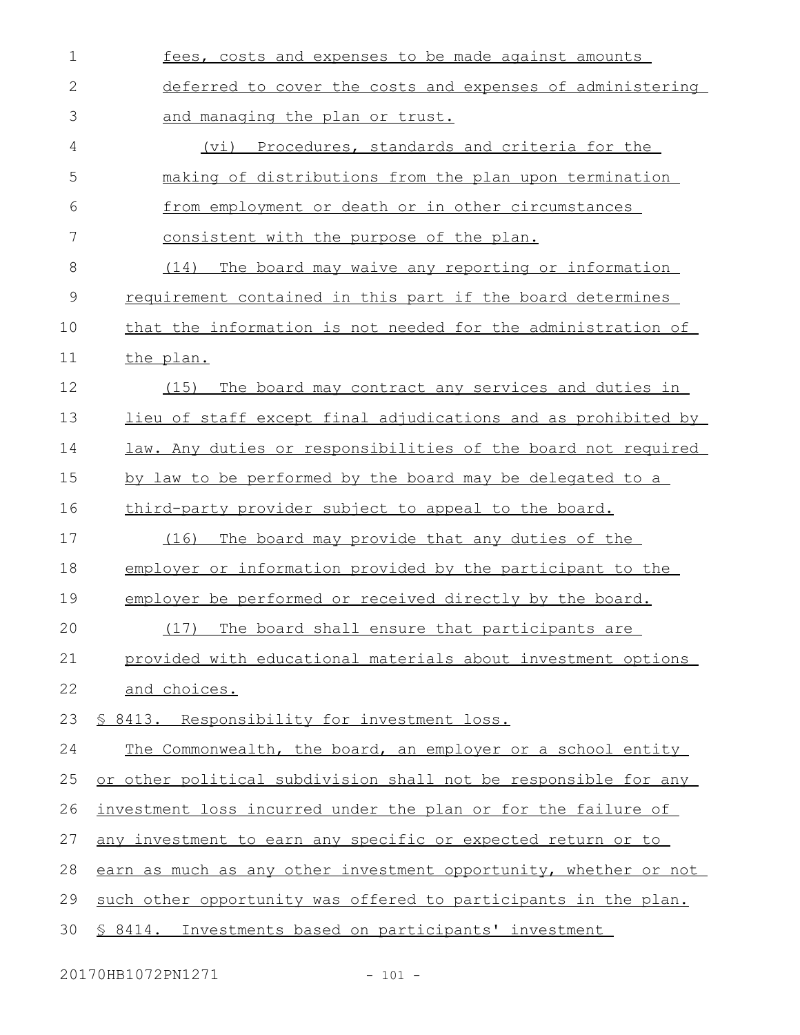fees, costs and expenses to be made against amounts deferred to cover the costs and expenses of administering and managing the plan or trust.

(vi) Procedures, standards and criteria for the making of distributions from the plan upon termination from employment or death or in other circumstances consistent with the purpose of the plan.

(14) The board may waive any reporting or information requirement contained in this part if the board determines that the information is not needed for the administration of the plan.

(15) The board may contract any services and duties in lieu of staff except final adjudications and as prohibited by law. Any duties or responsibilities of the board not required by law to be performed by the board may be delegated to a third-party provider subject to appeal to the board.

(16) The board may provide that any duties of the employer or information provided by the participant to the employer be performed or received directly by the board.

(17) The board shall ensure that participants are provided with educational materials about investment options and choices.

§ 8413. Responsibility for investment loss.

The Commonwealth, the board, an employer or a school entity or other political subdivision shall not be responsible for any investment loss incurred under the plan or for the failure of any investment to earn any specific or expected return or to earn as much as any other investment opportunity, whether or not such other opportunity was offered to participants in the plan.

§ 8414. Investments based on participants' investment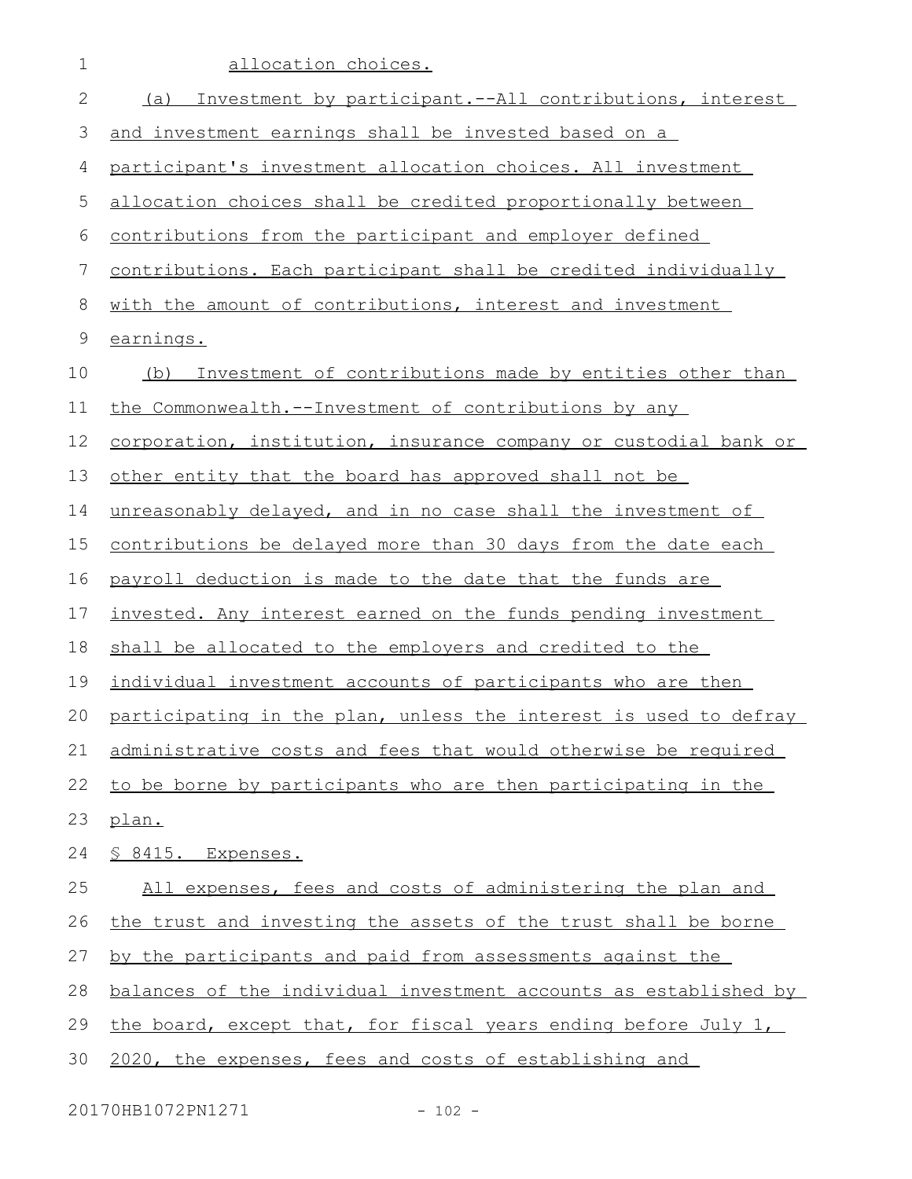allocation choices.

(a) Investment by participant.--All contributions, interest and investment earnings shall be invested based on a participant's investment allocation choices. All investment allocation choices shall be credited proportionally between contributions from the participant and employer defined contributions. Each participant shall be credited individually with the amount of contributions, interest and investment earnings.

(b) Investment of contributions made by entities other than the Commonwealth.--Investment of contributions by any corporation, institution, insurance company or custodial bank or other entity that the board has approved shall not be unreasonably delayed, and in no case shall the investment of contributions be delayed more than 30 days from the date each payroll deduction is made to the date that the funds are invested. Any interest earned on the funds pending investment shall be allocated to the employers and credited to the individual investment accounts of participants who are then participating in the plan, unless the interest is used to defray administrative costs and fees that would otherwise be required to be borne by participants who are then participating in the plan.

§ 8415. Expenses.

All expenses, fees and costs of administering the plan and the trust and investing the assets of the trust shall be borne by the participants and paid from assessments against the balances of the individual investment accounts as established by the board, except that, for fiscal years ending before July 1, 2020, the expenses, fees and costs of establishing and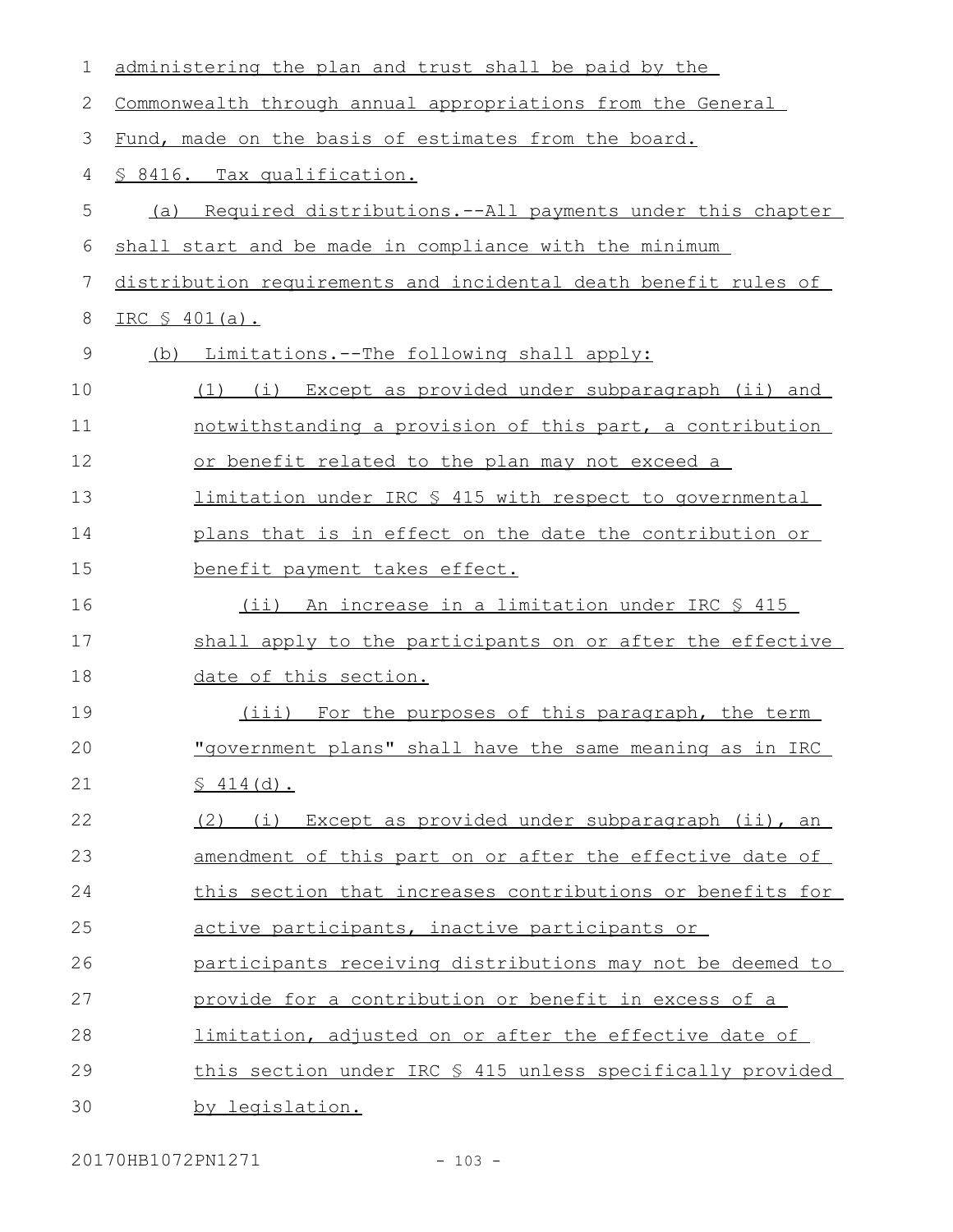administering the plan and trust shall be paid by the Commonwealth through annual appropriations from the General Fund, made on the basis of estimates from the board.

§ 8416. Tax qualification.

(a) Required distributions.--All payments under this chapter shall start and be made in compliance with the minimum distribution requirements and incidental death benefit rules of IRC § 401(a).

(b) Limitations.--The following shall apply:

(1) (i) Except as provided under subparagraph (ii) and notwithstanding a provision of this part, a contribution or benefit related to the plan may not exceed a limitation under IRC § 415 with respect to governmental plans that is in effect on the date the contribution or benefit payment takes effect.

(ii) An increase in a limitation under IRC § 415 shall apply to the participants on or after the effective date of this section.

(iii) For the purposes of this paragraph, the term "government plans" shall have the same meaning as in IRC § 414(d).

(2) (i) Except as provided under subparagraph (ii), an amendment of this part on or after the effective date of this section that increases contributions or benefits for active participants, inactive participants or participants receiving distributions may not be deemed to provide for a contribution or benefit in excess of a limitation, adjusted on or after the effective date of this section under IRC § 415 unless specifically provided by legislation.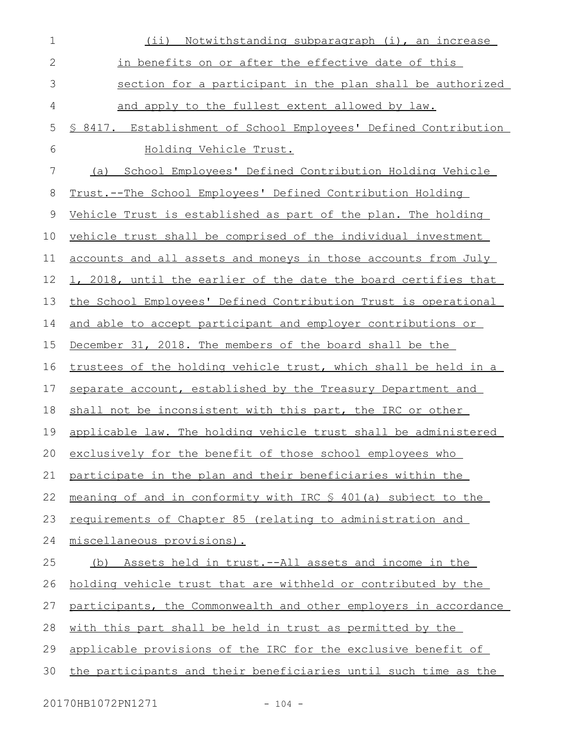(ii) Notwithstanding subparagraph (i), an increase in benefits on or after the effective date of this section for a participant in the plan shall be authorized and apply to the fullest extent allowed by law.

§ 8417. Establishment of School Employees' Defined Contribution Holding Vehicle Trust.

(a) School Employees' Defined Contribution Holding Vehicle Trust.--The School Employees' Defined Contribution Holding Vehicle Trust is established as part of the plan. The holding vehicle trust shall be comprised of the individual investment accounts and all assets and moneys in those accounts from July 1, 2018, until the earlier of the date the board certifies that the School Employees' Defined Contribution Trust is operational and able to accept participant and employer contributions or December 31, 2018. The members of the board shall be the trustees of the holding vehicle trust, which shall be held in a separate account, established by the Treasury Department and shall not be inconsistent with this part, the IRC or other applicable law. The holding vehicle trust shall be administered exclusively for the benefit of those school employees who participate in the plan and their beneficiaries within the meaning of and in conformity with IRC § 401(a) subject to the requirements of Chapter 85 (relating to administration and miscellaneous provisions).

(b) Assets held in trust.--All assets and income in the holding vehicle trust that are withheld or contributed by the participants, the Commonwealth and other employers in accordance with this part shall be held in trust as permitted by the applicable provisions of the IRC for the exclusive benefit of the participants and their beneficiaries until such time as the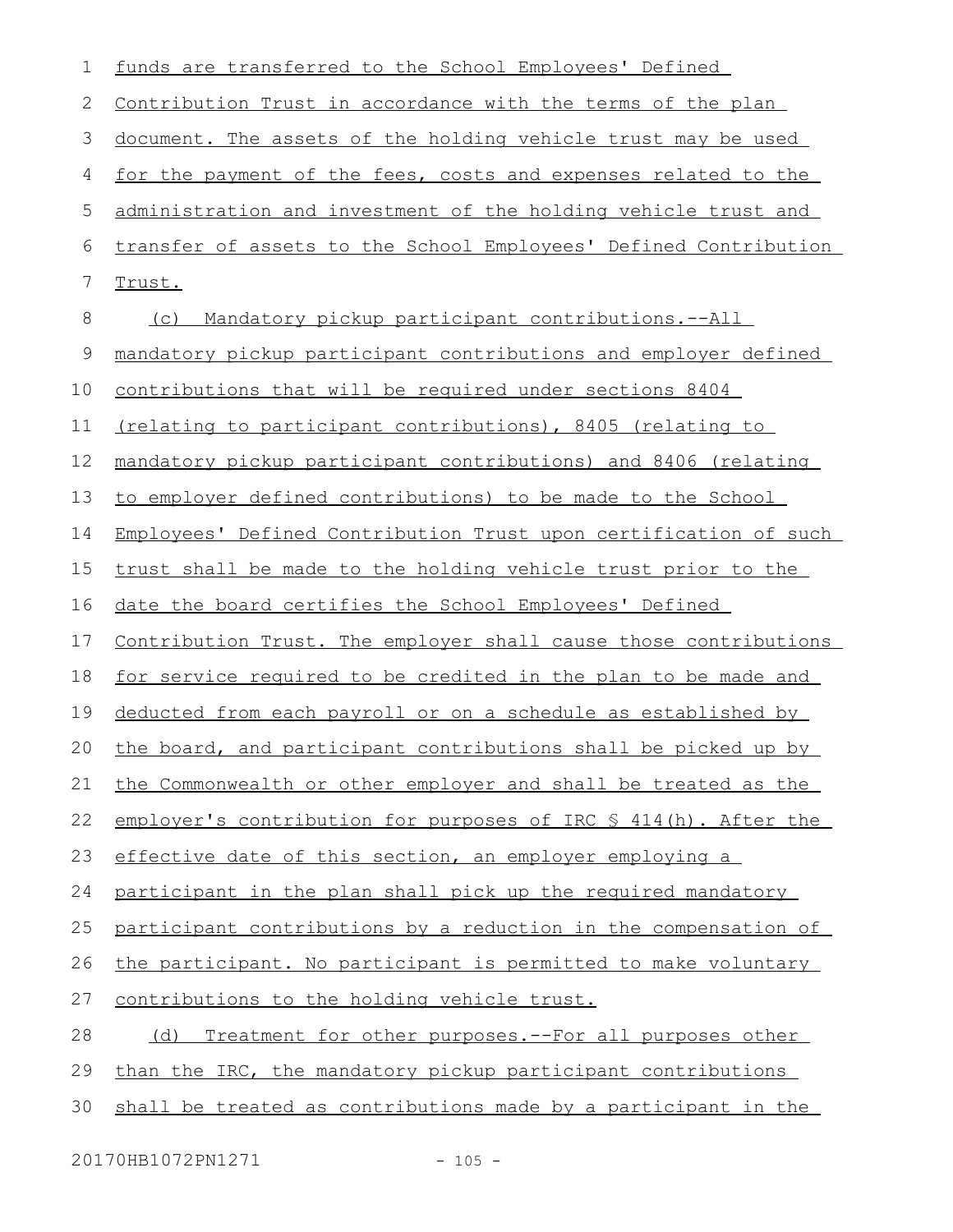funds are transferred to the School Employees' Defined Contribution Trust in accordance with the terms of the plan document. The assets of the holding vehicle trust may be used for the payment of the fees, costs and expenses related to the administration and investment of the holding vehicle trust and transfer of assets to the School Employees' Defined Contribution Trust.

(c) Mandatory pickup participant contributions.--All mandatory pickup participant contributions and employer defined contributions that will be required under sections 8404 (relating to participant contributions), 8405 (relating to mandatory pickup participant contributions) and 8406 (relating to employer defined contributions) to be made to the School Employees' Defined Contribution Trust upon certification of such trust shall be made to the holding vehicle trust prior to the date the board certifies the School Employees' Defined Contribution Trust. The employer shall cause those contributions for service required to be credited in the plan to be made and deducted from each payroll or on a schedule as established by the board, and participant contributions shall be picked up by the Commonwealth or other employer and shall be treated as the employer's contribution for purposes of IRC § 414(h). After the effective date of this section, an employer employing a participant in the plan shall pick up the required mandatory participant contributions by a reduction in the compensation of the participant. No participant is permitted to make voluntary contributions to the holding vehicle trust.

(d) Treatment for other purposes.--For all purposes other than the IRC, the mandatory pickup participant contributions shall be treated as contributions made by a participant in the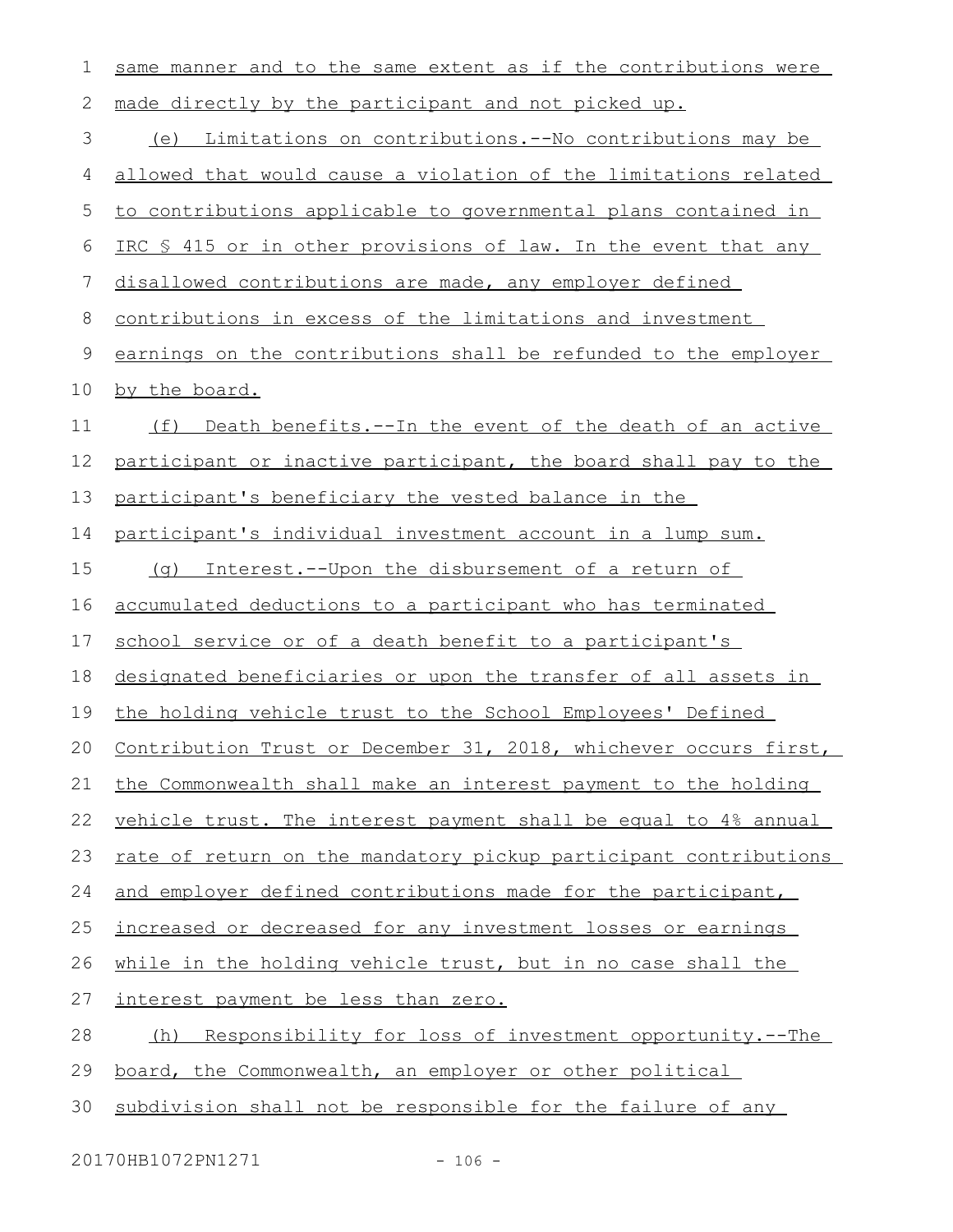same manner and to the same extent as if the contributions were made directly by the participant and not picked up.

(e) Limitations on contributions.--No contributions may be allowed that would cause a violation of the limitations related to contributions applicable to governmental plans contained in IRC § 415 or in other provisions of law. In the event that any disallowed contributions are made, any employer defined contributions in excess of the limitations and investment earnings on the contributions shall be refunded to the employer by the board.

(f) Death benefits.--In the event of the death of an active participant or inactive participant, the board shall pay to the participant's beneficiary the vested balance in the participant's individual investment account in a lump sum.

(g) Interest.--Upon the disbursement of a return of accumulated deductions to a participant who has terminated school service or of a death benefit to a participant's designated beneficiaries or upon the transfer of all assets in the holding vehicle trust to the School Employees' Defined Contribution Trust or December 31, 2018, whichever occurs first, the Commonwealth shall make an interest payment to the holding vehicle trust. The interest payment shall be equal to 4% annual rate of return on the mandatory pickup participant contributions and employer defined contributions made for the participant, increased or decreased for any investment losses or earnings while in the holding vehicle trust, but in no case shall the interest payment be less than zero.

(h) Responsibility for loss of investment opportunity.--The board, the Commonwealth, an employer or other political subdivision shall not be responsible for the failure of any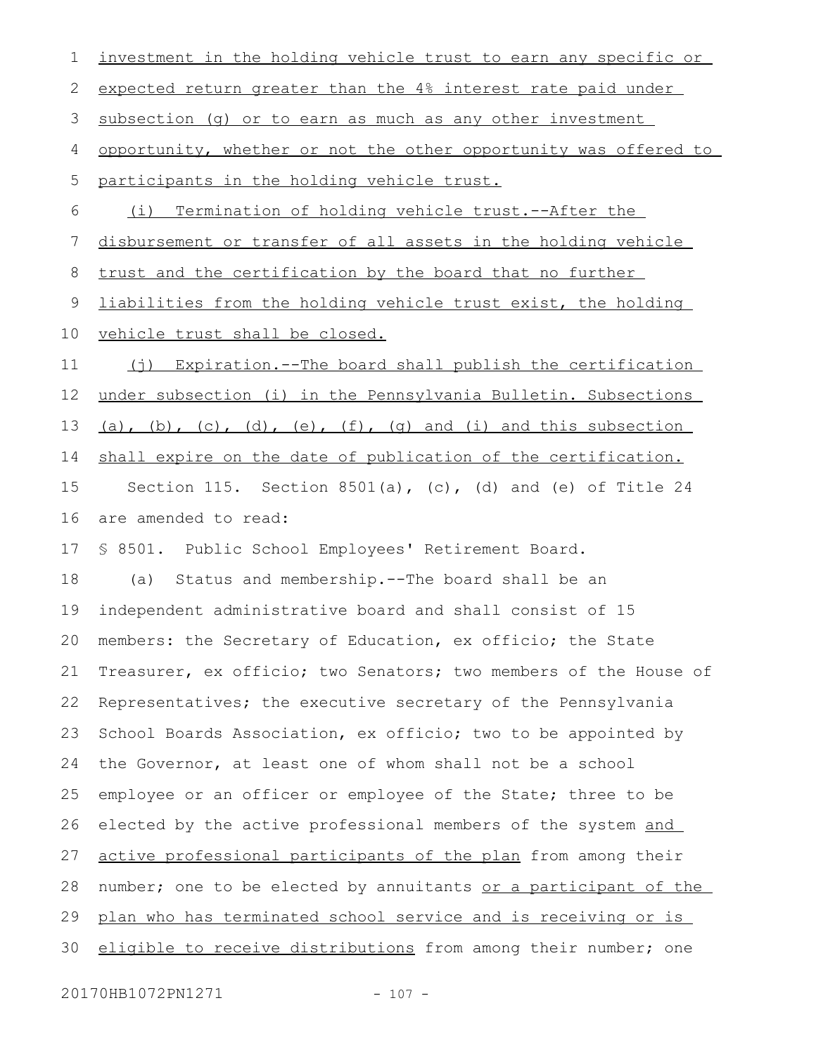investment in the holding vehicle trust to earn any specific or expected return greater than the 4% interest rate paid under subsection (g) or to earn as much as any other investment opportunity, whether or not the other opportunity was offered to participants in the holding vehicle trust.

(i) Termination of holding vehicle trust.--After the disbursement or transfer of all assets in the holding vehicle trust and the certification by the board that no further liabilities from the holding vehicle trust exist, the holding vehicle trust shall be closed.

(j) Expiration.--The board shall publish the certification under subsection (i) in the Pennsylvania Bulletin. Subsections (a), (b), (c), (d), (e), (f), (g) and (i) and this subsection shall expire on the date of publication of the certification.

Section 115. Section 8501(a), (c), (d) and (e) of Title 24 are amended to read:

§ 8501. Public School Employees' Retirement Board.

(a) Status and membership.--The board shall be an independent administrative board and shall consist of 15 members: the Secretary of Education, ex officio; the State Treasurer, ex officio; two Senators; two members of the House of Representatives; the executive secretary of the Pennsylvania School Boards Association, ex officio; two to be appointed by the Governor, at least one of whom shall not be a school employee or an officer or employee of the State; three to be elected by the active professional members of the system and active professional participants of the plan from among their number; one to be elected by annuitants or a participant of the plan who has terminated school service and is receiving or is eligible to receive distributions from among their number; one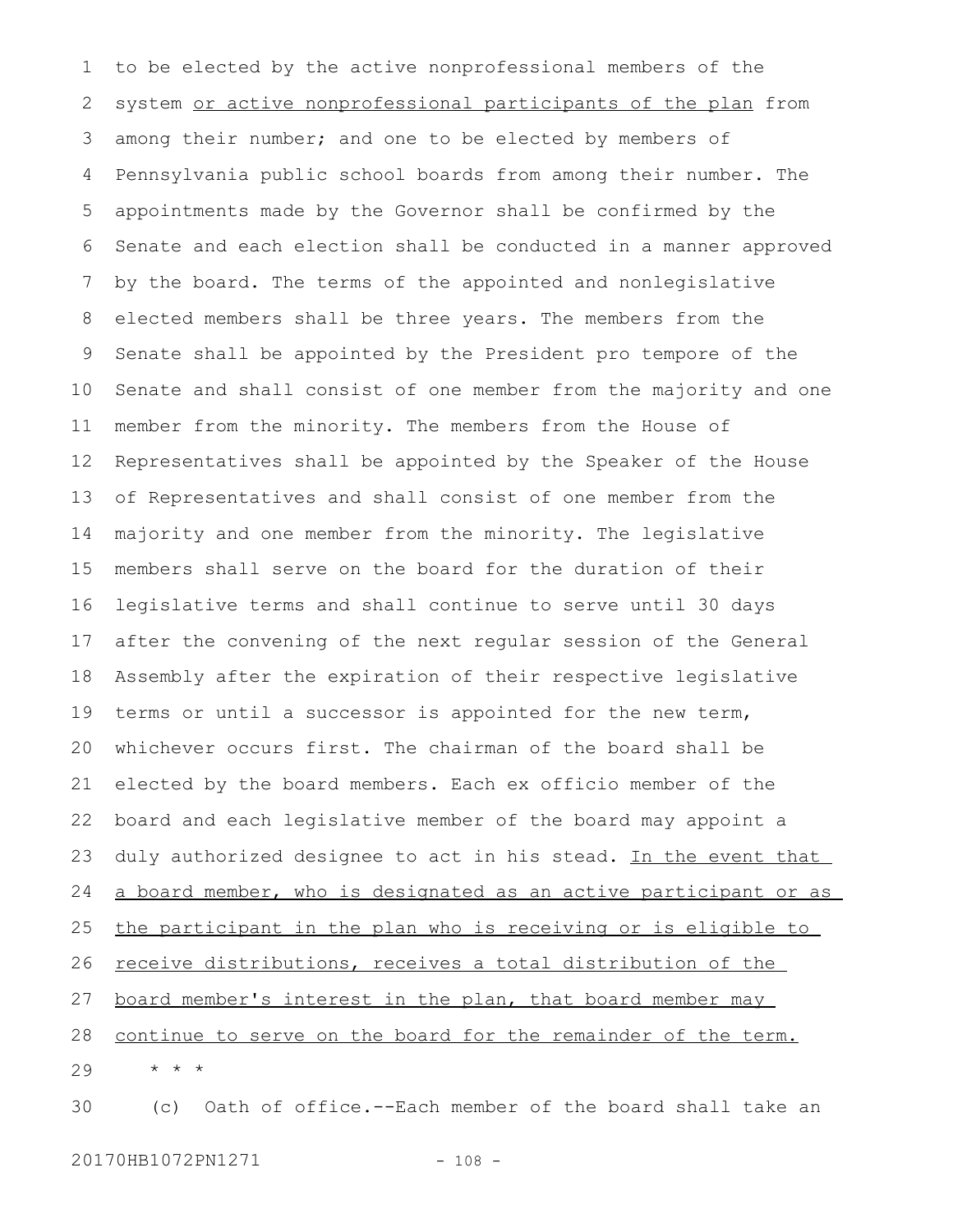to be elected by the active nonprofessional members of the system <u>or active nonprofessional participants of the plan</u> from among their number; and one to be elected by members of Pennsylvania public school boards from among their number. The appointments made by the Governor shall be confirmed by the Senate and each election shall be conducted in a manner approved by the board. The terms of the appointed and nonlegislative elected members shall be three years. The members from the Senate shall be appointed by the President pro tempore of the Senate and shall consist of one member from the majority and one member from the minority. The members from the House of Representatives shall be appointed by the Speaker of the House of Representatives and shall consist of one member from the majority and one member from the minority. The legislative members shall serve on the board for the duration of their legislative terms and shall continue to serve until 30 days after the convening of the next regular session of the General Assembly after the expiration of their respective legislative terms or until a successor is appointed for the new term, whichever occurs first. The chairman of the board shall be elected by the board members. Each ex officio member of the board and each legislative member of the board may appoint a duly authorized designee to act in his stead. <u>In the event that a board member, who is designated as an active participant or as the participant in the plan who is receiving or is eligible to receive distributions, receives a total distribution of the board member's interest in the plan, that board member may continue to serve on the board for the remainder of the term.</u>

\* \* \*

(c) Oath of office.--Each member of the board shall take an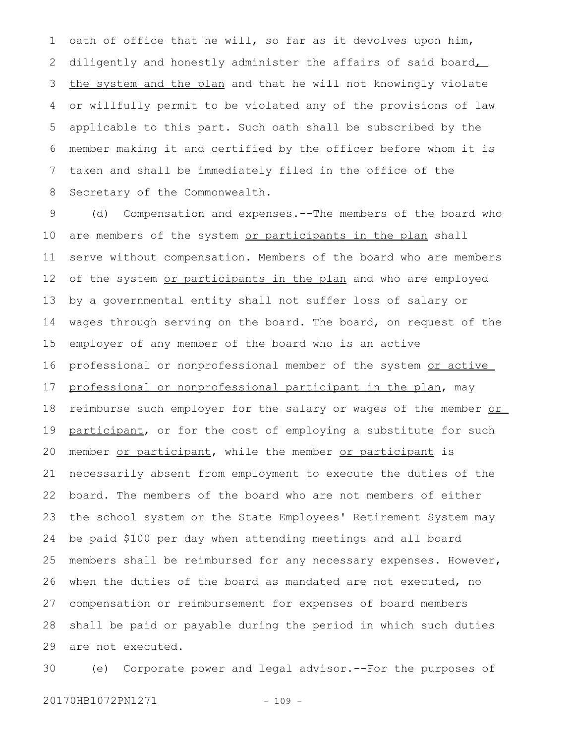oath of office that he will, so far as it devolves upon him, diligently and honestly administer the affairs of said board, the system and the plan and that he will not knowingly violate or willfully permit to be violated any of the provisions of law applicable to this part. Such oath shall be subscribed by the member making it and certified by the officer before whom it is taken and shall be immediately filed in the office of the Secretary of the Commonwealth.

(d) Compensation and expenses.--The members of the board who are members of the system or participants in the plan shall serve without compensation. Members of the board who are members of the system or participants in the plan and who are employed by a governmental entity shall not suffer loss of salary or wages through serving on the board. The board, on request of the employer of any member of the board who is an active professional or nonprofessional member of the system or active professional or nonprofessional participant in the plan, may reimburse such employer for the salary or wages of the member or participant, or for the cost of employing a substitute for such member or participant, while the member or participant is necessarily absent from employment to execute the duties of the board. The members of the board who are not members of either the school system or the State Employees' Retirement System may be paid $100 per day when attending meetings and all board members shall be reimbursed for any necessary expenses. However, when the duties of the board as mandated are not executed, no compensation or reimbursement for expenses of board members shall be paid or payable during the period in which such duties are not executed.

(e) Corporate power and legal advisor.--For the purposes of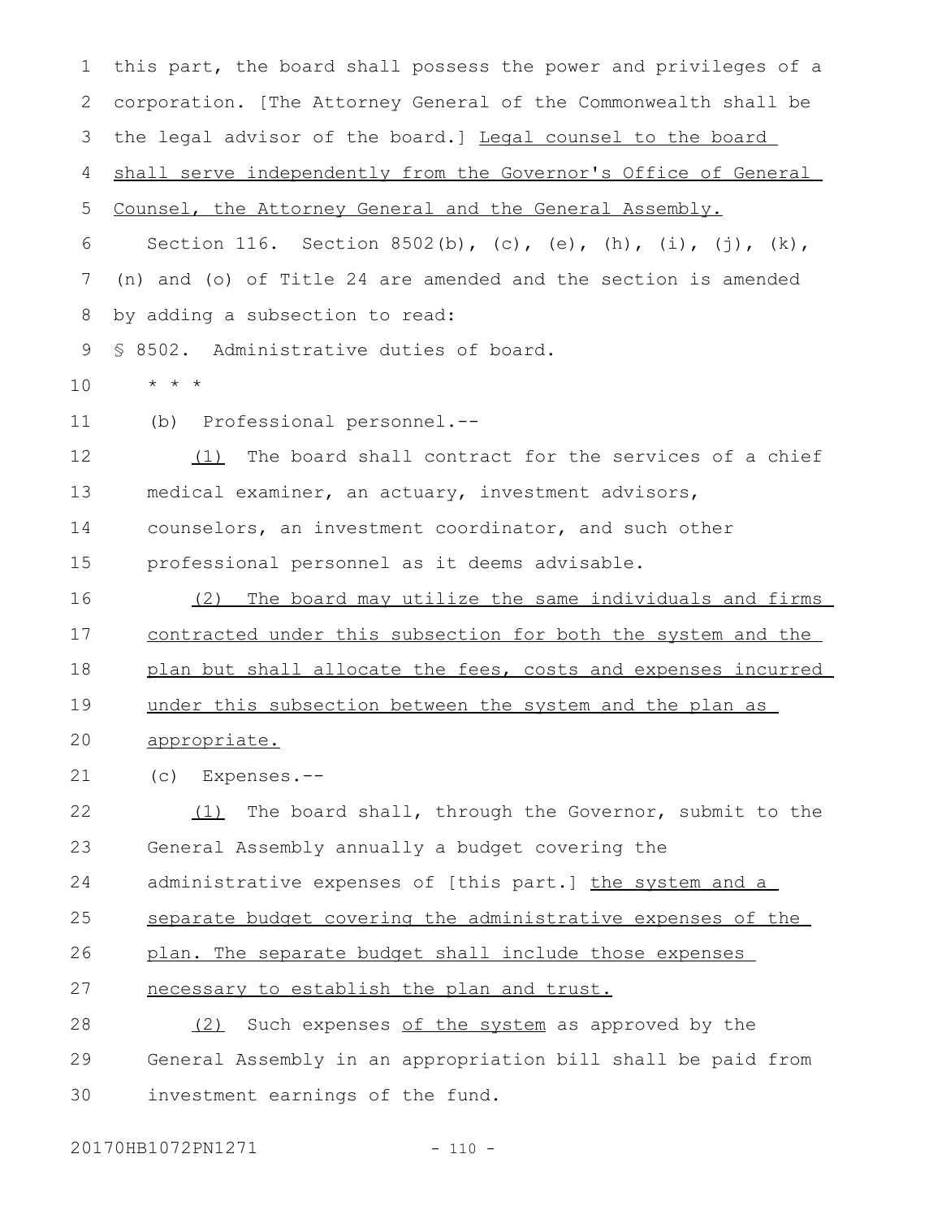this part, the board shall possess the power and privileges of a corporation. [The Attorney General of the Commonwealth shall be the legal advisor of the board.] Legal counsel to the board shall serve independently from the Governor's Office of General Counsel, the Attorney General and the General Assembly.

Section 116. Section 8502(b), (c), (e), (h), (i), (j), (k), (n) and (o) of Title 24 are amended and the section is amended by adding a subsection to read:

§ 8502. Administrative duties of board.

* * *

(b) Professional personnel.--

(1) The board shall contract for the services of a chief medical examiner, an actuary, investment advisors, counselors, an investment coordinator, and such other professional personnel as it deems advisable.

(2) The board may utilize the same individuals and firms contracted under this subsection for both the system and the plan but shall allocate the fees, costs and expenses incurred under this subsection between the system and the plan as appropriate.

(c) Expenses.--

(1) The board shall, through the Governor, submit to the General Assembly annually a budget covering the administrative expenses of [this part.] the system and a separate budget covering the administrative expenses of the plan. The separate budget shall include those expenses necessary to establish the plan and trust.

(2) Such expenses of the system as approved by the General Assembly in an appropriation bill shall be paid from investment earnings of the fund.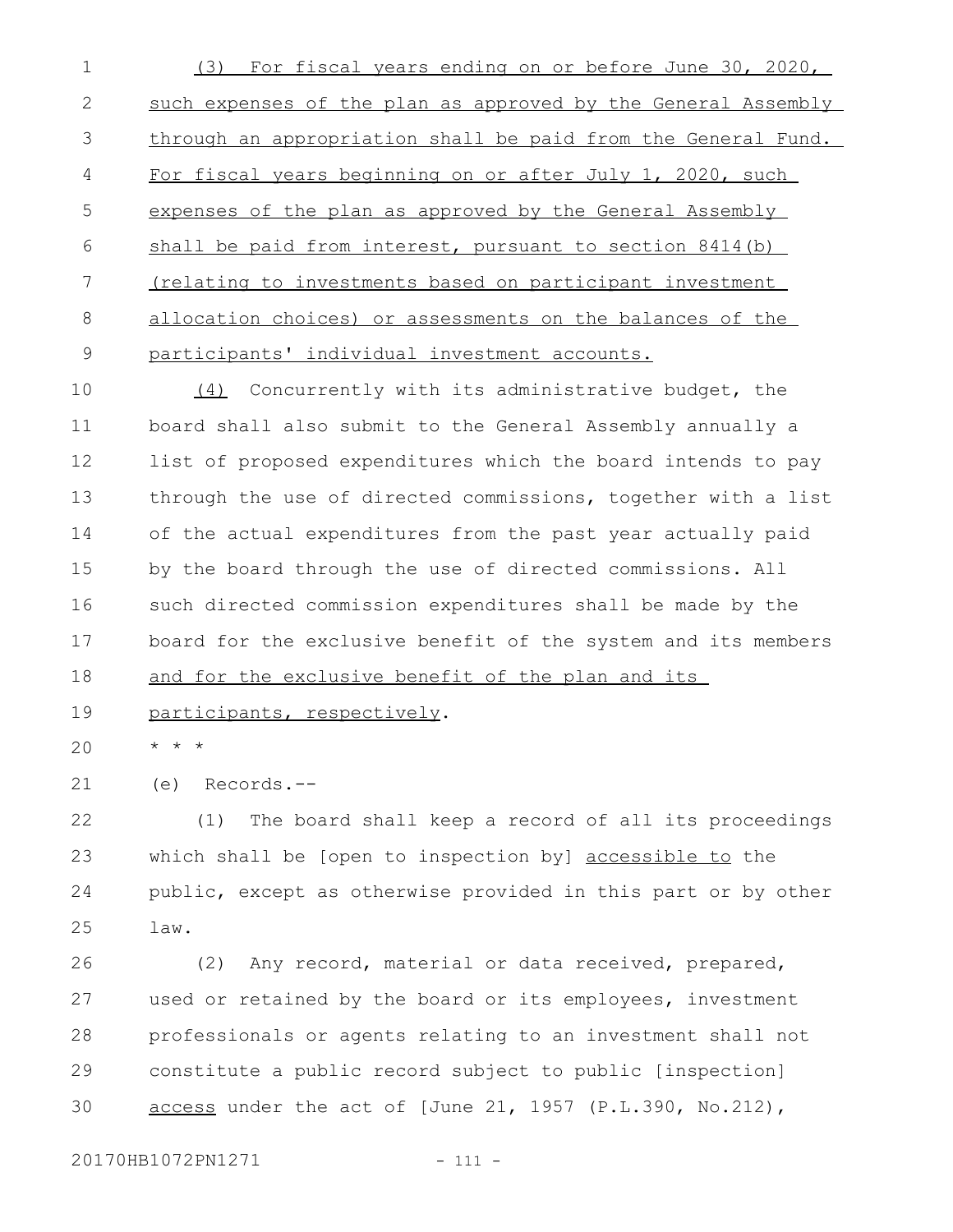(3) For fiscal years ending on or before June 30, 2020, such expenses of the plan as approved by the General Assembly through an appropriation shall be paid from the General Fund. For fiscal years beginning on or after July 1, 2020, such expenses of the plan as approved by the General Assembly shall be paid from interest, pursuant to section 8414(b) (relating to investments based on participant investment allocation choices) or assessments on the balances of the participants' individual investment accounts.

(4) Concurrently with its administrative budget, the board shall also submit to the General Assembly annually a list of proposed expenditures which the board intends to pay through the use of directed commissions, together with a list of the actual expenditures from the past year actually paid by the board through the use of directed commissions. All such directed commission expenditures shall be made by the board for the exclusive benefit of the system and its members and for the exclusive benefit of the plan and its participants, respectively.

* * *

(e) Records.--

(1) The board shall keep a record of all its proceedings which shall be [open to inspection by] accessible to the public, except as otherwise provided in this part or by other law.

(2) Any record, material or data received, prepared, used or retained by the board or its employees, investment professionals or agents relating to an investment shall not constitute a public record subject to public [inspection] access under the act of [June 21, 1957 (P.L.390, No.212),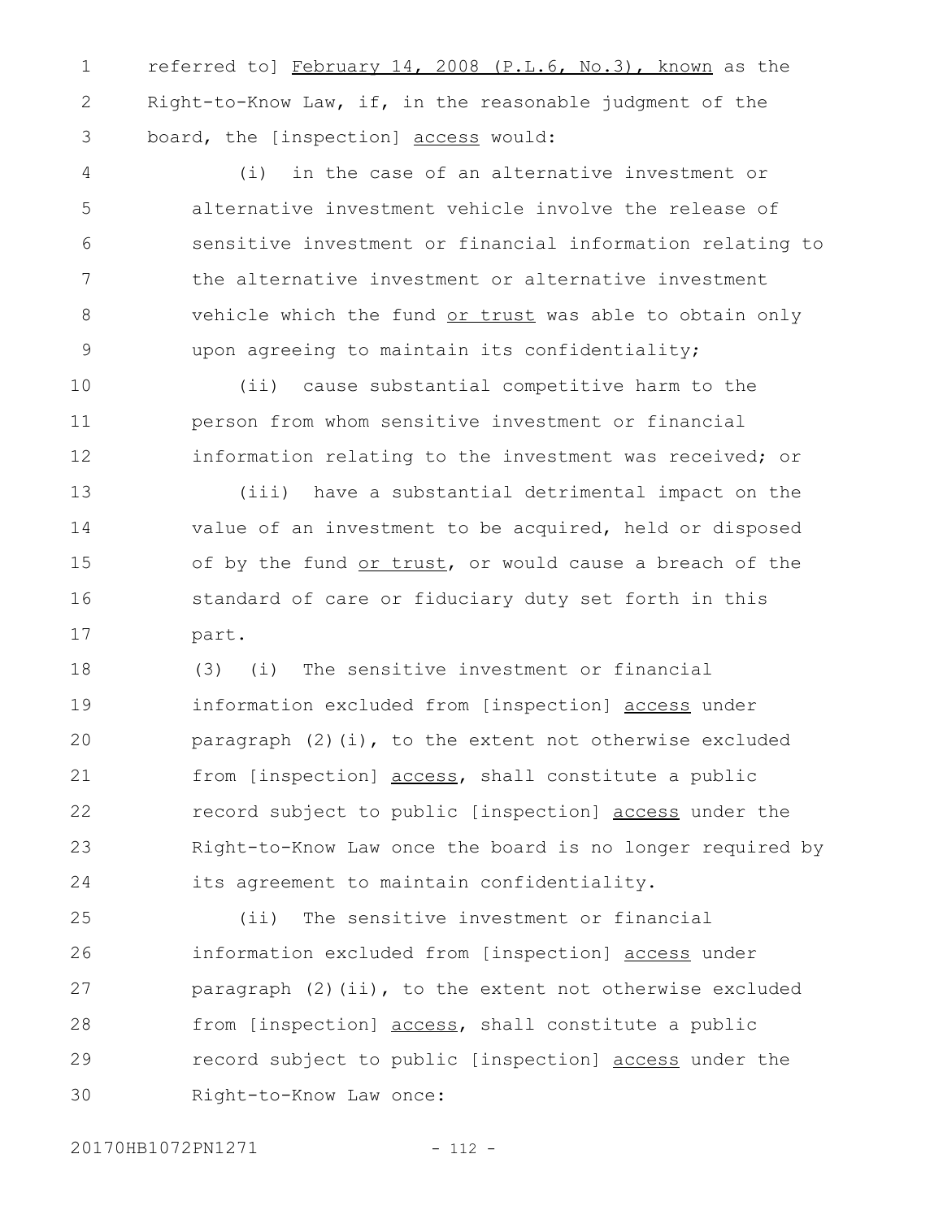referred to] <u>February 14, 2008 (P.L.6, No.3), known</u> as the Right-to-Know Law, if, in the reasonable judgment of the board, the [inspection] <u>access</u> would:

(i) in the case of an alternative investment or alternative investment vehicle involve the release of sensitive investment or financial information relating to the alternative investment or alternative investment vehicle which the fund <u>or trust</u> was able to obtain only upon agreeing to maintain its confidentiality;

(ii) cause substantial competitive harm to the person from whom sensitive investment or financial information relating to the investment was received; or

(iii) have a substantial detrimental impact on the value of an investment to be acquired, held or disposed of by the fund <u>or trust</u>, or would cause a breach of the standard of care or fiduciary duty set forth in this part.

(3) (i) The sensitive investment or financial information excluded from [inspection] <u>access</u> under paragraph (2)(i), to the extent not otherwise excluded from [inspection] <u>access</u>, shall constitute a public record subject to public [inspection] <u>access</u> under the Right-to-Know Law once the board is no longer required by its agreement to maintain confidentiality.

(ii) The sensitive investment or financial information excluded from [inspection] <u>access</u> under paragraph (2)(ii), to the extent not otherwise excluded from [inspection] <u>access</u>, shall constitute a public record subject to public [inspection] <u>access</u> under the Right-to-Know Law once: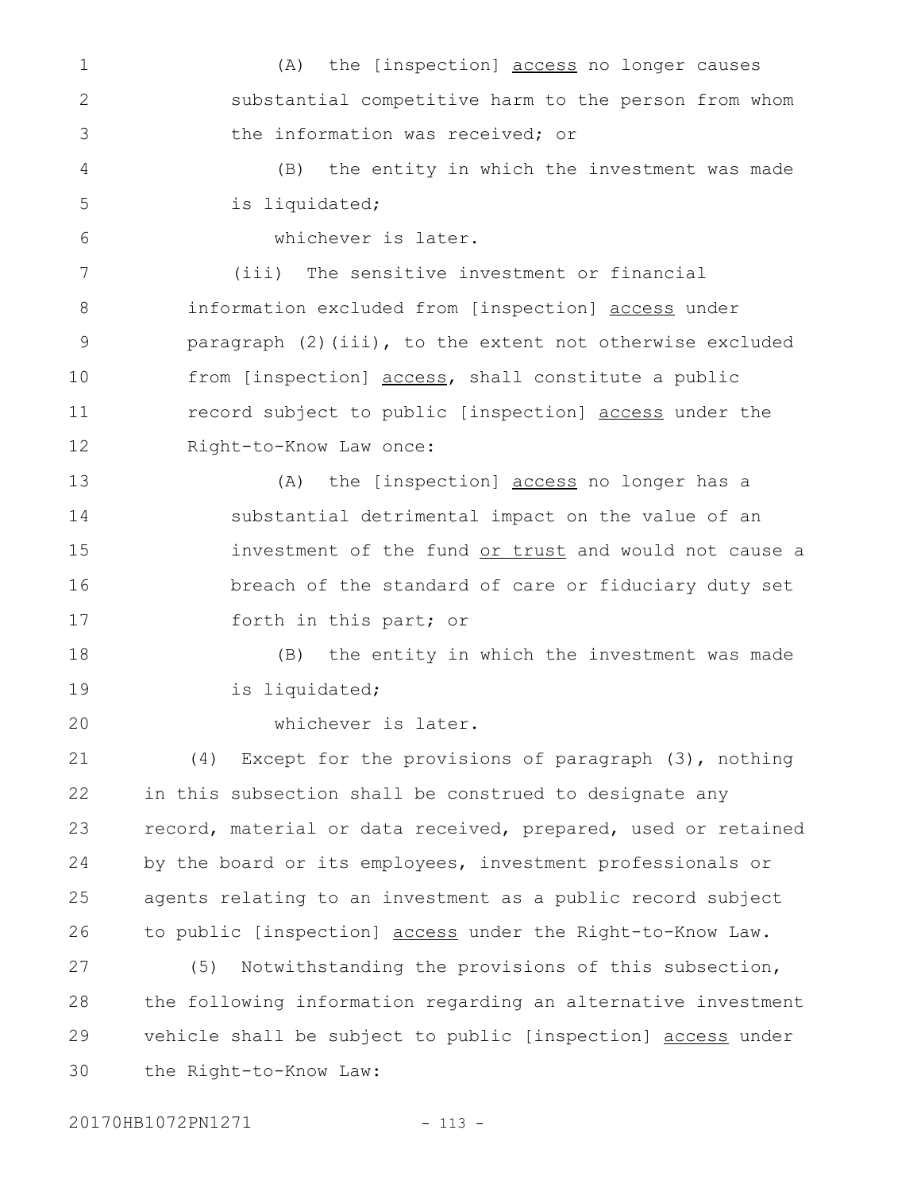(A) the [inspection] access no longer causes substantial competitive harm to the person from whom the information was received; or

(B) the entity in which the investment was made is liquidated;

whichever is later.

(iii) The sensitive investment or financial information excluded from [inspection] access under paragraph (2)(iii), to the extent not otherwise excluded from [inspection] access, shall constitute a public record subject to public [inspection] access under the Right-to-Know Law once:

(A) the [inspection] access no longer has a substantial detrimental impact on the value of an investment of the fund or trust and would not cause a breach of the standard of care or fiduciary duty set forth in this part; or

(B) the entity in which the investment was made is liquidated;

whichever is later.

(4) Except for the provisions of paragraph (3), nothing in this subsection shall be construed to designate any record, material or data received, prepared, used or retained by the board or its employees, investment professionals or agents relating to an investment as a public record subject to public [inspection] access under the Right-to-Know Law.

(5) Notwithstanding the provisions of this subsection, the following information regarding an alternative investment vehicle shall be subject to public [inspection] access under the Right-to-Know Law: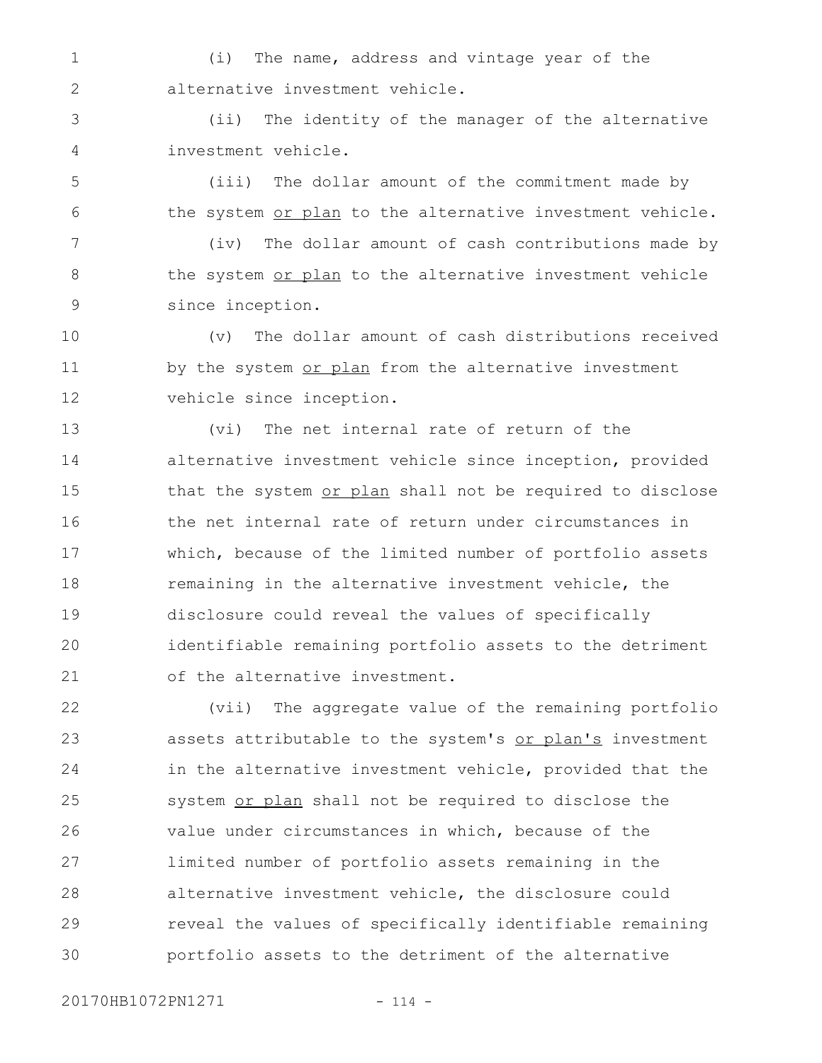(i) The name, address and vintage year of the alternative investment vehicle.

(ii) The identity of the manager of the alternative investment vehicle.

(iii) The dollar amount of the commitment made by the system <u>or plan</u> to the alternative investment vehicle.

(iv) The dollar amount of cash contributions made by the system <u>or plan</u> to the alternative investment vehicle since inception.

(v) The dollar amount of cash distributions received by the system <u>or plan</u> from the alternative investment vehicle since inception.

(vi) The net internal rate of return of the alternative investment vehicle since inception, provided that the system <u>or plan</u> shall not be required to disclose the net internal rate of return under circumstances in which, because of the limited number of portfolio assets remaining in the alternative investment vehicle, the disclosure could reveal the values of specifically identifiable remaining portfolio assets to the detriment of the alternative investment.

(vii) The aggregate value of the remaining portfolio assets attributable to the system's <u>or plan's</u> investment in the alternative investment vehicle, provided that the system <u>or plan</u> shall not be required to disclose the value under circumstances in which, because of the limited number of portfolio assets remaining in the alternative investment vehicle, the disclosure could reveal the values of specifically identifiable remaining portfolio assets to the detriment of the alternative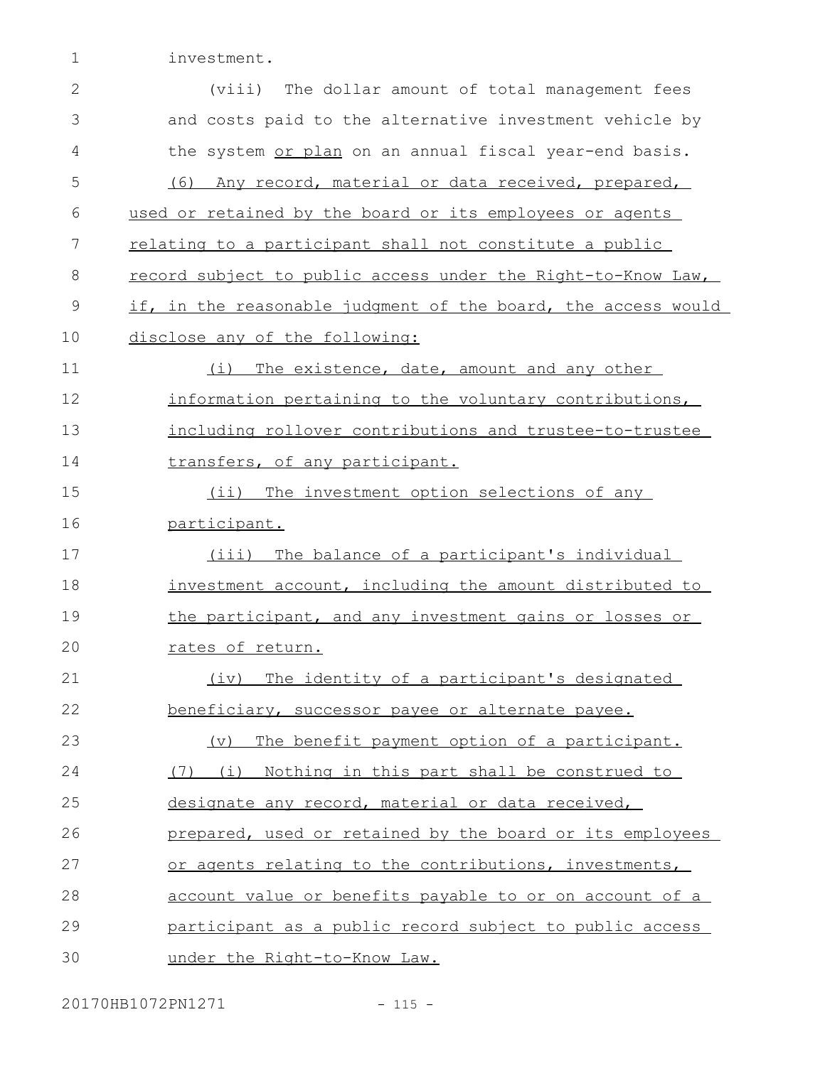investment.

(viii) The dollar amount of total management fees and costs paid to the alternative investment vehicle by the system or plan on an annual fiscal year-end basis.

(6) Any record, material or data received, prepared, used or retained by the board or its employees or agents relating to a participant shall not constitute a public record subject to public access under the Right-to-Know Law, if, in the reasonable judgment of the board, the access would disclose any of the following:

(i) The existence, date, amount and any other information pertaining to the voluntary contributions, including rollover contributions and trustee-to-trustee transfers, of any participant.

(ii) The investment option selections of any participant.

(iii) The balance of a participant's individual investment account, including the amount distributed to the participant, and any investment gains or losses or rates of return.

(iv) The identity of a participant's designated beneficiary, successor payee or alternate payee.

(v) The benefit payment option of a participant.

(7) (i) Nothing in this part shall be construed to designate any record, material or data received, prepared, used or retained by the board or its employees or agents relating to the contributions, investments, account value or benefits payable to or on account of a participant as a public record subject to public access under the Right-to-Know Law.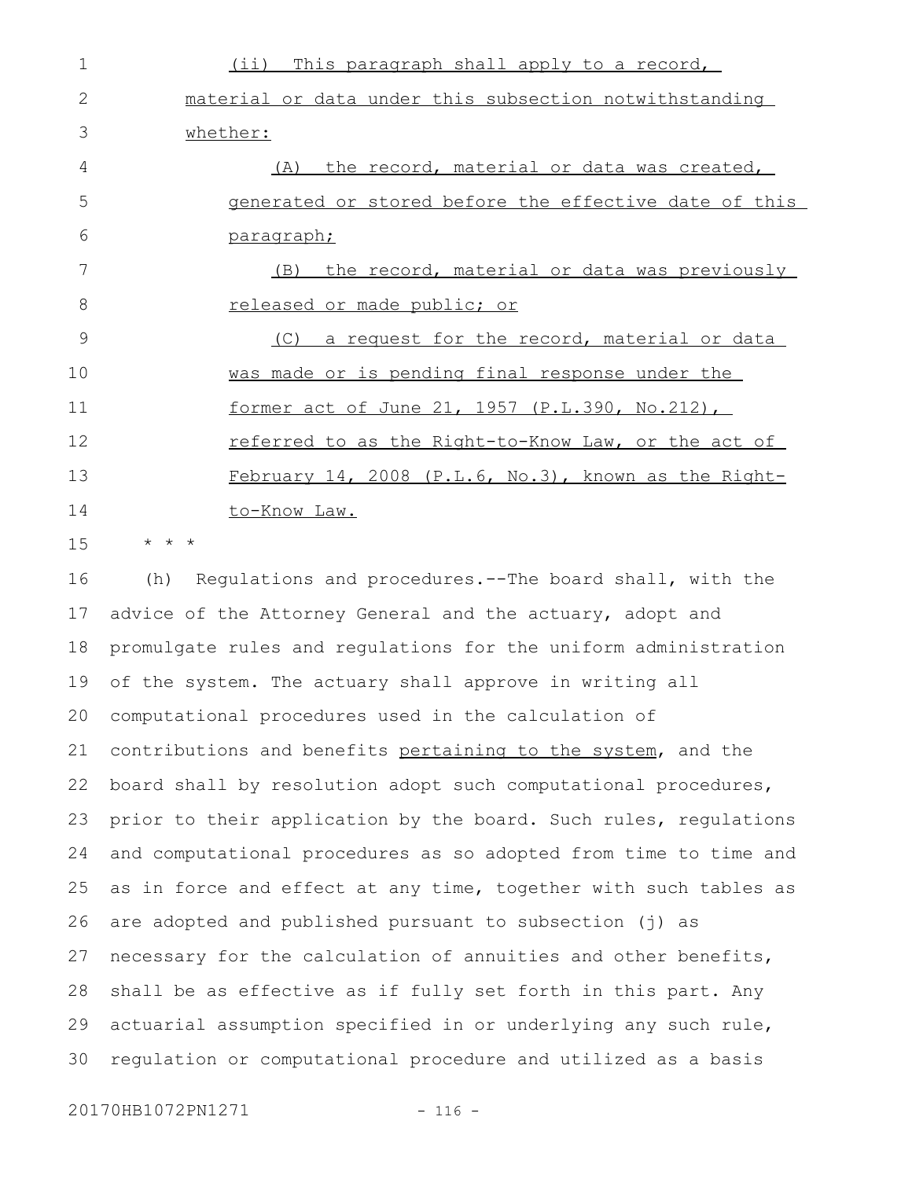(ii) This paragraph shall apply to a record, material or data under this subsection notwithstanding whether:

(A) the record, material or data was created, generated or stored before the effective date of this paragraph;

(B) the record, material or data was previously released or made public; or

(C) a request for the record, material or data was made or is pending final response under the former act of June 21, 1957 (P.L.390, No.212), referred to as the Right-to-Know Law, or the act of February 14, 2008 (P.L.6, No.3), known as the Right-to-Know Law.

* * *

(h) Regulations and procedures.--The board shall, with the advice of the Attorney General and the actuary, adopt and promulgate rules and regulations for the uniform administration of the system. The actuary shall approve in writing all computational procedures used in the calculation of contributions and benefits pertaining to the system, and the board shall by resolution adopt such computational procedures, prior to their application by the board. Such rules, regulations and computational procedures as so adopted from time to time and as in force and effect at any time, together with such tables as are adopted and published pursuant to subsection (j) as necessary for the calculation of annuities and other benefits, shall be as effective as if fully set forth in this part. Any actuarial assumption specified in or underlying any such rule, regulation or computational procedure and utilized as a basis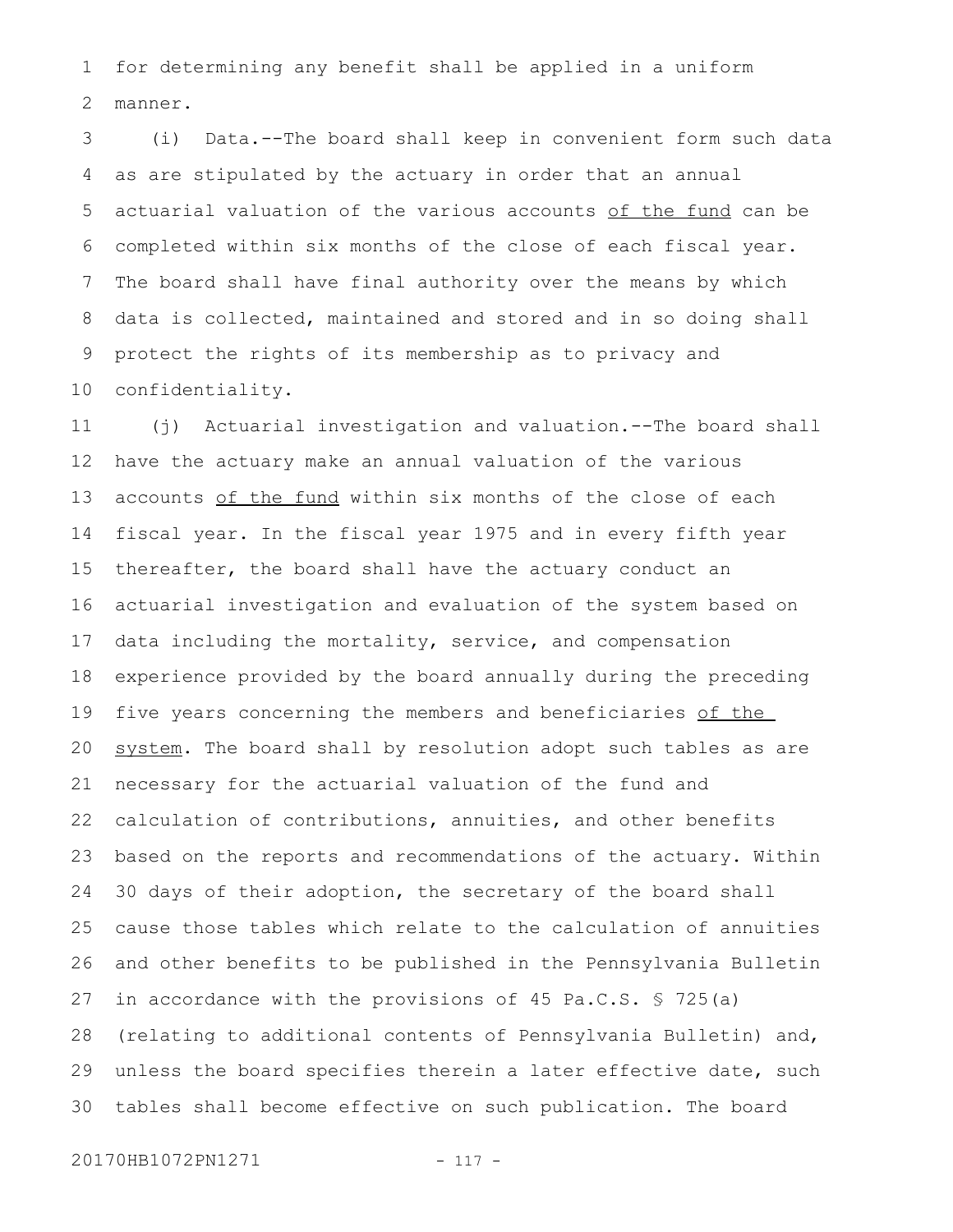for determining any benefit shall be applied in a uniform manner.

(i) Data.--The board shall keep in convenient form such data as are stipulated by the actuary in order that an annual actuarial valuation of the various accounts <u>of the fund</u> can be completed within six months of the close of each fiscal year. The board shall have final authority over the means by which data is collected, maintained and stored and in so doing shall protect the rights of its membership as to privacy and confidentiality.

(j) Actuarial investigation and valuation.--The board shall have the actuary make an annual valuation of the various accounts <u>of the fund</u> within six months of the close of each fiscal year. In the fiscal year 1975 and in every fifth year thereafter, the board shall have the actuary conduct an actuarial investigation and evaluation of the system based on data including the mortality, service, and compensation experience provided by the board annually during the preceding five years concerning the members and beneficiaries <u>of the system</u>. The board shall by resolution adopt such tables as are necessary for the actuarial valuation of the fund and calculation of contributions, annuities, and other benefits based on the reports and recommendations of the actuary. Within 30 days of their adoption, the secretary of the board shall cause those tables which relate to the calculation of annuities and other benefits to be published in the Pennsylvania Bulletin in accordance with the provisions of 45 Pa.C.S. § 725(a) (relating to additional contents of Pennsylvania Bulletin) and, unless the board specifies therein a later effective date, such tables shall become effective on such publication. The board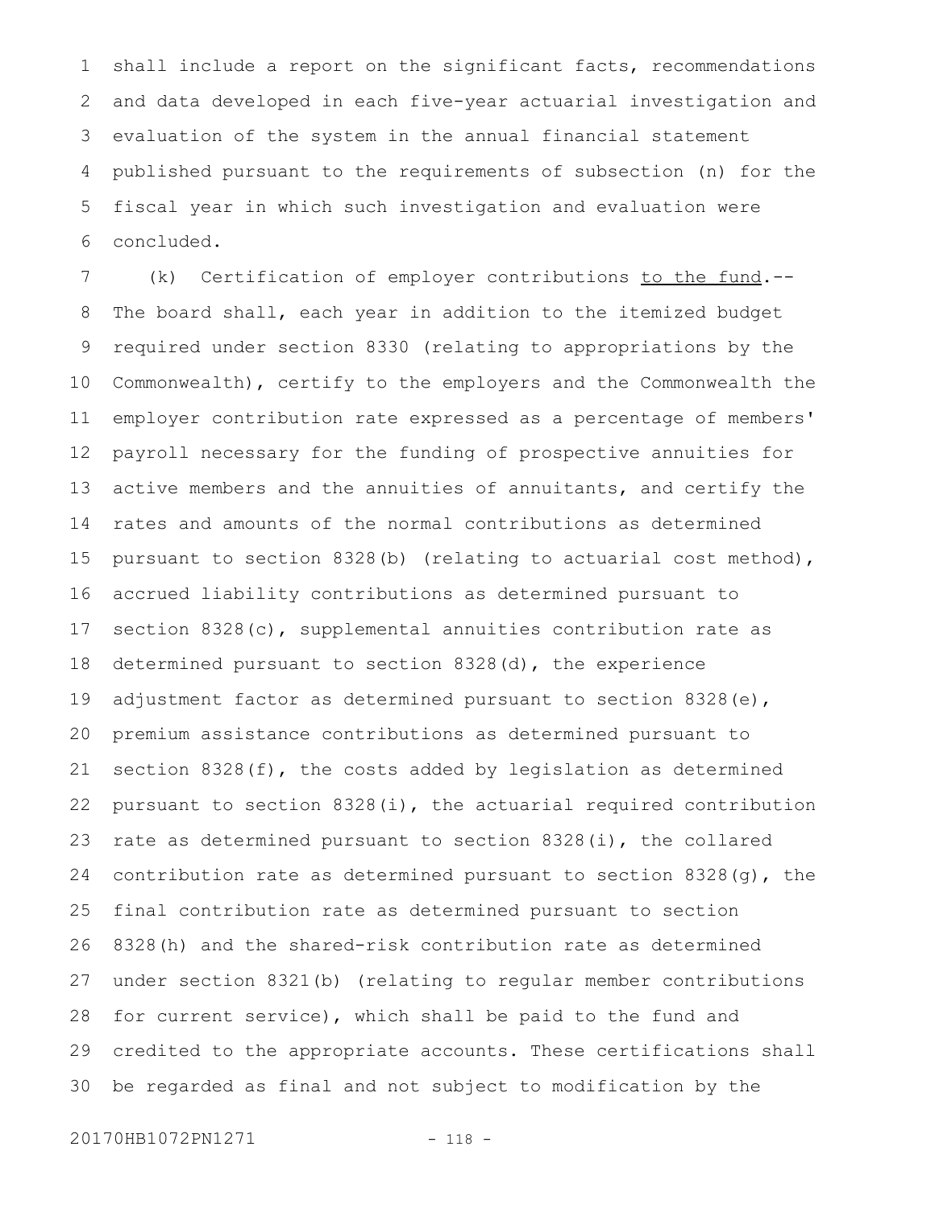shall include a report on the significant facts, recommendations and data developed in each five-year actuarial investigation and evaluation of the system in the annual financial statement published pursuant to the requirements of subsection (n) for the fiscal year in which such investigation and evaluation were concluded.

(k) Certification of employer contributions <u>to the fund</u>.-- The board shall, each year in addition to the itemized budget required under section 8330 (relating to appropriations by the Commonwealth), certify to the employers and the Commonwealth the employer contribution rate expressed as a percentage of members' payroll necessary for the funding of prospective annuities for active members and the annuities of annuitants, and certify the rates and amounts of the normal contributions as determined pursuant to section 8328(b) (relating to actuarial cost method), accrued liability contributions as determined pursuant to section 8328(c), supplemental annuities contribution rate as determined pursuant to section 8328(d), the experience adjustment factor as determined pursuant to section 8328(e), premium assistance contributions as determined pursuant to section 8328(f), the costs added by legislation as determined pursuant to section 8328(i), the actuarial required contribution rate as determined pursuant to section 8328(i), the collared contribution rate as determined pursuant to section 8328(g), the final contribution rate as determined pursuant to section 8328(h) and the shared-risk contribution rate as determined under section 8321(b) (relating to regular member contributions for current service), which shall be paid to the fund and credited to the appropriate accounts. These certifications shall be regarded as final and not subject to modification by the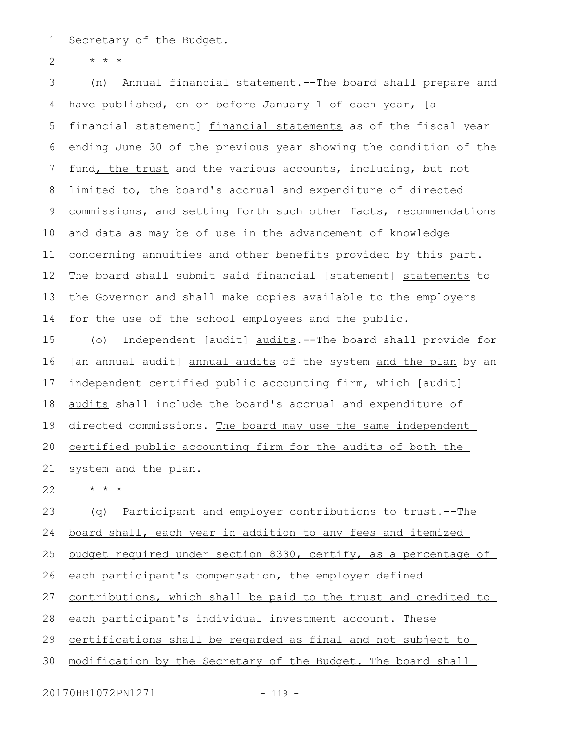Secretary of the Budget.

* * *

(n) Annual financial statement.--The board shall prepare and have published, on or before January 1 of each year, [a financial statement] <u>financial statements</u> as of the fiscal year ending June 30 of the previous year showing the condition of the fund<u>, the trust</u> and the various accounts, including, but not limited to, the board's accrual and expenditure of directed commissions, and setting forth such other facts, recommendations and data as may be of use in the advancement of knowledge concerning annuities and other benefits provided by this part. The board shall submit said financial [statement] <u>statements</u> to the Governor and shall make copies available to the employers for the use of the school employees and the public.

(o) Independent [audit] <u>audits</u>.--The board shall provide for [an annual audit] <u>annual audits</u> of the system <u>and the plan</u> by an independent certified public accounting firm, which [audit] <u>audits</u> shall include the board's accrual and expenditure of directed commissions. <u>The board may use the same independent certified public accounting firm for the audits of both the system and the plan.</u>

* * *

<u>(q) Participant and employer contributions to trust.--The board shall, each year in addition to any fees and itemized budget required under section 8330, certify, as a percentage of each participant's compensation, the employer defined contributions, which shall be paid to the trust and credited to each participant's individual investment account. These certifications shall be regarded as final and not subject to modification by the Secretary of the Budget. The board shall</u>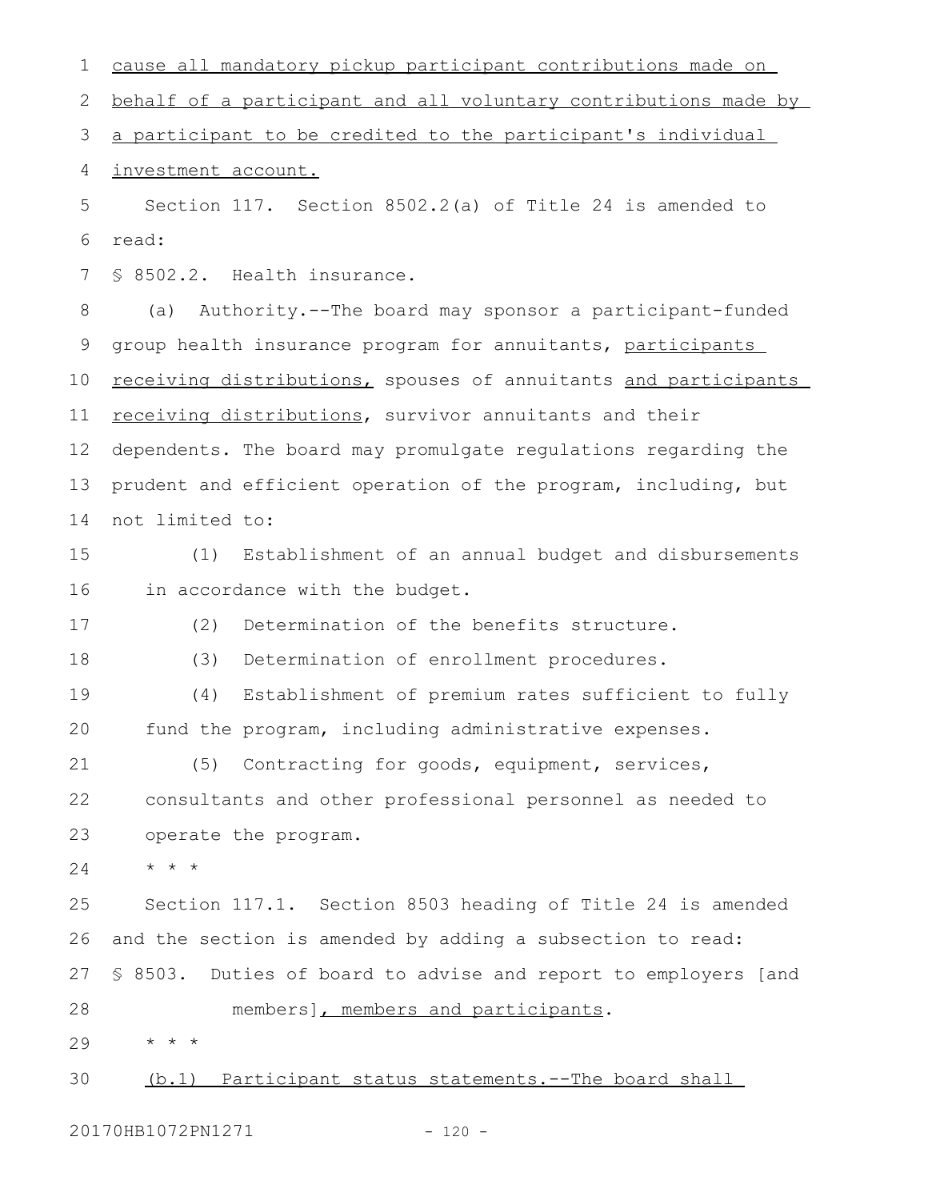cause all mandatory pickup participant contributions made on behalf of a participant and all voluntary contributions made by a participant to be credited to the participant's individual investment account.

Section 117. Section 8502.2(a) of Title 24 is amended to read:

§ 8502.2. Health insurance.

(a) Authority.--The board may sponsor a participant-funded group health insurance program for annuitants, participants receiving distributions, spouses of annuitants and participants receiving distributions, survivor annuitants and their dependents. The board may promulgate regulations regarding the prudent and efficient operation of the program, including, but not limited to:

(1) Establishment of an annual budget and disbursements in accordance with the budget.

(2) Determination of the benefits structure.

(3) Determination of enrollment procedures.

(4) Establishment of premium rates sufficient to fully fund the program, including administrative expenses.

(5) Contracting for goods, equipment, services, consultants and other professional personnel as needed to operate the program.

* * *

Section 117.1. Section 8503 heading of Title 24 is amended and the section is amended by adding a subsection to read:

§ 8503. Duties of board to advise and report to employers [and members], members and participants.

* * *

(b.1) Participant status statements.--The board shall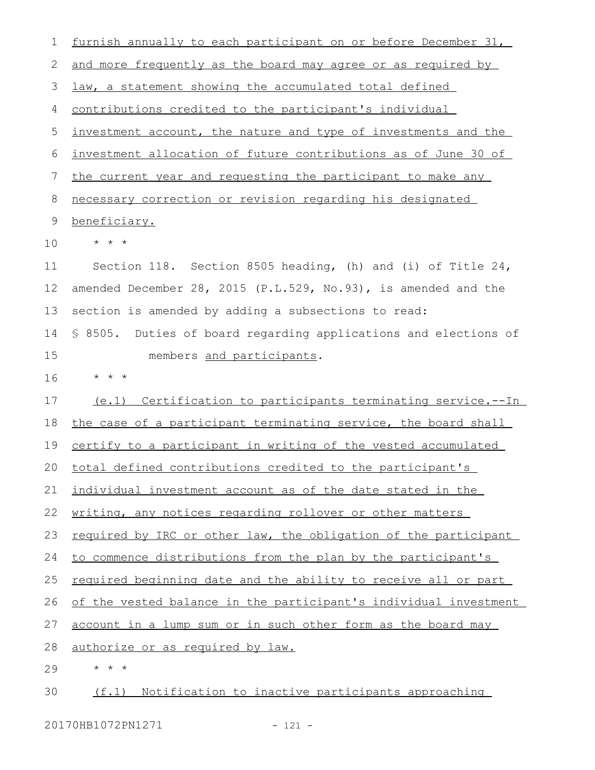furnish annually to each participant on or before December 31, and more frequently as the board may agree or as required by law, a statement showing the accumulated total defined contributions credited to the participant's individual investment account, the nature and type of investments and the investment allocation of future contributions as of June 30 of the current year and requesting the participant to make any necessary correction or revision regarding his designated beneficiary.

\* \* \*

Section 118. Section 8505 heading, (h) and (i) of Title 24, amended December 28, 2015 (P.L.529, No.93), is amended and the section is amended by adding a subsections to read:

§ 8505. Duties of board regarding applications and elections of members and participants.

\* \* \*

(e.1) Certification to participants terminating service.--In the case of a participant terminating service, the board shall certify to a participant in writing of the vested accumulated total defined contributions credited to the participant's individual investment account as of the date stated in the writing, any notices regarding rollover or other matters required by IRC or other law, the obligation of the participant to commence distributions from the plan by the participant's required beginning date and the ability to receive all or part of the vested balance in the participant's individual investment account in a lump sum or in such other form as the board may authorize or as required by law.

\* \* \*

(f.1) Notification to inactive participants approaching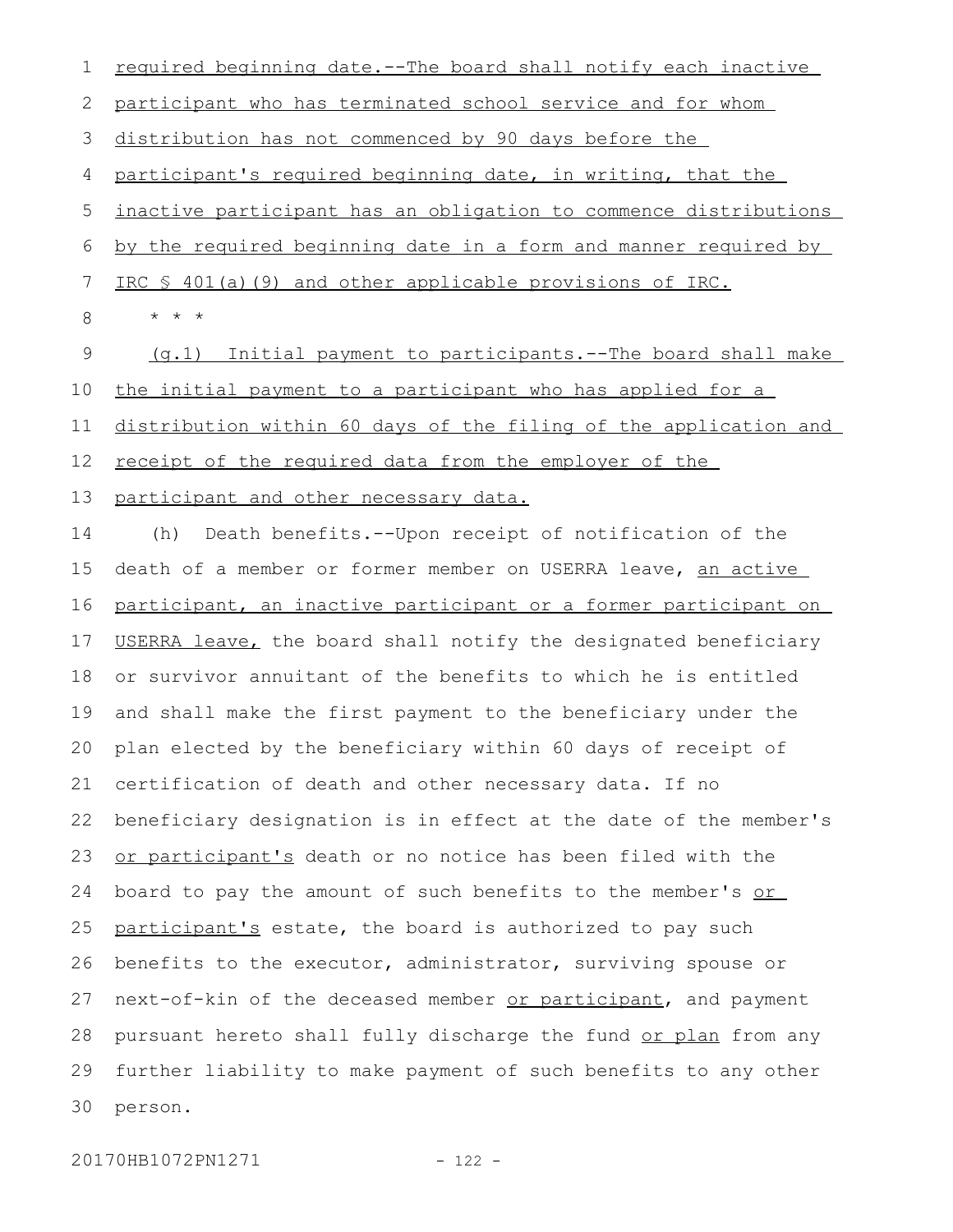required beginning date.--The board shall notify each inactive participant who has terminated school service and for whom distribution has not commenced by 90 days before the participant's required beginning date, in writing, that the inactive participant has an obligation to commence distributions by the required beginning date in a form and manner required by IRC § 401(a)(9) and other applicable provisions of IRC.

\* \* \*

(g.1) Initial payment to participants.--The board shall make the initial payment to a participant who has applied for a distribution within 60 days of the filing of the application and receipt of the required data from the employer of the participant and other necessary data.

(h) Death benefits.--Upon receipt of notification of the death of a member or former member on USERRA leave, an active participant, an inactive participant or a former participant on USERRA leave, the board shall notify the designated beneficiary or survivor annuitant of the benefits to which he is entitled and shall make the first payment to the beneficiary under the plan elected by the beneficiary within 60 days of receipt of certification of death and other necessary data. If no beneficiary designation is in effect at the date of the member's or participant's death or no notice has been filed with the board to pay the amount of such benefits to the member's or participant's estate, the board is authorized to pay such benefits to the executor, administrator, surviving spouse or next-of-kin of the deceased member or participant, and payment pursuant hereto shall fully discharge the fund or plan from any further liability to make payment of such benefits to any other person.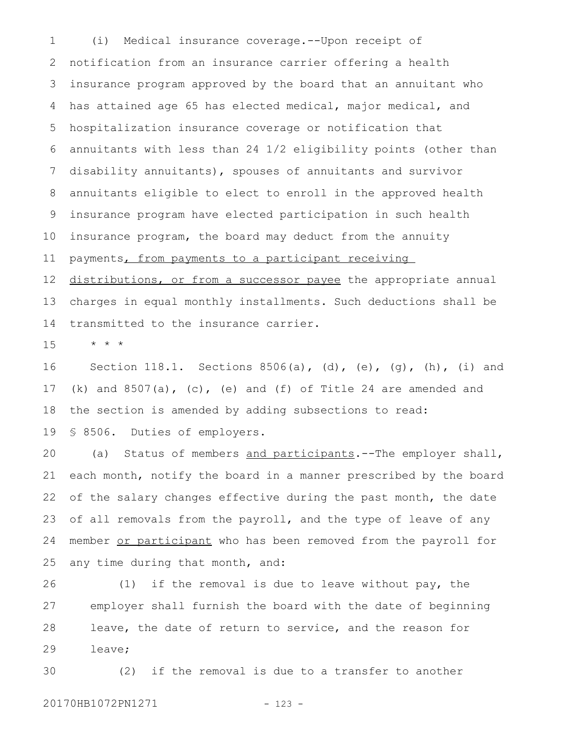(i) Medical insurance coverage.--Upon receipt of notification from an insurance carrier offering a health insurance program approved by the board that an annuitant who has attained age 65 has elected medical, major medical, and hospitalization insurance coverage or notification that annuitants with less than 24 1/2 eligibility points (other than disability annuitants), spouses of annuitants and survivor annuitants eligible to elect to enroll in the approved health insurance program have elected participation in such health insurance program, the board may deduct from the annuity payments<u>, from payments to a participant receiving distributions, or from a successor payee</u> the appropriate annual charges in equal monthly installments. Such deductions shall be transmitted to the insurance carrier.

* * *

Section 118.1. Sections 8506(a), (d), (e), (g), (h), (i) and (k) and 8507(a), (c), (e) and (f) of Title 24 are amended and the section is amended by adding subsections to read:

§ 8506. Duties of employers.

(a) Status of members <u>and participants</u>.--The employer shall, each month, notify the board in a manner prescribed by the board of the salary changes effective during the past month, the date of all removals from the payroll, and the type of leave of any member <u>or participant</u> who has been removed from the payroll for any time during that month, and:

(1) if the removal is due to leave without pay, the employer shall furnish the board with the date of beginning leave, the date of return to service, and the reason for leave;

(2) if the removal is due to a transfer to another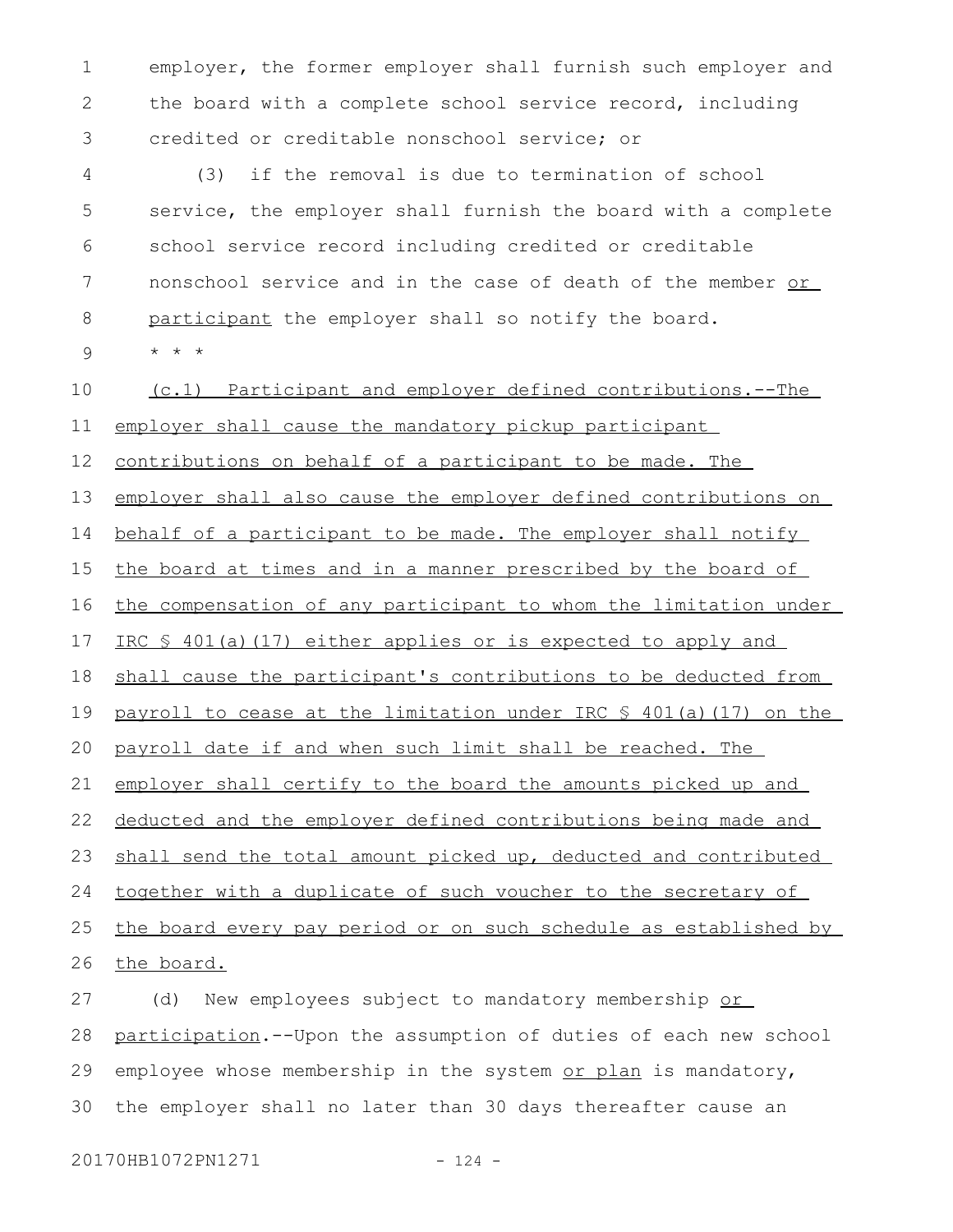employer, the former employer shall furnish such employer and the board with a complete school service record, including credited or creditable nonschool service; or

(3) if the removal is due to termination of school service, the employer shall furnish the board with a complete school service record including credited or creditable nonschool service and in the case of death of the member or participant the employer shall so notify the board.

* * *

(c.1) Participant and employer defined contributions.--The employer shall cause the mandatory pickup participant contributions on behalf of a participant to be made. The employer shall also cause the employer defined contributions on behalf of a participant to be made. The employer shall notify the board at times and in a manner prescribed by the board of the compensation of any participant to whom the limitation under IRC § 401(a)(17) either applies or is expected to apply and shall cause the participant's contributions to be deducted from payroll to cease at the limitation under IRC § 401(a)(17) on the payroll date if and when such limit shall be reached. The employer shall certify to the board the amounts picked up and deducted and the employer defined contributions being made and shall send the total amount picked up, deducted and contributed together with a duplicate of such voucher to the secretary of the board every pay period or on such schedule as established by the board.

(d) New employees subject to mandatory membership or participation.--Upon the assumption of duties of each new school employee whose membership in the system or plan is mandatory, the employer shall no later than 30 days thereafter cause an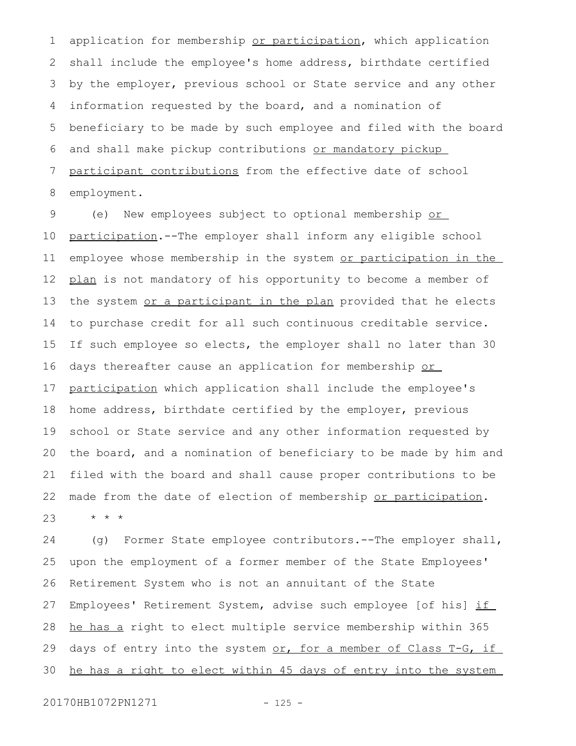application for membership or participation, which application shall include the employee's home address, birthdate certified by the employer, previous school or State service and any other information requested by the board, and a nomination of beneficiary to be made by such employee and filed with the board and shall make pickup contributions or mandatory pickup participant contributions from the effective date of school employment.

(e) New employees subject to optional membership or participation.--The employer shall inform any eligible school employee whose membership in the system or participation in the plan is not mandatory of his opportunity to become a member of the system or a participant in the plan provided that he elects to purchase credit for all such continuous creditable service. If such employee so elects, the employer shall no later than 30 days thereafter cause an application for membership or participation which application shall include the employee's home address, birthdate certified by the employer, previous school or State service and any other information requested by the board, and a nomination of beneficiary to be made by him and filed with the board and shall cause proper contributions to be made from the date of election of membership or participation.

\* \* \*

(g) Former State employee contributors.--The employer shall, upon the employment of a former member of the State Employees' Retirement System who is not an annuitant of the State Employees' Retirement System, advise such employee [of his] if he has a right to elect multiple service membership within 365 days of entry into the system or, for a member of Class T-G, if he has a right to elect within 45 days of entry into the system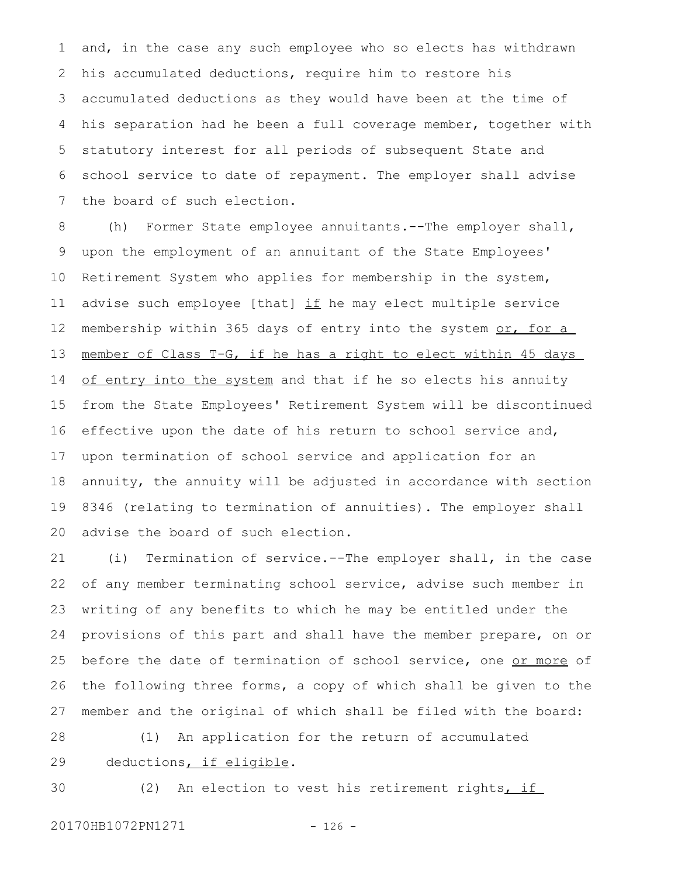and, in the case any such employee who so elects has withdrawn his accumulated deductions, require him to restore his accumulated deductions as they would have been at the time of his separation had he been a full coverage member, together with statutory interest for all periods of subsequent State and school service to date of repayment. The employer shall advise the board of such election.

(h) Former State employee annuitants.--The employer shall, upon the employment of an annuitant of the State Employees' Retirement System who applies for membership in the system, advise such employee [that] if he may elect multiple service membership within 365 days of entry into the system or, for a member of Class T-G, if he has a right to elect within 45 days of entry into the system and that if he so elects his annuity from the State Employees' Retirement System will be discontinued effective upon the date of his return to school service and, upon termination of school service and application for an annuity, the annuity will be adjusted in accordance with section 8346 (relating to termination of annuities). The employer shall advise the board of such election.

(i) Termination of service.--The employer shall, in the case of any member terminating school service, advise such member in writing of any benefits to which he may be entitled under the provisions of this part and shall have the member prepare, on or before the date of termination of school service, one or more of the following three forms, a copy of which shall be given to the member and the original of which shall be filed with the board:

(1) An application for the return of accumulated deductions, if eligible.

(2) An election to vest his retirement rights, if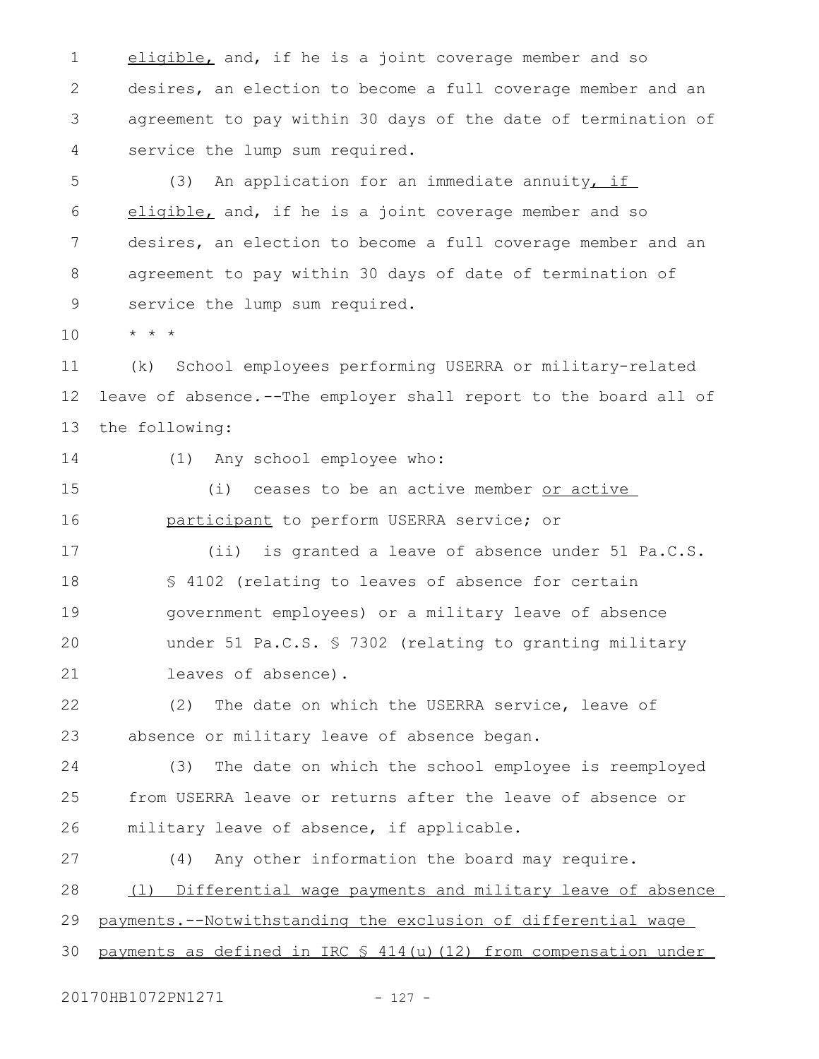eligible, and, if he is a joint coverage member and so desires, an election to become a full coverage member and an agreement to pay within 30 days of the date of termination of service the lump sum required.

(3) An application for an immediate annuity, if eligible, and, if he is a joint coverage member and so desires, an election to become a full coverage member and an agreement to pay within 30 days of date of termination of service the lump sum required.

* * *

(k) School employees performing USERRA or military-related leave of absence.--The employer shall report to the board all of the following:

(1) Any school employee who:

(i) ceases to be an active member or active participant to perform USERRA service; or

(ii) is granted a leave of absence under 51 Pa.C.S. § 4102 (relating to leaves of absence for certain government employees) or a military leave of absence under 51 Pa.C.S. § 7302 (relating to granting military leaves of absence).

(2) The date on which the USERRA service, leave of absence or military leave of absence began.

(3) The date on which the school employee is reemployed from USERRA leave or returns after the leave of absence or military leave of absence, if applicable.

(4) Any other information the board may require.

(l) Differential wage payments and military leave of absence payments.--Notwithstanding the exclusion of differential wage payments as defined in IRC § 414(u)(12) from compensation under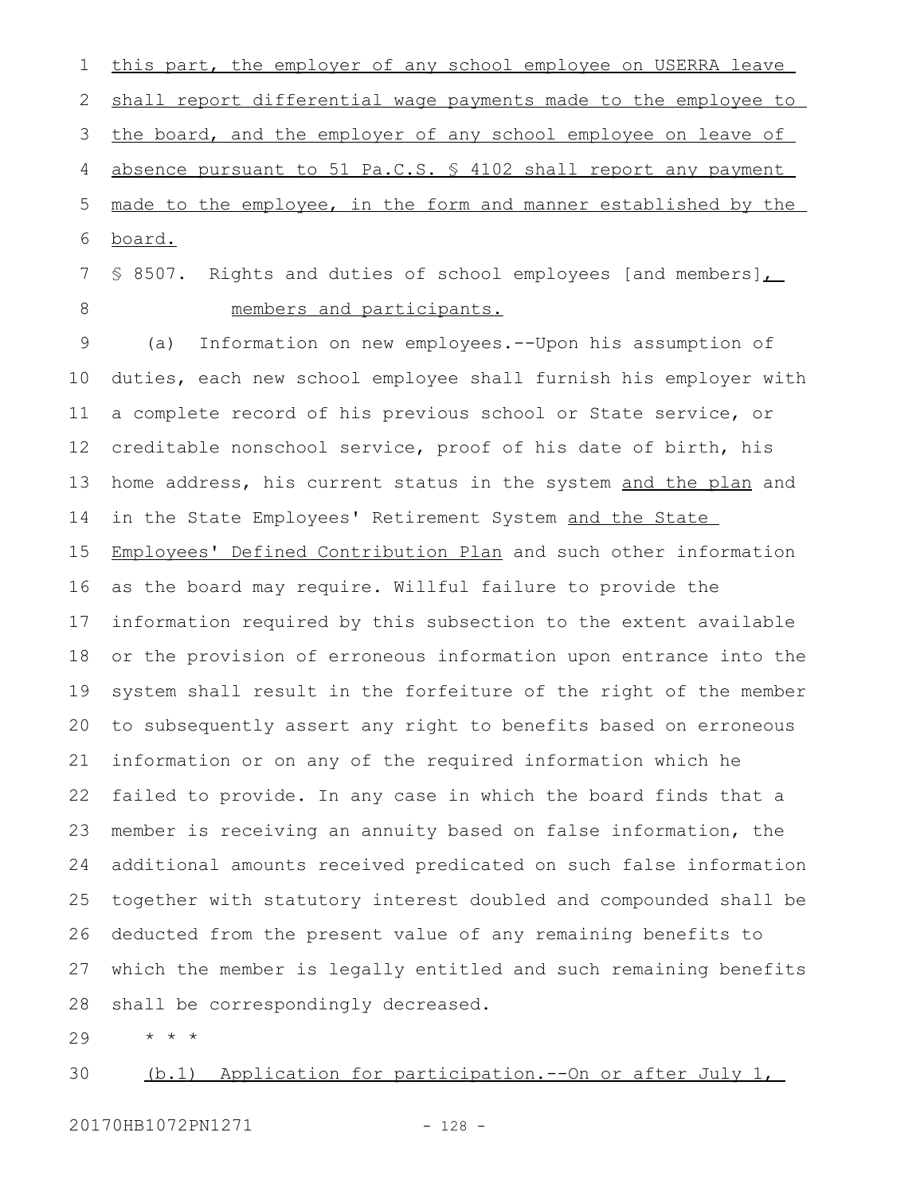this part, the employer of any school employee on USERRA leave shall report differential wage payments made to the employee to the board, and the employer of any school employee on leave of absence pursuant to 51 Pa.C.S. § 4102 shall report any payment made to the employee, in the form and manner established by the board.

§ 8507. Rights and duties of school employees [and members], members and participants.

(a) Information on new employees.--Upon his assumption of duties, each new school employee shall furnish his employer with a complete record of his previous school or State service, or creditable nonschool service, proof of his date of birth, his home address, his current status in the system and the plan and in the State Employees' Retirement System and the State Employees' Defined Contribution Plan and such other information as the board may require. Willful failure to provide the information required by this subsection to the extent available or the provision of erroneous information upon entrance into the system shall result in the forfeiture of the right of the member to subsequently assert any right to benefits based on erroneous information or on any of the required information which he failed to provide. In any case in which the board finds that a member is receiving an annuity based on false information, the additional amounts received predicated on such false information together with statutory interest doubled and compounded shall be deducted from the present value of any remaining benefits to which the member is legally entitled and such remaining benefits shall be correspondingly decreased.

* * *

(b.1) Application for participation.--On or after July 1,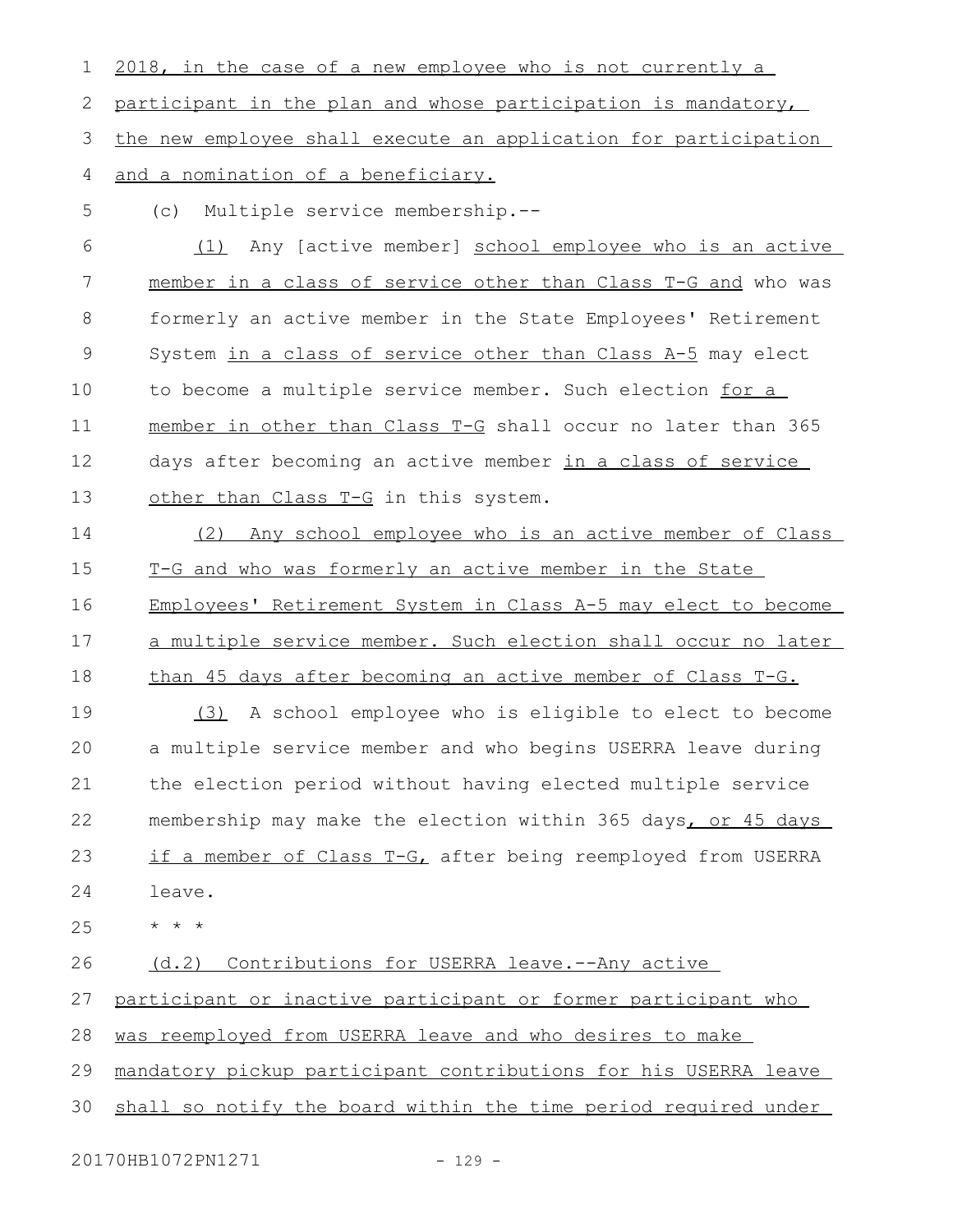2018, in the case of a new employee who is not currently a participant in the plan and whose participation is mandatory, the new employee shall execute an application for participation and a nomination of a beneficiary.

(c) Multiple service membership.--

(1) Any [active member] school employee who is an active member in a class of service other than Class T-G and who was formerly an active member in the State Employees' Retirement System in a class of service other than Class A-5 may elect to become a multiple service member. Such election for a member in other than Class T-G shall occur no later than 365 days after becoming an active member in a class of service other than Class T-G in this system.

(2) Any school employee who is an active member of Class T-G and who was formerly an active member in the State Employees' Retirement System in Class A-5 may elect to become a multiple service member. Such election shall occur no later than 45 days after becoming an active member of Class T-G.

(3) A school employee who is eligible to elect to become a multiple service member and who begins USERRA leave during the election period without having elected multiple service membership may make the election within 365 days, or 45 days if a member of Class T-G, after being reemployed from USERRA leave.

* * *

(d.2) Contributions for USERRA leave.--Any active participant or inactive participant or former participant who was reemployed from USERRA leave and who desires to make mandatory pickup participant contributions for his USERRA leave shall so notify the board within the time period required under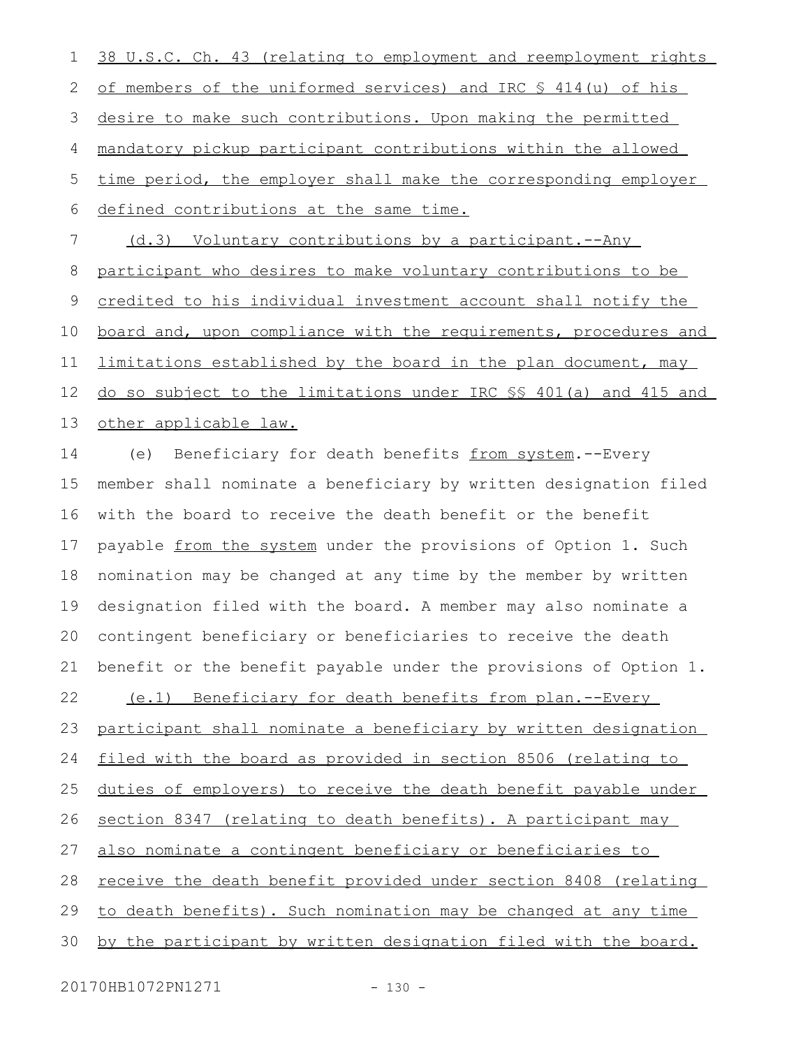38 U.S.C. Ch. 43 (relating to employment and reemployment rights of members of the uniformed services) and IRC § 414(u) of his desire to make such contributions. Upon making the permitted mandatory pickup participant contributions within the allowed time period, the employer shall make the corresponding employer defined contributions at the same time.

(d.3) Voluntary contributions by a participant.--Any participant who desires to make voluntary contributions to be credited to his individual investment account shall notify the board and, upon compliance with the requirements, procedures and limitations established by the board in the plan document, may do so subject to the limitations under IRC §§ 401(a) and 415 and other applicable law.

(e) Beneficiary for death benefits from system.--Every member shall nominate a beneficiary by written designation filed with the board to receive the death benefit or the benefit payable from the system under the provisions of Option 1. Such nomination may be changed at any time by the member by written designation filed with the board. A member may also nominate a contingent beneficiary or beneficiaries to receive the death benefit or the benefit payable under the provisions of Option 1.

(e.1) Beneficiary for death benefits from plan.--Every participant shall nominate a beneficiary by written designation filed with the board as provided in section 8506 (relating to duties of employers) to receive the death benefit payable under section 8347 (relating to death benefits). A participant may also nominate a contingent beneficiary or beneficiaries to receive the death benefit provided under section 8408 (relating to death benefits). Such nomination may be changed at any time by the participant by written designation filed with the board.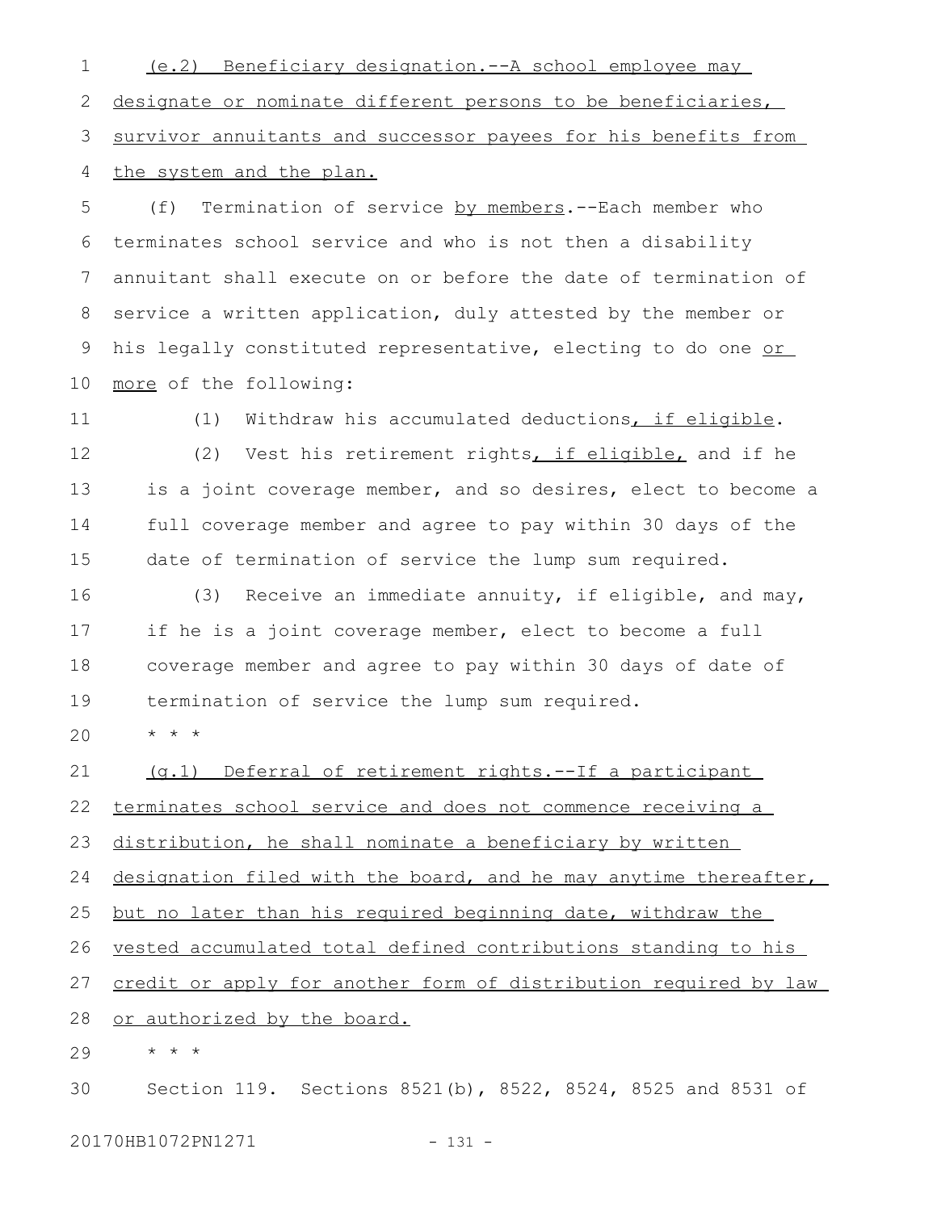(e.2) Beneficiary designation.--A school employee may designate or nominate different persons to be beneficiaries, survivor annuitants and successor payees for his benefits from the system and the plan.

(f) Termination of service by members.--Each member who terminates school service and who is not then a disability annuitant shall execute on or before the date of termination of service a written application, duly attested by the member or his legally constituted representative, electing to do one or more of the following:

(1) Withdraw his accumulated deductions, if eligible.

(2) Vest his retirement rights, if eligible, and if he is a joint coverage member, and so desires, elect to become a full coverage member and agree to pay within 30 days of the date of termination of service the lump sum required.

(3) Receive an immediate annuity, if eligible, and may, if he is a joint coverage member, elect to become a full coverage member and agree to pay within 30 days of date of termination of service the lump sum required.

* * *

(g.1) Deferral of retirement rights.--If a participant terminates school service and does not commence receiving a distribution, he shall nominate a beneficiary by written designation filed with the board, and he may anytime thereafter, but no later than his required beginning date, withdraw the vested accumulated total defined contributions standing to his credit or apply for another form of distribution required by law or authorized by the board.

* * *

Section 119. Sections 8521(b), 8522, 8524, 8525 and 8531 of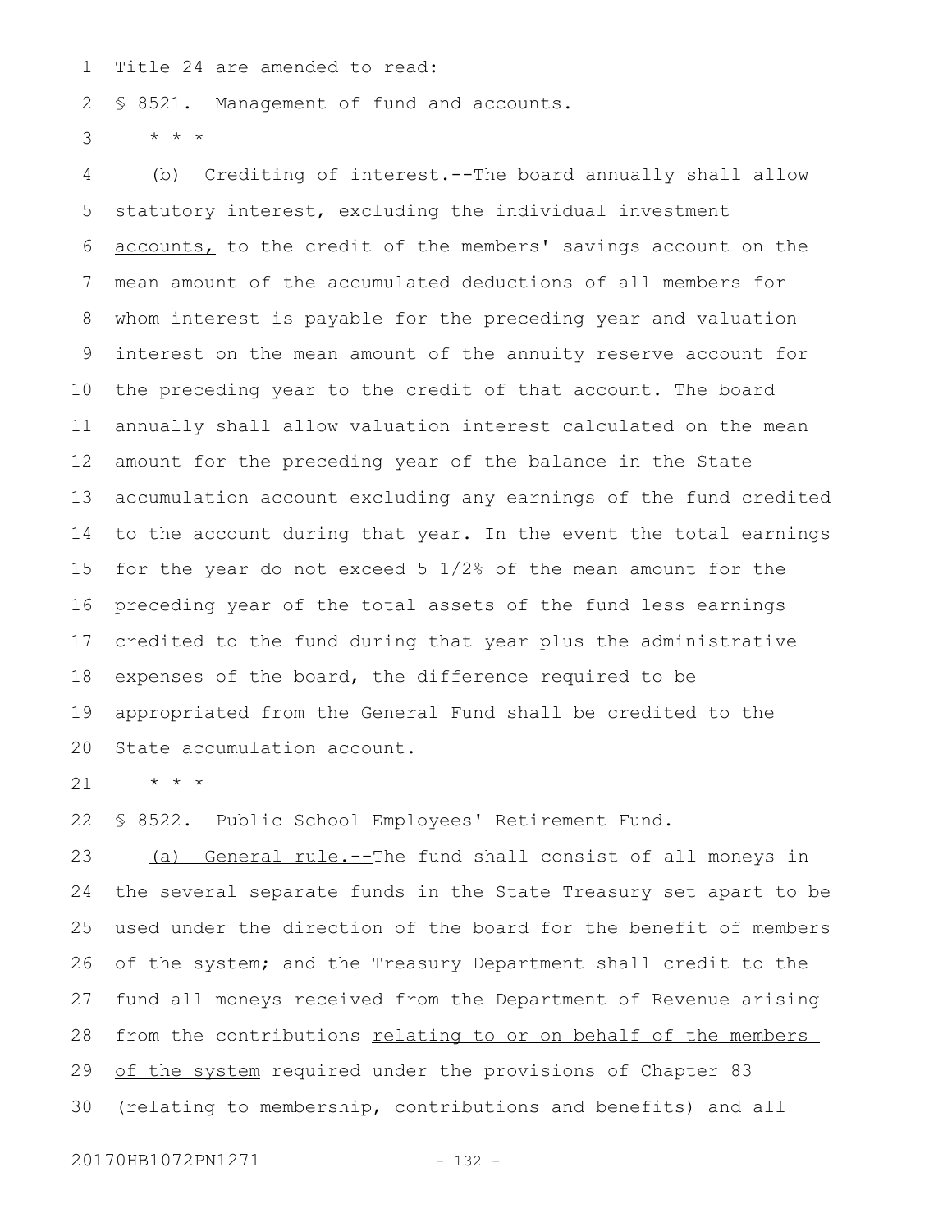Title 24 are amended to read:

§ 8521. Management of fund and accounts.

\* \* \*

(b) Crediting of interest.--The board annually shall allow statutory interest, excluding the individual investment accounts, to the credit of the members' savings account on the mean amount of the accumulated deductions of all members for whom interest is payable for the preceding year and valuation interest on the mean amount of the annuity reserve account for the preceding year to the credit of that account. The board annually shall allow valuation interest calculated on the mean amount for the preceding year of the balance in the State accumulation account excluding any earnings of the fund credited to the account during that year. In the event the total earnings for the year do not exceed 5 1/2% of the mean amount for the preceding year of the total assets of the fund less earnings credited to the fund during that year plus the administrative expenses of the board, the difference required to be appropriated from the General Fund shall be credited to the State accumulation account.

\* \* \*

§ 8522. Public School Employees' Retirement Fund.

(a) General rule.--The fund shall consist of all moneys in the several separate funds in the State Treasury set apart to be used under the direction of the board for the benefit of members of the system; and the Treasury Department shall credit to the fund all moneys received from the Department of Revenue arising from the contributions relating to or on behalf of the members of the system required under the provisions of Chapter 83 (relating to membership, contributions and benefits) and all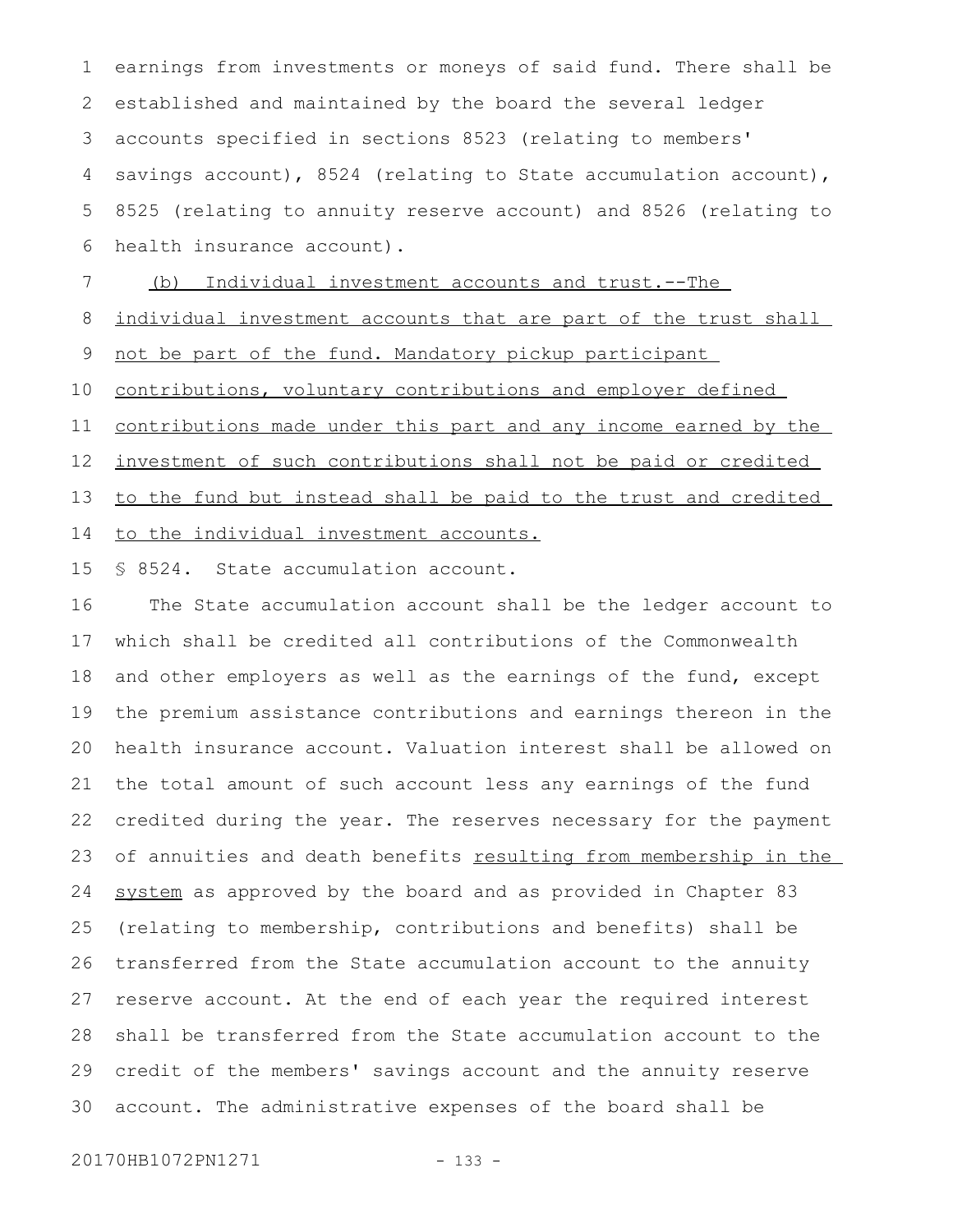earnings from investments or moneys of said fund. There shall be established and maintained by the board the several ledger accounts specified in sections 8523 (relating to members' savings account), 8524 (relating to State accumulation account), 8525 (relating to annuity reserve account) and 8526 (relating to health insurance account).

(b) Individual investment accounts and trust.--The individual investment accounts that are part of the trust shall not be part of the fund. Mandatory pickup participant contributions, voluntary contributions and employer defined contributions made under this part and any income earned by the investment of such contributions shall not be paid or credited to the fund but instead shall be paid to the trust and credited to the individual investment accounts.

§ 8524. State accumulation account.

The State accumulation account shall be the ledger account to which shall be credited all contributions of the Commonwealth and other employers as well as the earnings of the fund, except the premium assistance contributions and earnings thereon in the health insurance account. Valuation interest shall be allowed on the total amount of such account less any earnings of the fund credited during the year. The reserves necessary for the payment of annuities and death benefits resulting from membership in the system as approved by the board and as provided in Chapter 83 (relating to membership, contributions and benefits) shall be transferred from the State accumulation account to the annuity reserve account. At the end of each year the required interest shall be transferred from the State accumulation account to the credit of the members' savings account and the annuity reserve account. The administrative expenses of the board shall be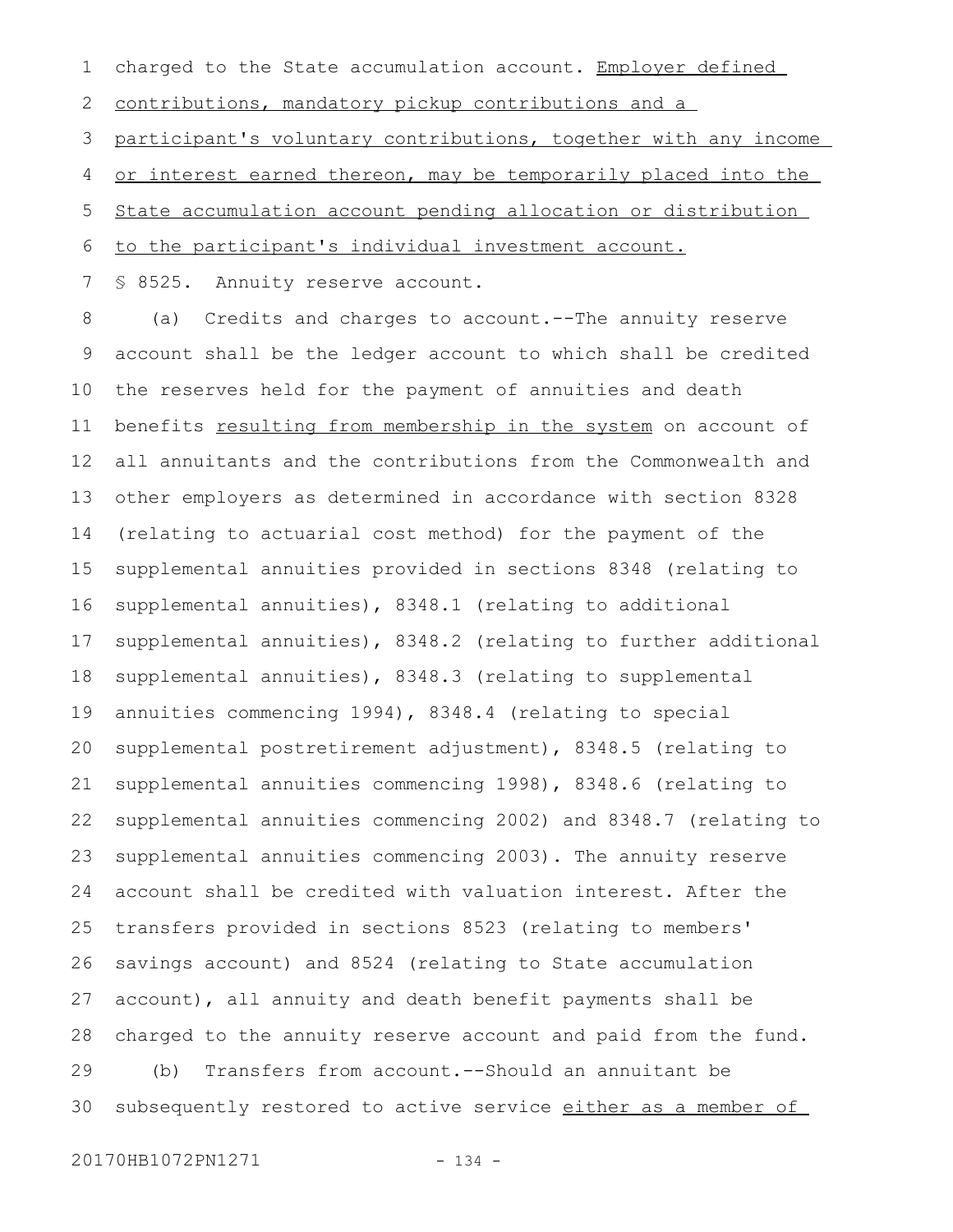charged to the State accumulation account. Employer defined contributions, mandatory pickup contributions and a participant's voluntary contributions, together with any income or interest earned thereon, may be temporarily placed into the State accumulation account pending allocation or distribution to the participant's individual investment account.

§ 8525. Annuity reserve account.

(a) Credits and charges to account.--The annuity reserve account shall be the ledger account to which shall be credited the reserves held for the payment of annuities and death benefits resulting from membership in the system on account of all annuitants and the contributions from the Commonwealth and other employers as determined in accordance with section 8328 (relating to actuarial cost method) for the payment of the supplemental annuities provided in sections 8348 (relating to supplemental annuities), 8348.1 (relating to additional supplemental annuities), 8348.2 (relating to further additional supplemental annuities), 8348.3 (relating to supplemental annuities commencing 1994), 8348.4 (relating to special supplemental postretirement adjustment), 8348.5 (relating to supplemental annuities commencing 1998), 8348.6 (relating to supplemental annuities commencing 2002) and 8348.7 (relating to supplemental annuities commencing 2003). The annuity reserve account shall be credited with valuation interest. After the transfers provided in sections 8523 (relating to members' savings account) and 8524 (relating to State accumulation account), all annuity and death benefit payments shall be charged to the annuity reserve account and paid from the fund.

(b) Transfers from account.--Should an annuitant be subsequently restored to active service either as a member of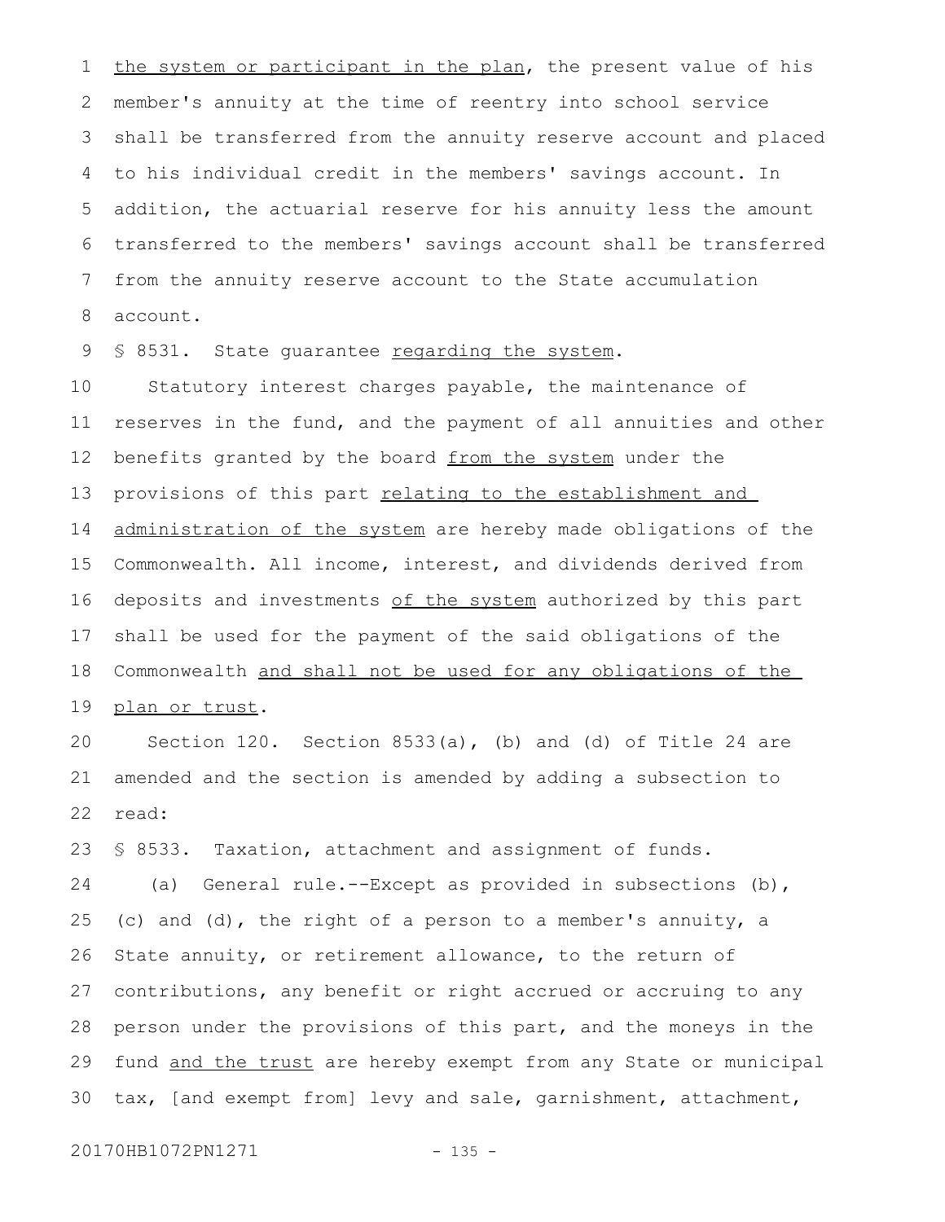the system or participant in the plan, the present value of his member's annuity at the time of reentry into school service shall be transferred from the annuity reserve account and placed to his individual credit in the members' savings account. In addition, the actuarial reserve for his annuity less the amount transferred to the members' savings account shall be transferred from the annuity reserve account to the State accumulation account.

§ 8531. State guarantee regarding the system.

Statutory interest charges payable, the maintenance of reserves in the fund, and the payment of all annuities and other benefits granted by the board from the system under the provisions of this part relating to the establishment and administration of the system are hereby made obligations of the Commonwealth. All income, interest, and dividends derived from deposits and investments of the system authorized by this part shall be used for the payment of the said obligations of the Commonwealth and shall not be used for any obligations of the plan or trust.

Section 120. Section 8533(a), (b) and (d) of Title 24 are amended and the section is amended by adding a subsection to read:

§ 8533. Taxation, attachment and assignment of funds.

(a) General rule.--Except as provided in subsections (b), (c) and (d), the right of a person to a member's annuity, a State annuity, or retirement allowance, to the return of contributions, any benefit or right accrued or accruing to any person under the provisions of this part, and the moneys in the fund and the trust are hereby exempt from any State or municipal tax, [and exempt from] levy and sale, garnishment, attachment,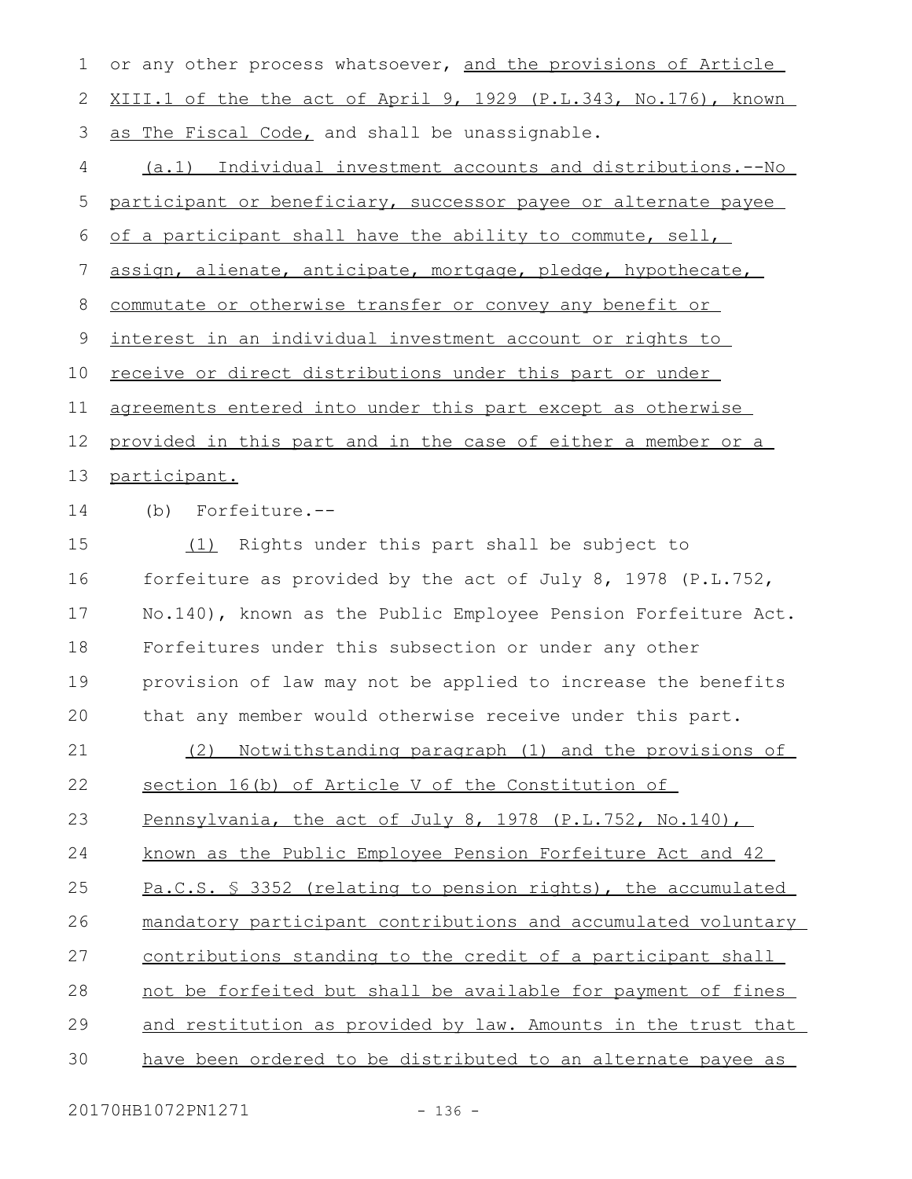or any other process whatsoever, and the provisions of Article XIII.1 of the the act of April 9, 1929 (P.L.343, No.176), known as The Fiscal Code, and shall be unassignable.

(a.1) Individual investment accounts and distributions.--No participant or beneficiary, successor payee or alternate payee of a participant shall have the ability to commute, sell, assign, alienate, anticipate, mortgage, pledge, hypothecate, commutate or otherwise transfer or convey any benefit or interest in an individual investment account or rights to receive or direct distributions under this part or under agreements entered into under this part except as otherwise provided in this part and in the case of either a member or a participant.

(b) Forfeiture.--

(1) Rights under this part shall be subject to forfeiture as provided by the act of July 8, 1978 (P.L.752, No.140), known as the Public Employee Pension Forfeiture Act. Forfeitures under this subsection or under any other provision of law may not be applied to increase the benefits that any member would otherwise receive under this part.

(2) Notwithstanding paragraph (1) and the provisions of section 16(b) of Article V of the Constitution of Pennsylvania, the act of July 8, 1978 (P.L.752, No.140), known as the Public Employee Pension Forfeiture Act and 42 Pa.C.S. § 3352 (relating to pension rights), the accumulated mandatory participant contributions and accumulated voluntary contributions standing to the credit of a participant shall not be forfeited but shall be available for payment of fines and restitution as provided by law. Amounts in the trust that have been ordered to be distributed to an alternate payee as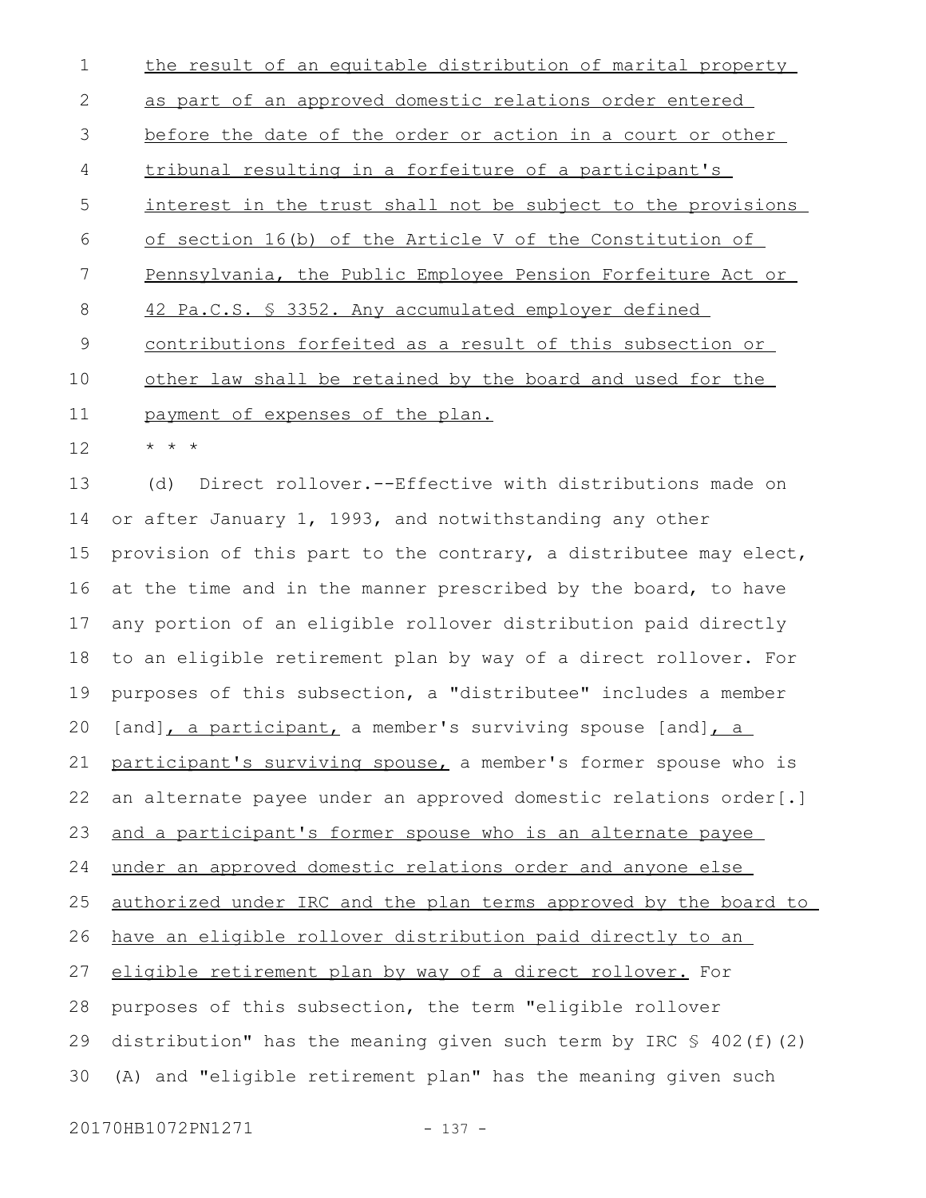the result of an equitable distribution of marital property as part of an approved domestic relations order entered before the date of the order or action in a court or other tribunal resulting in a forfeiture of a participant's interest in the trust shall not be subject to the provisions of section 16(b) of the Article V of the Constitution of Pennsylvania, the Public Employee Pension Forfeiture Act or 42 Pa.C.S. § 3352. Any accumulated employer defined contributions forfeited as a result of this subsection or other law shall be retained by the board and used for the payment of expenses of the plan.

* * *

(d) Direct rollover.--Effective with distributions made on or after January 1, 1993, and notwithstanding any other provision of this part to the contrary, a distributee may elect, at the time and in the manner prescribed by the board, to have any portion of an eligible rollover distribution paid directly to an eligible retirement plan by way of a direct rollover. For purposes of this subsection, a "distributee" includes a member [and], a participant, a member's surviving spouse [and], a participant's surviving spouse, a member's former spouse who is an alternate payee under an approved domestic relations order[.] and a participant's former spouse who is an alternate payee under an approved domestic relations order and anyone else authorized under IRC and the plan terms approved by the board to have an eligible rollover distribution paid directly to an eligible retirement plan by way of a direct rollover. For purposes of this subsection, the term "eligible rollover distribution" has the meaning given such term by IRC § 402(f)(2)(A) and "eligible retirement plan" has the meaning given such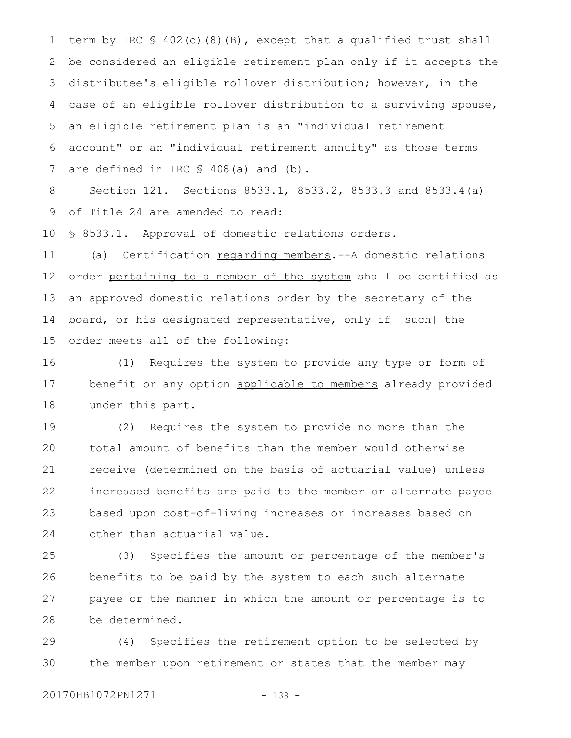term by IRC § 402(c)(8)(B), except that a qualified trust shall be considered an eligible retirement plan only if it accepts the distributee's eligible rollover distribution; however, in the case of an eligible rollover distribution to a surviving spouse, an eligible retirement plan is an "individual retirement account" or an "individual retirement annuity" as those terms are defined in IRC § 408(a) and (b).

Section 121. Sections 8533.1, 8533.2, 8533.3 and 8533.4(a) of Title 24 are amended to read:

§ 8533.1. Approval of domestic relations orders.

(a) Certification regarding members.--A domestic relations order pertaining to a member of the system shall be certified as an approved domestic relations order by the secretary of the board, or his designated representative, only if [such] the order meets all of the following:

(1) Requires the system to provide any type or form of benefit or any option applicable to members already provided under this part.

(2) Requires the system to provide no more than the total amount of benefits than the member would otherwise receive (determined on the basis of actuarial value) unless increased benefits are paid to the member or alternate payee based upon cost-of-living increases or increases based on other than actuarial value.

(3) Specifies the amount or percentage of the member's benefits to be paid by the system to each such alternate payee or the manner in which the amount or percentage is to be determined.

(4) Specifies the retirement option to be selected by the member upon retirement or states that the member may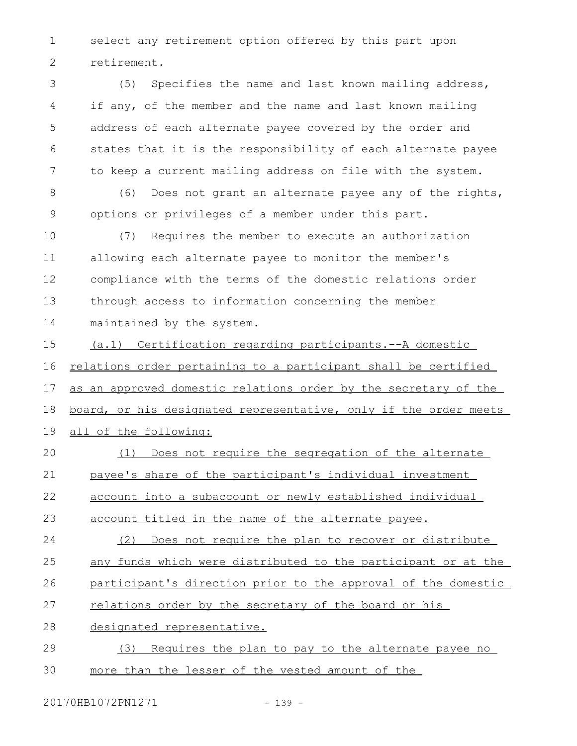select any retirement option offered by this part upon retirement.

(5) Specifies the name and last known mailing address, if any, of the member and the name and last known mailing address of each alternate payee covered by the order and states that it is the responsibility of each alternate payee to keep a current mailing address on file with the system.

(6) Does not grant an alternate payee any of the rights, options or privileges of a member under this part.

(7) Requires the member to execute an authorization allowing each alternate payee to monitor the member's compliance with the terms of the domestic relations order through access to information concerning the member maintained by the system.

(a.1) Certification regarding participants.--A domestic relations order pertaining to a participant shall be certified as an approved domestic relations order by the secretary of the board, or his designated representative, only if the order meets all of the following:

(1) Does not require the segregation of the alternate payee's share of the participant's individual investment account into a subaccount or newly established individual account titled in the name of the alternate payee.

(2) Does not require the plan to recover or distribute any funds which were distributed to the participant or at the participant's direction prior to the approval of the domestic relations order by the secretary of the board or his designated representative.

(3) Requires the plan to pay to the alternate payee no more than the lesser of the vested amount of the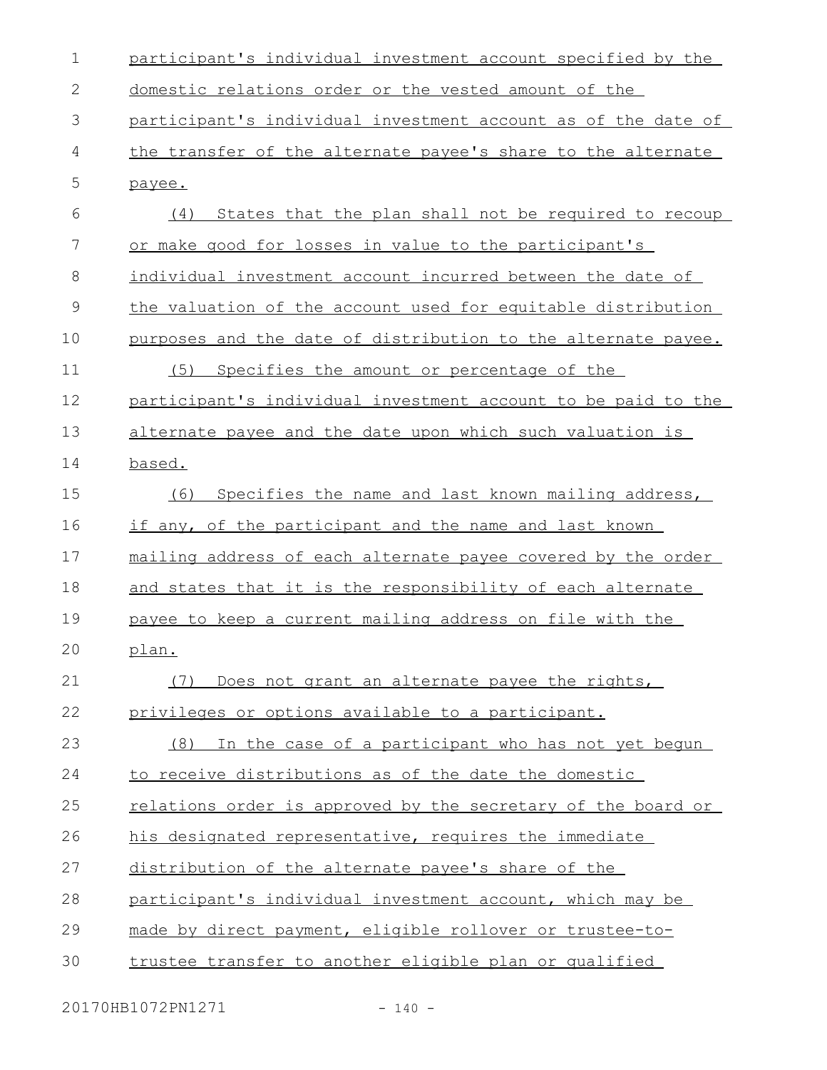participant's individual investment account specified by the domestic relations order or the vested amount of the participant's individual investment account as of the date of the transfer of the alternate payee's share to the alternate payee.

(4) States that the plan shall not be required to recoup or make good for losses in value to the participant's individual investment account incurred between the date of the valuation of the account used for equitable distribution purposes and the date of distribution to the alternate payee.

(5) Specifies the amount or percentage of the participant's individual investment account to be paid to the alternate payee and the date upon which such valuation is based.

(6) Specifies the name and last known mailing address, if any, of the participant and the name and last known mailing address of each alternate payee covered by the order and states that it is the responsibility of each alternate payee to keep a current mailing address on file with the plan.

(7) Does not grant an alternate payee the rights, privileges or options available to a participant.

(8) In the case of a participant who has not yet begun to receive distributions as of the date the domestic relations order is approved by the secretary of the board or his designated representative, requires the immediate distribution of the alternate payee's share of the participant's individual investment account, which may be made by direct payment, eligible rollover or trustee-to-trustee transfer to another eligible plan or qualified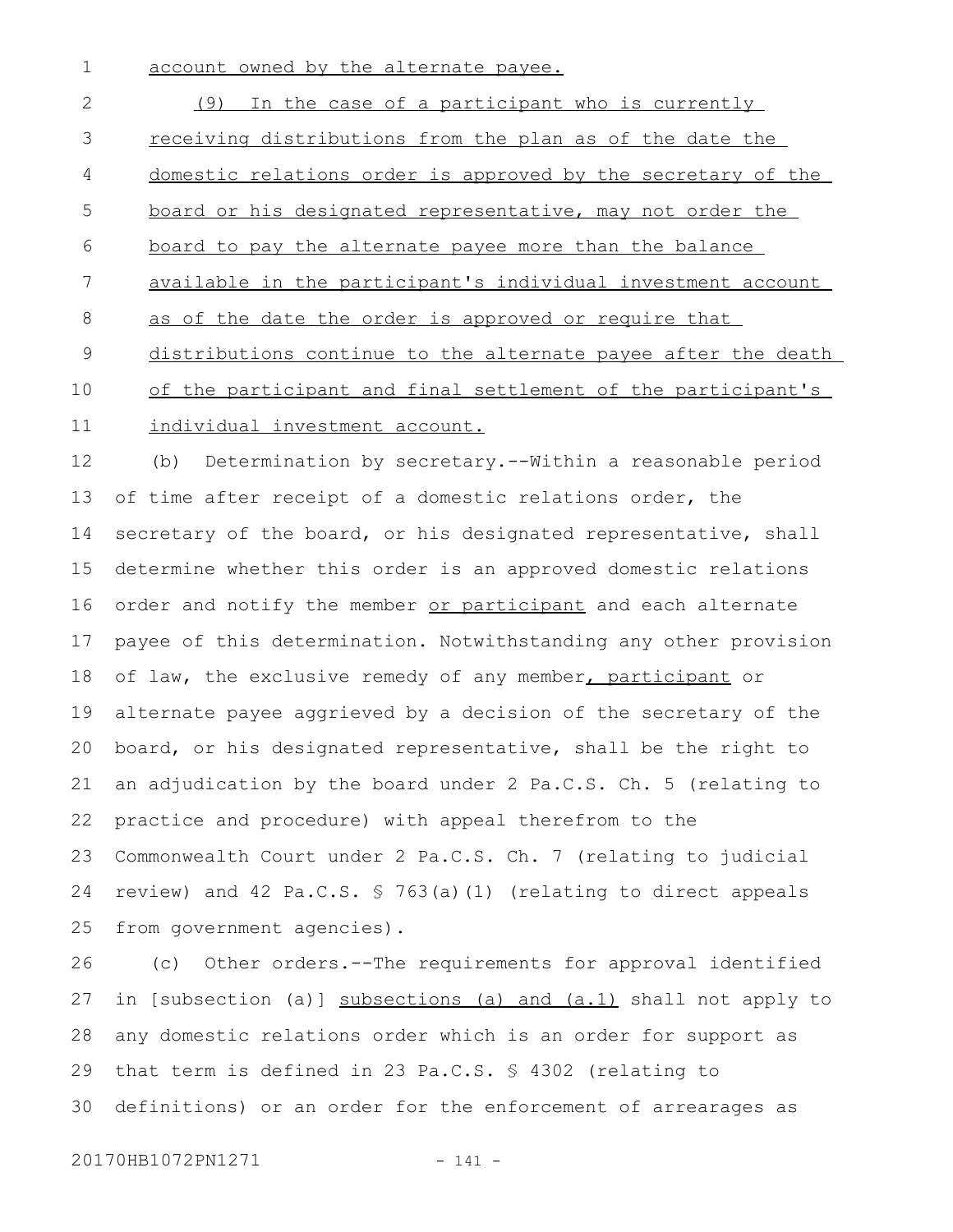account owned by the alternate payee.

(9) In the case of a participant who is currently receiving distributions from the plan as of the date the domestic relations order is approved by the secretary of the board or his designated representative, may not order the board to pay the alternate payee more than the balance available in the participant's individual investment account as of the date the order is approved or require that distributions continue to the alternate payee after the death of the participant and final settlement of the participant's individual investment account.

(b) Determination by secretary.--Within a reasonable period of time after receipt of a domestic relations order, the secretary of the board, or his designated representative, shall determine whether this order is an approved domestic relations order and notify the member or participant and each alternate payee of this determination. Notwithstanding any other provision of law, the exclusive remedy of any member, participant or alternate payee aggrieved by a decision of the secretary of the board, or his designated representative, shall be the right to an adjudication by the board under 2 Pa.C.S. Ch. 5 (relating to practice and procedure) with appeal therefrom to the Commonwealth Court under 2 Pa.C.S. Ch. 7 (relating to judicial review) and 42 Pa.C.S. § 763(a)(1) (relating to direct appeals from government agencies).

(c) Other orders.--The requirements for approval identified in [subsection (a)] subsections (a) and (a.1) shall not apply to any domestic relations order which is an order for support as that term is defined in 23 Pa.C.S. § 4302 (relating to definitions) or an order for the enforcement of arrearages as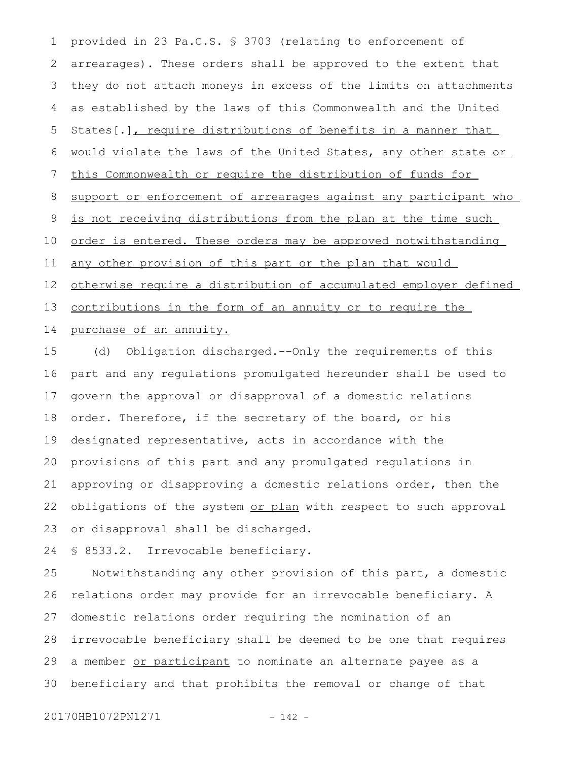provided in 23 Pa.C.S. § 3703 (relating to enforcement of arrearages). These orders shall be approved to the extent that they do not attach moneys in excess of the limits on attachments as established by the laws of this Commonwealth and the United States[.], require distributions of benefits in a manner that would violate the laws of the United States, any other state or this Commonwealth or require the distribution of funds for support or enforcement of arrearages against any participant who is not receiving distributions from the plan at the time such order is entered. These orders may be approved notwithstanding any other provision of this part or the plan that would otherwise require a distribution of accumulated employer defined contributions in the form of an annuity or to require the purchase of an annuity.

(d) Obligation discharged.--Only the requirements of this part and any regulations promulgated hereunder shall be used to govern the approval or disapproval of a domestic relations order. Therefore, if the secretary of the board, or his designated representative, acts in accordance with the provisions of this part and any promulgated regulations in approving or disapproving a domestic relations order, then the obligations of the system or plan with respect to such approval or disapproval shall be discharged.

§ 8533.2. Irrevocable beneficiary.

Notwithstanding any other provision of this part, a domestic relations order may provide for an irrevocable beneficiary. A domestic relations order requiring the nomination of an irrevocable beneficiary shall be deemed to be one that requires a member or participant to nominate an alternate payee as a beneficiary and that prohibits the removal or change of that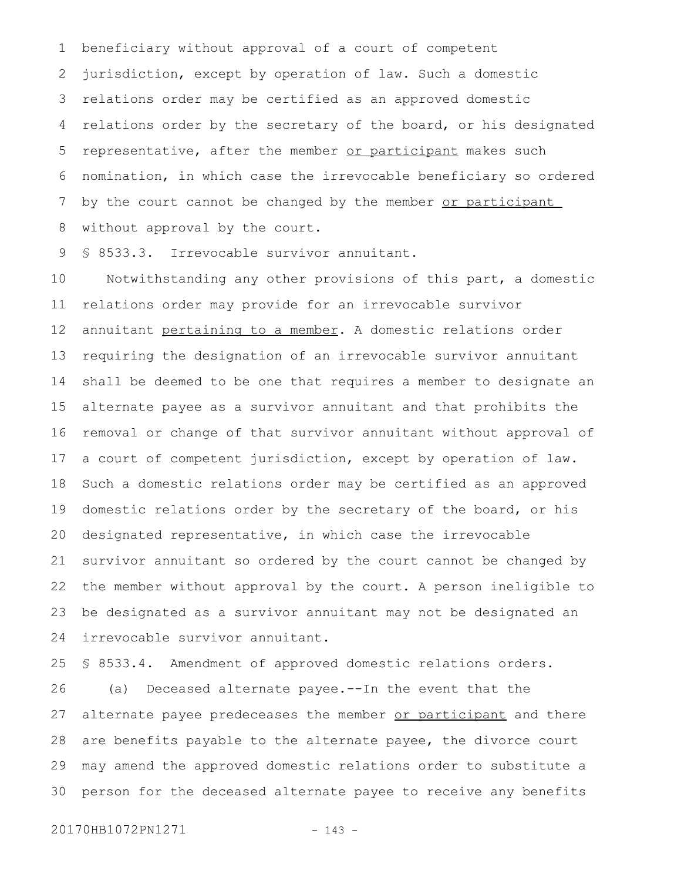beneficiary without approval of a court of competent jurisdiction, except by operation of law. Such a domestic relations order may be certified as an approved domestic relations order by the secretary of the board, or his designated representative, after the member <u>or participant</u> makes such nomination, in which case the irrevocable beneficiary so ordered by the court cannot be changed by the member <u>or participant</u> without approval by the court.

§ 8533.3. Irrevocable survivor annuitant.

Notwithstanding any other provisions of this part, a domestic relations order may provide for an irrevocable survivor annuitant <u>pertaining to a member</u>. A domestic relations order requiring the designation of an irrevocable survivor annuitant shall be deemed to be one that requires a member to designate an alternate payee as a survivor annuitant and that prohibits the removal or change of that survivor annuitant without approval of a court of competent jurisdiction, except by operation of law. Such a domestic relations order may be certified as an approved domestic relations order by the secretary of the board, or his designated representative, in which case the irrevocable survivor annuitant so ordered by the court cannot be changed by the member without approval by the court. A person ineligible to be designated as a survivor annuitant may not be designated an irrevocable survivor annuitant.

§ 8533.4. Amendment of approved domestic relations orders.

(a) Deceased alternate payee.--In the event that the alternate payee predeceases the member <u>or participant</u> and there are benefits payable to the alternate payee, the divorce court may amend the approved domestic relations order to substitute a person for the deceased alternate payee to receive any benefits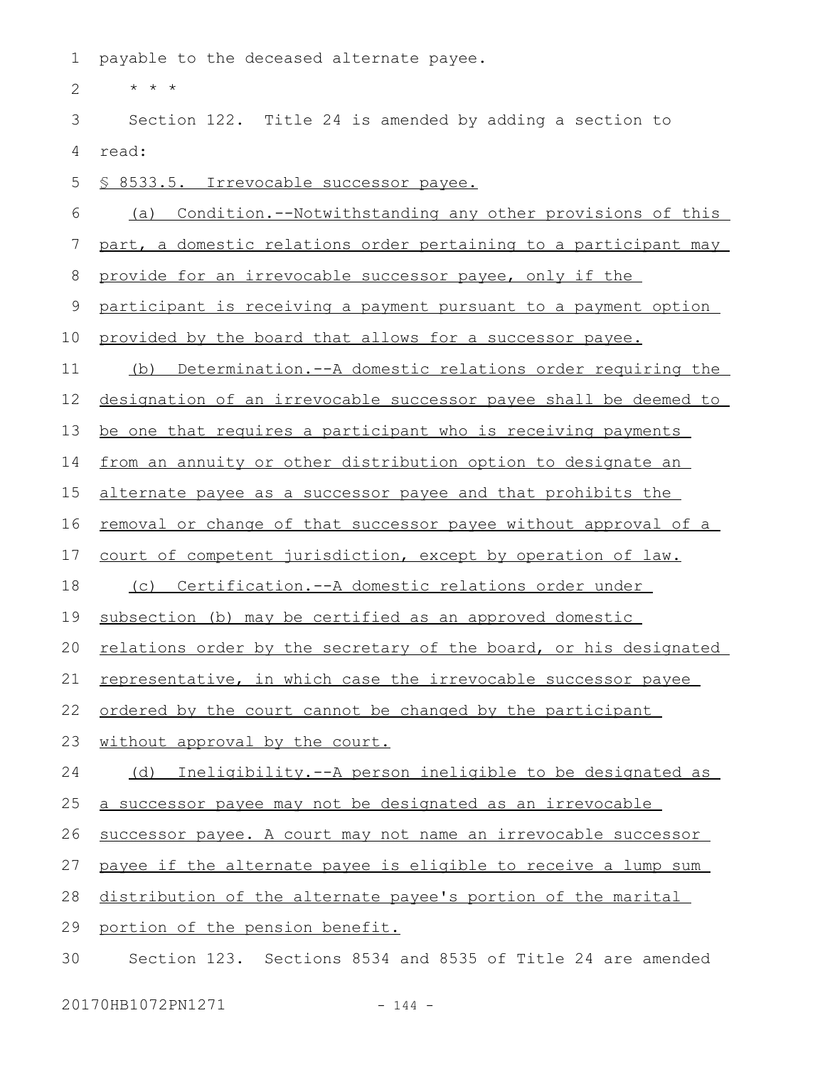payable to the deceased alternate payee.

\* \* \*

Section 122. Title 24 is amended by adding a section to read:

§ 8533.5. Irrevocable successor payee.

(a) Condition.--Notwithstanding any other provisions of this part, a domestic relations order pertaining to a participant may provide for an irrevocable successor payee, only if the participant is receiving a payment pursuant to a payment option provided by the board that allows for a successor payee.

(b) Determination.--A domestic relations order requiring the designation of an irrevocable successor payee shall be deemed to be one that requires a participant who is receiving payments from an annuity or other distribution option to designate an alternate payee as a successor payee and that prohibits the removal or change of that successor payee without approval of a court of competent jurisdiction, except by operation of law.

(c) Certification.--A domestic relations order under subsection (b) may be certified as an approved domestic relations order by the secretary of the board, or his designated representative, in which case the irrevocable successor payee ordered by the court cannot be changed by the participant without approval by the court.

(d) Ineligibility.--A person ineligible to be designated as a successor payee may not be designated as an irrevocable successor payee. A court may not name an irrevocable successor payee if the alternate payee is eligible to receive a lump sum distribution of the alternate payee's portion of the marital portion of the pension benefit.

Section 123. Sections 8534 and 8535 of Title 24 are amended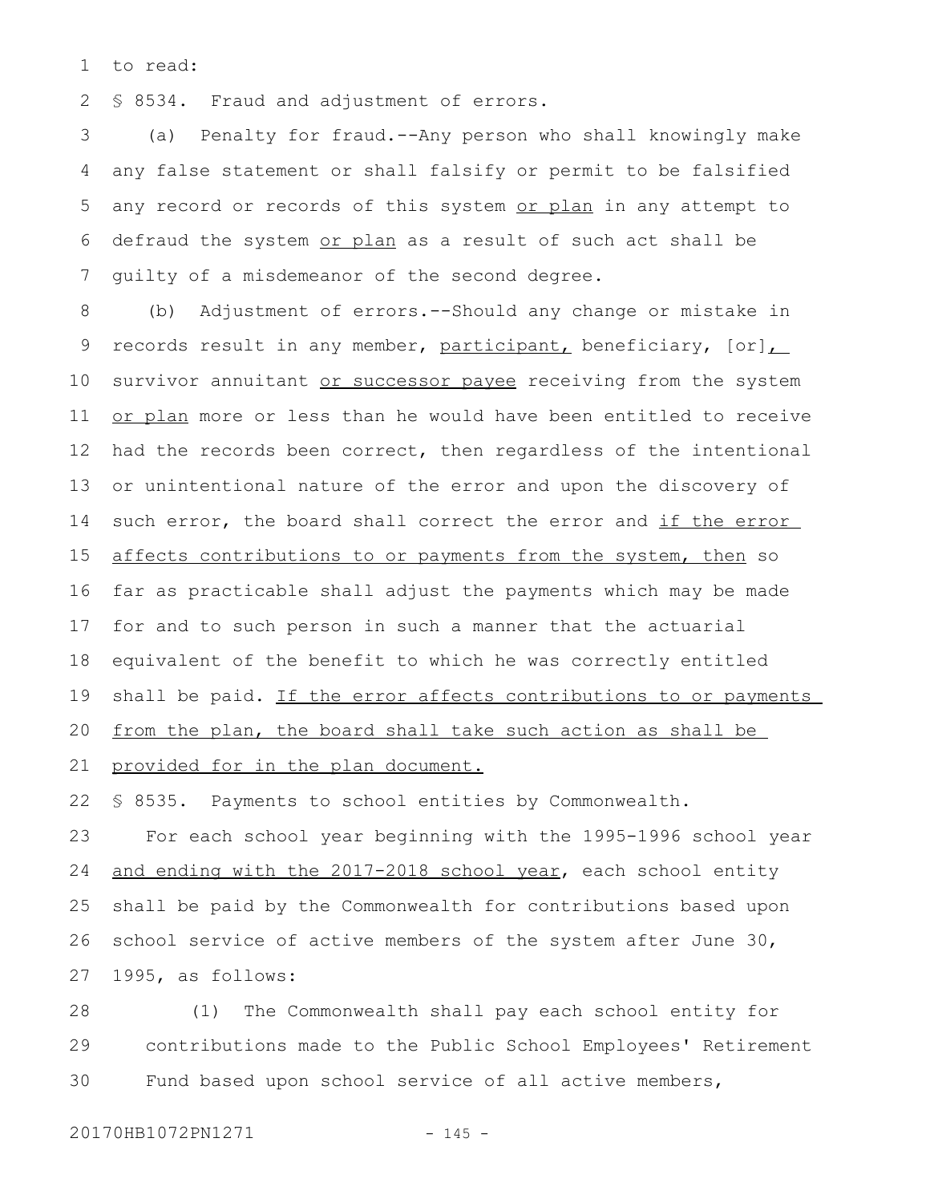to read:

§ 8534. Fraud and adjustment of errors.

(a) Penalty for fraud.--Any person who shall knowingly make any false statement or shall falsify or permit to be falsified any record or records of this system or plan in any attempt to defraud the system or plan as a result of such act shall be guilty of a misdemeanor of the second degree.

(b) Adjustment of errors.--Should any change or mistake in records result in any member, participant, beneficiary, [or], survivor annuitant or successor payee receiving from the system or plan more or less than he would have been entitled to receive had the records been correct, then regardless of the intentional or unintentional nature of the error and upon the discovery of such error, the board shall correct the error and if the error affects contributions to or payments from the system, then so far as practicable shall adjust the payments which may be made for and to such person in such a manner that the actuarial equivalent of the benefit to which he was correctly entitled shall be paid. If the error affects contributions to or payments from the plan, the board shall take such action as shall be provided for in the plan document.

§ 8535. Payments to school entities by Commonwealth.

For each school year beginning with the 1995-1996 school year and ending with the 2017-2018 school year, each school entity shall be paid by the Commonwealth for contributions based upon school service of active members of the system after June 30, 1995, as follows:

(1) The Commonwealth shall pay each school entity for contributions made to the Public School Employees' Retirement Fund based upon school service of all active members,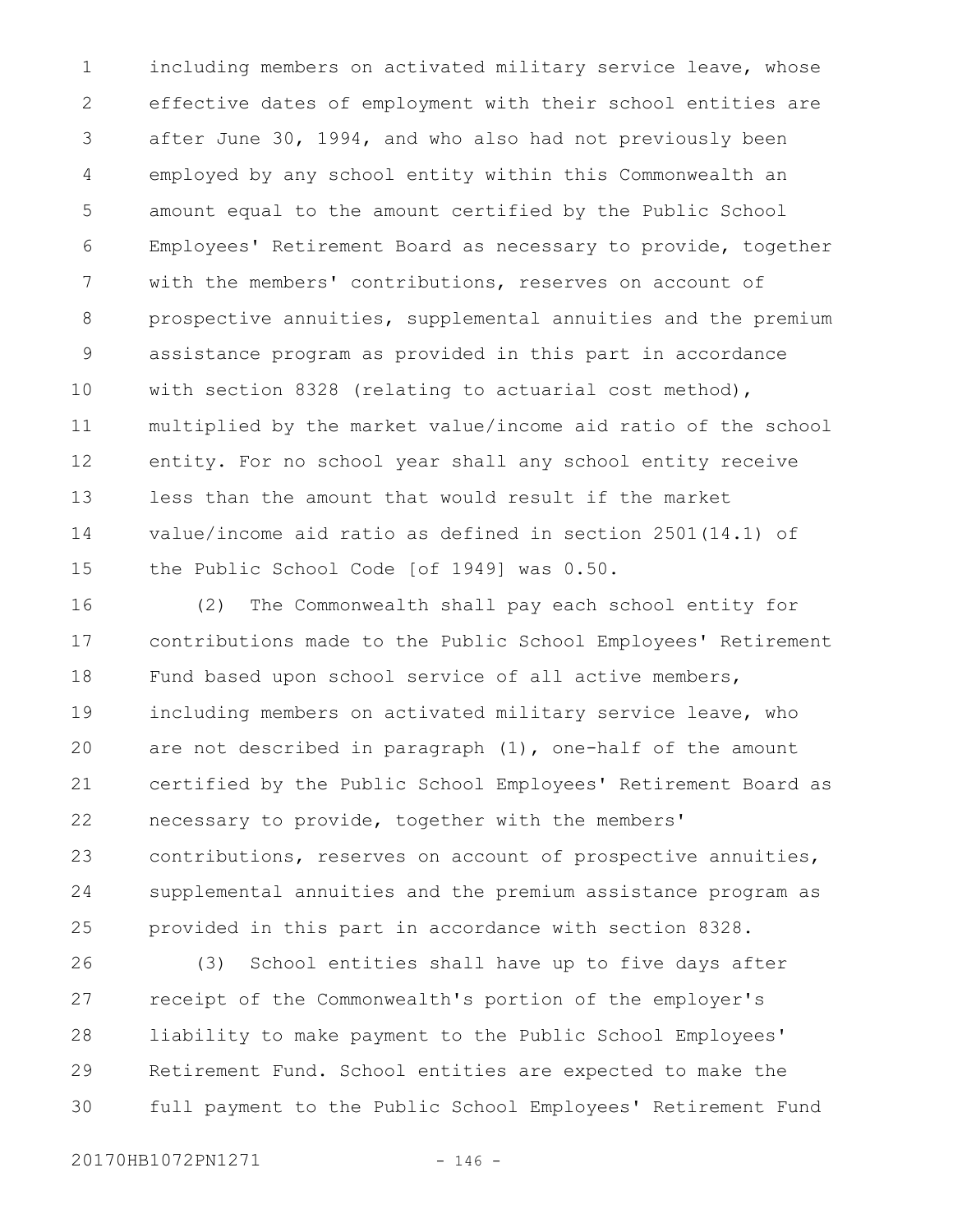including members on activated military service leave, whose effective dates of employment with their school entities are after June 30, 1994, and who also had not previously been employed by any school entity within this Commonwealth an amount equal to the amount certified by the Public School Employees' Retirement Board as necessary to provide, together with the members' contributions, reserves on account of prospective annuities, supplemental annuities and the premium assistance program as provided in this part in accordance with section 8328 (relating to actuarial cost method), multiplied by the market value/income aid ratio of the school entity. For no school year shall any school entity receive less than the amount that would result if the market value/income aid ratio as defined in section 2501(14.1) of the Public School Code [of 1949] was 0.50.

(2) The Commonwealth shall pay each school entity for contributions made to the Public School Employees' Retirement Fund based upon school service of all active members, including members on activated military service leave, who are not described in paragraph (1), one-half of the amount certified by the Public School Employees' Retirement Board as necessary to provide, together with the members' contributions, reserves on account of prospective annuities, supplemental annuities and the premium assistance program as provided in this part in accordance with section 8328.

(3) School entities shall have up to five days after receipt of the Commonwealth's portion of the employer's liability to make payment to the Public School Employees' Retirement Fund. School entities are expected to make the full payment to the Public School Employees' Retirement Fund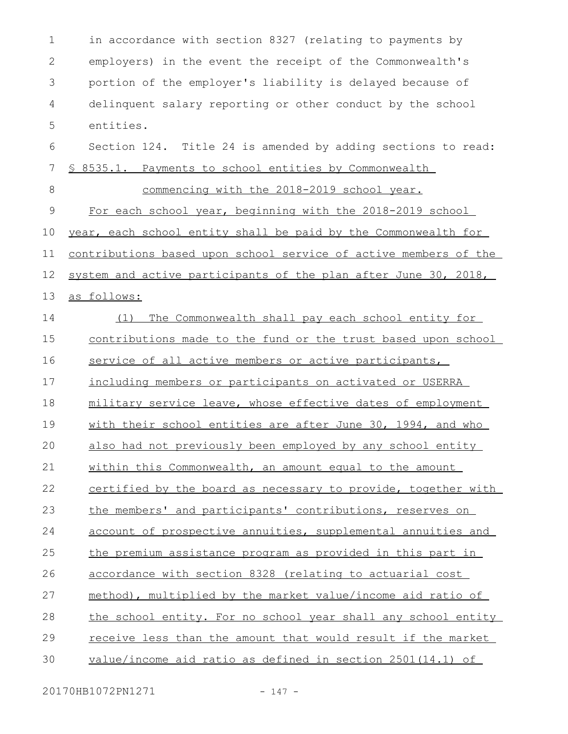in accordance with section 8327 (relating to payments by employers) in the event the receipt of the Commonwealth's portion of the employer's liability is delayed because of delinquent salary reporting or other conduct by the school entities.

Section 124. Title 24 is amended by adding sections to read:

§ 8535.1. Payments to school entities by Commonwealth commencing with the 2018-2019 school year.

For each school year, beginning with the 2018-2019 school year, each school entity shall be paid by the Commonwealth for contributions based upon school service of active members of the system and active participants of the plan after June 30, 2018, as follows:

(1) The Commonwealth shall pay each school entity for contributions made to the fund or the trust based upon school service of all active members or active participants, including members or participants on activated or USERRA military service leave, whose effective dates of employment with their school entities are after June 30, 1994, and who also had not previously been employed by any school entity within this Commonwealth, an amount equal to the amount certified by the board as necessary to provide, together with the members' and participants' contributions, reserves on account of prospective annuities, supplemental annuities and the premium assistance program as provided in this part in accordance with section 8328 (relating to actuarial cost method), multiplied by the market value/income aid ratio of the school entity. For no school year shall any school entity receive less than the amount that would result if the market value/income aid ratio as defined in section 2501(14.1) of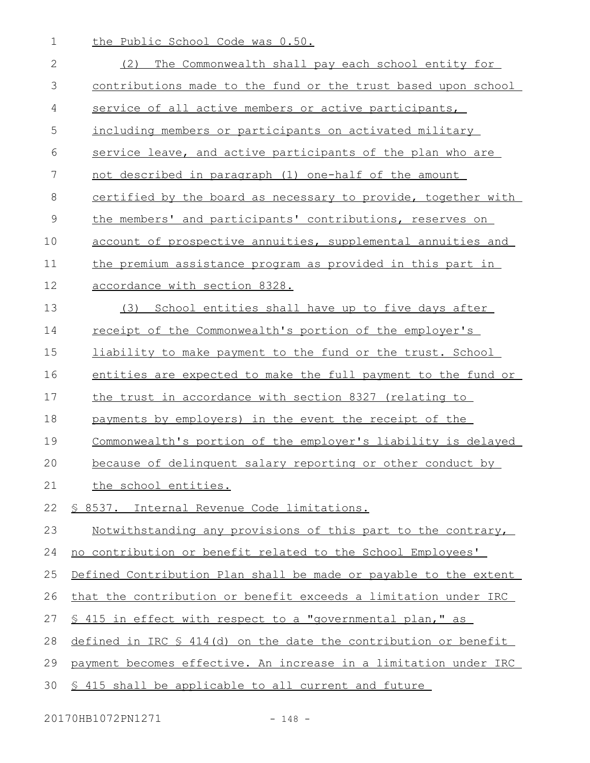the Public School Code was 0.50.

(2) The Commonwealth shall pay each school entity for contributions made to the fund or the trust based upon school service of all active members or active participants, including members or participants on activated military service leave, and active participants of the plan who are not described in paragraph (1) one-half of the amount certified by the board as necessary to provide, together with the members' and participants' contributions, reserves on account of prospective annuities, supplemental annuities and the premium assistance program as provided in this part in accordance with section 8328.

(3) School entities shall have up to five days after receipt of the Commonwealth's portion of the employer's liability to make payment to the fund or the trust. School entities are expected to make the full payment to the fund or the trust in accordance with section 8327 (relating to payments by employers) in the event the receipt of the Commonwealth's portion of the employer's liability is delayed because of delinquent salary reporting or other conduct by the school entities.

§ 8537. Internal Revenue Code limitations.

Notwithstanding any provisions of this part to the contrary, no contribution or benefit related to the School Employees' Defined Contribution Plan shall be made or payable to the extent that the contribution or benefit exceeds a limitation under IRC § 415 in effect with respect to a "governmental plan," as defined in IRC § 414(d) on the date the contribution or benefit payment becomes effective. An increase in a limitation under IRC § 415 shall be applicable to all current and future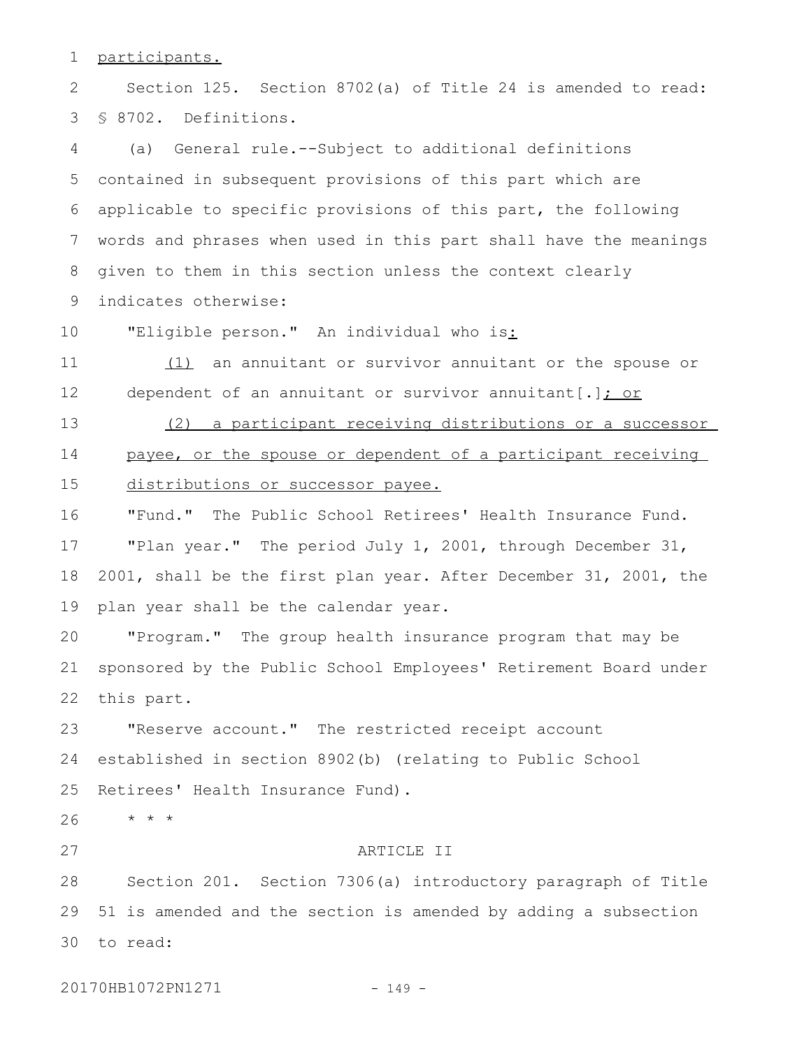participants.

Section 125. Section 8702(a) of Title 24 is amended to read:

§ 8702. Definitions.

(a) General rule.--Subject to additional definitions contained in subsequent provisions of this part which are applicable to specific provisions of this part, the following words and phrases when used in this part shall have the meanings given to them in this section unless the context clearly indicates otherwise:

"Eligible person." An individual who is:

(1) an annuitant or survivor annuitant or the spouse or dependent of an annuitant or survivor annuitant[.]; or

(2) a participant receiving distributions or a successor payee, or the spouse or dependent of a participant receiving distributions or successor payee.

"Fund." The Public School Retirees' Health Insurance Fund.

"Plan year." The period July 1, 2001, through December 31, 2001, shall be the first plan year. After December 31, 2001, the plan year shall be the calendar year.

"Program." The group health insurance program that may be sponsored by the Public School Employees' Retirement Board under this part.

"Reserve account." The restricted receipt account established in section 8902(b) (relating to Public School Retirees' Health Insurance Fund).

* * *

ARTICLE II

Section 201. Section 7306(a) introductory paragraph of Title 51 is amended and the section is amended by adding a subsection to read: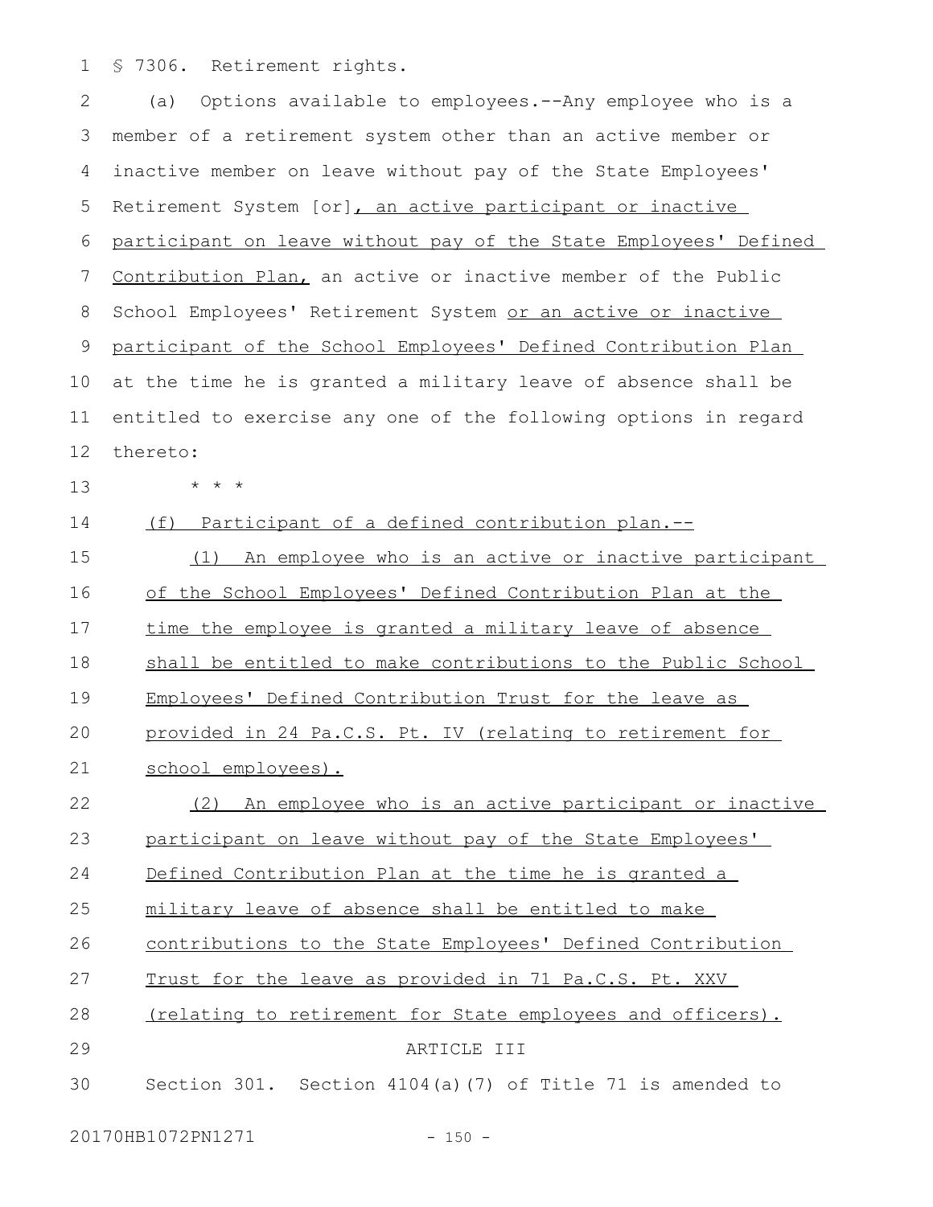§ 7306. Retirement rights.

(a) Options available to employees.--Any employee who is a member of a retirement system other than an active member or inactive member on leave without pay of the State Employees' Retirement System [or], an active participant or inactive participant on leave without pay of the State Employees' Defined Contribution Plan, an active or inactive member of the Public School Employees' Retirement System or an active or inactive participant of the School Employees' Defined Contribution Plan at the time he is granted a military leave of absence shall be entitled to exercise any one of the following options in regard thereto:

\* \* \*

(f) Participant of a defined contribution plan.--

(1) An employee who is an active or inactive participant of the School Employees' Defined Contribution Plan at the time the employee is granted a military leave of absence shall be entitled to make contributions to the Public School Employees' Defined Contribution Trust for the leave as provided in 24 Pa.C.S. Pt. IV (relating to retirement for school employees).

(2) An employee who is an active participant or inactive participant on leave without pay of the State Employees' Defined Contribution Plan at the time he is granted a military leave of absence shall be entitled to make contributions to the State Employees' Defined Contribution Trust for the leave as provided in 71 Pa.C.S. Pt. XXV (relating to retirement for State employees and officers).

ARTICLE III

Section 301. Section 4104(a)(7) of Title 71 is amended to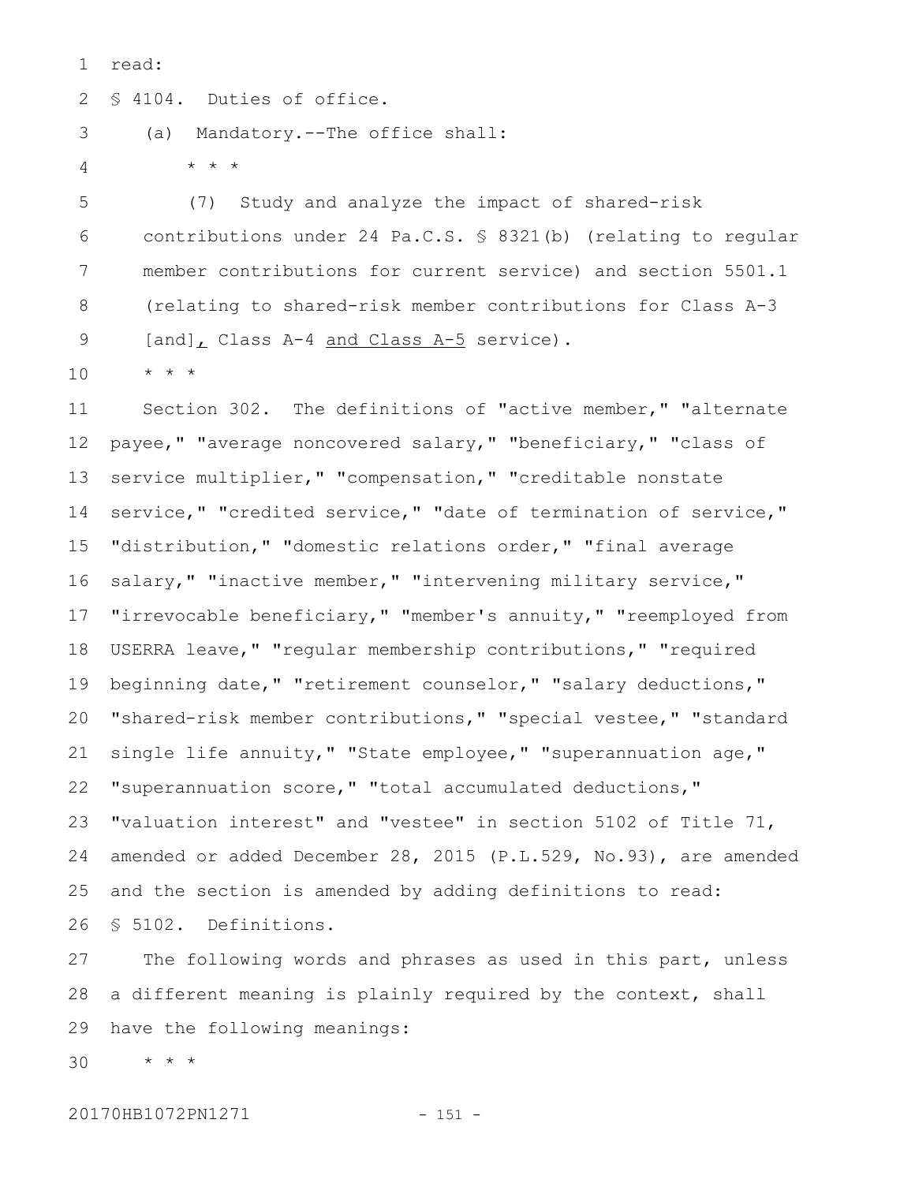read:

§ 4104. Duties of office.

(a) Mandatory.--The office shall:

\* \* \*

(7) Study and analyze the impact of shared-risk contributions under 24 Pa.C.S. § 8321(b) (relating to regular member contributions for current service) and section 5501.1 (relating to shared-risk member contributions for Class A-3 [and], Class A-4 and Class A-5 service).

\* \* \*

Section 302. The definitions of "active member," "alternate payee," "average noncovered salary," "beneficiary," "class of service multiplier," "compensation," "creditable nonstate service," "credited service," "date of termination of service," "distribution," "domestic relations order," "final average salary," "inactive member," "intervening military service," "irrevocable beneficiary," "member's annuity," "reemployed from USERRA leave," "regular membership contributions," "required beginning date," "retirement counselor," "salary deductions," "shared-risk member contributions," "special vestee," "standard single life annuity," "State employee," "superannuation age," "superannuation score," "total accumulated deductions," "valuation interest" and "vestee" in section 5102 of Title 71, amended or added December 28, 2015 (P.L.529, No.93), are amended and the section is amended by adding definitions to read:

§ 5102. Definitions.

The following words and phrases as used in this part, unless a different meaning is plainly required by the context, shall have the following meanings:

\* \* \*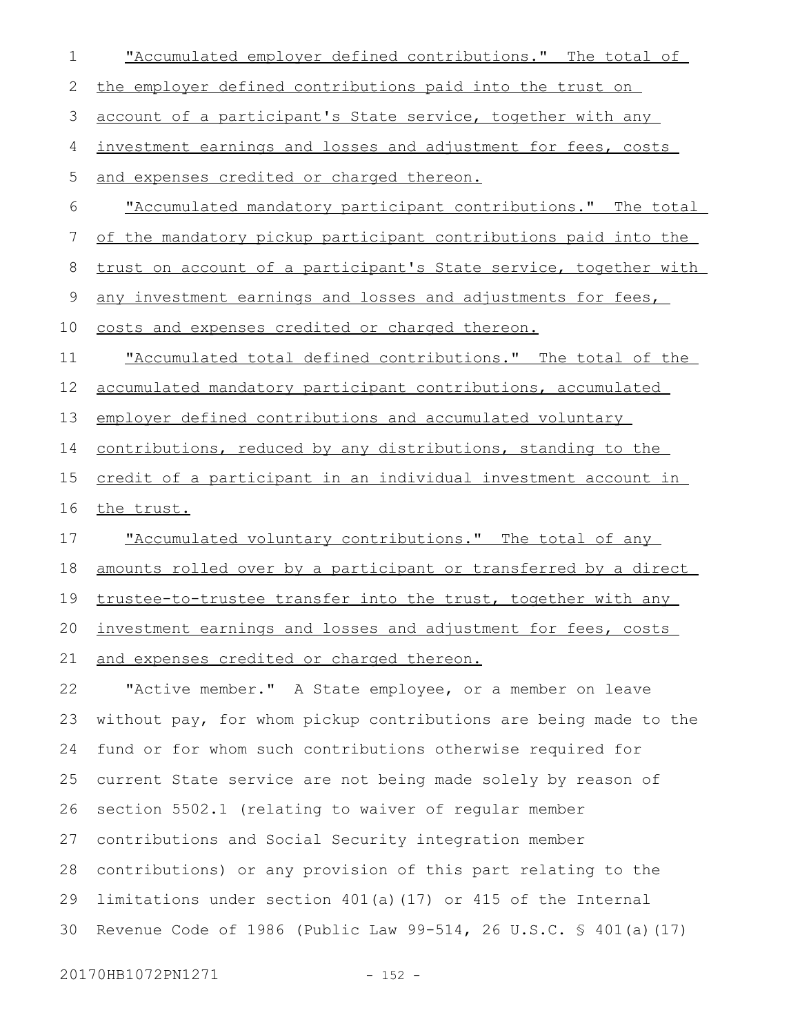"Accumulated employer defined contributions." The total of the employer defined contributions paid into the trust on account of a participant's State service, together with any investment earnings and losses and adjustment for fees, costs and expenses credited or charged thereon.

"Accumulated mandatory participant contributions." The total of the mandatory pickup participant contributions paid into the trust on account of a participant's State service, together with any investment earnings and losses and adjustments for fees, costs and expenses credited or charged thereon.

"Accumulated total defined contributions." The total of the accumulated mandatory participant contributions, accumulated employer defined contributions and accumulated voluntary contributions, reduced by any distributions, standing to the credit of a participant in an individual investment account in the trust.

"Accumulated voluntary contributions." The total of any amounts rolled over by a participant or transferred by a direct trustee-to-trustee transfer into the trust, together with any investment earnings and losses and adjustment for fees, costs and expenses credited or charged thereon.

"Active member." A State employee, or a member on leave without pay, for whom pickup contributions are being made to the fund or for whom such contributions otherwise required for current State service are not being made solely by reason of section 5502.1 (relating to waiver of regular member contributions and Social Security integration member contributions) or any provision of this part relating to the limitations under section 401(a)(17) or 415 of the Internal Revenue Code of 1986 (Public Law 99-514, 26 U.S.C. § 401(a)(17)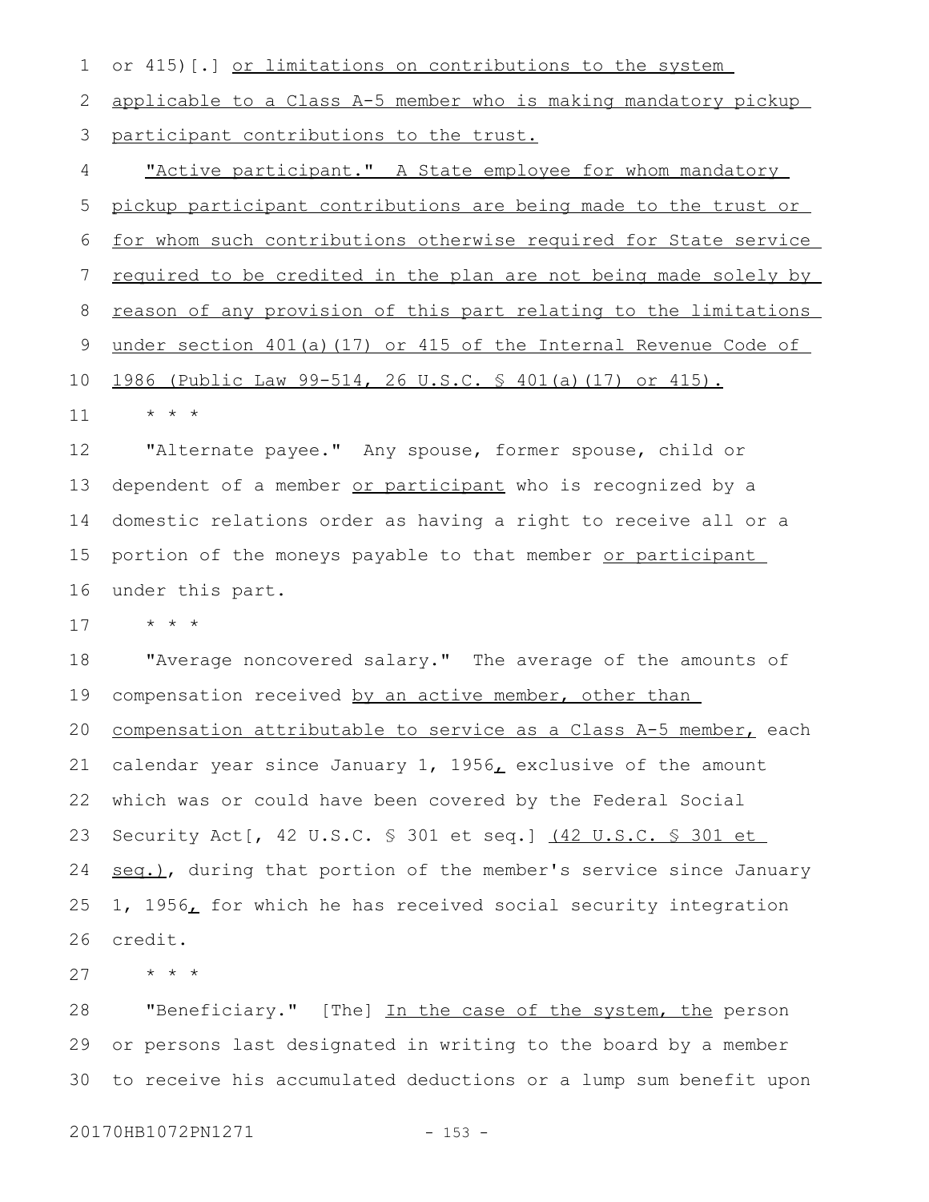or 415)[.] or limitations on contributions to the system applicable to a Class A-5 member who is making mandatory pickup participant contributions to the trust.

"Active participant." A State employee for whom mandatory pickup participant contributions are being made to the trust or for whom such contributions otherwise required for State service required to be credited in the plan are not being made solely by reason of any provision of this part relating to the limitations under section 401(a)(17) or 415 of the Internal Revenue Code of 1986 (Public Law 99-514, 26 U.S.C. § 401(a)(17) or 415).

* * *

"Alternate payee." Any spouse, former spouse, child or dependent of a member or participant who is recognized by a domestic relations order as having a right to receive all or a portion of the moneys payable to that member or participant under this part.

* * *

"Average noncovered salary." The average of the amounts of compensation received by an active member, other than compensation attributable to service as a Class A-5 member, each calendar year since January 1, 1956, exclusive of the amount which was or could have been covered by the Federal Social Security Act[, 42 U.S.C. § 301 et seq.] (42 U.S.C. § 301 et seq.), during that portion of the member's service since January 1, 1956, for which he has received social security integration credit.

* * *

"Beneficiary." [The] In the case of the system, the person or persons last designated in writing to the board by a member to receive his accumulated deductions or a lump sum benefit upon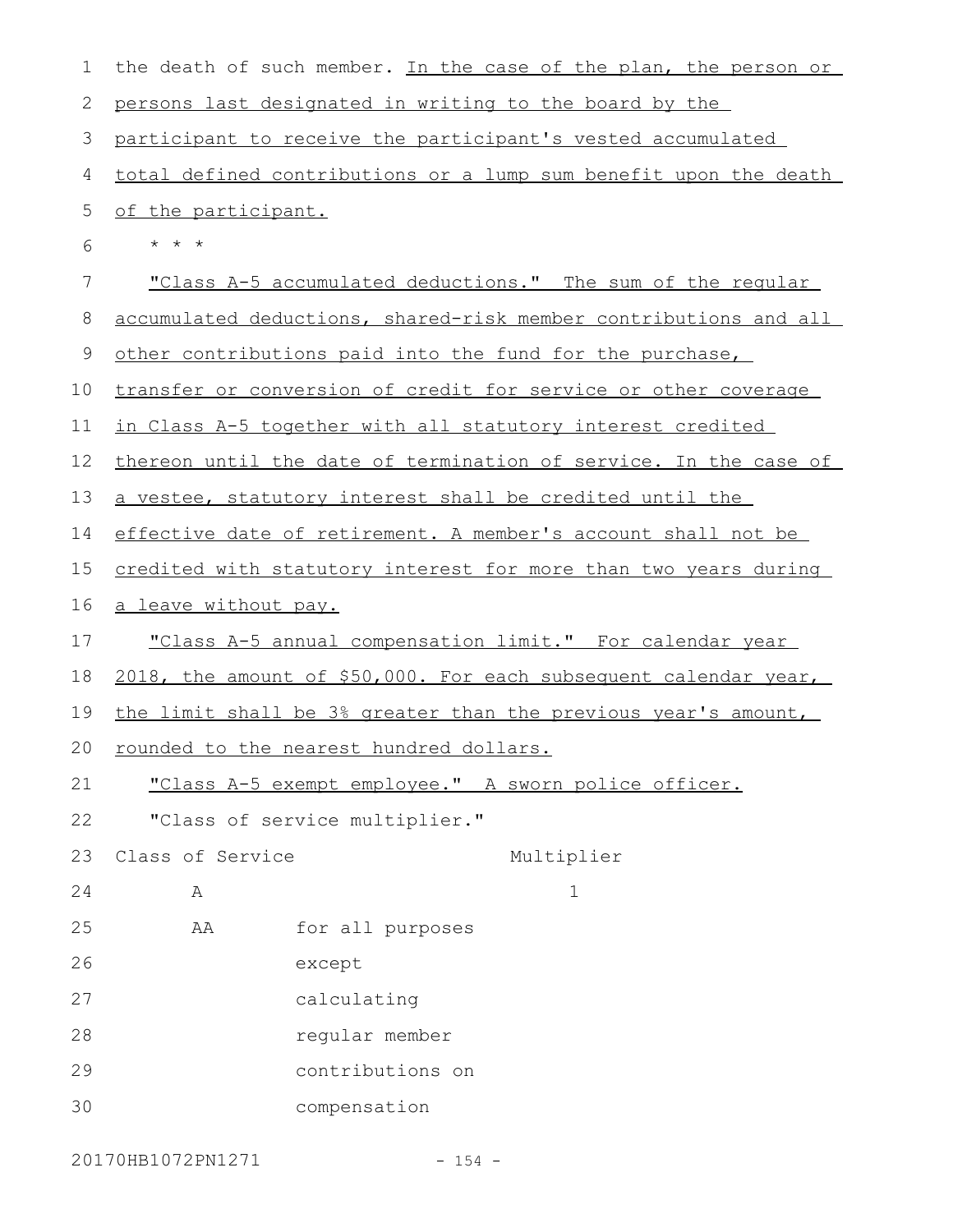the death of such member. In the case of the plan, the person or persons last designated in writing to the board by the participant to receive the participant's vested accumulated total defined contributions or a lump sum benefit upon the death of the participant.

* * *

"Class A-5 accumulated deductions." The sum of the regular accumulated deductions, shared-risk member contributions and all other contributions paid into the fund for the purchase, transfer or conversion of credit for service or other coverage in Class A-5 together with all statutory interest credited thereon until the date of termination of service. In the case of a vestee, statutory interest shall be credited until the effective date of retirement. A member's account shall not be credited with statutory interest for more than two years during a leave without pay.

"Class A-5 annual compensation limit." For calendar year 2018, the amount of $50,000. For each subsequent calendar year, the limit shall be 3% greater than the previous year's amount, rounded to the nearest hundred dollars.

"Class A-5 exempt employee." A sworn police officer.

"Class of service multiplier."

| Class of Service | | Multiplier |
|---|---|---|
| A | | 1 |
| AA | for all purposes except calculating regular member contributions on compensation | |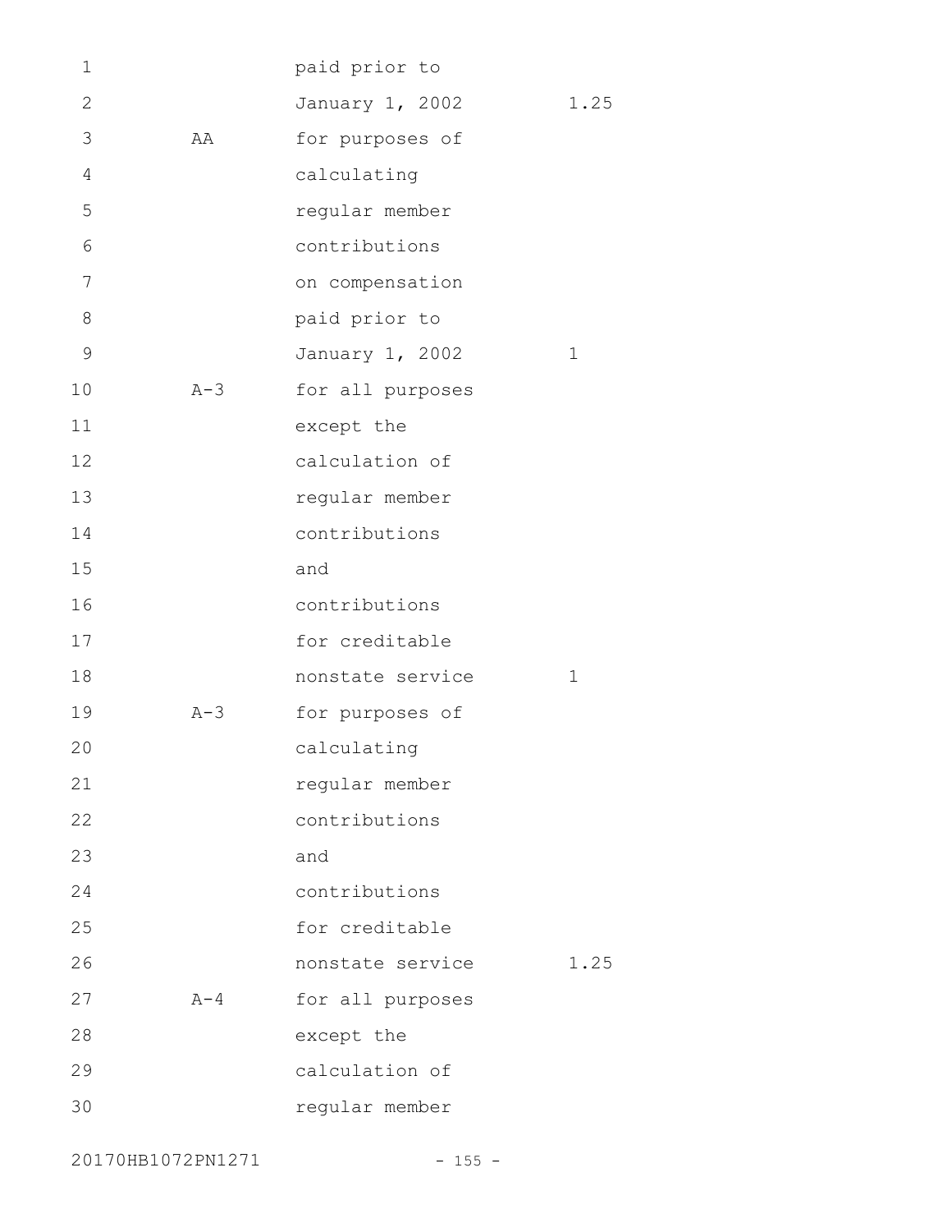| | | |
|---|---|---|
| | paid prior to January 1, 2002 | 1.25 |
| AA | for purposes of calculating regular member contributions on compensation paid prior to January 1, 2002 | 1 |
| A-3 | for all purposes except the calculation of regular member contributions and contributions for creditable nonstate service | 1 |
| A-3 | for purposes of calculating regular member contributions and contributions for creditable nonstate service | 1.25 |
| A-4 | for all purposes except the calculation of regular member | |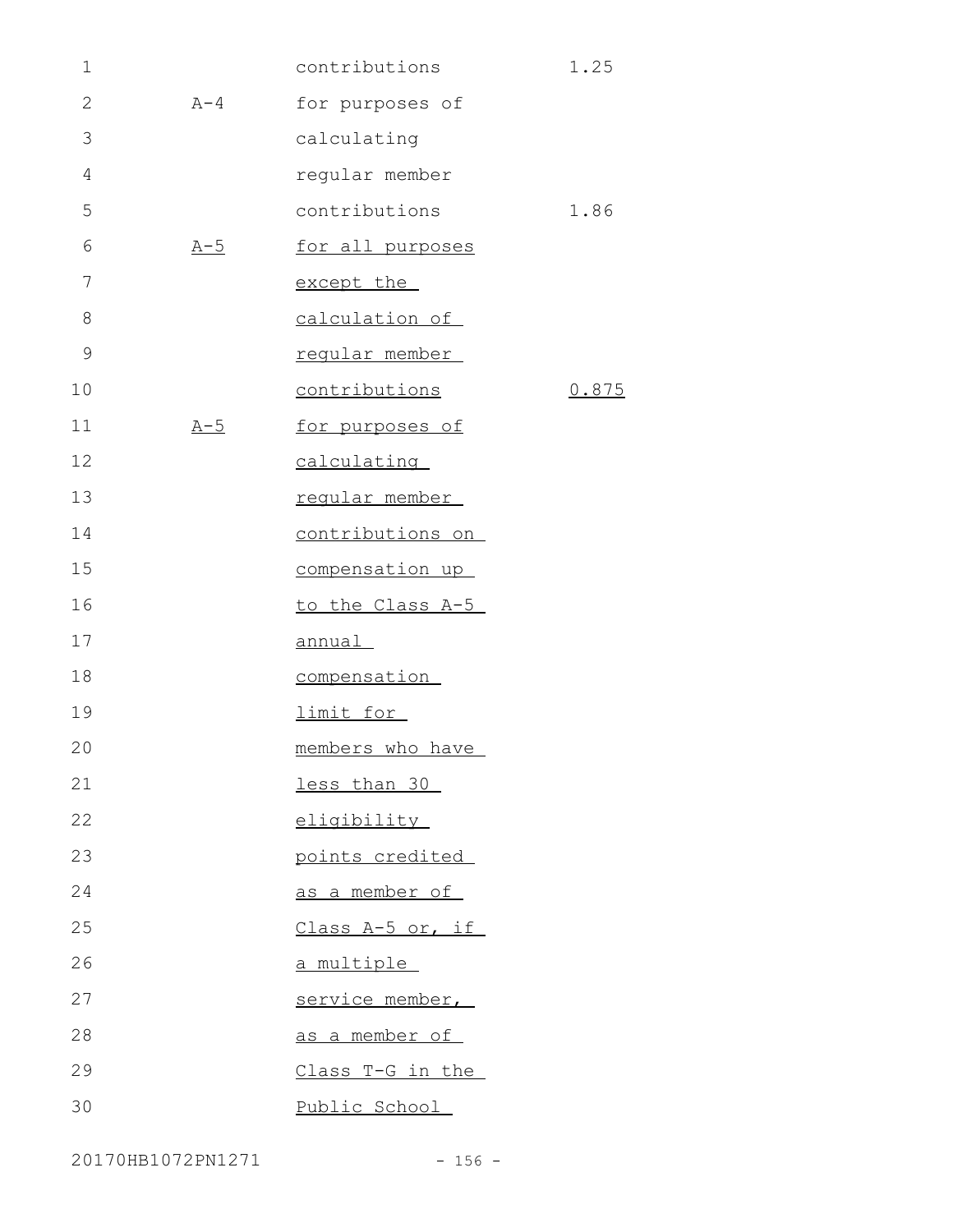| | | |
|---|---|---|
| | contributions | 1.25 |
| A-4 | for purposes of calculating regular member contributions | 1.86 |
| A-5 | for all purposes except the calculation of regular member contributions | 0.875 |
| A-5 | for purposes of calculating regular member contributions on compensation up to the Class A-5 annual compensation limit for members who have less than 30 eligibility points credited as a member of Class A-5 or, if a multiple service member, as a member of Class T-G in the Public School | |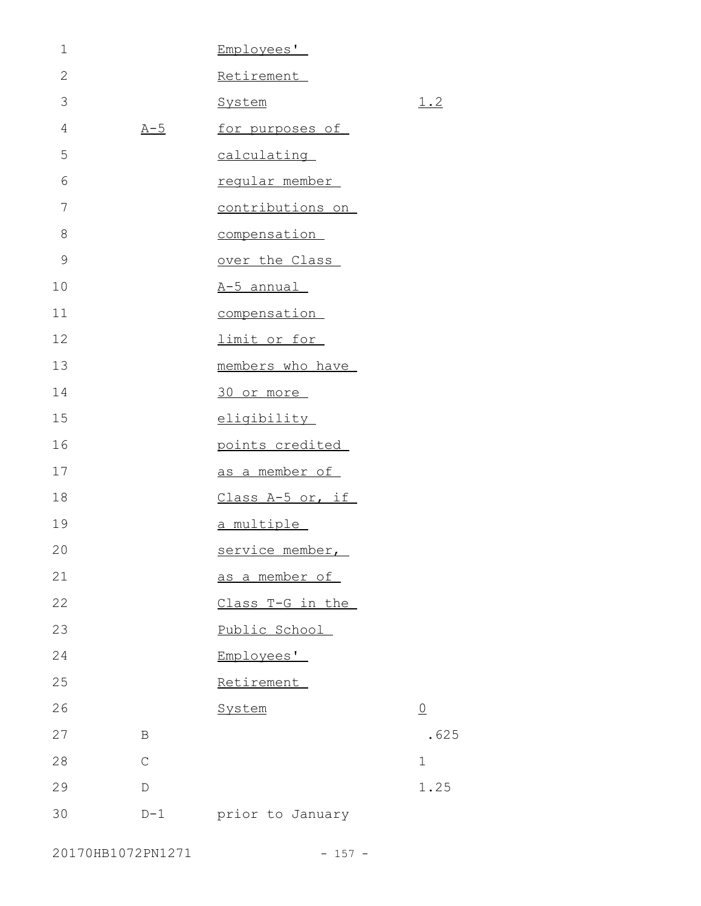| | | |
|---|---|---|
| | Employees' Retirement System | 1.2 |
| A-5 | for purposes of calculating regular member contributions on compensation over the Class A-5 annual compensation limit or for members who have 30 or more eligibility points credited as a member of Class A-5 or, if a multiple service member, as a member of Class T-G in the Public School Employees' Retirement System | 0 |
| B | | .625 |
| C | | 1 |
| D | | 1.25 |
| D-1 | prior to January | |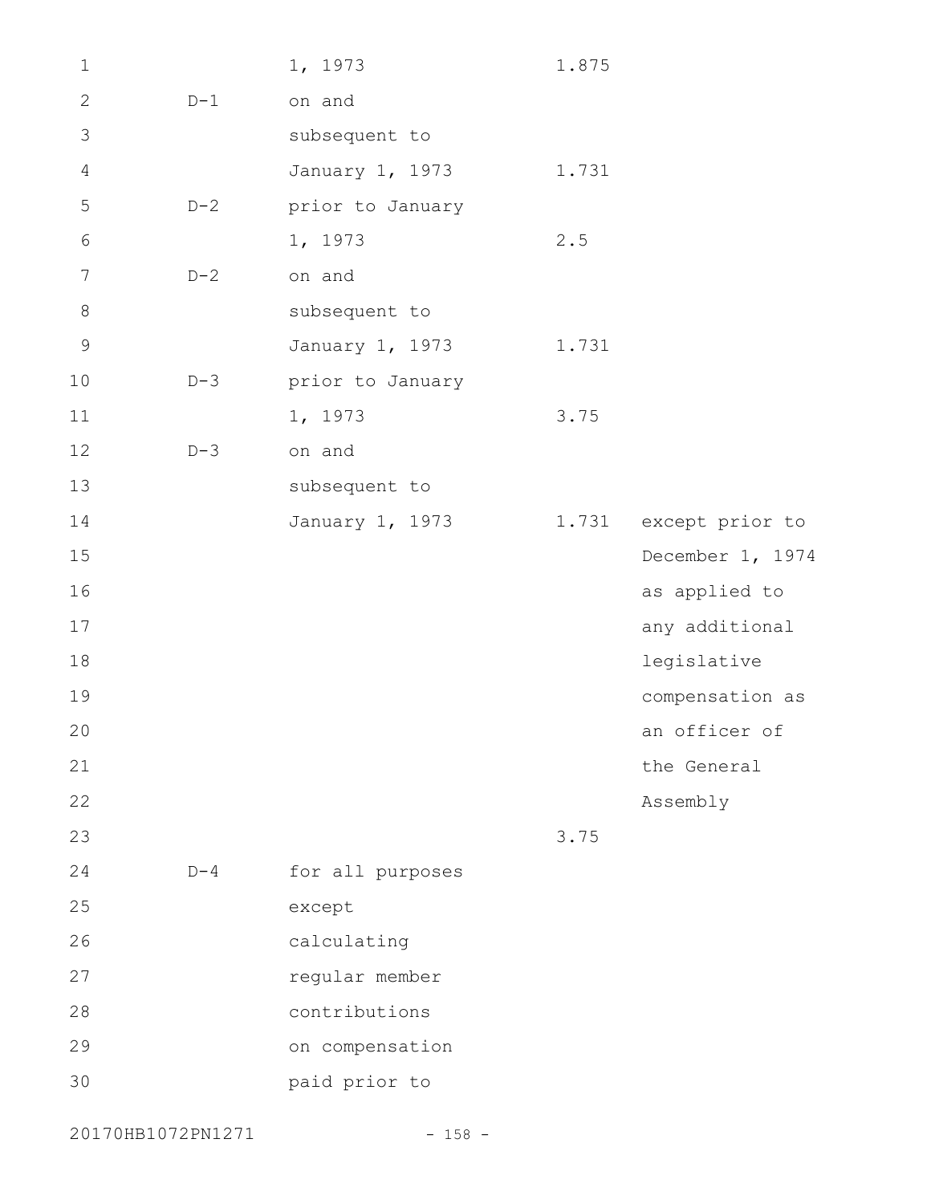| | | | |
|---|---|---|---|
| | 1, 1973 | 1.875 | |
| D-1 | on and subsequent to January 1, 1973 | 1.731 | |
| D-2 | prior to January 1, 1973 | 2.5 | |
| D-2 | on and subsequent to January 1, 1973 | 1.731 | |
| D-3 | prior to January 1, 1973 | 3.75 | |
| D-3 | on and subsequent to January 1, 1973 | 1.731 | except prior to December 1, 1974 as applied to any additional legislative compensation as an officer of the General Assembly |
| | | 3.75 | |
| D-4 | for all purposes except calculating regular member contributions on compensation paid prior to | | |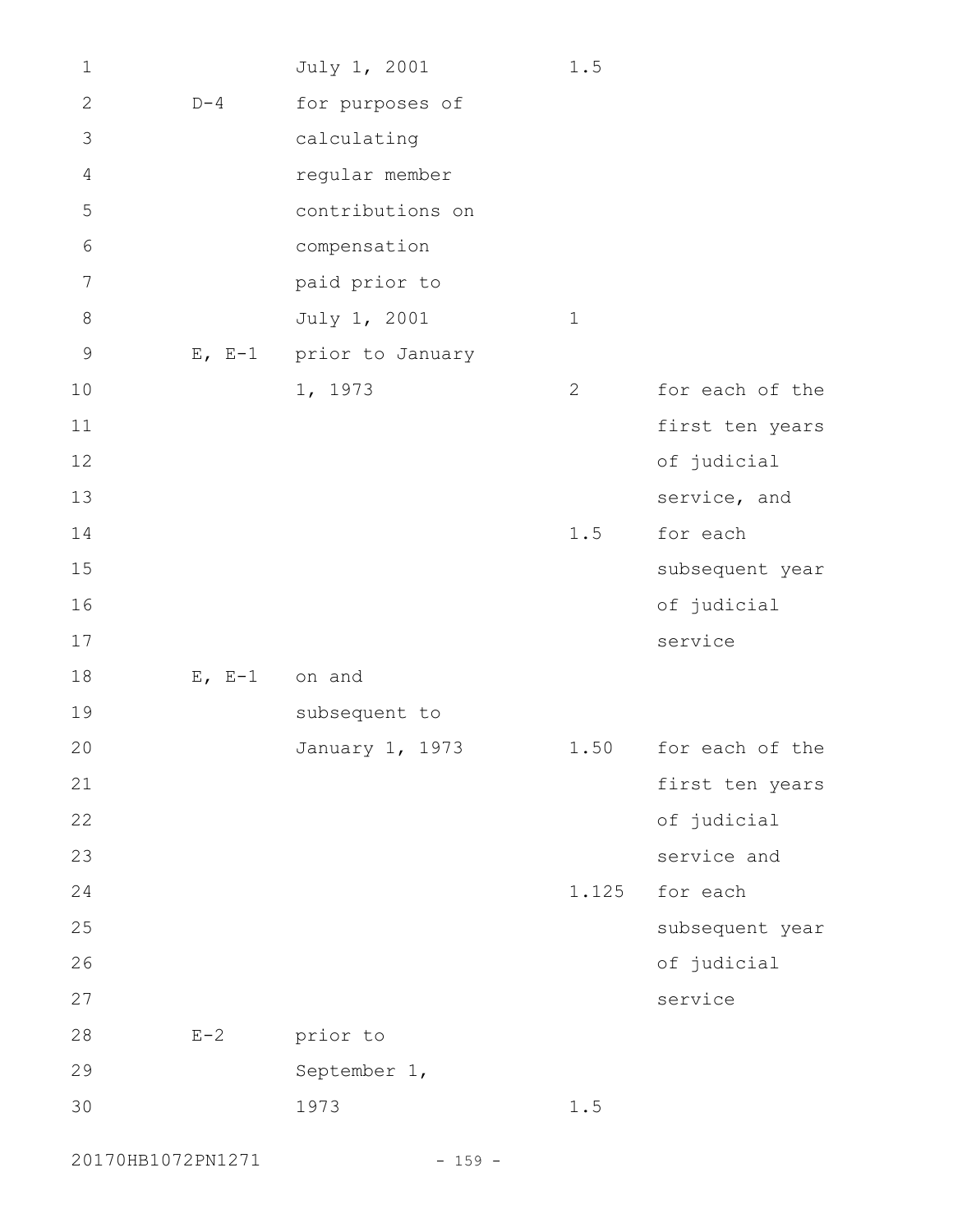| | | | |
|---|---|---|---|
| | July 1, 2001 | 1.5 | |
| D-4 | for purposes of calculating regular member contributions on compensation paid prior to July 1, 2001 | 1 | |
| E, E-1 | prior to January 1, 1973 | 2 | for each of the first ten years of judicial service, and |
| | | 1.5 | for each subsequent year of judicial service |
| E, E-1 | on and subsequent to January 1, 1973 | 1.50 | for each of the first ten years of judicial service and |
| | | 1.125 | for each subsequent year of judicial service |
| E-2 | prior to September 1, 1973 | 1.5 | |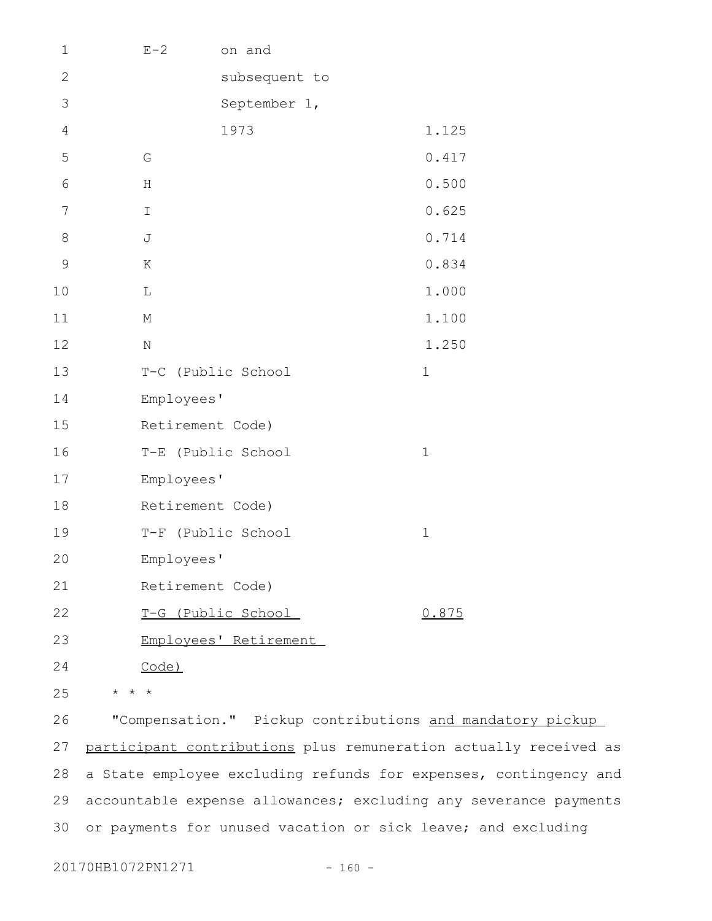| | | |
|---|---|---|
| E-2 | on and subsequent to September 1, 1973 | 1.125 |
| G | | 0.417 |
| H | | 0.500 |
| I | | 0.625 |
| J | | 0.714 |
| K | | 0.834 |
| L | | 1.000 |
| M | | 1.100 |
| N | | 1.250 |
| T-C (Public School Employees' Retirement Code) | | 1 |
| T-E (Public School Employees' Retirement Code) | | 1 |
| T-F (Public School Employees' Retirement Code) | | 1 |
| <u>T-G (Public School Employees' Retirement Code)</u> | | <u>0.875</u> |

* * *

"Compensation." Pickup contributions <u>and mandatory pickup participant contributions</u> plus remuneration actually received as a State employee excluding refunds for expenses, contingency and accountable expense allowances; excluding any severance payments or payments for unused vacation or sick leave; and excluding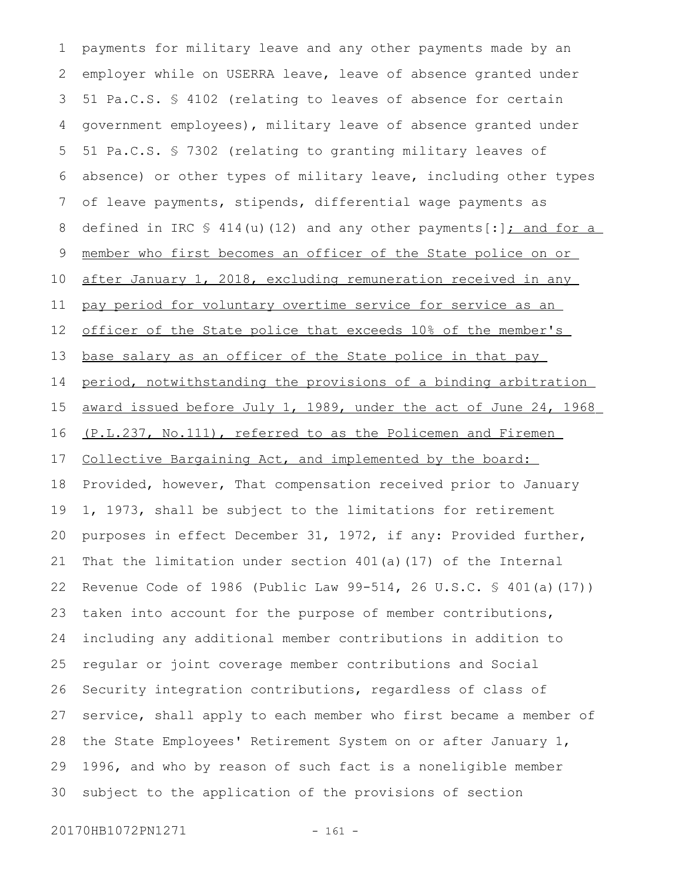payments for military leave and any other payments made by an employer while on USERRA leave, leave of absence granted under 51 Pa.C.S. § 4102 (relating to leaves of absence for certain government employees), military leave of absence granted under 51 Pa.C.S. § 7302 (relating to granting military leaves of absence) or other types of military leave, including other types of leave payments, stipends, differential wage payments as defined in IRC § 414(u)(12) and any other payments[:]<u>; and for a member who first becomes an officer of the State police on or after January 1, 2018, excluding remuneration received in any pay period for voluntary overtime service for service as an officer of the State police that exceeds 10% of the member's base salary as an officer of the State police in that pay period, notwithstanding the provisions of a binding arbitration award issued before July 1, 1989, under the act of June 24, 1968 (P.L.237, No.111), referred to as the Policemen and Firemen Collective Bargaining Act, and implemented by the board:</u> Provided, however, That compensation received prior to January 1, 1973, shall be subject to the limitations for retirement purposes in effect December 31, 1972, if any: Provided further, That the limitation under section 401(a)(17) of the Internal Revenue Code of 1986 (Public Law 99-514, 26 U.S.C. § 401(a)(17)) taken into account for the purpose of member contributions, including any additional member contributions in addition to regular or joint coverage member contributions and Social Security integration contributions, regardless of class of service, shall apply to each member who first became a member of the State Employees' Retirement System on or after January 1, 1996, and who by reason of such fact is a noneligible member subject to the application of the provisions of section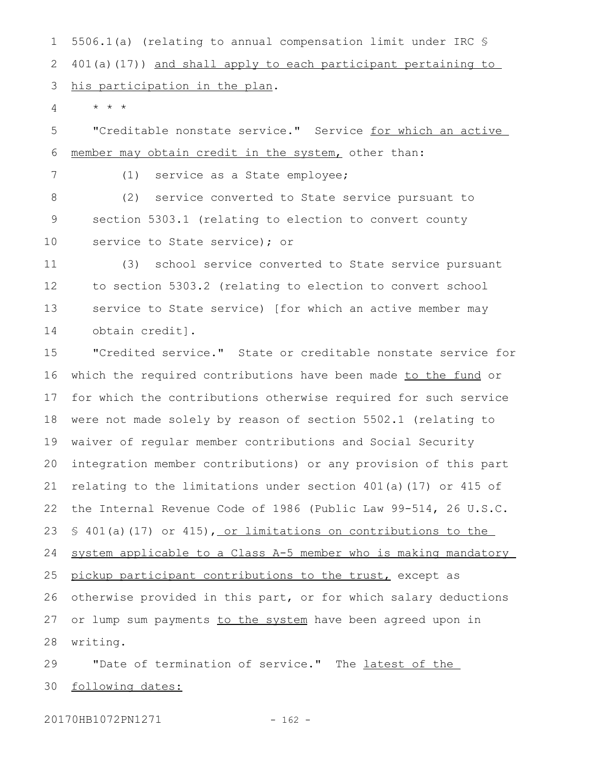5506.1(a) (relating to annual compensation limit under IRC § 401(a)(17)) and shall apply to each participant pertaining to his participation in the plan.

* * *

"Creditable nonstate service." Service for which an active member may obtain credit in the system, other than:

(1) service as a State employee;

(2) service converted to State service pursuant to section 5303.1 (relating to election to convert county service to State service); or

(3) school service converted to State service pursuant to section 5303.2 (relating to election to convert school service to State service) [for which an active member may obtain credit].

"Credited service." State or creditable nonstate service for which the required contributions have been made to the fund or for which the contributions otherwise required for such service were not made solely by reason of section 5502.1 (relating to waiver of regular member contributions and Social Security integration member contributions) or any provision of this part relating to the limitations under section 401(a)(17) or 415 of the Internal Revenue Code of 1986 (Public Law 99-514, 26 U.S.C. § 401(a)(17) or 415), or limitations on contributions to the system applicable to a Class A-5 member who is making mandatory pickup participant contributions to the trust, except as otherwise provided in this part, or for which salary deductions or lump sum payments to the system have been agreed upon in writing.

"Date of termination of service." The latest of the following dates: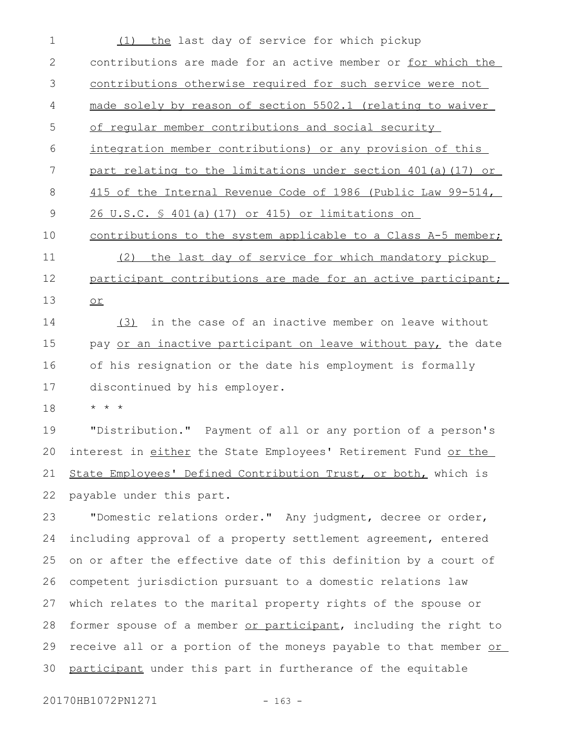(1) the last day of service for which pickup contributions are made for an active member or for which the contributions otherwise required for such service were not made solely by reason of section 5502.1 (relating to waiver of regular member contributions and social security integration member contributions) or any provision of this part relating to the limitations under section 401(a)(17) or 415 of the Internal Revenue Code of 1986 (Public Law 99-514, 26 U.S.C. § 401(a)(17) or 415) or limitations on contributions to the system applicable to a Class A-5 member;

(2) the last day of service for which mandatory pickup participant contributions are made for an active participant; or

(3) in the case of an inactive member on leave without pay or an inactive participant on leave without pay, the date of his resignation or the date his employment is formally discontinued by his employer.

* * *

"Distribution." Payment of all or any portion of a person's interest in either the State Employees' Retirement Fund or the State Employees' Defined Contribution Trust, or both, which is payable under this part.

"Domestic relations order." Any judgment, decree or order, including approval of a property settlement agreement, entered on or after the effective date of this definition by a court of competent jurisdiction pursuant to a domestic relations law which relates to the marital property rights of the spouse or former spouse of a member or participant, including the right to receive all or a portion of the moneys payable to that member or participant under this part in furtherance of the equitable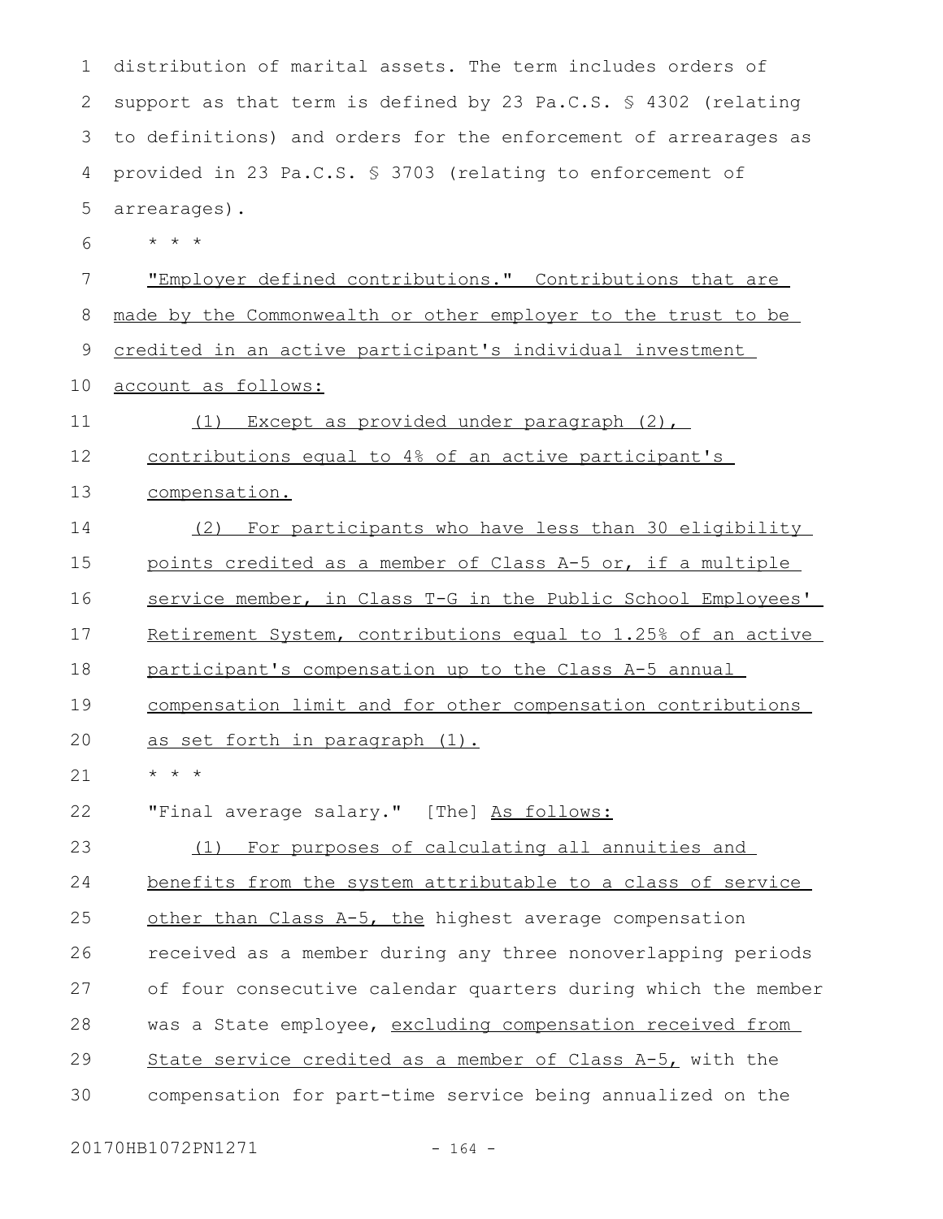distribution of marital assets. The term includes orders of support as that term is defined by 23 Pa.C.S. § 4302 (relating to definitions) and orders for the enforcement of arrearages as provided in 23 Pa.C.S. § 3703 (relating to enforcement of arrearages).

\* \* \*

"Employer defined contributions." Contributions that are made by the Commonwealth or other employer to the trust to be credited in an active participant's individual investment account as follows:

(1) Except as provided under paragraph (2), contributions equal to 4% of an active participant's compensation.

(2) For participants who have less than 30 eligibility points credited as a member of Class A-5 or, if a multiple service member, in Class T-G in the Public School Employees' Retirement System, contributions equal to 1.25% of an active participant's compensation up to the Class A-5 annual compensation limit and for other compensation contributions as set forth in paragraph (1).

\* \* \*

"Final average salary." [The] As follows:

(1) For purposes of calculating all annuities and benefits from the system attributable to a class of service other than Class A-5, the highest average compensation received as a member during any three nonoverlapping periods of four consecutive calendar quarters during which the member was a State employee, excluding compensation received from State service credited as a member of Class A-5, with the compensation for part-time service being annualized on the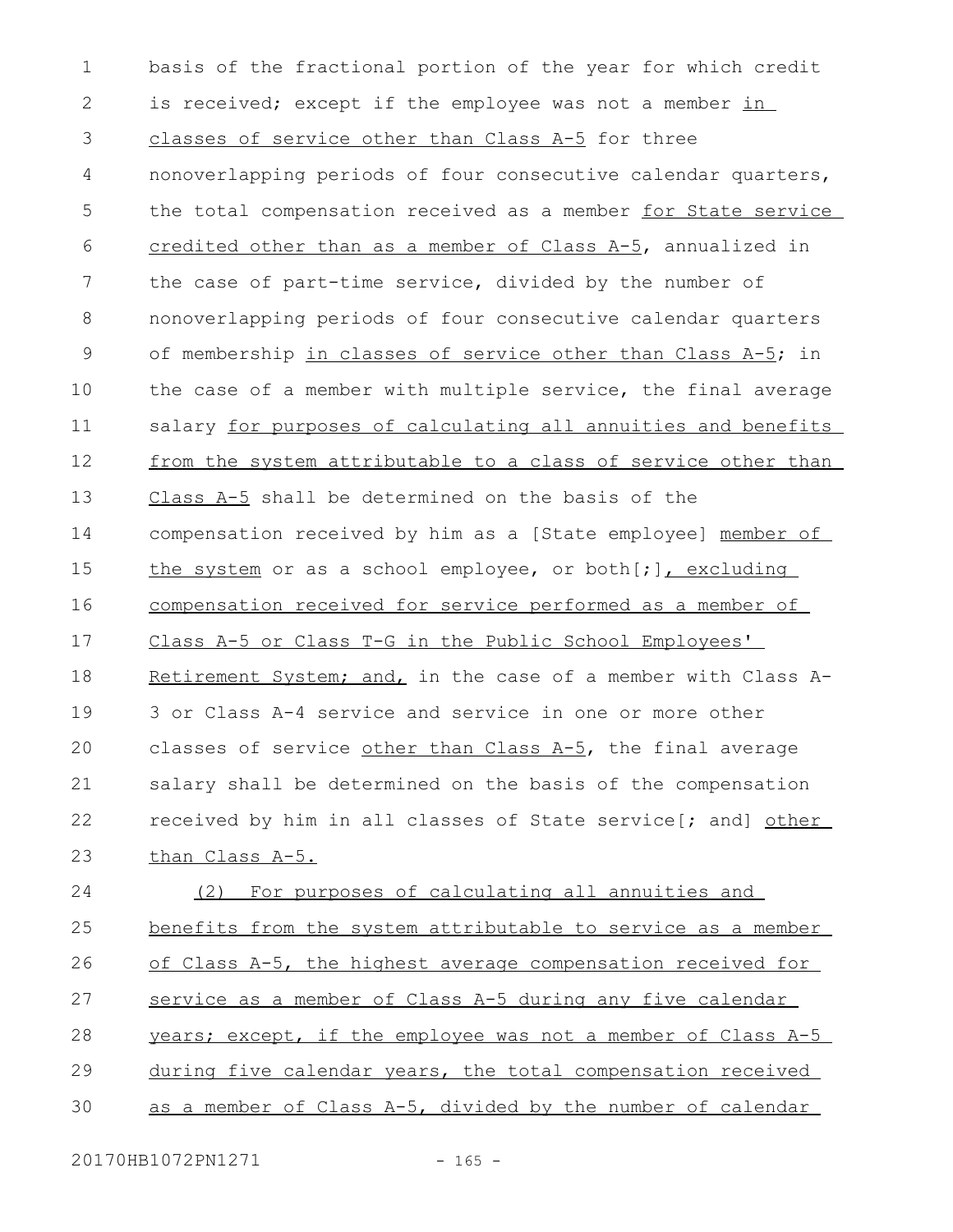basis of the fractional portion of the year for which credit is received; except if the employee was not a member in classes of service other than Class A-5 for three nonoverlapping periods of four consecutive calendar quarters, the total compensation received as a member for State service credited other than as a member of Class A-5, annualized in the case of part-time service, divided by the number of nonoverlapping periods of four consecutive calendar quarters of membership in classes of service other than Class A-5; in the case of a member with multiple service, the final average salary for purposes of calculating all annuities and benefits from the system attributable to a class of service other than Class A-5 shall be determined on the basis of the compensation received by him as a [State employee] member of the system or as a school employee, or both[;], excluding compensation received for service performed as a member of Class A-5 or Class T-G in the Public School Employees' Retirement System; and, in the case of a member with Class A-3 or Class A-4 service and service in one or more other classes of service other than Class A-5, the final average salary shall be determined on the basis of the compensation received by him in all classes of State service[; and] other than Class A-5.

(2) For purposes of calculating all annuities and benefits from the system attributable to service as a member of Class A-5, the highest average compensation received for service as a member of Class A-5 during any five calendar years; except, if the employee was not a member of Class A-5 during five calendar years, the total compensation received as a member of Class A-5, divided by the number of calendar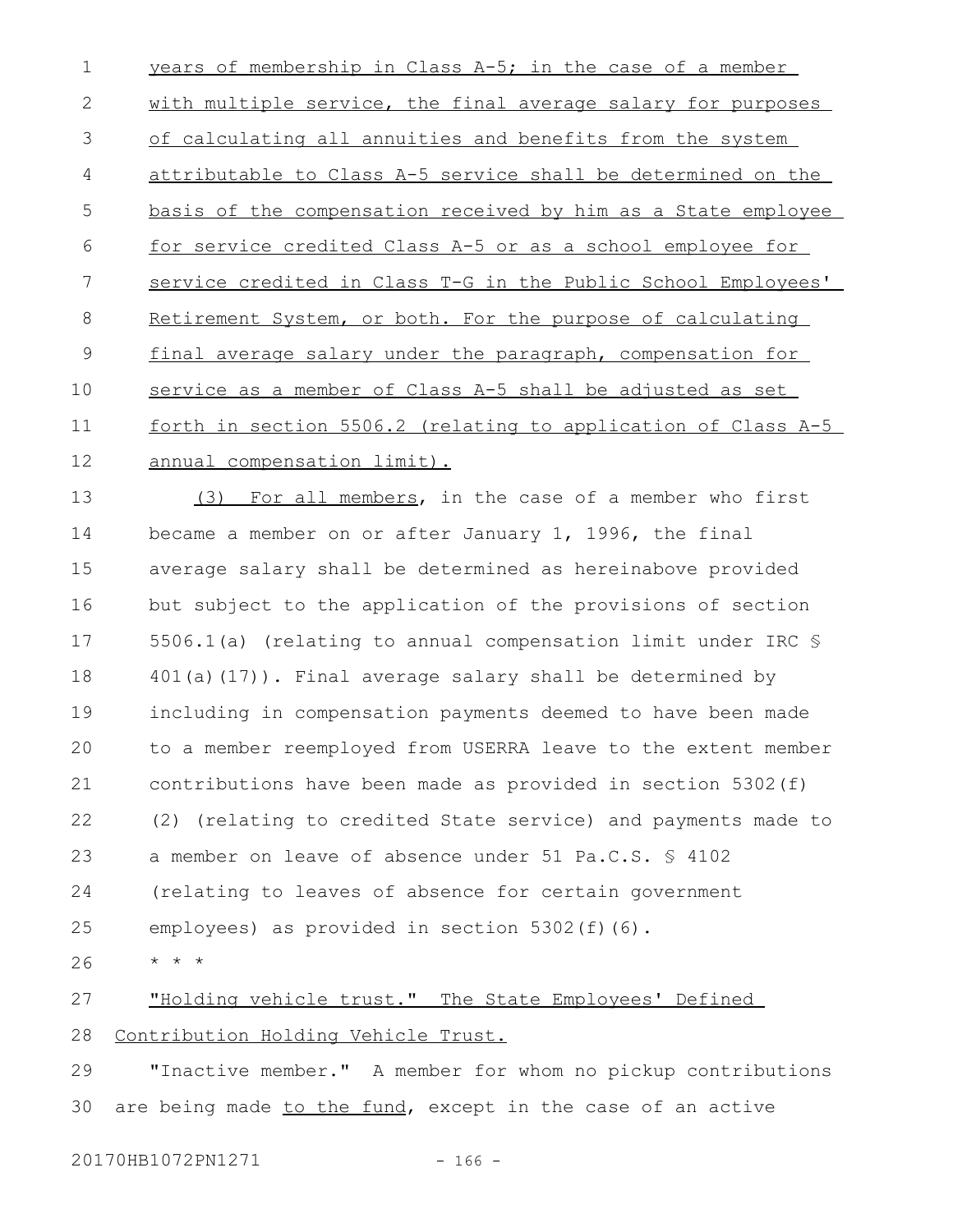years of membership in Class A-5; in the case of a member with multiple service, the final average salary for purposes of calculating all annuities and benefits from the system attributable to Class A-5 service shall be determined on the basis of the compensation received by him as a State employee for service credited Class A-5 or as a school employee for service credited in Class T-G in the Public School Employees' Retirement System, or both. For the purpose of calculating final average salary under the paragraph, compensation for service as a member of Class A-5 shall be adjusted as set forth in section 5506.2 (relating to application of Class A-5 annual compensation limit).

(3) For all members, in the case of a member who first became a member on or after January 1, 1996, the final average salary shall be determined as hereinabove provided but subject to the application of the provisions of section 5506.1(a) (relating to annual compensation limit under IRC § 401(a)(17)). Final average salary shall be determined by including in compensation payments deemed to have been made to a member reemployed from USERRA leave to the extent member contributions have been made as provided in section 5302(f)(2) (relating to credited State service) and payments made to a member on leave of absence under 51 Pa.C.S. § 4102 (relating to leaves of absence for certain government employees) as provided in section 5302(f)(6).

* * *

"Holding vehicle trust." The State Employees' Defined Contribution Holding Vehicle Trust.

"Inactive member." A member for whom no pickup contributions are being made to the fund, except in the case of an active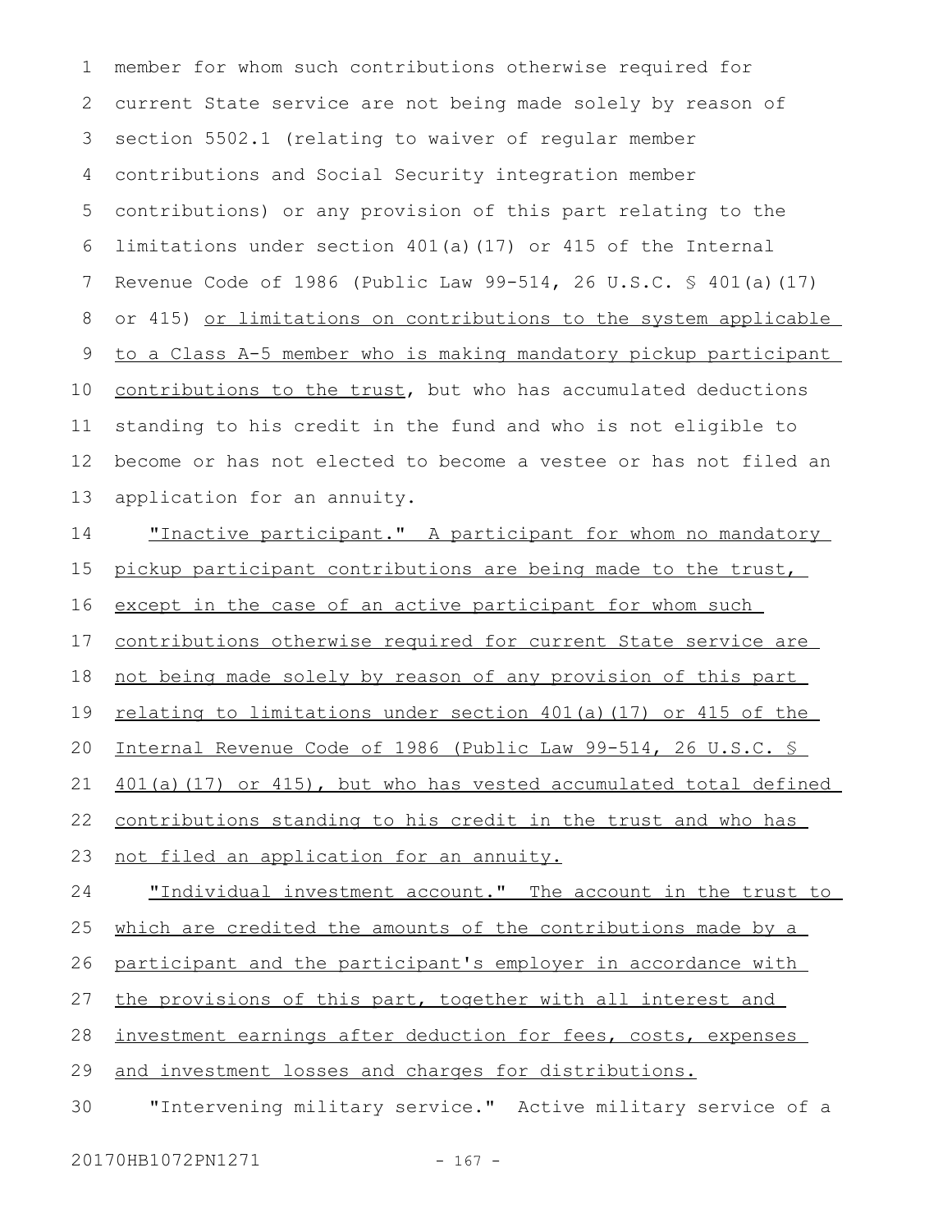member for whom such contributions otherwise required for current State service are not being made solely by reason of section 5502.1 (relating to waiver of regular member contributions and Social Security integration member contributions) or any provision of this part relating to the limitations under section 401(a)(17) or 415 of the Internal Revenue Code of 1986 (Public Law 99-514, 26 U.S.C. § 401(a)(17) or 415) or limitations on contributions to the system applicable to a Class A-5 member who is making mandatory pickup participant contributions to the trust, but who has accumulated deductions standing to his credit in the fund and who is not eligible to become or has not elected to become a vestee or has not filed an application for an annuity.

"Inactive participant." A participant for whom no mandatory pickup participant contributions are being made to the trust, except in the case of an active participant for whom such contributions otherwise required for current State service are not being made solely by reason of any provision of this part relating to limitations under section 401(a)(17) or 415 of the Internal Revenue Code of 1986 (Public Law 99-514, 26 U.S.C. § 401(a)(17) or 415), but who has vested accumulated total defined contributions standing to his credit in the trust and who has not filed an application for an annuity.

"Individual investment account." The account in the trust to which are credited the amounts of the contributions made by a participant and the participant's employer in accordance with the provisions of this part, together with all interest and investment earnings after deduction for fees, costs, expenses and investment losses and charges for distributions.

"Intervening military service." Active military service of a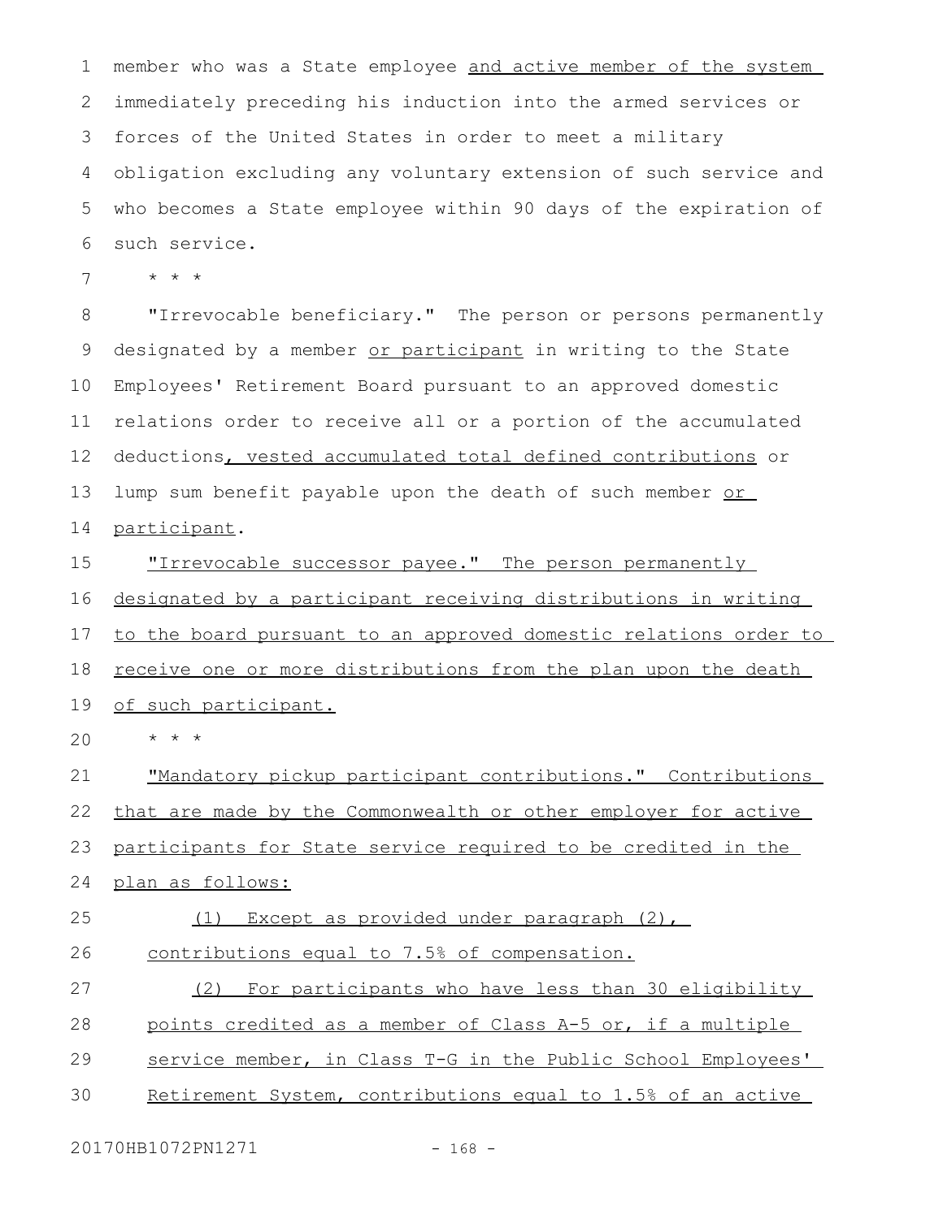member who was a State employee and active member of the system immediately preceding his induction into the armed services or forces of the United States in order to meet a military obligation excluding any voluntary extension of such service and who becomes a State employee within 90 days of the expiration of such service.

* * *

"Irrevocable beneficiary." The person or persons permanently designated by a member or participant in writing to the State Employees' Retirement Board pursuant to an approved domestic relations order to receive all or a portion of the accumulated deductions, vested accumulated total defined contributions or lump sum benefit payable upon the death of such member or participant.

"Irrevocable successor payee." The person permanently designated by a participant receiving distributions in writing to the board pursuant to an approved domestic relations order to receive one or more distributions from the plan upon the death of such participant.

* * *

"Mandatory pickup participant contributions." Contributions that are made by the Commonwealth or other employer for active participants for State service required to be credited in the plan as follows:

(1) Except as provided under paragraph (2), contributions equal to 7.5% of compensation.

(2) For participants who have less than 30 eligibility points credited as a member of Class A-5 or, if a multiple service member, in Class T-G in the Public School Employees' Retirement System, contributions equal to 1.5% of an active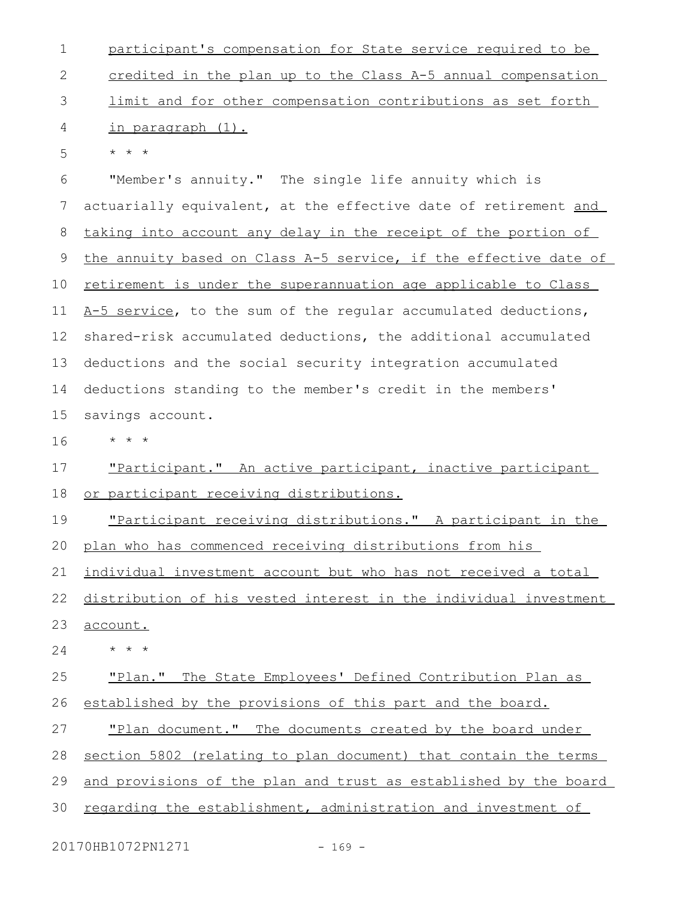participant's compensation for State service required to be credited in the plan up to the Class A-5 annual compensation limit and for other compensation contributions as set forth in paragraph (1).

* * *

"Member's annuity." The single life annuity which is actuarially equivalent, at the effective date of retirement and taking into account any delay in the receipt of the portion of the annuity based on Class A-5 service, if the effective date of retirement is under the superannuation age applicable to Class A-5 service, to the sum of the regular accumulated deductions, shared-risk accumulated deductions, the additional accumulated deductions and the social security integration accumulated deductions standing to the member's credit in the members' savings account.

* * *

"Participant." An active participant, inactive participant or participant receiving distributions.

"Participant receiving distributions." A participant in the plan who has commenced receiving distributions from his individual investment account but who has not received a total distribution of his vested interest in the individual investment account.

* * *

"Plan." The State Employees' Defined Contribution Plan as established by the provisions of this part and the board.

"Plan document." The documents created by the board under section 5802 (relating to plan document) that contain the terms and provisions of the plan and trust as established by the board regarding the establishment, administration and investment of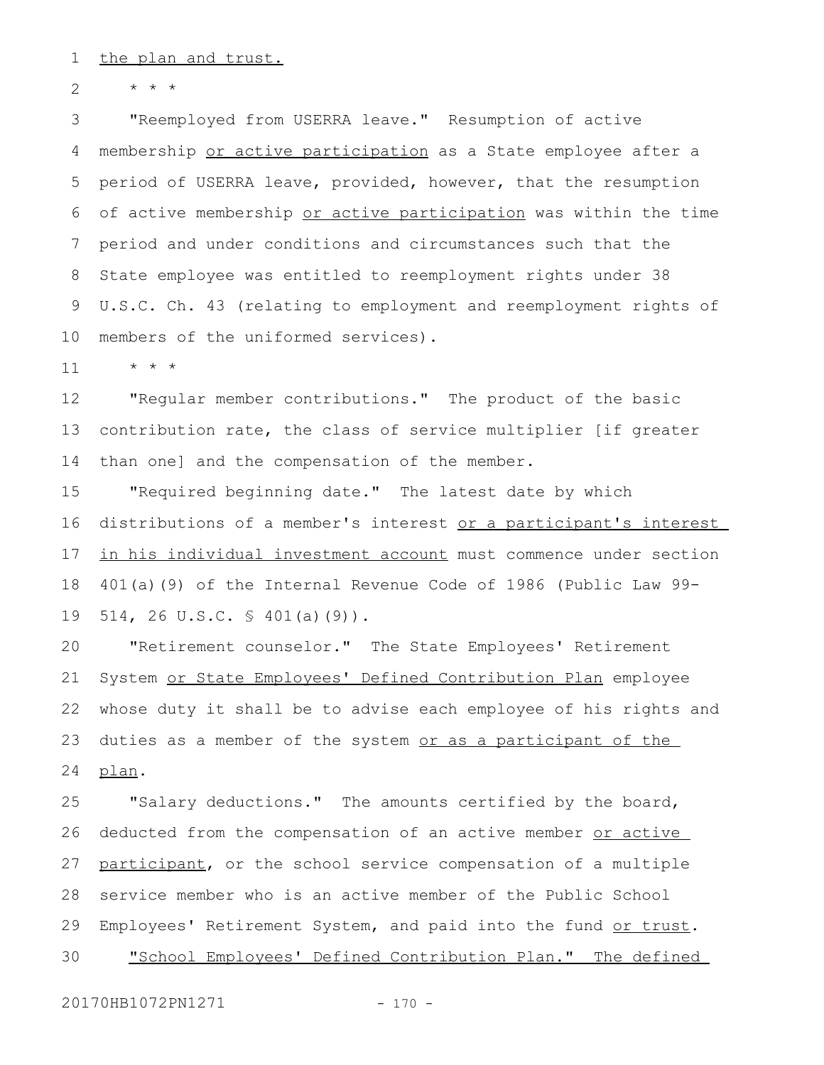the plan and trust.

\* \* \*

"Reemployed from USERRA leave." Resumption of active membership or active participation as a State employee after a period of USERRA leave, provided, however, that the resumption of active membership or active participation was within the time period and under conditions and circumstances such that the State employee was entitled to reemployment rights under 38 U.S.C. Ch. 43 (relating to employment and reemployment rights of members of the uniformed services).

\* \* \*

"Regular member contributions." The product of the basic contribution rate, the class of service multiplier [if greater than one] and the compensation of the member.

"Required beginning date." The latest date by which distributions of a member's interest or a participant's interest in his individual investment account must commence under section 401(a)(9) of the Internal Revenue Code of 1986 (Public Law 99-514, 26 U.S.C. § 401(a)(9)).

"Retirement counselor." The State Employees' Retirement System or State Employees' Defined Contribution Plan employee whose duty it shall be to advise each employee of his rights and duties as a member of the system or as a participant of the plan.

"Salary deductions." The amounts certified by the board, deducted from the compensation of an active member or active participant, or the school service compensation of a multiple service member who is an active member of the Public School Employees' Retirement System, and paid into the fund or trust.

"School Employees' Defined Contribution Plan." The defined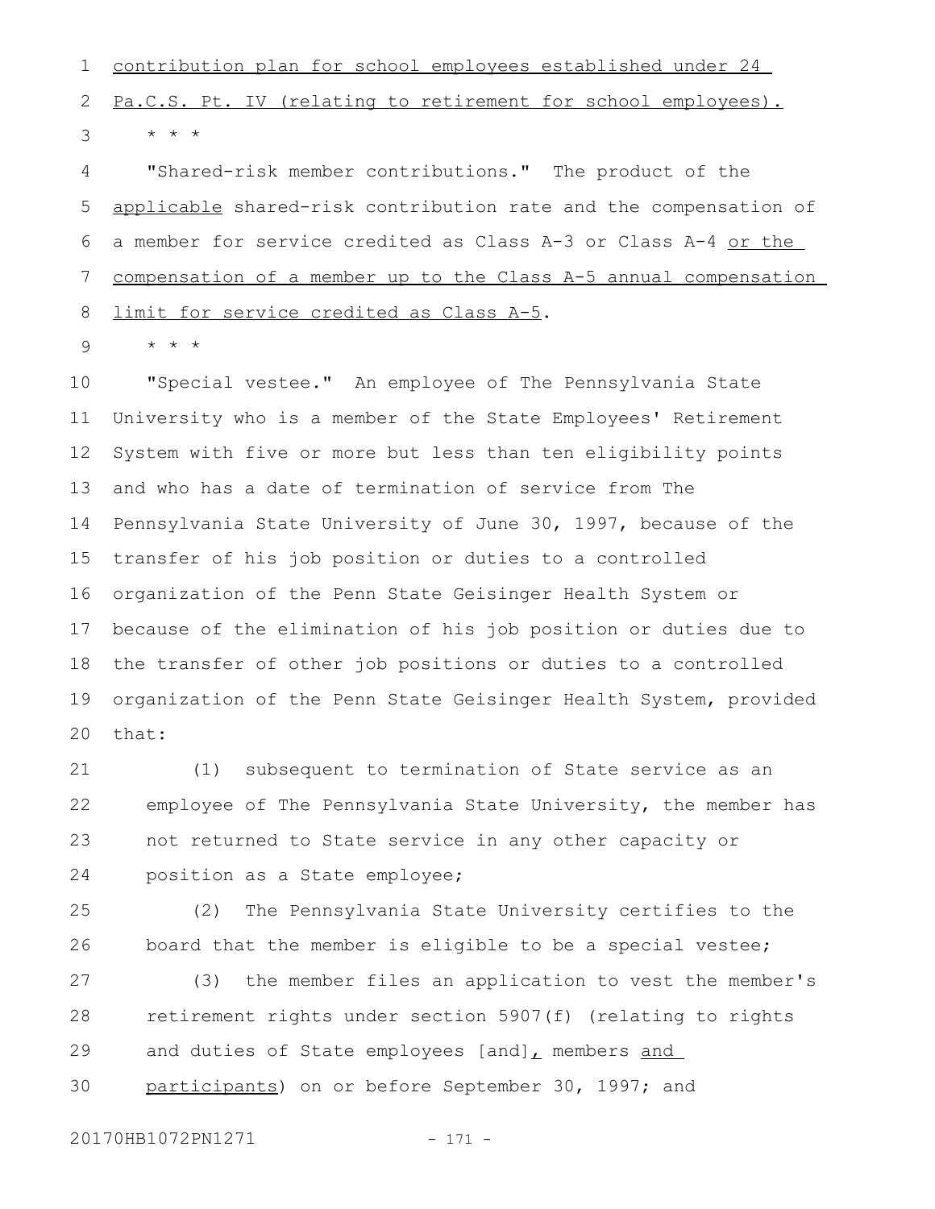contribution plan for school employees established under 24 Pa.C.S. Pt. IV (relating to retirement for school employees).

* * *

"Shared-risk member contributions." The product of the applicable shared-risk contribution rate and the compensation of a member for service credited as Class A-3 or Class A-4 or the compensation of a member up to the Class A-5 annual compensation limit for service credited as Class A-5.

* * *

"Special vestee." An employee of The Pennsylvania State University who is a member of the State Employees' Retirement System with five or more but less than ten eligibility points and who has a date of termination of service from The Pennsylvania State University of June 30, 1997, because of the transfer of his job position or duties to a controlled organization of the Penn State Geisinger Health System or because of the elimination of his job position or duties due to the transfer of other job positions or duties to a controlled organization of the Penn State Geisinger Health System, provided that:

(1) subsequent to termination of State service as an employee of The Pennsylvania State University, the member has not returned to State service in any other capacity or position as a State employee;

(2) The Pennsylvania State University certifies to the board that the member is eligible to be a special vestee;

(3) the member files an application to vest the member's retirement rights under section 5907(f) (relating to rights and duties of State employees [and], members and participants) on or before September 30, 1997; and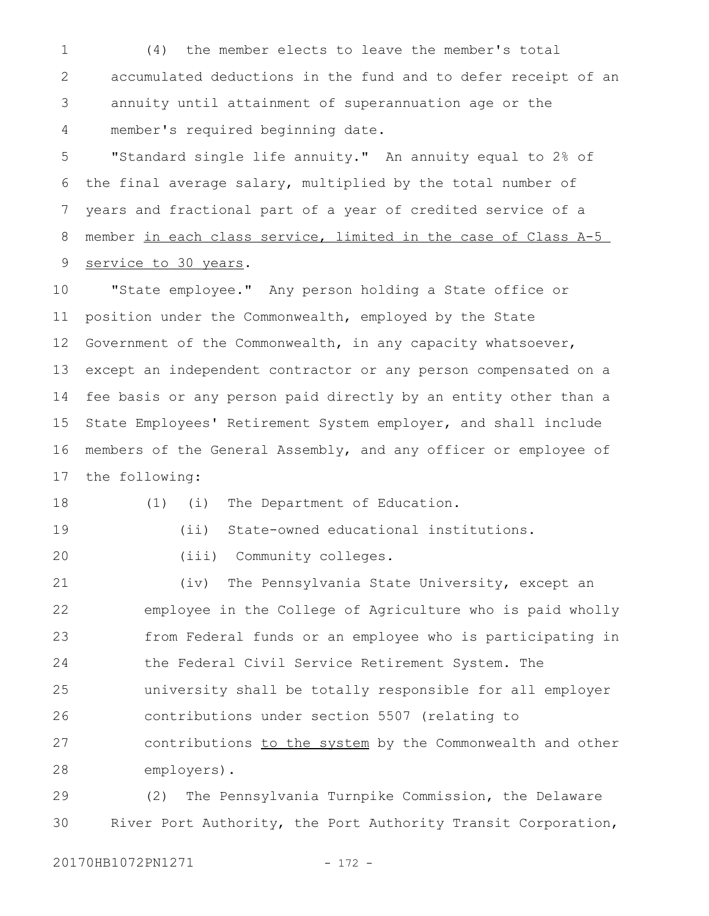(4) the member elects to leave the member's total accumulated deductions in the fund and to defer receipt of an annuity until attainment of superannuation age or the member's required beginning date.

"Standard single life annuity." An annuity equal to 2% of the final average salary, multiplied by the total number of years and fractional part of a year of credited service of a member in each class service, limited in the case of Class A-5 service to 30 years.

"State employee." Any person holding a State office or position under the Commonwealth, employed by the State Government of the Commonwealth, in any capacity whatsoever, except an independent contractor or any person compensated on a fee basis or any person paid directly by an entity other than a State Employees' Retirement System employer, and shall include members of the General Assembly, and any officer or employee of the following:

(1) (i) The Department of Education.

(ii) State-owned educational institutions.

(iii) Community colleges.

(iv) The Pennsylvania State University, except an employee in the College of Agriculture who is paid wholly from Federal funds or an employee who is participating in the Federal Civil Service Retirement System. The university shall be totally responsible for all employer contributions under section 5507 (relating to contributions to the system by the Commonwealth and other employers).

(2) The Pennsylvania Turnpike Commission, the Delaware River Port Authority, the Port Authority Transit Corporation,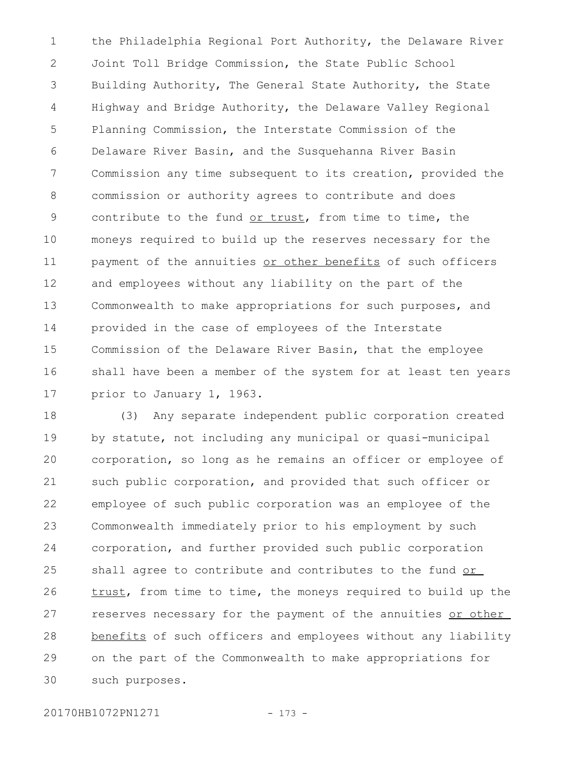the Philadelphia Regional Port Authority, the Delaware River Joint Toll Bridge Commission, the State Public School Building Authority, The General State Authority, the State Highway and Bridge Authority, the Delaware Valley Regional Planning Commission, the Interstate Commission of the Delaware River Basin, and the Susquehanna River Basin Commission any time subsequent to its creation, provided the commission or authority agrees to contribute and does contribute to the fund or trust, from time to time, the moneys required to build up the reserves necessary for the payment of the annuities or other benefits of such officers and employees without any liability on the part of the Commonwealth to make appropriations for such purposes, and provided in the case of employees of the Interstate Commission of the Delaware River Basin, that the employee shall have been a member of the system for at least ten years prior to January 1, 1963.

(3) Any separate independent public corporation created by statute, not including any municipal or quasi-municipal corporation, so long as he remains an officer or employee of such public corporation, and provided that such officer or employee of such public corporation was an employee of the Commonwealth immediately prior to his employment by such corporation, and further provided such public corporation shall agree to contribute and contributes to the fund or trust, from time to time, the moneys required to build up the reserves necessary for the payment of the annuities or other benefits of such officers and employees without any liability on the part of the Commonwealth to make appropriations for such purposes.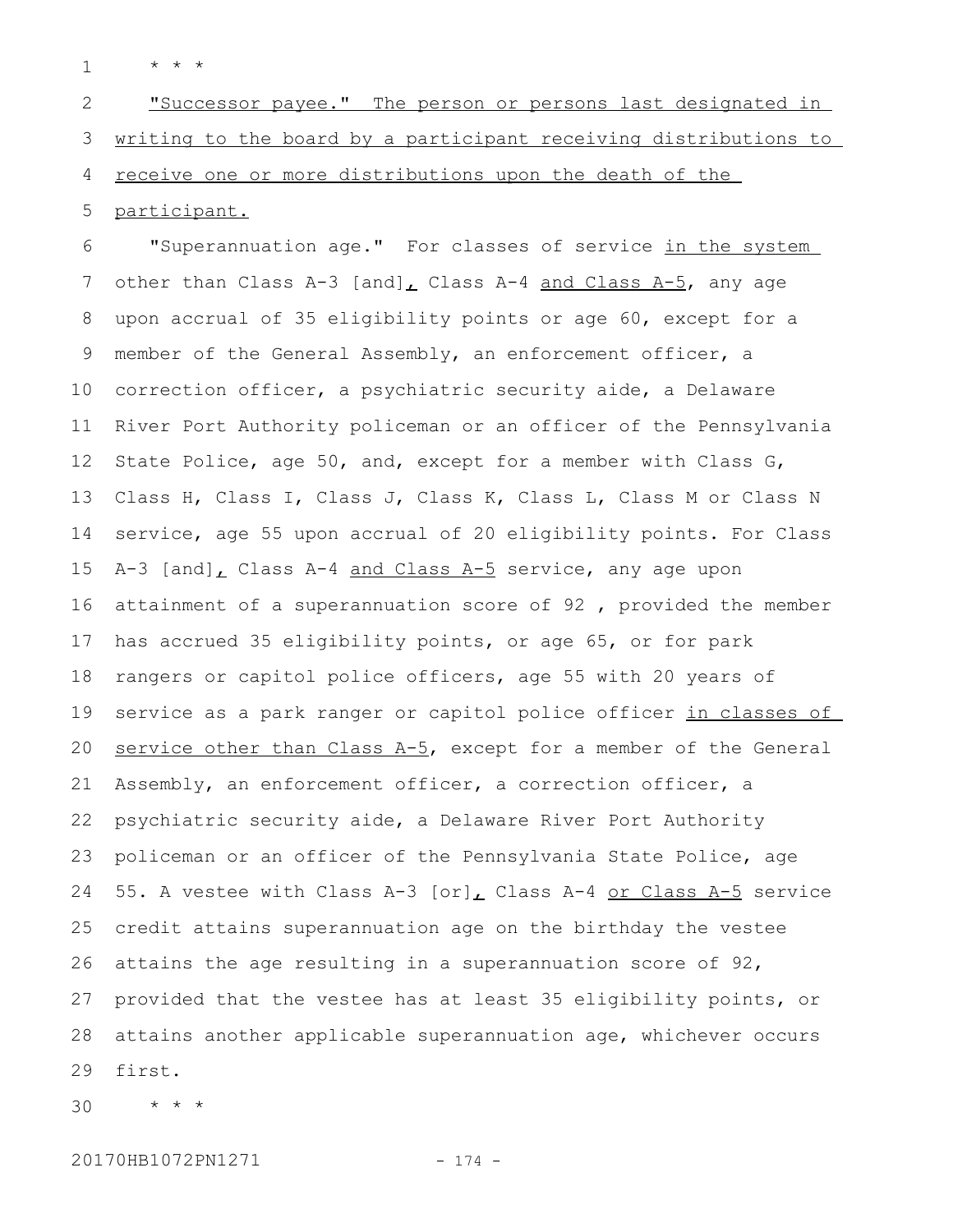* * *

"Successor payee." The person or persons last designated in writing to the board by a participant receiving distributions to receive one or more distributions upon the death of the participant.

"Superannuation age." For classes of service in the system other than Class A-3 [and], Class A-4 and Class A-5, any age upon accrual of 35 eligibility points or age 60, except for a member of the General Assembly, an enforcement officer, a correction officer, a psychiatric security aide, a Delaware River Port Authority policeman or an officer of the Pennsylvania State Police, age 50, and, except for a member with Class G, Class H, Class I, Class J, Class K, Class L, Class M or Class N service, age 55 upon accrual of 20 eligibility points. For Class A-3 [and], Class A-4 and Class A-5 service, any age upon attainment of a superannuation score of 92 , provided the member has accrued 35 eligibility points, or age 65, or for park rangers or capitol police officers, age 55 with 20 years of service as a park ranger or capitol police officer in classes of service other than Class A-5, except for a member of the General Assembly, an enforcement officer, a correction officer, a psychiatric security aide, a Delaware River Port Authority policeman or an officer of the Pennsylvania State Police, age 55. A vestee with Class A-3 [or], Class A-4 or Class A-5 service credit attains superannuation age on the birthday the vestee attains the age resulting in a superannuation score of 92, provided that the vestee has at least 35 eligibility points, or attains another applicable superannuation age, whichever occurs first.

* * *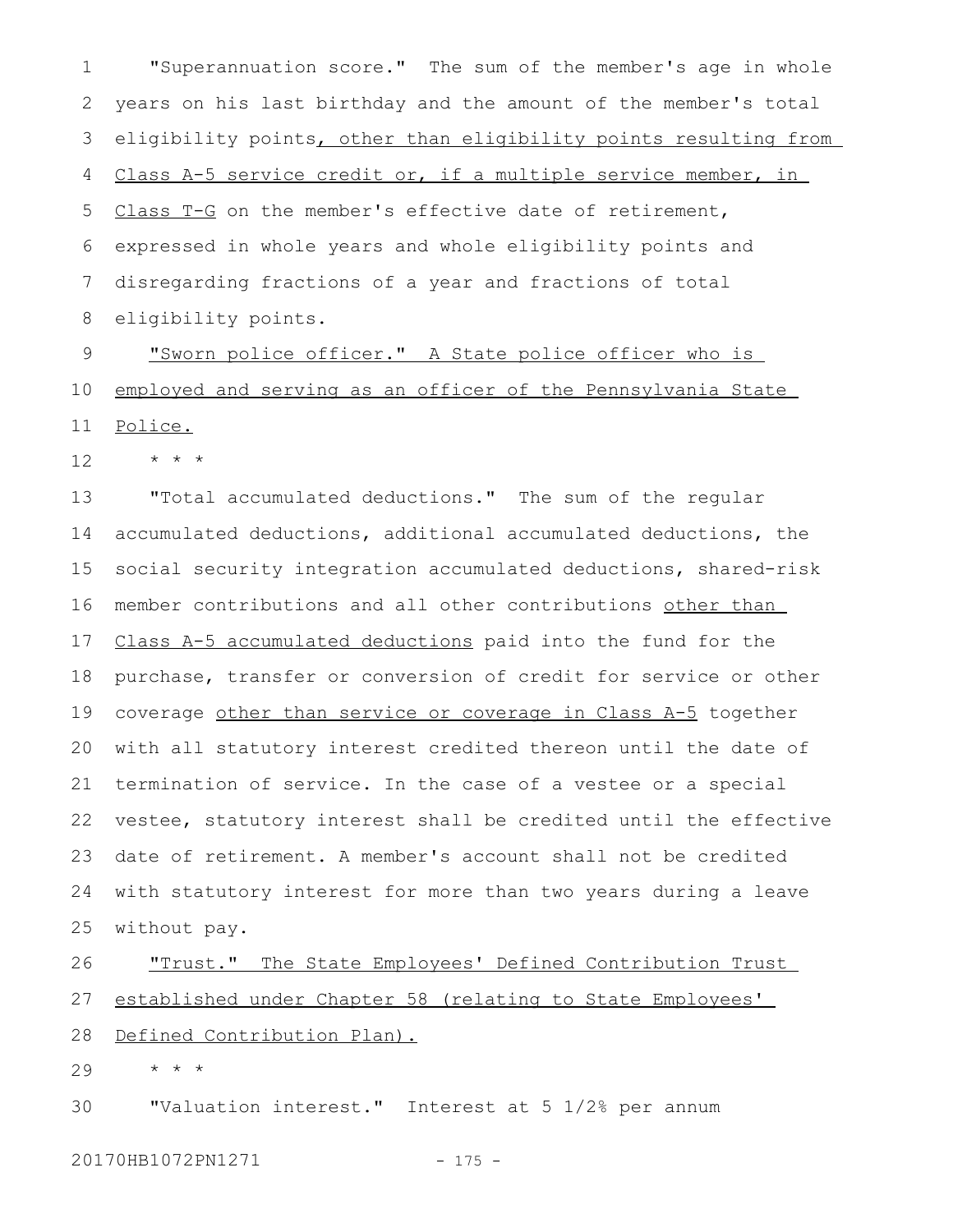"Superannuation score." The sum of the member's age in whole years on his last birthday and the amount of the member's total eligibility points, other than eligibility points resulting from Class A-5 service credit or, if a multiple service member, in Class T-G on the member's effective date of retirement, expressed in whole years and whole eligibility points and disregarding fractions of a year and fractions of total eligibility points.

"Sworn police officer." A State police officer who is employed and serving as an officer of the Pennsylvania State Police.

* * *

"Total accumulated deductions." The sum of the regular accumulated deductions, additional accumulated deductions, the social security integration accumulated deductions, shared-risk member contributions and all other contributions other than Class A-5 accumulated deductions paid into the fund for the purchase, transfer or conversion of credit for service or other coverage other than service or coverage in Class A-5 together with all statutory interest credited thereon until the date of termination of service. In the case of a vestee or a special vestee, statutory interest shall be credited until the effective date of retirement. A member's account shall not be credited with statutory interest for more than two years during a leave without pay.

"Trust." The State Employees' Defined Contribution Trust established under Chapter 58 (relating to State Employees' Defined Contribution Plan).

* * *

"Valuation interest." Interest at 5 1/2% per annum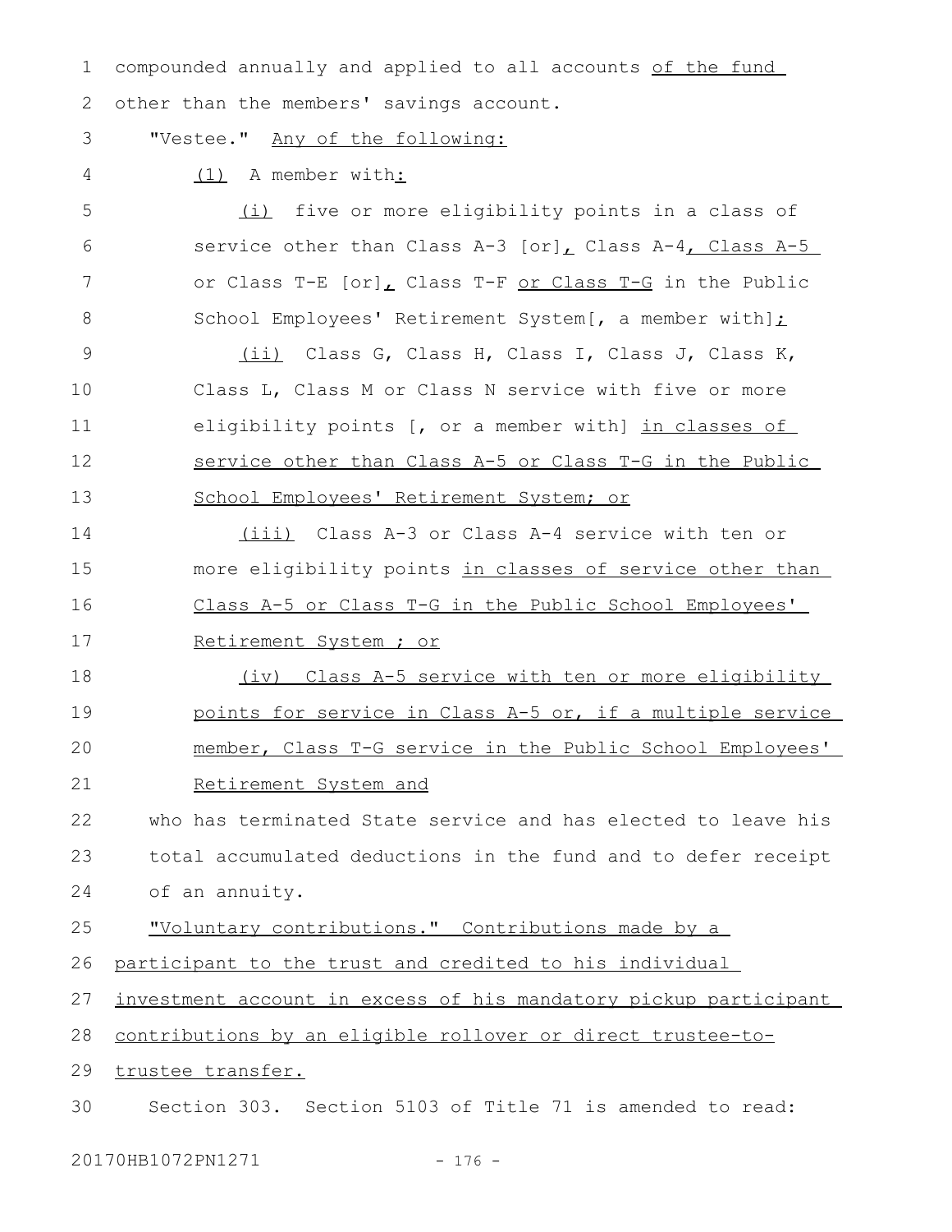compounded annually and applied to all accounts of the fund other than the members' savings account.

"Vestee." Any of the following:

(1) A member with:

(i) five or more eligibility points in a class of service other than Class A-3 [or], Class A-4, Class A-5 or Class T-E [or], Class T-F or Class T-G in the Public School Employees' Retirement System[, a member with];

(ii) Class G, Class H, Class I, Class J, Class K, Class L, Class M or Class N service with five or more eligibility points [, or a member with] in classes of service other than Class A-5 or Class T-G in the Public School Employees' Retirement System; or

(iii) Class A-3 or Class A-4 service with ten or more eligibility points in classes of service other than Class A-5 or Class T-G in the Public School Employees' Retirement System ; or

(iv) Class A-5 service with ten or more eligibility points for service in Class A-5 or, if a multiple service member, Class T-G service in the Public School Employees' Retirement System and

who has terminated State service and has elected to leave his total accumulated deductions in the fund and to defer receipt of an annuity.

"Voluntary contributions." Contributions made by a participant to the trust and credited to his individual investment account in excess of his mandatory pickup participant contributions by an eligible rollover or direct trustee-to-trustee transfer.

Section 303. Section 5103 of Title 71 is amended to read: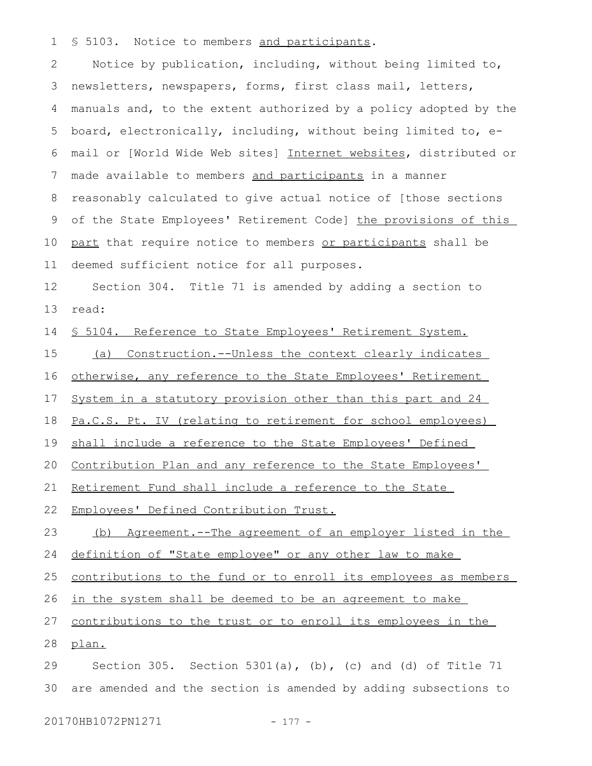§ 5103. Notice to members and participants.

Notice by publication, including, without being limited to, newsletters, newspapers, forms, first class mail, letters, manuals and, to the extent authorized by a policy adopted by the board, electronically, including, without being limited to, e-mail or [World Wide Web sites] Internet websites, distributed or made available to members and participants in a manner reasonably calculated to give actual notice of [those sections of the State Employees' Retirement Code] the provisions of this part that require notice to members or participants shall be deemed sufficient notice for all purposes.

Section 304. Title 71 is amended by adding a section to read:

§ 5104. Reference to State Employees' Retirement System.

(a) Construction.--Unless the context clearly indicates otherwise, any reference to the State Employees' Retirement System in a statutory provision other than this part and 24 Pa.C.S. Pt. IV (relating to retirement for school employees) shall include a reference to the State Employees' Defined Contribution Plan and any reference to the State Employees' Retirement Fund shall include a reference to the State Employees' Defined Contribution Trust.

(b) Agreement.--The agreement of an employer listed in the definition of "State employee" or any other law to make contributions to the fund or to enroll its employees as members in the system shall be deemed to be an agreement to make contributions to the trust or to enroll its employees in the plan.

Section 305. Section 5301(a), (b), (c) and (d) of Title 71 are amended and the section is amended by adding subsections to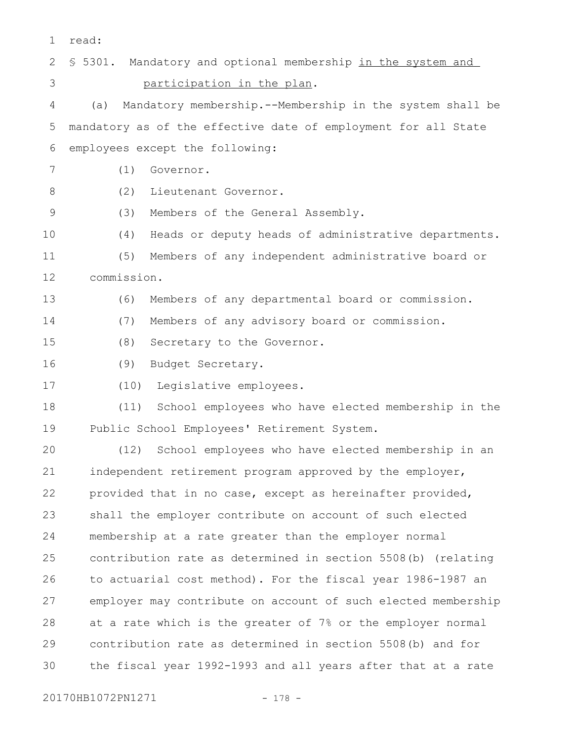read:

§ 5301. Mandatory and optional membership <u>in the system and participation in the plan</u>.

(a) Mandatory membership.--Membership in the system shall be mandatory as of the effective date of employment for all State employees except the following:

(1) Governor.

(2) Lieutenant Governor.

(3) Members of the General Assembly.

(4) Heads or deputy heads of administrative departments.

(5) Members of any independent administrative board or commission.

(6) Members of any departmental board or commission.

(7) Members of any advisory board or commission.

(8) Secretary to the Governor.

(9) Budget Secretary.

(10) Legislative employees.

(11) School employees who have elected membership in the Public School Employees' Retirement System.

(12) School employees who have elected membership in an independent retirement program approved by the employer, provided that in no case, except as hereinafter provided, shall the employer contribute on account of such elected membership at a rate greater than the employer normal contribution rate as determined in section 5508(b) (relating to actuarial cost method). For the fiscal year 1986-1987 an employer may contribute on account of such elected membership at a rate which is the greater of 7% or the employer normal contribution rate as determined in section 5508(b) and for the fiscal year 1992-1993 and all years after that at a rate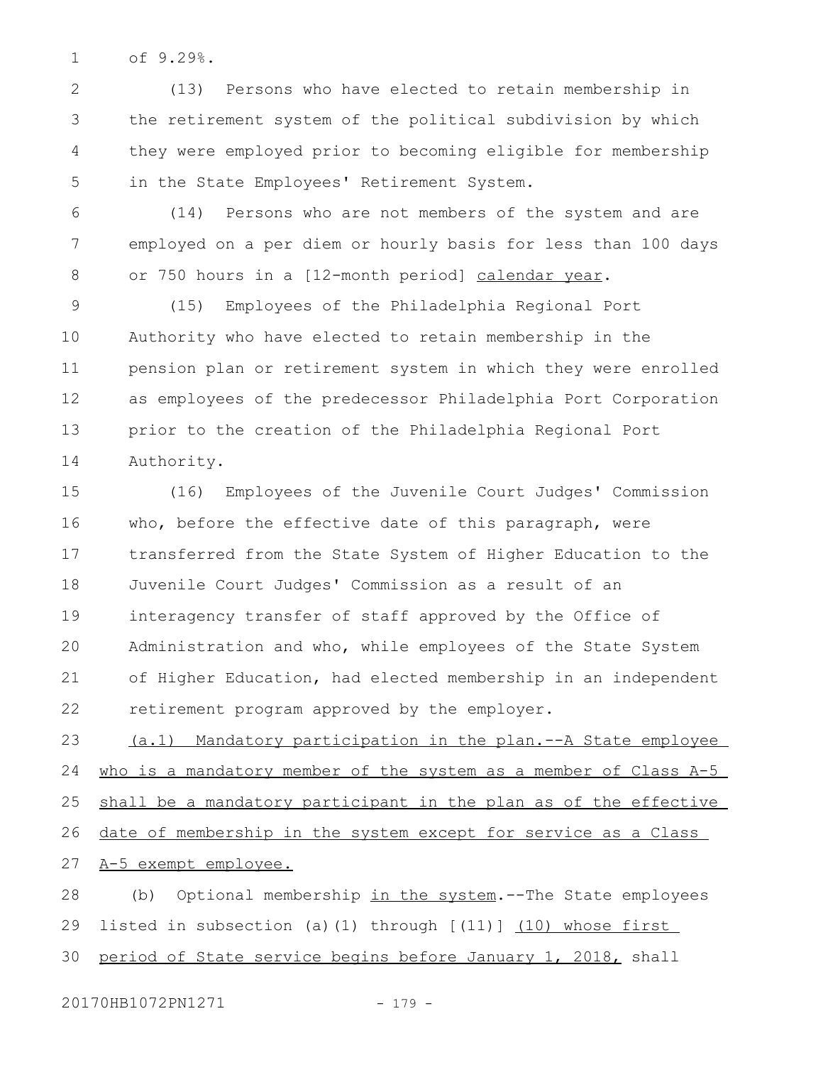of 9.29%.

(13) Persons who have elected to retain membership in the retirement system of the political subdivision by which they were employed prior to becoming eligible for membership in the State Employees' Retirement System.

(14) Persons who are not members of the system and are employed on a per diem or hourly basis for less than 100 days or 750 hours in a [12-month period] calendar year.

(15) Employees of the Philadelphia Regional Port Authority who have elected to retain membership in the pension plan or retirement system in which they were enrolled as employees of the predecessor Philadelphia Port Corporation prior to the creation of the Philadelphia Regional Port Authority.

(16) Employees of the Juvenile Court Judges' Commission who, before the effective date of this paragraph, were transferred from the State System of Higher Education to the Juvenile Court Judges' Commission as a result of an interagency transfer of staff approved by the Office of Administration and who, while employees of the State System of Higher Education, had elected membership in an independent retirement program approved by the employer.

(a.1) Mandatory participation in the plan.--A State employee who is a mandatory member of the system as a member of Class A-5 shall be a mandatory participant in the plan as of the effective date of membership in the system except for service as a Class A-5 exempt employee.

(b) Optional membership in the system.--The State employees listed in subsection (a)(1) through [(11)] (10) whose first period of State service begins before January 1, 2018, shall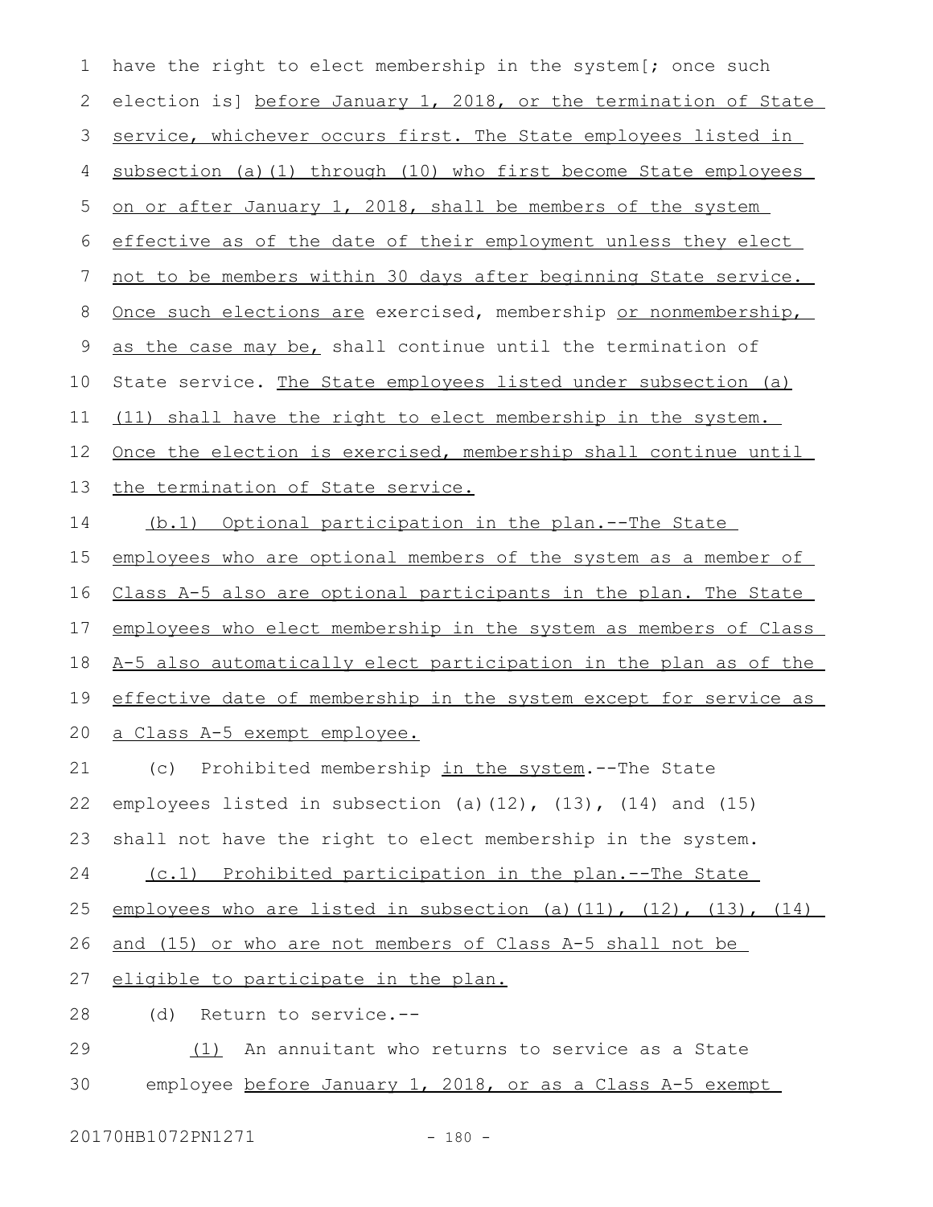have the right to elect membership in the system[; once such election is] before January 1, 2018, or the termination of State service, whichever occurs first. The State employees listed in subsection (a)(1) through (10) who first become State employees on or after January 1, 2018, shall be members of the system effective as of the date of their employment unless they elect not to be members within 30 days after beginning State service. Once such elections are exercised, membership or nonmembership, as the case may be, shall continue until the termination of State service. The State employees listed under subsection (a)(11) shall have the right to elect membership in the system. Once the election is exercised, membership shall continue until the termination of State service.

(b.1) Optional participation in the plan.--The State employees who are optional members of the system as a member of Class A-5 also are optional participants in the plan. The State employees who elect membership in the system as members of Class A-5 also automatically elect participation in the plan as of the effective date of membership in the system except for service as a Class A-5 exempt employee.

(c) Prohibited membership in the system.--The State employees listed in subsection (a)(12), (13), (14) and (15) shall not have the right to elect membership in the system.

(c.1) Prohibited participation in the plan.--The State employees who are listed in subsection (a)(11), (12), (13), (14) and (15) or who are not members of Class A-5 shall not be eligible to participate in the plan.

(d) Return to service.--

(1) An annuitant who returns to service as a State employee before January 1, 2018, or as a Class A-5 exempt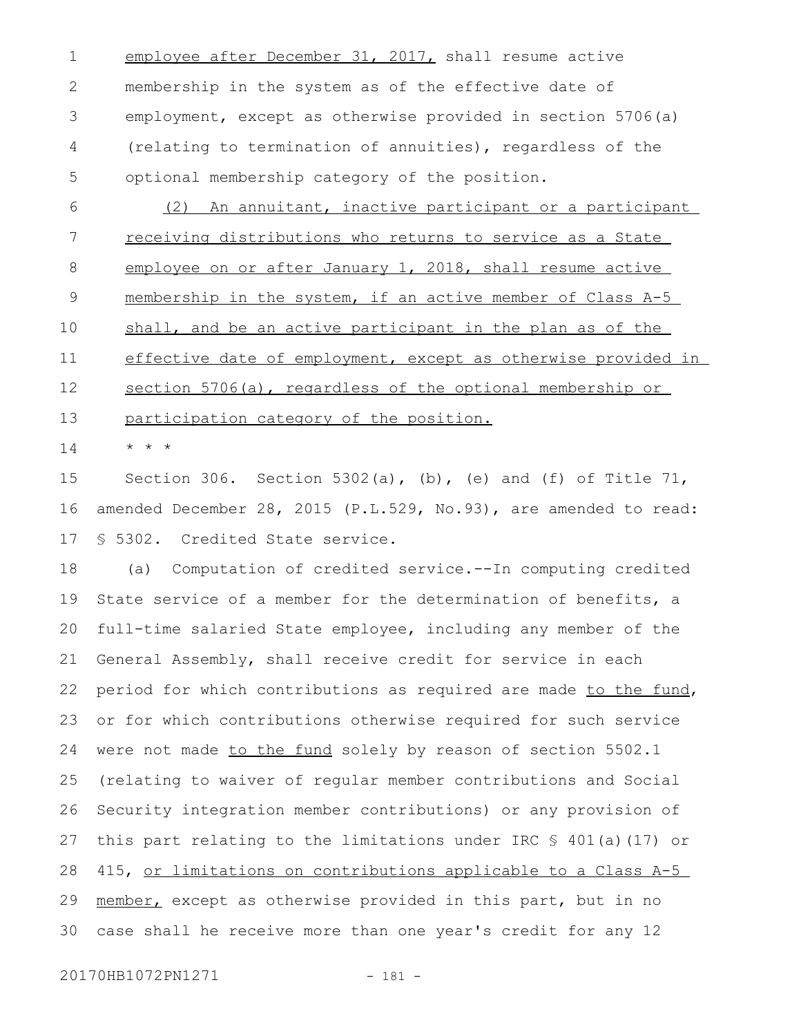employee after December 31, 2017, shall resume active membership in the system as of the effective date of employment, except as otherwise provided in section 5706(a) (relating to termination of annuities), regardless of the optional membership category of the position.

(2) An annuitant, inactive participant or a participant receiving distributions who returns to service as a State employee on or after January 1, 2018, shall resume active membership in the system, if an active member of Class A-5 shall, and be an active participant in the plan as of the effective date of employment, except as otherwise provided in section 5706(a), regardless of the optional membership or participation category of the position.

\* \* \*

Section 306. Section 5302(a), (b), (e) and (f) of Title 71, amended December 28, 2015 (P.L.529, No.93), are amended to read:

§ 5302. Credited State service.

(a) Computation of credited service.--In computing credited State service of a member for the determination of benefits, a full-time salaried State employee, including any member of the General Assembly, shall receive credit for service in each period for which contributions as required are made to the fund, or for which contributions otherwise required for such service were not made to the fund solely by reason of section 5502.1 (relating to waiver of regular member contributions and Social Security integration member contributions) or any provision of this part relating to the limitations under IRC § 401(a)(17) or 415, or limitations on contributions applicable to a Class A-5 member, except as otherwise provided in this part, but in no case shall he receive more than one year's credit for any 12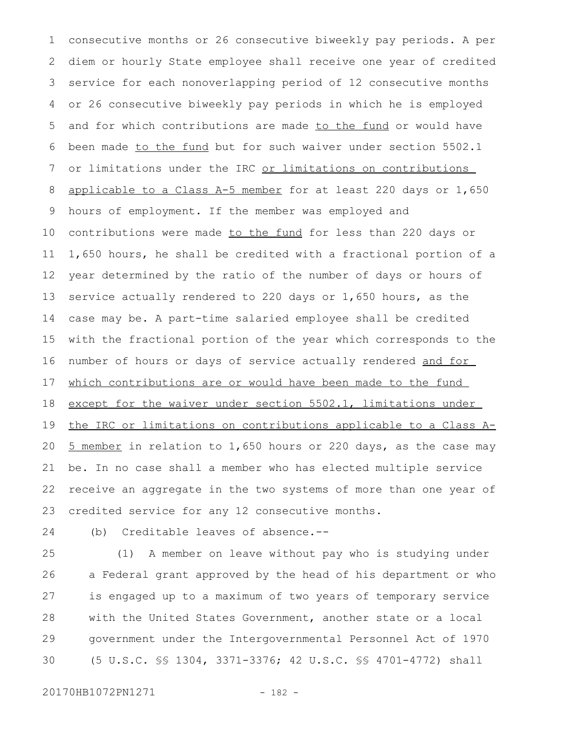consecutive months or 26 consecutive biweekly pay periods. A per diem or hourly State employee shall receive one year of credited service for each nonoverlapping period of 12 consecutive months or 26 consecutive biweekly pay periods in which he is employed and for which contributions are made <u>to the fund</u> or would have been made <u>to the fund</u> but for such waiver under section 5502.1 or limitations under the IRC <u>or limitations on contributions applicable to a Class A-5 member</u> for at least 220 days or 1,650 hours of employment. If the member was employed and contributions were made <u>to the fund</u> for less than 220 days or 1,650 hours, he shall be credited with a fractional portion of a year determined by the ratio of the number of days or hours of service actually rendered to 220 days or 1,650 hours, as the case may be. A part-time salaried employee shall be credited with the fractional portion of the year which corresponds to the number of hours or days of service actually rendered <u>and for which contributions are or would have been made to the fund except for the waiver under section 5502.1, limitations under the IRC or limitations on contributions applicable to a Class A-5 member</u> in relation to 1,650 hours or 220 days, as the case may be. In no case shall a member who has elected multiple service receive an aggregate in the two systems of more than one year of credited service for any 12 consecutive months.

(b) Creditable leaves of absence.--

(1) A member on leave without pay who is studying under a Federal grant approved by the head of his department or who is engaged up to a maximum of two years of temporary service with the United States Government, another state or a local government under the Intergovernmental Personnel Act of 1970 (5 U.S.C. §§ 1304, 3371-3376; 42 U.S.C. §§ 4701-4772) shall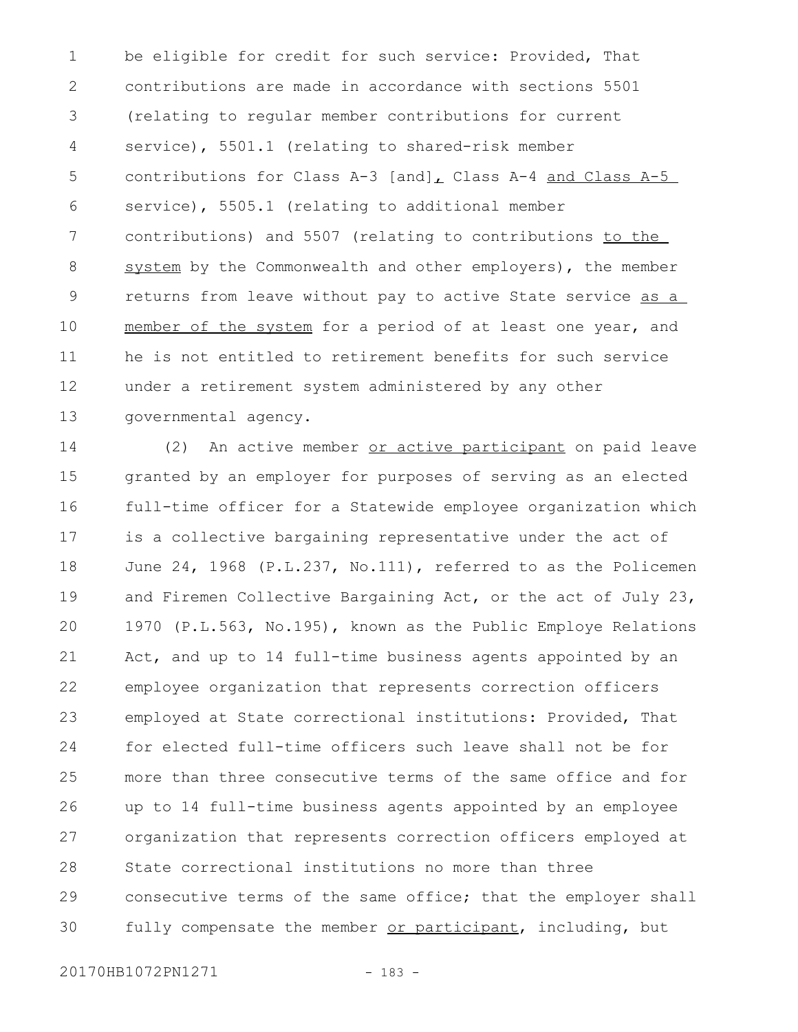be eligible for credit for such service: Provided, That contributions are made in accordance with sections 5501 (relating to regular member contributions for current service), 5501.1 (relating to shared-risk member contributions for Class A-3 [and], Class A-4 and Class A-5 service), 5505.1 (relating to additional member contributions) and 5507 (relating to contributions to the system by the Commonwealth and other employers), the member returns from leave without pay to active State service as a member of the system for a period of at least one year, and he is not entitled to retirement benefits for such service under a retirement system administered by any other governmental agency.

(2) An active member or active participant on paid leave granted by an employer for purposes of serving as an elected full-time officer for a Statewide employee organization which is a collective bargaining representative under the act of June 24, 1968 (P.L.237, No.111), referred to as the Policemen and Firemen Collective Bargaining Act, or the act of July 23, 1970 (P.L.563, No.195), known as the Public Employe Relations Act, and up to 14 full-time business agents appointed by an employee organization that represents correction officers employed at State correctional institutions: Provided, That for elected full-time officers such leave shall not be for more than three consecutive terms of the same office and for up to 14 full-time business agents appointed by an employee organization that represents correction officers employed at State correctional institutions no more than three consecutive terms of the same office; that the employer shall fully compensate the member or participant, including, but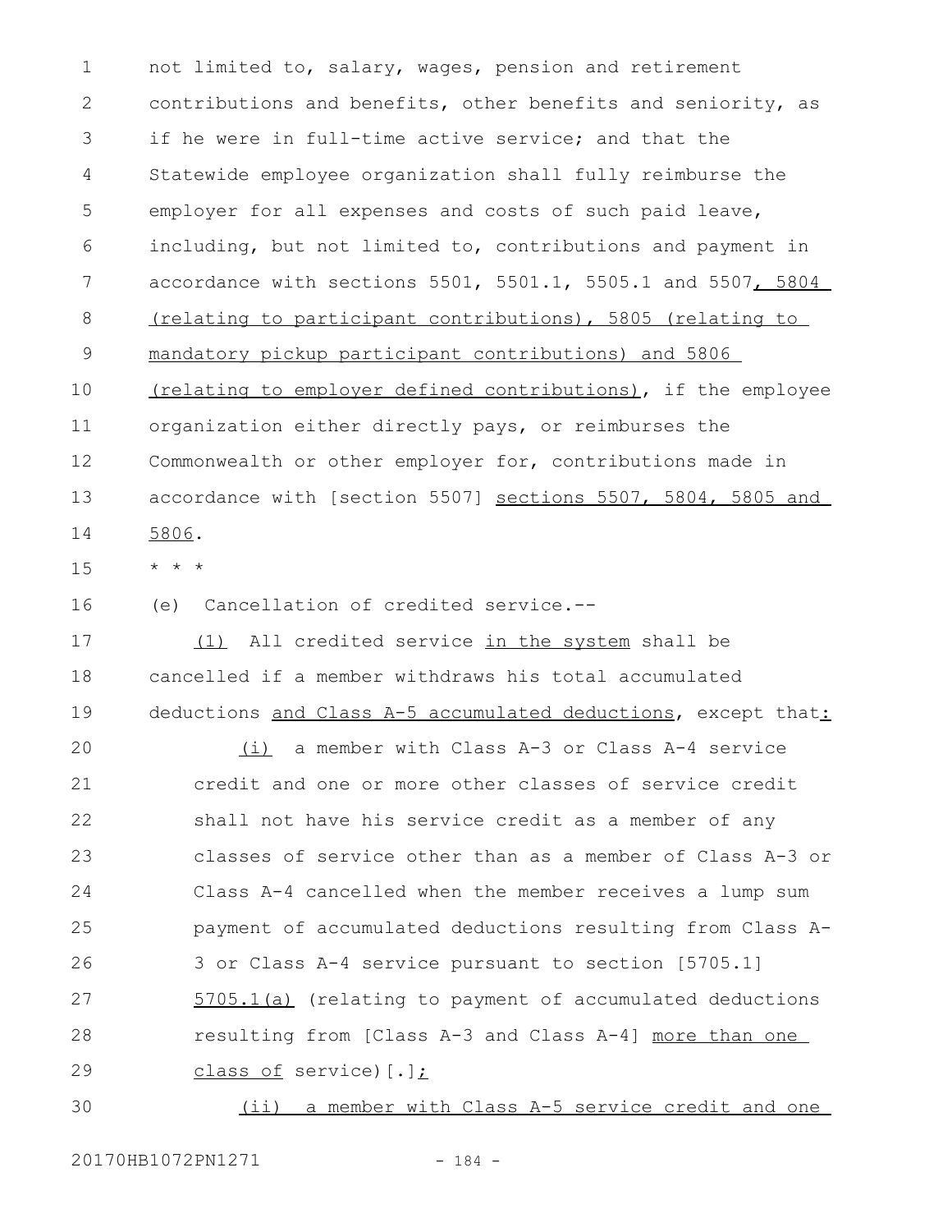not limited to, salary, wages, pension and retirement contributions and benefits, other benefits and seniority, as if he were in full-time active service; and that the Statewide employee organization shall fully reimburse the employer for all expenses and costs of such paid leave, including, but not limited to, contributions and payment in accordance with sections 5501, 5501.1, 5505.1 and 5507, 5804 (relating to participant contributions), 5805 (relating to mandatory pickup participant contributions) and 5806 (relating to employer defined contributions), if the employee organization either directly pays, or reimburses the Commonwealth or other employer for, contributions made in accordance with [section 5507] sections 5507, 5804, 5805 and 5806.

* * *

(e) Cancellation of credited service.--

(1) All credited service in the system shall be cancelled if a member withdraws his total accumulated deductions and Class A-5 accumulated deductions, except that:

(i) a member with Class A-3 or Class A-4 service credit and one or more other classes of service credit shall not have his service credit as a member of any classes of service other than as a member of Class A-3 or Class A-4 cancelled when the member receives a lump sum payment of accumulated deductions resulting from Class A-3 or Class A-4 service pursuant to section [5705.1] 5705.1(a) (relating to payment of accumulated deductions resulting from [Class A-3 and Class A-4] more than one class of service)[.];

(ii) a member with Class A-5 service credit and one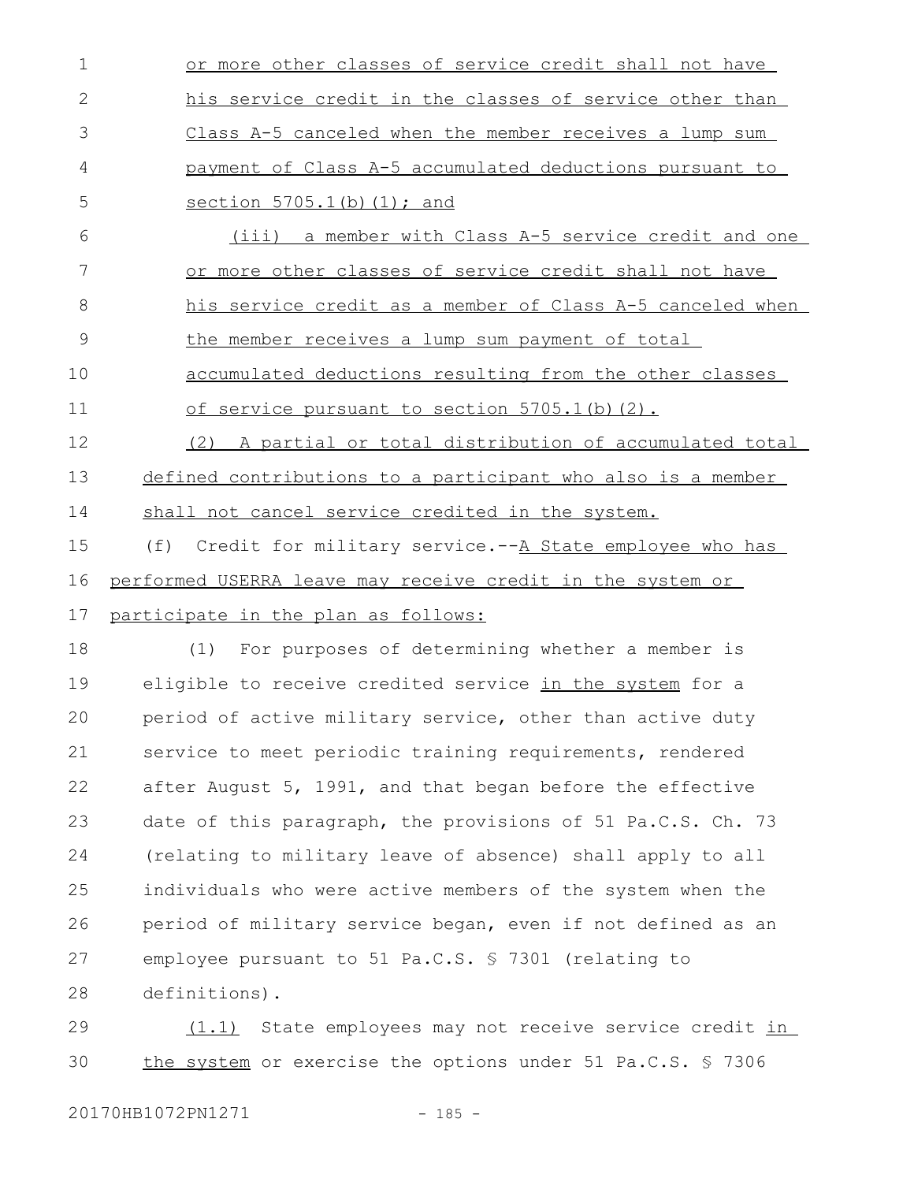or more other classes of service credit shall not have his service credit in the classes of service other than Class A-5 canceled when the member receives a lump sum payment of Class A-5 accumulated deductions pursuant to section 5705.1(b)(1); and

(iii) a member with Class A-5 service credit and one or more other classes of service credit shall not have his service credit as a member of Class A-5 canceled when the member receives a lump sum payment of total accumulated deductions resulting from the other classes of service pursuant to section 5705.1(b)(2).

(2) A partial or total distribution of accumulated total defined contributions to a participant who also is a member shall not cancel service credited in the system.

(f) Credit for military service.--A State employee who has performed USERRA leave may receive credit in the system or participate in the plan as follows:

(1) For purposes of determining whether a member is eligible to receive credited service in the system for a period of active military service, other than active duty service to meet periodic training requirements, rendered after August 5, 1991, and that began before the effective date of this paragraph, the provisions of 51 Pa.C.S. Ch. 73 (relating to military leave of absence) shall apply to all individuals who were active members of the system when the period of military service began, even if not defined as an employee pursuant to 51 Pa.C.S. § 7301 (relating to definitions).

(1.1) State employees may not receive service credit in the system or exercise the options under 51 Pa.C.S. § 7306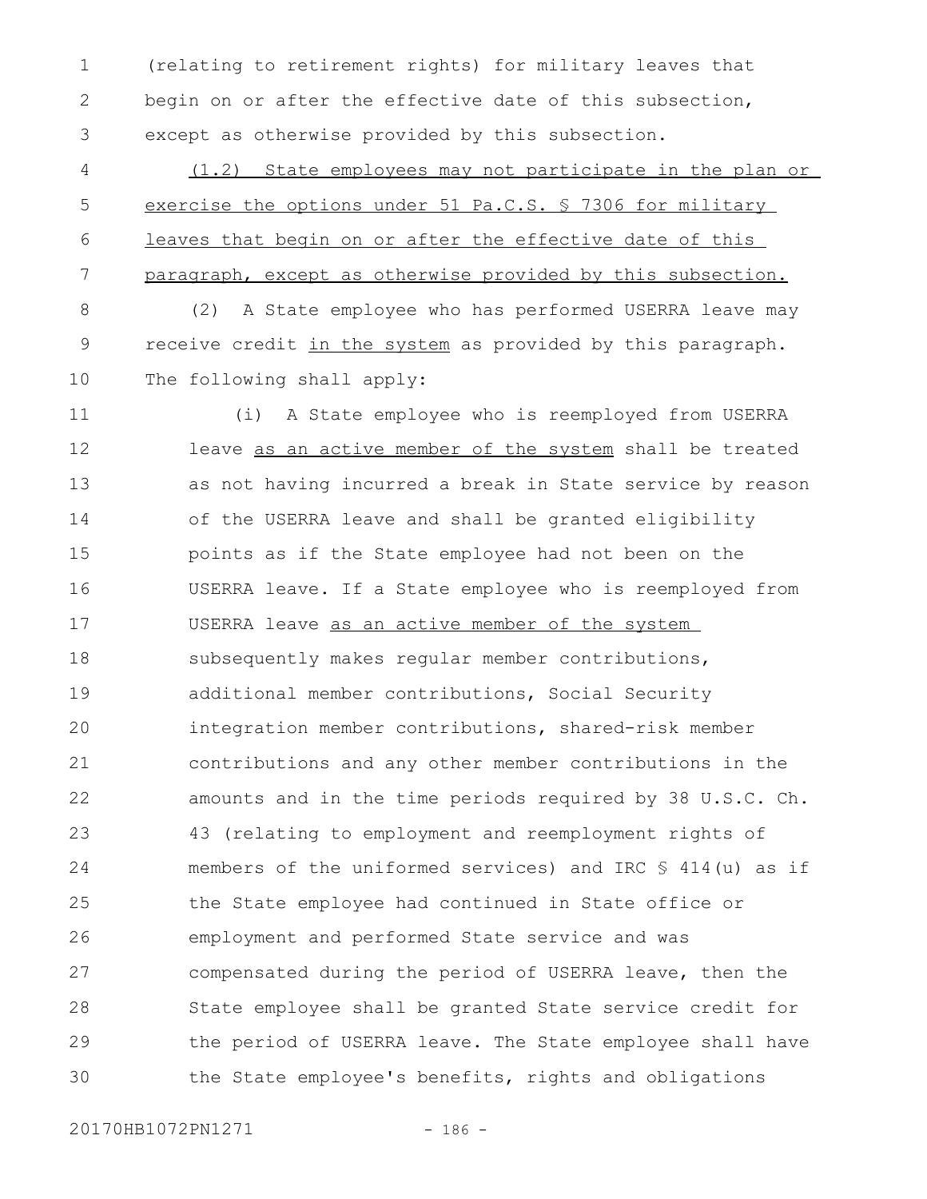(relating to retirement rights) for military leaves that begin on or after the effective date of this subsection, except as otherwise provided by this subsection.

<u>(1.2) State employees may not participate in the plan or exercise the options under 51 Pa.C.S. § 7306 for military leaves that begin on or after the effective date of this paragraph, except as otherwise provided by this subsection.</u>

(2) A State employee who has performed USERRA leave may receive credit <u>in the system</u> as provided by this paragraph. The following shall apply:

(i) A State employee who is reemployed from USERRA leave <u>as an active member of the system</u> shall be treated as not having incurred a break in State service by reason of the USERRA leave and shall be granted eligibility points as if the State employee had not been on the USERRA leave. If a State employee who is reemployed from USERRA leave <u>as an active member of the system</u> subsequently makes regular member contributions, additional member contributions, Social Security integration member contributions, shared-risk member contributions and any other member contributions in the amounts and in the time periods required by 38 U.S.C. Ch. 43 (relating to employment and reemployment rights of members of the uniformed services) and IRC § 414(u) as if the State employee had continued in State office or employment and performed State service and was compensated during the period of USERRA leave, then the State employee shall be granted State service credit for the period of USERRA leave. The State employee shall have the State employee's benefits, rights and obligations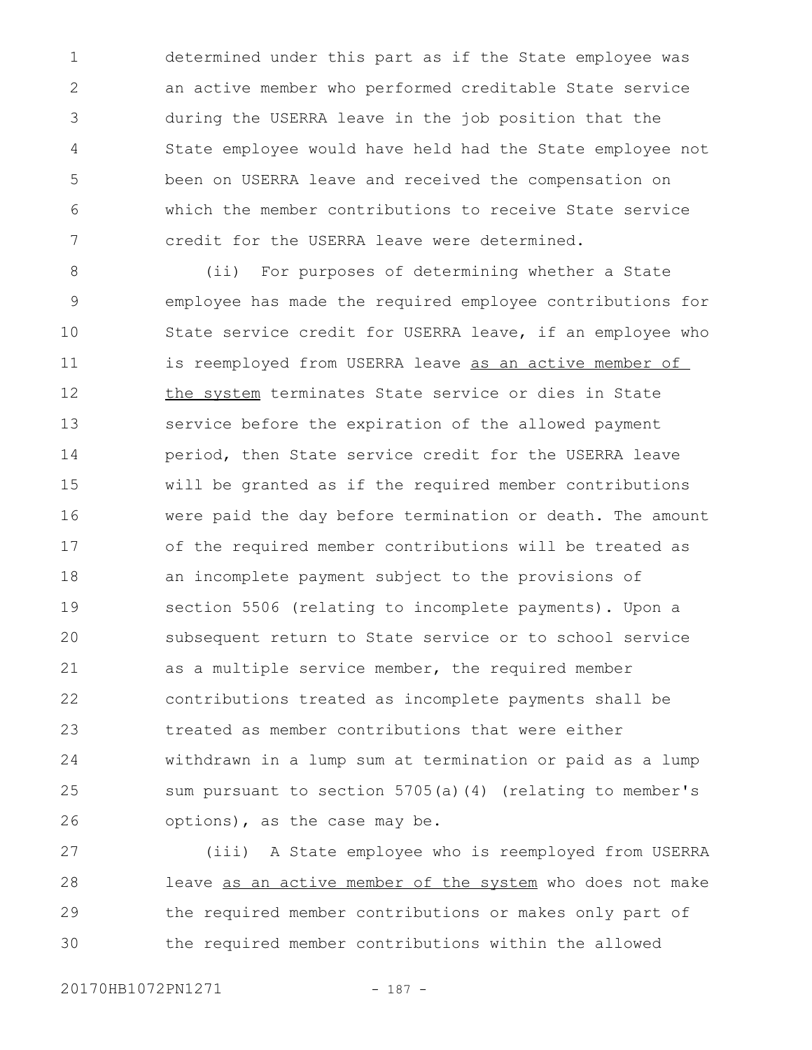determined under this part as if the State employee was an active member who performed creditable State service during the USERRA leave in the job position that the State employee would have held had the State employee not been on USERRA leave and received the compensation on which the member contributions to receive State service credit for the USERRA leave were determined.

(ii) For purposes of determining whether a State employee has made the required employee contributions for State service credit for USERRA leave, if an employee who is reemployed from USERRA leave <u>as an active member of the system</u> terminates State service or dies in State service before the expiration of the allowed payment period, then State service credit for the USERRA leave will be granted as if the required member contributions were paid the day before termination or death. The amount of the required member contributions will be treated as an incomplete payment subject to the provisions of section 5506 (relating to incomplete payments). Upon a subsequent return to State service or to school service as a multiple service member, the required member contributions treated as incomplete payments shall be treated as member contributions that were either withdrawn in a lump sum at termination or paid as a lump sum pursuant to section 5705(a)(4) (relating to member's options), as the case may be.

(iii) A State employee who is reemployed from USERRA leave <u>as an active member of the system</u> who does not make the required member contributions or makes only part of the required member contributions within the allowed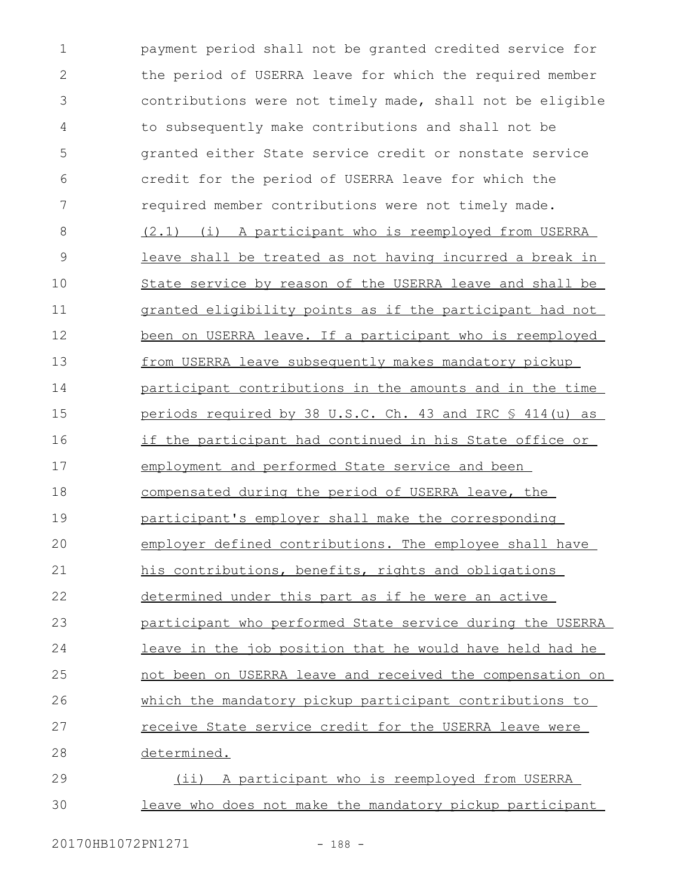payment period shall not be granted credited service for the period of USERRA leave for which the required member contributions were not timely made, shall not be eligible to subsequently make contributions and shall not be granted either State service credit or nonstate service credit for the period of USERRA leave for which the required member contributions were not timely made.

(2.1) (i) A participant who is reemployed from USERRA leave shall be treated as not having incurred a break in State service by reason of the USERRA leave and shall be granted eligibility points as if the participant had not been on USERRA leave. If a participant who is reemployed from USERRA leave subsequently makes mandatory pickup participant contributions in the amounts and in the time periods required by 38 U.S.C. Ch. 43 and IRC § 414(u) as if the participant had continued in his State office or employment and performed State service and been compensated during the period of USERRA leave, the participant's employer shall make the corresponding employer defined contributions. The employee shall have his contributions, benefits, rights and obligations determined under this part as if he were an active participant who performed State service during the USERRA leave in the job position that he would have held had he not been on USERRA leave and received the compensation on which the mandatory pickup participant contributions to receive State service credit for the USERRA leave were determined.

(ii) A participant who is reemployed from USERRA leave who does not make the mandatory pickup participant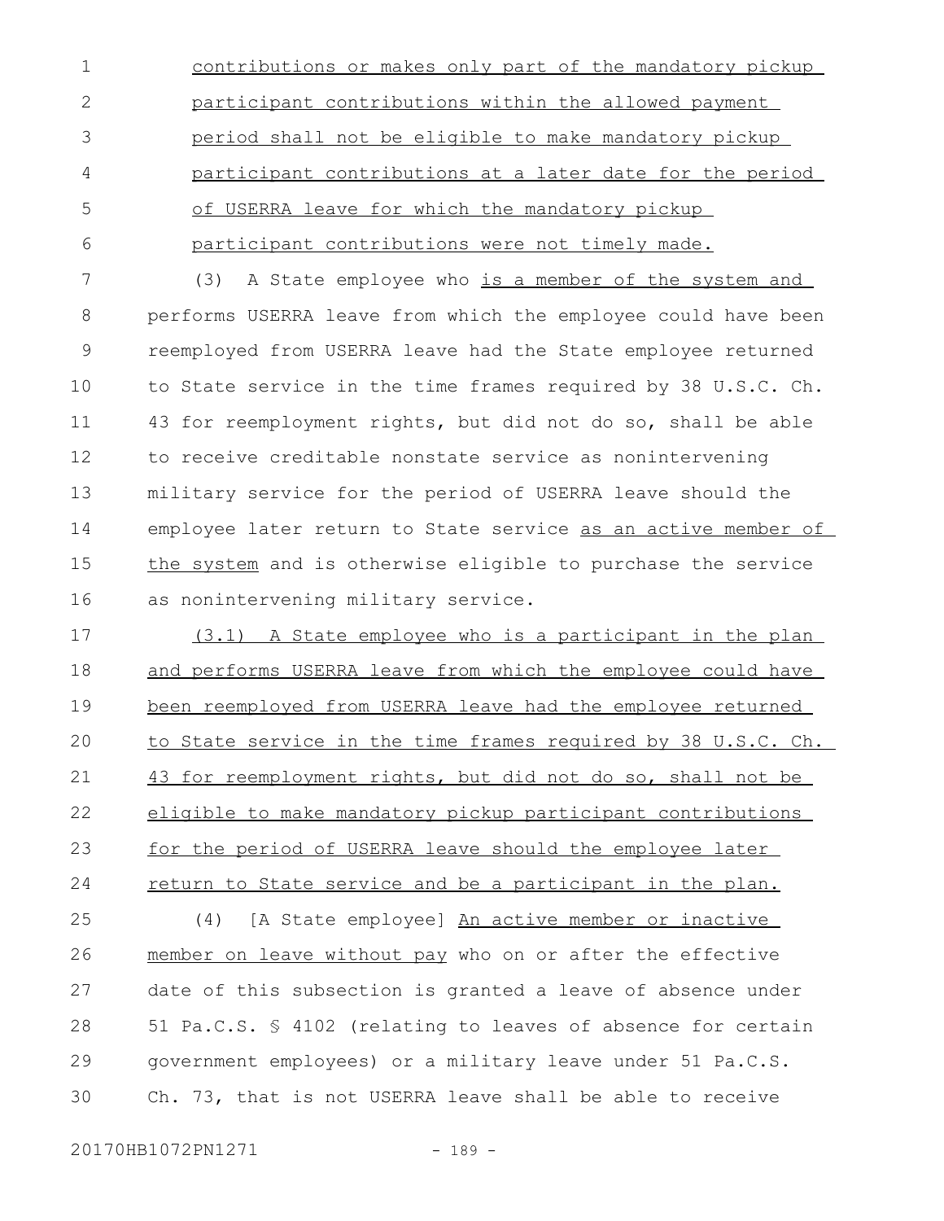contributions or makes only part of the mandatory pickup participant contributions within the allowed payment period shall not be eligible to make mandatory pickup participant contributions at a later date for the period of USERRA leave for which the mandatory pickup participant contributions were not timely made.

(3) A State employee who is a member of the system and performs USERRA leave from which the employee could have been reemployed from USERRA leave had the State employee returned to State service in the time frames required by 38 U.S.C. Ch. 43 for reemployment rights, but did not do so, shall be able to receive creditable nonstate service as nonintervening military service for the period of USERRA leave should the employee later return to State service as an active member of the system and is otherwise eligible to purchase the service as nonintervening military service.

(3.1) A State employee who is a participant in the plan and performs USERRA leave from which the employee could have been reemployed from USERRA leave had the employee returned to State service in the time frames required by 38 U.S.C. Ch. 43 for reemployment rights, but did not do so, shall not be eligible to make mandatory pickup participant contributions for the period of USERRA leave should the employee later return to State service and be a participant in the plan.

(4) [A State employee] An active member or inactive member on leave without pay who on or after the effective date of this subsection is granted a leave of absence under 51 Pa.C.S. § 4102 (relating to leaves of absence for certain government employees) or a military leave under 51 Pa.C.S. Ch. 73, that is not USERRA leave shall be able to receive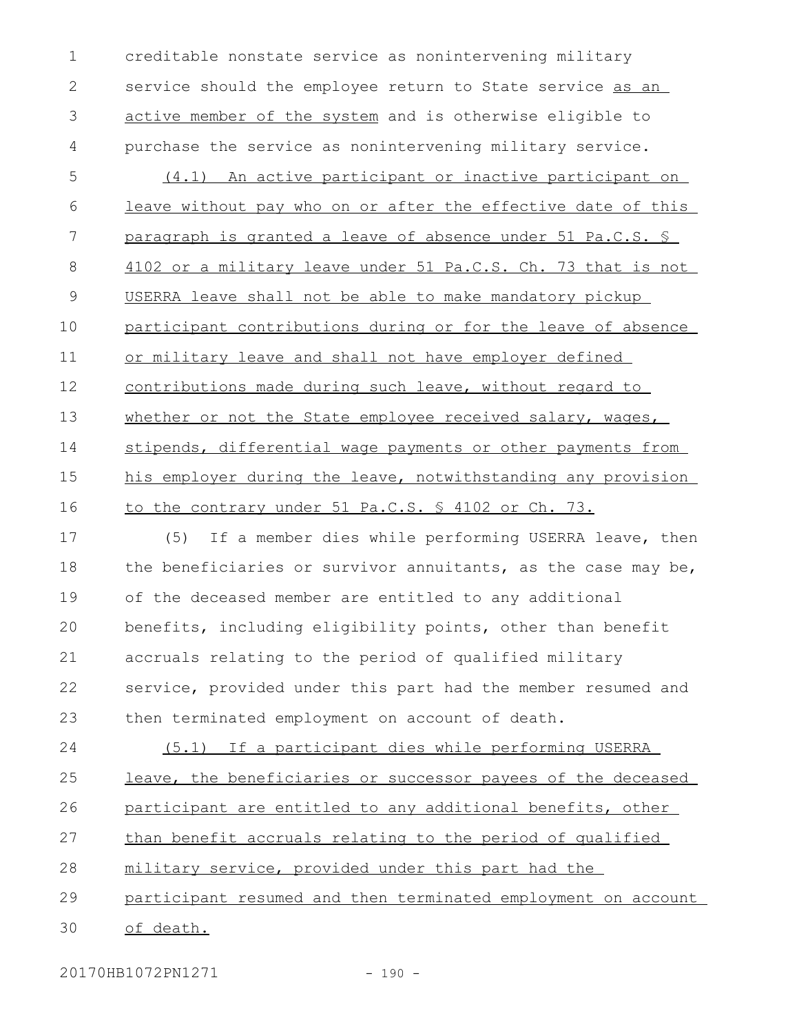creditable nonstate service as nonintervening military service should the employee return to State service as an active member of the system and is otherwise eligible to purchase the service as nonintervening military service.

(4.1) An active participant or inactive participant on leave without pay who on or after the effective date of this paragraph is granted a leave of absence under 51 Pa.C.S. § 4102 or a military leave under 51 Pa.C.S. Ch. 73 that is not USERRA leave shall not be able to make mandatory pickup participant contributions during or for the leave of absence or military leave and shall not have employer defined contributions made during such leave, without regard to whether or not the State employee received salary, wages, stipends, differential wage payments or other payments from his employer during the leave, notwithstanding any provision to the contrary under 51 Pa.C.S. § 4102 or Ch. 73.

(5) If a member dies while performing USERRA leave, then the beneficiaries or survivor annuitants, as the case may be, of the deceased member are entitled to any additional benefits, including eligibility points, other than benefit accruals relating to the period of qualified military service, provided under this part had the member resumed and then terminated employment on account of death.

(5.1) If a participant dies while performing USERRA leave, the beneficiaries or successor payees of the deceased participant are entitled to any additional benefits, other than benefit accruals relating to the period of qualified military service, provided under this part had the participant resumed and then terminated employment on account of death.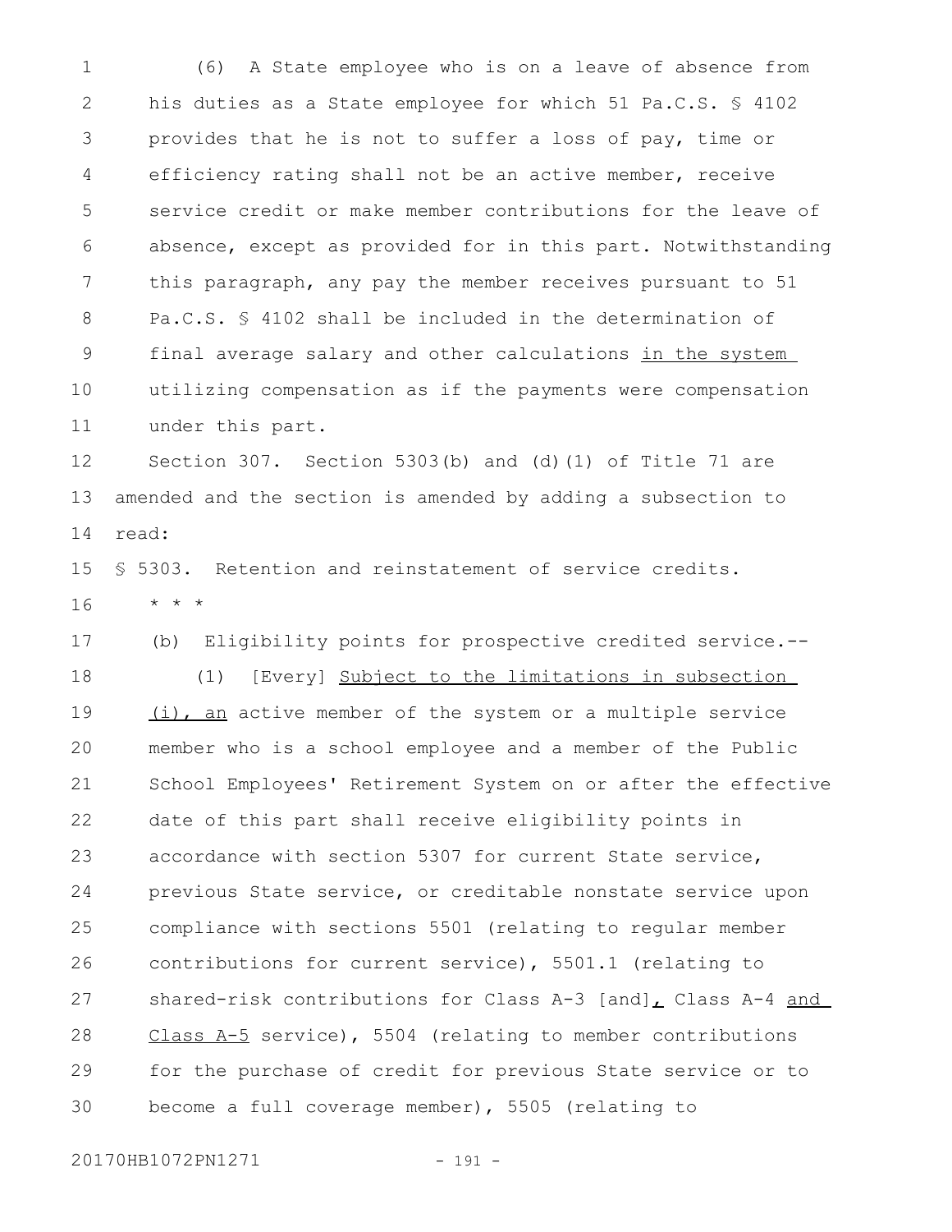(6) A State employee who is on a leave of absence from his duties as a State employee for which 51 Pa.C.S. § 4102 provides that he is not to suffer a loss of pay, time or efficiency rating shall not be an active member, receive service credit or make member contributions for the leave of absence, except as provided for in this part. Notwithstanding this paragraph, any pay the member receives pursuant to 51 Pa.C.S. § 4102 shall be included in the determination of final average salary and other calculations <u>in the system</u> utilizing compensation as if the payments were compensation under this part.

Section 307. Section 5303(b) and (d)(1) of Title 71 are amended and the section is amended by adding a subsection to read:

§ 5303. Retention and reinstatement of service credits.

* * *

(b) Eligibility points for prospective credited service.--

(1) [Every] <u>Subject to the limitations in subsection (i), an</u> active member of the system or a multiple service member who is a school employee and a member of the Public School Employees' Retirement System on or after the effective date of this part shall receive eligibility points in accordance with section 5307 for current State service, previous State service, or creditable nonstate service upon compliance with sections 5501 (relating to regular member contributions for current service), 5501.1 (relating to shared-risk contributions for Class A-3 [and]<u>,</u> Class A-4 <u>and Class A-5</u> service), 5504 (relating to member contributions for the purchase of credit for previous State service or to become a full coverage member), 5505 (relating to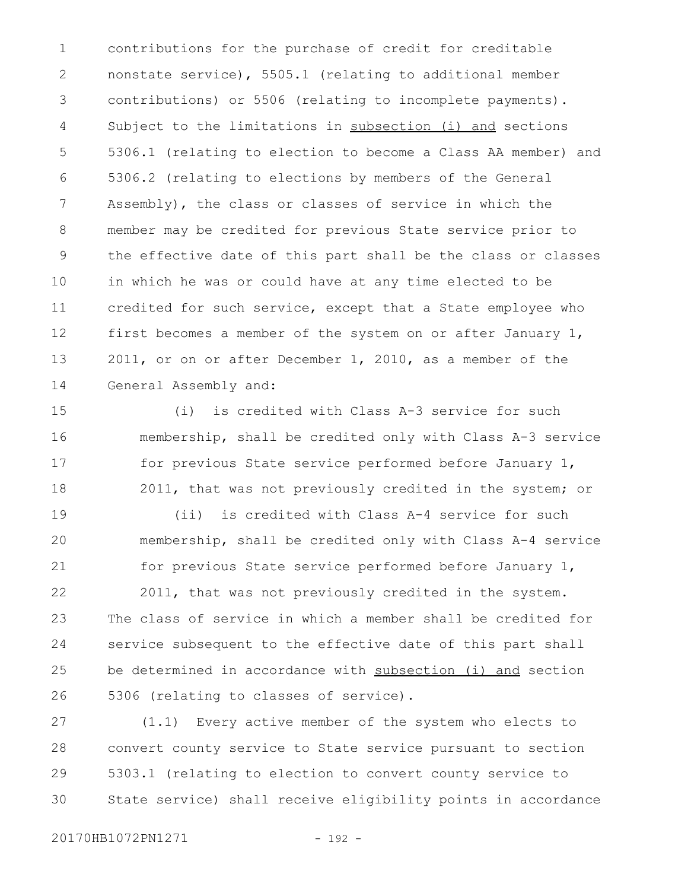contributions for the purchase of credit for creditable nonstate service), 5505.1 (relating to additional member contributions) or 5506 (relating to incomplete payments). Subject to the limitations in <u>subsection (i) and</u> sections 5306.1 (relating to election to become a Class AA member) and 5306.2 (relating to elections by members of the General Assembly), the class or classes of service in which the member may be credited for previous State service prior to the effective date of this part shall be the class or classes in which he was or could have at any time elected to be credited for such service, except that a State employee who first becomes a member of the system on or after January 1, 2011, or on or after December 1, 2010, as a member of the General Assembly and:

(i) is credited with Class A-3 service for such membership, shall be credited only with Class A-3 service for previous State service performed before January 1, 2011, that was not previously credited in the system; or

(ii) is credited with Class A-4 service for such membership, shall be credited only with Class A-4 service for previous State service performed before January 1, 2011, that was not previously credited in the system.

The class of service in which a member shall be credited for service subsequent to the effective date of this part shall be determined in accordance with <u>subsection (i) and</u> section 5306 (relating to classes of service).

(1.1) Every active member of the system who elects to convert county service to State service pursuant to section 5303.1 (relating to election to convert county service to State service) shall receive eligibility points in accordance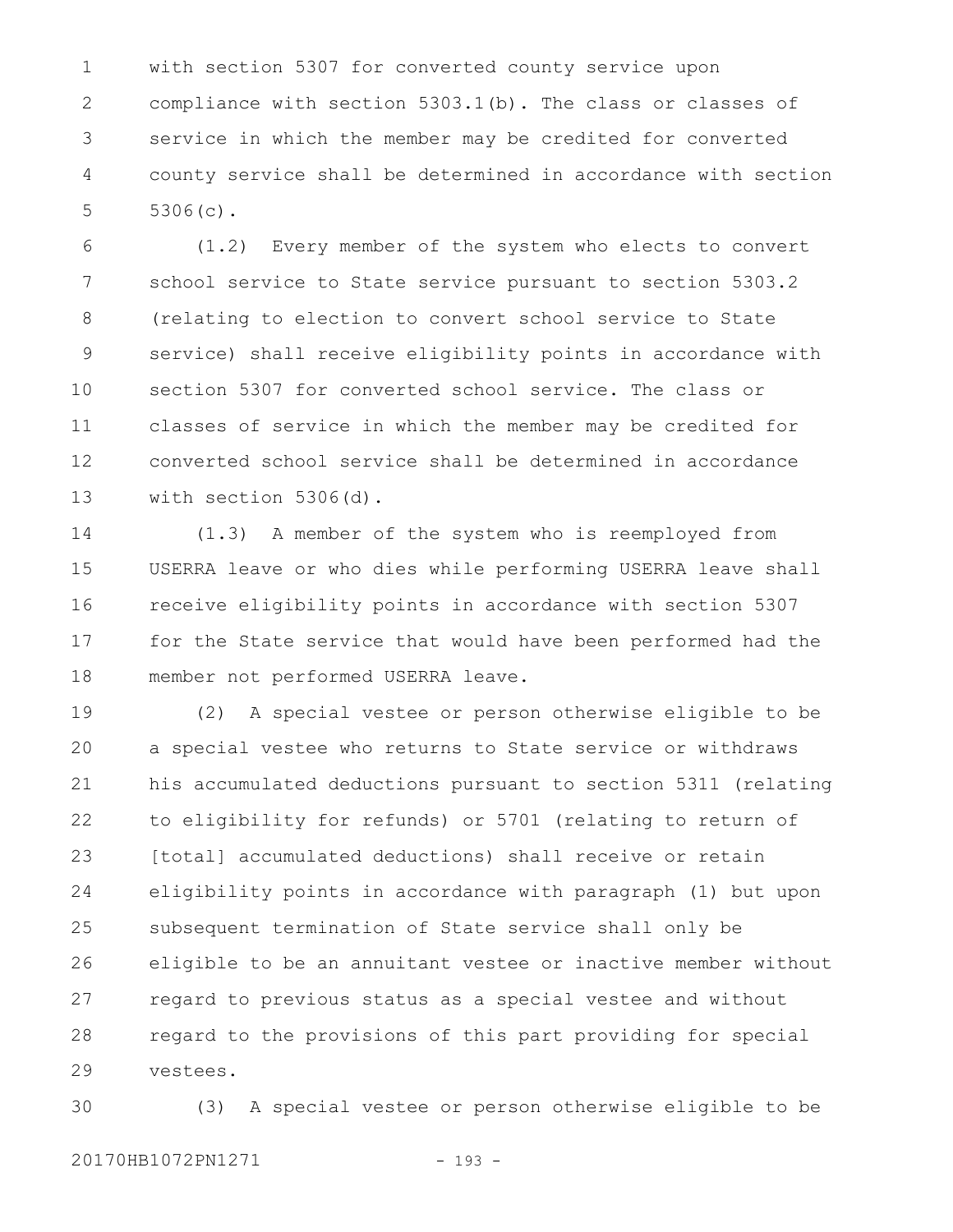with section 5307 for converted county service upon compliance with section 5303.1(b). The class or classes of service in which the member may be credited for converted county service shall be determined in accordance with section 5306(c).

(1.2) Every member of the system who elects to convert school service to State service pursuant to section 5303.2 (relating to election to convert school service to State service) shall receive eligibility points in accordance with section 5307 for converted school service. The class or classes of service in which the member may be credited for converted school service shall be determined in accordance with section 5306(d).

(1.3) A member of the system who is reemployed from USERRA leave or who dies while performing USERRA leave shall receive eligibility points in accordance with section 5307 for the State service that would have been performed had the member not performed USERRA leave.

(2) A special vestee or person otherwise eligible to be a special vestee who returns to State service or withdraws his accumulated deductions pursuant to section 5311 (relating to eligibility for refunds) or 5701 (relating to return of [total] accumulated deductions) shall receive or retain eligibility points in accordance with paragraph (1) but upon subsequent termination of State service shall only be eligible to be an annuitant vestee or inactive member without regard to previous status as a special vestee and without regard to the provisions of this part providing for special vestees.

(3) A special vestee or person otherwise eligible to be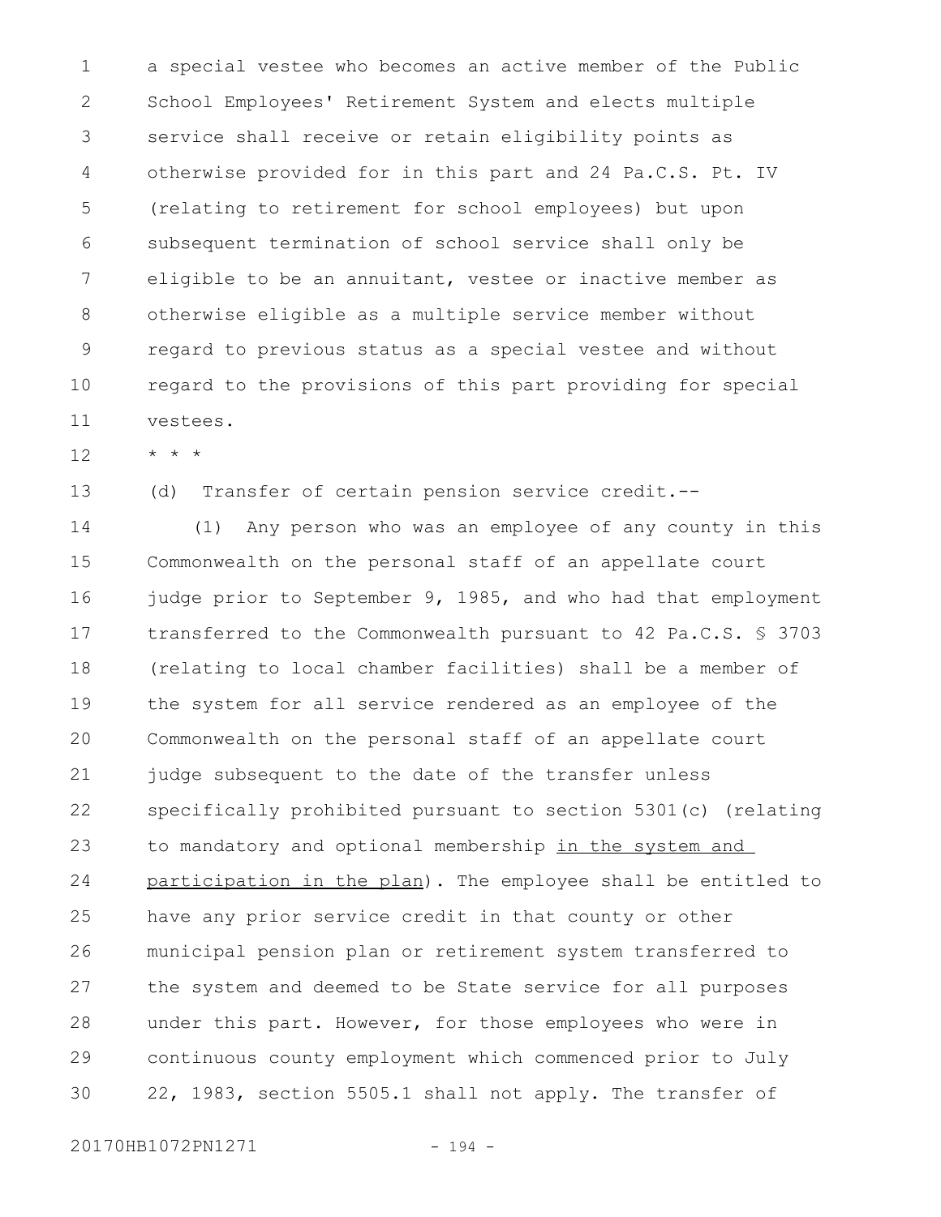a special vestee who becomes an active member of the Public School Employees' Retirement System and elects multiple service shall receive or retain eligibility points as otherwise provided for in this part and 24 Pa.C.S. Pt. IV (relating to retirement for school employees) but upon subsequent termination of school service shall only be eligible to be an annuitant, vestee or inactive member as otherwise eligible as a multiple service member without regard to previous status as a special vestee and without regard to the provisions of this part providing for special vestees.

\* \* \*

(d) Transfer of certain pension service credit.--

(1) Any person who was an employee of any county in this Commonwealth on the personal staff of an appellate court judge prior to September 9, 1985, and who had that employment transferred to the Commonwealth pursuant to 42 Pa.C.S. § 3703 (relating to local chamber facilities) shall be a member of the system for all service rendered as an employee of the Commonwealth on the personal staff of an appellate court judge subsequent to the date of the transfer unless specifically prohibited pursuant to section 5301(c) (relating to mandatory and optional membership <u>in the system and participation in the plan</u>). The employee shall be entitled to have any prior service credit in that county or other municipal pension plan or retirement system transferred to the system and deemed to be State service for all purposes under this part. However, for those employees who were in continuous county employment which commenced prior to July 22, 1983, section 5505.1 shall not apply. The transfer of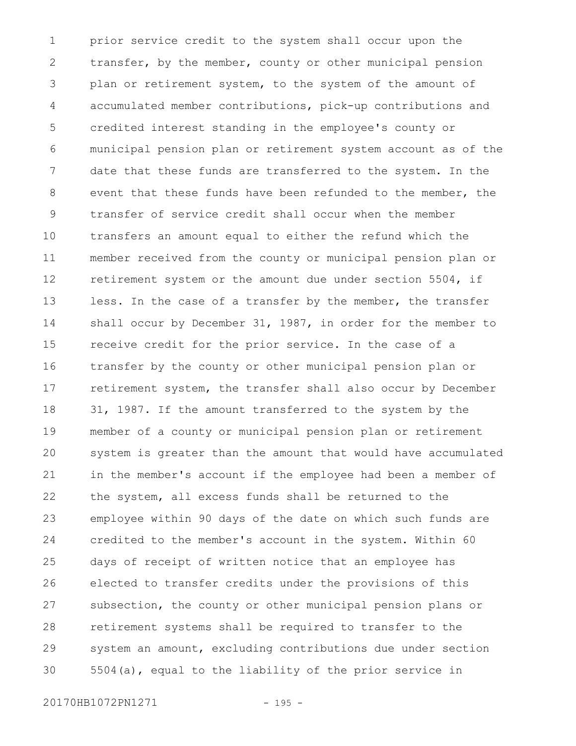prior service credit to the system shall occur upon the transfer, by the member, county or other municipal pension plan or retirement system, to the system of the amount of accumulated member contributions, pick-up contributions and credited interest standing in the employee's county or municipal pension plan or retirement system account as of the date that these funds are transferred to the system. In the event that these funds have been refunded to the member, the transfer of service credit shall occur when the member transfers an amount equal to either the refund which the member received from the county or municipal pension plan or retirement system or the amount due under section 5504, if less. In the case of a transfer by the member, the transfer shall occur by December 31, 1987, in order for the member to receive credit for the prior service. In the case of a transfer by the county or other municipal pension plan or retirement system, the transfer shall also occur by December 31, 1987. If the amount transferred to the system by the member of a county or municipal pension plan or retirement system is greater than the amount that would have accumulated in the member's account if the employee had been a member of the system, all excess funds shall be returned to the employee within 90 days of the date on which such funds are credited to the member's account in the system. Within 60 days of receipt of written notice that an employee has elected to transfer credits under the provisions of this subsection, the county or other municipal pension plans or retirement systems shall be required to transfer to the system an amount, excluding contributions due under section 5504(a), equal to the liability of the prior service in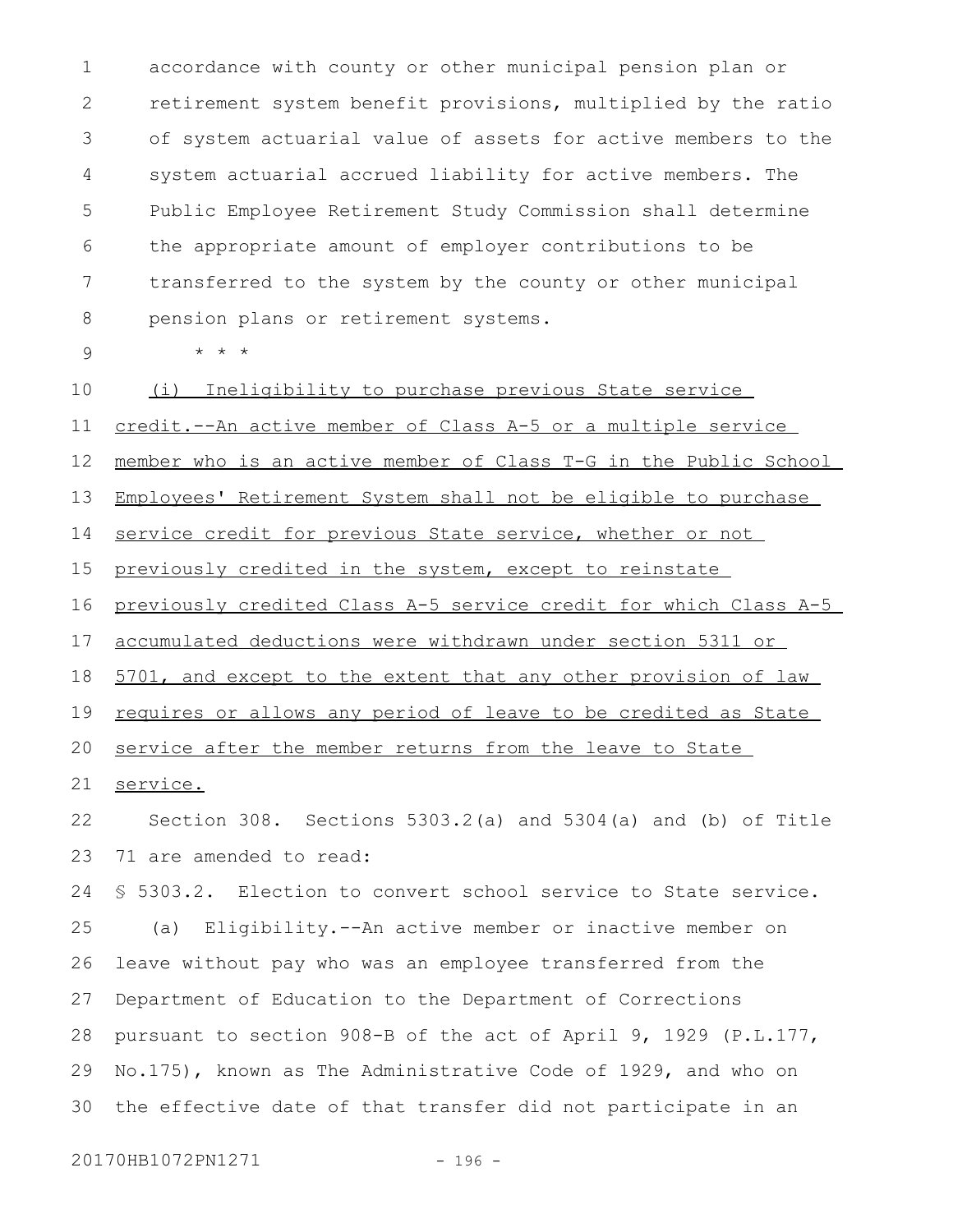accordance with county or other municipal pension plan or retirement system benefit provisions, multiplied by the ratio of system actuarial value of assets for active members to the system actuarial accrued liability for active members. The Public Employee Retirement Study Commission shall determine the appropriate amount of employer contributions to be transferred to the system by the county or other municipal pension plans or retirement systems.

\* \* \*

<u>(i) Ineligibility to purchase previous State service credit.--An active member of Class A-5 or a multiple service member who is an active member of Class T-G in the Public School Employees' Retirement System shall not be eligible to purchase service credit for previous State service, whether or not previously credited in the system, except to reinstate previously credited Class A-5 service credit for which Class A-5 accumulated deductions were withdrawn under section 5311 or 5701, and except to the extent that any other provision of law requires or allows any period of leave to be credited as State service after the member returns from the leave to State service.</u>

Section 308. Sections 5303.2(a) and 5304(a) and (b) of Title 71 are amended to read:

§ 5303.2. Election to convert school service to State service.

(a) Eligibility.--An active member or inactive member on leave without pay who was an employee transferred from the Department of Education to the Department of Corrections pursuant to section 908-B of the act of April 9, 1929 (P.L.177, No.175), known as The Administrative Code of 1929, and who on the effective date of that transfer did not participate in an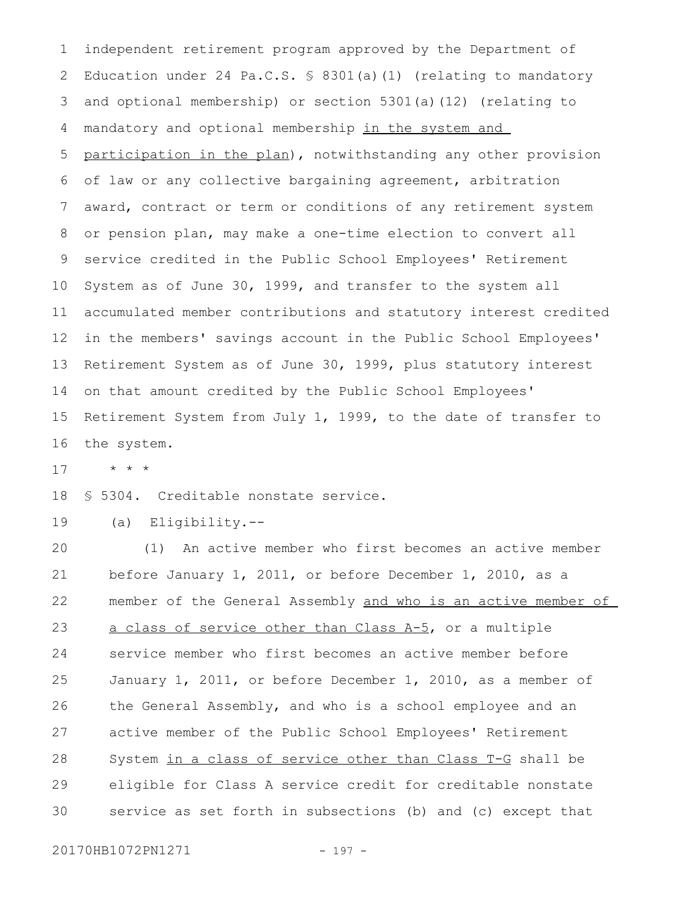independent retirement program approved by the Department of Education under 24 Pa.C.S. § 8301(a)(1) (relating to mandatory and optional membership) or section 5301(a)(12) (relating to mandatory and optional membership in the system and participation in the plan), notwithstanding any other provision of law or any collective bargaining agreement, arbitration award, contract or term or conditions of any retirement system or pension plan, may make a one-time election to convert all service credited in the Public School Employees' Retirement System as of June 30, 1999, and transfer to the system all accumulated member contributions and statutory interest credited in the members' savings account in the Public School Employees' Retirement System as of June 30, 1999, plus statutory interest on that amount credited by the Public School Employees' Retirement System from July 1, 1999, to the date of transfer to the system.

\* \* \*

§ 5304. Creditable nonstate service.

(a) Eligibility.--

(1) An active member who first becomes an active member before January 1, 2011, or before December 1, 2010, as a member of the General Assembly and who is an active member of a class of service other than Class A-5, or a multiple service member who first becomes an active member before January 1, 2011, or before December 1, 2010, as a member of the General Assembly, and who is a school employee and an active member of the Public School Employees' Retirement System in a class of service other than Class T-G shall be eligible for Class A service credit for creditable nonstate service as set forth in subsections (b) and (c) except that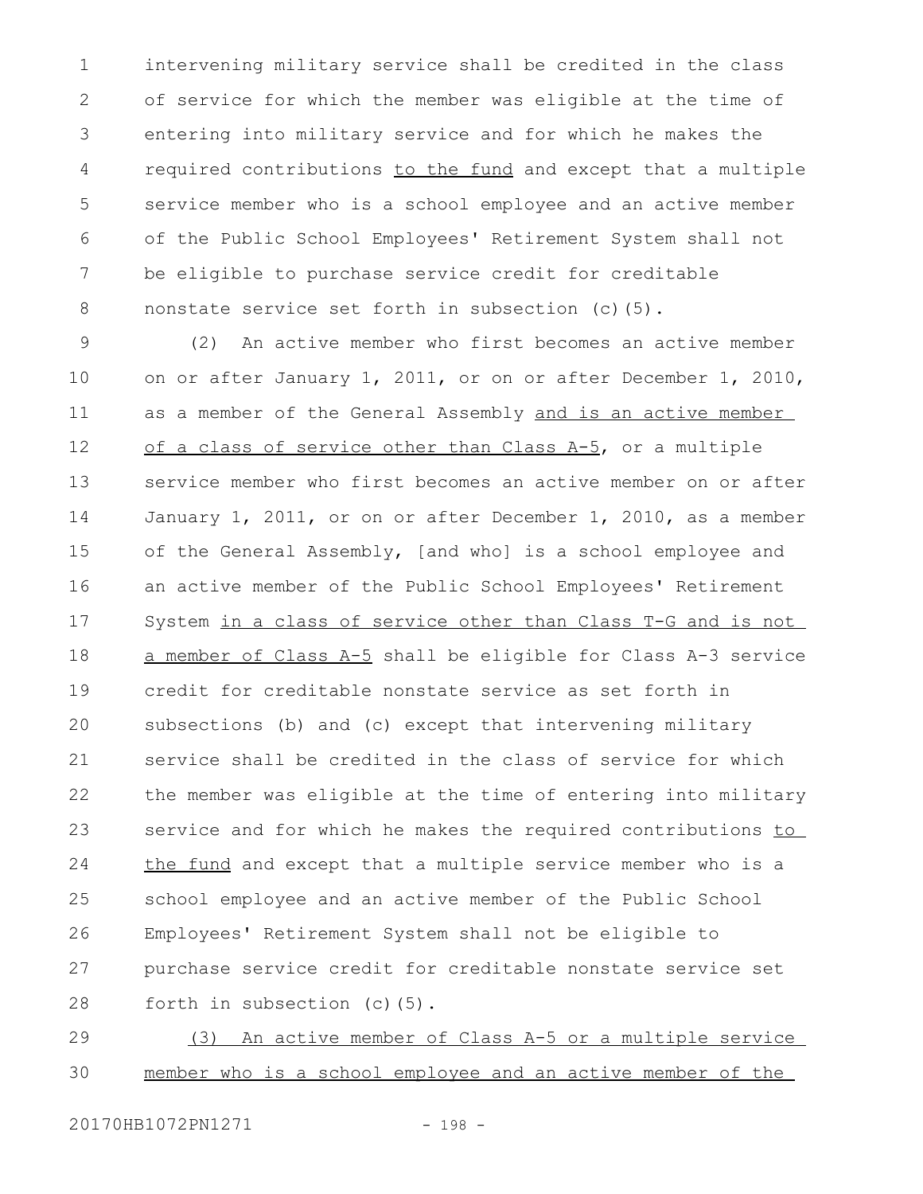intervening military service shall be credited in the class of service for which the member was eligible at the time of entering into military service and for which he makes the required contributions to the fund and except that a multiple service member who is a school employee and an active member of the Public School Employees' Retirement System shall not be eligible to purchase service credit for creditable nonstate service set forth in subsection (c)(5).

(2) An active member who first becomes an active member on or after January 1, 2011, or on or after December 1, 2010, as a member of the General Assembly and is an active member of a class of service other than Class A-5, or a multiple service member who first becomes an active member on or after January 1, 2011, or on or after December 1, 2010, as a member of the General Assembly, [and who] is a school employee and an active member of the Public School Employees' Retirement System in a class of service other than Class T-G and is not a member of Class A-5 shall be eligible for Class A-3 service credit for creditable nonstate service as set forth in subsections (b) and (c) except that intervening military service shall be credited in the class of service for which the member was eligible at the time of entering into military service and for which he makes the required contributions to the fund and except that a multiple service member who is a school employee and an active member of the Public School Employees' Retirement System shall not be eligible to purchase service credit for creditable nonstate service set forth in subsection (c)(5).

(3) An active member of Class A-5 or a multiple service member who is a school employee and an active member of the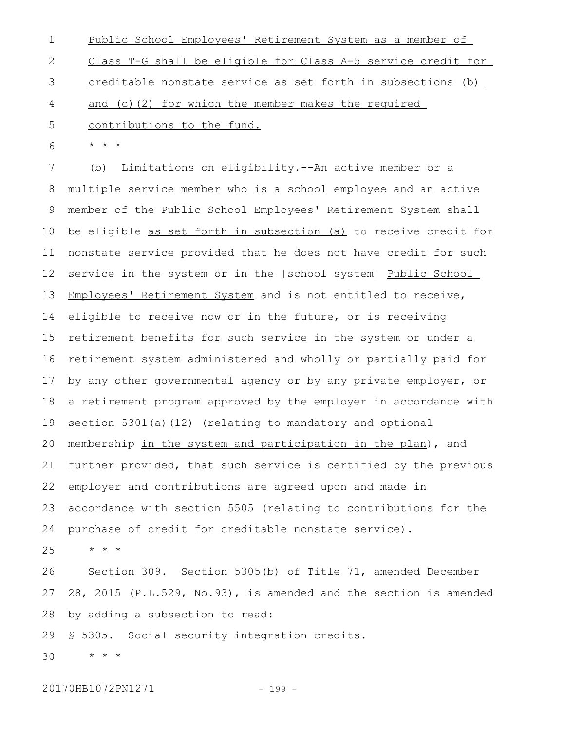Public School Employees' Retirement System as a member of Class T-G shall be eligible for Class A-5 service credit for creditable nonstate service as set forth in subsections (b) and (c)(2) for which the member makes the required contributions to the fund.

\* \* \*

(b) Limitations on eligibility.--An active member or a multiple service member who is a school employee and an active member of the Public School Employees' Retirement System shall be eligible as set forth in subsection (a) to receive credit for nonstate service provided that he does not have credit for such service in the system or in the [school system] Public School Employees' Retirement System and is not entitled to receive, eligible to receive now or in the future, or is receiving retirement benefits for such service in the system or under a retirement system administered and wholly or partially paid for by any other governmental agency or by any private employer, or a retirement program approved by the employer in accordance with section 5301(a)(12) (relating to mandatory and optional membership in the system and participation in the plan), and further provided, that such service is certified by the previous employer and contributions are agreed upon and made in accordance with section 5505 (relating to contributions for the purchase of credit for creditable nonstate service).

\* \* \*

Section 309. Section 5305(b) of Title 71, amended December 28, 2015 (P.L.529, No.93), is amended and the section is amended by adding a subsection to read:

§ 5305. Social security integration credits.

\* \* \*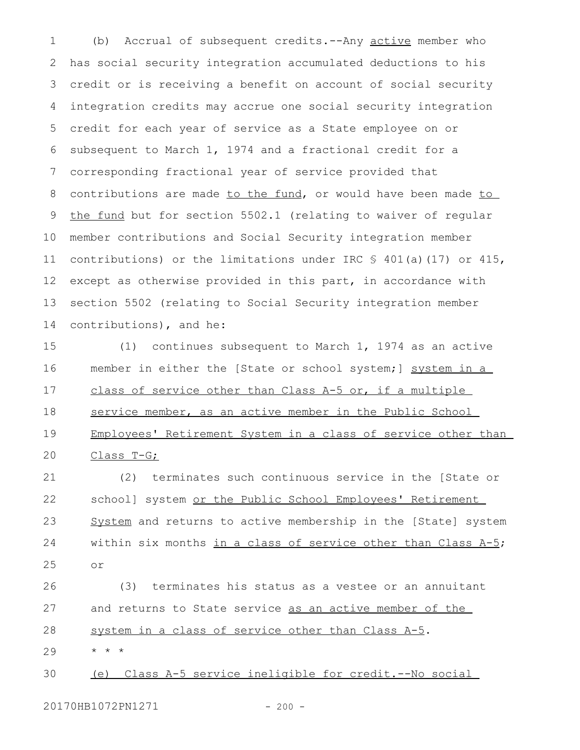(b) Accrual of subsequent credits.--Any active member who has social security integration accumulated deductions to his credit or is receiving a benefit on account of social security integration credits may accrue one social security integration credit for each year of service as a State employee on or subsequent to March 1, 1974 and a fractional credit for a corresponding fractional year of service provided that contributions are made to the fund, or would have been made to the fund but for section 5502.1 (relating to waiver of regular member contributions and Social Security integration member contributions) or the limitations under IRC § 401(a)(17) or 415, except as otherwise provided in this part, in accordance with section 5502 (relating to Social Security integration member contributions), and he:

(1) continues subsequent to March 1, 1974 as an active member in either the [State or school system;] system in a class of service other than Class A-5 or, if a multiple service member, as an active member in the Public School Employees' Retirement System in a class of service other than Class T-G;

(2) terminates such continuous service in the [State or school] system or the Public School Employees' Retirement System and returns to active membership in the [State] system within six months in a class of service other than Class A-5; or

(3) terminates his status as a vestee or an annuitant and returns to State service as an active member of the system in a class of service other than Class A-5.

\* \* \*

(e) Class A-5 service ineligible for credit.--No social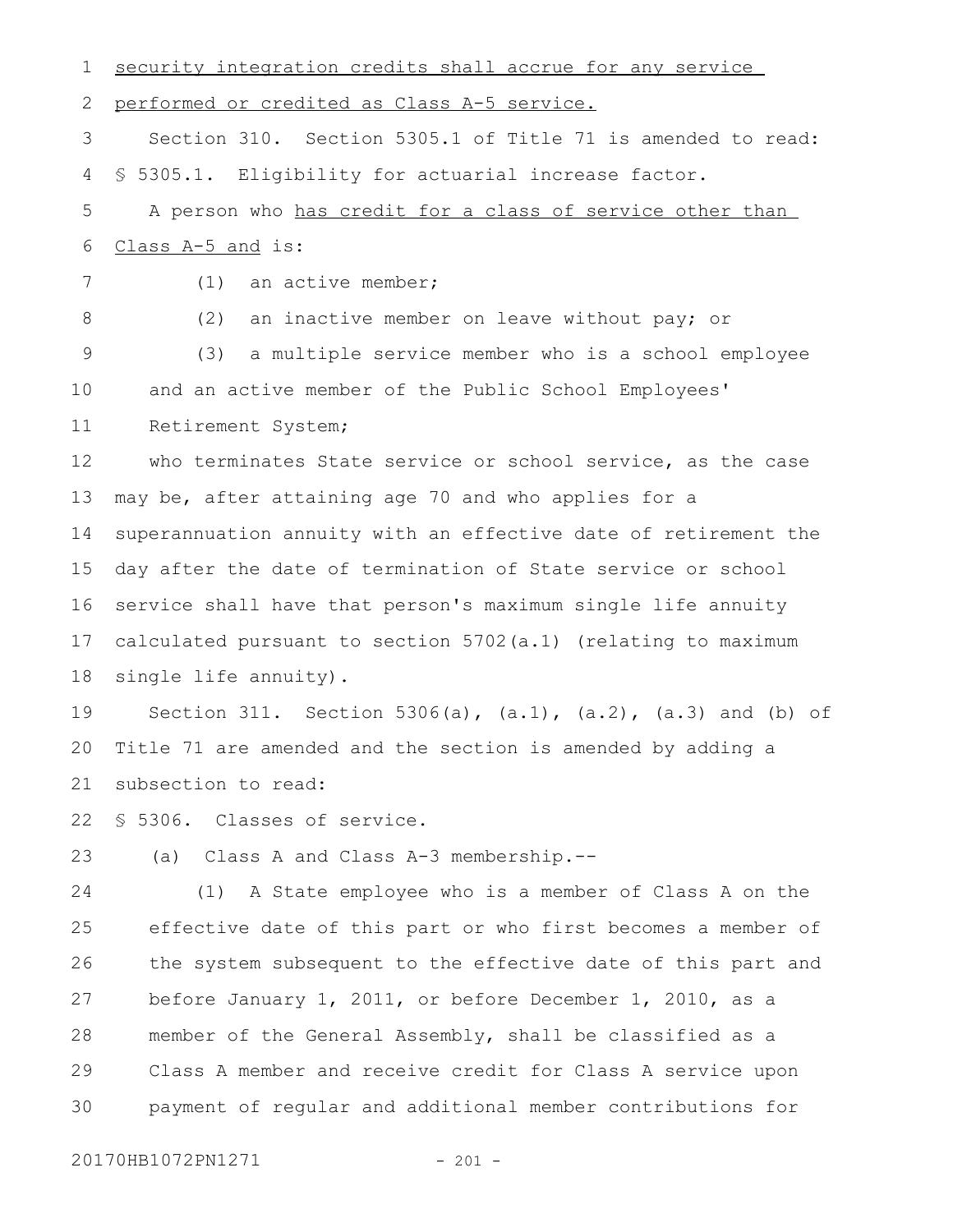security integration credits shall accrue for any service performed or credited as Class A-5 service.

Section 310. Section 5305.1 of Title 71 is amended to read:

§ 5305.1. Eligibility for actuarial increase factor.

A person who has credit for a class of service other than Class A-5 and is:

(1) an active member;

(2) an inactive member on leave without pay; or

(3) a multiple service member who is a school employee and an active member of the Public School Employees' Retirement System;

who terminates State service or school service, as the case may be, after attaining age 70 and who applies for a superannuation annuity with an effective date of retirement the day after the date of termination of State service or school service shall have that person's maximum single life annuity calculated pursuant to section 5702(a.1) (relating to maximum single life annuity).

Section 311. Section 5306(a), (a.1), (a.2), (a.3) and (b) of Title 71 are amended and the section is amended by adding a subsection to read:

§ 5306. Classes of service.

(a) Class A and Class A-3 membership.--

(1) A State employee who is a member of Class A on the effective date of this part or who first becomes a member of the system subsequent to the effective date of this part and before January 1, 2011, or before December 1, 2010, as a member of the General Assembly, shall be classified as a Class A member and receive credit for Class A service upon payment of regular and additional member contributions for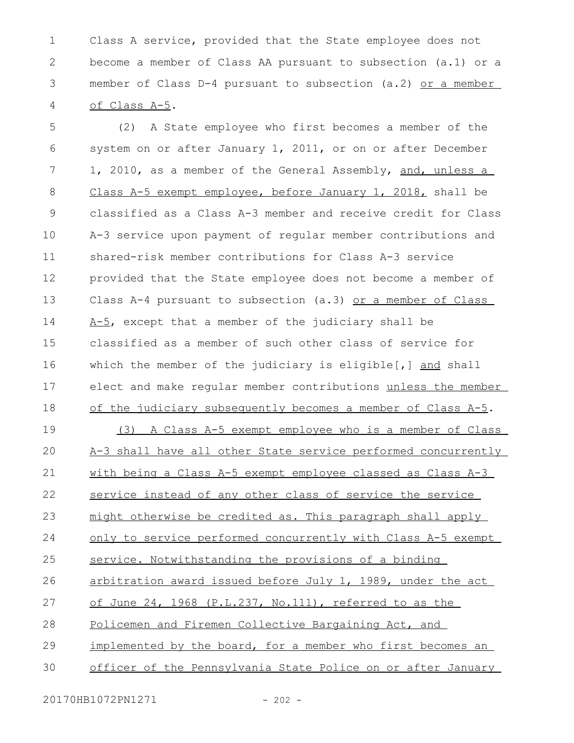Class A service, provided that the State employee does not become a member of Class AA pursuant to subsection (a.1) or a member of Class D-4 pursuant to subsection (a.2) <u>or a member of Class A-5</u>.

(2) A State employee who first becomes a member of the system on or after January 1, 2011, or on or after December 1, 2010, as a member of the General Assembly, <u>and, unless a Class A-5 exempt employee, before January 1, 2018,</u> shall be classified as a Class A-3 member and receive credit for Class A-3 service upon payment of regular member contributions and shared-risk member contributions for Class A-3 service provided that the State employee does not become a member of Class A-4 pursuant to subsection (a.3) <u>or a member of Class A-5</u>, except that a member of the judiciary shall be classified as a member of such other class of service for which the member of the judiciary is eligible[,] <u>and</u> shall elect and make regular member contributions <u>unless the member of the judiciary subsequently becomes a member of Class A-5</u>.

<u>(3) A Class A-5 exempt employee who is a member of Class A-3 shall have all other State service performed concurrently with being a Class A-5 exempt employee classed as Class A-3 service instead of any other class of service the service might otherwise be credited as. This paragraph shall apply only to service performed concurrently with Class A-5 exempt service. Notwithstanding the provisions of a binding arbitration award issued before July 1, 1989, under the act of June 24, 1968 (P.L.237, No.111), referred to as the Policemen and Firemen Collective Bargaining Act, and implemented by the board, for a member who first becomes an officer of the Pennsylvania State Police on or after January</u>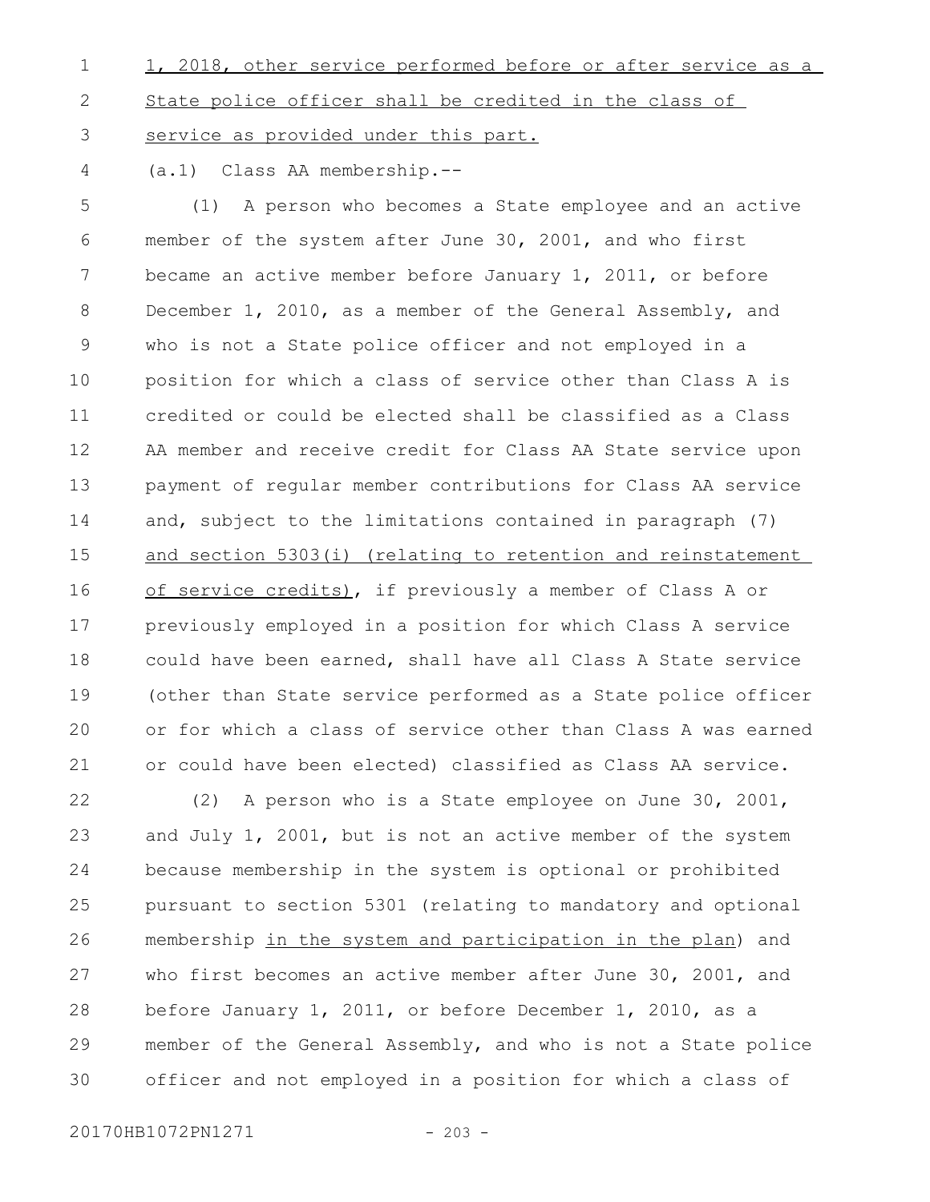1, 2018, other service performed before or after service as a State police officer shall be credited in the class of service as provided under this part.

(a.1) Class AA membership.--

(1) A person who becomes a State employee and an active member of the system after June 30, 2001, and who first became an active member before January 1, 2011, or before December 1, 2010, as a member of the General Assembly, and who is not a State police officer and not employed in a position for which a class of service other than Class A is credited or could be elected shall be classified as a Class AA member and receive credit for Class AA State service upon payment of regular member contributions for Class AA service and, subject to the limitations contained in paragraph (7) and section 5303(i) (relating to retention and reinstatement of service credits), if previously a member of Class A or previously employed in a position for which Class A service could have been earned, shall have all Class A State service (other than State service performed as a State police officer or for which a class of service other than Class A was earned or could have been elected) classified as Class AA service.

(2) A person who is a State employee on June 30, 2001, and July 1, 2001, but is not an active member of the system because membership in the system is optional or prohibited pursuant to section 5301 (relating to mandatory and optional membership in the system and participation in the plan) and who first becomes an active member after June 30, 2001, and before January 1, 2011, or before December 1, 2010, as a member of the General Assembly, and who is not a State police officer and not employed in a position for which a class of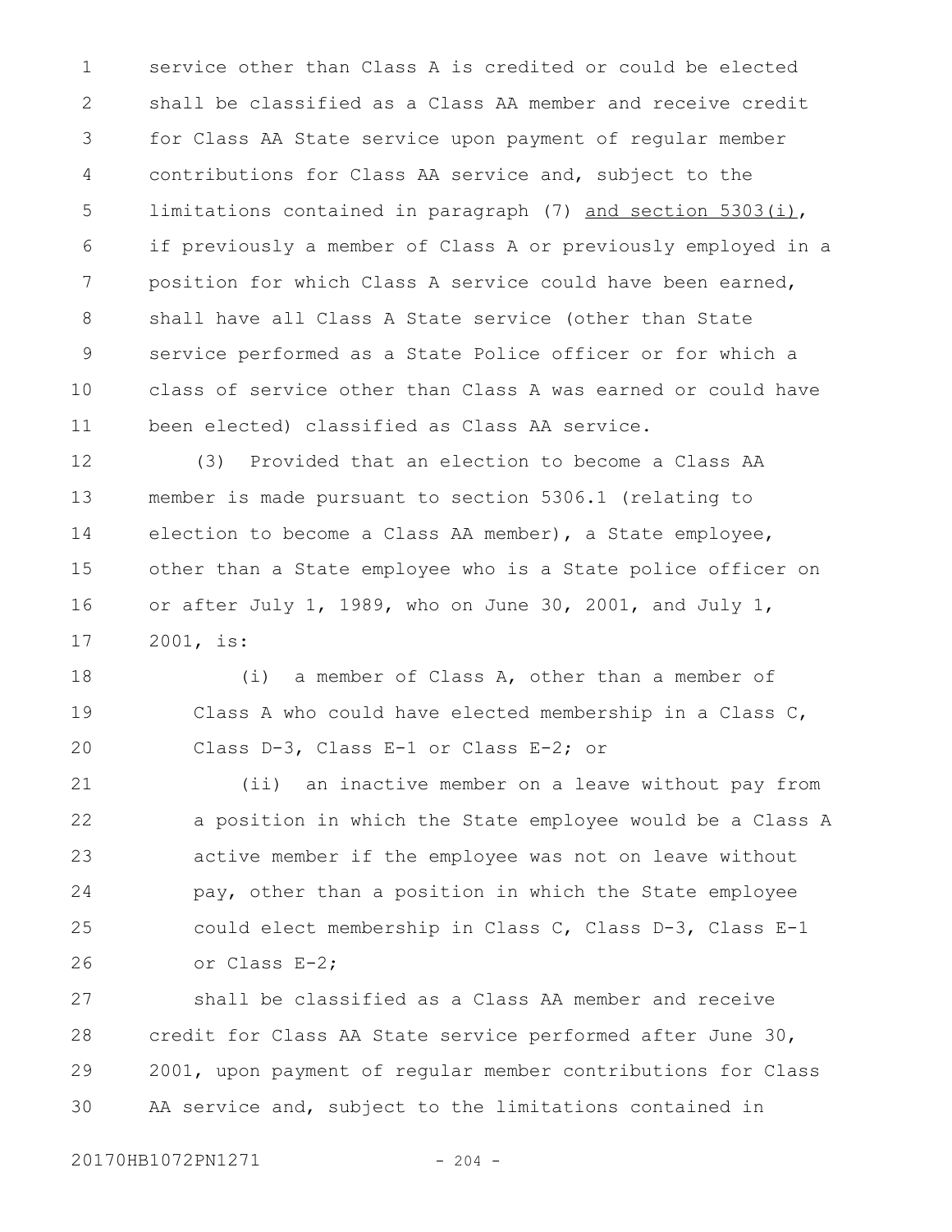service other than Class A is credited or could be elected shall be classified as a Class AA member and receive credit for Class AA State service upon payment of regular member contributions for Class AA service and, subject to the limitations contained in paragraph (7) and section 5303(i), if previously a member of Class A or previously employed in a position for which Class A service could have been earned, shall have all Class A State service (other than State service performed as a State Police officer or for which a class of service other than Class A was earned or could have been elected) classified as Class AA service.

(3) Provided that an election to become a Class AA member is made pursuant to section 5306.1 (relating to election to become a Class AA member), a State employee, other than a State employee who is a State police officer on or after July 1, 1989, who on June 30, 2001, and July 1, 2001, is:

(i) a member of Class A, other than a member of Class A who could have elected membership in a Class C, Class D-3, Class E-1 or Class E-2; or

(ii) an inactive member on a leave without pay from a position in which the State employee would be a Class A active member if the employee was not on leave without pay, other than a position in which the State employee could elect membership in Class C, Class D-3, Class E-1 or Class E-2;

shall be classified as a Class AA member and receive credit for Class AA State service performed after June 30, 2001, upon payment of regular member contributions for Class AA service and, subject to the limitations contained in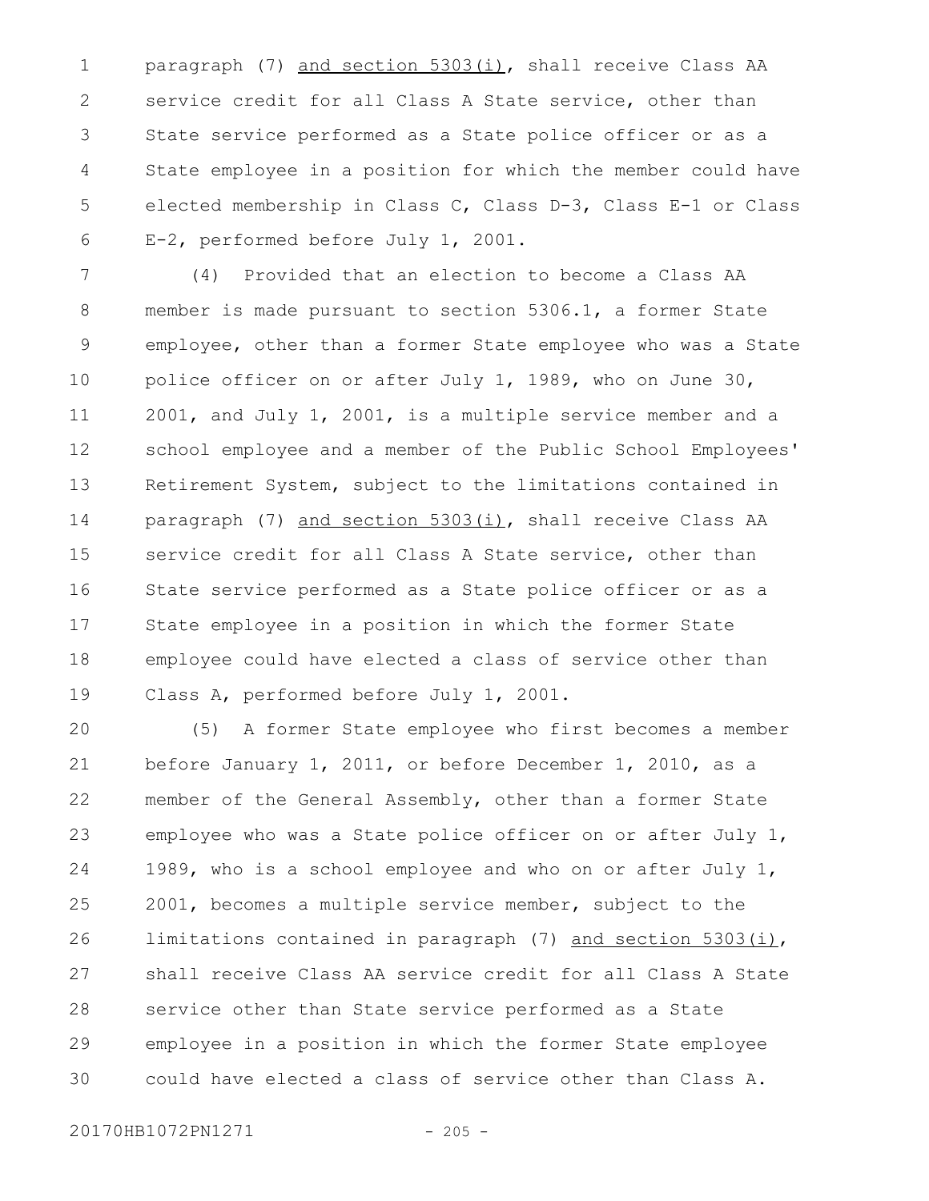paragraph (7) and section 5303(i), shall receive Class AA service credit for all Class A State service, other than State service performed as a State police officer or as a State employee in a position for which the member could have elected membership in Class C, Class D-3, Class E-1 or Class E-2, performed before July 1, 2001.

(4) Provided that an election to become a Class AA member is made pursuant to section 5306.1, a former State employee, other than a former State employee who was a State police officer on or after July 1, 1989, who on June 30, 2001, and July 1, 2001, is a multiple service member and a school employee and a member of the Public School Employees' Retirement System, subject to the limitations contained in paragraph (7) and section 5303(i), shall receive Class AA service credit for all Class A State service, other than State service performed as a State police officer or as a State employee in a position in which the former State employee could have elected a class of service other than Class A, performed before July 1, 2001.

(5) A former State employee who first becomes a member before January 1, 2011, or before December 1, 2010, as a member of the General Assembly, other than a former State employee who was a State police officer on or after July 1, 1989, who is a school employee and who on or after July 1, 2001, becomes a multiple service member, subject to the limitations contained in paragraph (7) and section 5303(i), shall receive Class AA service credit for all Class A State service other than State service performed as a State employee in a position in which the former State employee could have elected a class of service other than Class A.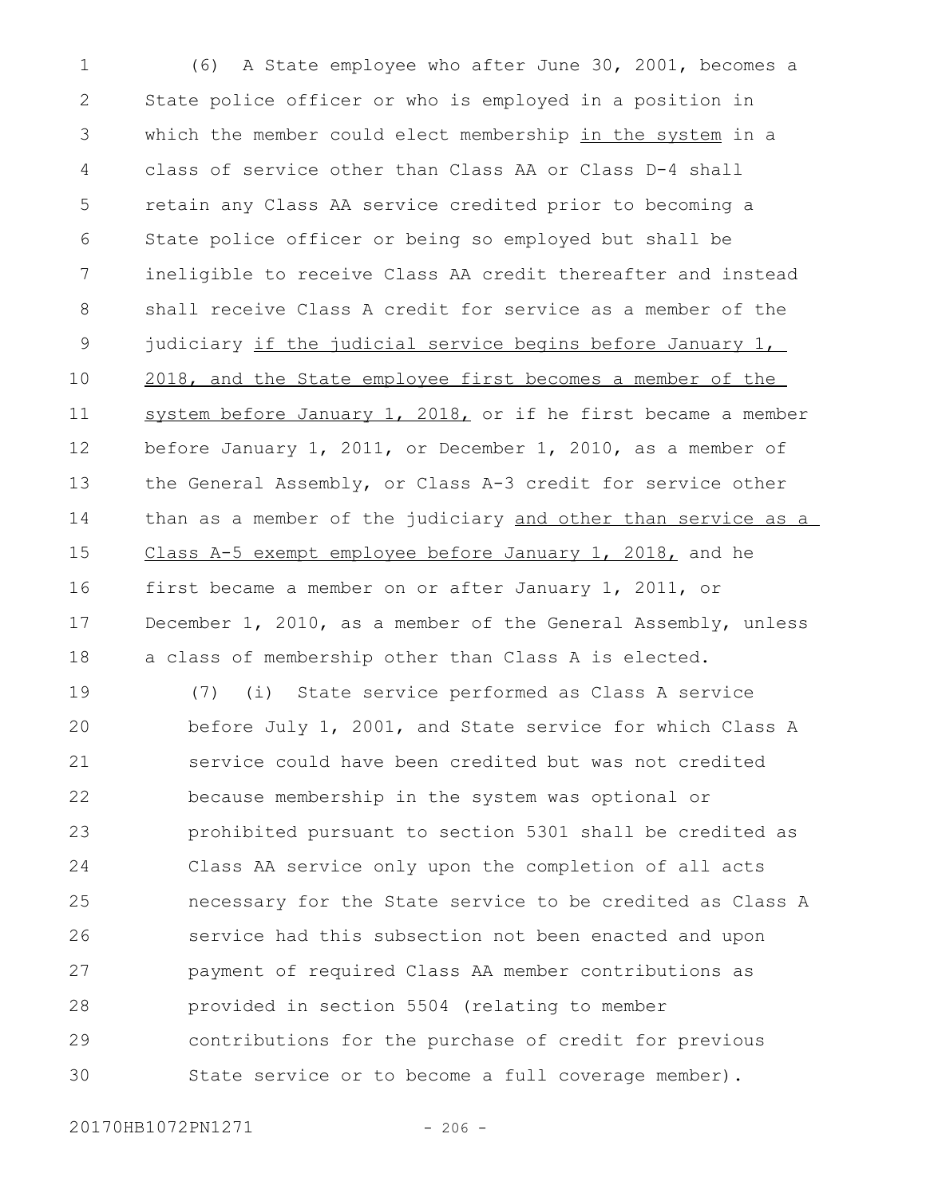(6) A State employee who after June 30, 2001, becomes a State police officer or who is employed in a position in which the member could elect membership <u>in the system</u> in a class of service other than Class AA or Class D-4 shall retain any Class AA service credited prior to becoming a State police officer or being so employed but shall be ineligible to receive Class AA credit thereafter and instead shall receive Class A credit for service as a member of the judiciary <u>if the judicial service begins before January 1, 2018, and the State employee first becomes a member of the system before January 1, 2018,</u> or if he first became a member before January 1, 2011, or December 1, 2010, as a member of the General Assembly, or Class A-3 credit for service other than as a member of the judiciary <u>and other than service as a Class A-5 exempt employee before January 1, 2018,</u> and he first became a member on or after January 1, 2011, or December 1, 2010, as a member of the General Assembly, unless a class of membership other than Class A is elected.

(7) (i) State service performed as Class A service before July 1, 2001, and State service for which Class A service could have been credited but was not credited because membership in the system was optional or prohibited pursuant to section 5301 shall be credited as Class AA service only upon the completion of all acts necessary for the State service to be credited as Class A service had this subsection not been enacted and upon payment of required Class AA member contributions as provided in section 5504 (relating to member contributions for the purchase of credit for previous State service or to become a full coverage member).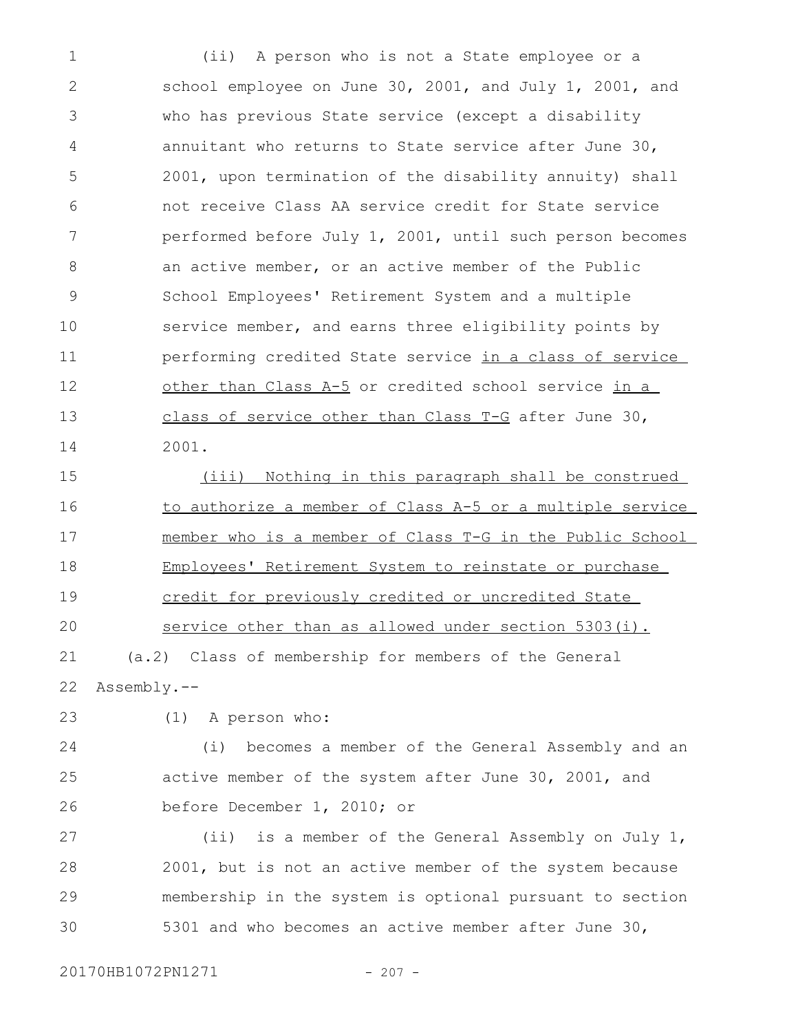(ii) A person who is not a State employee or a school employee on June 30, 2001, and July 1, 2001, and who has previous State service (except a disability annuitant who returns to State service after June 30, 2001, upon termination of the disability annuity) shall not receive Class AA service credit for State service performed before July 1, 2001, until such person becomes an active member, or an active member of the Public School Employees' Retirement System and a multiple service member, and earns three eligibility points by performing credited State service in a class of service other than Class A-5 or credited school service in a class of service other than Class T-G after June 30, 2001.

(iii) Nothing in this paragraph shall be construed to authorize a member of Class A-5 or a multiple service member who is a member of Class T-G in the Public School Employees' Retirement System to reinstate or purchase credit for previously credited or uncredited State service other than as allowed under section 5303(i).

(a.2) Class of membership for members of the General Assembly.--

(1) A person who:

(i) becomes a member of the General Assembly and an active member of the system after June 30, 2001, and before December 1, 2010; or

(ii) is a member of the General Assembly on July 1, 2001, but is not an active member of the system because membership in the system is optional pursuant to section 5301 and who becomes an active member after June 30,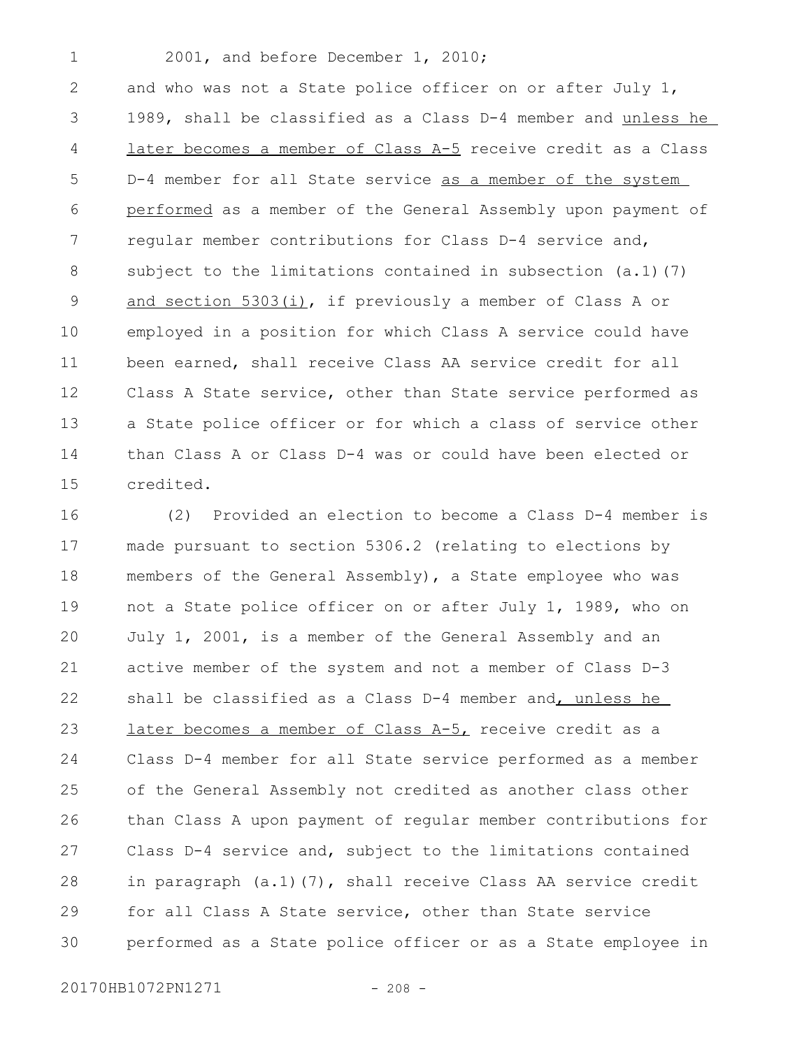2001, and before December 1, 2010;

and who was not a State police officer on or after July 1, 1989, shall be classified as a Class D-4 member and unless he later becomes a member of Class A-5 receive credit as a Class D-4 member for all State service as a member of the system performed as a member of the General Assembly upon payment of regular member contributions for Class D-4 service and, subject to the limitations contained in subsection (a.1)(7) and section 5303(i), if previously a member of Class A or employed in a position for which Class A service could have been earned, shall receive Class AA service credit for all Class A State service, other than State service performed as a State police officer or for which a class of service other than Class A or Class D-4 was or could have been elected or credited.

(2) Provided an election to become a Class D-4 member is made pursuant to section 5306.2 (relating to elections by members of the General Assembly), a State employee who was not a State police officer on or after July 1, 1989, who on July 1, 2001, is a member of the General Assembly and an active member of the system and not a member of Class D-3 shall be classified as a Class D-4 member and, unless he later becomes a member of Class A-5, receive credit as a Class D-4 member for all State service performed as a member of the General Assembly not credited as another class other than Class A upon payment of regular member contributions for Class D-4 service and, subject to the limitations contained in paragraph (a.1)(7), shall receive Class AA service credit for all Class A State service, other than State service performed as a State police officer or as a State employee in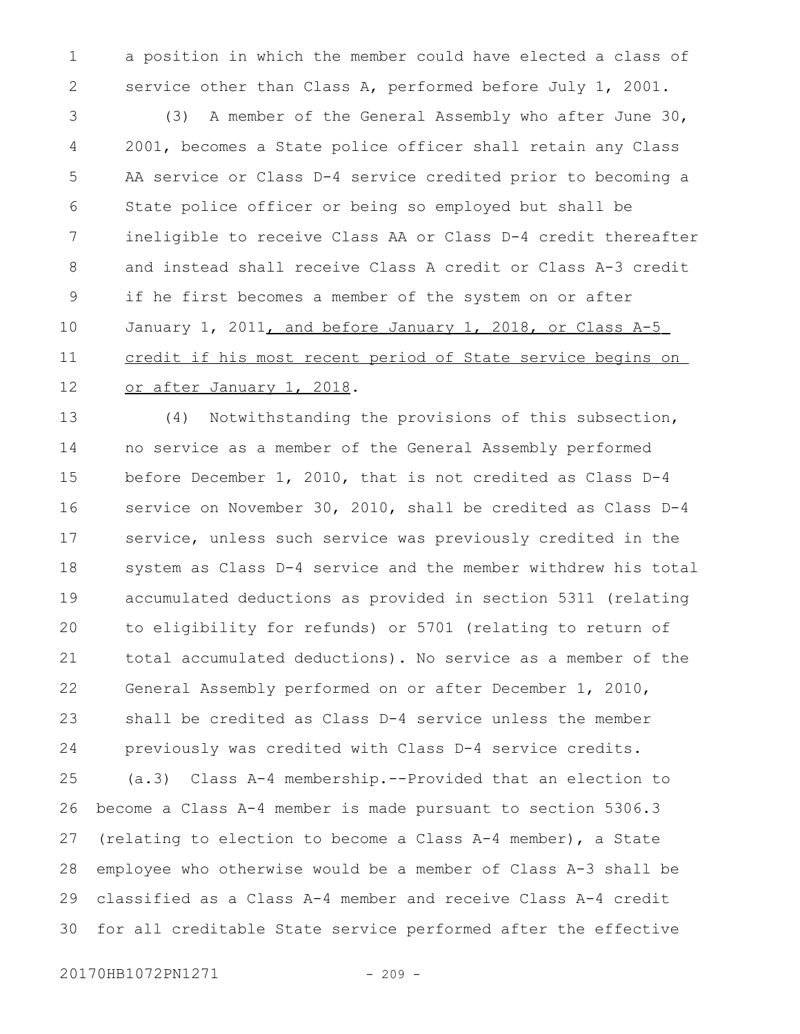a position in which the member could have elected a class of service other than Class A, performed before July 1, 2001.

(3) A member of the General Assembly who after June 30, 2001, becomes a State police officer shall retain any Class AA service or Class D-4 service credited prior to becoming a State police officer or being so employed but shall be ineligible to receive Class AA or Class D-4 credit thereafter and instead shall receive Class A credit or Class A-3 credit if he first becomes a member of the system on or after January 1, 2011, and before January 1, 2018, or Class A-5 credit if his most recent period of State service begins on or after January 1, 2018.

(4) Notwithstanding the provisions of this subsection, no service as a member of the General Assembly performed before December 1, 2010, that is not credited as Class D-4 service on November 30, 2010, shall be credited as Class D-4 service, unless such service was previously credited in the system as Class D-4 service and the member withdrew his total accumulated deductions as provided in section 5311 (relating to eligibility for refunds) or 5701 (relating to return of total accumulated deductions). No service as a member of the General Assembly performed on or after December 1, 2010, shall be credited as Class D-4 service unless the member previously was credited with Class D-4 service credits.

(a.3) Class A-4 membership.--Provided that an election to become a Class A-4 member is made pursuant to section 5306.3 (relating to election to become a Class A-4 member), a State employee who otherwise would be a member of Class A-3 shall be classified as a Class A-4 member and receive Class A-4 credit for all creditable State service performed after the effective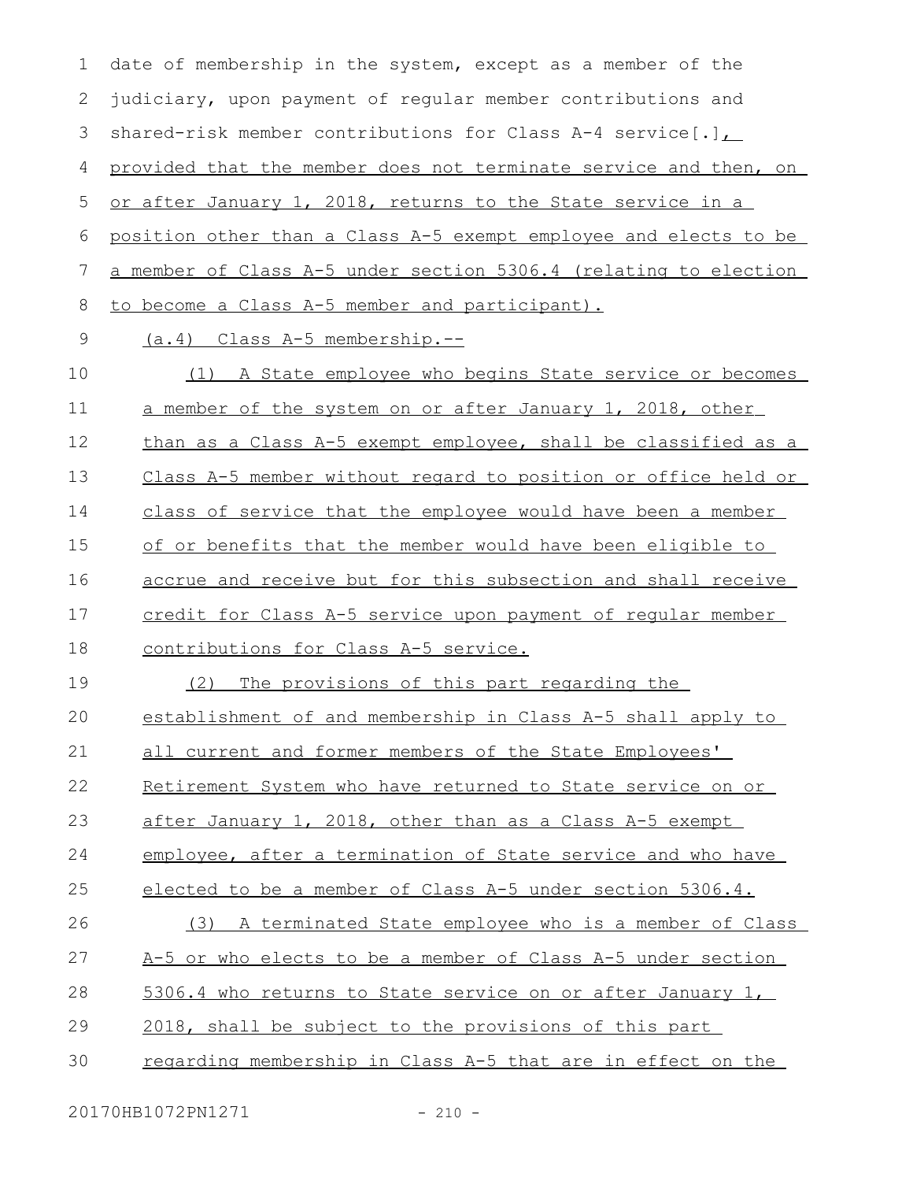date of membership in the system, except as a member of the judiciary, upon payment of regular member contributions and shared-risk member contributions for Class A-4 service[.], provided that the member does not terminate service and then, on or after January 1, 2018, returns to the State service in a position other than a Class A-5 exempt employee and elects to be a member of Class A-5 under section 5306.4 (relating to election to become a Class A-5 member and participant).

(a.4) Class A-5 membership.--

(1) A State employee who begins State service or becomes a member of the system on or after January 1, 2018, other than as a Class A-5 exempt employee, shall be classified as a Class A-5 member without regard to position or office held or class of service that the employee would have been a member of or benefits that the member would have been eligible to accrue and receive but for this subsection and shall receive credit for Class A-5 service upon payment of regular member contributions for Class A-5 service.

(2) The provisions of this part regarding the establishment of and membership in Class A-5 shall apply to all current and former members of the State Employees' Retirement System who have returned to State service on or after January 1, 2018, other than as a Class A-5 exempt employee, after a termination of State service and who have elected to be a member of Class A-5 under section 5306.4.

(3) A terminated State employee who is a member of Class A-5 or who elects to be a member of Class A-5 under section 5306.4 who returns to State service on or after January 1, 2018, shall be subject to the provisions of this part regarding membership in Class A-5 that are in effect on the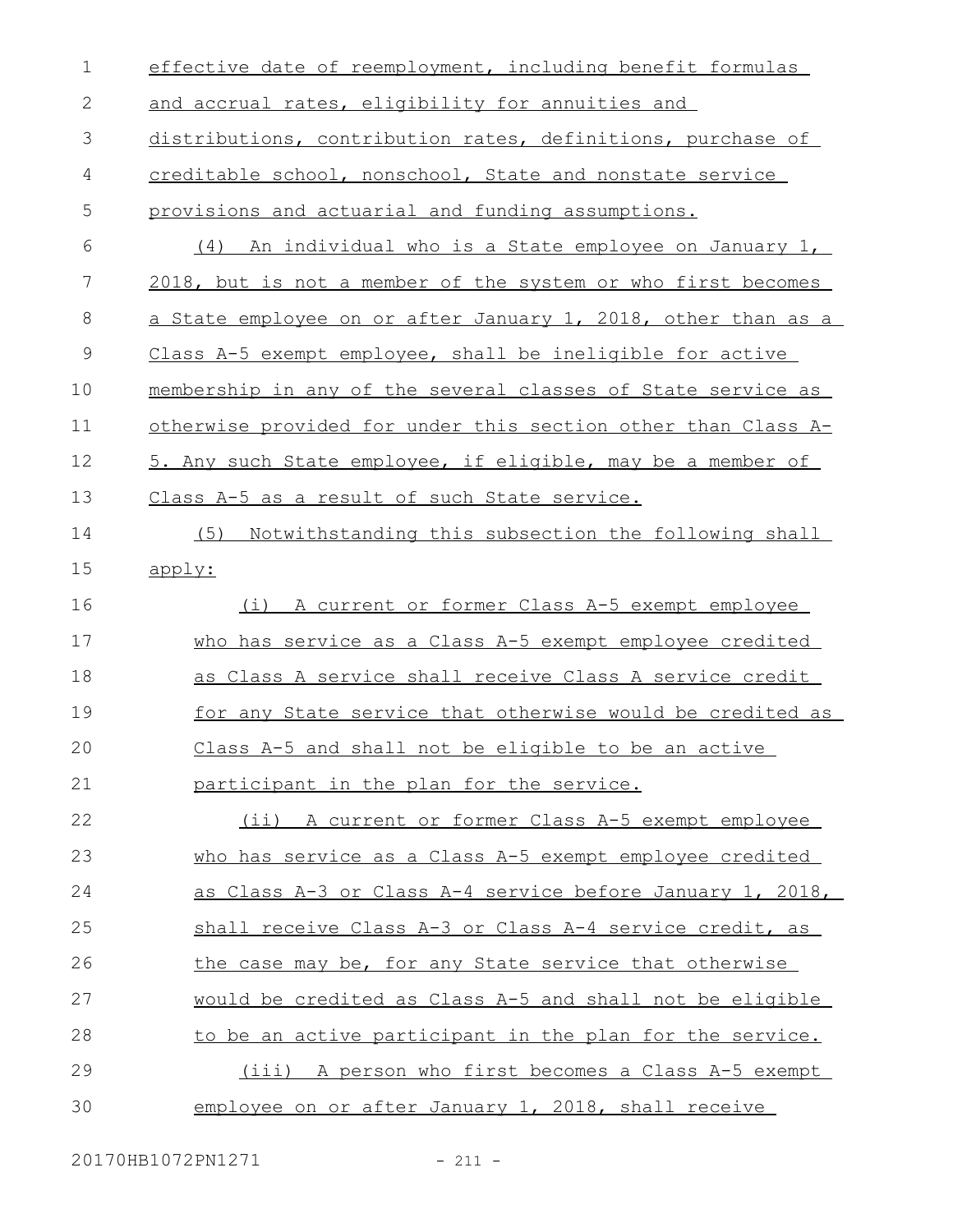effective date of reemployment, including benefit formulas and accrual rates, eligibility for annuities and distributions, contribution rates, definitions, purchase of creditable school, nonschool, State and nonstate service provisions and actuarial and funding assumptions.

(4) An individual who is a State employee on January 1, 2018, but is not a member of the system or who first becomes a State employee on or after January 1, 2018, other than as a Class A-5 exempt employee, shall be ineligible for active membership in any of the several classes of State service as otherwise provided for under this section other than Class A-5. Any such State employee, if eligible, may be a member of Class A-5 as a result of such State service.

(5) Notwithstanding this subsection the following shall apply:

(i) A current or former Class A-5 exempt employee who has service as a Class A-5 exempt employee credited as Class A service shall receive Class A service credit for any State service that otherwise would be credited as Class A-5 and shall not be eligible to be an active participant in the plan for the service.

(ii) A current or former Class A-5 exempt employee who has service as a Class A-5 exempt employee credited as Class A-3 or Class A-4 service before January 1, 2018, shall receive Class A-3 or Class A-4 service credit, as the case may be, for any State service that otherwise would be credited as Class A-5 and shall not be eligible to be an active participant in the plan for the service.

(iii) A person who first becomes a Class A-5 exempt employee on or after January 1, 2018, shall receive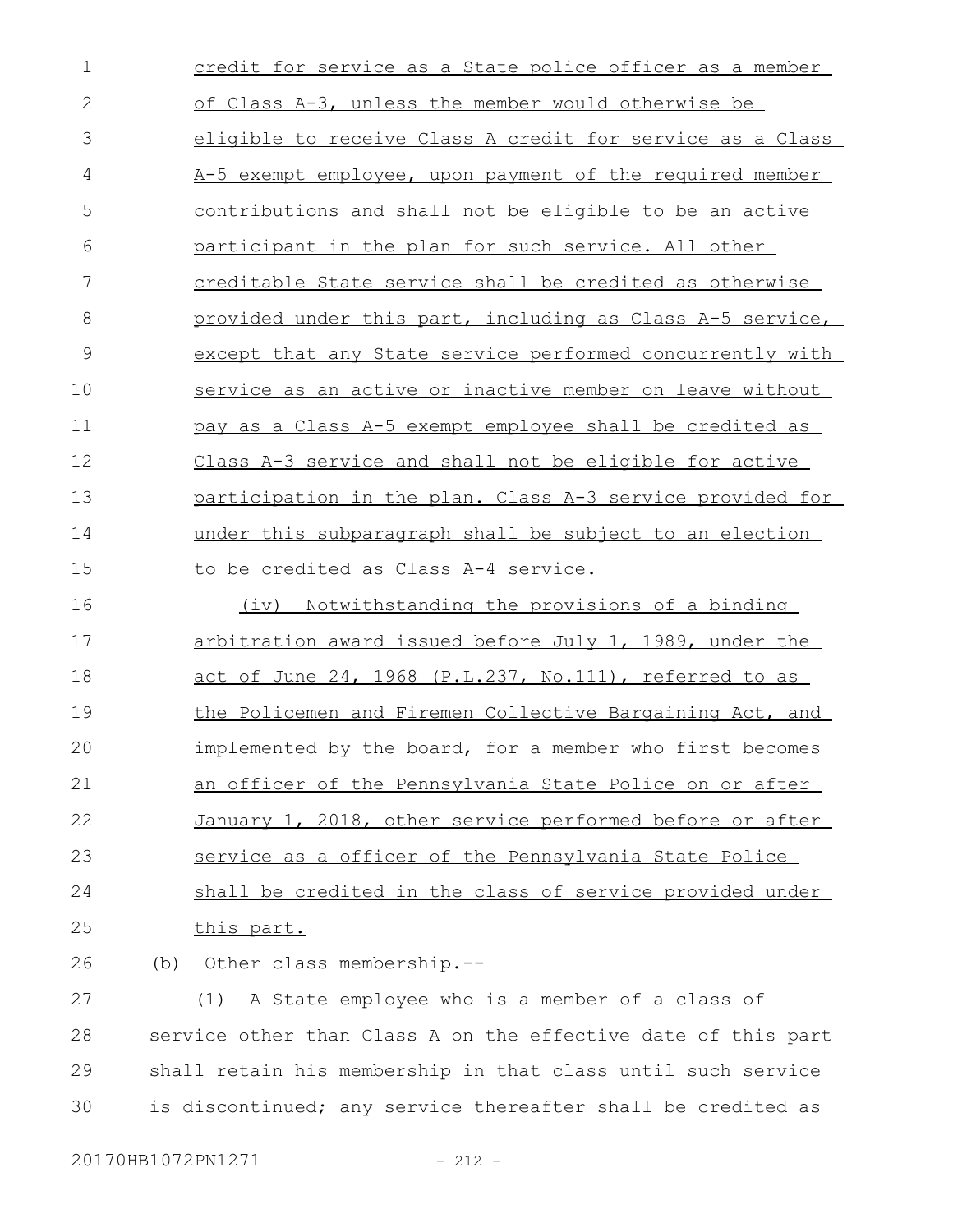credit for service as a State police officer as a member of Class A-3, unless the member would otherwise be eligible to receive Class A credit for service as a Class A-5 exempt employee, upon payment of the required member contributions and shall not be eligible to be an active participant in the plan for such service. All other creditable State service shall be credited as otherwise provided under this part, including as Class A-5 service, except that any State service performed concurrently with service as an active or inactive member on leave without pay as a Class A-5 exempt employee shall be credited as Class A-3 service and shall not be eligible for active participation in the plan. Class A-3 service provided for under this subparagraph shall be subject to an election to be credited as Class A-4 service.

(iv) Notwithstanding the provisions of a binding arbitration award issued before July 1, 1989, under the act of June 24, 1968 (P.L.237, No.111), referred to as the Policemen and Firemen Collective Bargaining Act, and implemented by the board, for a member who first becomes an officer of the Pennsylvania State Police on or after January 1, 2018, other service performed before or after service as a officer of the Pennsylvania State Police shall be credited in the class of service provided under this part.

(b) Other class membership.--

(1) A State employee who is a member of a class of service other than Class A on the effective date of this part shall retain his membership in that class until such service is discontinued; any service thereafter shall be credited as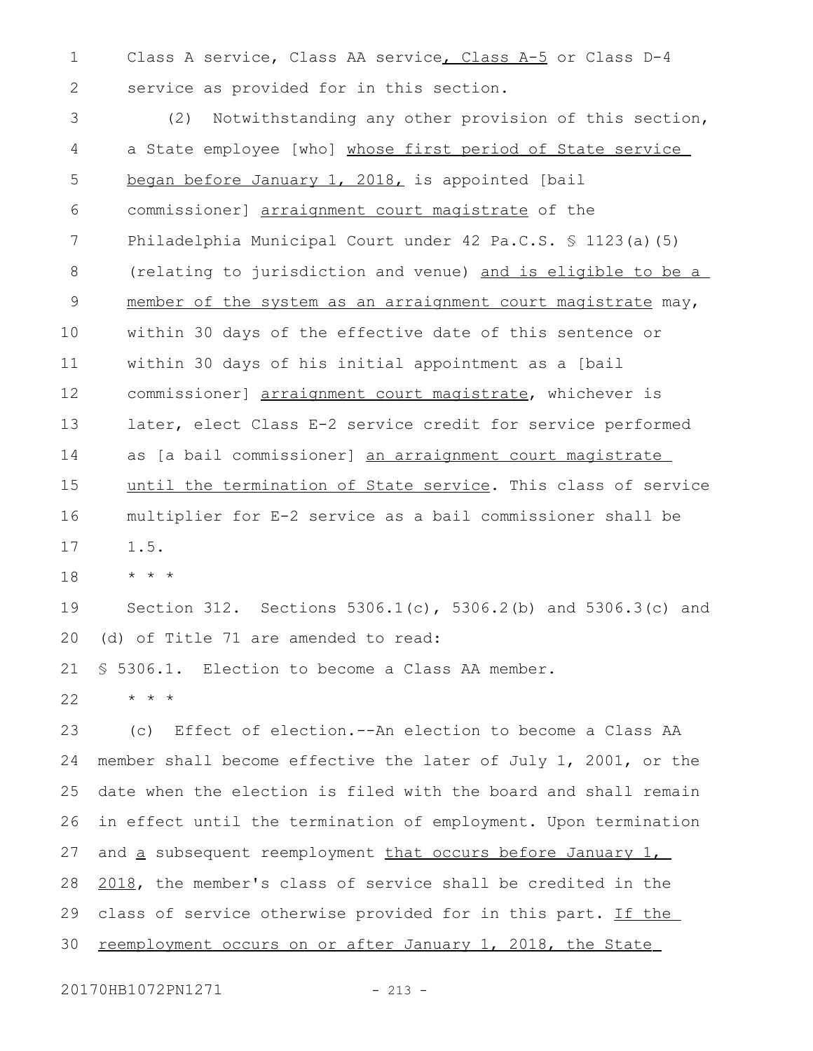Class A service, Class AA service, Class A-5 or Class D-4 service as provided for in this section.

(2) Notwithstanding any other provision of this section, a State employee [who] whose first period of State service began before January 1, 2018, is appointed [bail commissioner] arraignment court magistrate of the Philadelphia Municipal Court under 42 Pa.C.S. § 1123(a)(5) (relating to jurisdiction and venue) and is eligible to be a member of the system as an arraignment court magistrate may, within 30 days of the effective date of this sentence or within 30 days of his initial appointment as a [bail commissioner] arraignment court magistrate, whichever is later, elect Class E-2 service credit for service performed as [a bail commissioner] an arraignment court magistrate until the termination of State service. This class of service multiplier for E-2 service as a bail commissioner shall be 1.5.

* * *

Section 312. Sections 5306.1(c), 5306.2(b) and 5306.3(c) and (d) of Title 71 are amended to read:

§ 5306.1. Election to become a Class AA member.

* * *

(c) Effect of election.--An election to become a Class AA member shall become effective the later of July 1, 2001, or the date when the election is filed with the board and shall remain in effect until the termination of employment. Upon termination and a subsequent reemployment that occurs before January 1, 2018, the member's class of service shall be credited in the class of service otherwise provided for in this part. If the reemployment occurs on or after January 1, 2018, the State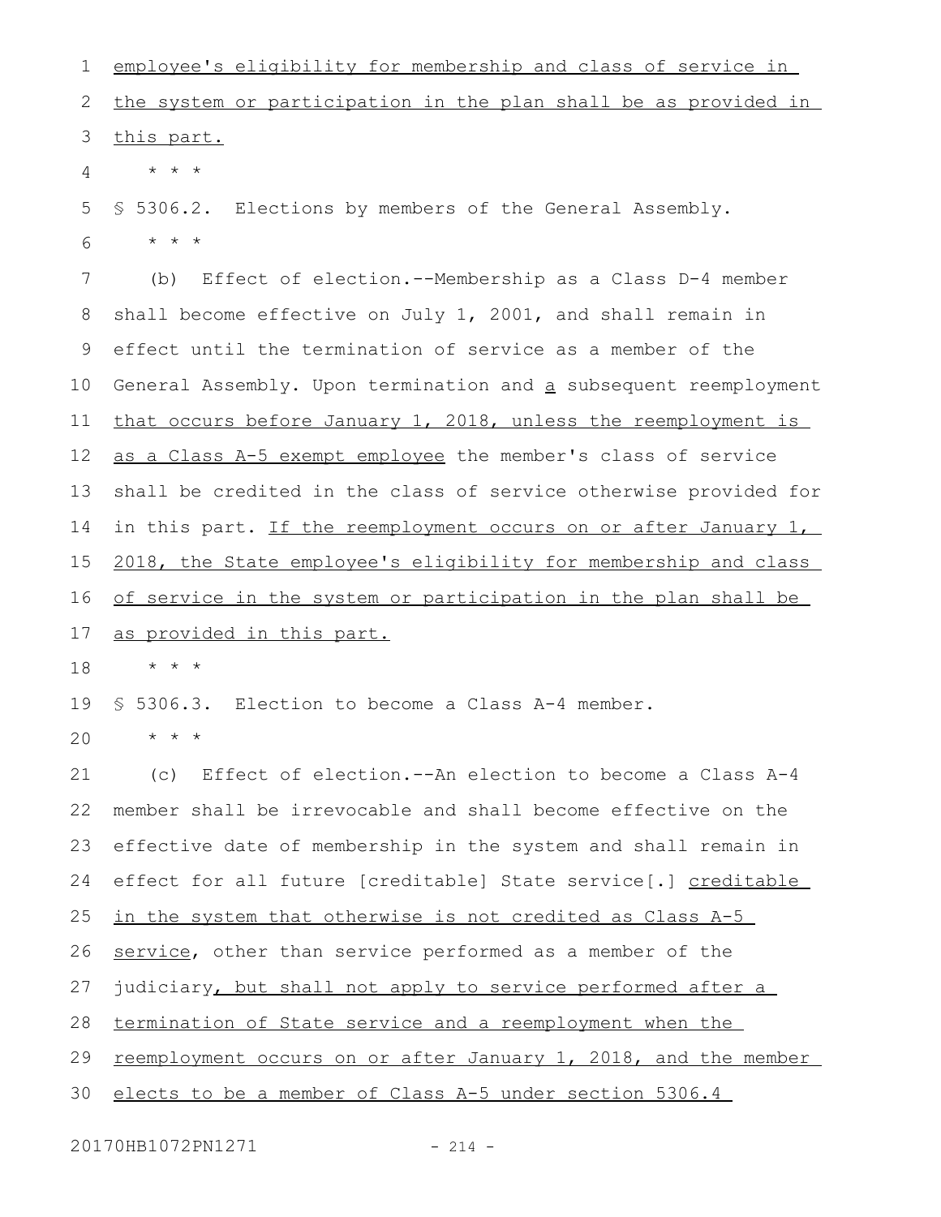employee's eligibility for membership and class of service in the system or participation in the plan shall be as provided in this part.

* * *

§ 5306.2. Elections by members of the General Assembly.

* * *

(b) Effect of election.--Membership as a Class D-4 member shall become effective on July 1, 2001, and shall remain in effect until the termination of service as a member of the General Assembly. Upon termination and a subsequent reemployment that occurs before January 1, 2018, unless the reemployment is as a Class A-5 exempt employee the member's class of service shall be credited in the class of service otherwise provided for in this part. If the reemployment occurs on or after January 1, 2018, the State employee's eligibility for membership and class of service in the system or participation in the plan shall be as provided in this part.

* * *

§ 5306.3. Election to become a Class A-4 member.

* * *

(c) Effect of election.--An election to become a Class A-4 member shall be irrevocable and shall become effective on the effective date of membership in the system and shall remain in effect for all future [creditable] State service[.] creditable in the system that otherwise is not credited as Class A-5 service, other than service performed as a member of the judiciary, but shall not apply to service performed after a termination of State service and a reemployment when the reemployment occurs on or after January 1, 2018, and the member elects to be a member of Class A-5 under section 5306.4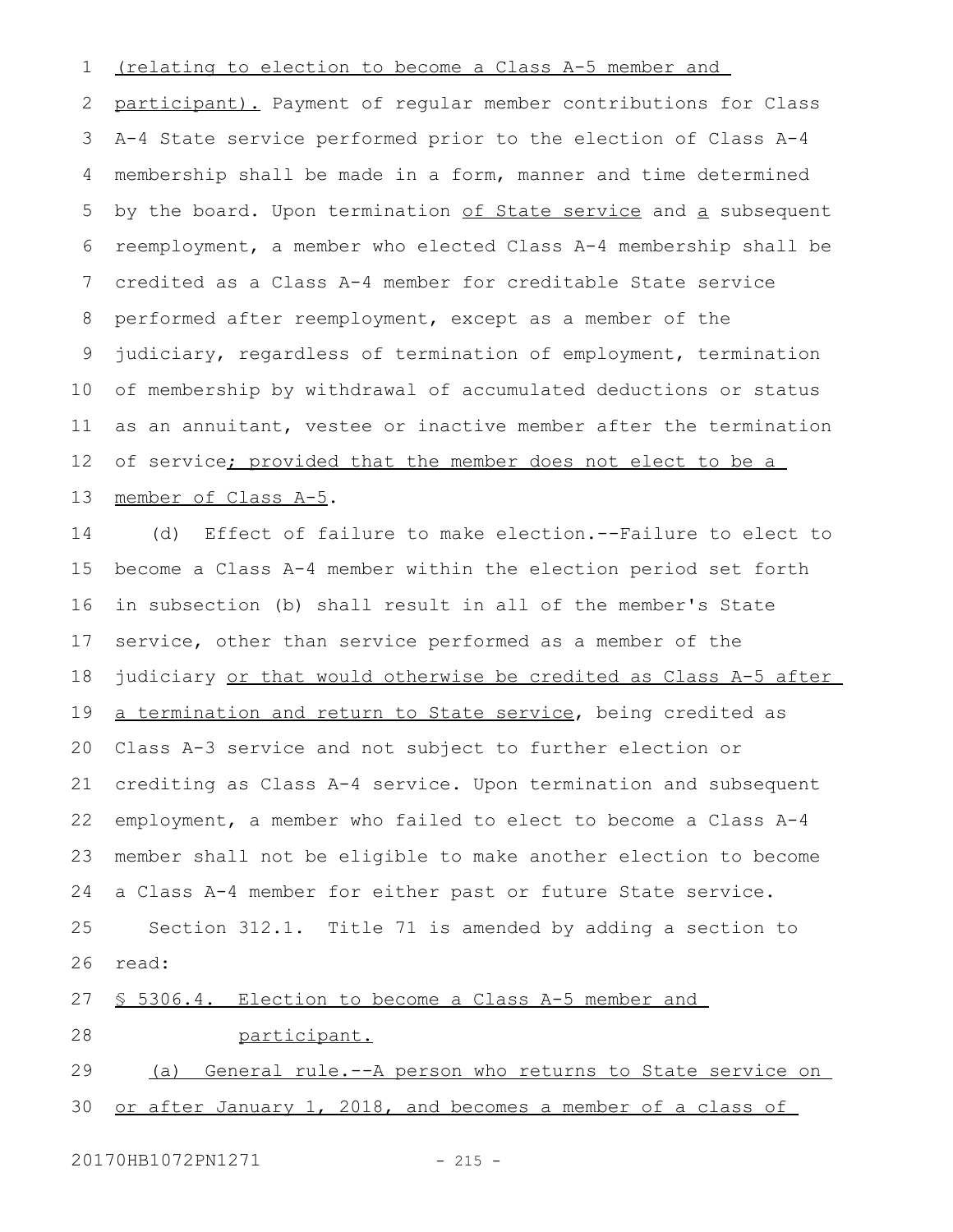(relating to election to become a Class A-5 member and participant). Payment of regular member contributions for Class A-4 State service performed prior to the election of Class A-4 membership shall be made in a form, manner and time determined by the board. Upon termination of State service and a subsequent reemployment, a member who elected Class A-4 membership shall be credited as a Class A-4 member for creditable State service performed after reemployment, except as a member of the judiciary, regardless of termination of employment, termination of membership by withdrawal of accumulated deductions or status as an annuitant, vestee or inactive member after the termination of service; provided that the member does not elect to be a member of Class A-5.

(d) Effect of failure to make election.--Failure to elect to become a Class A-4 member within the election period set forth in subsection (b) shall result in all of the member's State service, other than service performed as a member of the judiciary or that would otherwise be credited as Class A-5 after a termination and return to State service, being credited as Class A-3 service and not subject to further election or crediting as Class A-4 service. Upon termination and subsequent employment, a member who failed to elect to become a Class A-4 member shall not be eligible to make another election to become a Class A-4 member for either past or future State service.

Section 312.1. Title 71 is amended by adding a section to read:

§ 5306.4. Election to become a Class A-5 member and participant.

(a) General rule.--A person who returns to State service on or after January 1, 2018, and becomes a member of a class of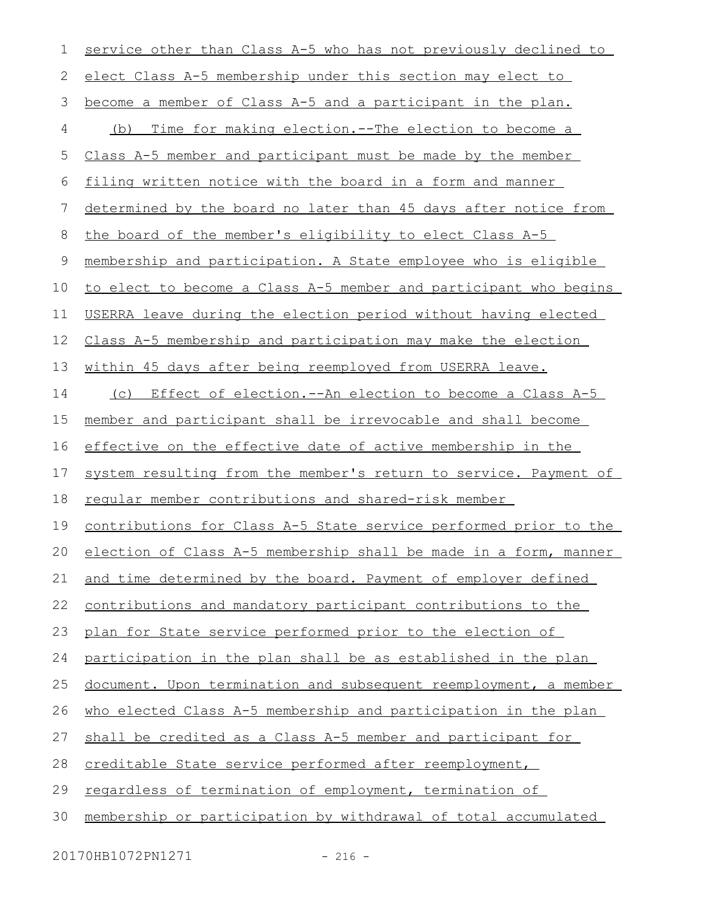service other than Class A-5 who has not previously declined to elect Class A-5 membership under this section may elect to become a member of Class A-5 and a participant in the plan.

(b) Time for making election.--The election to become a Class A-5 member and participant must be made by the member filing written notice with the board in a form and manner determined by the board no later than 45 days after notice from the board of the member's eligibility to elect Class A-5 membership and participation. A State employee who is eligible to elect to become a Class A-5 member and participant who begins USERRA leave during the election period without having elected Class A-5 membership and participation may make the election within 45 days after being reemployed from USERRA leave.

(c) Effect of election.--An election to become a Class A-5 member and participant shall be irrevocable and shall become effective on the effective date of active membership in the system resulting from the member's return to service. Payment of regular member contributions and shared-risk member contributions for Class A-5 State service performed prior to the election of Class A-5 membership shall be made in a form, manner and time determined by the board. Payment of employer defined contributions and mandatory participant contributions to the plan for State service performed prior to the election of participation in the plan shall be as established in the plan document. Upon termination and subsequent reemployment, a member who elected Class A-5 membership and participation in the plan shall be credited as a Class A-5 member and participant for creditable State service performed after reemployment, regardless of termination of employment, termination of membership or participation by withdrawal of total accumulated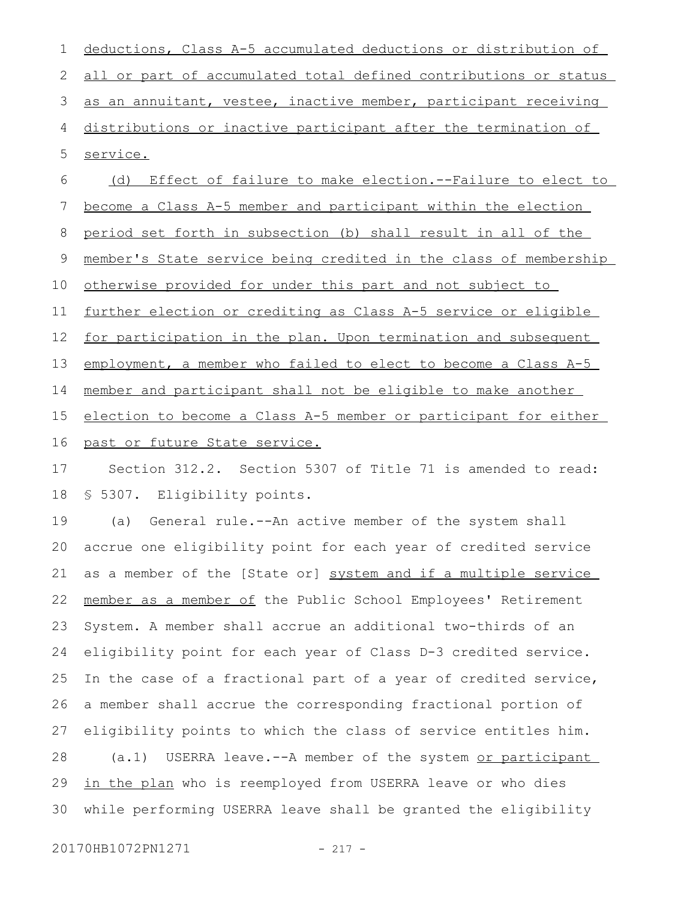deductions, Class A-5 accumulated deductions or distribution of all or part of accumulated total defined contributions or status as an annuitant, vestee, inactive member, participant receiving distributions or inactive participant after the termination of service.

(d) Effect of failure to make election.--Failure to elect to become a Class A-5 member and participant within the election period set forth in subsection (b) shall result in all of the member's State service being credited in the class of membership otherwise provided for under this part and not subject to further election or crediting as Class A-5 service or eligible for participation in the plan. Upon termination and subsequent employment, a member who failed to elect to become a Class A-5 member and participant shall not be eligible to make another election to become a Class A-5 member or participant for either past or future State service.

Section 312.2. Section 5307 of Title 71 is amended to read:

§ 5307. Eligibility points.

(a) General rule.--An active member of the system shall accrue one eligibility point for each year of credited service as a member of the [State or] system and if a multiple service member as a member of the Public School Employees' Retirement System. A member shall accrue an additional two-thirds of an eligibility point for each year of Class D-3 credited service. In the case of a fractional part of a year of credited service, a member shall accrue the corresponding fractional portion of eligibility points to which the class of service entitles him.

(a.1) USERRA leave.--A member of the system or participant in the plan who is reemployed from USERRA leave or who dies while performing USERRA leave shall be granted the eligibility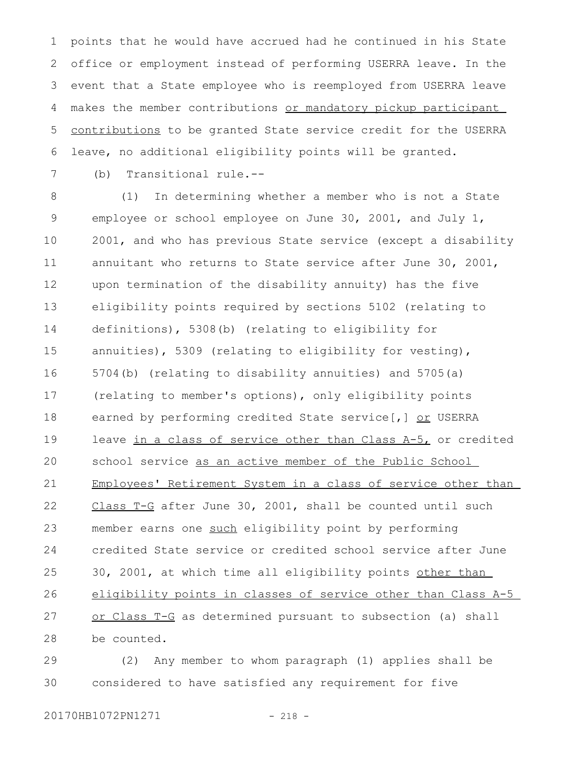points that he would have accrued had he continued in his State office or employment instead of performing USERRA leave. In the event that a State employee who is reemployed from USERRA leave makes the member contributions or mandatory pickup participant contributions to be granted State service credit for the USERRA leave, no additional eligibility points will be granted.

(b) Transitional rule.--

(1) In determining whether a member who is not a State employee or school employee on June 30, 2001, and July 1, 2001, and who has previous State service (except a disability annuitant who returns to State service after June 30, 2001, upon termination of the disability annuity) has the five eligibility points required by sections 5102 (relating to definitions), 5308(b) (relating to eligibility for annuities), 5309 (relating to eligibility for vesting), 5704(b) (relating to disability annuities) and 5705(a) (relating to member's options), only eligibility points earned by performing credited State service[,] or USERRA leave in a class of service other than Class A-5, or credited school service as an active member of the Public School Employees' Retirement System in a class of service other than Class T-G after June 30, 2001, shall be counted until such member earns one such eligibility point by performing credited State service or credited school service after June 30, 2001, at which time all eligibility points other than eligibility points in classes of service other than Class A-5 or Class T-G as determined pursuant to subsection (a) shall be counted.

(2) Any member to whom paragraph (1) applies shall be considered to have satisfied any requirement for five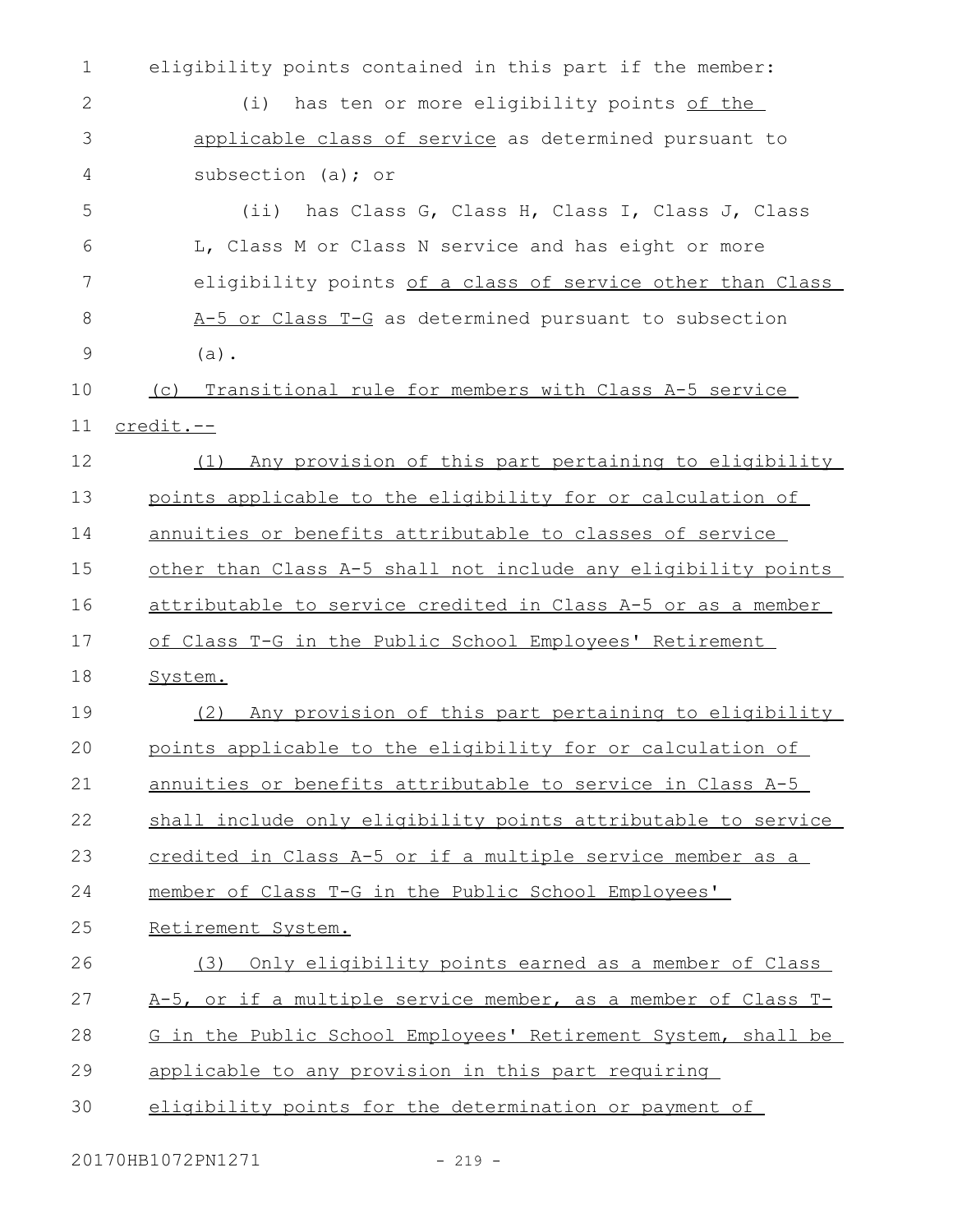eligibility points contained in this part if the member:

(i) has ten or more eligibility points of the applicable class of service as determined pursuant to subsection (a); or

(ii) has Class G, Class H, Class I, Class J, Class L, Class M or Class N service and has eight or more eligibility points of a class of service other than Class A-5 or Class T-G as determined pursuant to subsection (a).

(c) Transitional rule for members with Class A-5 service credit.--

(1) Any provision of this part pertaining to eligibility points applicable to the eligibility for or calculation of annuities or benefits attributable to classes of service other than Class A-5 shall not include any eligibility points attributable to service credited in Class A-5 or as a member of Class T-G in the Public School Employees' Retirement System.

(2) Any provision of this part pertaining to eligibility points applicable to the eligibility for or calculation of annuities or benefits attributable to service in Class A-5 shall include only eligibility points attributable to service credited in Class A-5 or if a multiple service member as a member of Class T-G in the Public School Employees' Retirement System.

(3) Only eligibility points earned as a member of Class A-5, or if a multiple service member, as a member of Class T-G in the Public School Employees' Retirement System, shall be applicable to any provision in this part requiring eligibility points for the determination or payment of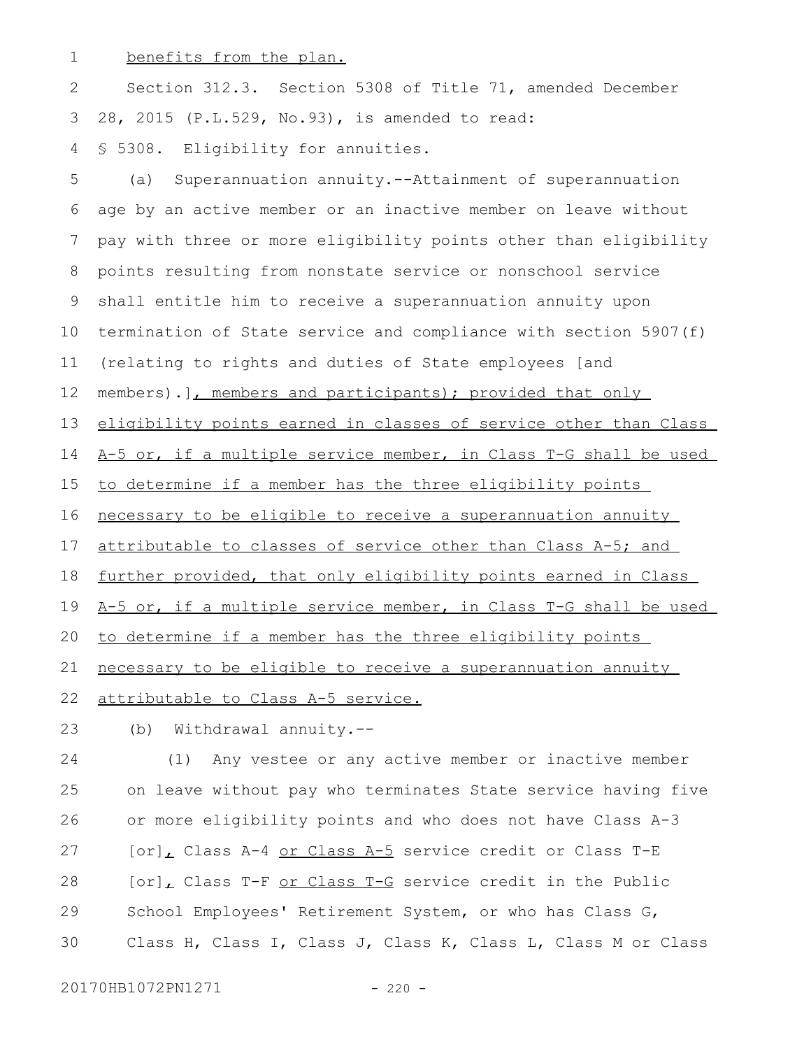benefits from the plan.

Section 312.3. Section 5308 of Title 71, amended December 28, 2015 (P.L.529, No.93), is amended to read:

§ 5308. Eligibility for annuities.

(a) Superannuation annuity.--Attainment of superannuation age by an active member or an inactive member on leave without pay with three or more eligibility points other than eligibility points resulting from nonstate service or nonschool service shall entitle him to receive a superannuation annuity upon termination of State service and compliance with section 5907(f) (relating to rights and duties of State employees [and members).], members and participants); provided that only eligibility points earned in classes of service other than Class A-5 or, if a multiple service member, in Class T-G shall be used to determine if a member has the three eligibility points necessary to be eligible to receive a superannuation annuity attributable to classes of service other than Class A-5; and further provided, that only eligibility points earned in Class A-5 or, if a multiple service member, in Class T-G shall be used to determine if a member has the three eligibility points necessary to be eligible to receive a superannuation annuity attributable to Class A-5 service.

(b) Withdrawal annuity.--

(1) Any vestee or any active member or inactive member on leave without pay who terminates State service having five or more eligibility points and who does not have Class A-3 [or], Class A-4 or Class A-5 service credit or Class T-E [or], Class T-F or Class T-G service credit in the Public School Employees' Retirement System, or who has Class G, Class H, Class I, Class J, Class K, Class L, Class M or Class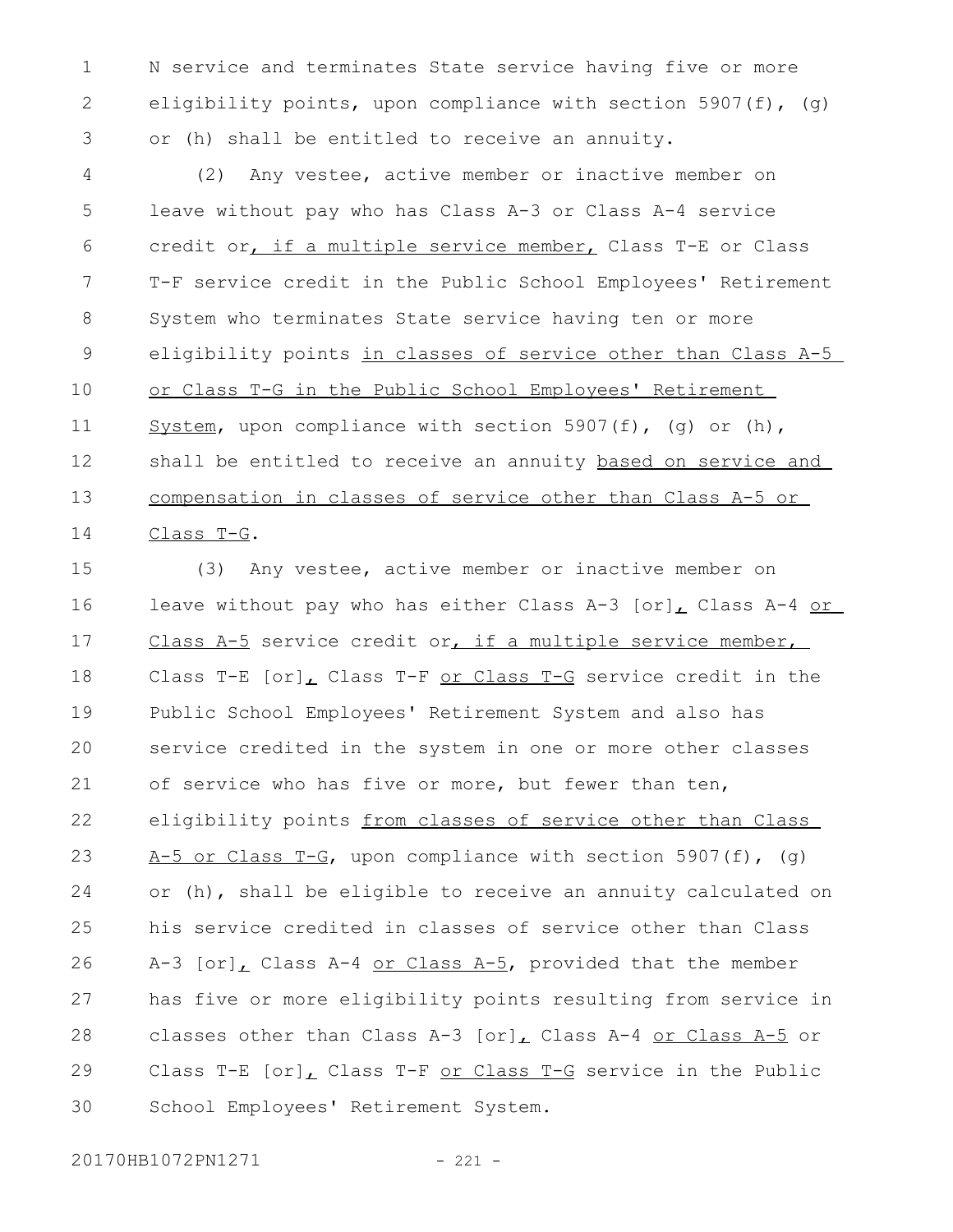N service and terminates State service having five or more eligibility points, upon compliance with section 5907(f), (g) or (h) shall be entitled to receive an annuity.

(2) Any vestee, active member or inactive member on leave without pay who has Class A-3 or Class A-4 service credit or, if a multiple service member, Class T-E or Class T-F service credit in the Public School Employees' Retirement System who terminates State service having ten or more eligibility points in classes of service other than Class A-5 or Class T-G in the Public School Employees' Retirement System, upon compliance with section 5907(f), (g) or (h), shall be entitled to receive an annuity based on service and compensation in classes of service other than Class A-5 or Class T-G.

(3) Any vestee, active member or inactive member on leave without pay who has either Class A-3 [or], Class A-4 or Class A-5 service credit or, if a multiple service member, Class T-E [or], Class T-F or Class T-G service credit in the Public School Employees' Retirement System and also has service credited in the system in one or more other classes of service who has five or more, but fewer than ten, eligibility points from classes of service other than Class A-5 or Class T-G, upon compliance with section 5907(f), (g) or (h), shall be eligible to receive an annuity calculated on his service credited in classes of service other than Class A-3 [or], Class A-4 or Class A-5, provided that the member has five or more eligibility points resulting from service in classes other than Class A-3 [or], Class A-4 or Class A-5 or Class T-E [or], Class T-F or Class T-G service in the Public School Employees' Retirement System.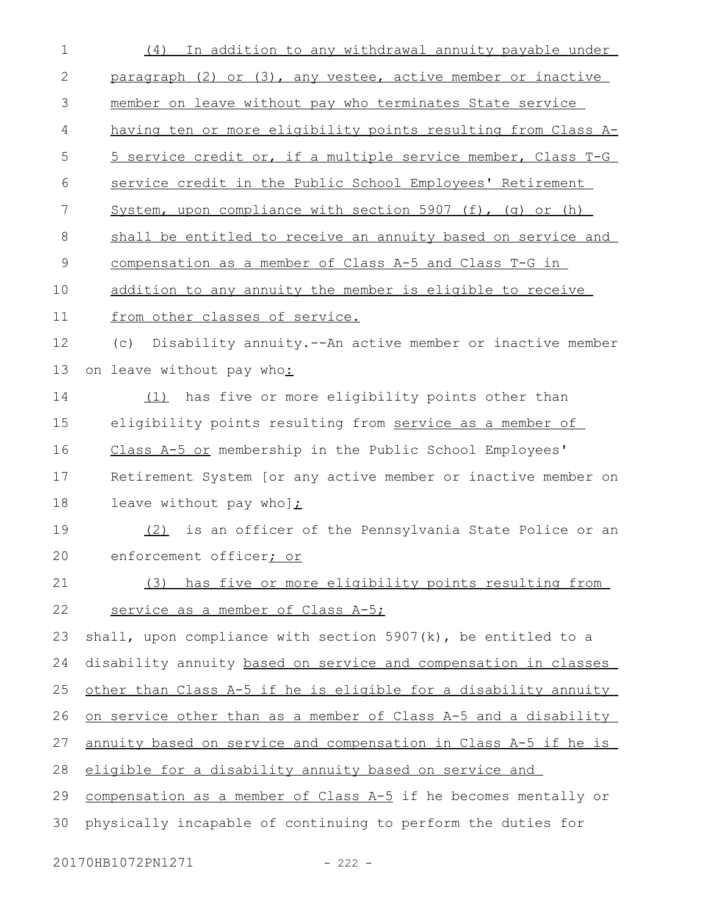(4) In addition to any withdrawal annuity payable under paragraph (2) or (3), any vestee, active member or inactive member on leave without pay who terminates State service having ten or more eligibility points resulting from Class A-5 service credit or, if a multiple service member, Class T-G service credit in the Public School Employees' Retirement System, upon compliance with section 5907 (f), (g) or (h) shall be entitled to receive an annuity based on service and compensation as a member of Class A-5 and Class T-G in addition to any annuity the member is eligible to receive from other classes of service.

(c) Disability annuity.--An active member or inactive member on leave without pay who:

(1) has five or more eligibility points other than eligibility points resulting from service as a member of Class A-5 or membership in the Public School Employees' Retirement System [or any active member or inactive member on leave without pay who];

(2) is an officer of the Pennsylvania State Police or an enforcement officer; or

(3) has five or more eligibility points resulting from service as a member of Class A-5;

shall, upon compliance with section 5907(k), be entitled to a disability annuity based on service and compensation in classes other than Class A-5 if he is eligible for a disability annuity on service other than as a member of Class A-5 and a disability annuity based on service and compensation in Class A-5 if he is eligible for a disability annuity based on service and compensation as a member of Class A-5 if he becomes mentally or physically incapable of continuing to perform the duties for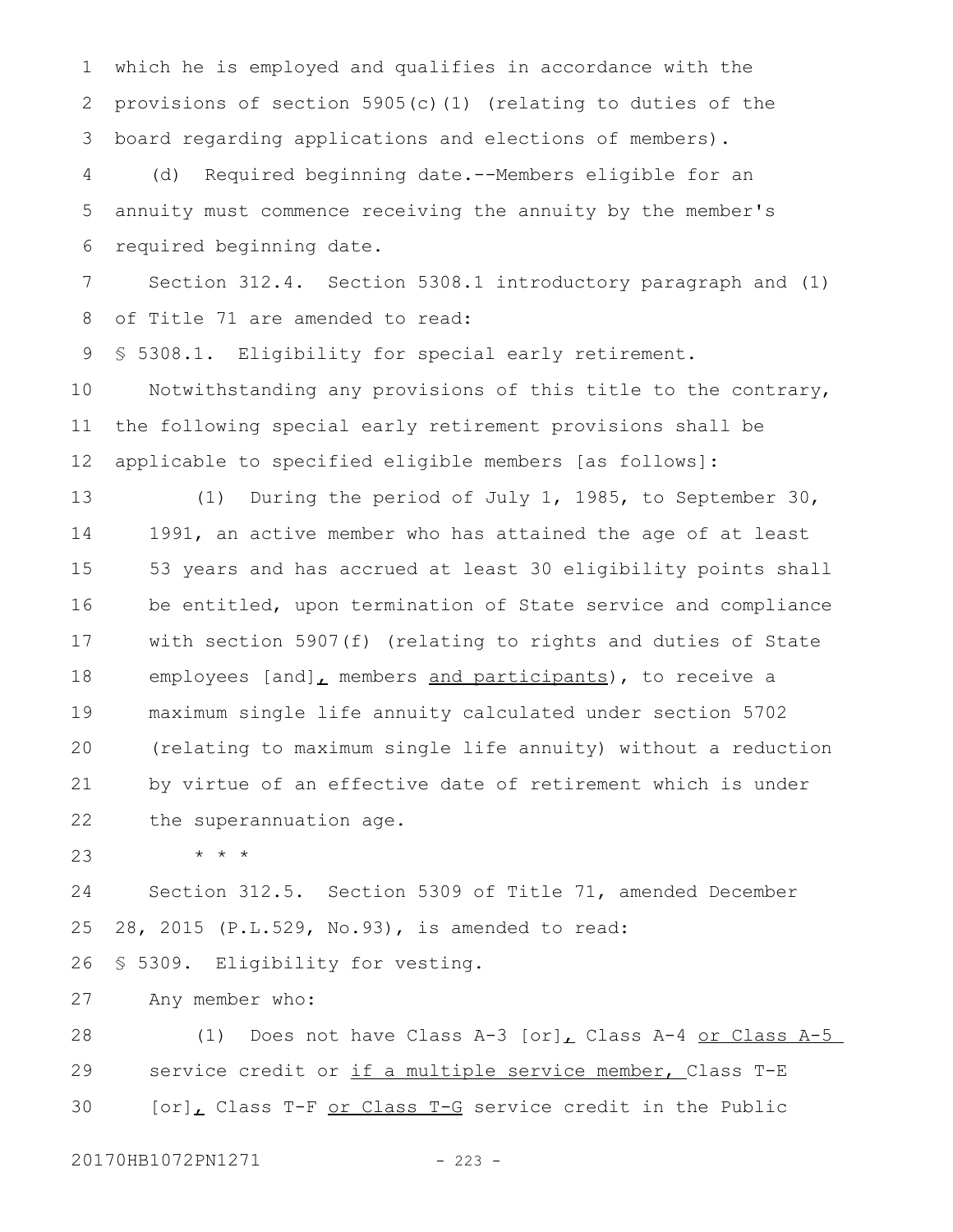which he is employed and qualifies in accordance with the provisions of section 5905(c)(1) (relating to duties of the board regarding applications and elections of members).

(d) Required beginning date.--Members eligible for an annuity must commence receiving the annuity by the member's required beginning date.

Section 312.4. Section 5308.1 introductory paragraph and (1) of Title 71 are amended to read:

§ 5308.1. Eligibility for special early retirement.

Notwithstanding any provisions of this title to the contrary, the following special early retirement provisions shall be applicable to specified eligible members [as follows]:

(1) During the period of July 1, 1985, to September 30, 1991, an active member who has attained the age of at least 53 years and has accrued at least 30 eligibility points shall be entitled, upon termination of State service and compliance with section 5907(f) (relating to rights and duties of State employees [and], members and participants), to receive a maximum single life annuity calculated under section 5702 (relating to maximum single life annuity) without a reduction by virtue of an effective date of retirement which is under the superannuation age.

\* \* \*

Section 312.5. Section 5309 of Title 71, amended December 28, 2015 (P.L.529, No.93), is amended to read:

§ 5309. Eligibility for vesting.

Any member who:

(1) Does not have Class A-3 [or], Class A-4 or Class A-5 service credit or if a multiple service member, Class T-E [or], Class T-F or Class T-G service credit in the Public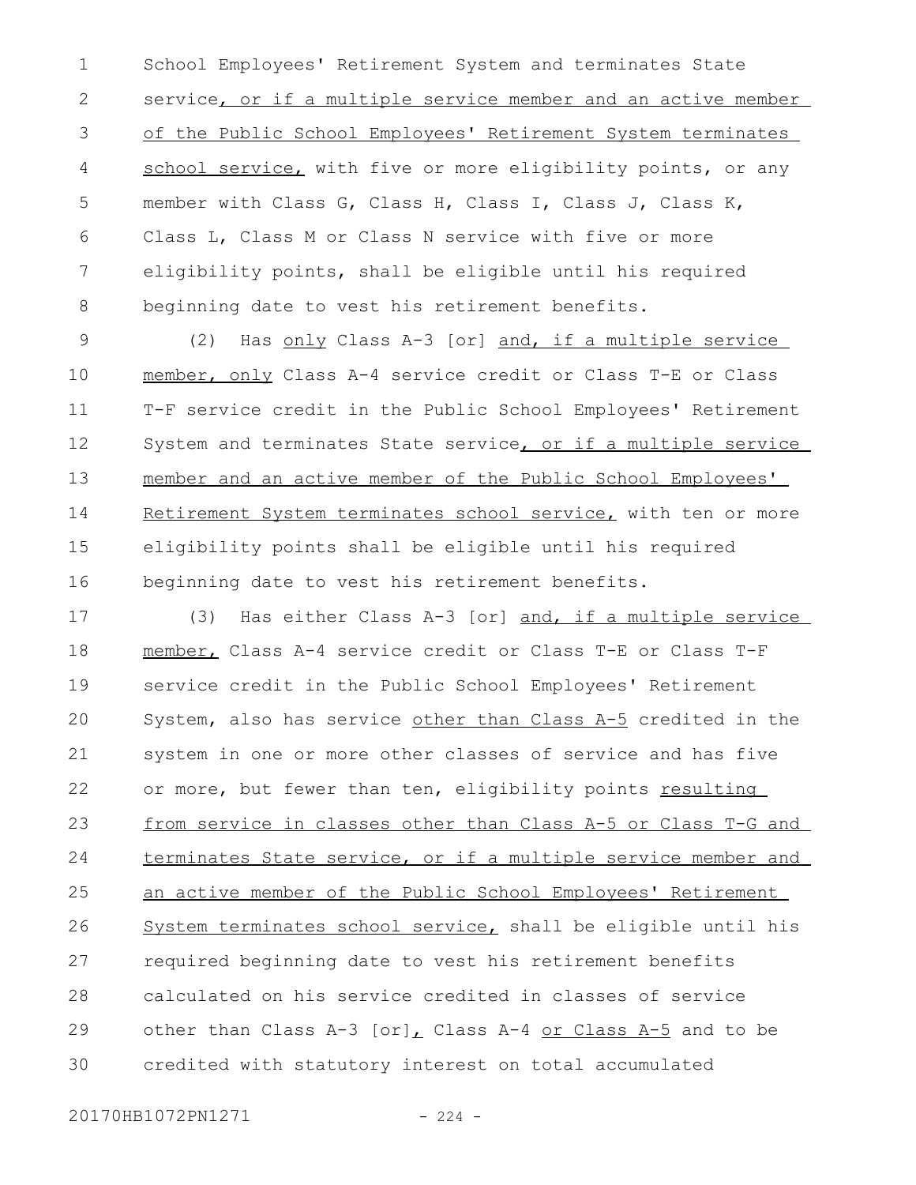School Employees' Retirement System and terminates State service, or if a multiple service member and an active member of the Public School Employees' Retirement System terminates school service, with five or more eligibility points, or any member with Class G, Class H, Class I, Class J, Class K, Class L, Class M or Class N service with five or more eligibility points, shall be eligible until his required beginning date to vest his retirement benefits.

(2) Has only Class A-3 [or] and, if a multiple service member, only Class A-4 service credit or Class T-E or Class T-F service credit in the Public School Employees' Retirement System and terminates State service, or if a multiple service member and an active member of the Public School Employees' Retirement System terminates school service, with ten or more eligibility points shall be eligible until his required beginning date to vest his retirement benefits.

(3) Has either Class A-3 [or] and, if a multiple service member, Class A-4 service credit or Class T-E or Class T-F service credit in the Public School Employees' Retirement System, also has service other than Class A-5 credited in the system in one or more other classes of service and has five or more, but fewer than ten, eligibility points resulting from service in classes other than Class A-5 or Class T-G and terminates State service, or if a multiple service member and an active member of the Public School Employees' Retirement System terminates school service, shall be eligible until his required beginning date to vest his retirement benefits calculated on his service credited in classes of service other than Class A-3 [or], Class A-4 or Class A-5 and to be credited with statutory interest on total accumulated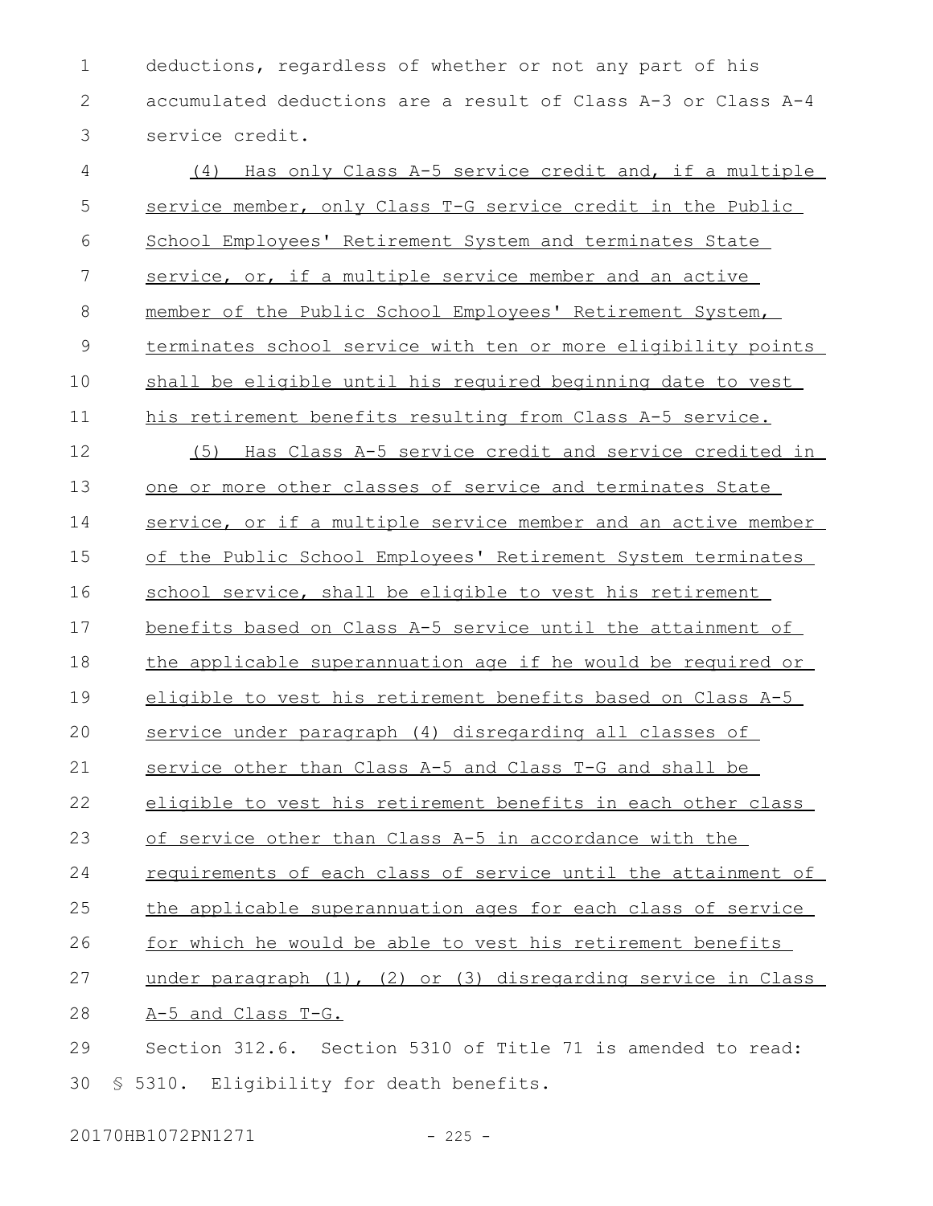deductions, regardless of whether or not any part of his accumulated deductions are a result of Class A-3 or Class A-4 service credit.

(4) Has only Class A-5 service credit and, if a multiple service member, only Class T-G service credit in the Public School Employees' Retirement System and terminates State service, or, if a multiple service member and an active member of the Public School Employees' Retirement System, terminates school service with ten or more eligibility points shall be eligible until his required beginning date to vest his retirement benefits resulting from Class A-5 service.

(5) Has Class A-5 service credit and service credited in one or more other classes of service and terminates State service, or if a multiple service member and an active member of the Public School Employees' Retirement System terminates school service, shall be eligible to vest his retirement benefits based on Class A-5 service until the attainment of the applicable superannuation age if he would be required or eligible to vest his retirement benefits based on Class A-5 service under paragraph (4) disregarding all classes of service other than Class A-5 and Class T-G and shall be eligible to vest his retirement benefits in each other class of service other than Class A-5 in accordance with the requirements of each class of service until the attainment of the applicable superannuation ages for each class of service for which he would be able to vest his retirement benefits under paragraph (1), (2) or (3) disregarding service in Class A-5 and Class T-G.

Section 312.6. Section 5310 of Title 71 is amended to read:

§ 5310. Eligibility for death benefits.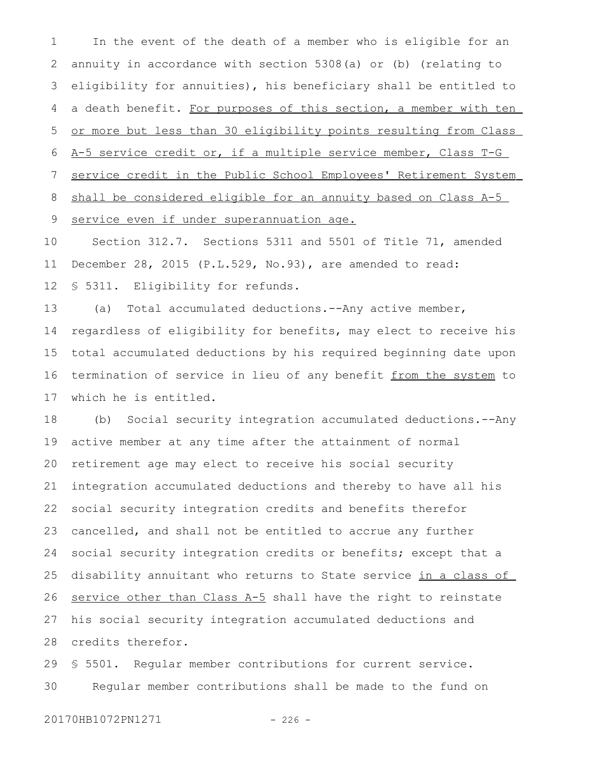In the event of the death of a member who is eligible for an annuity in accordance with section 5308(a) or (b) (relating to eligibility for annuities), his beneficiary shall be entitled to a death benefit. For purposes of this section, a member with ten or more but less than 30 eligibility points resulting from Class A-5 service credit or, if a multiple service member, Class T-G service credit in the Public School Employees' Retirement System shall be considered eligible for an annuity based on Class A-5 service even if under superannuation age.

Section 312.7. Sections 5311 and 5501 of Title 71, amended December 28, 2015 (P.L.529, No.93), are amended to read:

§ 5311. Eligibility for refunds.

(a) Total accumulated deductions.--Any active member, regardless of eligibility for benefits, may elect to receive his total accumulated deductions by his required beginning date upon termination of service in lieu of any benefit from the system to which he is entitled.

(b) Social security integration accumulated deductions.--Any active member at any time after the attainment of normal retirement age may elect to receive his social security integration accumulated deductions and thereby to have all his social security integration credits and benefits therefor cancelled, and shall not be entitled to accrue any further social security integration credits or benefits; except that a disability annuitant who returns to State service in a class of service other than Class A-5 shall have the right to reinstate his social security integration accumulated deductions and credits therefor.

§ 5501. Regular member contributions for current service.

Regular member contributions shall be made to the fund on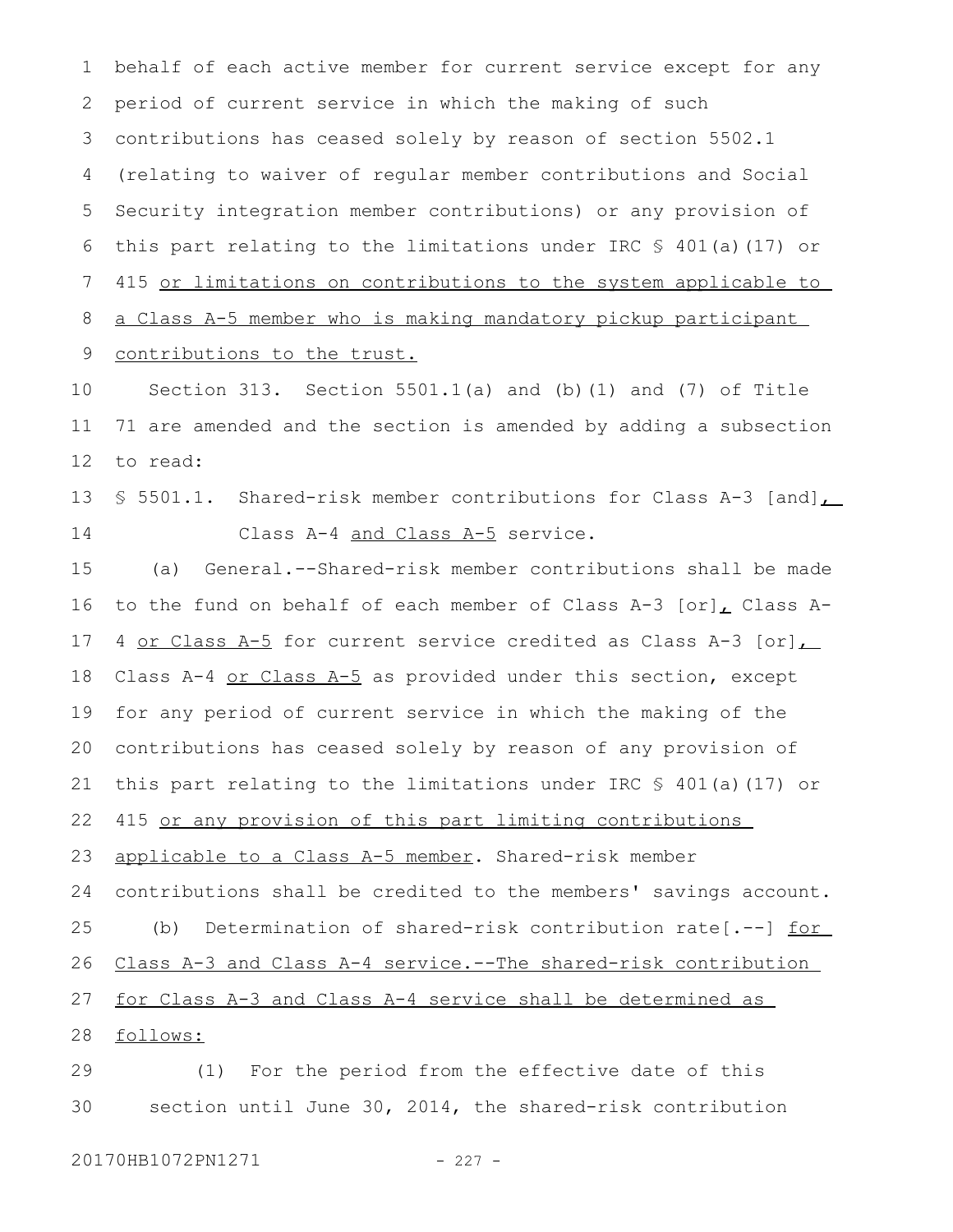behalf of each active member for current service except for any period of current service in which the making of such contributions has ceased solely by reason of section 5502.1 (relating to waiver of regular member contributions and Social Security integration member contributions) or any provision of this part relating to the limitations under IRC § 401(a)(17) or 415 <u>or limitations on contributions to the system applicable to a Class A-5 member who is making mandatory pickup participant contributions to the trust.</u>

Section 313. Section 5501.1(a) and (b)(1) and (7) of Title 71 are amended and the section is amended by adding a subsection to read:

§ 5501.1. Shared-risk member contributions for Class A-3 [and]<u>,</u> Class A-4 <u>and Class A-5</u> service.

(a) General.--Shared-risk member contributions shall be made to the fund on behalf of each member of Class A-3 [or]<u>,</u> Class A-4 <u>or Class A-5</u> for current service credited as Class A-3 [or]<u>,</u> Class A-4 <u>or Class A-5</u> as provided under this section, except for any period of current service in which the making of the contributions has ceased solely by reason of any provision of this part relating to the limitations under IRC § 401(a)(17) or 415 <u>or any provision of this part limiting contributions applicable to a Class A-5 member</u>. Shared-risk member contributions shall be credited to the members' savings account.

(b) Determination of shared-risk contribution rate[.--] <u>for Class A-3 and Class A-4 service.--The shared-risk contribution for Class A-3 and Class A-4 service shall be determined as follows:</u>

(1) For the period from the effective date of this section until June 30, 2014, the shared-risk contribution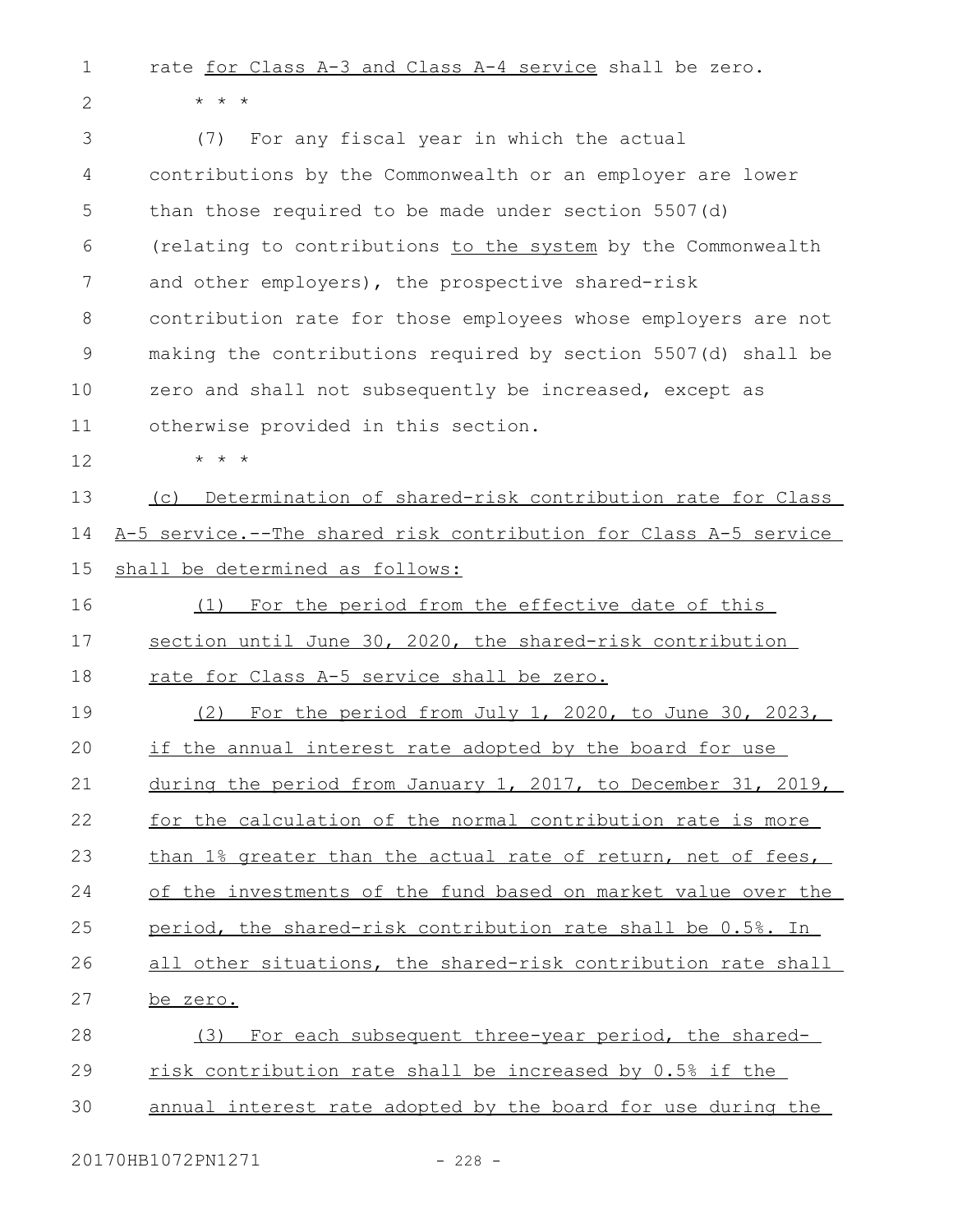rate for Class A-3 and Class A-4 service shall be zero.

\* \* \*

(7) For any fiscal year in which the actual contributions by the Commonwealth or an employer are lower than those required to be made under section 5507(d) (relating to contributions to the system by the Commonwealth and other employers), the prospective shared-risk contribution rate for those employees whose employers are not making the contributions required by section 5507(d) shall be zero and shall not subsequently be increased, except as otherwise provided in this section.

\* \* \*

(c) Determination of shared-risk contribution rate for Class A-5 service.--The shared risk contribution for Class A-5 service shall be determined as follows:

(1) For the period from the effective date of this section until June 30, 2020, the shared-risk contribution rate for Class A-5 service shall be zero.

(2) For the period from July 1, 2020, to June 30, 2023, if the annual interest rate adopted by the board for use during the period from January 1, 2017, to December 31, 2019, for the calculation of the normal contribution rate is more than 1% greater than the actual rate of return, net of fees, of the investments of the fund based on market value over the period, the shared-risk contribution rate shall be 0.5%. In all other situations, the shared-risk contribution rate shall be zero.

(3) For each subsequent three-year period, the shared-risk contribution rate shall be increased by 0.5% if the annual interest rate adopted by the board for use during the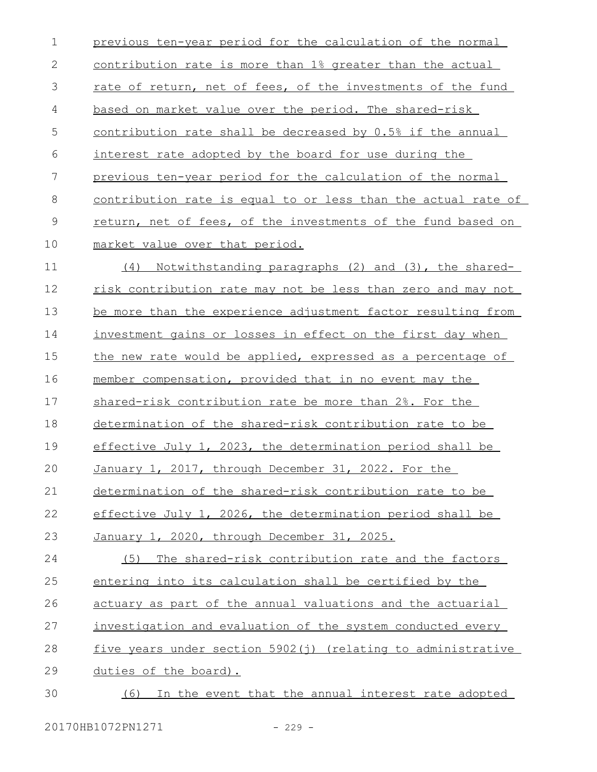previous ten-year period for the calculation of the normal contribution rate is more than 1% greater than the actual rate of return, net of fees, of the investments of the fund based on market value over the period. The shared-risk contribution rate shall be decreased by 0.5% if the annual interest rate adopted by the board for use during the previous ten-year period for the calculation of the normal contribution rate is equal to or less than the actual rate of return, net of fees, of the investments of the fund based on market value over that period.

(4) Notwithstanding paragraphs (2) and (3), the shared-risk contribution rate may not be less than zero and may not be more than the experience adjustment factor resulting from investment gains or losses in effect on the first day when the new rate would be applied, expressed as a percentage of member compensation, provided that in no event may the shared-risk contribution rate be more than 2%. For the determination of the shared-risk contribution rate to be effective July 1, 2023, the determination period shall be January 1, 2017, through December 31, 2022. For the determination of the shared-risk contribution rate to be effective July 1, 2026, the determination period shall be January 1, 2020, through December 31, 2025.

(5) The shared-risk contribution rate and the factors entering into its calculation shall be certified by the actuary as part of the annual valuations and the actuarial investigation and evaluation of the system conducted every five years under section 5902(j) (relating to administrative duties of the board).

(6) In the event that the annual interest rate adopted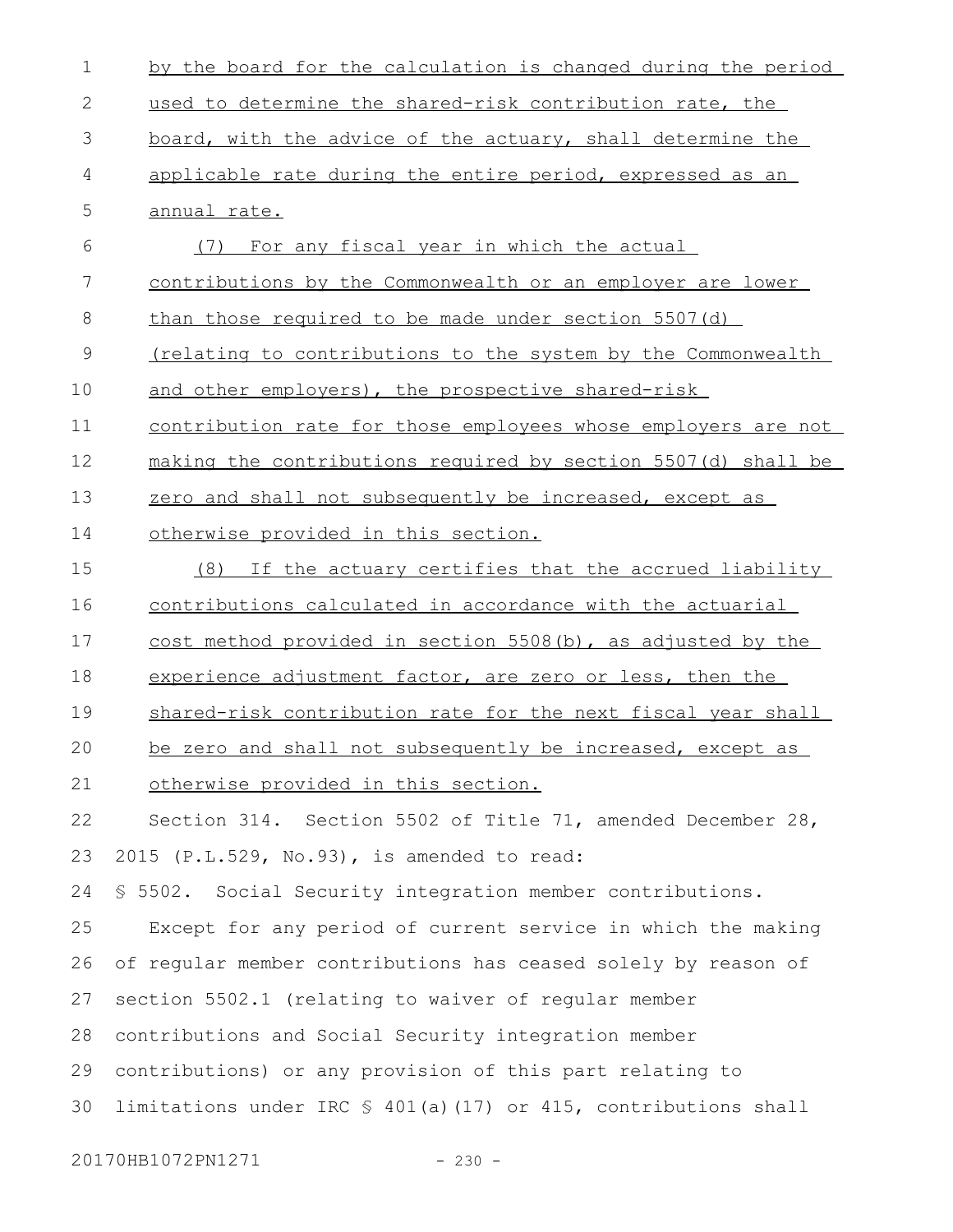by the board for the calculation is changed during the period used to determine the shared-risk contribution rate, the board, with the advice of the actuary, shall determine the applicable rate during the entire period, expressed as an annual rate.

(7) For any fiscal year in which the actual contributions by the Commonwealth or an employer are lower than those required to be made under section 5507(d) (relating to contributions to the system by the Commonwealth and other employers), the prospective shared-risk contribution rate for those employees whose employers are not making the contributions required by section 5507(d) shall be zero and shall not subsequently be increased, except as otherwise provided in this section.

(8) If the actuary certifies that the accrued liability contributions calculated in accordance with the actuarial cost method provided in section 5508(b), as adjusted by the experience adjustment factor, are zero or less, then the shared-risk contribution rate for the next fiscal year shall be zero and shall not subsequently be increased, except as otherwise provided in this section.

Section 314. Section 5502 of Title 71, amended December 28, 2015 (P.L.529, No.93), is amended to read:

§ 5502. Social Security integration member contributions.

Except for any period of current service in which the making of regular member contributions has ceased solely by reason of section 5502.1 (relating to waiver of regular member contributions and Social Security integration member contributions) or any provision of this part relating to limitations under IRC § 401(a)(17) or 415, contributions shall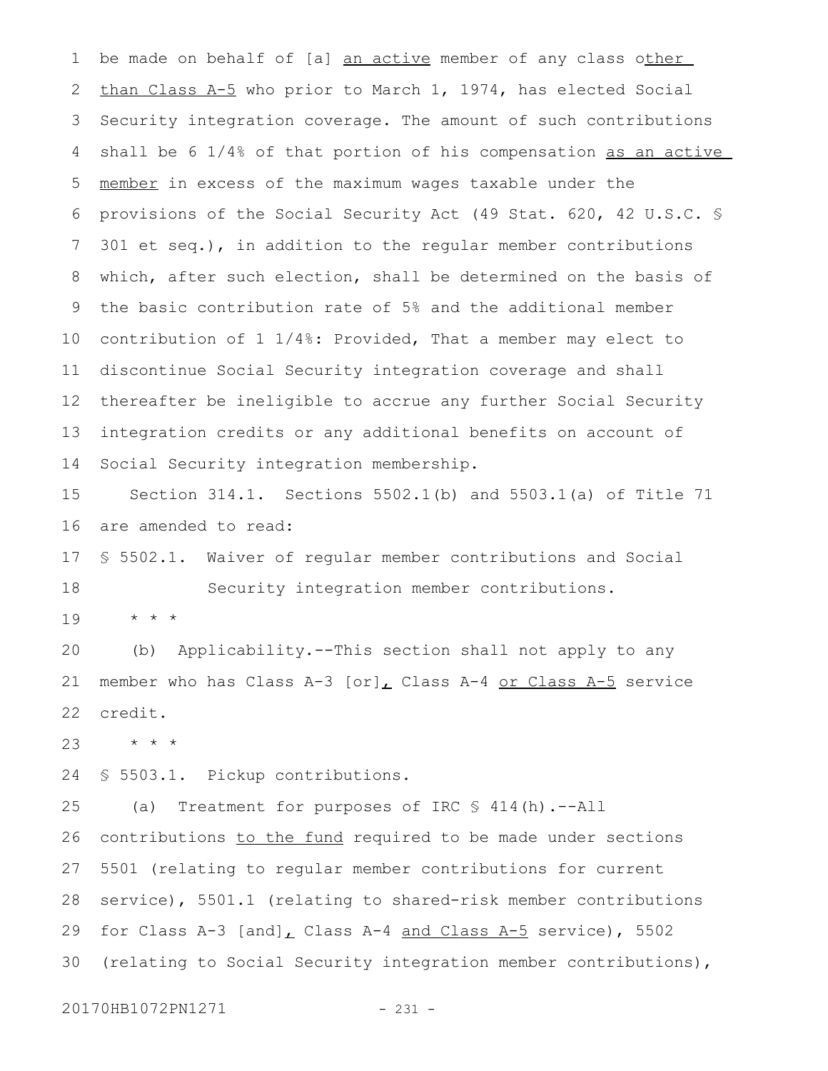be made on behalf of [a] an active member of any class other than Class A-5 who prior to March 1, 1974, has elected Social Security integration coverage. The amount of such contributions shall be 6 1/4% of that portion of his compensation as an active member in excess of the maximum wages taxable under the provisions of the Social Security Act (49 Stat. 620, 42 U.S.C. § 301 et seq.), in addition to the regular member contributions which, after such election, shall be determined on the basis of the basic contribution rate of 5% and the additional member contribution of 1 1/4%: Provided, That a member may elect to discontinue Social Security integration coverage and shall thereafter be ineligible to accrue any further Social Security integration credits or any additional benefits on account of Social Security integration membership.

Section 314.1. Sections 5502.1(b) and 5503.1(a) of Title 71 are amended to read:

§ 5502.1. Waiver of regular member contributions and Social Security integration member contributions.

\* \* \*

(b) Applicability.--This section shall not apply to any member who has Class A-3 [or], Class A-4 or Class A-5 service credit.

\* \* \*

§ 5503.1. Pickup contributions.

(a) Treatment for purposes of IRC § 414(h).--All contributions to the fund required to be made under sections 5501 (relating to regular member contributions for current service), 5501.1 (relating to shared-risk member contributions for Class A-3 [and], Class A-4 and Class A-5 service), 5502 (relating to Social Security integration member contributions),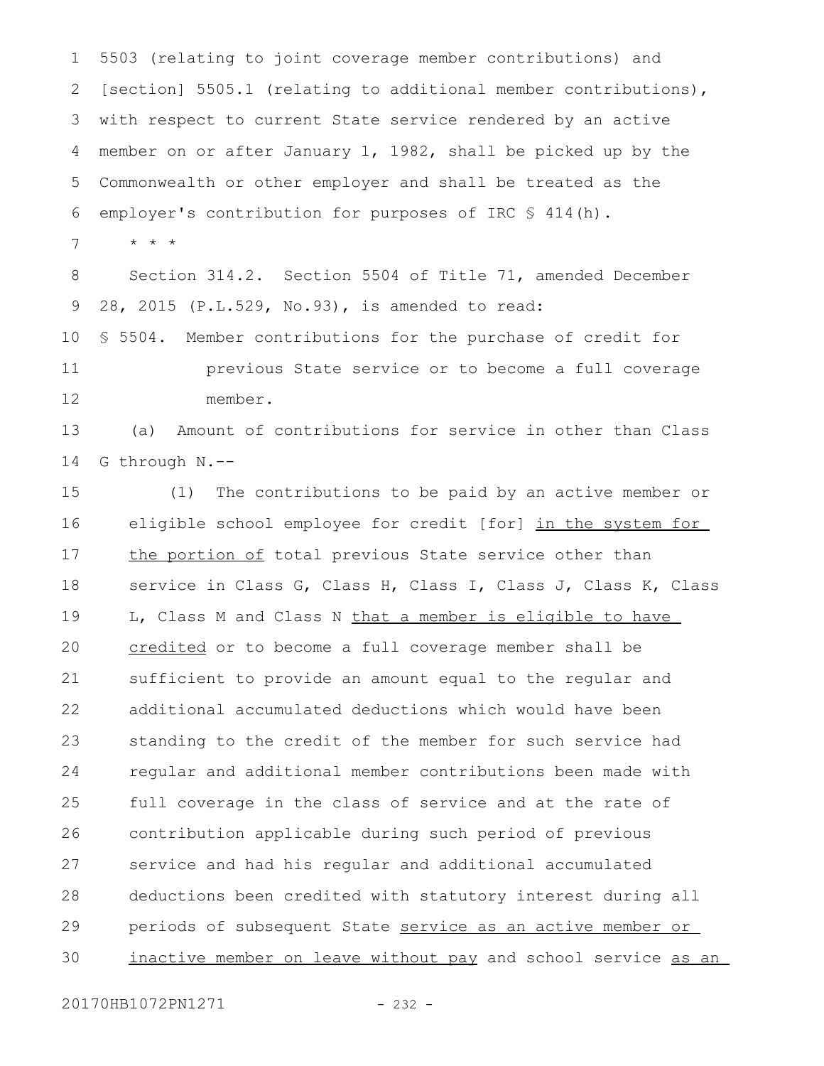5503 (relating to joint coverage member contributions) and [section] 5505.1 (relating to additional member contributions), with respect to current State service rendered by an active member on or after January 1, 1982, shall be picked up by the Commonwealth or other employer and shall be treated as the employer's contribution for purposes of IRC § 414(h).

* * *

Section 314.2. Section 5504 of Title 71, amended December 28, 2015 (P.L.529, No.93), is amended to read:

§ 5504. Member contributions for the purchase of credit for previous State service or to become a full coverage member.

(a) Amount of contributions for service in other than Class G through N.--

(1) The contributions to be paid by an active member or eligible school employee for credit [for] in the system for the portion of total previous State service other than service in Class G, Class H, Class I, Class J, Class K, Class L, Class M and Class N that a member is eligible to have credited or to become a full coverage member shall be sufficient to provide an amount equal to the regular and additional accumulated deductions which would have been standing to the credit of the member for such service had regular and additional member contributions been made with full coverage in the class of service and at the rate of contribution applicable during such period of previous service and had his regular and additional accumulated deductions been credited with statutory interest during all periods of subsequent State service as an active member or inactive member on leave without pay and school service as an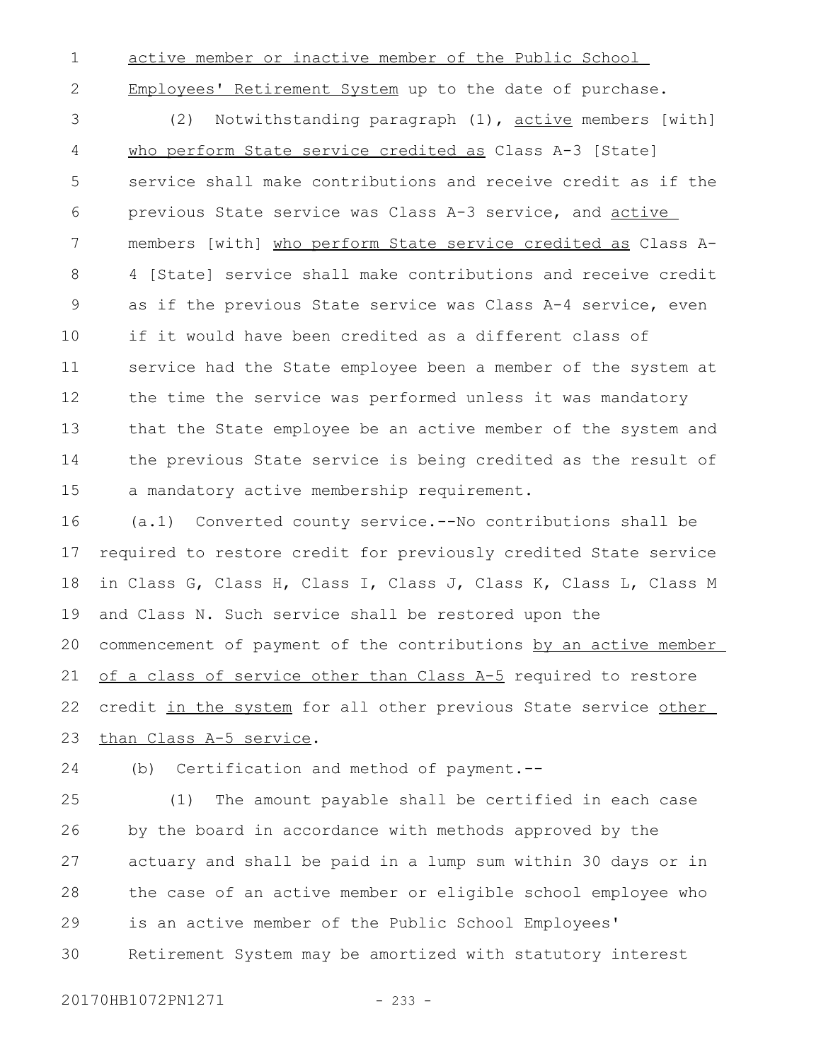active member or inactive member of the Public School Employees' Retirement System up to the date of purchase.

(2) Notwithstanding paragraph (1), active members [with] who perform State service credited as Class A-3 [State] service shall make contributions and receive credit as if the previous State service was Class A-3 service, and active members [with] who perform State service credited as Class A-4 [State] service shall make contributions and receive credit as if the previous State service was Class A-4 service, even if it would have been credited as a different class of service had the State employee been a member of the system at the time the service was performed unless it was mandatory that the State employee be an active member of the system and the previous State service is being credited as the result of a mandatory active membership requirement.

(a.1) Converted county service.--No contributions shall be required to restore credit for previously credited State service in Class G, Class H, Class I, Class J, Class K, Class L, Class M and Class N. Such service shall be restored upon the commencement of payment of the contributions by an active member of a class of service other than Class A-5 required to restore credit in the system for all other previous State service other than Class A-5 service.

(b) Certification and method of payment.--

(1) The amount payable shall be certified in each case by the board in accordance with methods approved by the actuary and shall be paid in a lump sum within 30 days or in the case of an active member or eligible school employee who is an active member of the Public School Employees' Retirement System may be amortized with statutory interest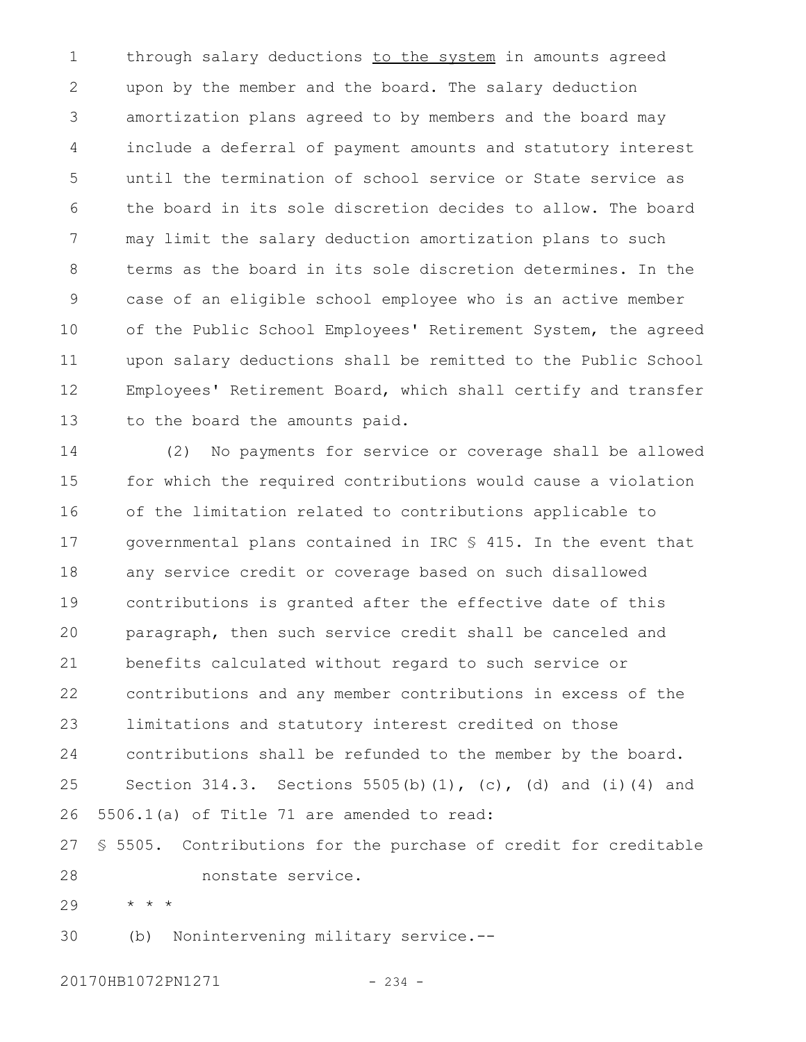through salary deductions <u>to the system</u> in amounts agreed upon by the member and the board. The salary deduction amortization plans agreed to by members and the board may include a deferral of payment amounts and statutory interest until the termination of school service or State service as the board in its sole discretion decides to allow. The board may limit the salary deduction amortization plans to such terms as the board in its sole discretion determines. In the case of an eligible school employee who is an active member of the Public School Employees' Retirement System, the agreed upon salary deductions shall be remitted to the Public School Employees' Retirement Board, which shall certify and transfer to the board the amounts paid.

(2) No payments for service or coverage shall be allowed for which the required contributions would cause a violation of the limitation related to contributions applicable to governmental plans contained in IRC § 415. In the event that any service credit or coverage based on such disallowed contributions is granted after the effective date of this paragraph, then such service credit shall be canceled and benefits calculated without regard to such service or contributions and any member contributions in excess of the limitations and statutory interest credited on those contributions shall be refunded to the member by the board.

Section 314.3. Sections 5505(b)(1), (c), (d) and (i)(4) and 5506.1(a) of Title 71 are amended to read:

§ 5505. Contributions for the purchase of credit for creditable nonstate service.

* * *

(b) Nonintervening military service.--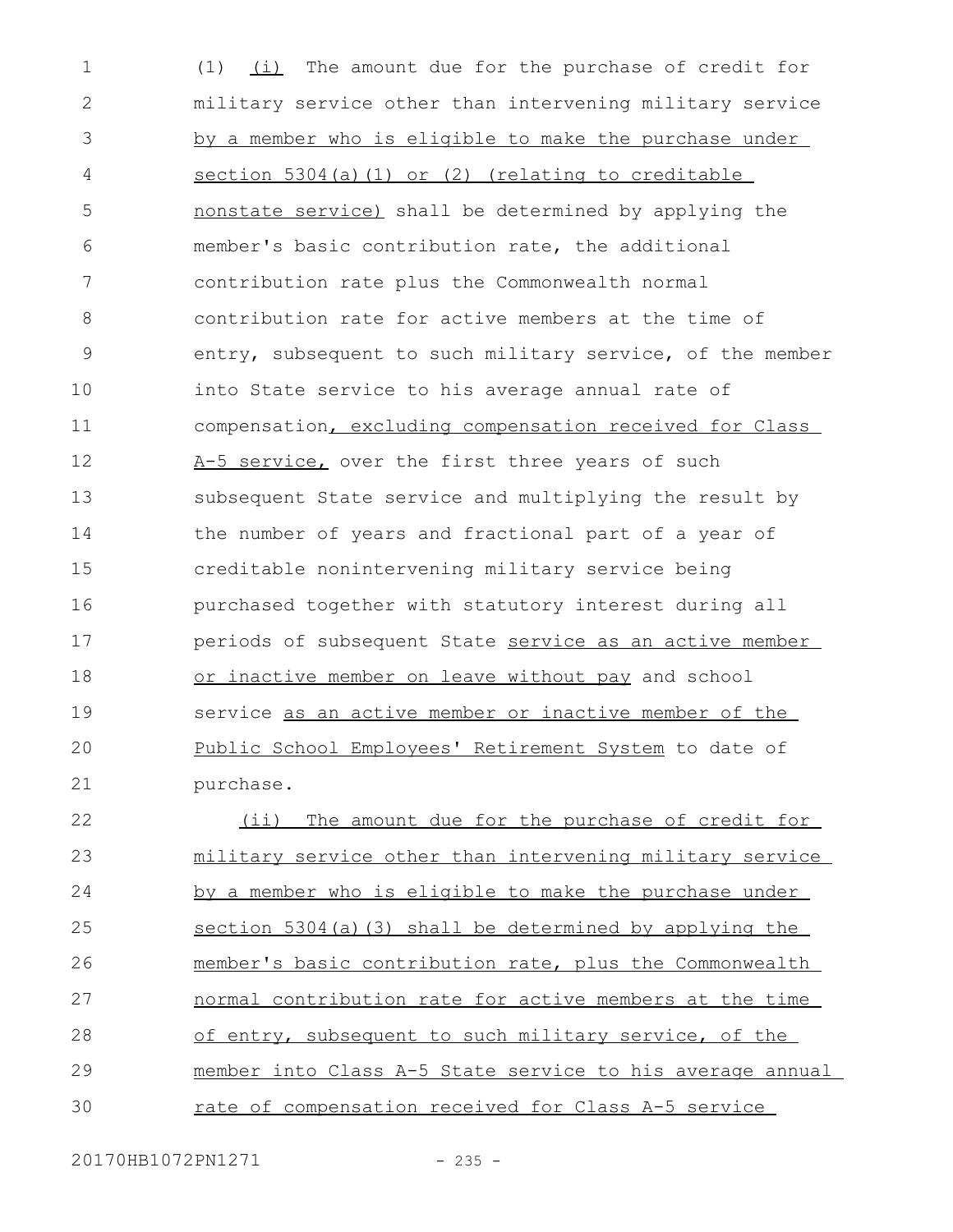(1) (i) The amount due for the purchase of credit for military service other than intervening military service by a member who is eligible to make the purchase under section 5304(a)(1) or (2) (relating to creditable nonstate service) shall be determined by applying the member's basic contribution rate, the additional contribution rate plus the Commonwealth normal contribution rate for active members at the time of entry, subsequent to such military service, of the member into State service to his average annual rate of compensation, excluding compensation received for Class A-5 service, over the first three years of such subsequent State service and multiplying the result by the number of years and fractional part of a year of creditable nonintervening military service being purchased together with statutory interest during all periods of subsequent State service as an active member or inactive member on leave without pay and school service as an active member or inactive member of the Public School Employees' Retirement System to date of purchase.

(ii) The amount due for the purchase of credit for military service other than intervening military service by a member who is eligible to make the purchase under section 5304(a)(3) shall be determined by applying the member's basic contribution rate, plus the Commonwealth normal contribution rate for active members at the time of entry, subsequent to such military service, of the member into Class A-5 State service to his average annual rate of compensation received for Class A-5 service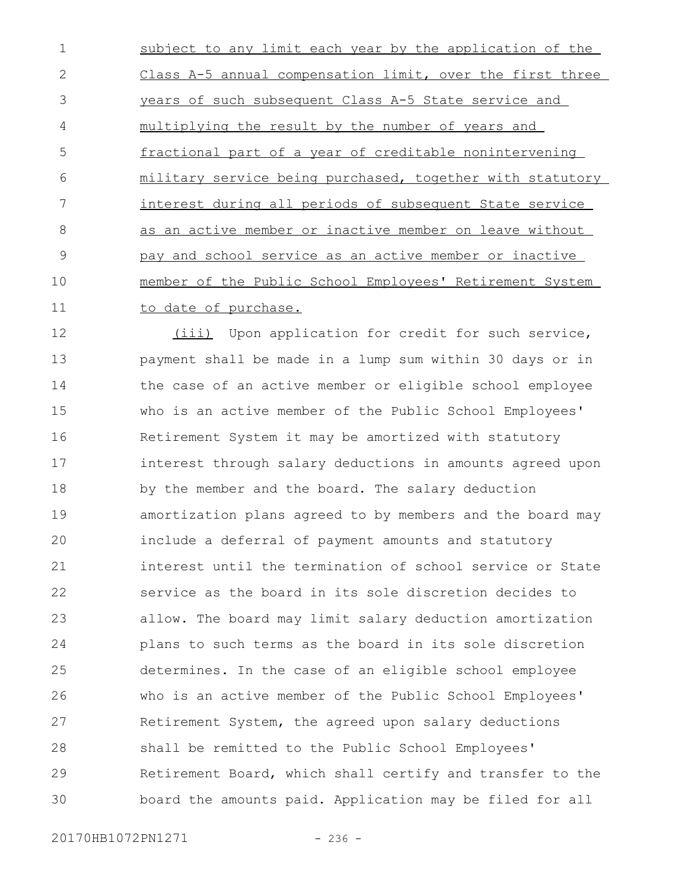subject to any limit each year by the application of the Class A-5 annual compensation limit, over the first three years of such subsequent Class A-5 State service and multiplying the result by the number of years and fractional part of a year of creditable nonintervening military service being purchased, together with statutory interest during all periods of subsequent State service as an active member or inactive member on leave without pay and school service as an active member or inactive member of the Public School Employees' Retirement System to date of purchase.

(iii) Upon application for credit for such service, payment shall be made in a lump sum within 30 days or in the case of an active member or eligible school employee who is an active member of the Public School Employees' Retirement System it may be amortized with statutory interest through salary deductions in amounts agreed upon by the member and the board. The salary deduction amortization plans agreed to by members and the board may include a deferral of payment amounts and statutory interest until the termination of school service or State service as the board in its sole discretion decides to allow. The board may limit salary deduction amortization plans to such terms as the board in its sole discretion determines. In the case of an eligible school employee who is an active member of the Public School Employees' Retirement System, the agreed upon salary deductions shall be remitted to the Public School Employees' Retirement Board, which shall certify and transfer to the board the amounts paid. Application may be filed for all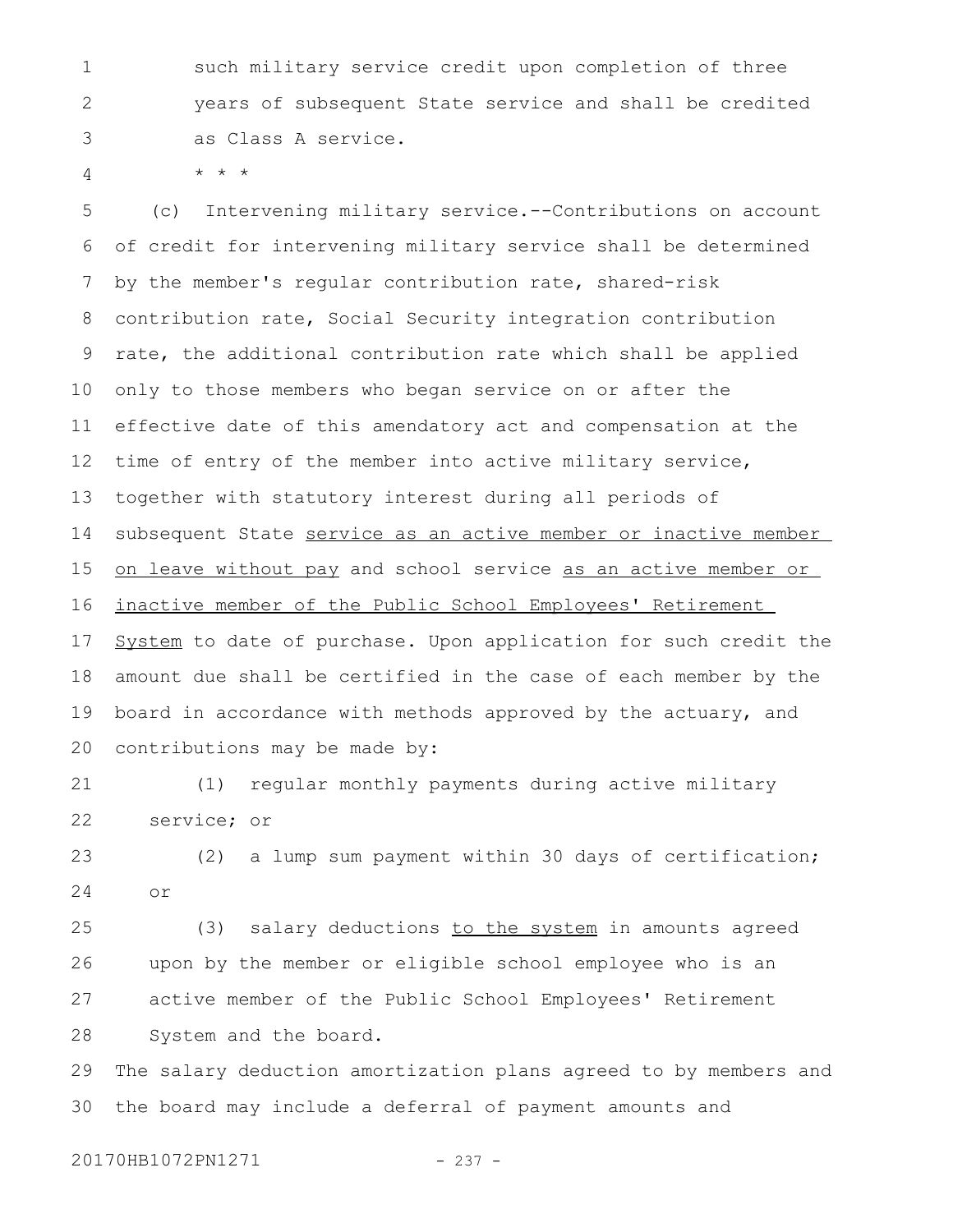such military service credit upon completion of three years of subsequent State service and shall be credited as Class A service.

\* \* \*

(c) Intervening military service.--Contributions on account of credit for intervening military service shall be determined by the member's regular contribution rate, shared-risk contribution rate, Social Security integration contribution rate, the additional contribution rate which shall be applied only to those members who began service on or after the effective date of this amendatory act and compensation at the time of entry of the member into active military service, together with statutory interest during all periods of subsequent State <u>service as an active member or inactive member on leave without pay</u> and school service <u>as an active member or inactive member of the Public School Employees' Retirement System</u> to date of purchase. Upon application for such credit the amount due shall be certified in the case of each member by the board in accordance with methods approved by the actuary, and contributions may be made by:

(1) regular monthly payments during active military service; or

(2) a lump sum payment within 30 days of certification; or

(3) salary deductions <u>to the system</u> in amounts agreed upon by the member or eligible school employee who is an active member of the Public School Employees' Retirement System and the board.

The salary deduction amortization plans agreed to by members and the board may include a deferral of payment amounts and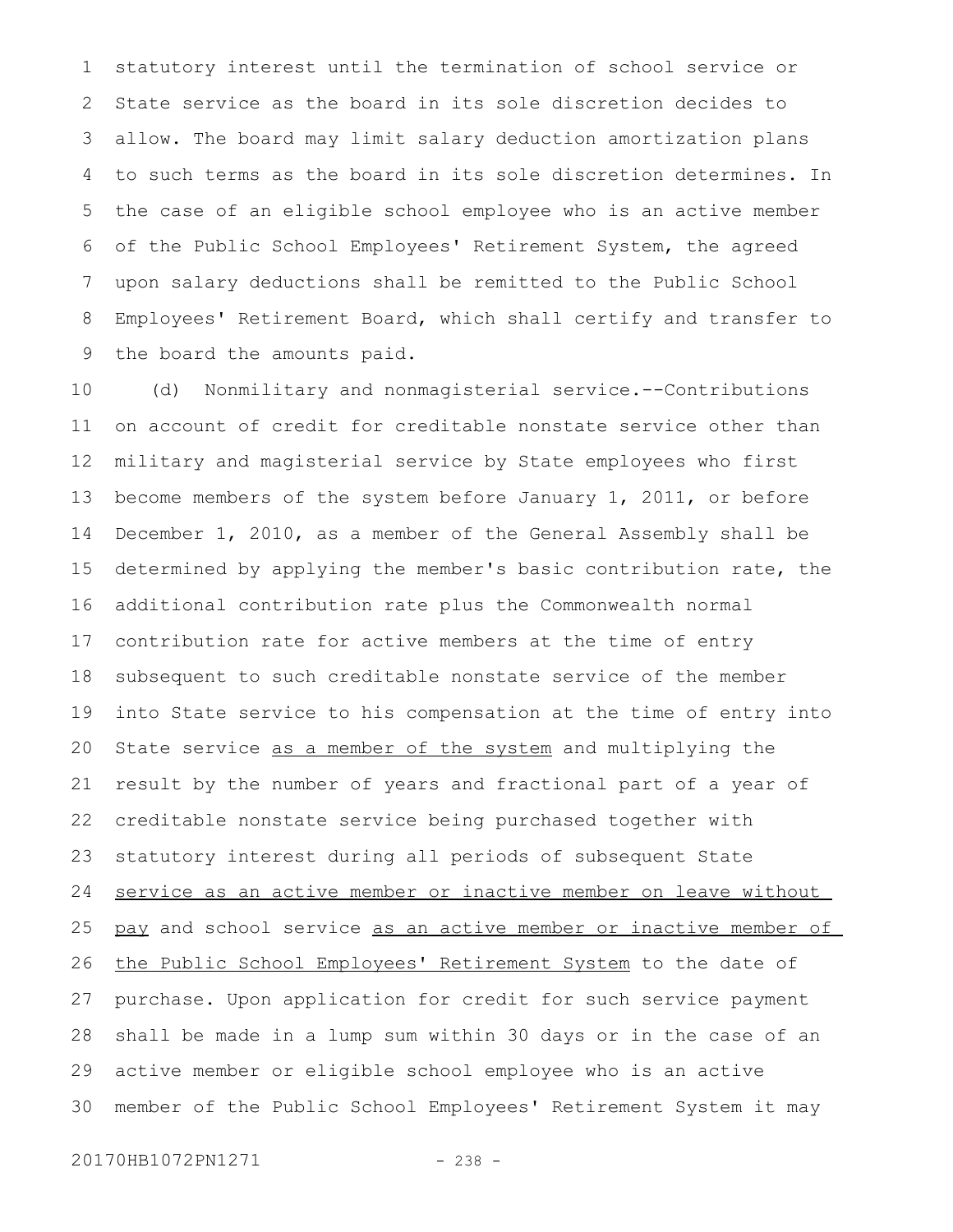statutory interest until the termination of school service or State service as the board in its sole discretion decides to allow. The board may limit salary deduction amortization plans to such terms as the board in its sole discretion determines. In the case of an eligible school employee who is an active member of the Public School Employees' Retirement System, the agreed upon salary deductions shall be remitted to the Public School Employees' Retirement Board, which shall certify and transfer to the board the amounts paid.

(d) Nonmilitary and nonmagisterial service.--Contributions on account of credit for creditable nonstate service other than military and magisterial service by State employees who first become members of the system before January 1, 2011, or before December 1, 2010, as a member of the General Assembly shall be determined by applying the member's basic contribution rate, the additional contribution rate plus the Commonwealth normal contribution rate for active members at the time of entry subsequent to such creditable nonstate service of the member into State service to his compensation at the time of entry into State service <u>as a member of the system</u> and multiplying the result by the number of years and fractional part of a year of creditable nonstate service being purchased together with statutory interest during all periods of subsequent State <u>service as an active member or inactive member on leave without pay</u> and school service <u>as an active member or inactive member of the Public School Employees' Retirement System</u> to the date of purchase. Upon application for credit for such service payment shall be made in a lump sum within 30 days or in the case of an active member or eligible school employee who is an active member of the Public School Employees' Retirement System it may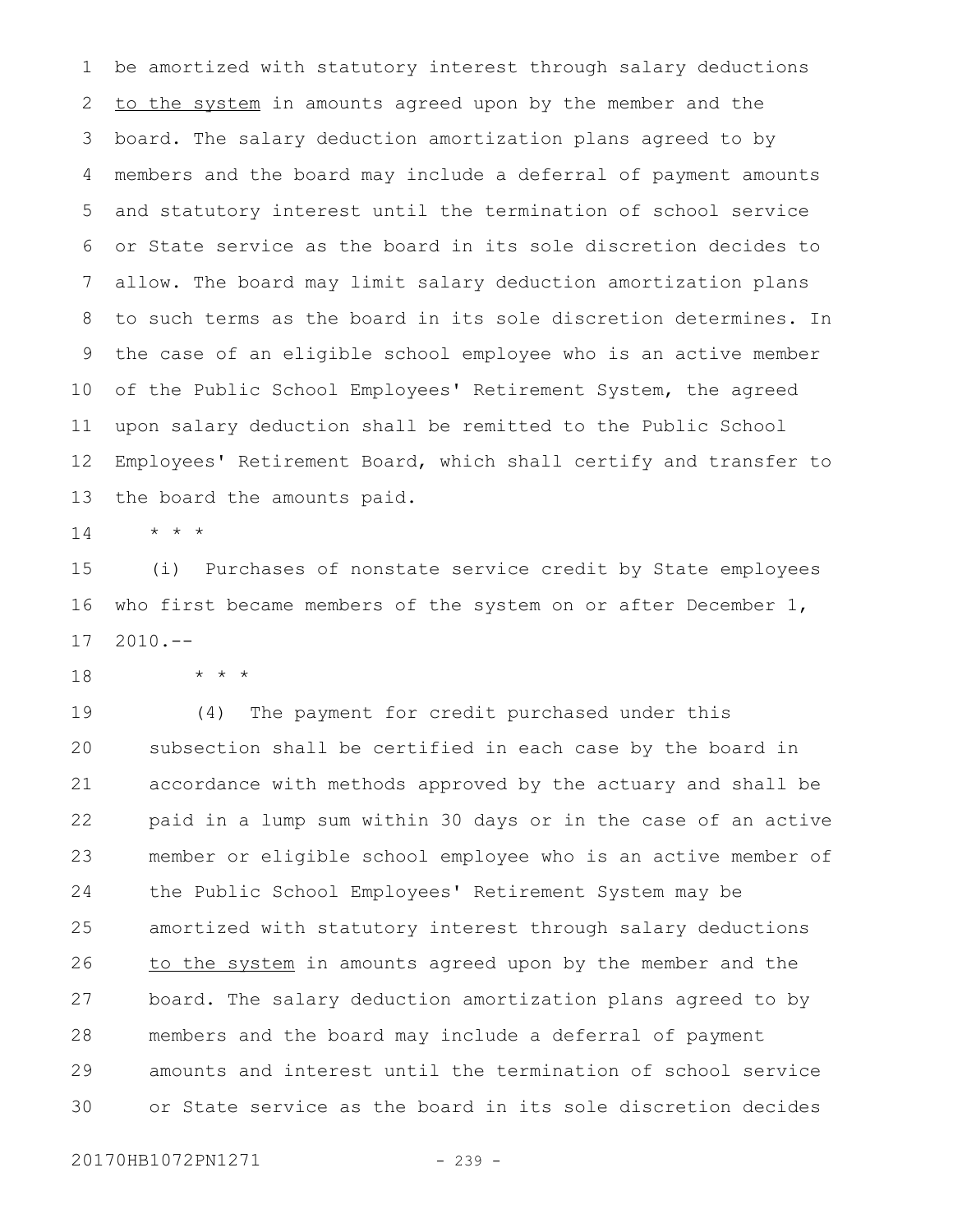be amortized with statutory interest through salary deductions <u>to the system</u> in amounts agreed upon by the member and the board. The salary deduction amortization plans agreed to by members and the board may include a deferral of payment amounts and statutory interest until the termination of school service or State service as the board in its sole discretion decides to allow. The board may limit salary deduction amortization plans to such terms as the board in its sole discretion determines. In the case of an eligible school employee who is an active member of the Public School Employees' Retirement System, the agreed upon salary deduction shall be remitted to the Public School Employees' Retirement Board, which shall certify and transfer to the board the amounts paid.

* * *

(i) Purchases of nonstate service credit by State employees who first became members of the system on or after December 1, 2010.--

* * *

(4) The payment for credit purchased under this subsection shall be certified in each case by the board in accordance with methods approved by the actuary and shall be paid in a lump sum within 30 days or in the case of an active member or eligible school employee who is an active member of the Public School Employees' Retirement System may be amortized with statutory interest through salary deductions <u>to the system</u> in amounts agreed upon by the member and the board. The salary deduction amortization plans agreed to by members and the board may include a deferral of payment amounts and interest until the termination of school service or State service as the board in its sole discretion decides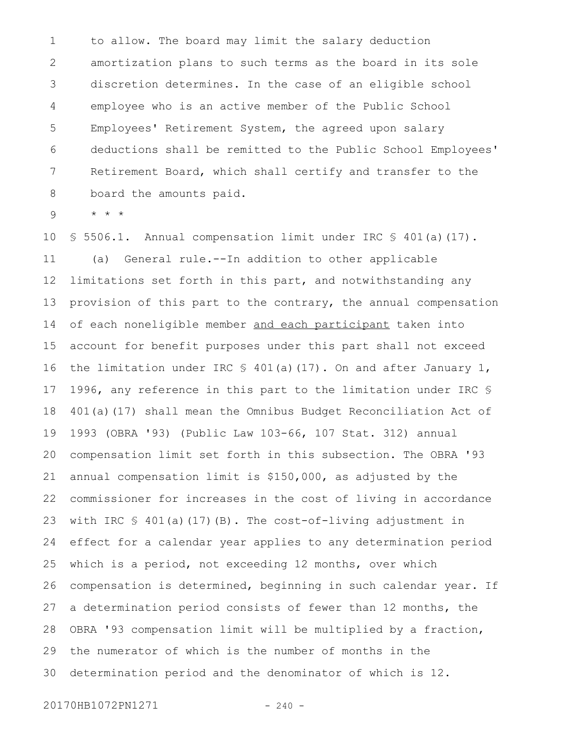to allow. The board may limit the salary deduction amortization plans to such terms as the board in its sole discretion determines. In the case of an eligible school employee who is an active member of the Public School Employees' Retirement System, the agreed upon salary deductions shall be remitted to the Public School Employees' Retirement Board, which shall certify and transfer to the board the amounts paid.

* * *

§ 5506.1. Annual compensation limit under IRC § 401(a)(17).

(a) General rule.--In addition to other applicable limitations set forth in this part, and notwithstanding any provision of this part to the contrary, the annual compensation of each noneligible member and each participant taken into account for benefit purposes under this part shall not exceed the limitation under IRC § 401(a)(17). On and after January 1, 1996, any reference in this part to the limitation under IRC § 401(a)(17) shall mean the Omnibus Budget Reconciliation Act of 1993 (OBRA '93) (Public Law 103-66, 107 Stat. 312) annual compensation limit set forth in this subsection. The OBRA '93 annual compensation limit is $150,000, as adjusted by the commissioner for increases in the cost of living in accordance with IRC § 401(a)(17)(B). The cost-of-living adjustment in effect for a calendar year applies to any determination period which is a period, not exceeding 12 months, over which compensation is determined, beginning in such calendar year. If a determination period consists of fewer than 12 months, the OBRA '93 compensation limit will be multiplied by a fraction, the numerator of which is the number of months in the determination period and the denominator of which is 12.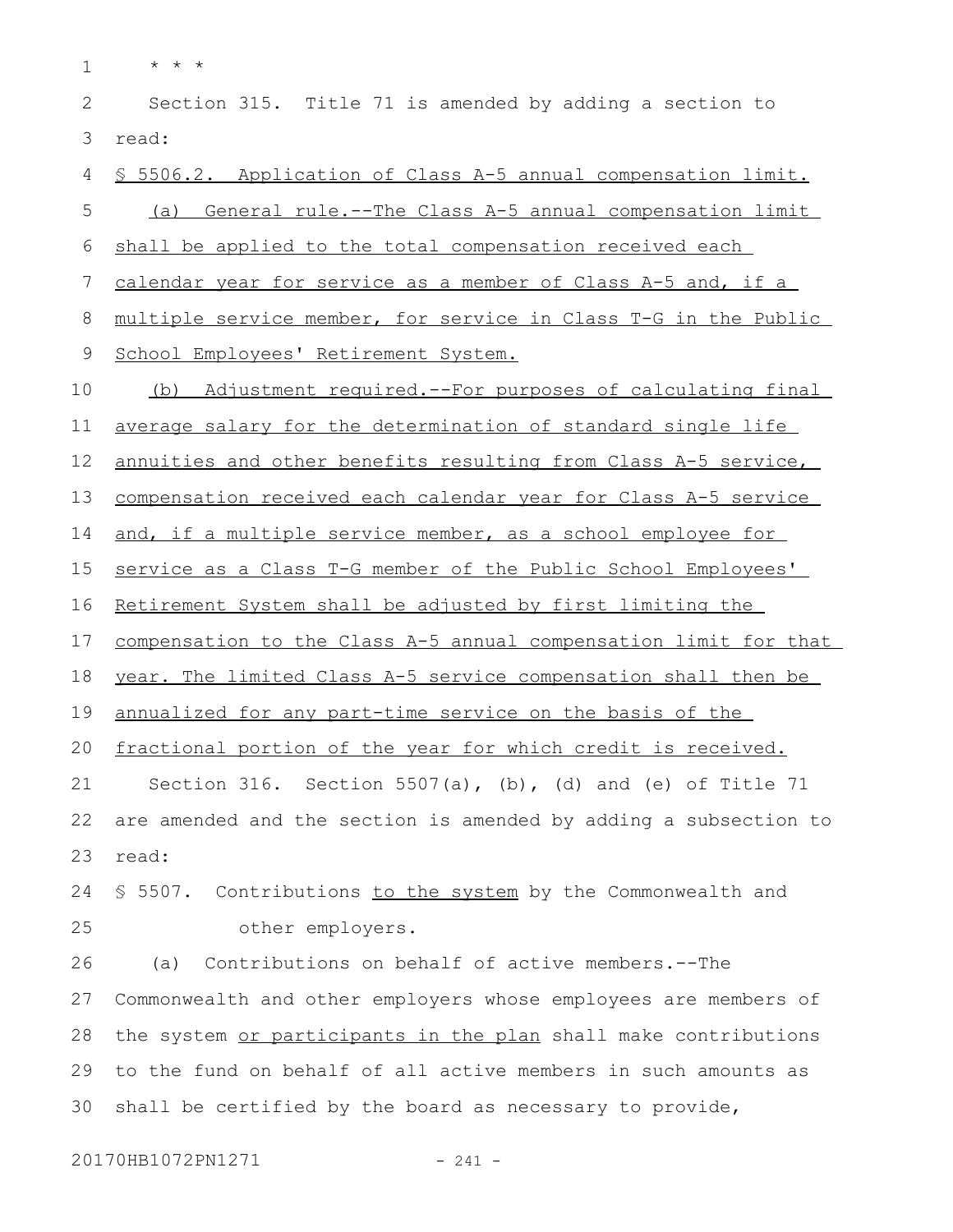\* \* \*

Section 315. Title 71 is amended by adding a section to read:

§ 5506.2. Application of Class A-5 annual compensation limit.

(a) General rule.--The Class A-5 annual compensation limit shall be applied to the total compensation received each calendar year for service as a member of Class A-5 and, if a multiple service member, for service in Class T-G in the Public School Employees' Retirement System.

(b) Adjustment required.--For purposes of calculating final average salary for the determination of standard single life annuities and other benefits resulting from Class A-5 service, compensation received each calendar year for Class A-5 service and, if a multiple service member, as a school employee for service as a Class T-G member of the Public School Employees' Retirement System shall be adjusted by first limiting the compensation to the Class A-5 annual compensation limit for that year. The limited Class A-5 service compensation shall then be annualized for any part-time service on the basis of the fractional portion of the year for which credit is received.

Section 316. Section 5507(a), (b), (d) and (e) of Title 71 are amended and the section is amended by adding a subsection to read:

§ 5507. Contributions to the system by the Commonwealth and other employers.

(a) Contributions on behalf of active members.--The Commonwealth and other employers whose employees are members of the system or participants in the plan shall make contributions to the fund on behalf of all active members in such amounts as shall be certified by the board as necessary to provide,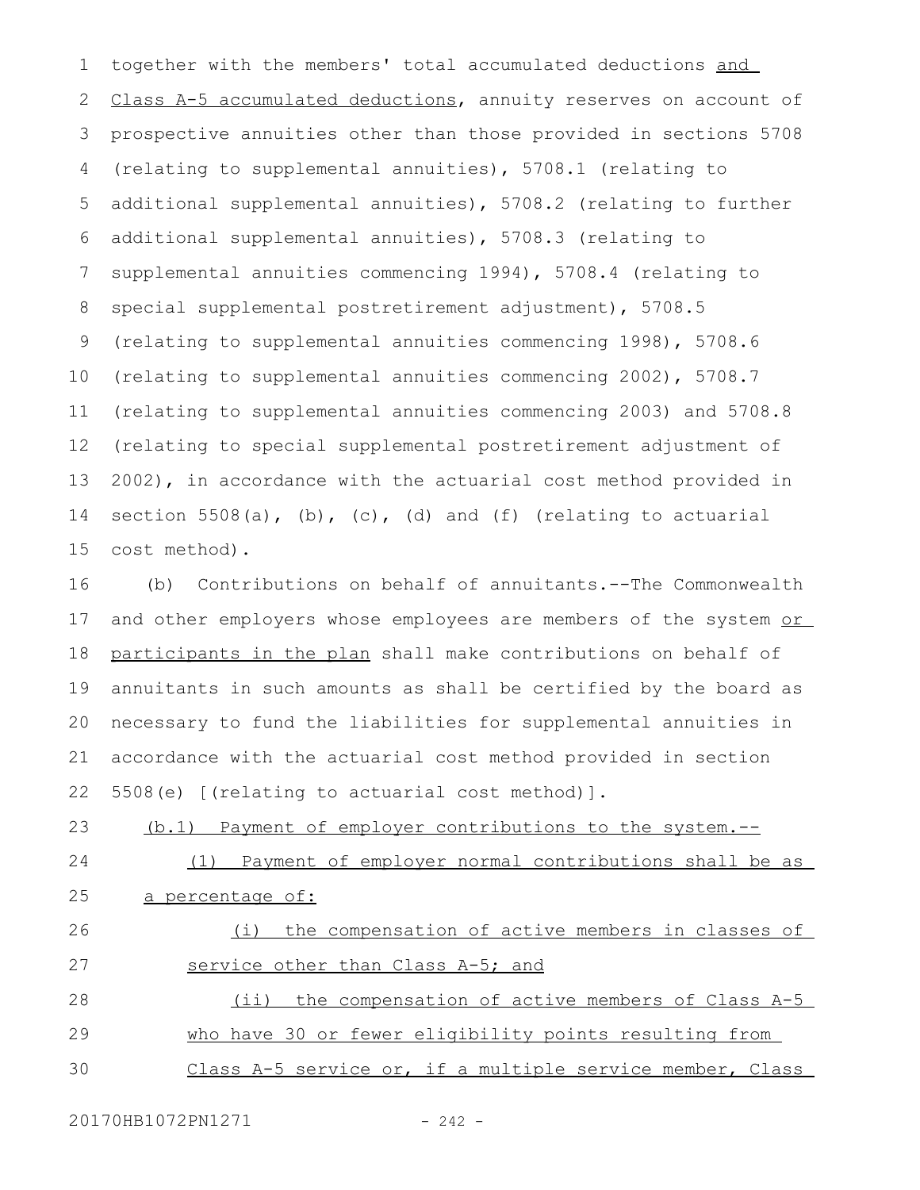together with the members' total accumulated deductions and Class A-5 accumulated deductions, annuity reserves on account of prospective annuities other than those provided in sections 5708 (relating to supplemental annuities), 5708.1 (relating to additional supplemental annuities), 5708.2 (relating to further additional supplemental annuities), 5708.3 (relating to supplemental annuities commencing 1994), 5708.4 (relating to special supplemental postretirement adjustment), 5708.5 (relating to supplemental annuities commencing 1998), 5708.6 (relating to supplemental annuities commencing 2002), 5708.7 (relating to supplemental annuities commencing 2003) and 5708.8 (relating to special supplemental postretirement adjustment of 2002), in accordance with the actuarial cost method provided in section 5508(a), (b), (c), (d) and (f) (relating to actuarial cost method).

(b) Contributions on behalf of annuitants.--The Commonwealth and other employers whose employees are members of the system or participants in the plan shall make contributions on behalf of annuitants in such amounts as shall be certified by the board as necessary to fund the liabilities for supplemental annuities in accordance with the actuarial cost method provided in section 5508(e) [(relating to actuarial cost method)].

(b.1) Payment of employer contributions to the system.--

(1) Payment of employer normal contributions shall be as a percentage of:

(i) the compensation of active members in classes of service other than Class A-5; and

(ii) the compensation of active members of Class A-5 who have 30 or fewer eligibility points resulting from Class A-5 service or, if a multiple service member, Class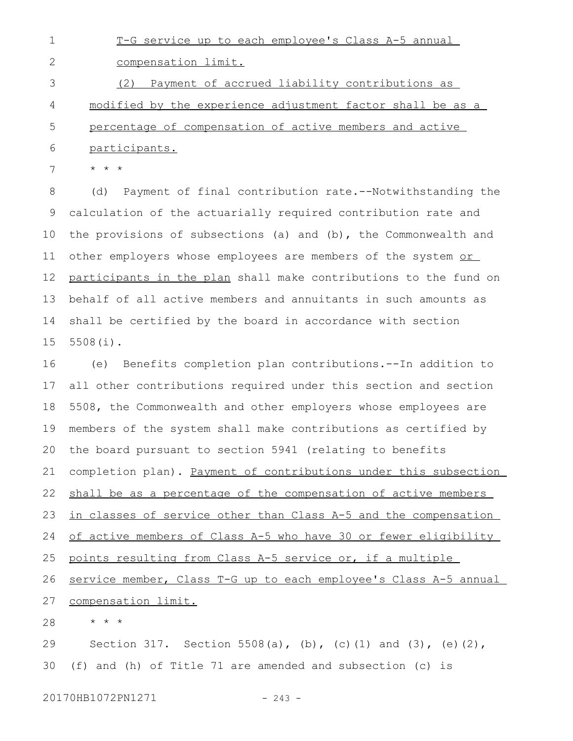T-G service up to each employee's Class A-5 annual compensation limit.

(2) Payment of accrued liability contributions as modified by the experience adjustment factor shall be as a percentage of compensation of active members and active participants.

* * *

(d) Payment of final contribution rate.--Notwithstanding the calculation of the actuarially required contribution rate and the provisions of subsections (a) and (b), the Commonwealth and other employers whose employees are members of the system or participants in the plan shall make contributions to the fund on behalf of all active members and annuitants in such amounts as shall be certified by the board in accordance with section 5508(i).

(e) Benefits completion plan contributions.--In addition to all other contributions required under this section and section 5508, the Commonwealth and other employers whose employees are members of the system shall make contributions as certified by the board pursuant to section 5941 (relating to benefits completion plan). Payment of contributions under this subsection shall be as a percentage of the compensation of active members in classes of service other than Class A-5 and the compensation of active members of Class A-5 who have 30 or fewer eligibility points resulting from Class A-5 service or, if a multiple service member, Class T-G up to each employee's Class A-5 annual compensation limit.

* * *

Section 317. Section 5508(a), (b), (c)(1) and (3), (e)(2), (f) and (h) of Title 71 are amended and subsection (c) is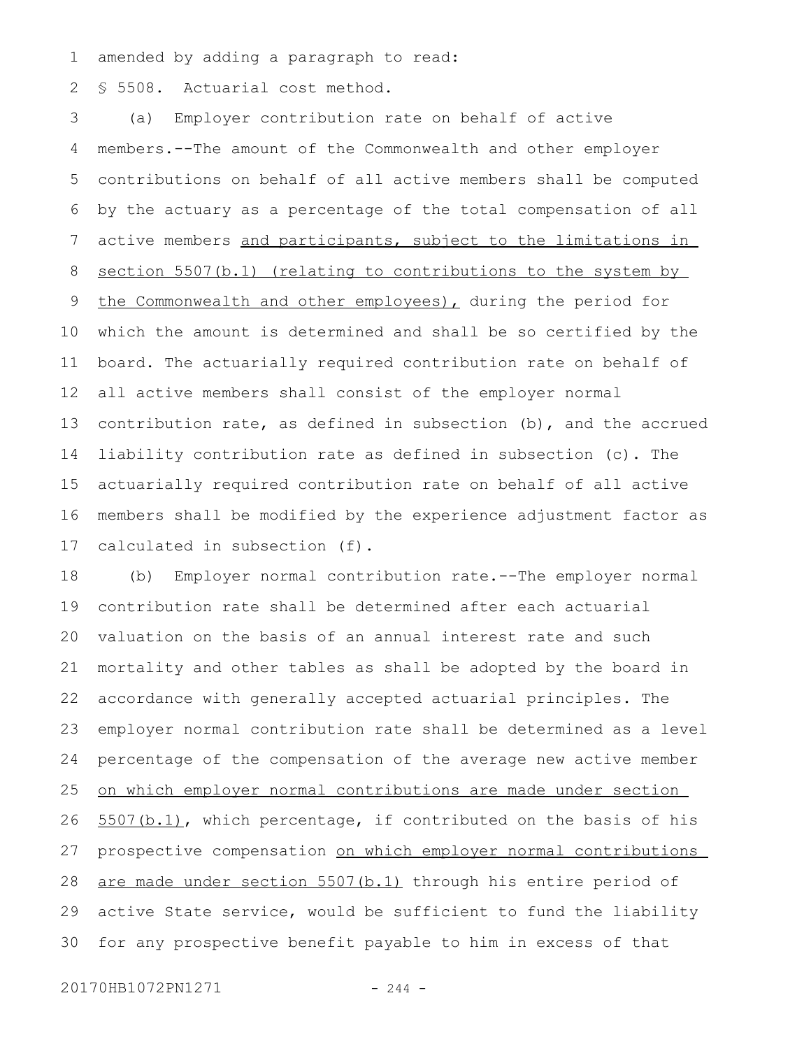amended by adding a paragraph to read:

§ 5508. Actuarial cost method.

(a) Employer contribution rate on behalf of active members.--The amount of the Commonwealth and other employer contributions on behalf of all active members shall be computed by the actuary as a percentage of the total compensation of all active members and participants, subject to the limitations in section 5507(b.1) (relating to contributions to the system by the Commonwealth and other employees), during the period for which the amount is determined and shall be so certified by the board. The actuarially required contribution rate on behalf of all active members shall consist of the employer normal contribution rate, as defined in subsection (b), and the accrued liability contribution rate as defined in subsection (c). The actuarially required contribution rate on behalf of all active members shall be modified by the experience adjustment factor as calculated in subsection (f).

(b) Employer normal contribution rate.--The employer normal contribution rate shall be determined after each actuarial valuation on the basis of an annual interest rate and such mortality and other tables as shall be adopted by the board in accordance with generally accepted actuarial principles. The employer normal contribution rate shall be determined as a level percentage of the compensation of the average new active member on which employer normal contributions are made under section 5507(b.1), which percentage, if contributed on the basis of his prospective compensation on which employer normal contributions are made under section 5507(b.1) through his entire period of active State service, would be sufficient to fund the liability for any prospective benefit payable to him in excess of that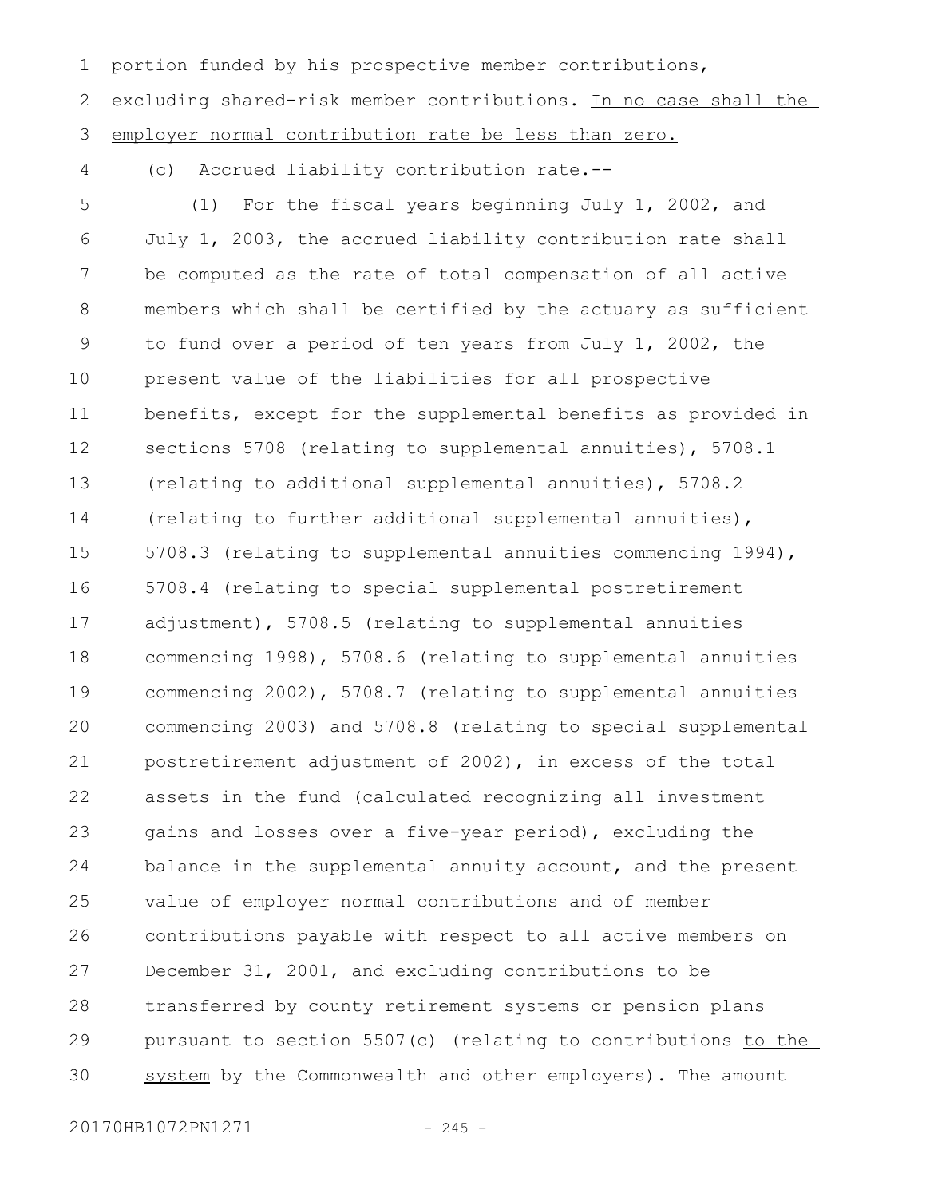portion funded by his prospective member contributions, excluding shared-risk member contributions. <u>In no case shall the employer normal contribution rate be less than zero.</u>

(c) Accrued liability contribution rate.--

(1) For the fiscal years beginning July 1, 2002, and July 1, 2003, the accrued liability contribution rate shall be computed as the rate of total compensation of all active members which shall be certified by the actuary as sufficient to fund over a period of ten years from July 1, 2002, the present value of the liabilities for all prospective benefits, except for the supplemental benefits as provided in sections 5708 (relating to supplemental annuities), 5708.1 (relating to additional supplemental annuities), 5708.2 (relating to further additional supplemental annuities), 5708.3 (relating to supplemental annuities commencing 1994), 5708.4 (relating to special supplemental postretirement adjustment), 5708.5 (relating to supplemental annuities commencing 1998), 5708.6 (relating to supplemental annuities commencing 2002), 5708.7 (relating to supplemental annuities commencing 2003) and 5708.8 (relating to special supplemental postretirement adjustment of 2002), in excess of the total assets in the fund (calculated recognizing all investment gains and losses over a five-year period), excluding the balance in the supplemental annuity account, and the present value of employer normal contributions and of member contributions payable with respect to all active members on December 31, 2001, and excluding contributions to be transferred by county retirement systems or pension plans pursuant to section 5507(c) (relating to contributions <u>to the system</u> by the Commonwealth and other employers). The amount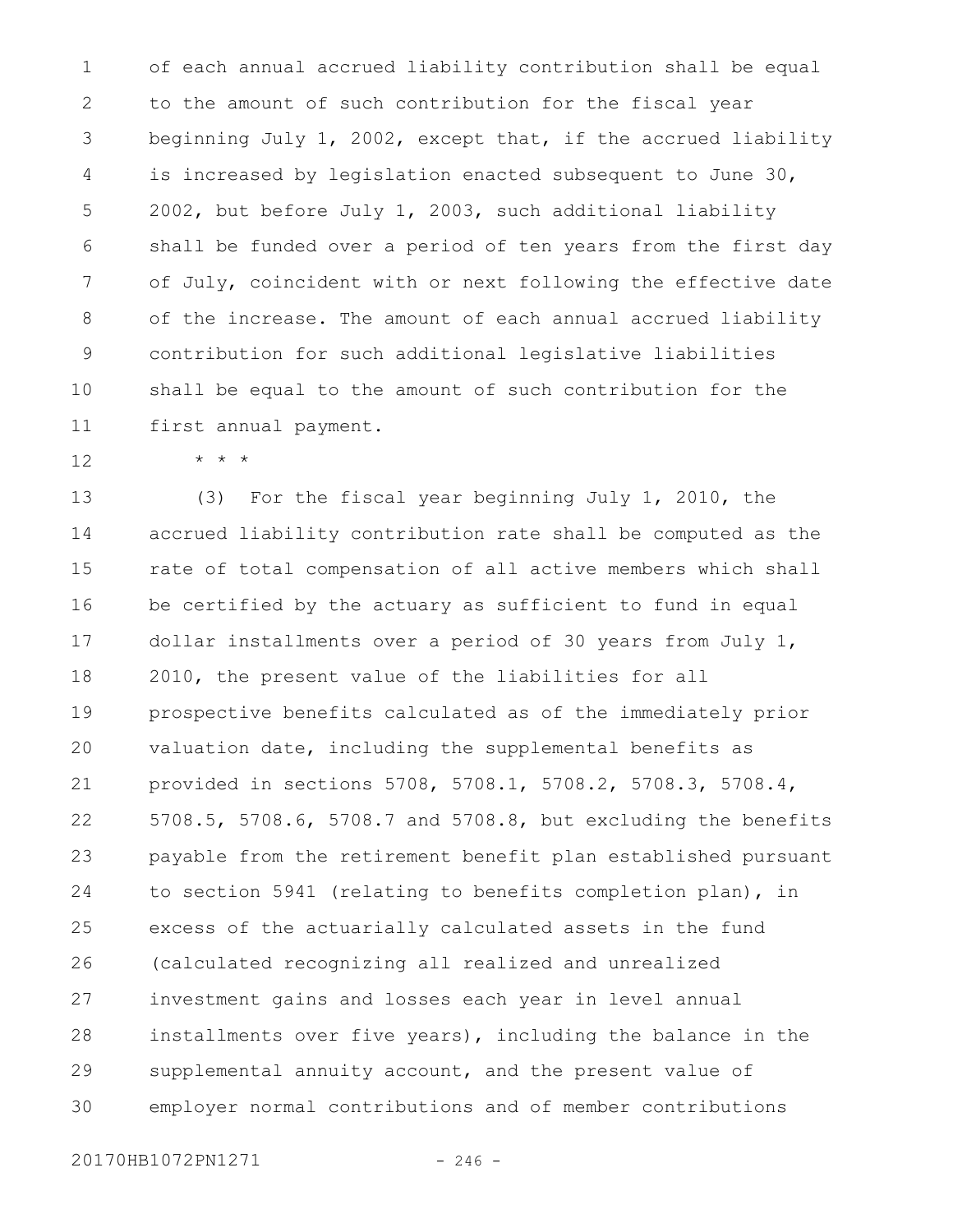of each annual accrued liability contribution shall be equal to the amount of such contribution for the fiscal year beginning July 1, 2002, except that, if the accrued liability is increased by legislation enacted subsequent to June 30, 2002, but before July 1, 2003, such additional liability shall be funded over a period of ten years from the first day of July, coincident with or next following the effective date of the increase. The amount of each annual accrued liability contribution for such additional legislative liabilities shall be equal to the amount of such contribution for the first annual payment.

* * *

(3) For the fiscal year beginning July 1, 2010, the accrued liability contribution rate shall be computed as the rate of total compensation of all active members which shall be certified by the actuary as sufficient to fund in equal dollar installments over a period of 30 years from July 1, 2010, the present value of the liabilities for all prospective benefits calculated as of the immediately prior valuation date, including the supplemental benefits as provided in sections 5708, 5708.1, 5708.2, 5708.3, 5708.4, 5708.5, 5708.6, 5708.7 and 5708.8, but excluding the benefits payable from the retirement benefit plan established pursuant to section 5941 (relating to benefits completion plan), in excess of the actuarially calculated assets in the fund (calculated recognizing all realized and unrealized investment gains and losses each year in level annual installments over five years), including the balance in the supplemental annuity account, and the present value of employer normal contributions and of member contributions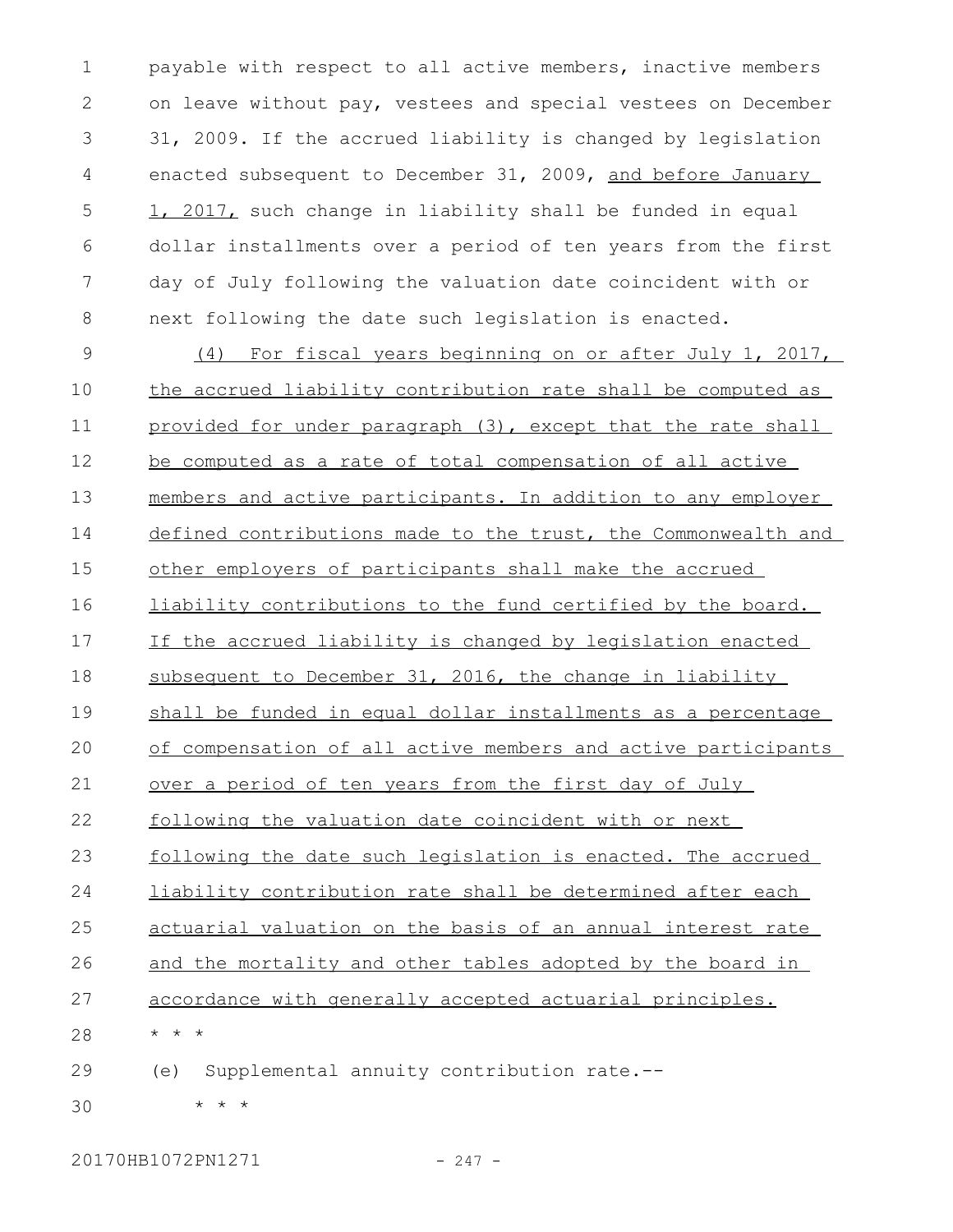payable with respect to all active members, inactive members on leave without pay, vestees and special vestees on December 31, 2009. If the accrued liability is changed by legislation enacted subsequent to December 31, 2009, <u>and before January 1, 2017,</u> such change in liability shall be funded in equal dollar installments over a period of ten years from the first day of July following the valuation date coincident with or next following the date such legislation is enacted.

<u>(4) For fiscal years beginning on or after July 1, 2017, the accrued liability contribution rate shall be computed as provided for under paragraph (3), except that the rate shall be computed as a rate of total compensation of all active members and active participants. In addition to any employer defined contributions made to the trust, the Commonwealth and other employers of participants shall make the accrued liability contributions to the fund certified by the board. If the accrued liability is changed by legislation enacted subsequent to December 31, 2016, the change in liability shall be funded in equal dollar installments as a percentage of compensation of all active members and active participants over a period of ten years from the first day of July following the valuation date coincident with or next following the date such legislation is enacted. The accrued liability contribution rate shall be determined after each actuarial valuation on the basis of an annual interest rate and the mortality and other tables adopted by the board in accordance with generally accepted actuarial principles.</u>

\* \* \*

(e) Supplemental annuity contribution rate.--

\* \* \*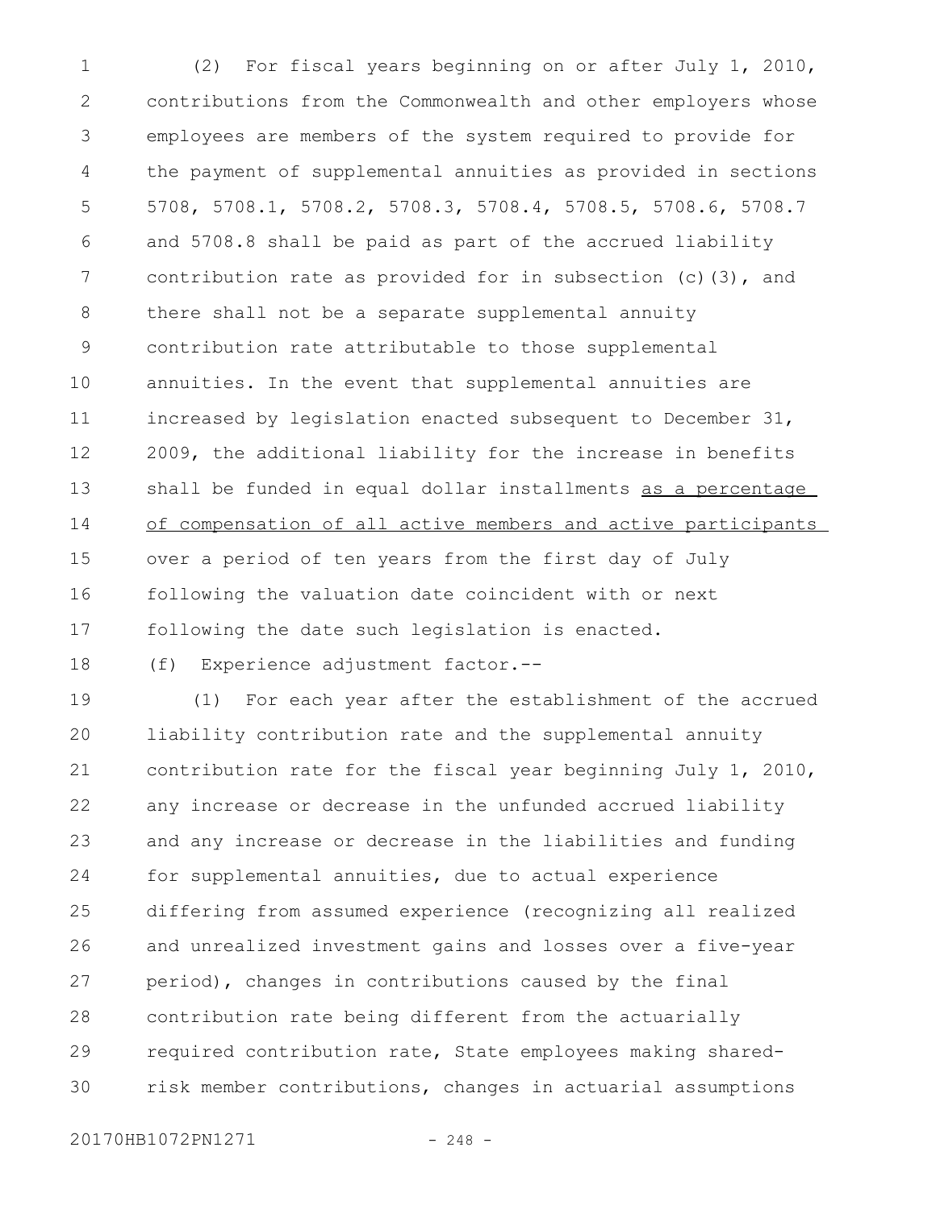(2) For fiscal years beginning on or after July 1, 2010, contributions from the Commonwealth and other employers whose employees are members of the system required to provide for the payment of supplemental annuities as provided in sections 5708, 5708.1, 5708.2, 5708.3, 5708.4, 5708.5, 5708.6, 5708.7 and 5708.8 shall be paid as part of the accrued liability contribution rate as provided for in subsection (c)(3), and there shall not be a separate supplemental annuity contribution rate attributable to those supplemental annuities. In the event that supplemental annuities are increased by legislation enacted subsequent to December 31, 2009, the additional liability for the increase in benefits shall be funded in equal dollar installments <u>as a percentage of compensation of all active members and active participants</u> over a period of ten years from the first day of July following the valuation date coincident with or next following the date such legislation is enacted.

(f) Experience adjustment factor.--

(1) For each year after the establishment of the accrued liability contribution rate and the supplemental annuity contribution rate for the fiscal year beginning July 1, 2010, any increase or decrease in the unfunded accrued liability and any increase or decrease in the liabilities and funding for supplemental annuities, due to actual experience differing from assumed experience (recognizing all realized and unrealized investment gains and losses over a five-year period), changes in contributions caused by the final contribution rate being different from the actuarially required contribution rate, State employees making shared-risk member contributions, changes in actuarial assumptions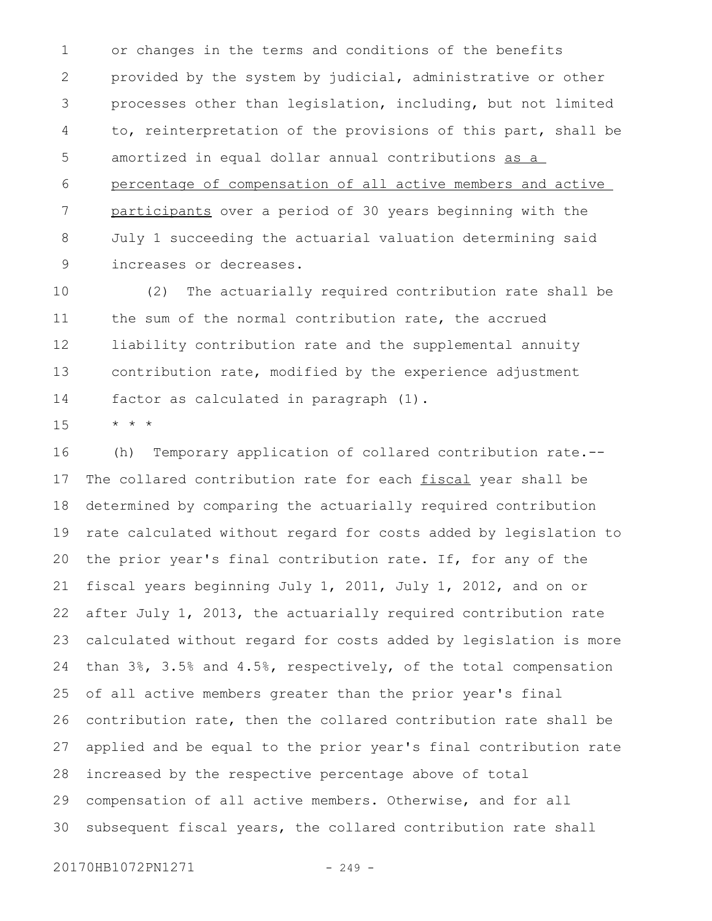or changes in the terms and conditions of the benefits provided by the system by judicial, administrative or other processes other than legislation, including, but not limited to, reinterpretation of the provisions of this part, shall be amortized in equal dollar annual contributions <u>as a percentage of compensation of all active members and active participants</u> over a period of 30 years beginning with the July 1 succeeding the actuarial valuation determining said increases or decreases.

(2) The actuarially required contribution rate shall be the sum of the normal contribution rate, the accrued liability contribution rate and the supplemental annuity contribution rate, modified by the experience adjustment factor as calculated in paragraph (1).

* * *

(h) Temporary application of collared contribution rate.--The collared contribution rate for each <u>fiscal</u> year shall be determined by comparing the actuarially required contribution rate calculated without regard for costs added by legislation to the prior year's final contribution rate. If, for any of the fiscal years beginning July 1, 2011, July 1, 2012, and on or after July 1, 2013, the actuarially required contribution rate calculated without regard for costs added by legislation is more than 3%, 3.5% and 4.5%, respectively, of the total compensation of all active members greater than the prior year's final contribution rate, then the collared contribution rate shall be applied and be equal to the prior year's final contribution rate increased by the respective percentage above of total compensation of all active members. Otherwise, and for all subsequent fiscal years, the collared contribution rate shall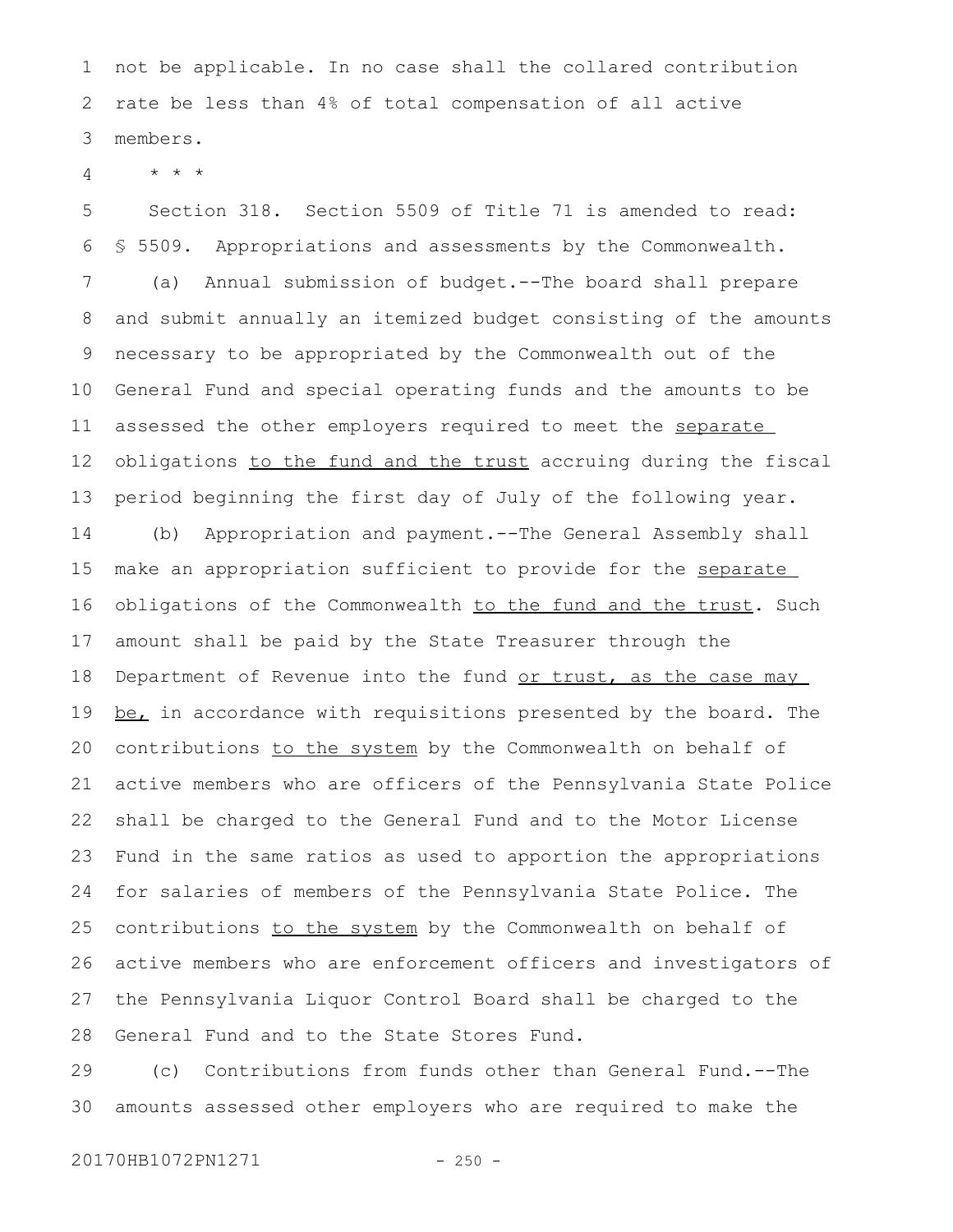not be applicable. In no case shall the collared contribution rate be less than 4% of total compensation of all active members.

* * *

Section 318. Section 5509 of Title 71 is amended to read:

§ 5509. Appropriations and assessments by the Commonwealth.

(a) Annual submission of budget.--The board shall prepare and submit annually an itemized budget consisting of the amounts necessary to be appropriated by the Commonwealth out of the General Fund and special operating funds and the amounts to be assessed the other employers required to meet the <u>separate</u> obligations <u>to the fund and the trust</u> accruing during the fiscal period beginning the first day of July of the following year.

(b) Appropriation and payment.--The General Assembly shall make an appropriation sufficient to provide for the <u>separate</u> obligations of the Commonwealth <u>to the fund and the trust</u>. Such amount shall be paid by the State Treasurer through the Department of Revenue into the fund <u>or trust, as the case may be,</u> in accordance with requisitions presented by the board. The contributions <u>to the system</u> by the Commonwealth on behalf of active members who are officers of the Pennsylvania State Police shall be charged to the General Fund and to the Motor License Fund in the same ratios as used to apportion the appropriations for salaries of members of the Pennsylvania State Police. The contributions <u>to the system</u> by the Commonwealth on behalf of active members who are enforcement officers and investigators of the Pennsylvania Liquor Control Board shall be charged to the General Fund and to the State Stores Fund.

(c) Contributions from funds other than General Fund.--The amounts assessed other employers who are required to make the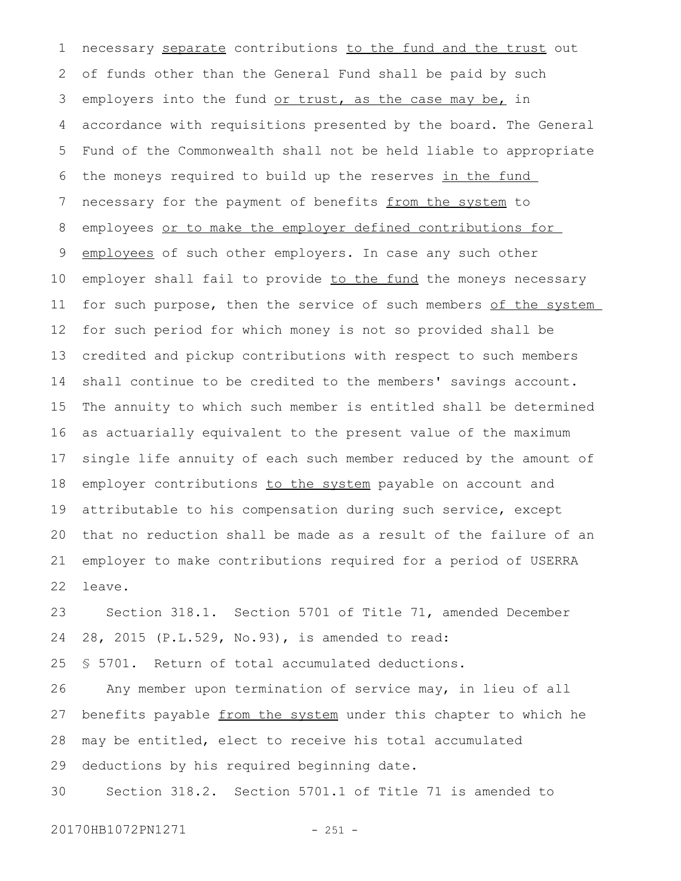necessary separate contributions to the fund and the trust out of funds other than the General Fund shall be paid by such employers into the fund or trust, as the case may be, in accordance with requisitions presented by the board. The General Fund of the Commonwealth shall not be held liable to appropriate the moneys required to build up the reserves in the fund necessary for the payment of benefits from the system to employees or to make the employer defined contributions for employees of such other employers. In case any such other employer shall fail to provide to the fund the moneys necessary for such purpose, then the service of such members of the system for such period for which money is not so provided shall be credited and pickup contributions with respect to such members shall continue to be credited to the members' savings account. The annuity to which such member is entitled shall be determined as actuarially equivalent to the present value of the maximum single life annuity of each such member reduced by the amount of employer contributions to the system payable on account and attributable to his compensation during such service, except that no reduction shall be made as a result of the failure of an employer to make contributions required for a period of USERRA leave.

Section 318.1. Section 5701 of Title 71, amended December 28, 2015 (P.L.529, No.93), is amended to read:

§ 5701. Return of total accumulated deductions.

Any member upon termination of service may, in lieu of all benefits payable from the system under this chapter to which he may be entitled, elect to receive his total accumulated deductions by his required beginning date.

Section 318.2. Section 5701.1 of Title 71 is amended to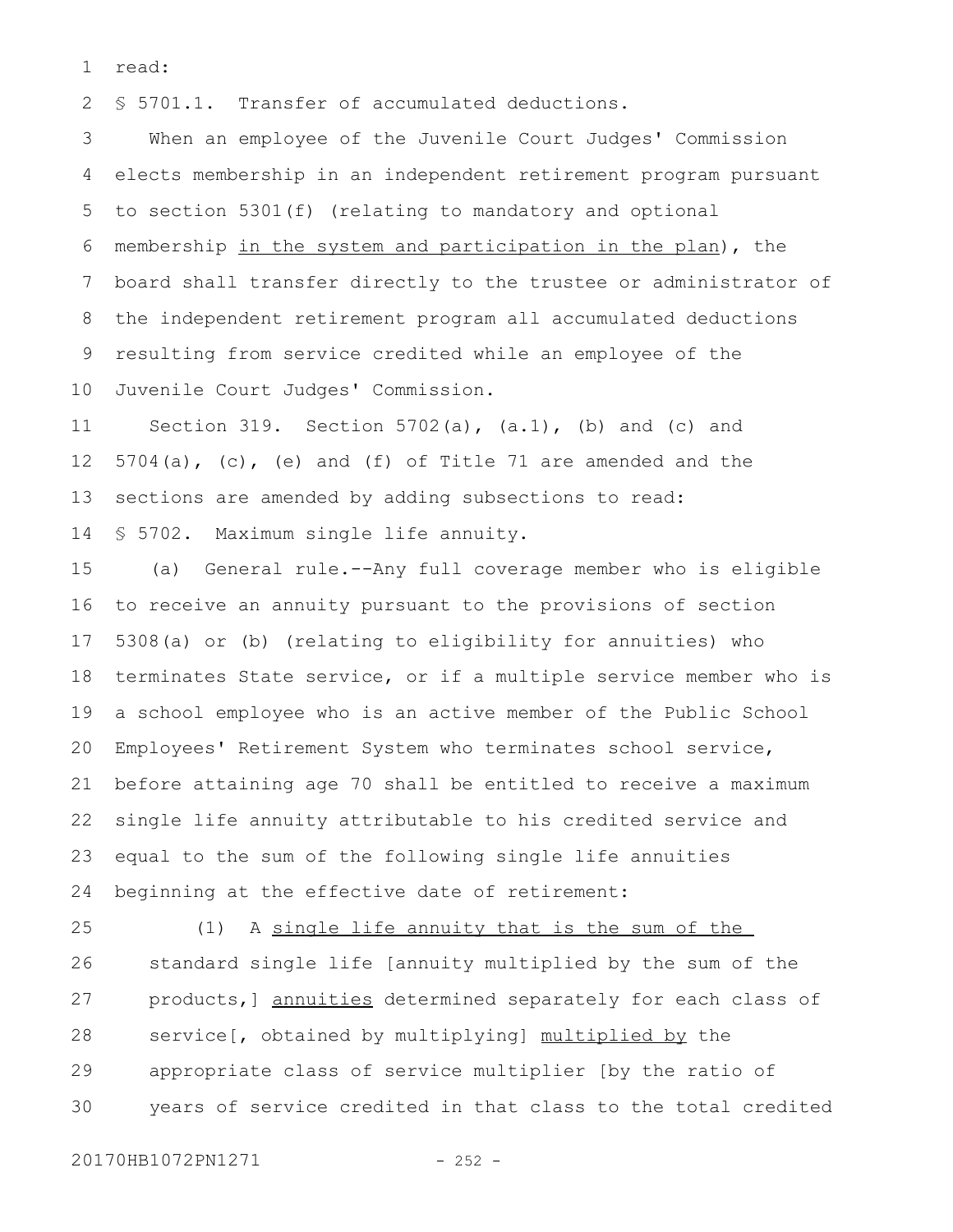read:

§ 5701.1. Transfer of accumulated deductions.

When an employee of the Juvenile Court Judges' Commission elects membership in an independent retirement program pursuant to section 5301(f) (relating to mandatory and optional membership <u>in the system and participation in the plan</u>), the board shall transfer directly to the trustee or administrator of the independent retirement program all accumulated deductions resulting from service credited while an employee of the Juvenile Court Judges' Commission.

Section 319. Section 5702(a), (a.1), (b) and (c) and 5704(a), (c), (e) and (f) of Title 71 are amended and the sections are amended by adding subsections to read:

§ 5702. Maximum single life annuity.

(a) General rule.--Any full coverage member who is eligible to receive an annuity pursuant to the provisions of section 5308(a) or (b) (relating to eligibility for annuities) who terminates State service, or if a multiple service member who is a school employee who is an active member of the Public School Employees' Retirement System who terminates school service, before attaining age 70 shall be entitled to receive a maximum single life annuity attributable to his credited service and equal to the sum of the following single life annuities beginning at the effective date of retirement:

(1) A <u>single life annuity that is the sum of the</u> standard single life [annuity multiplied by the sum of the products,] <u>annuities</u> determined separately for each class of service[, obtained by multiplying] <u>multiplied by</u> the appropriate class of service multiplier [by the ratio of years of service credited in that class to the total credited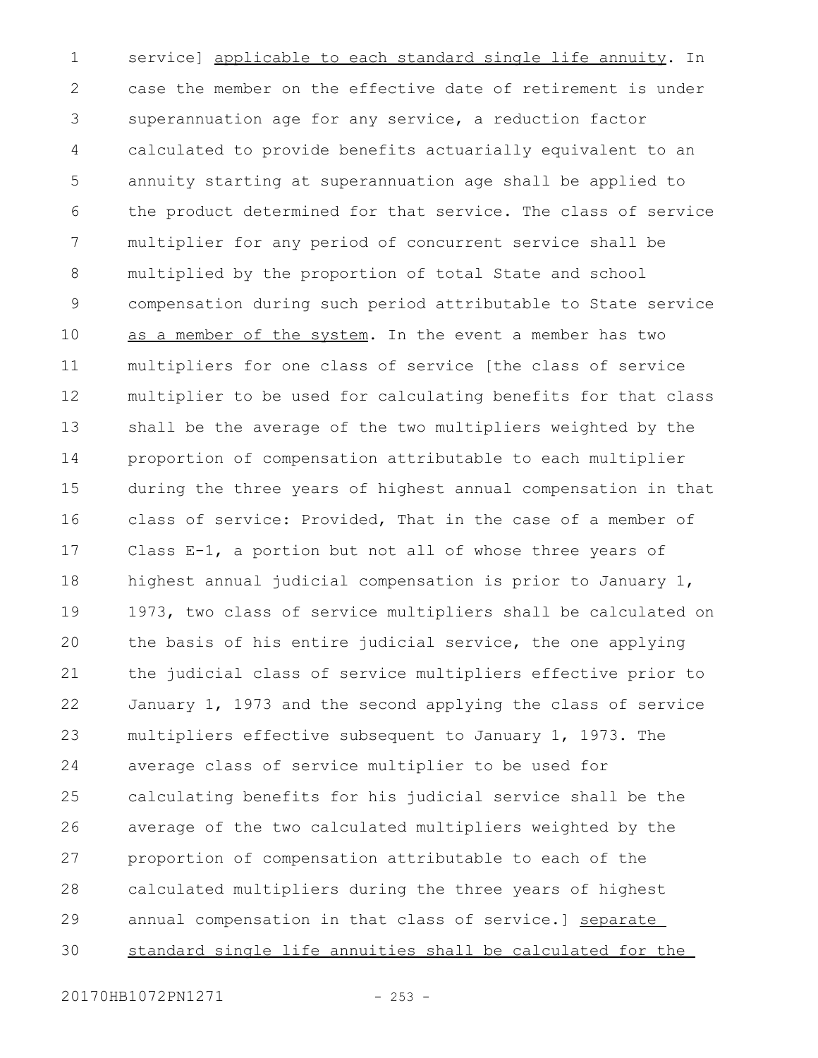service] applicable to each standard single life annuity. In case the member on the effective date of retirement is under superannuation age for any service, a reduction factor calculated to provide benefits actuarially equivalent to an annuity starting at superannuation age shall be applied to the product determined for that service. The class of service multiplier for any period of concurrent service shall be multiplied by the proportion of total State and school compensation during such period attributable to State service as a member of the system. In the event a member has two multipliers for one class of service [the class of service multiplier to be used for calculating benefits for that class shall be the average of the two multipliers weighted by the proportion of compensation attributable to each multiplier during the three years of highest annual compensation in that class of service: Provided, That in the case of a member of Class E-1, a portion but not all of whose three years of highest annual judicial compensation is prior to January 1, 1973, two class of service multipliers shall be calculated on the basis of his entire judicial service, the one applying the judicial class of service multipliers effective prior to January 1, 1973 and the second applying the class of service multipliers effective subsequent to January 1, 1973. The average class of service multiplier to be used for calculating benefits for his judicial service shall be the average of the two calculated multipliers weighted by the proportion of compensation attributable to each of the calculated multipliers during the three years of highest annual compensation in that class of service.] separate standard single life annuities shall be calculated for the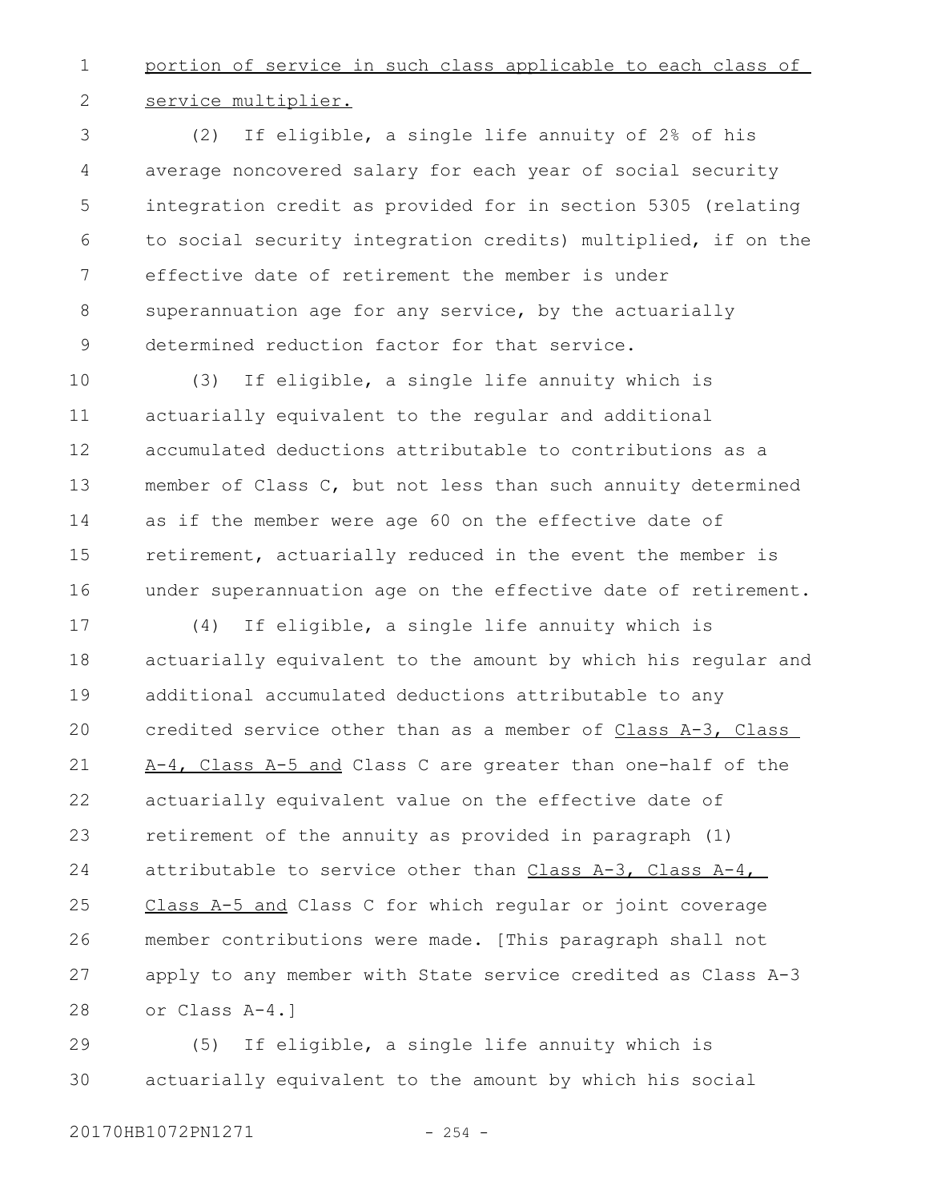portion of service in such class applicable to each class of service multiplier.

(2) If eligible, a single life annuity of 2% of his average noncovered salary for each year of social security integration credit as provided for in section 5305 (relating to social security integration credits) multiplied, if on the effective date of retirement the member is under superannuation age for any service, by the actuarially determined reduction factor for that service.

(3) If eligible, a single life annuity which is actuarially equivalent to the regular and additional accumulated deductions attributable to contributions as a member of Class C, but not less than such annuity determined as if the member were age 60 on the effective date of retirement, actuarially reduced in the event the member is under superannuation age on the effective date of retirement.

(4) If eligible, a single life annuity which is actuarially equivalent to the amount by which his regular and additional accumulated deductions attributable to any credited service other than as a member of Class A-3, Class A-4, Class A-5 and Class C are greater than one-half of the actuarially equivalent value on the effective date of retirement of the annuity as provided in paragraph (1) attributable to service other than Class A-3, Class A-4, Class A-5 and Class C for which regular or joint coverage member contributions were made. [This paragraph shall not apply to any member with State service credited as Class A-3 or Class A-4.]

(5) If eligible, a single life annuity which is actuarially equivalent to the amount by which his social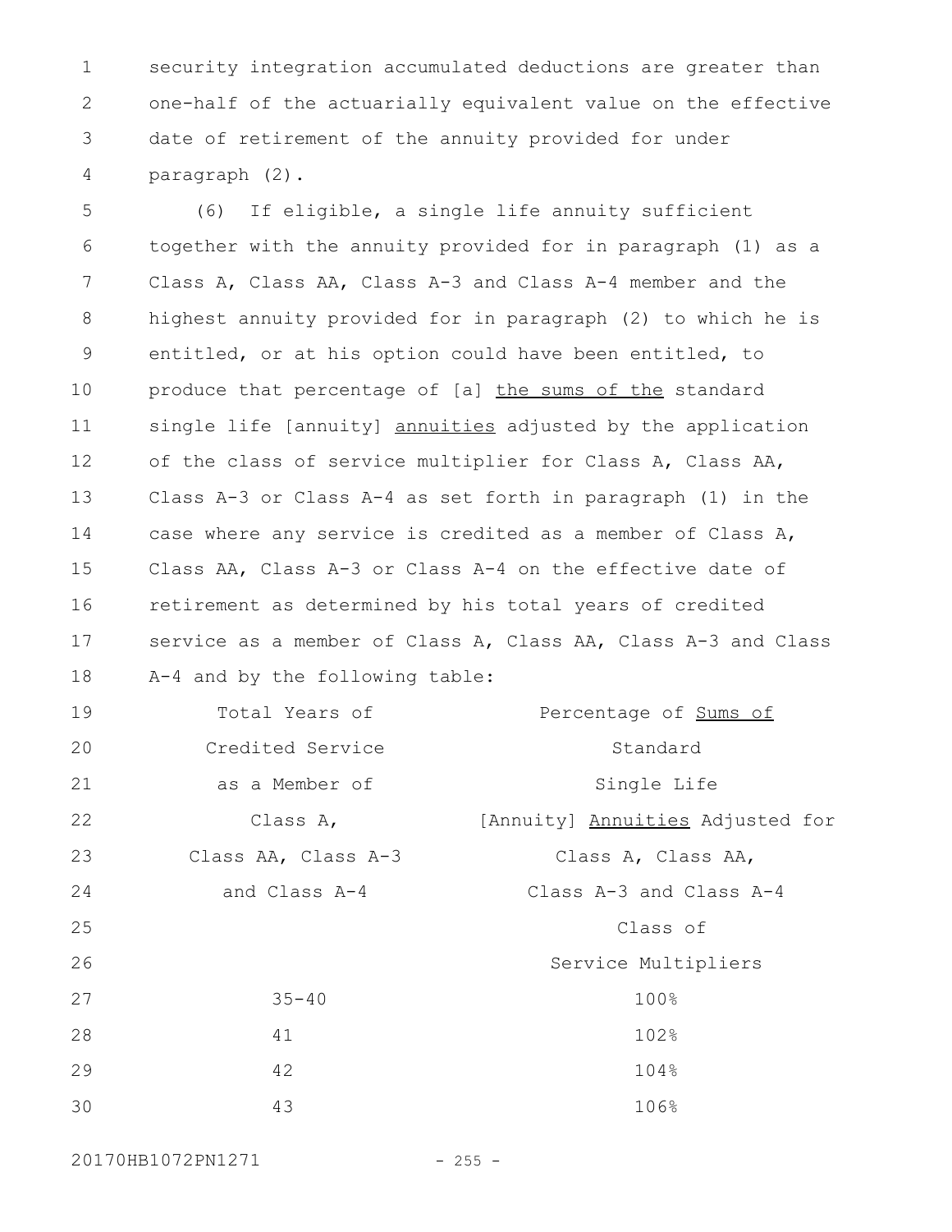security integration accumulated deductions are greater than one-half of the actuarially equivalent value on the effective date of retirement of the annuity provided for under paragraph (2).

(6) If eligible, a single life annuity sufficient together with the annuity provided for in paragraph (1) as a Class A, Class AA, Class A-3 and Class A-4 member and the highest annuity provided for in paragraph (2) to which he is entitled, or at his option could have been entitled, to produce that percentage of [a] <u>the sums of the</u> standard single life [annuity] <u>annuities</u> adjusted by the application of the class of service multiplier for Class A, Class AA, Class A-3 or Class A-4 as set forth in paragraph (1) in the case where any service is credited as a member of Class A, Class AA, Class A-3 or Class A-4 on the effective date of retirement as determined by his total years of credited service as a member of Class A, Class AA, Class A-3 and Class A-4 and by the following table:

| Total Years of Credited Service as a Member of Class A, Class AA, Class A-3 and Class A-4 | Percentage of <u>Sums of</u> Standard Single Life [Annuity] <u>Annuities</u> Adjusted for Class A, Class AA, Class A-3 and Class A-4 Class of Service Multipliers |
|---|---|
| 35-40 | 100% |
| 41 | 102% |
| 42 | 104% |
| 43 | 106% |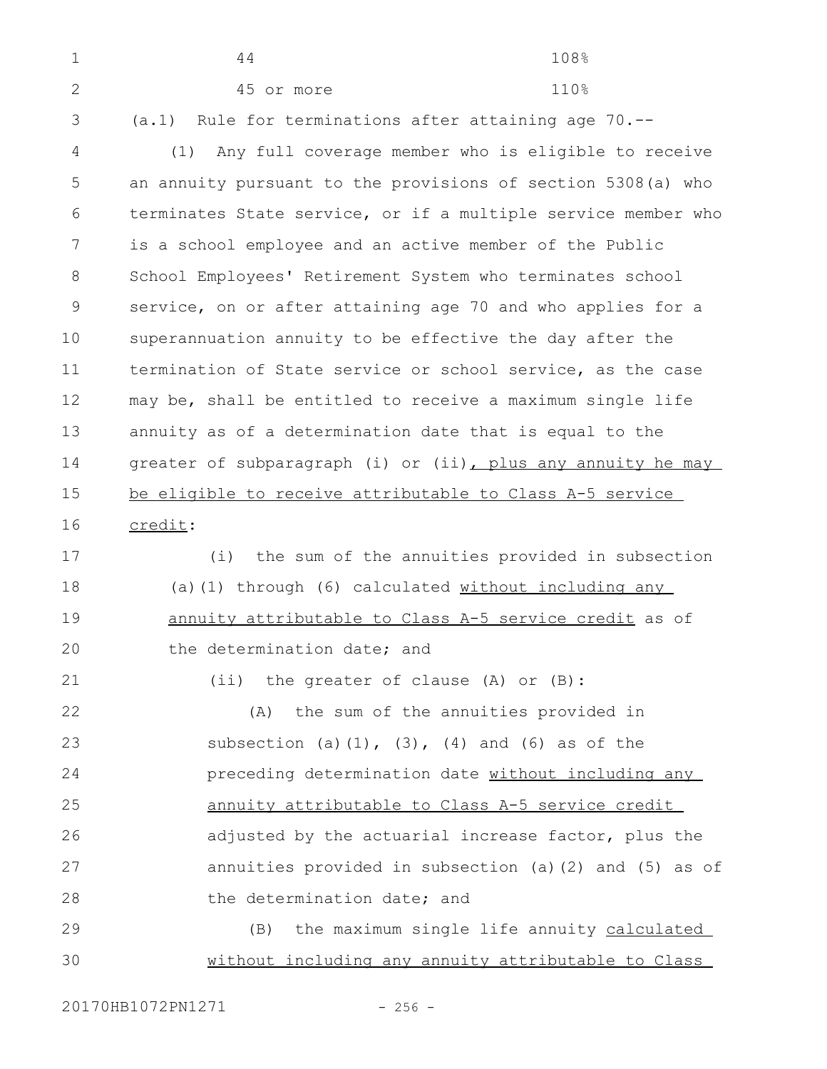| | |
|---|---|
| 44 | 108% |
| 45 or more | 110% |

(a.1) Rule for terminations after attaining age 70.--

(1) Any full coverage member who is eligible to receive an annuity pursuant to the provisions of section 5308(a) who terminates State service, or if a multiple service member who is a school employee and an active member of the Public School Employees' Retirement System who terminates school service, on or after attaining age 70 and who applies for a superannuation annuity to be effective the day after the termination of State service or school service, as the case may be, shall be entitled to receive a maximum single life annuity as of a determination date that is equal to the greater of subparagraph (i) or (ii), plus any annuity he may be eligible to receive attributable to Class A-5 service credit:

(i) the sum of the annuities provided in subsection (a)(1) through (6) calculated without including any annuity attributable to Class A-5 service credit as of the determination date; and

(ii) the greater of clause (A) or (B):

(A) the sum of the annuities provided in subsection (a)(1), (3), (4) and (6) as of the preceding determination date without including any annuity attributable to Class A-5 service credit adjusted by the actuarial increase factor, plus the annuities provided in subsection (a)(2) and (5) as of the determination date; and

(B) the maximum single life annuity calculated without including any annuity attributable to Class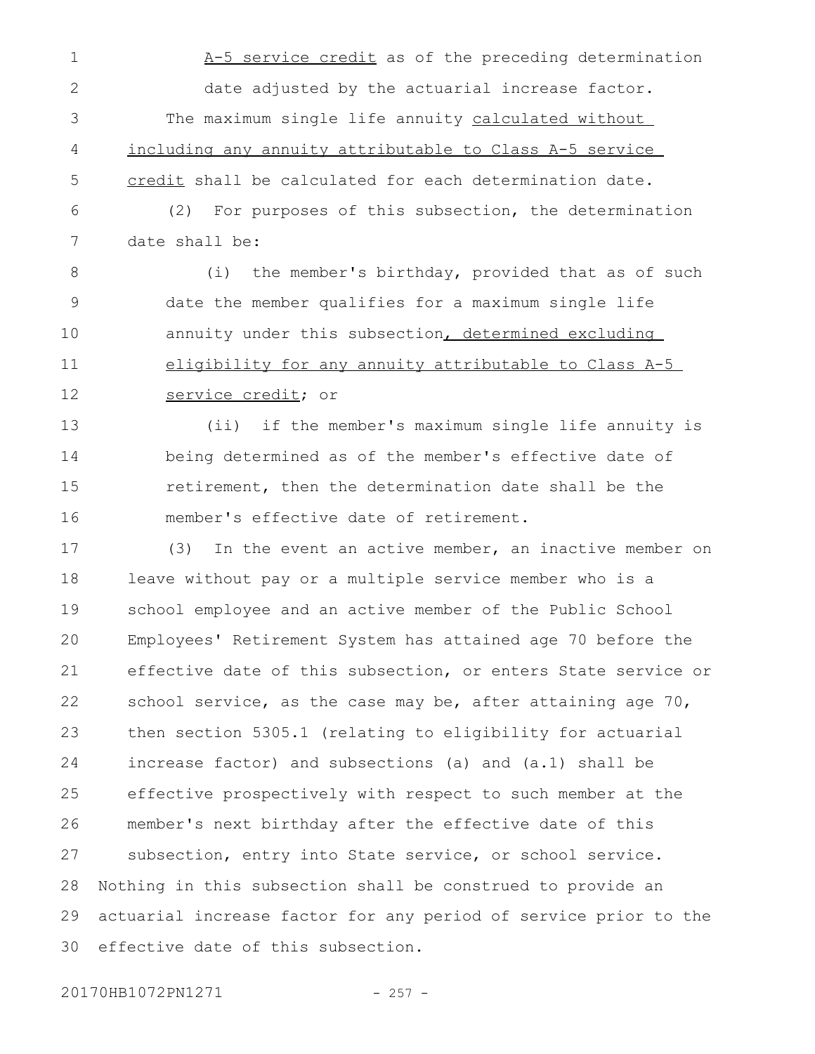A-5 service credit as of the preceding determination date adjusted by the actuarial increase factor.

The maximum single life annuity calculated without including any annuity attributable to Class A-5 service credit shall be calculated for each determination date.

(2) For purposes of this subsection, the determination date shall be:

(i) the member's birthday, provided that as of such date the member qualifies for a maximum single life annuity under this subsection, determined excluding eligibility for any annuity attributable to Class A-5 service credit; or

(ii) if the member's maximum single life annuity is being determined as of the member's effective date of retirement, then the determination date shall be the member's effective date of retirement.

(3) In the event an active member, an inactive member on leave without pay or a multiple service member who is a school employee and an active member of the Public School Employees' Retirement System has attained age 70 before the effective date of this subsection, or enters State service or school service, as the case may be, after attaining age 70, then section 5305.1 (relating to eligibility for actuarial increase factor) and subsections (a) and (a.1) shall be effective prospectively with respect to such member at the member's next birthday after the effective date of this subsection, entry into State service, or school service.

Nothing in this subsection shall be construed to provide an actuarial increase factor for any period of service prior to the effective date of this subsection.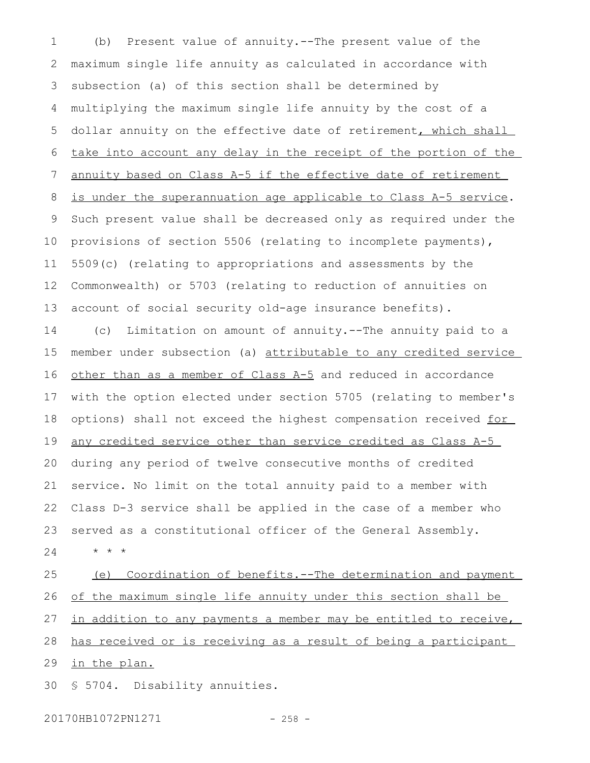(b) Present value of annuity.--The present value of the maximum single life annuity as calculated in accordance with subsection (a) of this section shall be determined by multiplying the maximum single life annuity by the cost of a dollar annuity on the effective date of retirement, which shall take into account any delay in the receipt of the portion of the annuity based on Class A-5 if the effective date of retirement is under the superannuation age applicable to Class A-5 service. Such present value shall be decreased only as required under the provisions of section 5506 (relating to incomplete payments), 5509(c) (relating to appropriations and assessments by the Commonwealth) or 5703 (relating to reduction of annuities on account of social security old-age insurance benefits).

(c) Limitation on amount of annuity.--The annuity paid to a member under subsection (a) attributable to any credited service other than as a member of Class A-5 and reduced in accordance with the option elected under section 5705 (relating to member's options) shall not exceed the highest compensation received for any credited service other than service credited as Class A-5 during any period of twelve consecutive months of credited service. No limit on the total annuity paid to a member with Class D-3 service shall be applied in the case of a member who served as a constitutional officer of the General Assembly.

\* \* \*

(e) Coordination of benefits.--The determination and payment of the maximum single life annuity under this section shall be in addition to any payments a member may be entitled to receive, has received or is receiving as a result of being a participant in the plan.

§ 5704. Disability annuities.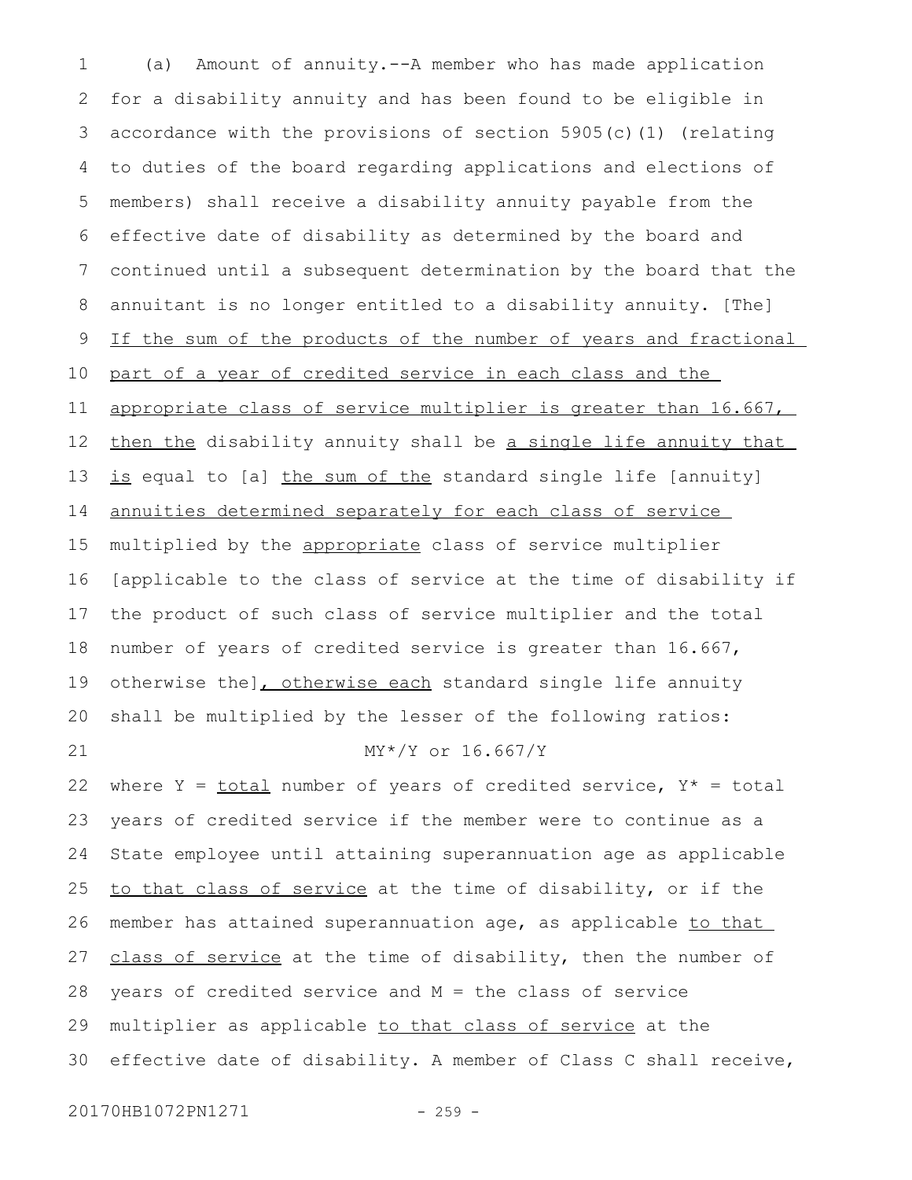(a) Amount of annuity.--A member who has made application for a disability annuity and has been found to be eligible in accordance with the provisions of section 5905(c)(1) (relating to duties of the board regarding applications and elections of members) shall receive a disability annuity payable from the effective date of disability as determined by the board and continued until a subsequent determination by the board that the annuitant is no longer entitled to a disability annuity. [The] <u>If the sum of the products of the number of years and fractional part of a year of credited service in each class and the appropriate class of service multiplier is greater than 16.667, then the</u> disability annuity shall be <u>a single life annuity that is</u> equal to [a] <u>the sum of the</u> standard single life [annuity] <u>annuities determined separately for each class of service</u> multiplied by the <u>appropriate</u> class of service multiplier [applicable to the class of service at the time of disability if the product of such class of service multiplier and the total number of years of credited service is greater than 16.667, otherwise the]<u>, otherwise each</u> standard single life annuity shall be multiplied by the lesser of the following ratios:

$$MY^*/Y \text{ or } 16.667/Y$$

where Y = <u>total</u> number of years of credited service, Y* = total years of credited service if the member were to continue as a State employee until attaining superannuation age as applicable <u>to that class of service</u> at the time of disability, or if the member has attained superannuation age, as applicable <u>to that class of service</u> at the time of disability, then the number of years of credited service and M = the class of service multiplier as applicable <u>to that class of service</u> at the effective date of disability. A member of Class C shall receive,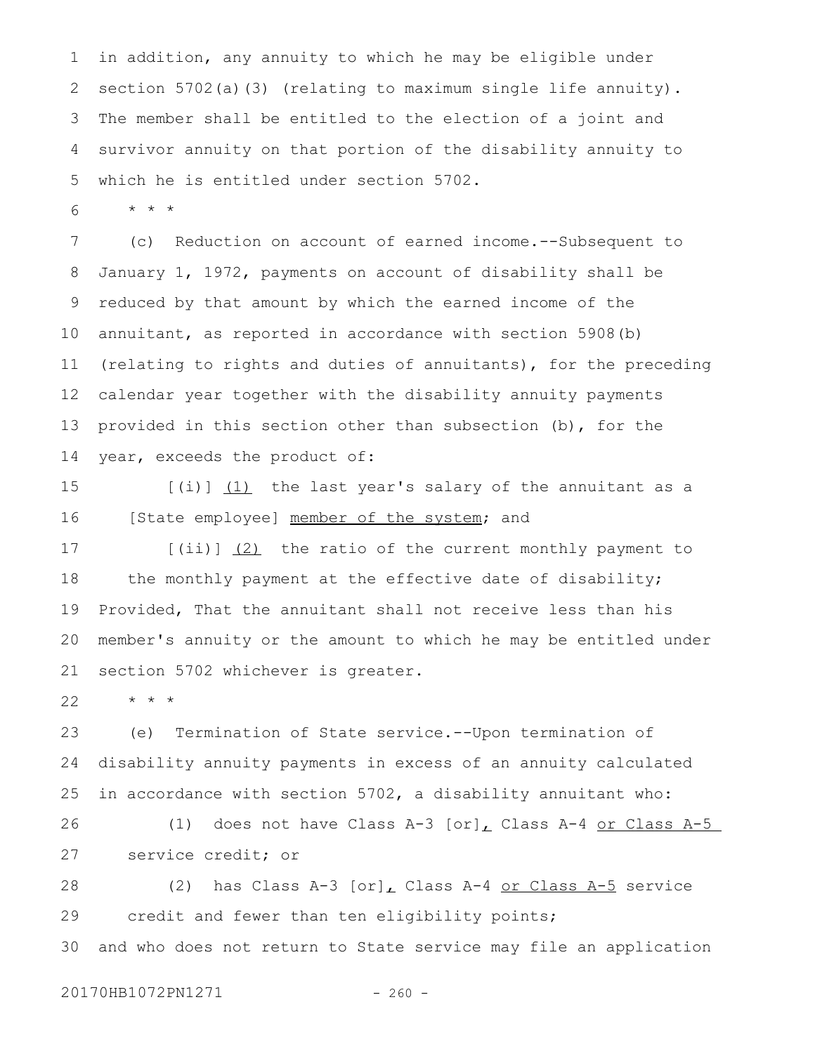in addition, any annuity to which he may be eligible under section 5702(a)(3) (relating to maximum single life annuity). The member shall be entitled to the election of a joint and survivor annuity on that portion of the disability annuity to which he is entitled under section 5702.

\* \* \*

(c) Reduction on account of earned income.--Subsequent to January 1, 1972, payments on account of disability shall be reduced by that amount by which the earned income of the annuitant, as reported in accordance with section 5908(b) (relating to rights and duties of annuitants), for the preceding calendar year together with the disability annuity payments provided in this section other than subsection (b), for the year, exceeds the product of:

[(i)] <u>(1)</u> the last year's salary of the annuitant as a [State employee] <u>member of the system</u>; and

[(ii)] <u>(2)</u> the ratio of the current monthly payment to the monthly payment at the effective date of disability;

Provided, That the annuitant shall not receive less than his member's annuity or the amount to which he may be entitled under section 5702 whichever is greater.

\* \* \*

(e) Termination of State service.--Upon termination of disability annuity payments in excess of an annuity calculated in accordance with section 5702, a disability annuitant who:

(1) does not have Class A-3 [or]<u>,</u> Class A-4 <u>or Class A-5</u> service credit; or

(2) has Class A-3 [or]<u>,</u> Class A-4 <u>or Class A-5</u> service credit and fewer than ten eligibility points;

and who does not return to State service may file an application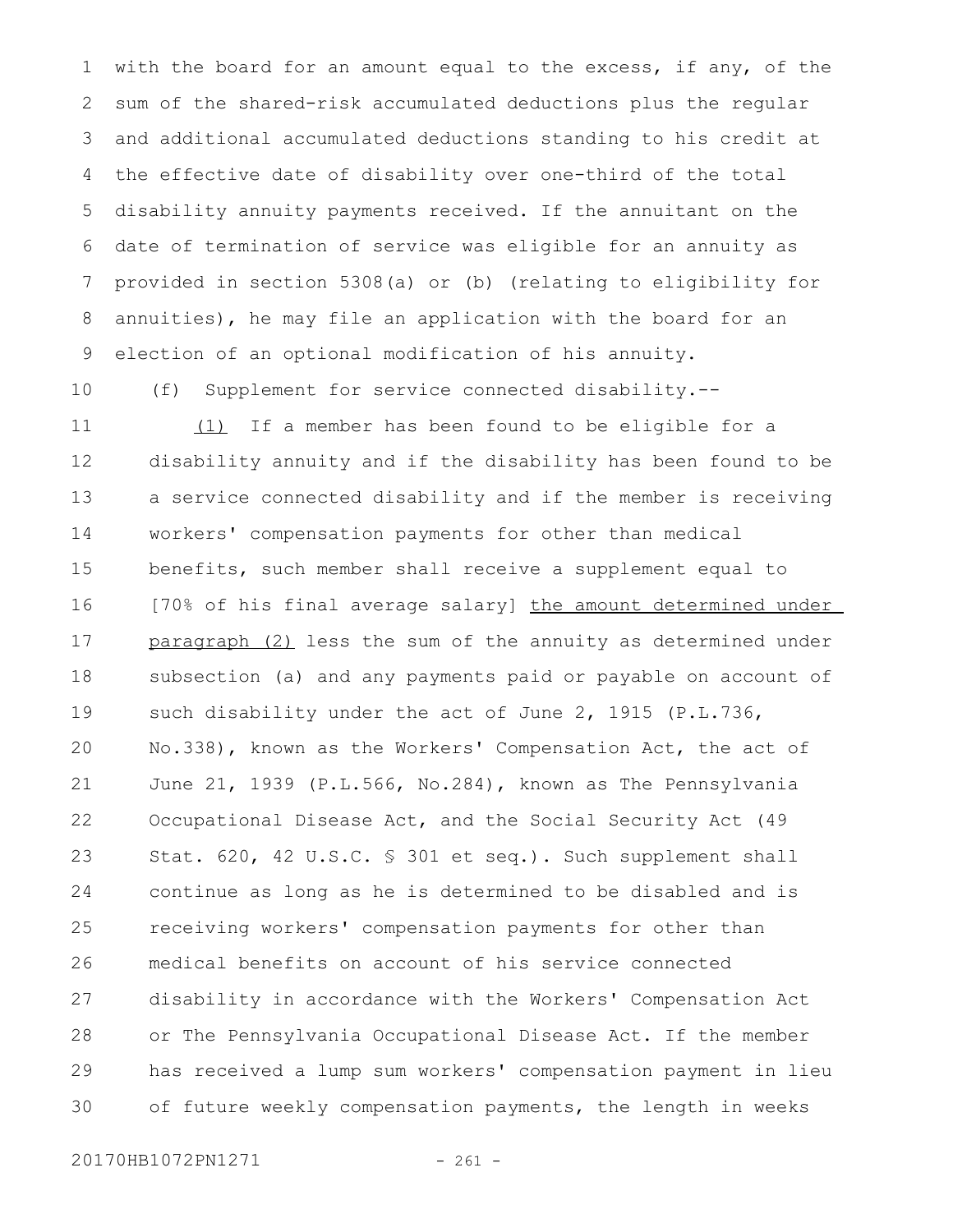with the board for an amount equal to the excess, if any, of the sum of the shared-risk accumulated deductions plus the regular and additional accumulated deductions standing to his credit at the effective date of disability over one-third of the total disability annuity payments received. If the annuitant on the date of termination of service was eligible for an annuity as provided in section 5308(a) or (b) (relating to eligibility for annuities), he may file an application with the board for an election of an optional modification of his annuity.

(f) Supplement for service connected disability.--

(1) If a member has been found to be eligible for a disability annuity and if the disability has been found to be a service connected disability and if the member is receiving workers' compensation payments for other than medical benefits, such member shall receive a supplement equal to [70% of his final average salary] the amount determined under paragraph (2) less the sum of the annuity as determined under subsection (a) and any payments paid or payable on account of such disability under the act of June 2, 1915 (P.L.736, No.338), known as the Workers' Compensation Act, the act of June 21, 1939 (P.L.566, No.284), known as The Pennsylvania Occupational Disease Act, and the Social Security Act (49 Stat. 620, 42 U.S.C. § 301 et seq.). Such supplement shall continue as long as he is determined to be disabled and is receiving workers' compensation payments for other than medical benefits on account of his service connected disability in accordance with the Workers' Compensation Act or The Pennsylvania Occupational Disease Act. If the member has received a lump sum workers' compensation payment in lieu of future weekly compensation payments, the length in weeks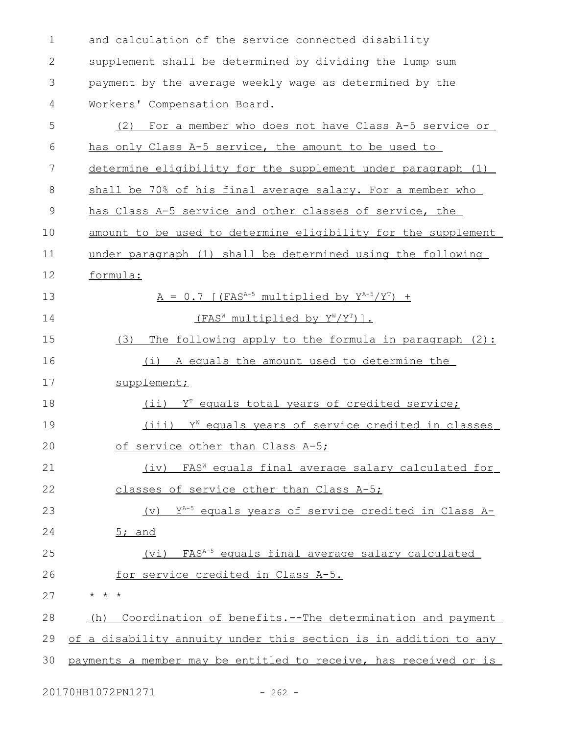and calculation of the service connected disability supplement shall be determined by dividing the lump sum payment by the average weekly wage as determined by the Workers' Compensation Board.

(2) For a member who does not have Class A-5 service or has only Class A-5 service, the amount to be used to determine eligibility for the supplement under paragraph (1) shall be 70% of his final average salary. For a member who has Class A-5 service and other classes of service, the amount to be used to determine eligibility for the supplement under paragraph (1) shall be determined using the following formula:

$$A = 0.7\ [(FAS^{A-5} \text{ multiplied by } Y^{A-5}/Y^{T}) + (FAS^{W} \text{ multiplied by } Y^{W}/Y^{T})].$$

(3) The following apply to the formula in paragraph (2):

(i) A equals the amount used to determine the supplement;

(ii) $Y^{T}$ equals total years of credited service;

(iii) $Y^{W}$ equals years of service credited in classes of service other than Class A-5;

(iv) $FAS^{W}$ equals final average salary calculated for classes of service other than Class A-5;

(v) $Y^{A-5}$ equals years of service credited in Class A-5; and

(vi) $FAS^{A-5}$ equals final average salary calculated for service credited in Class A-5.

* * *

(h) Coordination of benefits.--The determination and payment of a disability annuity under this section is in addition to any payments a member may be entitled to receive, has received or is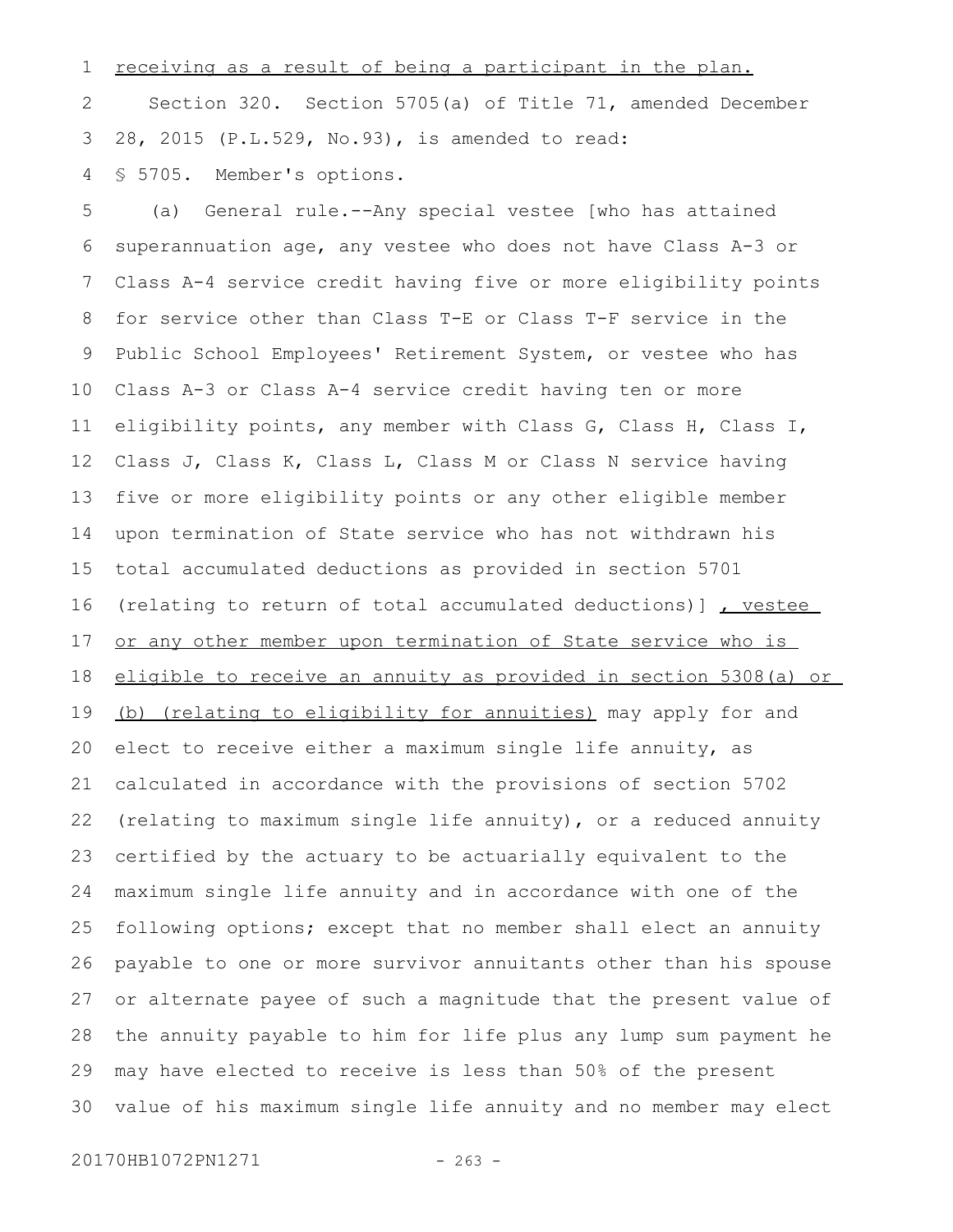receiving as a result of being a participant in the plan.

Section 320. Section 5705(a) of Title 71, amended December 28, 2015 (P.L.529, No.93), is amended to read:

§ 5705. Member's options.

(a) General rule.--Any special vestee [who has attained superannuation age, any vestee who does not have Class A-3 or Class A-4 service credit having five or more eligibility points for service other than Class T-E or Class T-F service in the Public School Employees' Retirement System, or vestee who has Class A-3 or Class A-4 service credit having ten or more eligibility points, any member with Class G, Class H, Class I, Class J, Class K, Class L, Class M or Class N service having five or more eligibility points or any other eligible member upon termination of State service who has not withdrawn his total accumulated deductions as provided in section 5701 (relating to return of total accumulated deductions)] , vestee or any other member upon termination of State service who is eligible to receive an annuity as provided in section 5308(a) or (b) (relating to eligibility for annuities) may apply for and elect to receive either a maximum single life annuity, as calculated in accordance with the provisions of section 5702 (relating to maximum single life annuity), or a reduced annuity certified by the actuary to be actuarially equivalent to the maximum single life annuity and in accordance with one of the following options; except that no member shall elect an annuity payable to one or more survivor annuitants other than his spouse or alternate payee of such a magnitude that the present value of the annuity payable to him for life plus any lump sum payment he may have elected to receive is less than 50% of the present value of his maximum single life annuity and no member may elect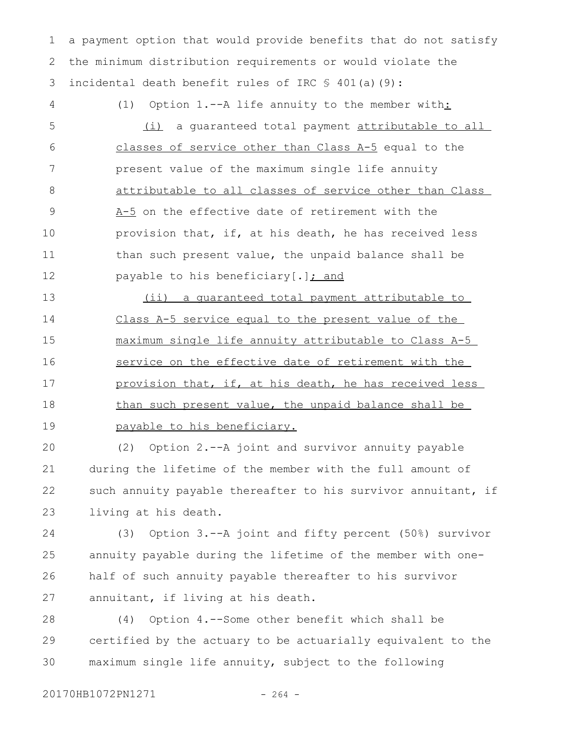a payment option that would provide benefits that do not satisfy the minimum distribution requirements or would violate the incidental death benefit rules of IRC § 401(a)(9):

(1) Option 1.--A life annuity to the member with:

(i) a guaranteed total payment attributable to all classes of service other than Class A-5 equal to the present value of the maximum single life annuity attributable to all classes of service other than Class A-5 on the effective date of retirement with the provision that, if, at his death, he has received less than such present value, the unpaid balance shall be payable to his beneficiary[.]; and

(ii) a guaranteed total payment attributable to Class A-5 service equal to the present value of the maximum single life annuity attributable to Class A-5 service on the effective date of retirement with the provision that, if, at his death, he has received less than such present value, the unpaid balance shall be payable to his beneficiary.

(2) Option 2.--A joint and survivor annuity payable during the lifetime of the member with the full amount of such annuity payable thereafter to his survivor annuitant, if living at his death.

(3) Option 3.--A joint and fifty percent (50%) survivor annuity payable during the lifetime of the member with one-half of such annuity payable thereafter to his survivor annuitant, if living at his death.

(4) Option 4.--Some other benefit which shall be certified by the actuary to be actuarially equivalent to the maximum single life annuity, subject to the following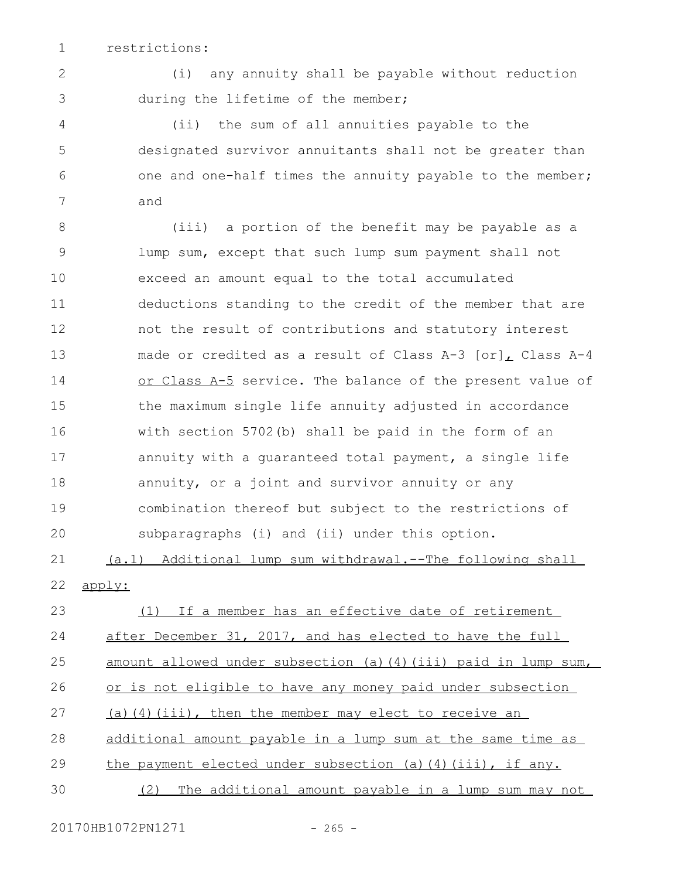restrictions:

(i) any annuity shall be payable without reduction during the lifetime of the member;

(ii) the sum of all annuities payable to the designated survivor annuitants shall not be greater than one and one-half times the annuity payable to the member; and

(iii) a portion of the benefit may be payable as a lump sum, except that such lump sum payment shall not exceed an amount equal to the total accumulated deductions standing to the credit of the member that are not the result of contributions and statutory interest made or credited as a result of Class A-3 [or], Class A-4 or Class A-5 service. The balance of the present value of the maximum single life annuity adjusted in accordance with section 5702(b) shall be paid in the form of an annuity with a guaranteed total payment, a single life annuity, or a joint and survivor annuity or any combination thereof but subject to the restrictions of subparagraphs (i) and (ii) under this option.

(a.1) Additional lump sum withdrawal.--The following shall apply:

(1) If a member has an effective date of retirement after December 31, 2017, and has elected to have the full amount allowed under subsection (a)(4)(iii) paid in lump sum, or is not eligible to have any money paid under subsection (a)(4)(iii), then the member may elect to receive an additional amount payable in a lump sum at the same time as the payment elected under subsection (a)(4)(iii), if any.

(2) The additional amount payable in a lump sum may not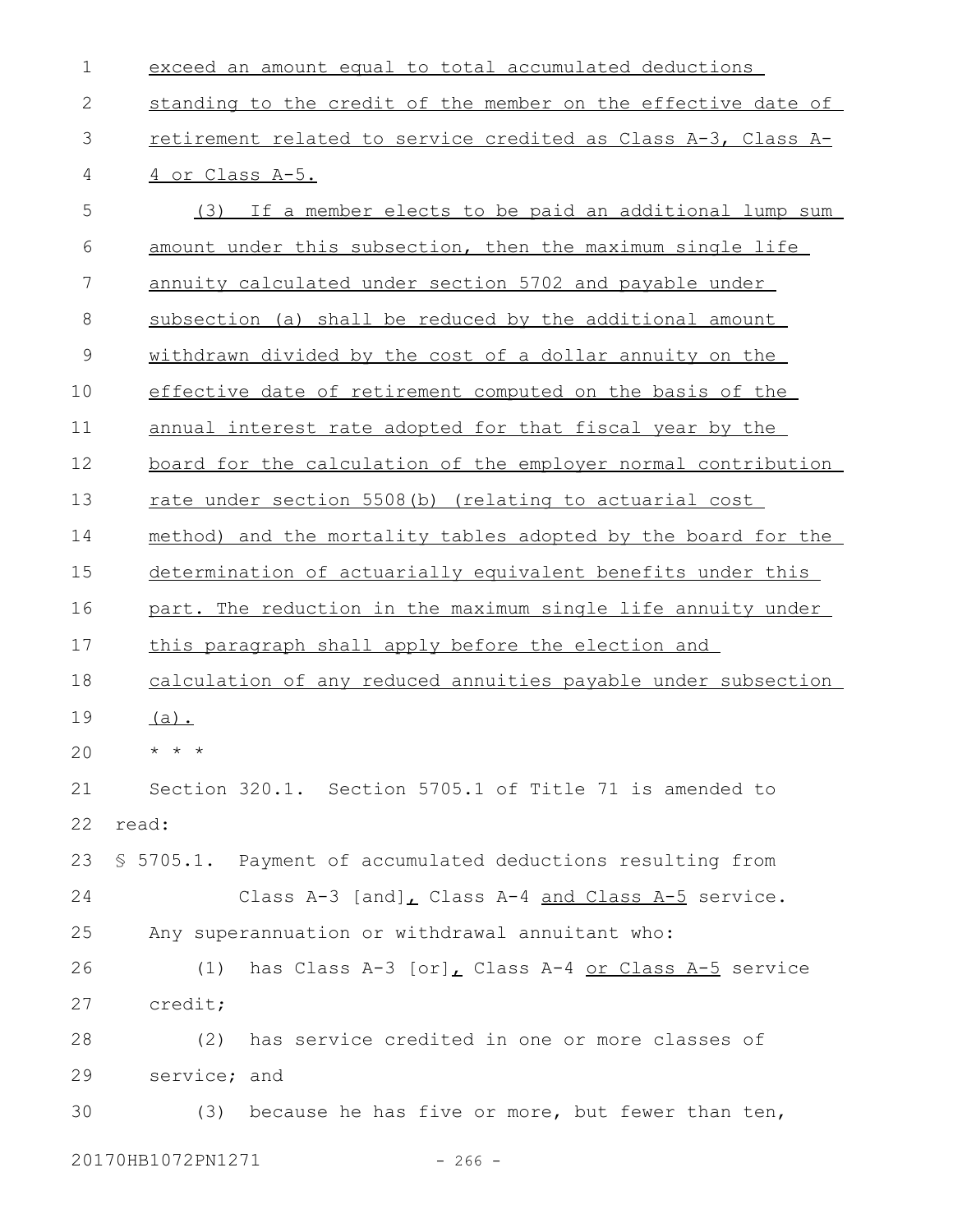exceed an amount equal to total accumulated deductions standing to the credit of the member on the effective date of retirement related to service credited as Class A-3, Class A-4 or Class A-5.

(3) If a member elects to be paid an additional lump sum amount under this subsection, then the maximum single life annuity calculated under section 5702 and payable under subsection (a) shall be reduced by the additional amount withdrawn divided by the cost of a dollar annuity on the effective date of retirement computed on the basis of the annual interest rate adopted for that fiscal year by the board for the calculation of the employer normal contribution rate under section 5508(b) (relating to actuarial cost method) and the mortality tables adopted by the board for the determination of actuarially equivalent benefits under this part. The reduction in the maximum single life annuity under this paragraph shall apply before the election and calculation of any reduced annuities payable under subsection (a).

* * *

Section 320.1. Section 5705.1 of Title 71 is amended to read:

§ 5705.1. Payment of accumulated deductions resulting from Class A-3 [and], Class A-4 and Class A-5 service.

Any superannuation or withdrawal annuitant who:

(1) has Class A-3 [or], Class A-4 or Class A-5 service credit;

(2) has service credited in one or more classes of service; and

(3) because he has five or more, but fewer than ten,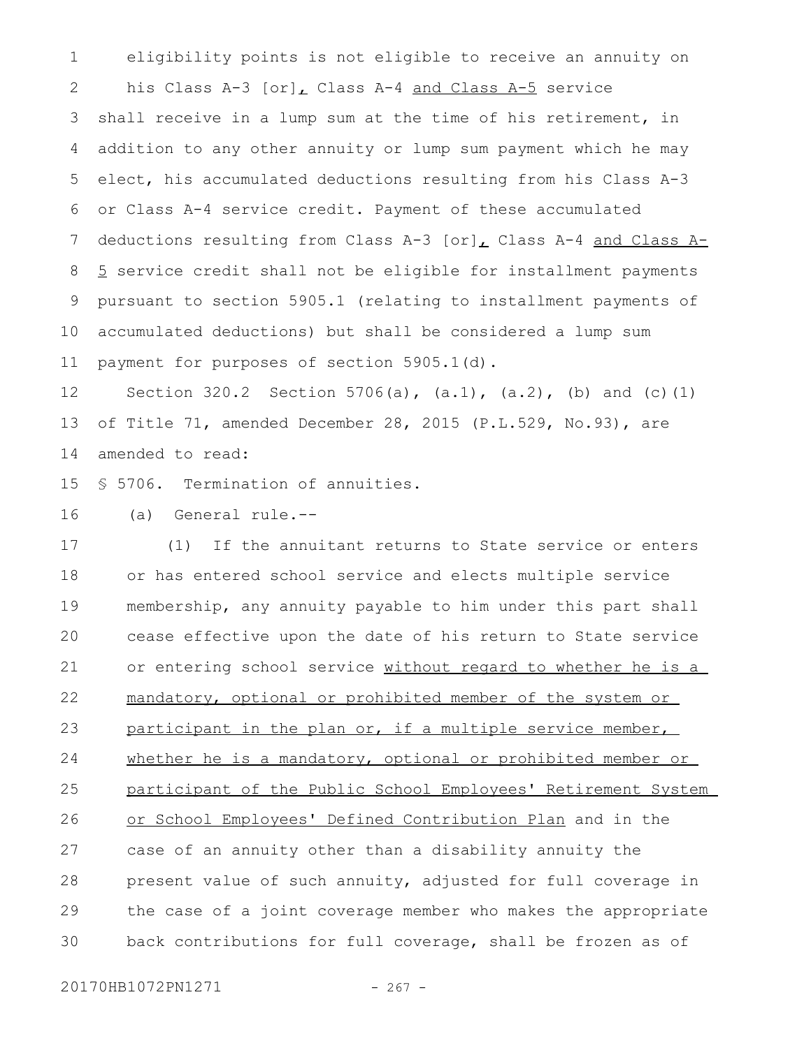eligibility points is not eligible to receive an annuity on his Class A-3 [or], Class A-4 and Class A-5 service shall receive in a lump sum at the time of his retirement, in addition to any other annuity or lump sum payment which he may elect, his accumulated deductions resulting from his Class A-3 or Class A-4 service credit. Payment of these accumulated deductions resulting from Class A-3 [or], Class A-4 and Class A-5 service credit shall not be eligible for installment payments pursuant to section 5905.1 (relating to installment payments of accumulated deductions) but shall be considered a lump sum payment for purposes of section 5905.1(d).

Section 320.2 Section 5706(a), (a.1), (a.2), (b) and (c)(1) of Title 71, amended December 28, 2015 (P.L.529, No.93), are amended to read:

§ 5706. Termination of annuities.

(a) General rule.--

(1) If the annuitant returns to State service or enters or has entered school service and elects multiple service membership, any annuity payable to him under this part shall cease effective upon the date of his return to State service or entering school service without regard to whether he is a mandatory, optional or prohibited member of the system or participant in the plan or, if a multiple service member, whether he is a mandatory, optional or prohibited member or participant of the Public School Employees' Retirement System or School Employees' Defined Contribution Plan and in the case of an annuity other than a disability annuity the present value of such annuity, adjusted for full coverage in the case of a joint coverage member who makes the appropriate back contributions for full coverage, shall be frozen as of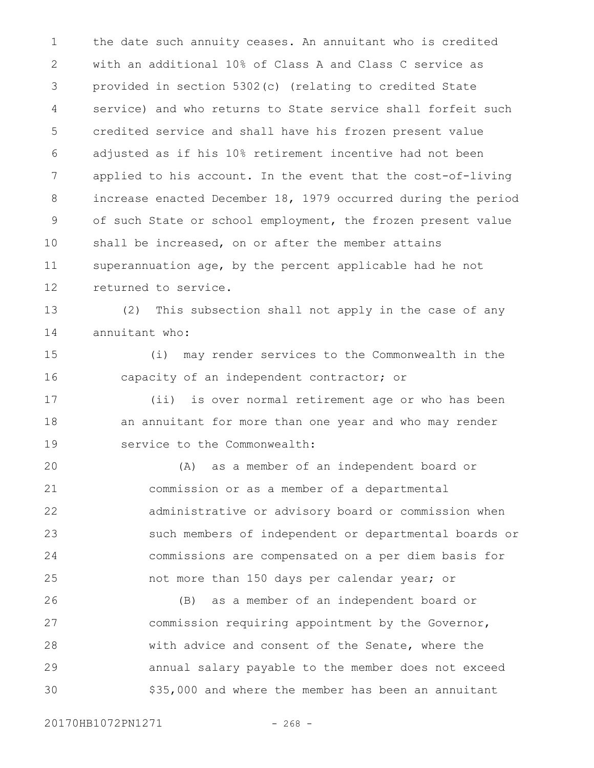the date such annuity ceases. An annuitant who is credited with an additional 10% of Class A and Class C service as provided in section 5302(c) (relating to credited State service) and who returns to State service shall forfeit such credited service and shall have his frozen present value adjusted as if his 10% retirement incentive had not been applied to his account. In the event that the cost-of-living increase enacted December 18, 1979 occurred during the period of such State or school employment, the frozen present value shall be increased, on or after the member attains superannuation age, by the percent applicable had he not returned to service.

(2) This subsection shall not apply in the case of any annuitant who:

(i) may render services to the Commonwealth in the capacity of an independent contractor; or

(ii) is over normal retirement age or who has been an annuitant for more than one year and who may render service to the Commonwealth:

(A) as a member of an independent board or commission or as a member of a departmental administrative or advisory board or commission when such members of independent or departmental boards or commissions are compensated on a per diem basis for not more than 150 days per calendar year; or

(B) as a member of an independent board or commission requiring appointment by the Governor, with advice and consent of the Senate, where the annual salary payable to the member does not exceed $35,000 and where the member has been an annuitant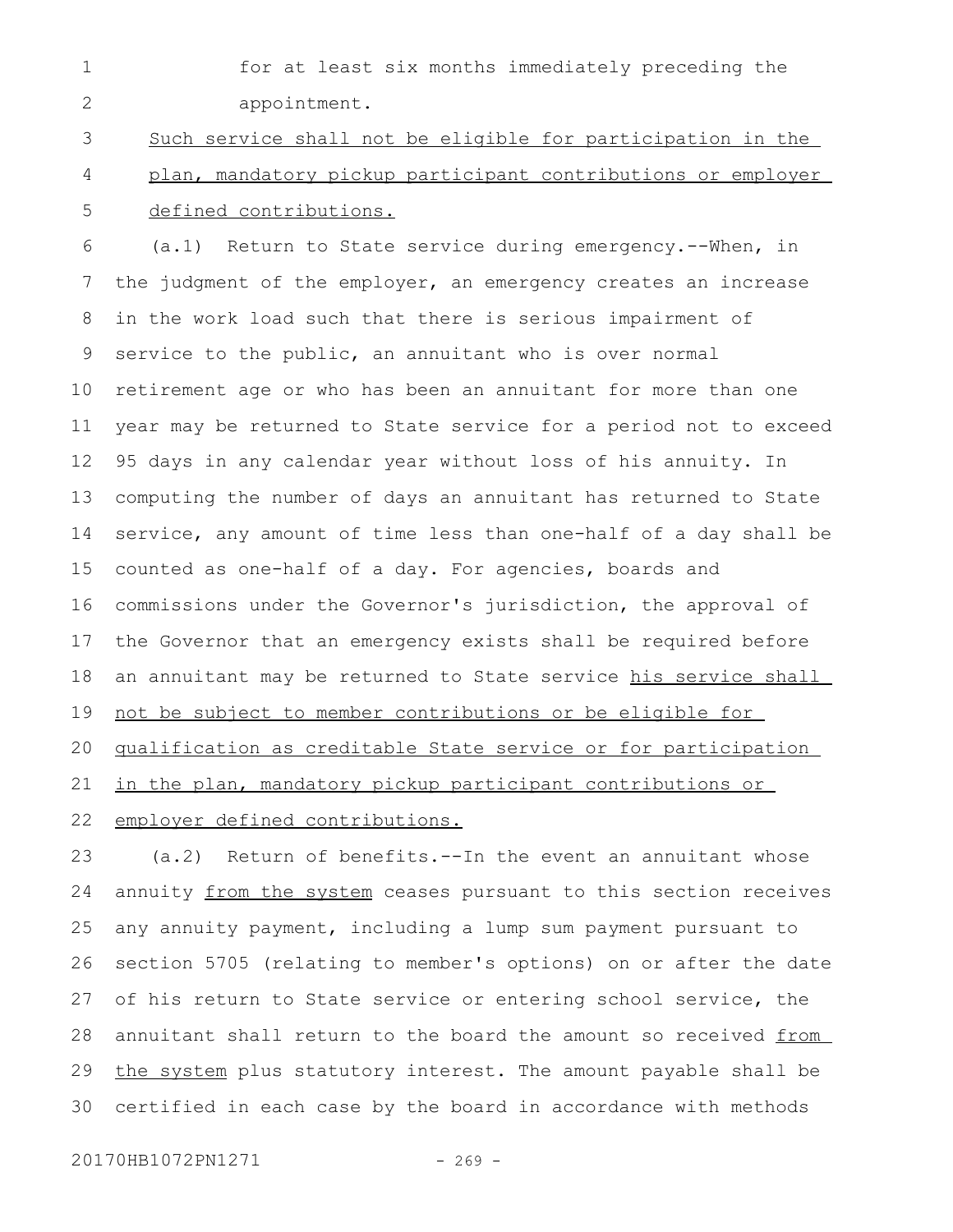for at least six months immediately preceding the appointment.

<u>Such service shall not be eligible for participation in the plan, mandatory pickup participant contributions or employer defined contributions.</u>

(a.1) Return to State service during emergency.--When, in the judgment of the employer, an emergency creates an increase in the work load such that there is serious impairment of service to the public, an annuitant who is over normal retirement age or who has been an annuitant for more than one year may be returned to State service for a period not to exceed 95 days in any calendar year without loss of his annuity. In computing the number of days an annuitant has returned to State service, any amount of time less than one-half of a day shall be counted as one-half of a day. For agencies, boards and commissions under the Governor's jurisdiction, the approval of the Governor that an emergency exists shall be required before an annuitant may be returned to State service <u>his service shall not be subject to member contributions or be eligible for qualification as creditable State service or for participation in the plan, mandatory pickup participant contributions or employer defined contributions.</u>

(a.2) Return of benefits.--In the event an annuitant whose annuity <u>from the system</u> ceases pursuant to this section receives any annuity payment, including a lump sum payment pursuant to section 5705 (relating to member's options) on or after the date of his return to State service or entering school service, the annuitant shall return to the board the amount so received <u>from the system</u> plus statutory interest. The amount payable shall be certified in each case by the board in accordance with methods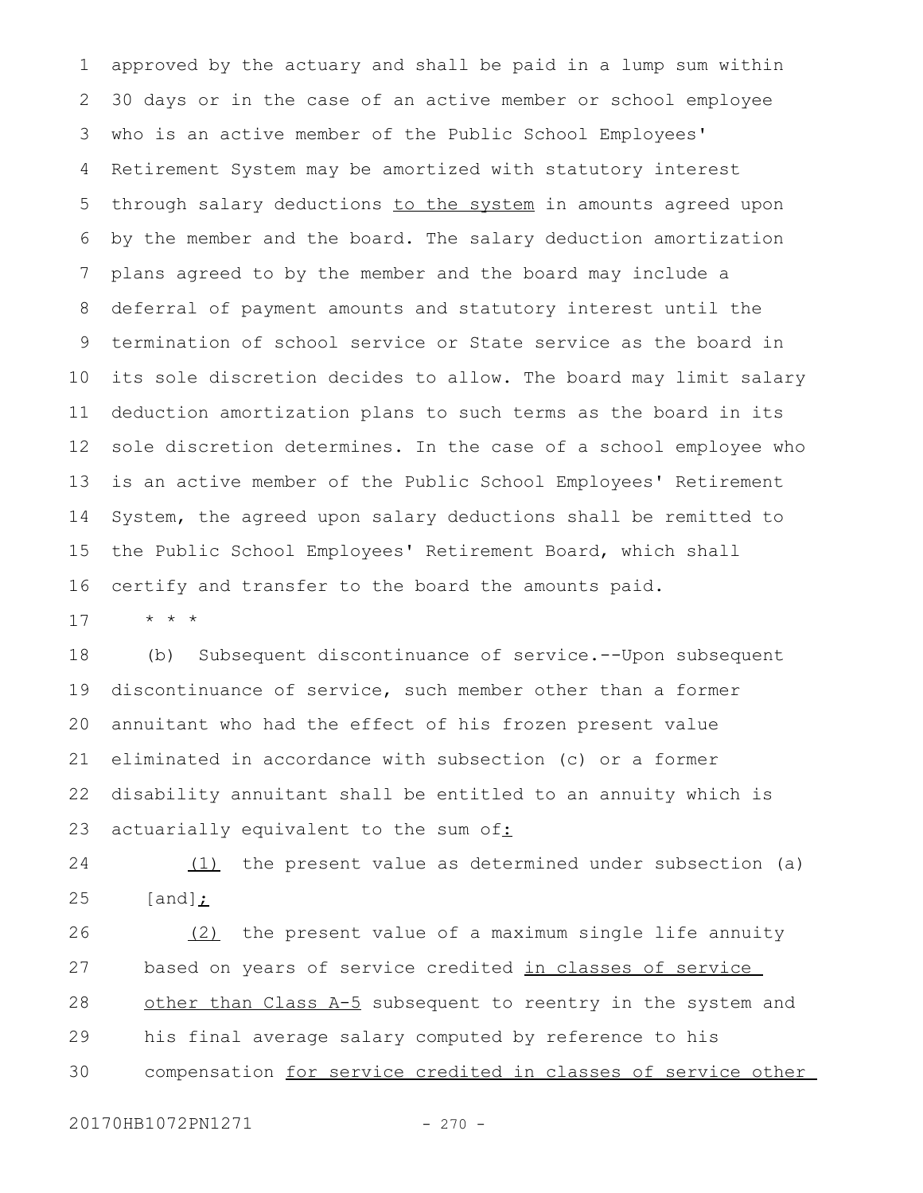approved by the actuary and shall be paid in a lump sum within 30 days or in the case of an active member or school employee who is an active member of the Public School Employees' Retirement System may be amortized with statutory interest through salary deductions <u>to the system</u> in amounts agreed upon by the member and the board. The salary deduction amortization plans agreed to by the member and the board may include a deferral of payment amounts and statutory interest until the termination of school service or State service as the board in its sole discretion decides to allow. The board may limit salary deduction amortization plans to such terms as the board in its sole discretion determines. In the case of a school employee who is an active member of the Public School Employees' Retirement System, the agreed upon salary deductions shall be remitted to the Public School Employees' Retirement Board, which shall certify and transfer to the board the amounts paid.

* * *

(b) Subsequent discontinuance of service.--Upon subsequent discontinuance of service, such member other than a former annuitant who had the effect of his frozen present value eliminated in accordance with subsection (c) or a former disability annuitant shall be entitled to an annuity which is actuarially equivalent to the sum of<u>:</u>

<u>(1)</u> the present value as determined under subsection (a) [and]<u>;</u>

<u>(2)</u> the present value of a maximum single life annuity based on years of service credited <u>in classes of service other than Class A-5</u> subsequent to reentry in the system and his final average salary computed by reference to his compensation <u>for service credited in classes of service other</u>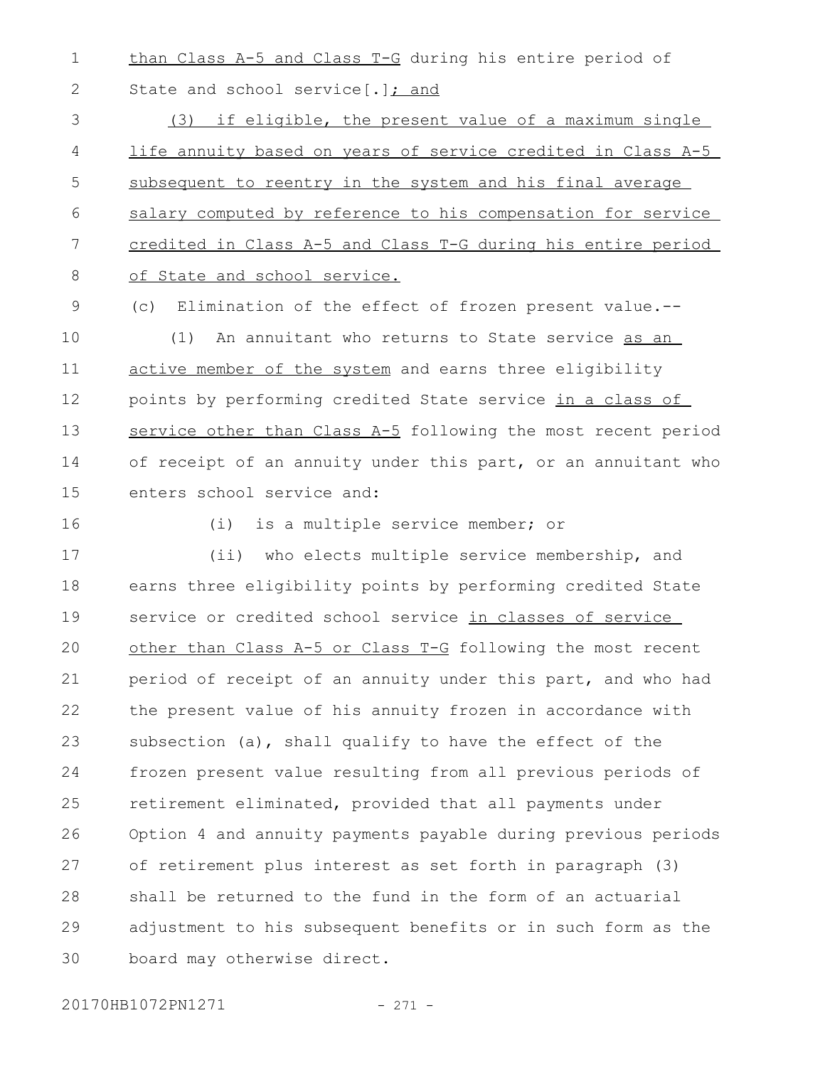than Class A-5 and Class T-G during his entire period of State and school service[.]; and

(3) if eligible, the present value of a maximum single life annuity based on years of service credited in Class A-5 subsequent to reentry in the system and his final average salary computed by reference to his compensation for service credited in Class A-5 and Class T-G during his entire period of State and school service.

(c) Elimination of the effect of frozen present value.--

(1) An annuitant who returns to State service as an active member of the system and earns three eligibility points by performing credited State service in a class of service other than Class A-5 following the most recent period of receipt of an annuity under this part, or an annuitant who enters school service and:

(i) is a multiple service member; or

(ii) who elects multiple service membership, and earns three eligibility points by performing credited State service or credited school service in classes of service other than Class A-5 or Class T-G following the most recent period of receipt of an annuity under this part, and who had the present value of his annuity frozen in accordance with subsection (a), shall qualify to have the effect of the frozen present value resulting from all previous periods of retirement eliminated, provided that all payments under Option 4 and annuity payments payable during previous periods of retirement plus interest as set forth in paragraph (3) shall be returned to the fund in the form of an actuarial adjustment to his subsequent benefits or in such form as the board may otherwise direct.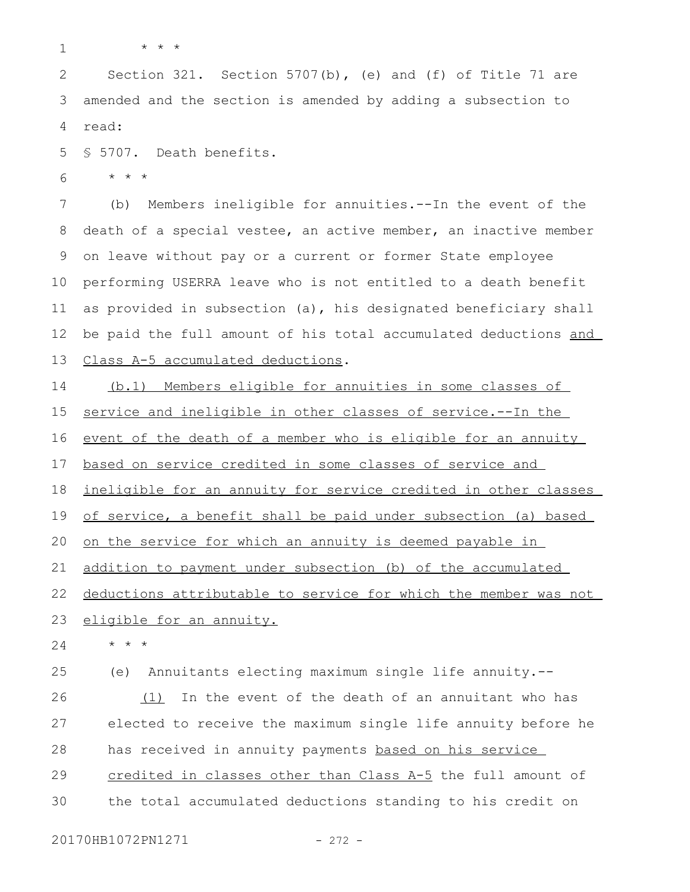* * *

Section 321. Section 5707(b), (e) and (f) of Title 71 are amended and the section is amended by adding a subsection to read:

§ 5707. Death benefits.

* * *

(b) Members ineligible for annuities.--In the event of the death of a special vestee, an active member, an inactive member on leave without pay or a current or former State employee performing USERRA leave who is not entitled to a death benefit as provided in subsection (a), his designated beneficiary shall be paid the full amount of his total accumulated deductions <u>and Class A-5 accumulated deductions</u>.

<u>(b.1) Members eligible for annuities in some classes of service and ineligible in other classes of service.--In the event of the death of a member who is eligible for an annuity based on service credited in some classes of service and ineligible for an annuity for service credited in other classes of service, a benefit shall be paid under subsection (a) based on the service for which an annuity is deemed payable in addition to payment under subsection (b) of the accumulated deductions attributable to service for which the member was not eligible for an annuity.</u>

* * *

(e) Annuitants electing maximum single life annuity.--

<u>(1)</u> In the event of the death of an annuitant who has elected to receive the maximum single life annuity before he has received in annuity payments <u>based on his service credited in classes other than Class A-5</u> the full amount of the total accumulated deductions standing to his credit on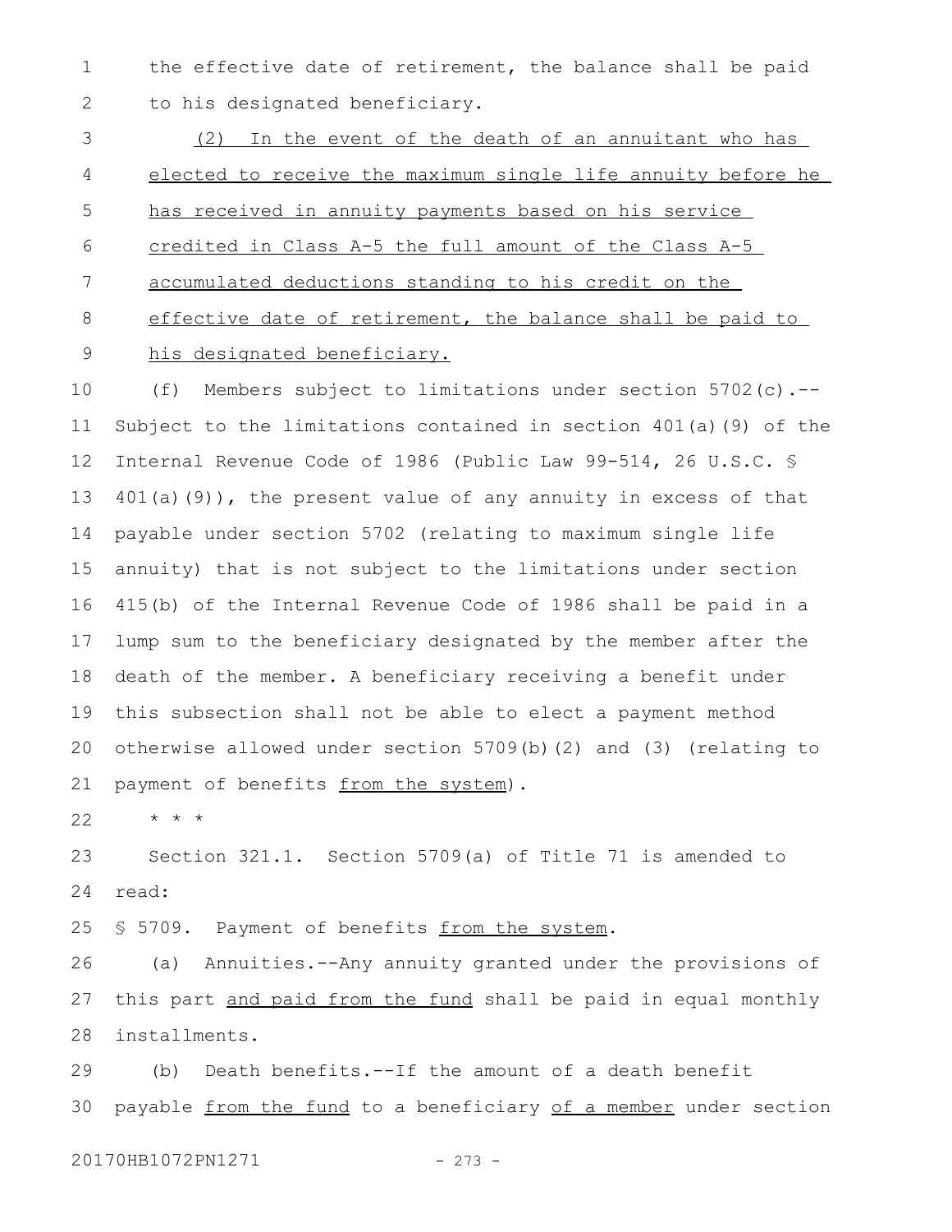the effective date of retirement, the balance shall be paid to his designated beneficiary.

(2) In the event of the death of an annuitant who has elected to receive the maximum single life annuity before he has received in annuity payments based on his service credited in Class A-5 the full amount of the Class A-5 accumulated deductions standing to his credit on the effective date of retirement, the balance shall be paid to his designated beneficiary.

(f) Members subject to limitations under section 5702(c).--Subject to the limitations contained in section 401(a)(9) of the Internal Revenue Code of 1986 (Public Law 99-514, 26 U.S.C. § 401(a)(9)), the present value of any annuity in excess of that payable under section 5702 (relating to maximum single life annuity) that is not subject to the limitations under section 415(b) of the Internal Revenue Code of 1986 shall be paid in a lump sum to the beneficiary designated by the member after the death of the member. A beneficiary receiving a benefit under this subsection shall not be able to elect a payment method otherwise allowed under section 5709(b)(2) and (3) (relating to payment of benefits from the system).

* * *

Section 321.1. Section 5709(a) of Title 71 is amended to read:

§ 5709. Payment of benefits from the system.

(a) Annuities.--Any annuity granted under the provisions of this part and paid from the fund shall be paid in equal monthly installments.

(b) Death benefits.--If the amount of a death benefit payable from the fund to a beneficiary of a member under section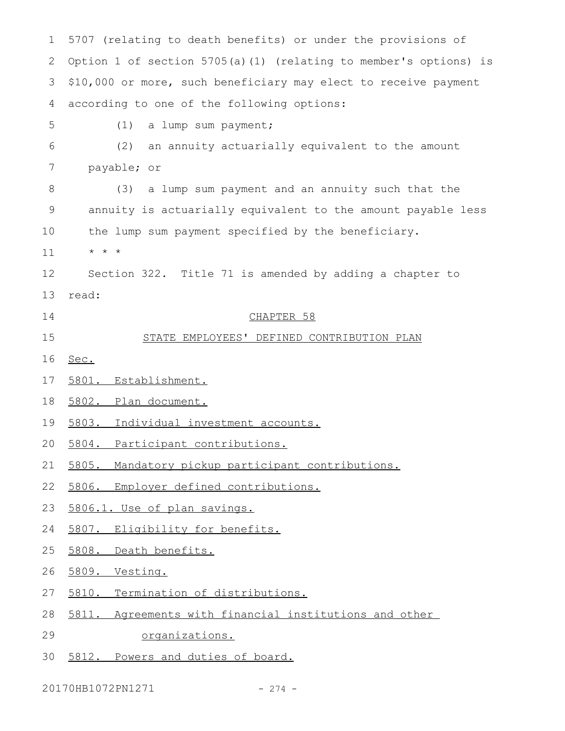5707 (relating to death benefits) or under the provisions of Option 1 of section 5705(a)(1) (relating to member's options) is $10,000 or more, such beneficiary may elect to receive payment according to one of the following options:

(1) a lump sum payment;

(2) an annuity actuarially equivalent to the amount payable; or

(3) a lump sum payment and an annuity such that the annuity is actuarially equivalent to the amount payable less the lump sum payment specified by the beneficiary.

* * *

Section 322. Title 71 is amended by adding a chapter to read:

CHAPTER 58

STATE EMPLOYEES' DEFINED CONTRIBUTION PLAN

Sec.

5801. Establishment.

5802. Plan document.

5803. Individual investment accounts.

5804. Participant contributions.

5805. Mandatory pickup participant contributions.

5806. Employer defined contributions.

5806.1. Use of plan savings.

5807. Eligibility for benefits.

5808. Death benefits.

5809. Vesting.

5810. Termination of distributions.

5811. Agreements with financial institutions and other organizations.

5812. Powers and duties of board.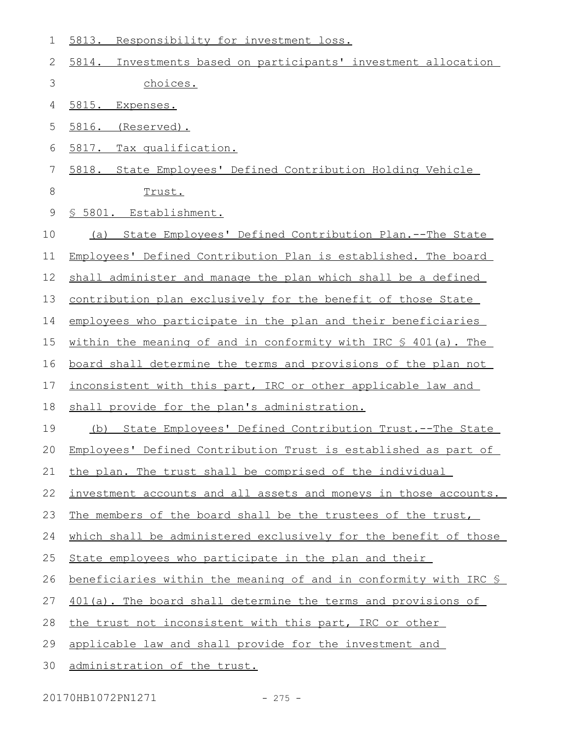5813. Responsibility for investment loss.

5814. Investments based on participants' investment allocation choices.

5815. Expenses.

5816. (Reserved).

5817. Tax qualification.

5818. State Employees' Defined Contribution Holding Vehicle Trust.

§ 5801. Establishment.

(a) State Employees' Defined Contribution Plan.--The State Employees' Defined Contribution Plan is established. The board shall administer and manage the plan which shall be a defined contribution plan exclusively for the benefit of those State employees who participate in the plan and their beneficiaries within the meaning of and in conformity with IRC § 401(a). The board shall determine the terms and provisions of the plan not inconsistent with this part, IRC or other applicable law and shall provide for the plan's administration.

(b) State Employees' Defined Contribution Trust.--The State Employees' Defined Contribution Trust is established as part of the plan. The trust shall be comprised of the individual investment accounts and all assets and moneys in those accounts. The members of the board shall be the trustees of the trust, which shall be administered exclusively for the benefit of those State employees who participate in the plan and their beneficiaries within the meaning of and in conformity with IRC § 401(a). The board shall determine the terms and provisions of the trust not inconsistent with this part, IRC or other applicable law and shall provide for the investment and administration of the trust.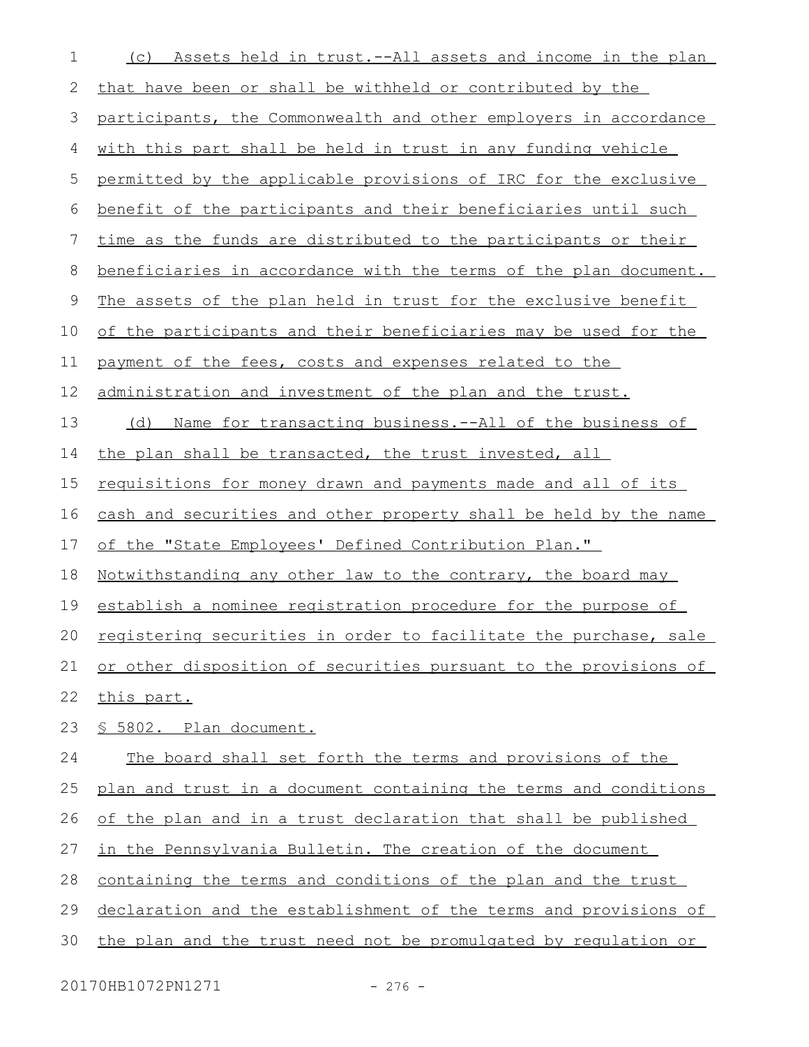(c) Assets held in trust.--All assets and income in the plan that have been or shall be withheld or contributed by the participants, the Commonwealth and other employers in accordance with this part shall be held in trust in any funding vehicle permitted by the applicable provisions of IRC for the exclusive benefit of the participants and their beneficiaries until such time as the funds are distributed to the participants or their beneficiaries in accordance with the terms of the plan document. The assets of the plan held in trust for the exclusive benefit of the participants and their beneficiaries may be used for the payment of the fees, costs and expenses related to the administration and investment of the plan and the trust.

(d) Name for transacting business.--All of the business of the plan shall be transacted, the trust invested, all requisitions for money drawn and payments made and all of its cash and securities and other property shall be held by the name of the "State Employees' Defined Contribution Plan." Notwithstanding any other law to the contrary, the board may establish a nominee registration procedure for the purpose of registering securities in order to facilitate the purchase, sale or other disposition of securities pursuant to the provisions of this part.

§ 5802. Plan document.

The board shall set forth the terms and provisions of the plan and trust in a document containing the terms and conditions of the plan and in a trust declaration that shall be published in the Pennsylvania Bulletin. The creation of the document containing the terms and conditions of the plan and the trust declaration and the establishment of the terms and provisions of the plan and the trust need not be promulgated by regulation or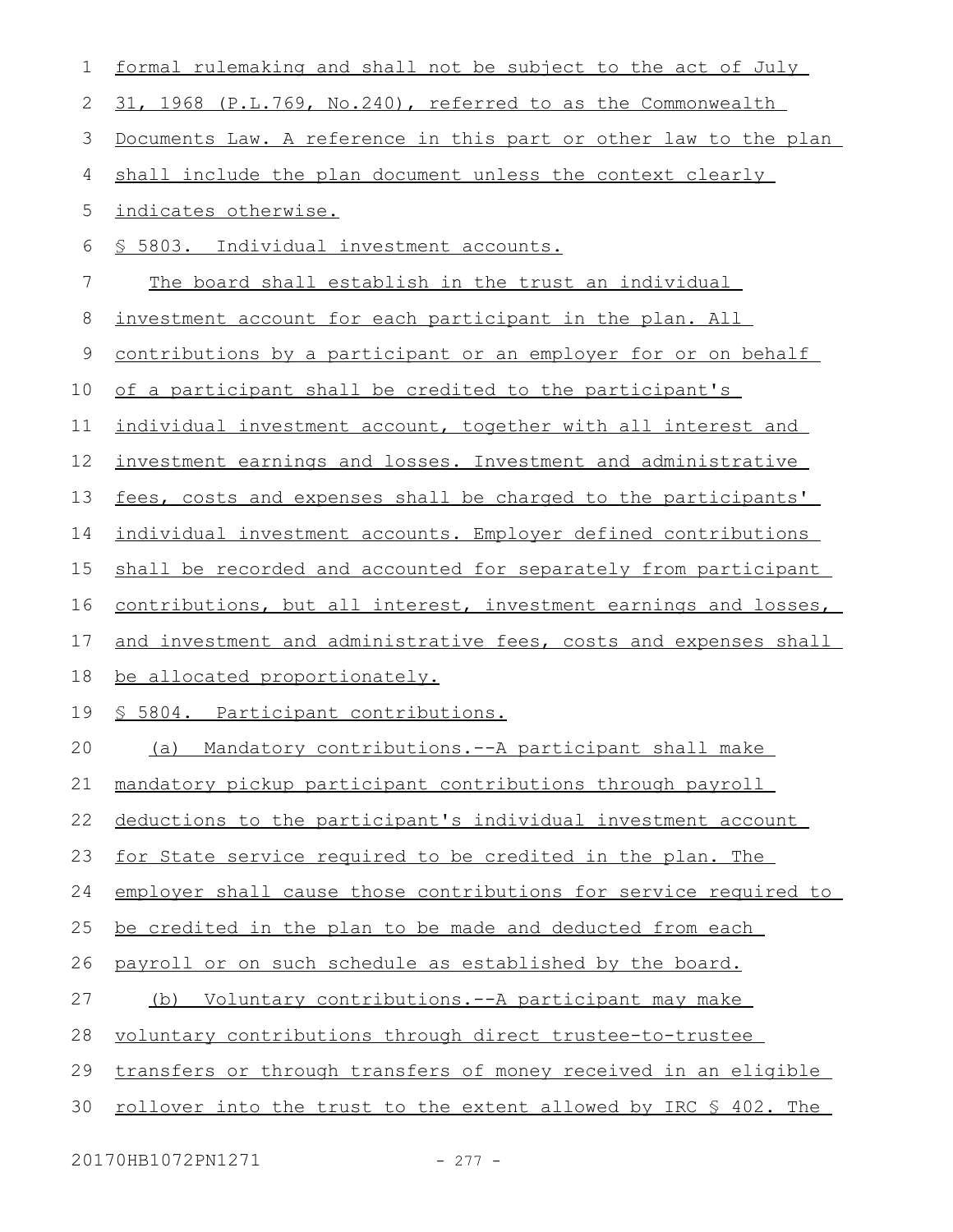formal rulemaking and shall not be subject to the act of July 31, 1968 (P.L.769, No.240), referred to as the Commonwealth Documents Law. A reference in this part or other law to the plan shall include the plan document unless the context clearly indicates otherwise.

§ 5803. Individual investment accounts.

The board shall establish in the trust an individual investment account for each participant in the plan. All contributions by a participant or an employer for or on behalf of a participant shall be credited to the participant's individual investment account, together with all interest and investment earnings and losses. Investment and administrative fees, costs and expenses shall be charged to the participants' individual investment accounts. Employer defined contributions shall be recorded and accounted for separately from participant contributions, but all interest, investment earnings and losses, and investment and administrative fees, costs and expenses shall be allocated proportionately.

§ 5804. Participant contributions.

(a) Mandatory contributions.--A participant shall make mandatory pickup participant contributions through payroll deductions to the participant's individual investment account for State service required to be credited in the plan. The employer shall cause those contributions for service required to be credited in the plan to be made and deducted from each payroll or on such schedule as established by the board.

(b) Voluntary contributions.--A participant may make voluntary contributions through direct trustee-to-trustee transfers or through transfers of money received in an eligible rollover into the trust to the extent allowed by IRC § 402. The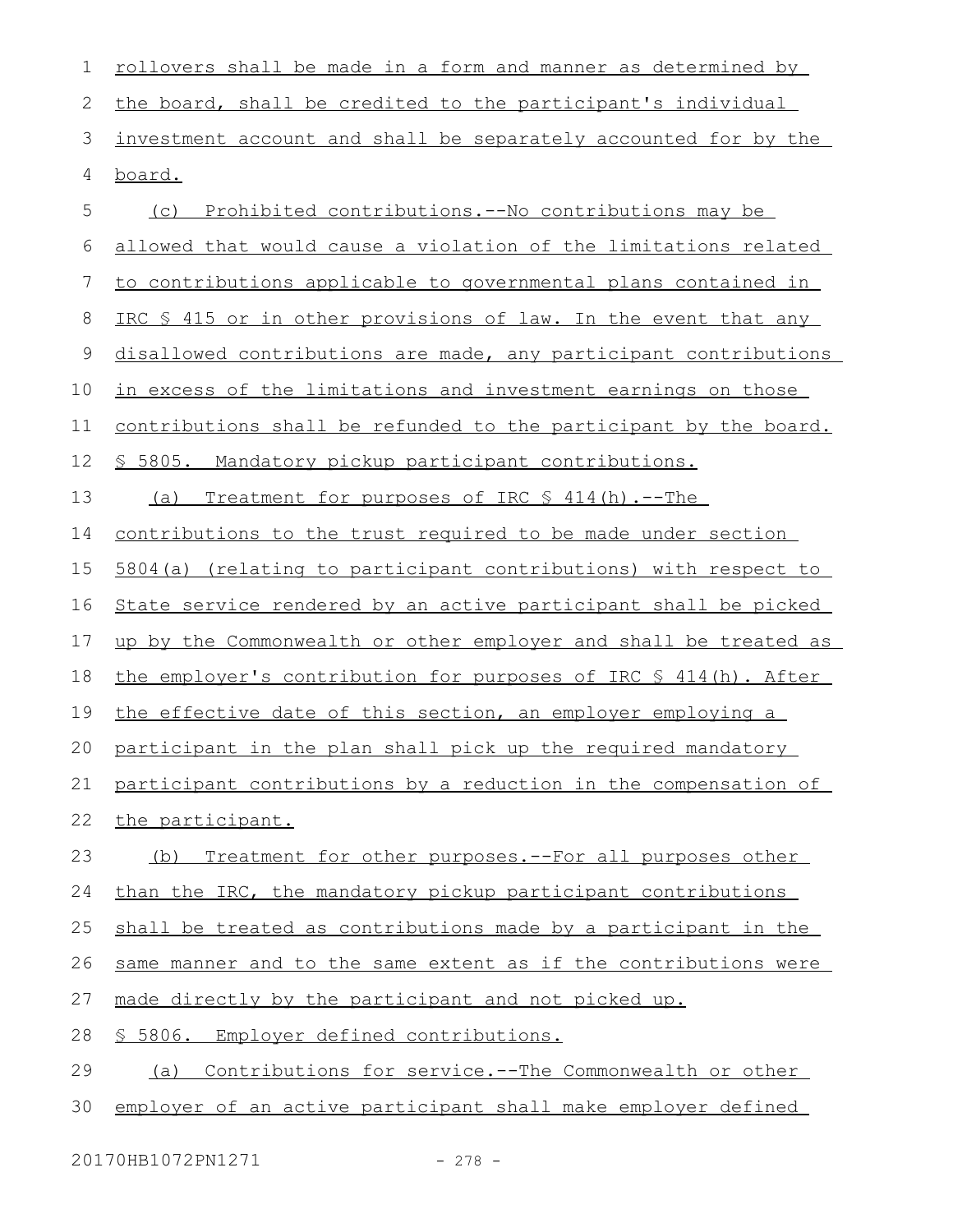rollovers shall be made in a form and manner as determined by the board, shall be credited to the participant's individual investment account and shall be separately accounted for by the board.

(c) Prohibited contributions.--No contributions may be allowed that would cause a violation of the limitations related to contributions applicable to governmental plans contained in IRC § 415 or in other provisions of law. In the event that any disallowed contributions are made, any participant contributions in excess of the limitations and investment earnings on those contributions shall be refunded to the participant by the board.

§ 5805. Mandatory pickup participant contributions.

(a) Treatment for purposes of IRC § 414(h).--The contributions to the trust required to be made under section 5804(a) (relating to participant contributions) with respect to State service rendered by an active participant shall be picked up by the Commonwealth or other employer and shall be treated as the employer's contribution for purposes of IRC § 414(h). After the effective date of this section, an employer employing a participant in the plan shall pick up the required mandatory participant contributions by a reduction in the compensation of the participant.

(b) Treatment for other purposes.--For all purposes other than the IRC, the mandatory pickup participant contributions shall be treated as contributions made by a participant in the same manner and to the same extent as if the contributions were made directly by the participant and not picked up.

§ 5806. Employer defined contributions.

(a) Contributions for service.--The Commonwealth or other employer of an active participant shall make employer defined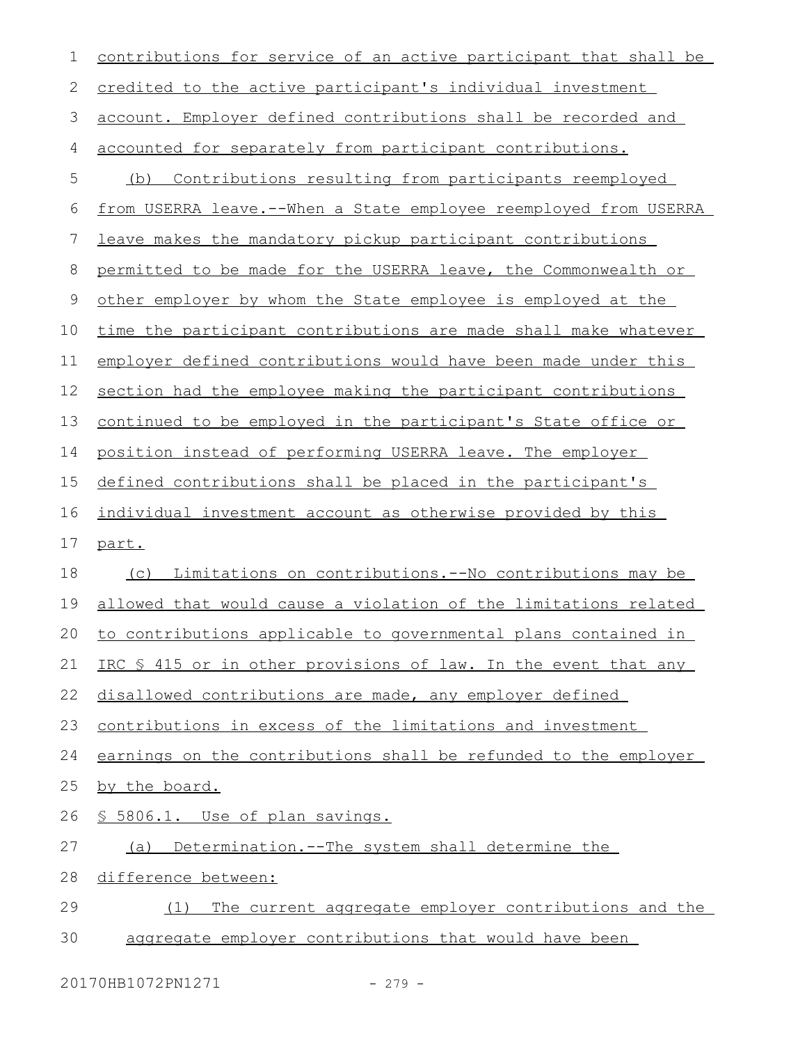contributions for service of an active participant that shall be credited to the active participant's individual investment account. Employer defined contributions shall be recorded and accounted for separately from participant contributions.

(b) Contributions resulting from participants reemployed from USERRA leave.--When a State employee reemployed from USERRA leave makes the mandatory pickup participant contributions permitted to be made for the USERRA leave, the Commonwealth or other employer by whom the State employee is employed at the time the participant contributions are made shall make whatever employer defined contributions would have been made under this section had the employee making the participant contributions continued to be employed in the participant's State office or position instead of performing USERRA leave. The employer defined contributions shall be placed in the participant's individual investment account as otherwise provided by this part.

(c) Limitations on contributions.--No contributions may be allowed that would cause a violation of the limitations related to contributions applicable to governmental plans contained in IRC § 415 or in other provisions of law. In the event that any disallowed contributions are made, any employer defined contributions in excess of the limitations and investment earnings on the contributions shall be refunded to the employer by the board.

§ 5806.1. Use of plan savings.

(a) Determination.--The system shall determine the difference between:

(1) The current aggregate employer contributions and the aggregate employer contributions that would have been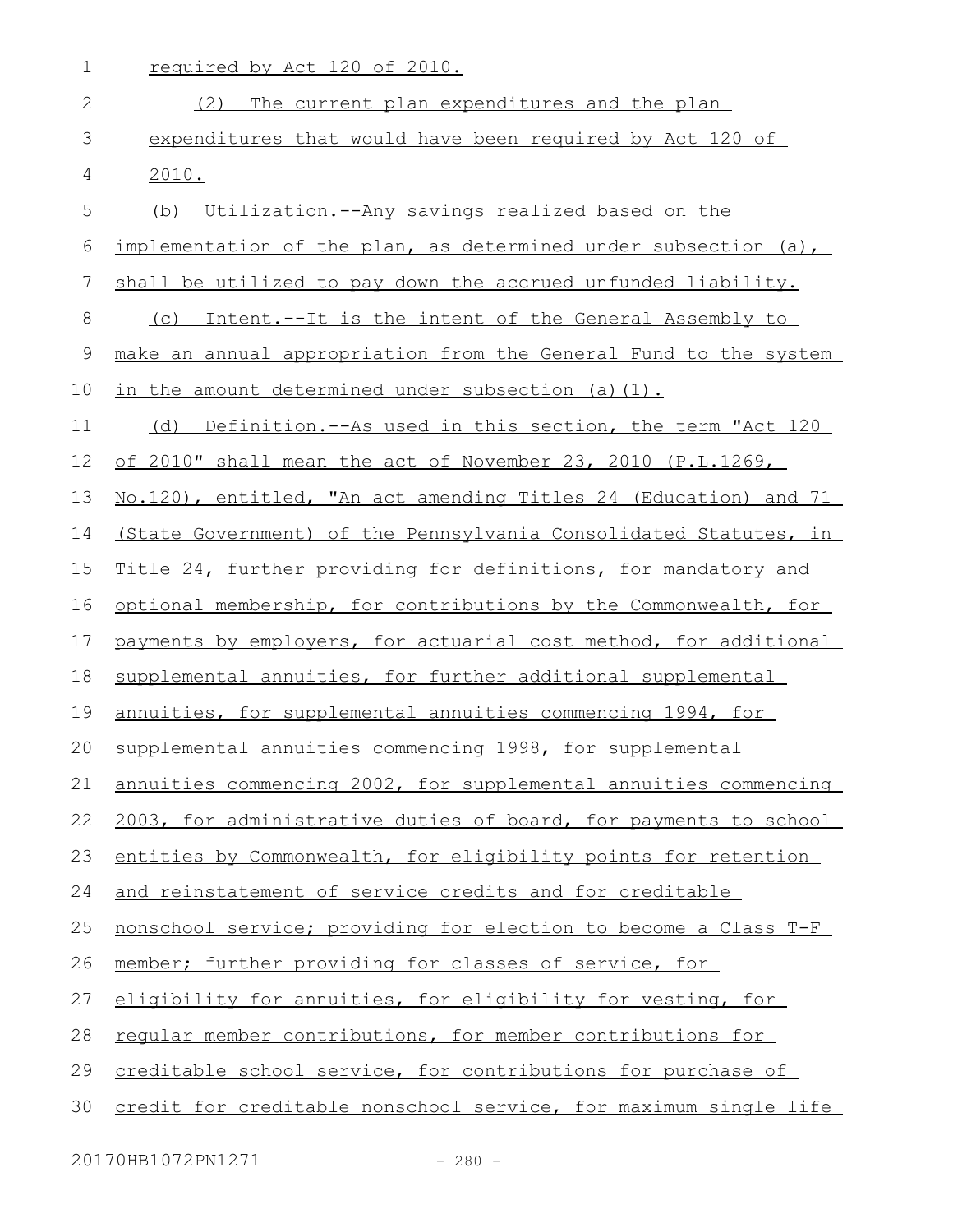required by Act 120 of 2010.

(2) The current plan expenditures and the plan expenditures that would have been required by Act 120 of 2010.

(b) Utilization.--Any savings realized based on the implementation of the plan, as determined under subsection (a), shall be utilized to pay down the accrued unfunded liability.

(c) Intent.--It is the intent of the General Assembly to make an annual appropriation from the General Fund to the system in the amount determined under subsection (a)(1).

(d) Definition.--As used in this section, the term "Act 120 of 2010" shall mean the act of November 23, 2010 (P.L.1269, No.120), entitled, "An act amending Titles 24 (Education) and 71 (State Government) of the Pennsylvania Consolidated Statutes, in Title 24, further providing for definitions, for mandatory and optional membership, for contributions by the Commonwealth, for payments by employers, for actuarial cost method, for additional supplemental annuities, for further additional supplemental annuities, for supplemental annuities commencing 1994, for supplemental annuities commencing 1998, for supplemental annuities commencing 2002, for supplemental annuities commencing 2003, for administrative duties of board, for payments to school entities by Commonwealth, for eligibility points for retention and reinstatement of service credits and for creditable nonschool service; providing for election to become a Class T-F member; further providing for classes of service, for eligibility for annuities, for eligibility for vesting, for regular member contributions, for member contributions for creditable school service, for contributions for purchase of credit for creditable nonschool service, for maximum single life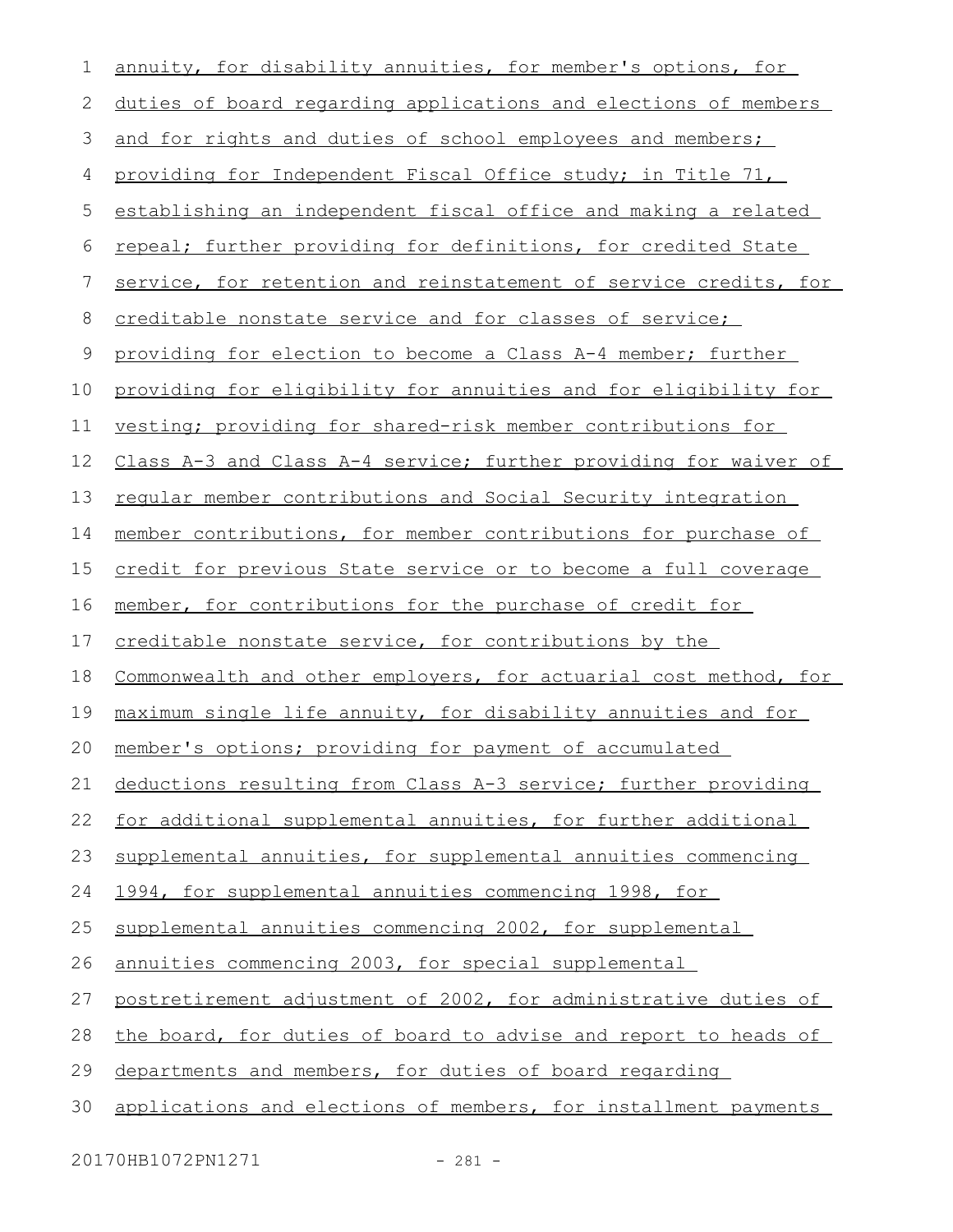annuity, for disability annuities, for member's options, for duties of board regarding applications and elections of members and for rights and duties of school employees and members; providing for Independent Fiscal Office study; in Title 71, establishing an independent fiscal office and making a related repeal; further providing for definitions, for credited State service, for retention and reinstatement of service credits, for creditable nonstate service and for classes of service; providing for election to become a Class A-4 member; further providing for eligibility for annuities and for eligibility for vesting; providing for shared-risk member contributions for Class A-3 and Class A-4 service; further providing for waiver of regular member contributions and Social Security integration member contributions, for member contributions for purchase of credit for previous State service or to become a full coverage member, for contributions for the purchase of credit for creditable nonstate service, for contributions by the Commonwealth and other employers, for actuarial cost method, for maximum single life annuity, for disability annuities and for member's options; providing for payment of accumulated deductions resulting from Class A-3 service; further providing for additional supplemental annuities, for further additional supplemental annuities, for supplemental annuities commencing 1994, for supplemental annuities commencing 1998, for supplemental annuities commencing 2002, for supplemental annuities commencing 2003, for special supplemental postretirement adjustment of 2002, for administrative duties of the board, for duties of board to advise and report to heads of departments and members, for duties of board regarding applications and elections of members, for installment payments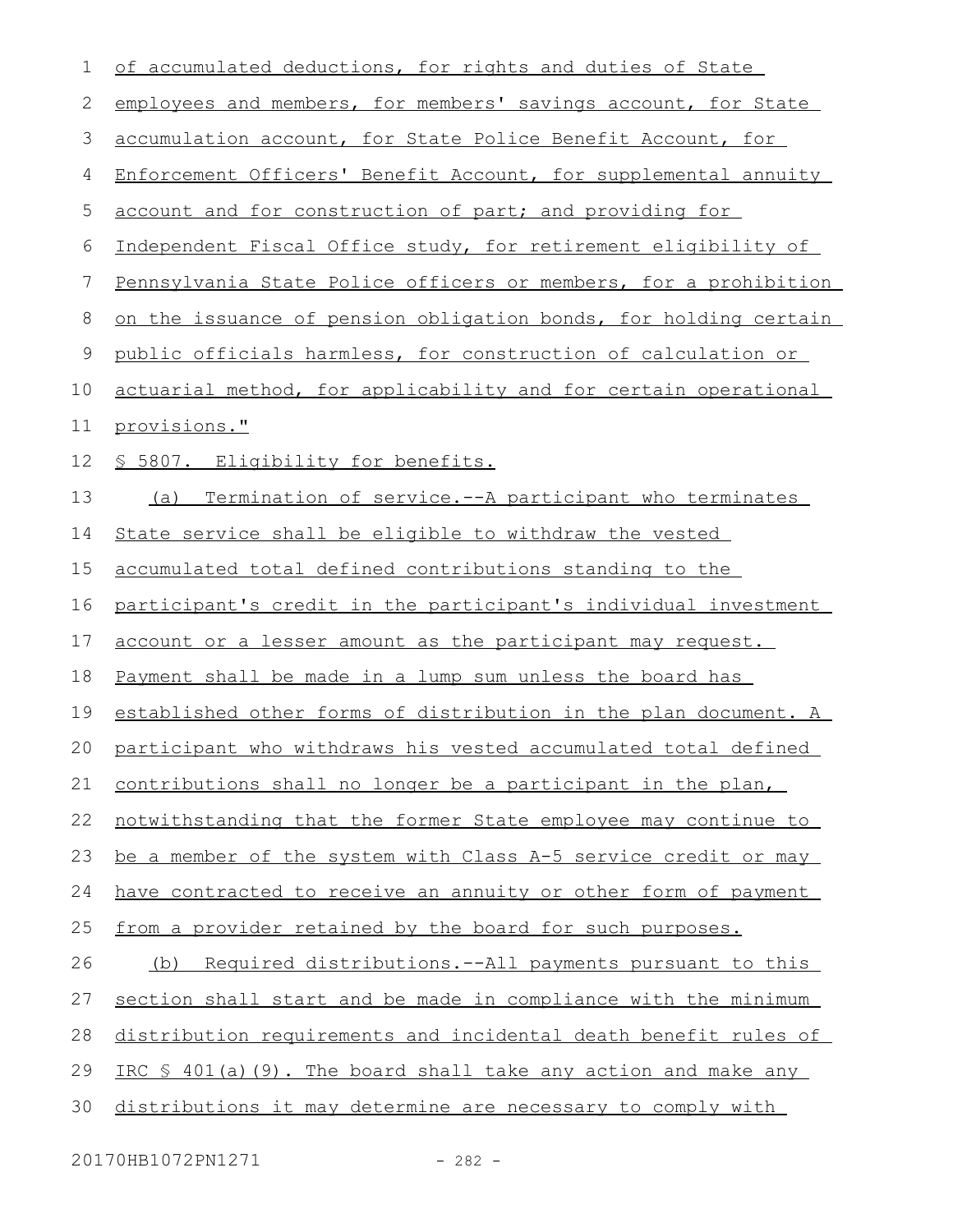of accumulated deductions, for rights and duties of State employees and members, for members' savings account, for State accumulation account, for State Police Benefit Account, for Enforcement Officers' Benefit Account, for supplemental annuity account and for construction of part; and providing for Independent Fiscal Office study, for retirement eligibility of Pennsylvania State Police officers or members, for a prohibition on the issuance of pension obligation bonds, for holding certain public officials harmless, for construction of calculation or actuarial method, for applicability and for certain operational provisions."

§ 5807. Eligibility for benefits.

(a) Termination of service.--A participant who terminates State service shall be eligible to withdraw the vested accumulated total defined contributions standing to the participant's credit in the participant's individual investment account or a lesser amount as the participant may request. Payment shall be made in a lump sum unless the board has established other forms of distribution in the plan document. A participant who withdraws his vested accumulated total defined contributions shall no longer be a participant in the plan, notwithstanding that the former State employee may continue to be a member of the system with Class A-5 service credit or may have contracted to receive an annuity or other form of payment from a provider retained by the board for such purposes.

(b) Required distributions.--All payments pursuant to this section shall start and be made in compliance with the minimum distribution requirements and incidental death benefit rules of IRC § 401(a)(9). The board shall take any action and make any distributions it may determine are necessary to comply with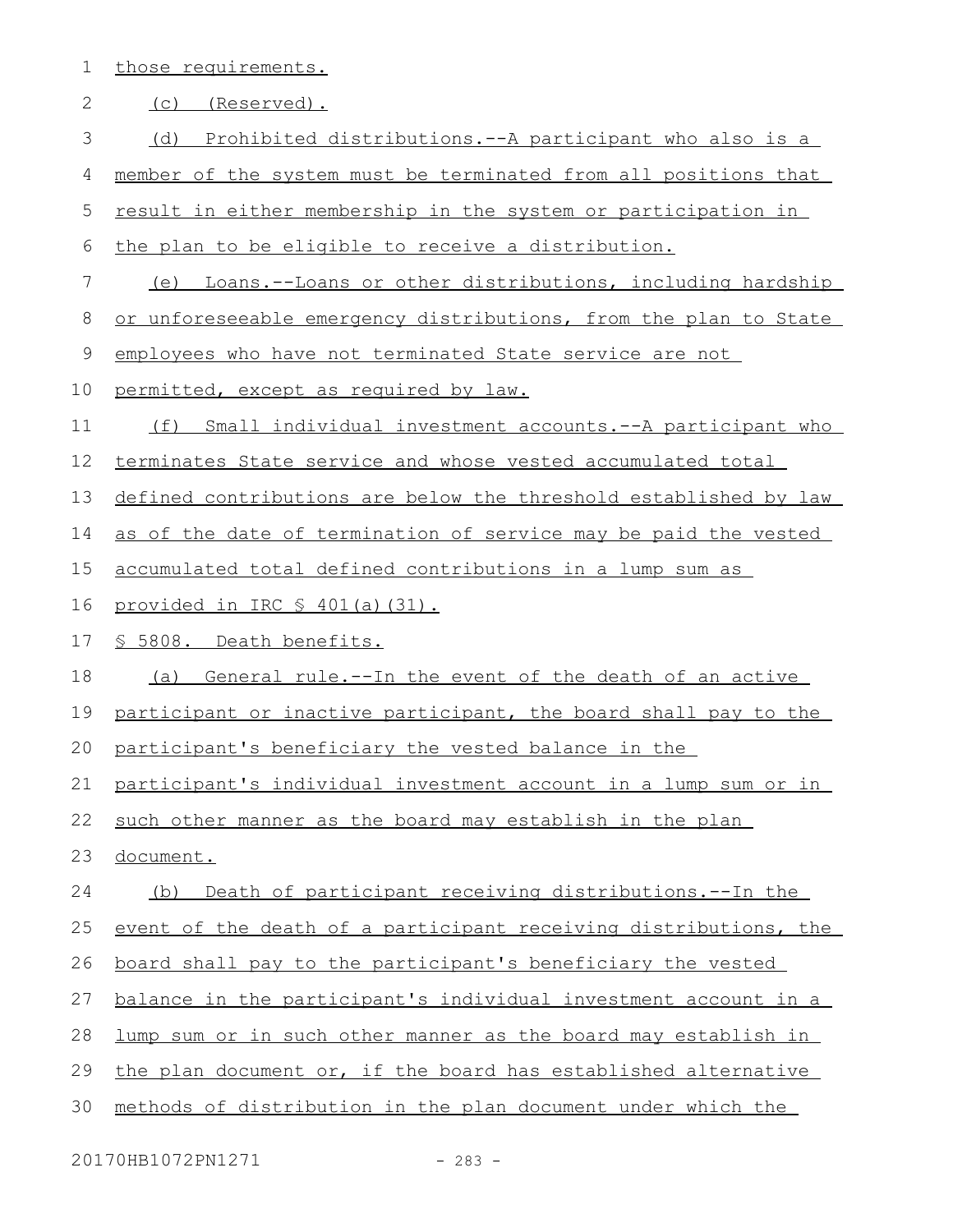those requirements.

(c) (Reserved).

(d) Prohibited distributions.--A participant who also is a member of the system must be terminated from all positions that result in either membership in the system or participation in the plan to be eligible to receive a distribution.

(e) Loans.--Loans or other distributions, including hardship or unforeseeable emergency distributions, from the plan to State employees who have not terminated State service are not permitted, except as required by law.

(f) Small individual investment accounts.--A participant who terminates State service and whose vested accumulated total defined contributions are below the threshold established by law as of the date of termination of service may be paid the vested accumulated total defined contributions in a lump sum as provided in IRC § 401(a)(31).

§ 5808. Death benefits.

(a) General rule.--In the event of the death of an active participant or inactive participant, the board shall pay to the participant's beneficiary the vested balance in the participant's individual investment account in a lump sum or in such other manner as the board may establish in the plan document.

(b) Death of participant receiving distributions.--In the event of the death of a participant receiving distributions, the board shall pay to the participant's beneficiary the vested balance in the participant's individual investment account in a lump sum or in such other manner as the board may establish in the plan document or, if the board has established alternative methods of distribution in the plan document under which the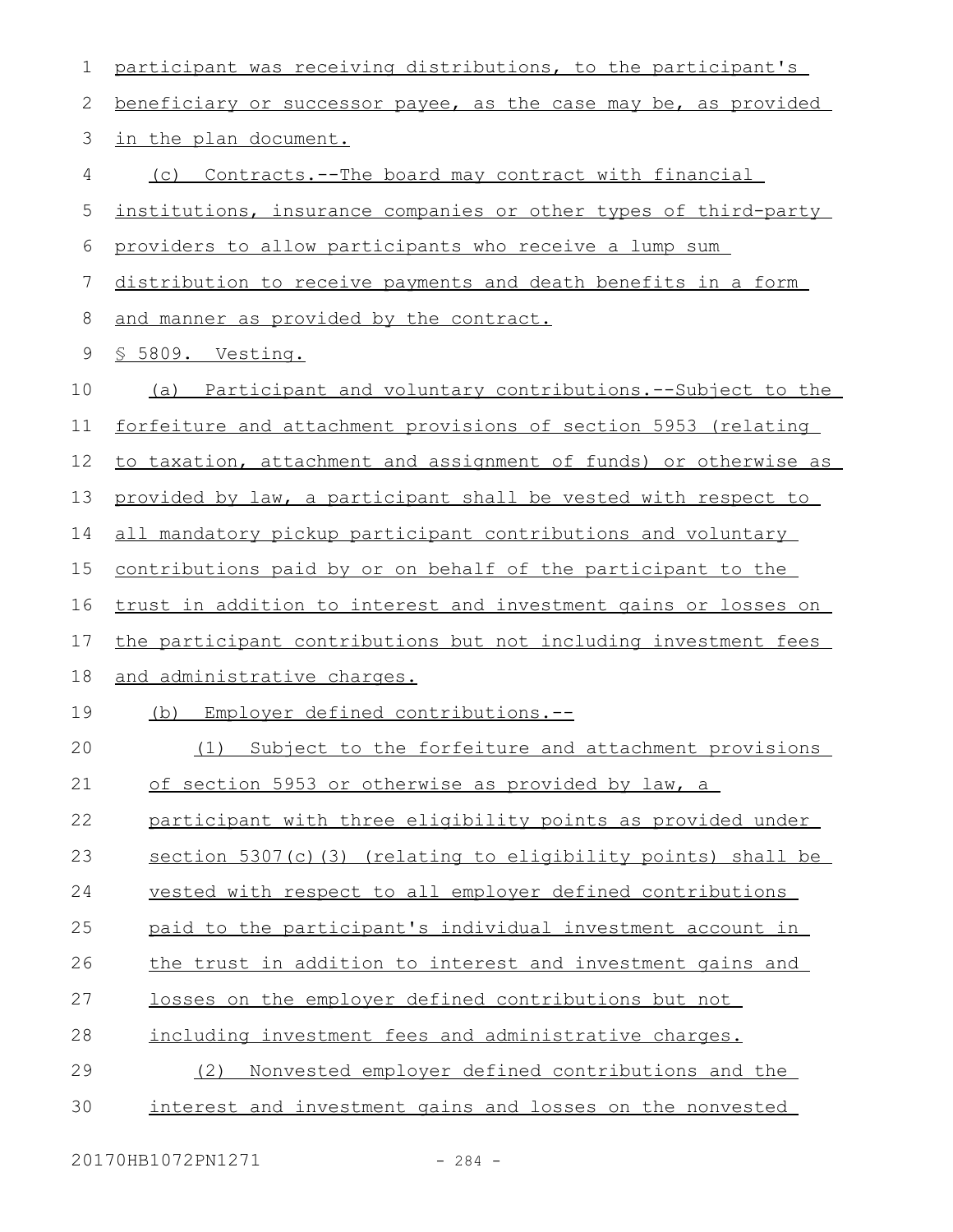participant was receiving distributions, to the participant's beneficiary or successor payee, as the case may be, as provided in the plan document.

(c) Contracts.--The board may contract with financial institutions, insurance companies or other types of third-party providers to allow participants who receive a lump sum distribution to receive payments and death benefits in a form and manner as provided by the contract.

§ 5809. Vesting.

(a) Participant and voluntary contributions.--Subject to the forfeiture and attachment provisions of section 5953 (relating to taxation, attachment and assignment of funds) or otherwise as provided by law, a participant shall be vested with respect to all mandatory pickup participant contributions and voluntary contributions paid by or on behalf of the participant to the trust in addition to interest and investment gains or losses on the participant contributions but not including investment fees and administrative charges.

(b) Employer defined contributions.--

(1) Subject to the forfeiture and attachment provisions of section 5953 or otherwise as provided by law, a participant with three eligibility points as provided under section 5307(c)(3) (relating to eligibility points) shall be vested with respect to all employer defined contributions paid to the participant's individual investment account in the trust in addition to interest and investment gains and losses on the employer defined contributions but not including investment fees and administrative charges.

(2) Nonvested employer defined contributions and the interest and investment gains and losses on the nonvested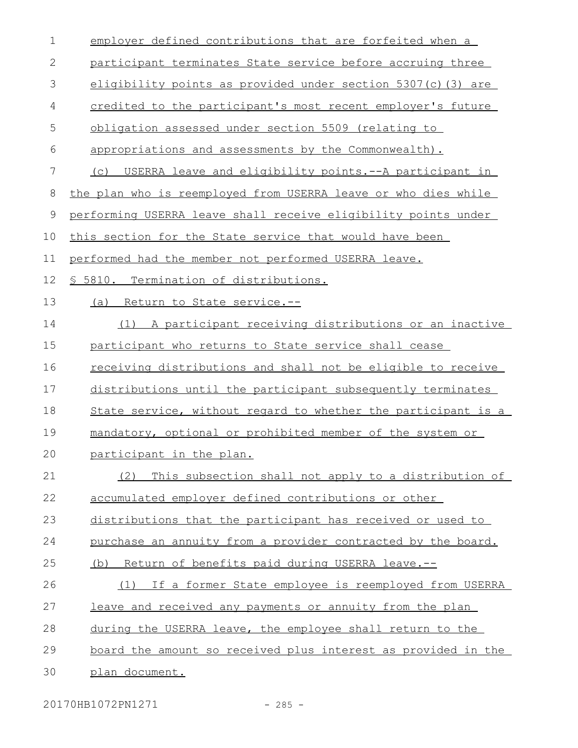employer defined contributions that are forfeited when a participant terminates State service before accruing three eligibility points as provided under section 5307(c)(3) are credited to the participant's most recent employer's future obligation assessed under section 5509 (relating to appropriations and assessments by the Commonwealth).

(c) USERRA leave and eligibility points.--A participant in the plan who is reemployed from USERRA leave or who dies while performing USERRA leave shall receive eligibility points under this section for the State service that would have been performed had the member not performed USERRA leave.

§ 5810. Termination of distributions.

(a) Return to State service.--

(1) A participant receiving distributions or an inactive participant who returns to State service shall cease receiving distributions and shall not be eligible to receive distributions until the participant subsequently terminates State service, without regard to whether the participant is a mandatory, optional or prohibited member of the system or participant in the plan.

(2) This subsection shall not apply to a distribution of accumulated employer defined contributions or other distributions that the participant has received or used to purchase an annuity from a provider contracted by the board.

(b) Return of benefits paid during USERRA leave.--

(1) If a former State employee is reemployed from USERRA leave and received any payments or annuity from the plan during the USERRA leave, the employee shall return to the board the amount so received plus interest as provided in the plan document.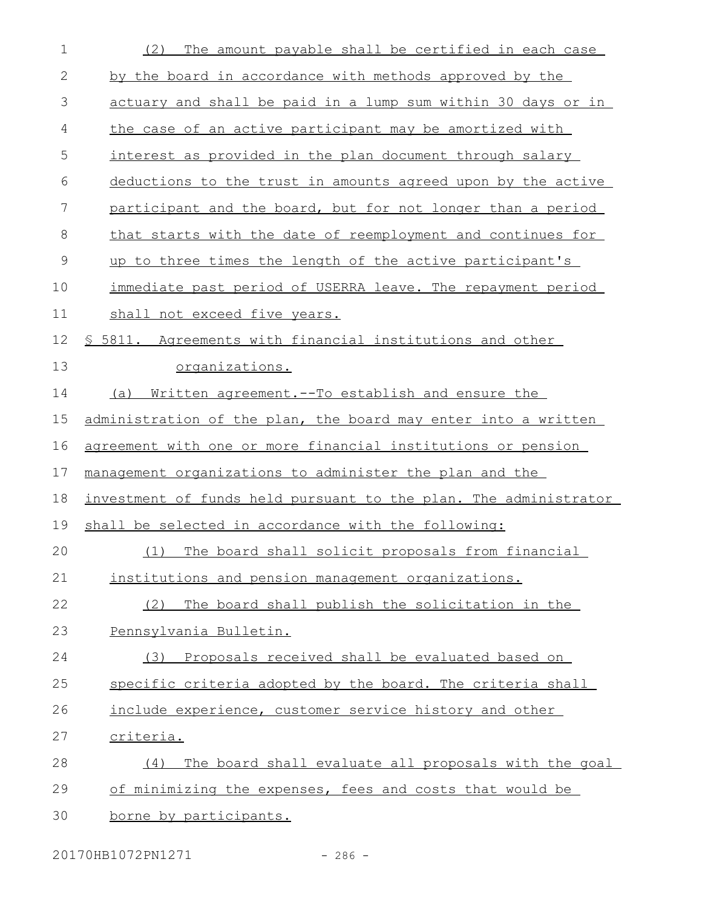(2) The amount payable shall be certified in each case by the board in accordance with methods approved by the actuary and shall be paid in a lump sum within 30 days or in the case of an active participant may be amortized with interest as provided in the plan document through salary deductions to the trust in amounts agreed upon by the active participant and the board, but for not longer than a period that starts with the date of reemployment and continues for up to three times the length of the active participant's immediate past period of USERRA leave. The repayment period shall not exceed five years.

§ 5811. Agreements with financial institutions and other organizations.

(a) Written agreement.--To establish and ensure the administration of the plan, the board may enter into a written agreement with one or more financial institutions or pension management organizations to administer the plan and the investment of funds held pursuant to the plan. The administrator shall be selected in accordance with the following:

(1) The board shall solicit proposals from financial institutions and pension management organizations.

(2) The board shall publish the solicitation in the Pennsylvania Bulletin.

(3) Proposals received shall be evaluated based on specific criteria adopted by the board. The criteria shall include experience, customer service history and other criteria.

(4) The board shall evaluate all proposals with the goal of minimizing the expenses, fees and costs that would be borne by participants.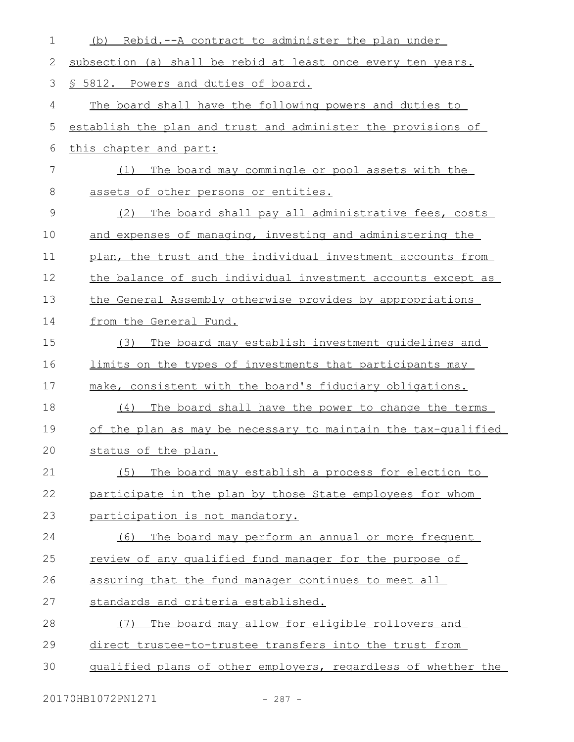(b) Rebid.--A contract to administer the plan under subsection (a) shall be rebid at least once every ten years.

§ 5812. Powers and duties of board.

The board shall have the following powers and duties to establish the plan and trust and administer the provisions of this chapter and part:

(1) The board may commingle or pool assets with the assets of other persons or entities.

(2) The board shall pay all administrative fees, costs and expenses of managing, investing and administering the plan, the trust and the individual investment accounts from the balance of such individual investment accounts except as the General Assembly otherwise provides by appropriations from the General Fund.

(3) The board may establish investment guidelines and limits on the types of investments that participants may make, consistent with the board's fiduciary obligations.

(4) The board shall have the power to change the terms of the plan as may be necessary to maintain the tax-qualified status of the plan.

(5) The board may establish a process for election to participate in the plan by those State employees for whom participation is not mandatory.

(6) The board may perform an annual or more frequent review of any qualified fund manager for the purpose of assuring that the fund manager continues to meet all standards and criteria established.

(7) The board may allow for eligible rollovers and direct trustee-to-trustee transfers into the trust from qualified plans of other employers, regardless of whether the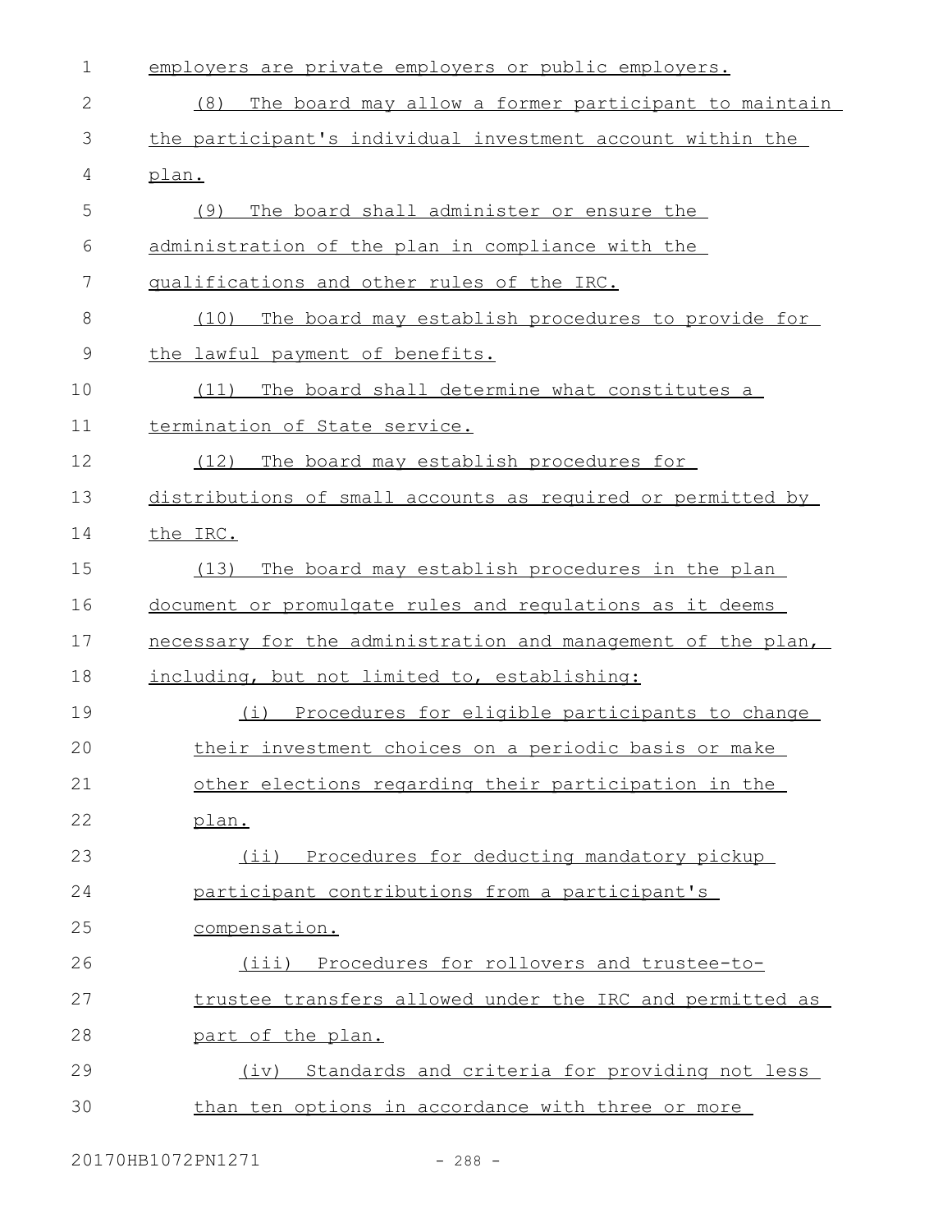employers are private employers or public employers.

(8) The board may allow a former participant to maintain the participant's individual investment account within the plan.

(9) The board shall administer or ensure the administration of the plan in compliance with the qualifications and other rules of the IRC.

(10) The board may establish procedures to provide for the lawful payment of benefits.

(11) The board shall determine what constitutes a termination of State service.

(12) The board may establish procedures for distributions of small accounts as required or permitted by the IRC.

(13) The board may establish procedures in the plan document or promulgate rules and regulations as it deems necessary for the administration and management of the plan, including, but not limited to, establishing:

(i) Procedures for eligible participants to change their investment choices on a periodic basis or make other elections regarding their participation in the plan.

(ii) Procedures for deducting mandatory pickup participant contributions from a participant's compensation.

(iii) Procedures for rollovers and trustee-to-trustee transfers allowed under the IRC and permitted as part of the plan.

(iv) Standards and criteria for providing not less than ten options in accordance with three or more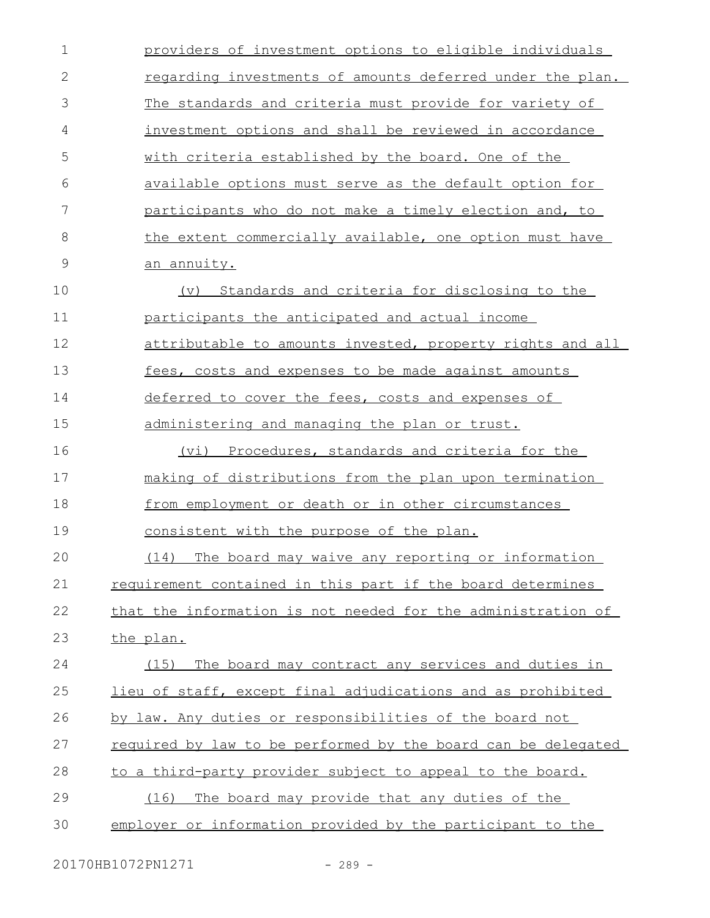providers of investment options to eligible individuals regarding investments of amounts deferred under the plan. The standards and criteria must provide for variety of investment options and shall be reviewed in accordance with criteria established by the board. One of the available options must serve as the default option for participants who do not make a timely election and, to the extent commercially available, one option must have an annuity.

(v) Standards and criteria for disclosing to the participants the anticipated and actual income attributable to amounts invested, property rights and all fees, costs and expenses to be made against amounts deferred to cover the fees, costs and expenses of administering and managing the plan or trust.

(vi) Procedures, standards and criteria for the making of distributions from the plan upon termination from employment or death or in other circumstances consistent with the purpose of the plan.

(14) The board may waive any reporting or information requirement contained in this part if the board determines that the information is not needed for the administration of the plan.

(15) The board may contract any services and duties in lieu of staff, except final adjudications and as prohibited by law. Any duties or responsibilities of the board not required by law to be performed by the board can be delegated to a third-party provider subject to appeal to the board.

(16) The board may provide that any duties of the employer or information provided by the participant to the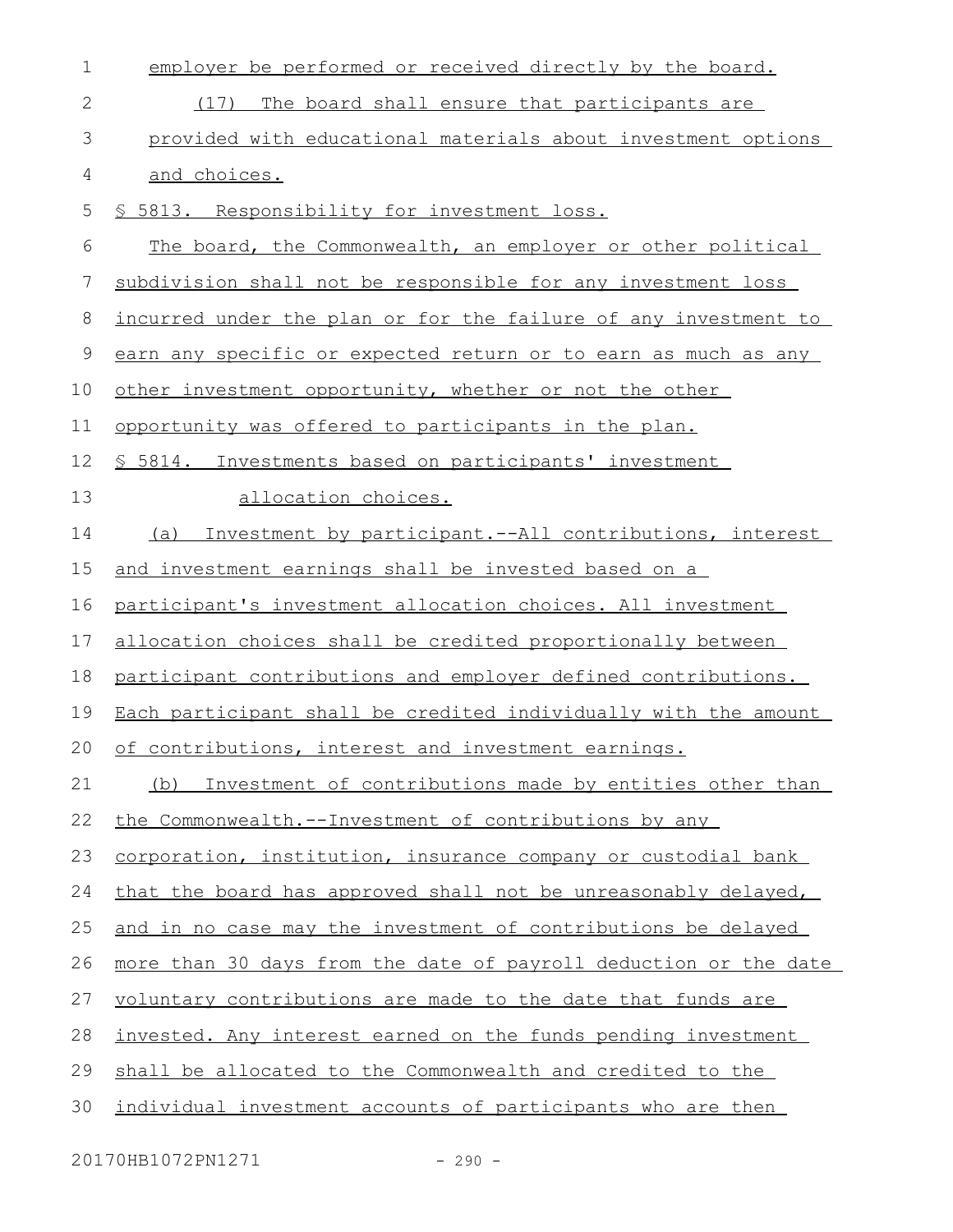employer be performed or received directly by the board.

(17) The board shall ensure that participants are provided with educational materials about investment options and choices.

§ 5813. Responsibility for investment loss.

The board, the Commonwealth, an employer or other political subdivision shall not be responsible for any investment loss incurred under the plan or for the failure of any investment to earn any specific or expected return or to earn as much as any other investment opportunity, whether or not the other opportunity was offered to participants in the plan.

§ 5814. Investments based on participants' investment allocation choices.

(a) Investment by participant.--All contributions, interest and investment earnings shall be invested based on a participant's investment allocation choices. All investment allocation choices shall be credited proportionally between participant contributions and employer defined contributions. Each participant shall be credited individually with the amount of contributions, interest and investment earnings.

(b) Investment of contributions made by entities other than the Commonwealth.--Investment of contributions by any corporation, institution, insurance company or custodial bank that the board has approved shall not be unreasonably delayed, and in no case may the investment of contributions be delayed more than 30 days from the date of payroll deduction or the date voluntary contributions are made to the date that funds are invested. Any interest earned on the funds pending investment shall be allocated to the Commonwealth and credited to the individual investment accounts of participants who are then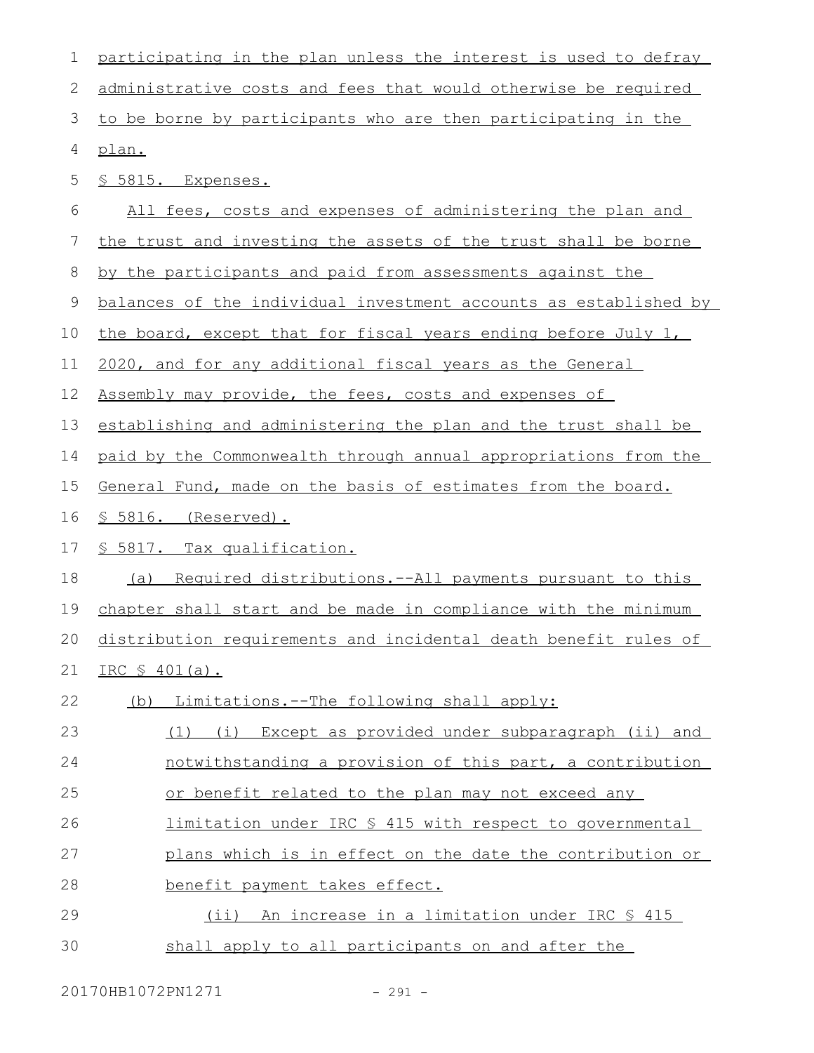participating in the plan unless the interest is used to defray administrative costs and fees that would otherwise be required to be borne by participants who are then participating in the plan.

§ 5815. Expenses.

All fees, costs and expenses of administering the plan and the trust and investing the assets of the trust shall be borne by the participants and paid from assessments against the balances of the individual investment accounts as established by the board, except that for fiscal years ending before July 1, 2020, and for any additional fiscal years as the General Assembly may provide, the fees, costs and expenses of establishing and administering the plan and the trust shall be paid by the Commonwealth through annual appropriations from the General Fund, made on the basis of estimates from the board.

§ 5816. (Reserved).

§ 5817. Tax qualification.

(a) Required distributions.--All payments pursuant to this chapter shall start and be made in compliance with the minimum distribution requirements and incidental death benefit rules of IRC § 401(a).

(b) Limitations.--The following shall apply:

(1) (i) Except as provided under subparagraph (ii) and notwithstanding a provision of this part, a contribution or benefit related to the plan may not exceed any limitation under IRC § 415 with respect to governmental plans which is in effect on the date the contribution or benefit payment takes effect.

(ii) An increase in a limitation under IRC § 415 shall apply to all participants on and after the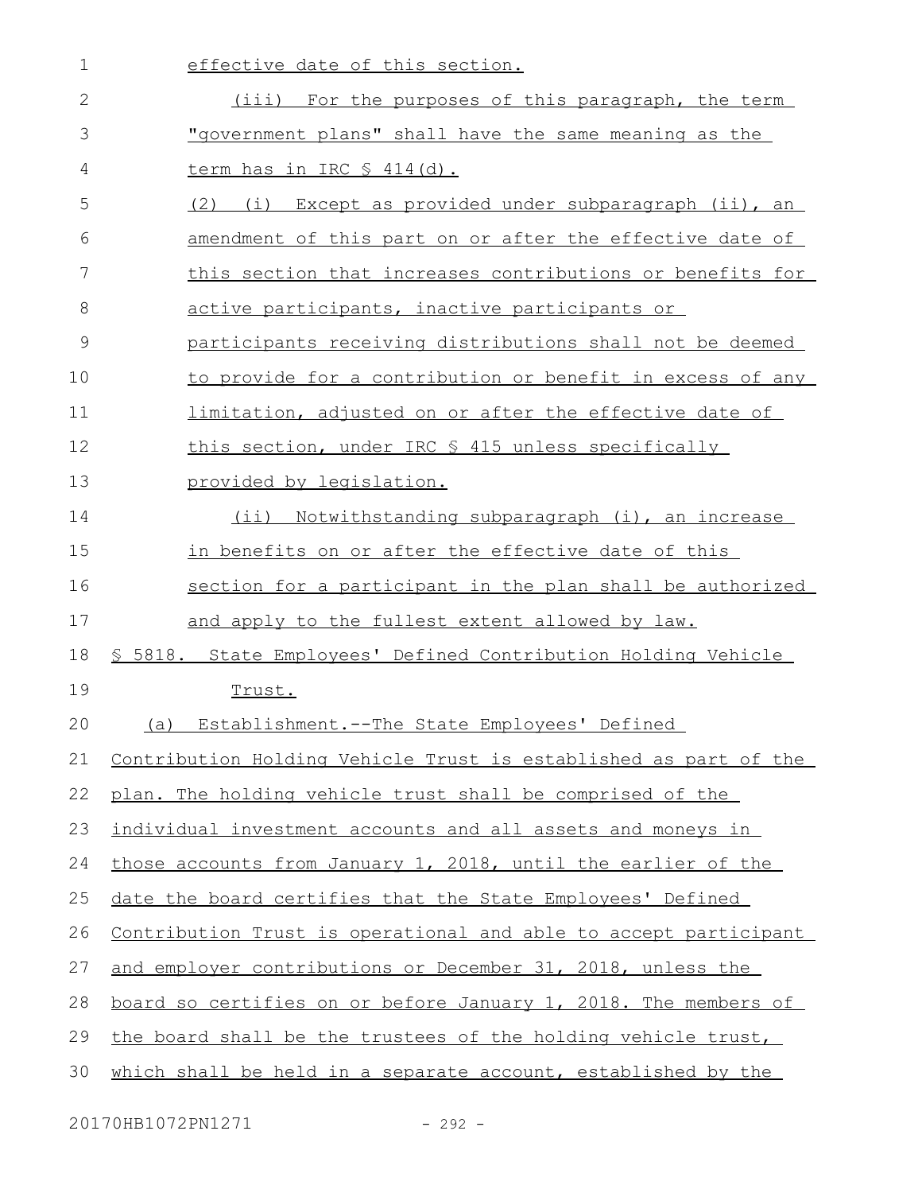effective date of this section.

(iii) For the purposes of this paragraph, the term "government plans" shall have the same meaning as the term has in IRC § 414(d).

(2) (i) Except as provided under subparagraph (ii), an amendment of this part on or after the effective date of this section that increases contributions or benefits for active participants, inactive participants or participants receiving distributions shall not be deemed to provide for a contribution or benefit in excess of any limitation, adjusted on or after the effective date of this section, under IRC § 415 unless specifically provided by legislation.

(ii) Notwithstanding subparagraph (i), an increase in benefits on or after the effective date of this section for a participant in the plan shall be authorized and apply to the fullest extent allowed by law.

§ 5818. State Employees' Defined Contribution Holding Vehicle Trust.

(a) Establishment.--The State Employees' Defined Contribution Holding Vehicle Trust is established as part of the plan. The holding vehicle trust shall be comprised of the individual investment accounts and all assets and moneys in those accounts from January 1, 2018, until the earlier of the date the board certifies that the State Employees' Defined Contribution Trust is operational and able to accept participant and employer contributions or December 31, 2018, unless the board so certifies on or before January 1, 2018. The members of the board shall be the trustees of the holding vehicle trust, which shall be held in a separate account, established by the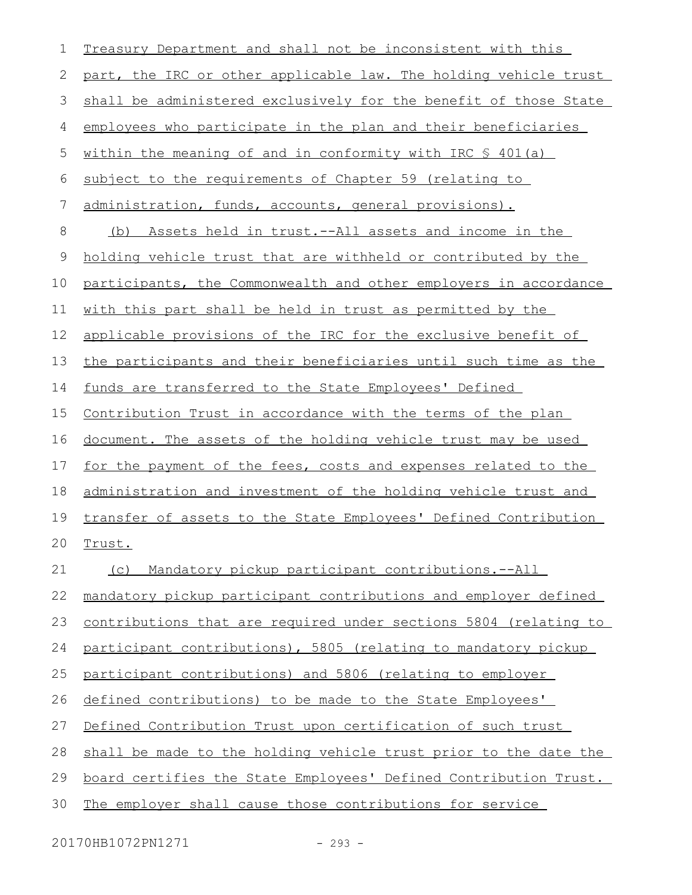Treasury Department and shall not be inconsistent with this part, the IRC or other applicable law. The holding vehicle trust shall be administered exclusively for the benefit of those State employees who participate in the plan and their beneficiaries within the meaning of and in conformity with IRC § 401(a) subject to the requirements of Chapter 59 (relating to administration, funds, accounts, general provisions).

(b) Assets held in trust.--All assets and income in the holding vehicle trust that are withheld or contributed by the participants, the Commonwealth and other employers in accordance with this part shall be held in trust as permitted by the applicable provisions of the IRC for the exclusive benefit of the participants and their beneficiaries until such time as the funds are transferred to the State Employees' Defined Contribution Trust in accordance with the terms of the plan document. The assets of the holding vehicle trust may be used for the payment of the fees, costs and expenses related to the administration and investment of the holding vehicle trust and transfer of assets to the State Employees' Defined Contribution Trust.

(c) Mandatory pickup participant contributions.--All mandatory pickup participant contributions and employer defined contributions that are required under sections 5804 (relating to participant contributions), 5805 (relating to mandatory pickup participant contributions) and 5806 (relating to employer defined contributions) to be made to the State Employees' Defined Contribution Trust upon certification of such trust shall be made to the holding vehicle trust prior to the date the board certifies the State Employees' Defined Contribution Trust. The employer shall cause those contributions for service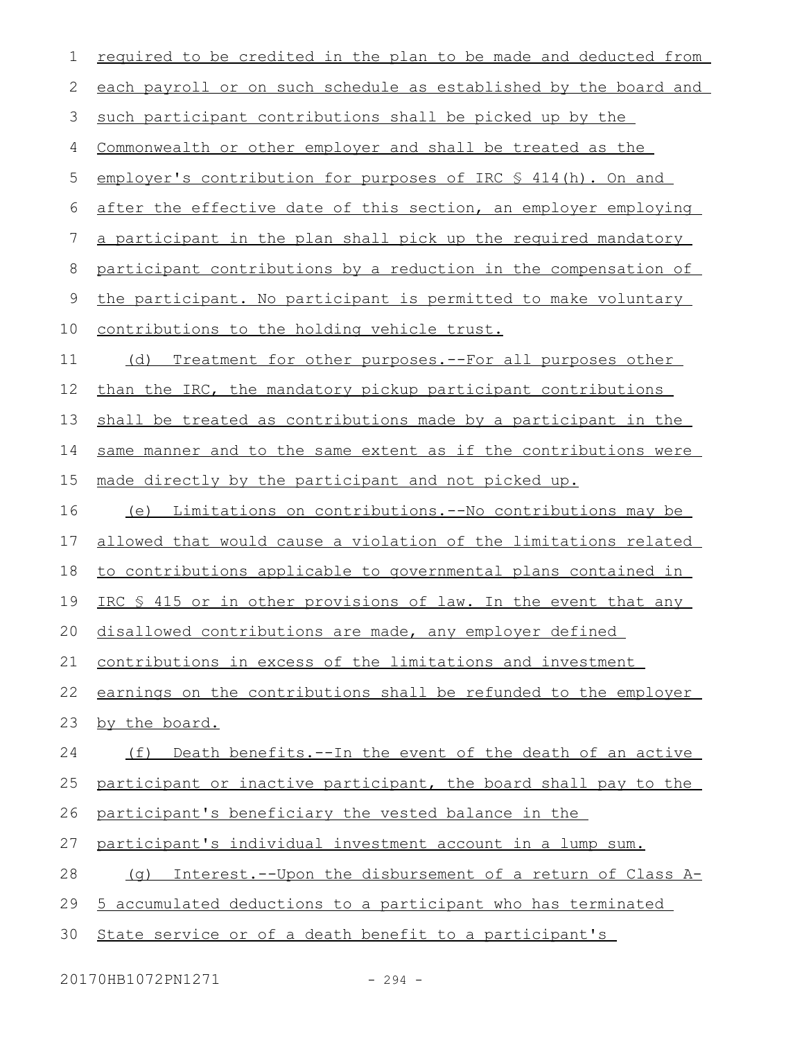required to be credited in the plan to be made and deducted from each payroll or on such schedule as established by the board and such participant contributions shall be picked up by the Commonwealth or other employer and shall be treated as the employer's contribution for purposes of IRC § 414(h). On and after the effective date of this section, an employer employing a participant in the plan shall pick up the required mandatory participant contributions by a reduction in the compensation of the participant. No participant is permitted to make voluntary contributions to the holding vehicle trust.

(d) Treatment for other purposes.--For all purposes other than the IRC, the mandatory pickup participant contributions shall be treated as contributions made by a participant in the same manner and to the same extent as if the contributions were made directly by the participant and not picked up.

(e) Limitations on contributions.--No contributions may be allowed that would cause a violation of the limitations related to contributions applicable to governmental plans contained in IRC § 415 or in other provisions of law. In the event that any disallowed contributions are made, any employer defined contributions in excess of the limitations and investment earnings on the contributions shall be refunded to the employer by the board.

(f) Death benefits.--In the event of the death of an active participant or inactive participant, the board shall pay to the participant's beneficiary the vested balance in the participant's individual investment account in a lump sum.

(g) Interest.--Upon the disbursement of a return of Class A-5 accumulated deductions to a participant who has terminated State service or of a death benefit to a participant's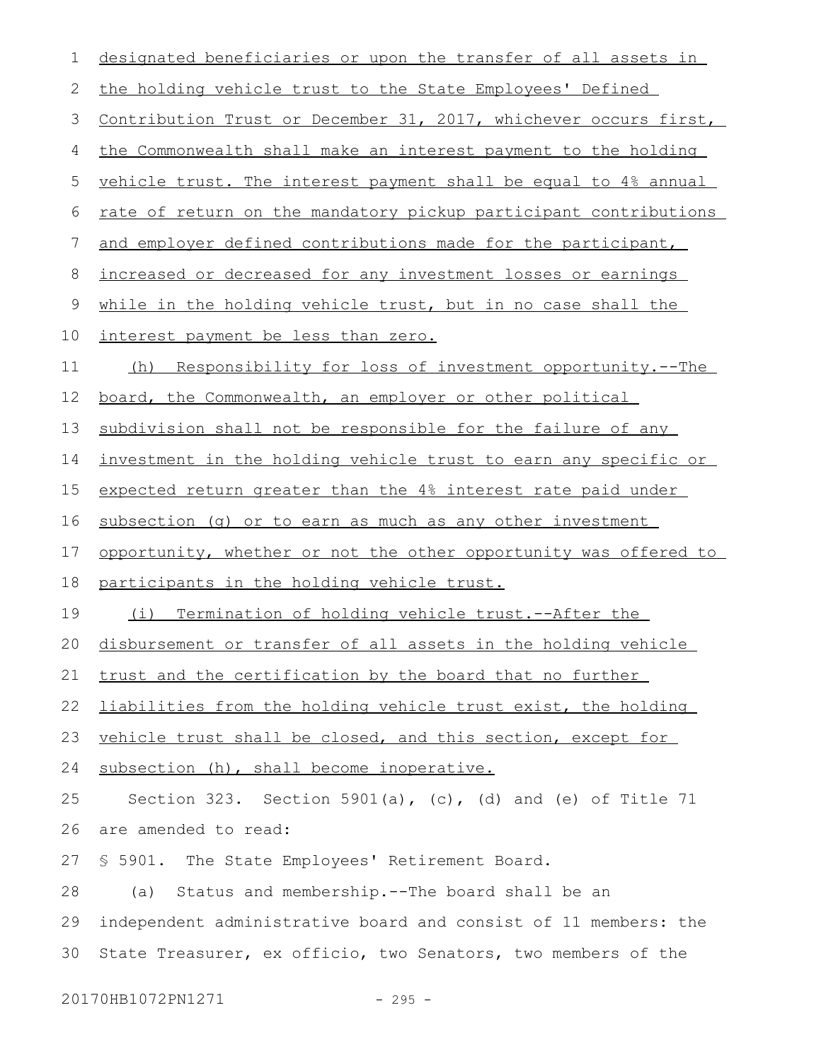designated beneficiaries or upon the transfer of all assets in the holding vehicle trust to the State Employees' Defined Contribution Trust or December 31, 2017, whichever occurs first, the Commonwealth shall make an interest payment to the holding vehicle trust. The interest payment shall be equal to 4% annual rate of return on the mandatory pickup participant contributions and employer defined contributions made for the participant, increased or decreased for any investment losses or earnings while in the holding vehicle trust, but in no case shall the interest payment be less than zero.

(h) Responsibility for loss of investment opportunity.--The board, the Commonwealth, an employer or other political subdivision shall not be responsible for the failure of any investment in the holding vehicle trust to earn any specific or expected return greater than the 4% interest rate paid under subsection (g) or to earn as much as any other investment opportunity, whether or not the other opportunity was offered to participants in the holding vehicle trust.

(i) Termination of holding vehicle trust.--After the disbursement or transfer of all assets in the holding vehicle trust and the certification by the board that no further liabilities from the holding vehicle trust exist, the holding vehicle trust shall be closed, and this section, except for subsection (h), shall become inoperative.

Section 323. Section 5901(a), (c), (d) and (e) of Title 71 are amended to read:

§ 5901. The State Employees' Retirement Board.

(a) Status and membership.--The board shall be an independent administrative board and consist of 11 members: the State Treasurer, ex officio, two Senators, two members of the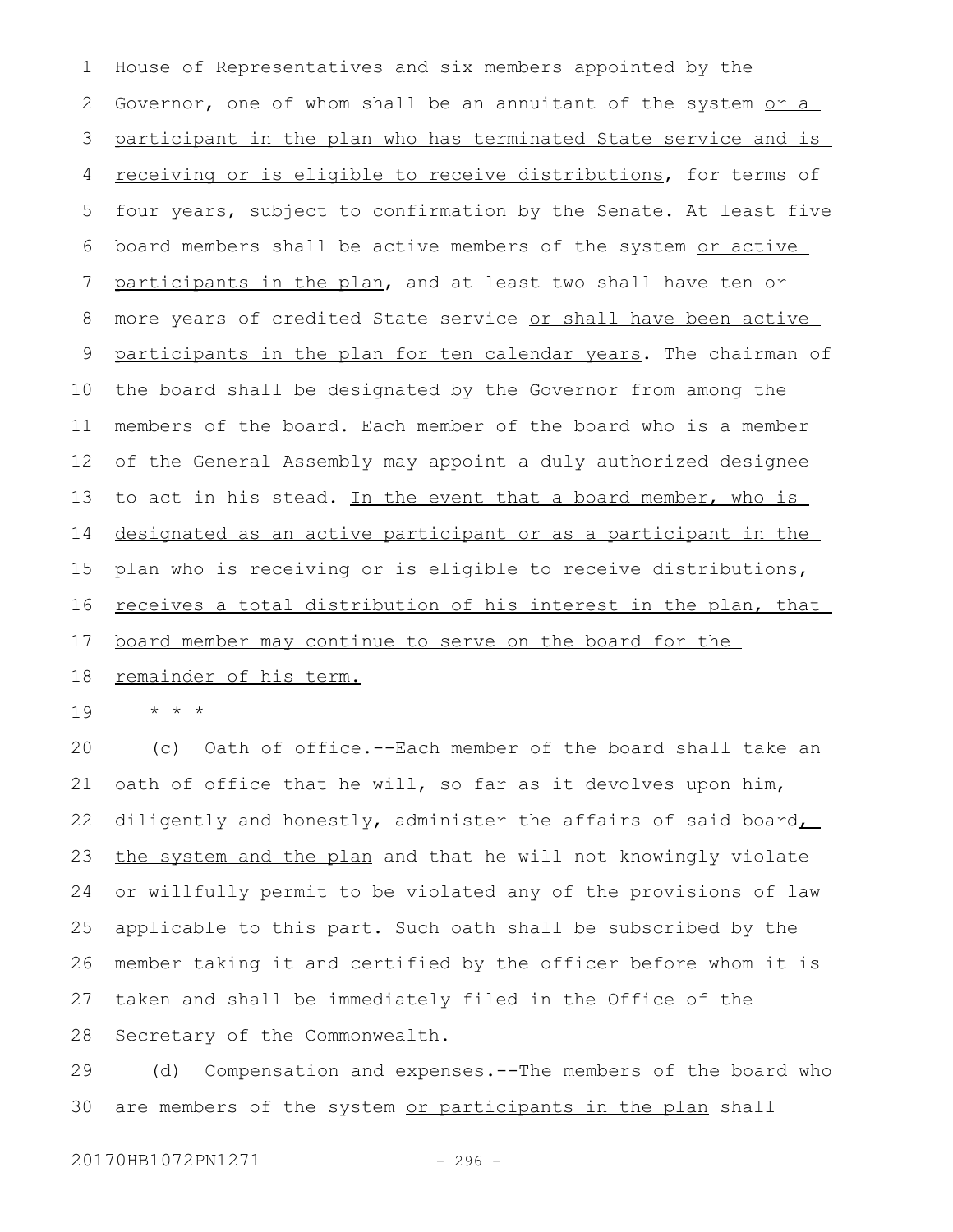House of Representatives and six members appointed by the Governor, one of whom shall be an annuitant of the system or a participant in the plan who has terminated State service and is receiving or is eligible to receive distributions, for terms of four years, subject to confirmation by the Senate. At least five board members shall be active members of the system or active participants in the plan, and at least two shall have ten or more years of credited State service or shall have been active participants in the plan for ten calendar years. The chairman of the board shall be designated by the Governor from among the members of the board. Each member of the board who is a member of the General Assembly may appoint a duly authorized designee to act in his stead. In the event that a board member, who is designated as an active participant or as a participant in the plan who is receiving or is eligible to receive distributions, receives a total distribution of his interest in the plan, that board member may continue to serve on the board for the remainder of his term.

\* \* \*

(c) Oath of office.--Each member of the board shall take an oath of office that he will, so far as it devolves upon him, diligently and honestly, administer the affairs of said board, the system and the plan and that he will not knowingly violate or willfully permit to be violated any of the provisions of law applicable to this part. Such oath shall be subscribed by the member taking it and certified by the officer before whom it is taken and shall be immediately filed in the Office of the Secretary of the Commonwealth.

(d) Compensation and expenses.--The members of the board who are members of the system or participants in the plan shall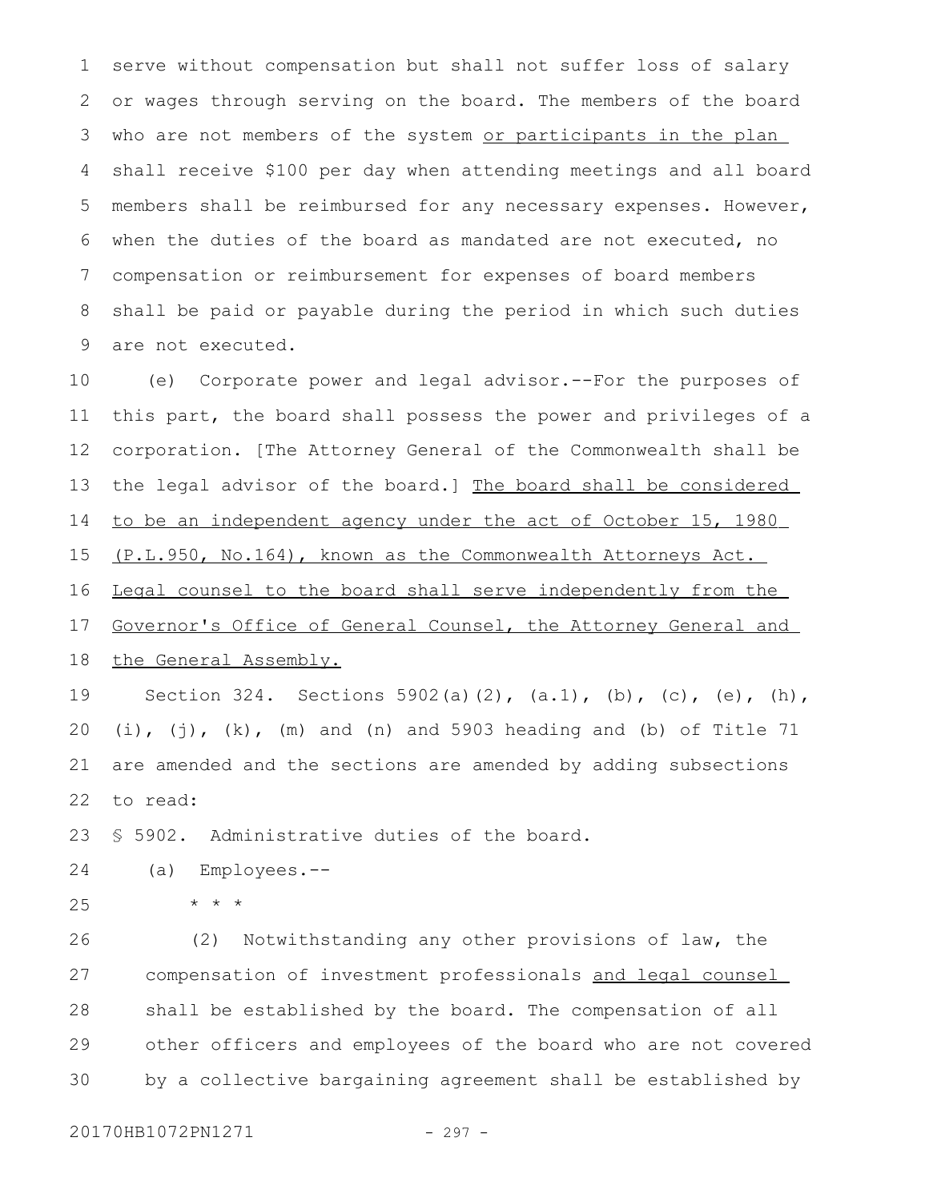serve without compensation but shall not suffer loss of salary or wages through serving on the board. The members of the board who are not members of the system <u>or participants in the plan</u> shall receive $100 per day when attending meetings and all board members shall be reimbursed for any necessary expenses. However, when the duties of the board as mandated are not executed, no compensation or reimbursement for expenses of board members shall be paid or payable during the period in which such duties are not executed.

(e) Corporate power and legal advisor.--For the purposes of this part, the board shall possess the power and privileges of a corporation. [The Attorney General of the Commonwealth shall be the legal advisor of the board.] <u>The board shall be considered to be an independent agency under the act of October 15, 1980 (P.L.950, No.164), known as the Commonwealth Attorneys Act. Legal counsel to the board shall serve independently from the Governor's Office of General Counsel, the Attorney General and the General Assembly.</u>

Section 324. Sections 5902(a)(2), (a.1), (b), (c), (e), (h), (i), (j), (k), (m) and (n) and 5903 heading and (b) of Title 71 are amended and the sections are amended by adding subsections to read:

§ 5902. Administrative duties of the board.

(a) Employees.--

* * *

(2) Notwithstanding any other provisions of law, the compensation of investment professionals <u>and legal counsel</u> shall be established by the board. The compensation of all other officers and employees of the board who are not covered by a collective bargaining agreement shall be established by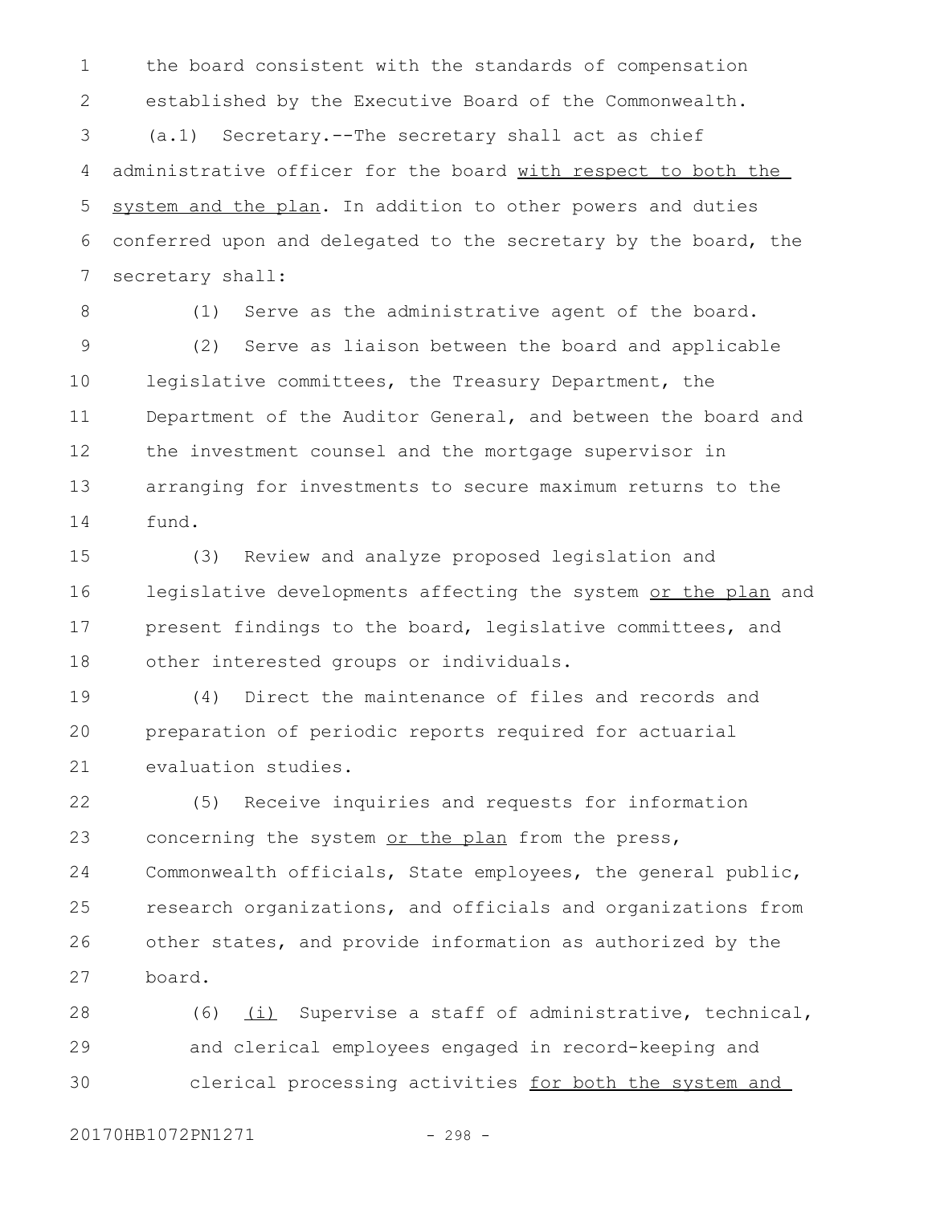the board consistent with the standards of compensation established by the Executive Board of the Commonwealth.

(a.1) Secretary.--The secretary shall act as chief administrative officer for the board with respect to both the system and the plan. In addition to other powers and duties conferred upon and delegated to the secretary by the board, the secretary shall:

(1) Serve as the administrative agent of the board.

(2) Serve as liaison between the board and applicable legislative committees, the Treasury Department, the Department of the Auditor General, and between the board and the investment counsel and the mortgage supervisor in arranging for investments to secure maximum returns to the fund.

(3) Review and analyze proposed legislation and legislative developments affecting the system or the plan and present findings to the board, legislative committees, and other interested groups or individuals.

(4) Direct the maintenance of files and records and preparation of periodic reports required for actuarial evaluation studies.

(5) Receive inquiries and requests for information concerning the system or the plan from the press, Commonwealth officials, State employees, the general public, research organizations, and officials and organizations from other states, and provide information as authorized by the board.

(6) (i) Supervise a staff of administrative, technical, and clerical employees engaged in record-keeping and clerical processing activities for both the system and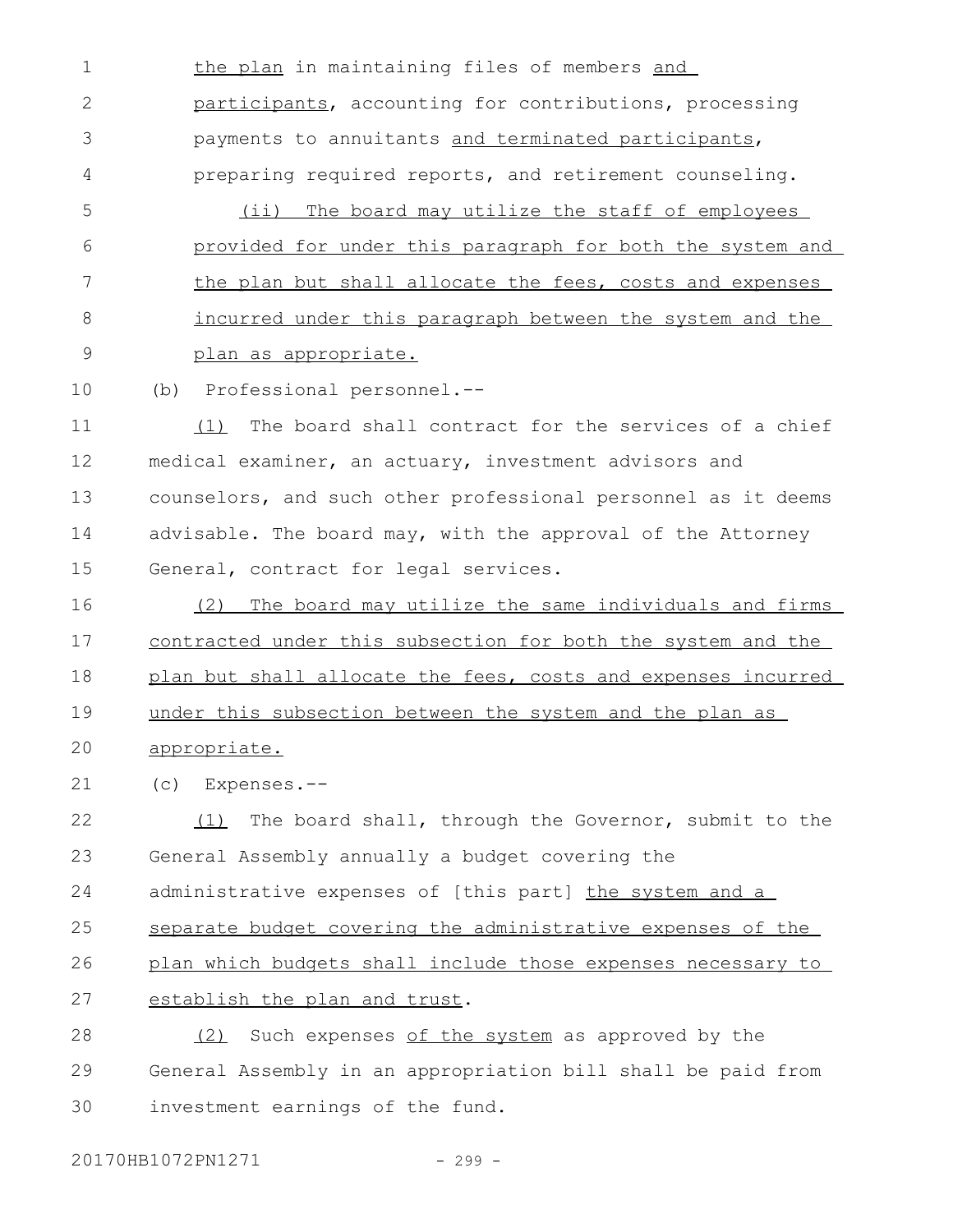the plan in maintaining files of members and participants, accounting for contributions, processing payments to annuitants and terminated participants, preparing required reports, and retirement counseling.

(ii) The board may utilize the staff of employees provided for under this paragraph for both the system and the plan but shall allocate the fees, costs and expenses incurred under this paragraph between the system and the plan as appropriate.

(b) Professional personnel.--

(1) The board shall contract for the services of a chief medical examiner, an actuary, investment advisors and counselors, and such other professional personnel as it deems advisable. The board may, with the approval of the Attorney General, contract for legal services.

(2) The board may utilize the same individuals and firms contracted under this subsection for both the system and the plan but shall allocate the fees, costs and expenses incurred under this subsection between the system and the plan as appropriate.

(c) Expenses.--

(1) The board shall, through the Governor, submit to the General Assembly annually a budget covering the administrative expenses of [this part] the system and a separate budget covering the administrative expenses of the plan which budgets shall include those expenses necessary to establish the plan and trust.

(2) Such expenses of the system as approved by the General Assembly in an appropriation bill shall be paid from investment earnings of the fund.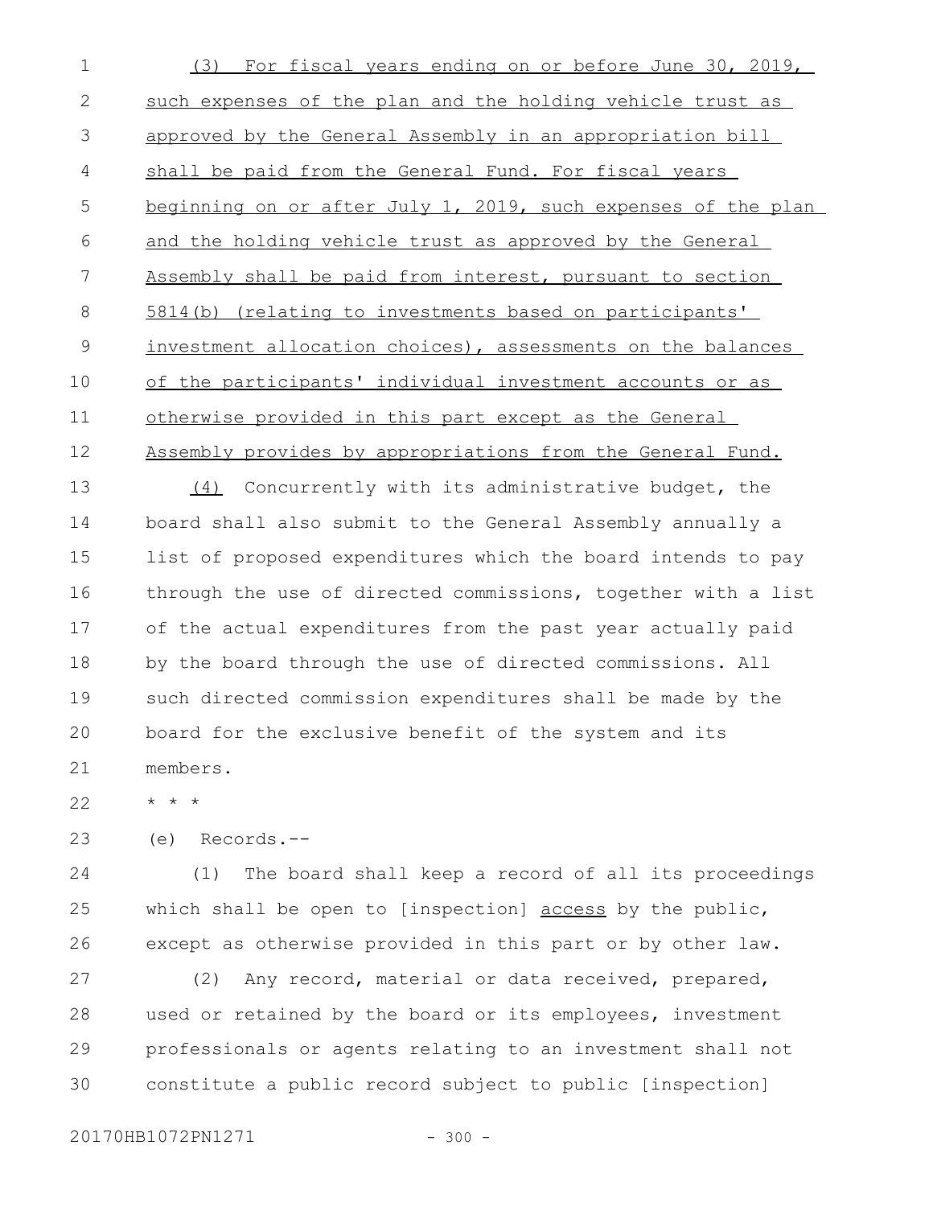(3) For fiscal years ending on or before June 30, 2019, such expenses of the plan and the holding vehicle trust as approved by the General Assembly in an appropriation bill shall be paid from the General Fund. For fiscal years beginning on or after July 1, 2019, such expenses of the plan and the holding vehicle trust as approved by the General Assembly shall be paid from interest, pursuant to section 5814(b) (relating to investments based on participants' investment allocation choices), assessments on the balances of the participants' individual investment accounts or as otherwise provided in this part except as the General Assembly provides by appropriations from the General Fund.

(4) Concurrently with its administrative budget, the board shall also submit to the General Assembly annually a list of proposed expenditures which the board intends to pay through the use of directed commissions, together with a list of the actual expenditures from the past year actually paid by the board through the use of directed commissions. All such directed commission expenditures shall be made by the board for the exclusive benefit of the system and its members.

* * *

(e) Records.--

(1) The board shall keep a record of all its proceedings which shall be open to [inspection] access by the public, except as otherwise provided in this part or by other law.

(2) Any record, material or data received, prepared, used or retained by the board or its employees, investment professionals or agents relating to an investment shall not constitute a public record subject to public [inspection]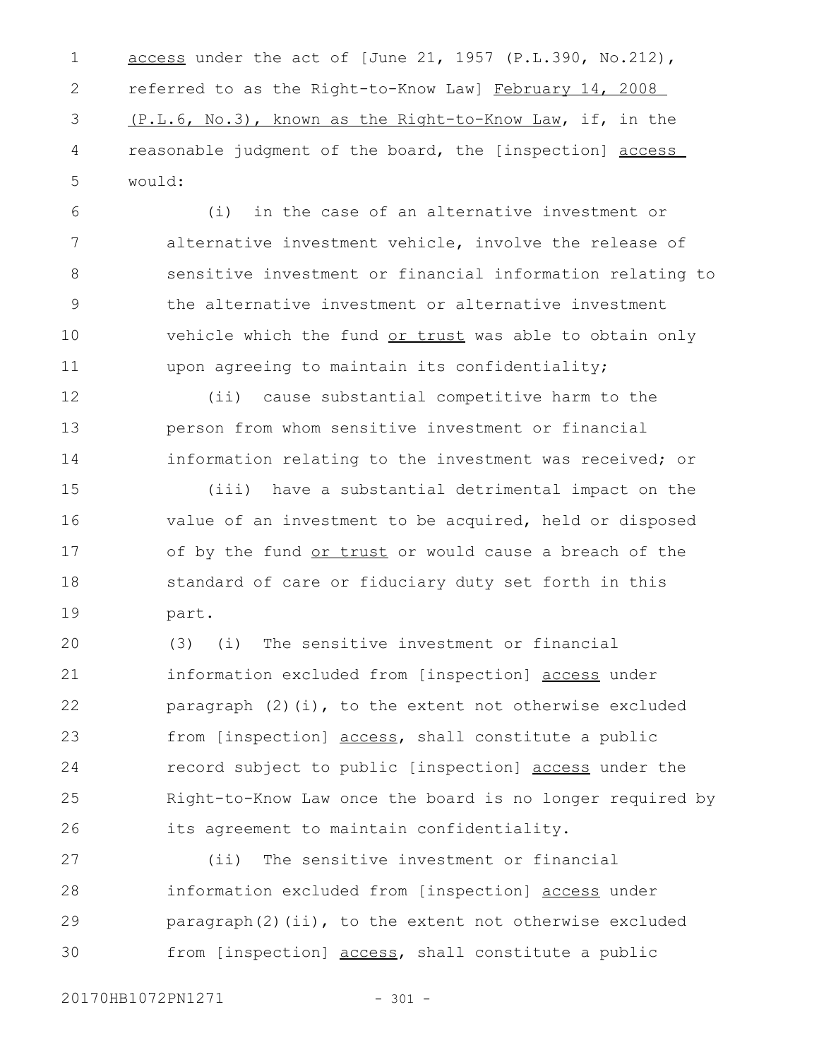access under the act of [June 21, 1957 (P.L.390, No.212), referred to as the Right-to-Know Law] February 14, 2008 (P.L.6, No.3), known as the Right-to-Know Law, if, in the reasonable judgment of the board, the [inspection] access would:

(i) in the case of an alternative investment or alternative investment vehicle, involve the release of sensitive investment or financial information relating to the alternative investment or alternative investment vehicle which the fund or trust was able to obtain only upon agreeing to maintain its confidentiality;

(ii) cause substantial competitive harm to the person from whom sensitive investment or financial information relating to the investment was received; or

(iii) have a substantial detrimental impact on the value of an investment to be acquired, held or disposed of by the fund or trust or would cause a breach of the standard of care or fiduciary duty set forth in this part.

(3) (i) The sensitive investment or financial information excluded from [inspection] access under paragraph (2)(i), to the extent not otherwise excluded from [inspection] access, shall constitute a public record subject to public [inspection] access under the Right-to-Know Law once the board is no longer required by its agreement to maintain confidentiality.

(ii) The sensitive investment or financial information excluded from [inspection] access under paragraph(2)(ii), to the extent not otherwise excluded from [inspection] access, shall constitute a public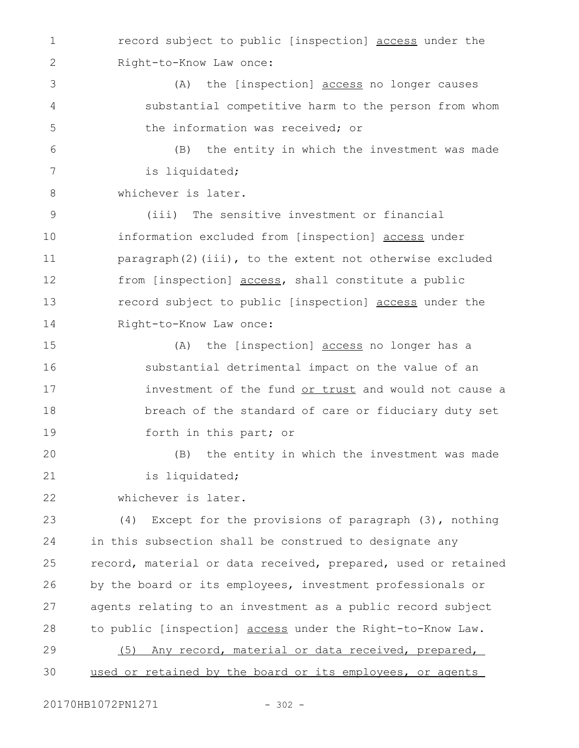record subject to public [inspection] <u>access</u> under the Right-to-Know Law once:

(A) the [inspection] <u>access</u> no longer causes substantial competitive harm to the person from whom the information was received; or

(B) the entity in which the investment was made is liquidated;

whichever is later.

(iii) The sensitive investment or financial information excluded from [inspection] <u>access</u> under paragraph(2)(iii), to the extent not otherwise excluded from [inspection] <u>access</u>, shall constitute a public record subject to public [inspection] <u>access</u> under the Right-to-Know Law once:

(A) the [inspection] <u>access</u> no longer has a substantial detrimental impact on the value of an investment of the fund <u>or trust</u> and would not cause a breach of the standard of care or fiduciary duty set forth in this part; or

(B) the entity in which the investment was made is liquidated;

whichever is later.

(4) Except for the provisions of paragraph (3), nothing in this subsection shall be construed to designate any record, material or data received, prepared, used or retained by the board or its employees, investment professionals or agents relating to an investment as a public record subject to public [inspection] <u>access</u> under the Right-to-Know Law.

<u>(5) Any record, material or data received, prepared, used or retained by the board or its employees, or agents</u>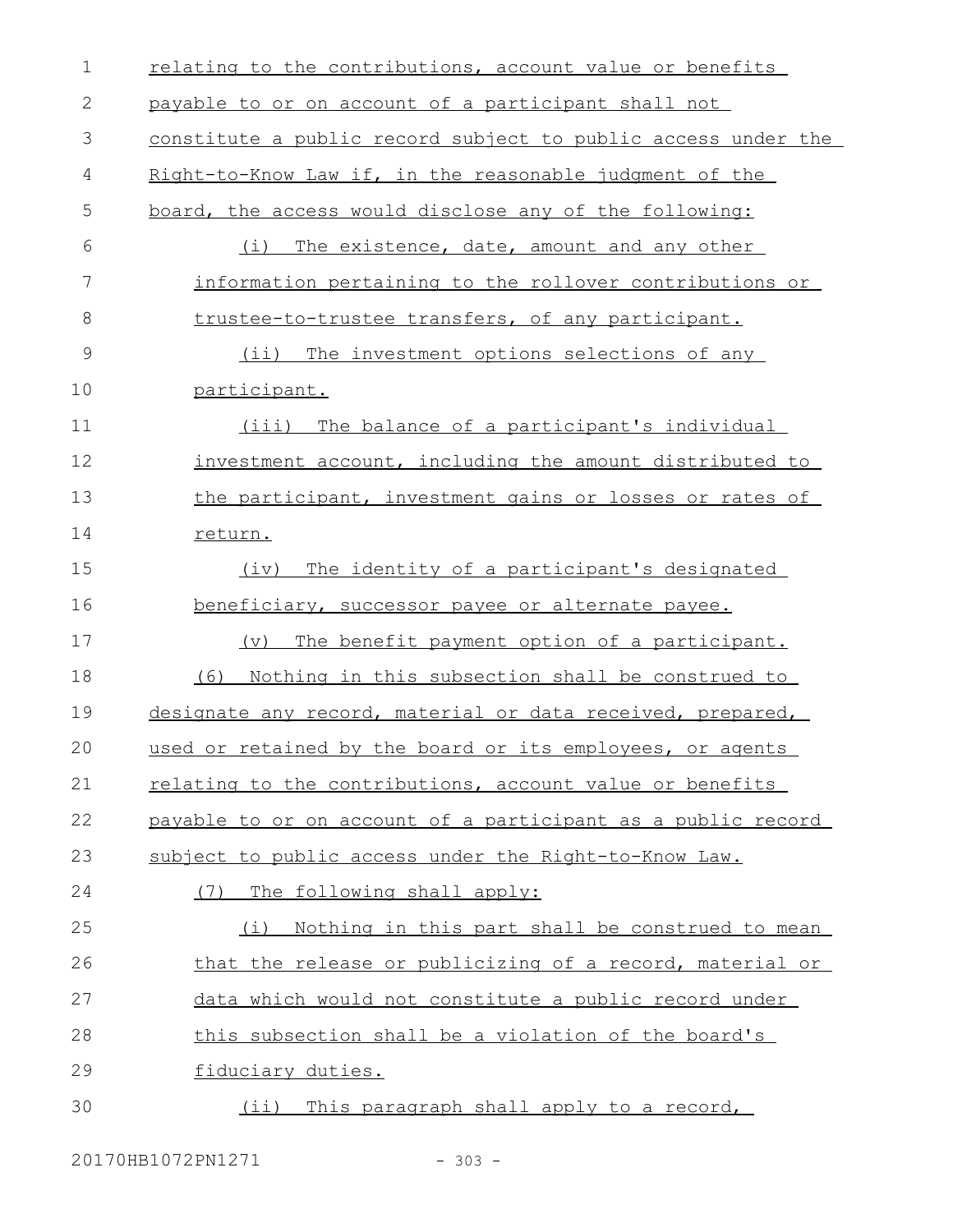relating to the contributions, account value or benefits payable to or on account of a participant shall not constitute a public record subject to public access under the Right-to-Know Law if, in the reasonable judgment of the board, the access would disclose any of the following:

(i) The existence, date, amount and any other information pertaining to the rollover contributions or trustee-to-trustee transfers, of any participant.

(ii) The investment options selections of any participant.

(iii) The balance of a participant's individual investment account, including the amount distributed to the participant, investment gains or losses or rates of return.

(iv) The identity of a participant's designated beneficiary, successor payee or alternate payee.

(v) The benefit payment option of a participant.

(6) Nothing in this subsection shall be construed to designate any record, material or data received, prepared, used or retained by the board or its employees, or agents relating to the contributions, account value or benefits payable to or on account of a participant as a public record subject to public access under the Right-to-Know Law.

(7) The following shall apply:

(i) Nothing in this part shall be construed to mean that the release or publicizing of a record, material or data which would not constitute a public record under this subsection shall be a violation of the board's fiduciary duties.

(ii) This paragraph shall apply to a record,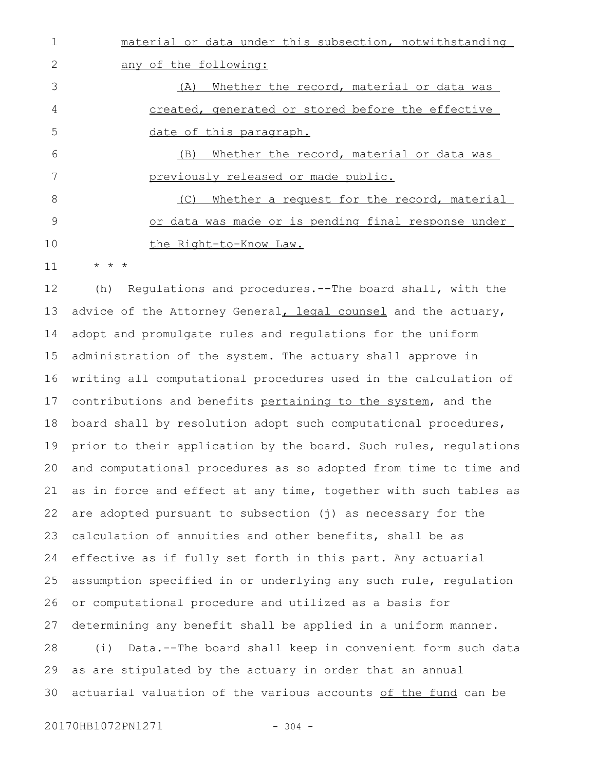material or data under this subsection, notwithstanding any of the following:

(A) Whether the record, material or data was created, generated or stored before the effective date of this paragraph.

(B) Whether the record, material or data was previously released or made public.

(C) Whether a request for the record, material or data was made or is pending final response under the Right-to-Know Law.

* * *

(h) Regulations and procedures.--The board shall, with the advice of the Attorney General, legal counsel and the actuary, adopt and promulgate rules and regulations for the uniform administration of the system. The actuary shall approve in writing all computational procedures used in the calculation of contributions and benefits pertaining to the system, and the board shall by resolution adopt such computational procedures, prior to their application by the board. Such rules, regulations and computational procedures as so adopted from time to time and as in force and effect at any time, together with such tables as are adopted pursuant to subsection (j) as necessary for the calculation of annuities and other benefits, shall be as effective as if fully set forth in this part. Any actuarial assumption specified in or underlying any such rule, regulation or computational procedure and utilized as a basis for determining any benefit shall be applied in a uniform manner.

(i) Data.--The board shall keep in convenient form such data as are stipulated by the actuary in order that an annual actuarial valuation of the various accounts of the fund can be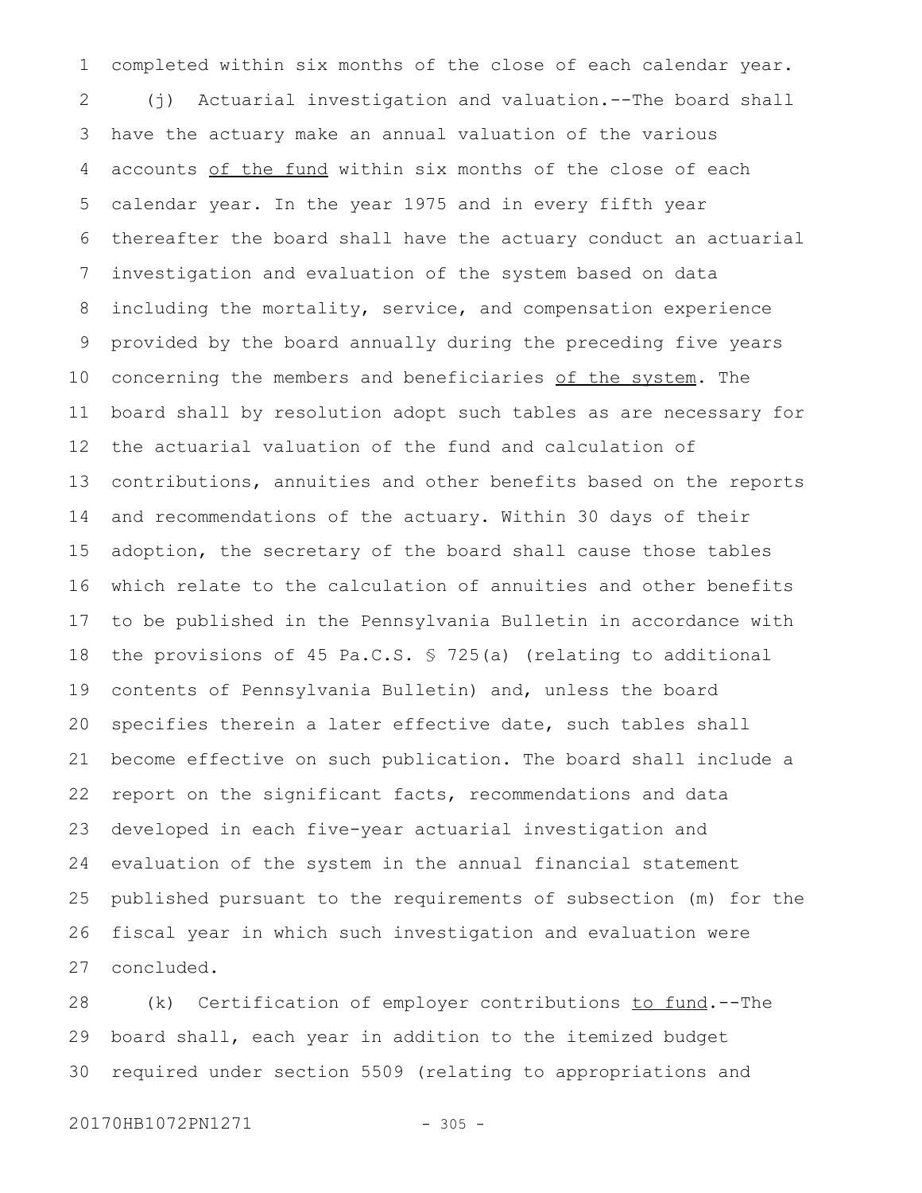completed within six months of the close of each calendar year.

(j) Actuarial investigation and valuation.--The board shall have the actuary make an annual valuation of the various accounts <u>of the fund</u> within six months of the close of each calendar year. In the year 1975 and in every fifth year thereafter the board shall have the actuary conduct an actuarial investigation and evaluation of the system based on data including the mortality, service, and compensation experience provided by the board annually during the preceding five years concerning the members and beneficiaries <u>of the system</u>. The board shall by resolution adopt such tables as are necessary for the actuarial valuation of the fund and calculation of contributions, annuities and other benefits based on the reports and recommendations of the actuary. Within 30 days of their adoption, the secretary of the board shall cause those tables which relate to the calculation of annuities and other benefits to be published in the Pennsylvania Bulletin in accordance with the provisions of 45 Pa.C.S. § 725(a) (relating to additional contents of Pennsylvania Bulletin) and, unless the board specifies therein a later effective date, such tables shall become effective on such publication. The board shall include a report on the significant facts, recommendations and data developed in each five-year actuarial investigation and evaluation of the system in the annual financial statement published pursuant to the requirements of subsection (m) for the fiscal year in which such investigation and evaluation were concluded.

(k) Certification of employer contributions <u>to fund</u>.--The board shall, each year in addition to the itemized budget required under section 5509 (relating to appropriations and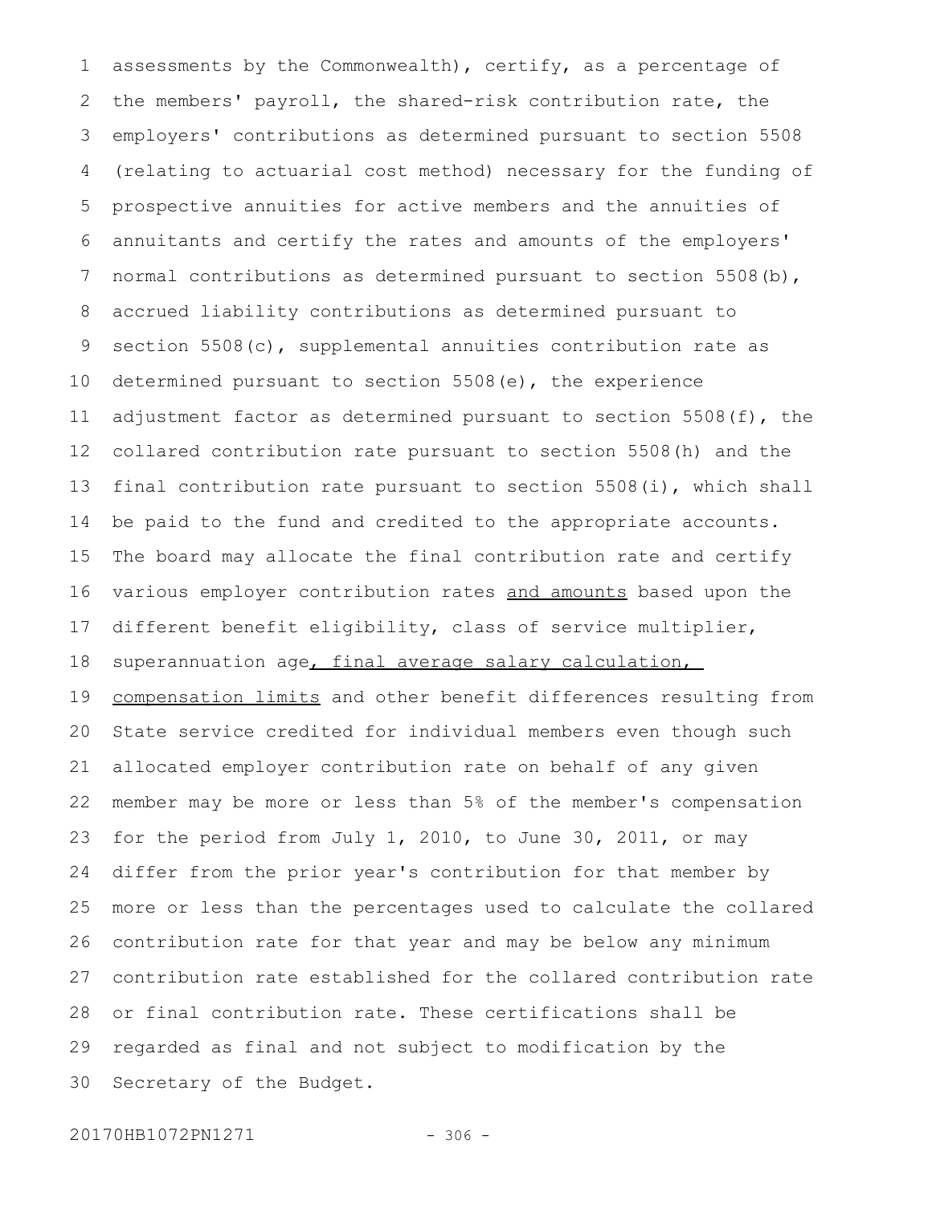assessments by the Commonwealth), certify, as a percentage of the members' payroll, the shared-risk contribution rate, the employers' contributions as determined pursuant to section 5508 (relating to actuarial cost method) necessary for the funding of prospective annuities for active members and the annuities of annuitants and certify the rates and amounts of the employers' normal contributions as determined pursuant to section 5508(b), accrued liability contributions as determined pursuant to section 5508(c), supplemental annuities contribution rate as determined pursuant to section 5508(e), the experience adjustment factor as determined pursuant to section 5508(f), the collared contribution rate pursuant to section 5508(h) and the final contribution rate pursuant to section 5508(i), which shall be paid to the fund and credited to the appropriate accounts. The board may allocate the final contribution rate and certify various employer contribution rates <u>and amounts</u> based upon the different benefit eligibility, class of service multiplier, superannuation age<u>, final average salary calculation, compensation limits</u> and other benefit differences resulting from State service credited for individual members even though such allocated employer contribution rate on behalf of any given member may be more or less than 5% of the member's compensation for the period from July 1, 2010, to June 30, 2011, or may differ from the prior year's contribution for that member by more or less than the percentages used to calculate the collared contribution rate for that year and may be below any minimum contribution rate established for the collared contribution rate or final contribution rate. These certifications shall be regarded as final and not subject to modification by the Secretary of the Budget.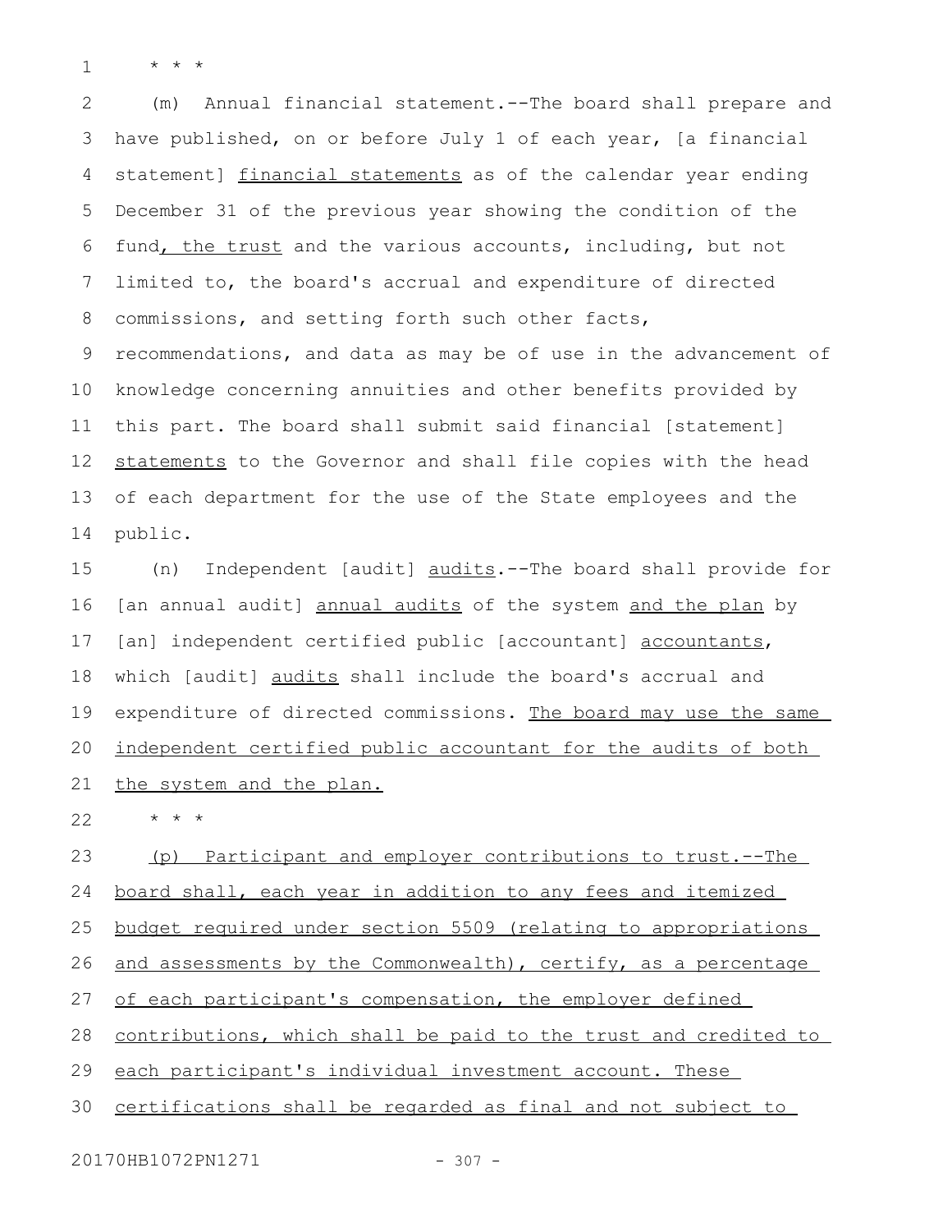\* \* \*

(m) Annual financial statement.--The board shall prepare and have published, on or before July 1 of each year, [a financial statement] financial statements as of the calendar year ending December 31 of the previous year showing the condition of the fund, the trust and the various accounts, including, but not limited to, the board's accrual and expenditure of directed commissions, and setting forth such other facts, recommendations, and data as may be of use in the advancement of knowledge concerning annuities and other benefits provided by this part. The board shall submit said financial [statement] statements to the Governor and shall file copies with the head of each department for the use of the State employees and the public.

(n) Independent [audit] audits.--The board shall provide for [an annual audit] annual audits of the system and the plan by [an] independent certified public [accountant] accountants, which [audit] audits shall include the board's accrual and expenditure of directed commissions. The board may use the same independent certified public accountant for the audits of both the system and the plan.

\* \* \*

(p) Participant and employer contributions to trust.--The board shall, each year in addition to any fees and itemized budget required under section 5509 (relating to appropriations and assessments by the Commonwealth), certify, as a percentage of each participant's compensation, the employer defined contributions, which shall be paid to the trust and credited to each participant's individual investment account. These certifications shall be regarded as final and not subject to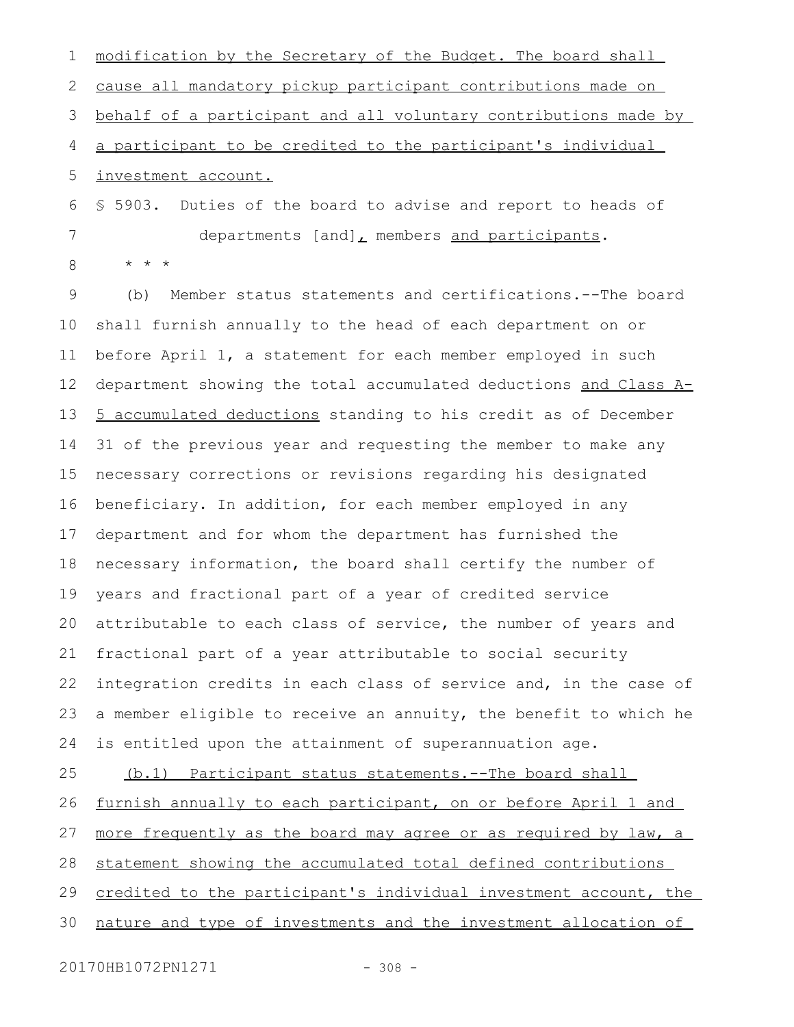modification by the Secretary of the Budget. The board shall cause all mandatory pickup participant contributions made on behalf of a participant and all voluntary contributions made by a participant to be credited to the participant's individual investment account.

§ 5903. Duties of the board to advise and report to heads of departments [and], members and participants.

\* \* \*

(b) Member status statements and certifications.--The board shall furnish annually to the head of each department on or before April 1, a statement for each member employed in such department showing the total accumulated deductions and Class A-5 accumulated deductions standing to his credit as of December 31 of the previous year and requesting the member to make any necessary corrections or revisions regarding his designated beneficiary. In addition, for each member employed in any department and for whom the department has furnished the necessary information, the board shall certify the number of years and fractional part of a year of credited service attributable to each class of service, the number of years and fractional part of a year attributable to social security integration credits in each class of service and, in the case of a member eligible to receive an annuity, the benefit to which he is entitled upon the attainment of superannuation age.

(b.1) Participant status statements.--The board shall furnish annually to each participant, on or before April 1 and more frequently as the board may agree or as required by law, a statement showing the accumulated total defined contributions credited to the participant's individual investment account, the nature and type of investments and the investment allocation of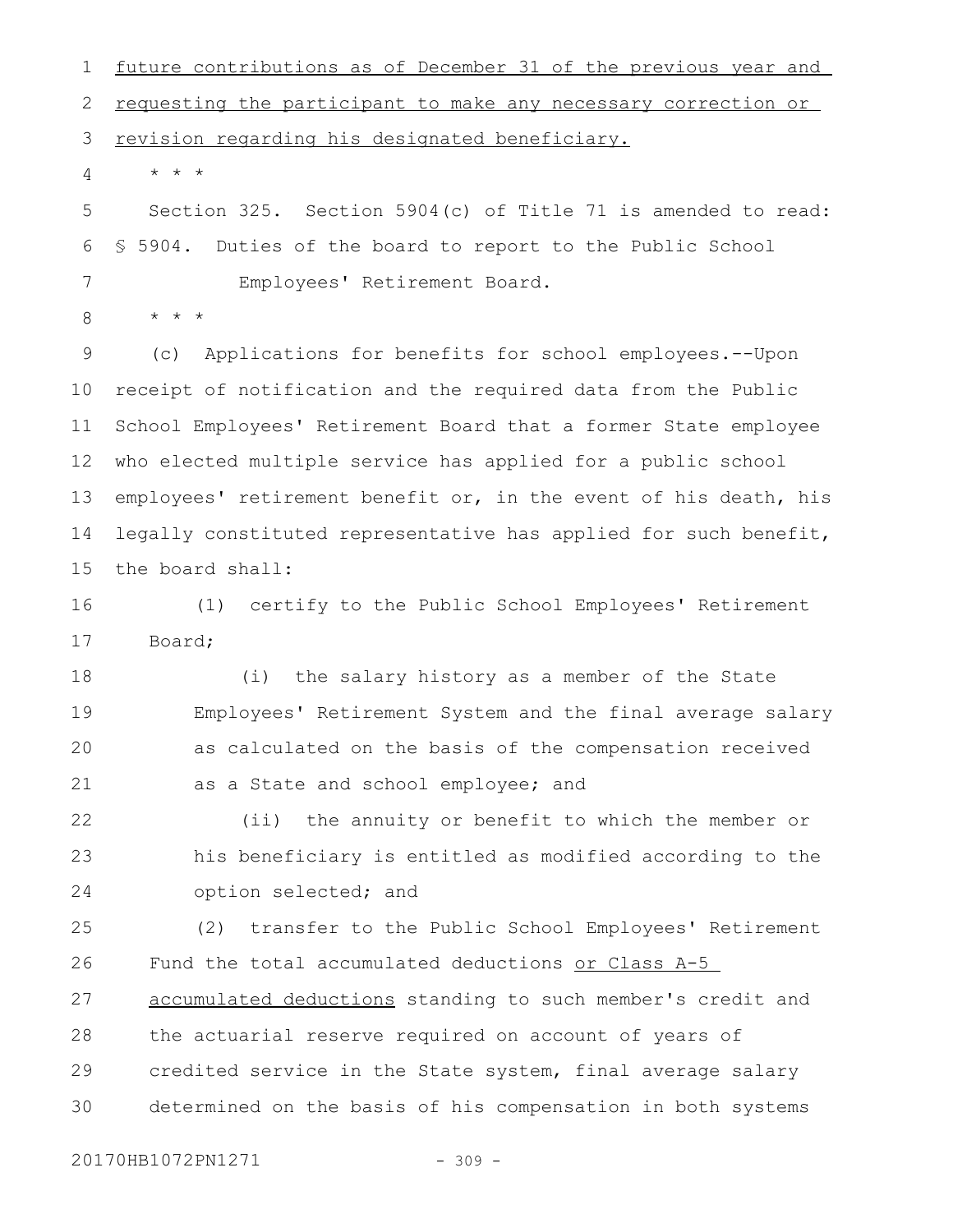future contributions as of December 31 of the previous year and requesting the participant to make any necessary correction or revision regarding his designated beneficiary.

\* \* \*

Section 325. Section 5904(c) of Title 71 is amended to read:

§ 5904. Duties of the board to report to the Public School Employees' Retirement Board.

\* \* \*

(c) Applications for benefits for school employees.--Upon receipt of notification and the required data from the Public School Employees' Retirement Board that a former State employee who elected multiple service has applied for a public school employees' retirement benefit or, in the event of his death, his legally constituted representative has applied for such benefit, the board shall:

(1) certify to the Public School Employees' Retirement Board;

(i) the salary history as a member of the State Employees' Retirement System and the final average salary as calculated on the basis of the compensation received as a State and school employee; and

(ii) the annuity or benefit to which the member or his beneficiary is entitled as modified according to the option selected; and

(2) transfer to the Public School Employees' Retirement Fund the total accumulated deductions or Class A-5 accumulated deductions standing to such member's credit and the actuarial reserve required on account of years of credited service in the State system, final average salary determined on the basis of his compensation in both systems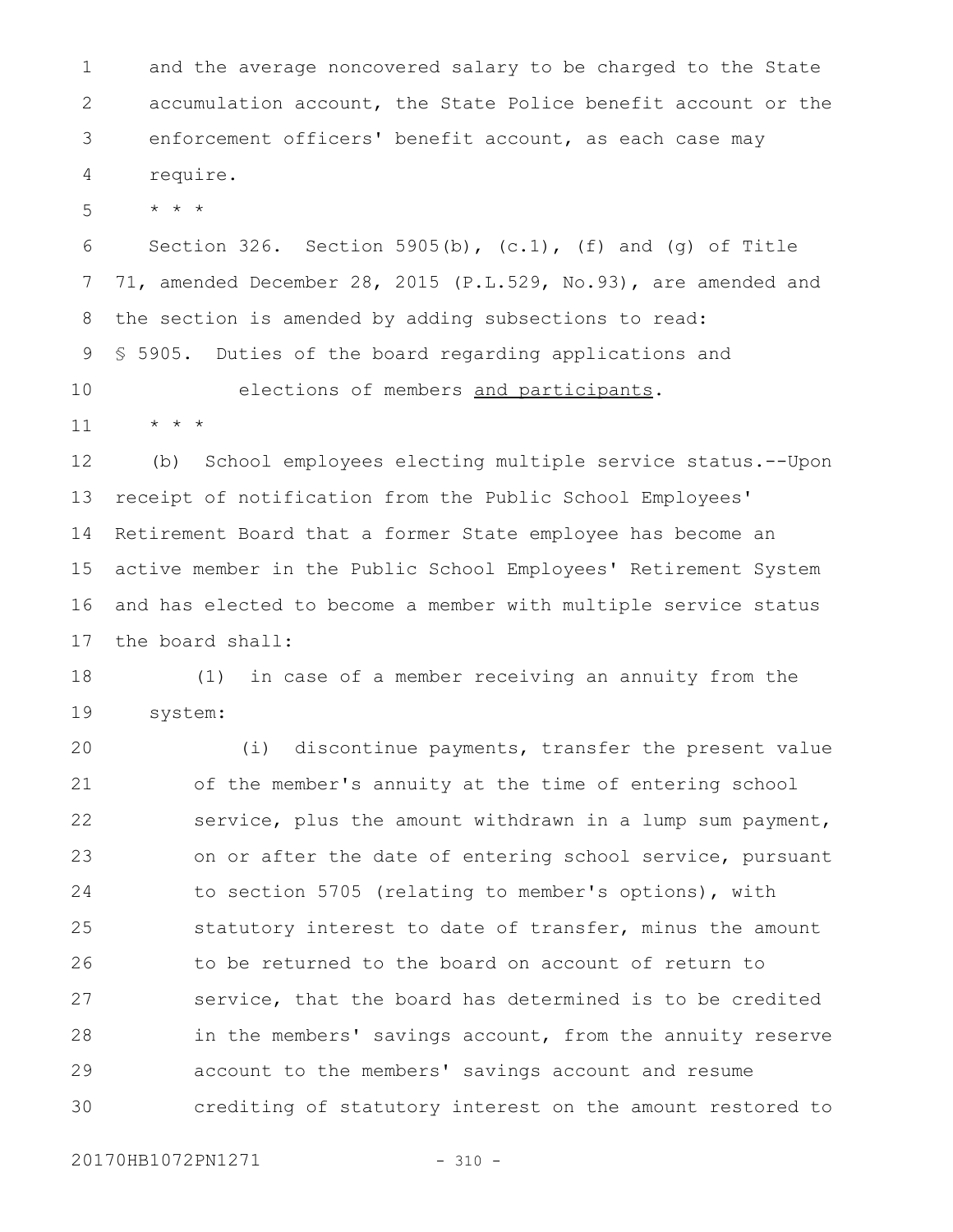and the average noncovered salary to be charged to the State accumulation account, the State Police benefit account or the enforcement officers' benefit account, as each case may require.

* * *

Section 326. Section 5905(b), (c.1), (f) and (g) of Title 71, amended December 28, 2015 (P.L.529, No.93), are amended and the section is amended by adding subsections to read:

§ 5905. Duties of the board regarding applications and elections of members <u>and participants</u>.

* * *

(b) School employees electing multiple service status.--Upon receipt of notification from the Public School Employees' Retirement Board that a former State employee has become an active member in the Public School Employees' Retirement System and has elected to become a member with multiple service status the board shall:

(1) in case of a member receiving an annuity from the system:

(i) discontinue payments, transfer the present value of the member's annuity at the time of entering school service, plus the amount withdrawn in a lump sum payment, on or after the date of entering school service, pursuant to section 5705 (relating to member's options), with statutory interest to date of transfer, minus the amount to be returned to the board on account of return to service, that the board has determined is to be credited in the members' savings account, from the annuity reserve account to the members' savings account and resume crediting of statutory interest on the amount restored to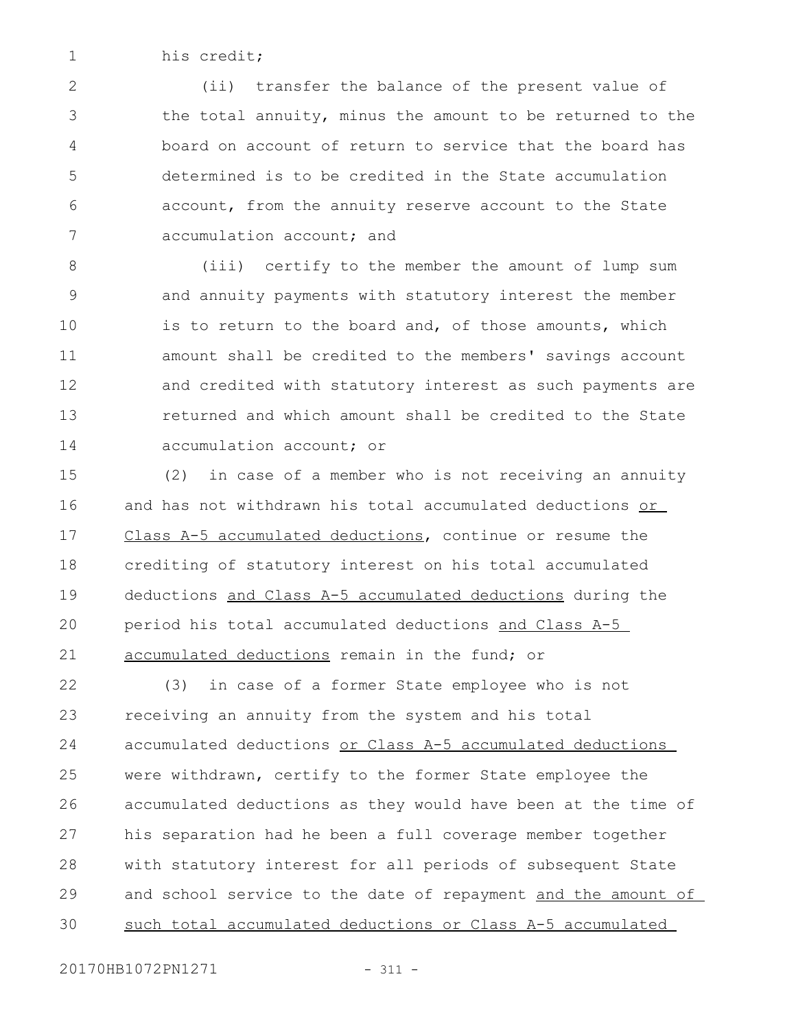his credit;

(ii) transfer the balance of the present value of the total annuity, minus the amount to be returned to the board on account of return to service that the board has determined is to be credited in the State accumulation account, from the annuity reserve account to the State accumulation account; and

(iii) certify to the member the amount of lump sum and annuity payments with statutory interest the member is to return to the board and, of those amounts, which amount shall be credited to the members' savings account and credited with statutory interest as such payments are returned and which amount shall be credited to the State accumulation account; or

(2) in case of a member who is not receiving an annuity and has not withdrawn his total accumulated deductions or Class A-5 accumulated deductions, continue or resume the crediting of statutory interest on his total accumulated deductions and Class A-5 accumulated deductions during the period his total accumulated deductions and Class A-5 accumulated deductions remain in the fund; or

(3) in case of a former State employee who is not receiving an annuity from the system and his total accumulated deductions or Class A-5 accumulated deductions were withdrawn, certify to the former State employee the accumulated deductions as they would have been at the time of his separation had he been a full coverage member together with statutory interest for all periods of subsequent State and school service to the date of repayment and the amount of such total accumulated deductions or Class A-5 accumulated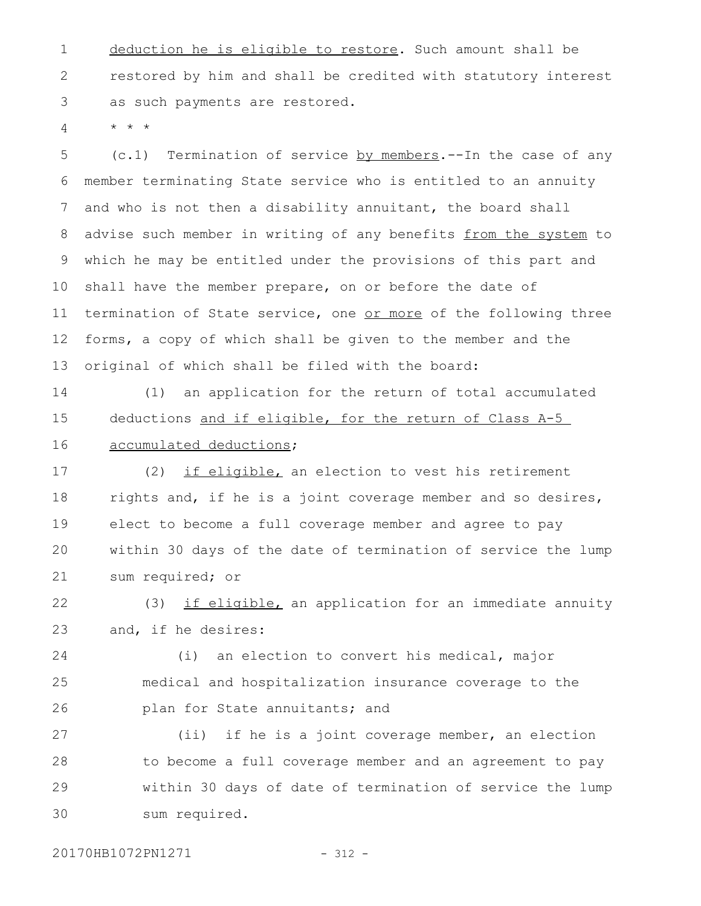deduction he is eligible to restore. Such amount shall be restored by him and shall be credited with statutory interest as such payments are restored.

* * *

(c.1) Termination of service by members.--In the case of any member terminating State service who is entitled to an annuity and who is not then a disability annuitant, the board shall advise such member in writing of any benefits from the system to which he may be entitled under the provisions of this part and shall have the member prepare, on or before the date of termination of State service, one or more of the following three forms, a copy of which shall be given to the member and the original of which shall be filed with the board:

(1) an application for the return of total accumulated deductions and if eligible, for the return of Class A-5 accumulated deductions;

(2) if eligible, an election to vest his retirement rights and, if he is a joint coverage member and so desires, elect to become a full coverage member and agree to pay within 30 days of the date of termination of service the lump sum required; or

(3) if eligible, an application for an immediate annuity and, if he desires:

(i) an election to convert his medical, major medical and hospitalization insurance coverage to the plan for State annuitants; and

(ii) if he is a joint coverage member, an election to become a full coverage member and an agreement to pay within 30 days of date of termination of service the lump sum required.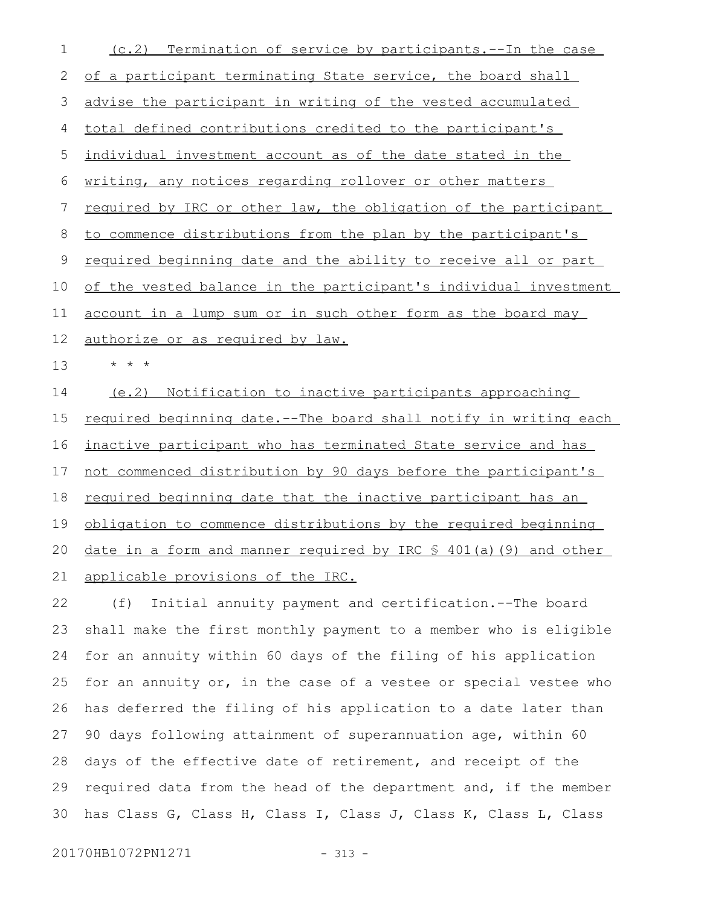(c.2) Termination of service by participants.--In the case of a participant terminating State service, the board shall advise the participant in writing of the vested accumulated total defined contributions credited to the participant's individual investment account as of the date stated in the writing, any notices regarding rollover or other matters required by IRC or other law, the obligation of the participant to commence distributions from the plan by the participant's required beginning date and the ability to receive all or part of the vested balance in the participant's individual investment account in a lump sum or in such other form as the board may authorize or as required by law.

* * *

(e.2) Notification to inactive participants approaching required beginning date.--The board shall notify in writing each inactive participant who has terminated State service and has not commenced distribution by 90 days before the participant's required beginning date that the inactive participant has an obligation to commence distributions by the required beginning date in a form and manner required by IRC § 401(a)(9) and other applicable provisions of the IRC.

(f) Initial annuity payment and certification.--The board shall make the first monthly payment to a member who is eligible for an annuity within 60 days of the filing of his application for an annuity or, in the case of a vestee or special vestee who has deferred the filing of his application to a date later than 90 days following attainment of superannuation age, within 60 days of the effective date of retirement, and receipt of the required data from the head of the department and, if the member has Class G, Class H, Class I, Class J, Class K, Class L, Class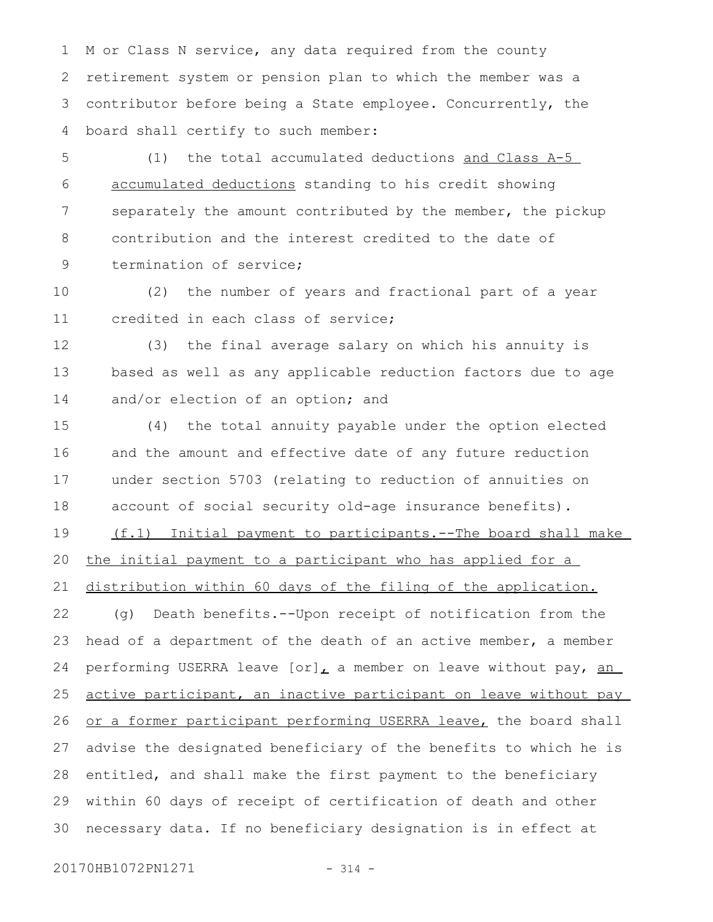M or Class N service, any data required from the county retirement system or pension plan to which the member was a contributor before being a State employee. Concurrently, the board shall certify to such member:

(1) the total accumulated deductions <u>and Class A-5 accumulated deductions</u> standing to his credit showing separately the amount contributed by the member, the pickup contribution and the interest credited to the date of termination of service;

(2) the number of years and fractional part of a year credited in each class of service;

(3) the final average salary on which his annuity is based as well as any applicable reduction factors due to age and/or election of an option; and

(4) the total annuity payable under the option elected and the amount and effective date of any future reduction under section 5703 (relating to reduction of annuities on account of social security old-age insurance benefits).

<u>(f.1) Initial payment to participants.--The board shall make the initial payment to a participant who has applied for a distribution within 60 days of the filing of the application.</u>

(g) Death benefits.--Upon receipt of notification from the head of a department of the death of an active member, a member performing USERRA leave [or]<u>,</u> a member on leave without pay, <u>an active participant, an inactive participant on leave without pay or a former participant performing USERRA leave,</u> the board shall advise the designated beneficiary of the benefits to which he is entitled, and shall make the first payment to the beneficiary within 60 days of receipt of certification of death and other necessary data. If no beneficiary designation is in effect at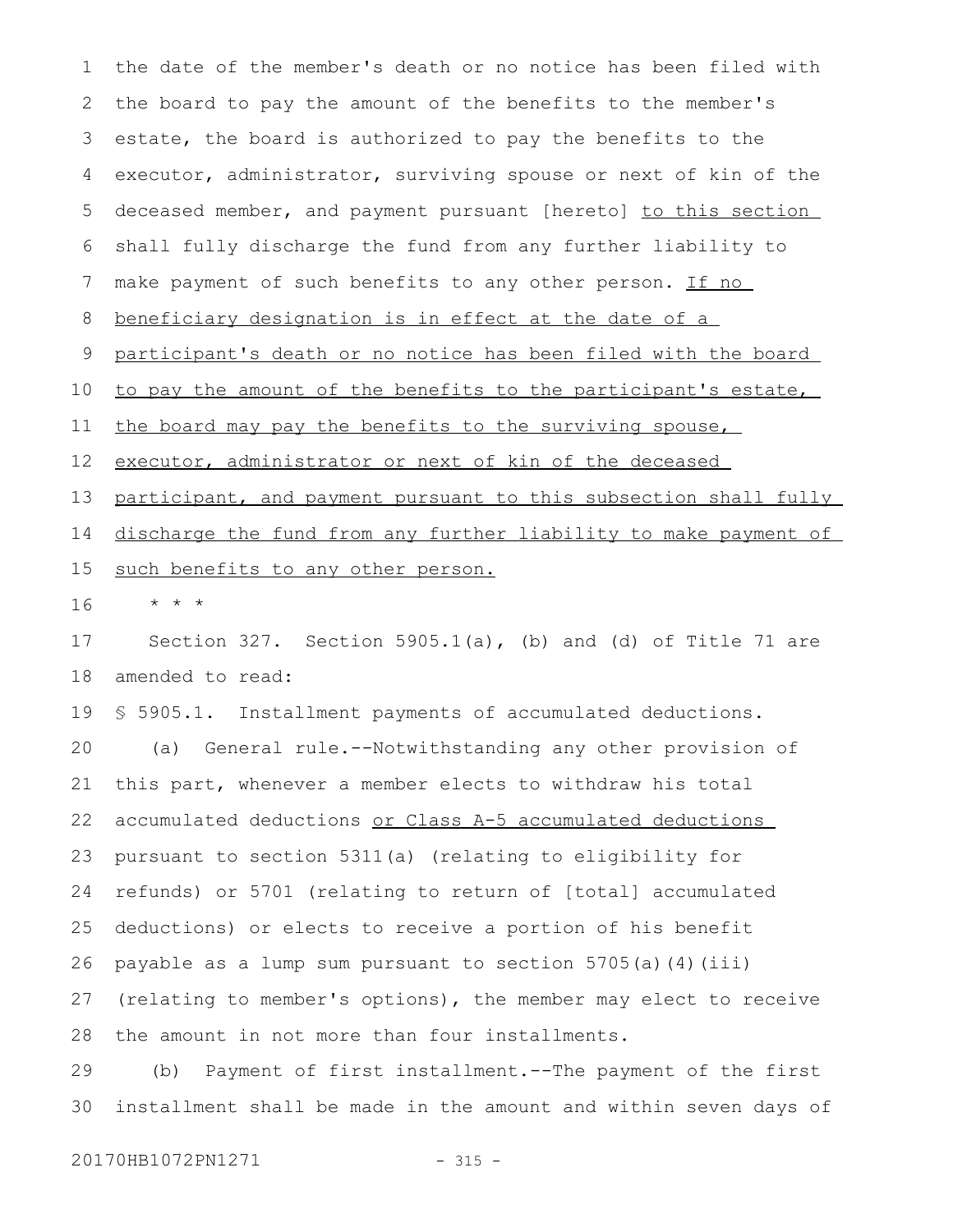the date of the member's death or no notice has been filed with the board to pay the amount of the benefits to the member's estate, the board is authorized to pay the benefits to the executor, administrator, surviving spouse or next of kin of the deceased member, and payment pursuant [hereto] to this section shall fully discharge the fund from any further liability to make payment of such benefits to any other person. If no beneficiary designation is in effect at the date of a participant's death or no notice has been filed with the board to pay the amount of the benefits to the participant's estate, the board may pay the benefits to the surviving spouse, executor, administrator or next of kin of the deceased participant, and payment pursuant to this subsection shall fully discharge the fund from any further liability to make payment of such benefits to any other person.

\* \* \*

Section 327. Section 5905.1(a), (b) and (d) of Title 71 are amended to read:

§ 5905.1. Installment payments of accumulated deductions.

(a) General rule.--Notwithstanding any other provision of this part, whenever a member elects to withdraw his total accumulated deductions or Class A-5 accumulated deductions pursuant to section 5311(a) (relating to eligibility for refunds) or 5701 (relating to return of [total] accumulated deductions) or elects to receive a portion of his benefit payable as a lump sum pursuant to section 5705(a)(4)(iii) (relating to member's options), the member may elect to receive the amount in not more than four installments.

(b) Payment of first installment.--The payment of the first installment shall be made in the amount and within seven days of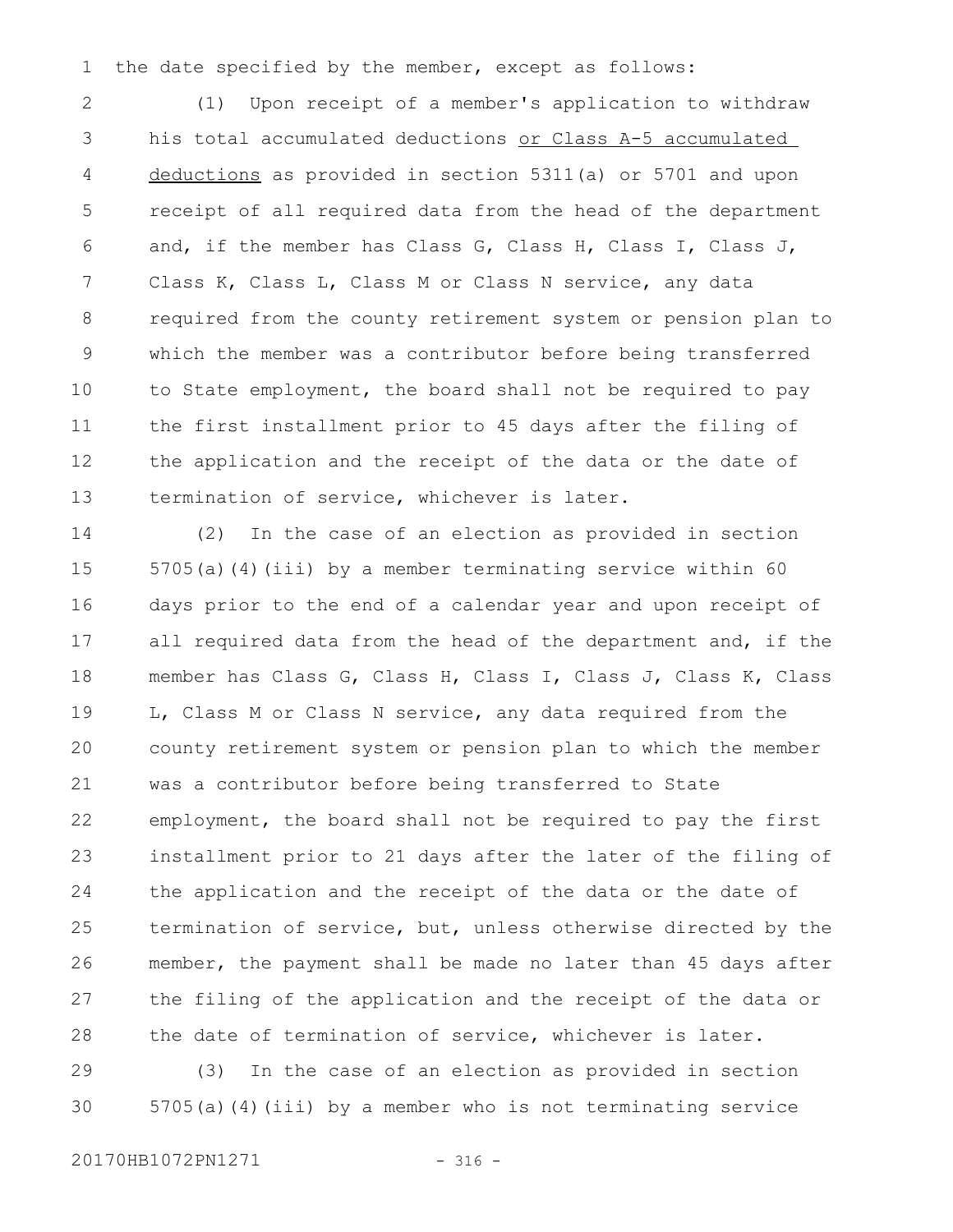the date specified by the member, except as follows:

(1) Upon receipt of a member's application to withdraw his total accumulated deductions <u>or Class A-5 accumulated deductions</u> as provided in section 5311(a) or 5701 and upon receipt of all required data from the head of the department and, if the member has Class G, Class H, Class I, Class J, Class K, Class L, Class M or Class N service, any data required from the county retirement system or pension plan to which the member was a contributor before being transferred to State employment, the board shall not be required to pay the first installment prior to 45 days after the filing of the application and the receipt of the data or the date of termination of service, whichever is later.

(2) In the case of an election as provided in section 5705(a)(4)(iii) by a member terminating service within 60 days prior to the end of a calendar year and upon receipt of all required data from the head of the department and, if the member has Class G, Class H, Class I, Class J, Class K, Class L, Class M or Class N service, any data required from the county retirement system or pension plan to which the member was a contributor before being transferred to State employment, the board shall not be required to pay the first installment prior to 21 days after the later of the filing of the application and the receipt of the data or the date of termination of service, but, unless otherwise directed by the member, the payment shall be made no later than 45 days after the filing of the application and the receipt of the data or the date of termination of service, whichever is later.

(3) In the case of an election as provided in section 5705(a)(4)(iii) by a member who is not terminating service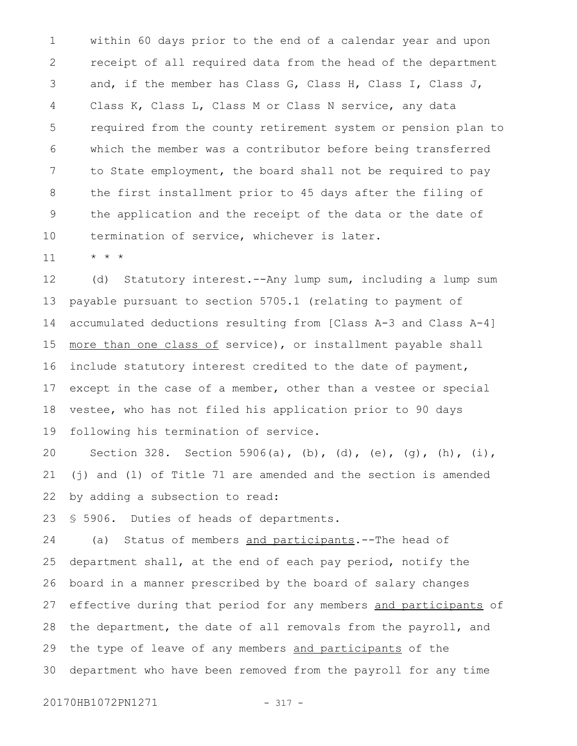within 60 days prior to the end of a calendar year and upon receipt of all required data from the head of the department and, if the member has Class G, Class H, Class I, Class J, Class K, Class L, Class M or Class N service, any data required from the county retirement system or pension plan to which the member was a contributor before being transferred to State employment, the board shall not be required to pay the first installment prior to 45 days after the filing of the application and the receipt of the data or the date of termination of service, whichever is later.

* * *

(d) Statutory interest.--Any lump sum, including a lump sum payable pursuant to section 5705.1 (relating to payment of accumulated deductions resulting from [Class A-3 and Class A-4] more than one class of service), or installment payable shall include statutory interest credited to the date of payment, except in the case of a member, other than a vestee or special vestee, who has not filed his application prior to 90 days following his termination of service.

Section 328. Section 5906(a), (b), (d), (e), (g), (h), (i), (j) and (l) of Title 71 are amended and the section is amended by adding a subsection to read:

§ 5906. Duties of heads of departments.

(a) Status of members and participants.--The head of department shall, at the end of each pay period, notify the board in a manner prescribed by the board of salary changes effective during that period for any members and participants of the department, the date of all removals from the payroll, and the type of leave of any members and participants of the department who have been removed from the payroll for any time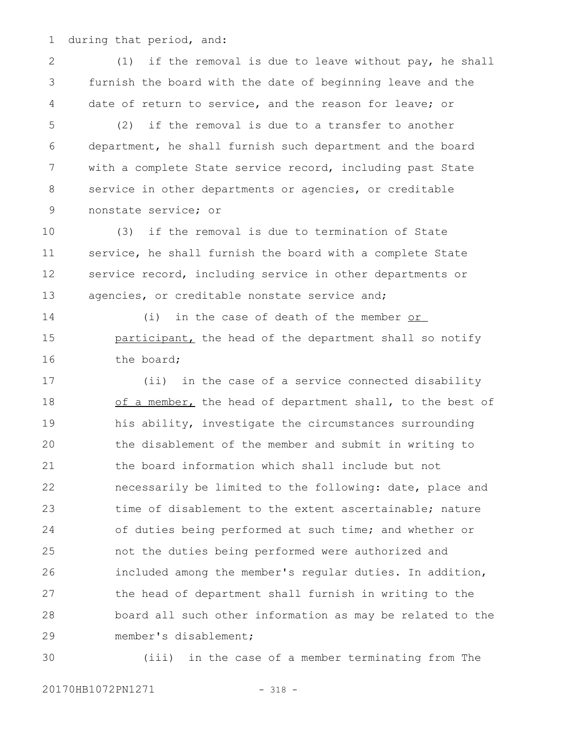during that period, and:

(1) if the removal is due to leave without pay, he shall furnish the board with the date of beginning leave and the date of return to service, and the reason for leave; or

(2) if the removal is due to a transfer to another department, he shall furnish such department and the board with a complete State service record, including past State service in other departments or agencies, or creditable nonstate service; or

(3) if the removal is due to termination of State service, he shall furnish the board with a complete State service record, including service in other departments or agencies, or creditable nonstate service and;

(i) in the case of death of the member or participant, the head of the department shall so notify the board;

(ii) in the case of a service connected disability of a member, the head of department shall, to the best of his ability, investigate the circumstances surrounding the disablement of the member and submit in writing to the board information which shall include but not necessarily be limited to the following: date, place and time of disablement to the extent ascertainable; nature of duties being performed at such time; and whether or not the duties being performed were authorized and included among the member's regular duties. In addition, the head of department shall furnish in writing to the board all such other information as may be related to the member's disablement;

(iii) in the case of a member terminating from The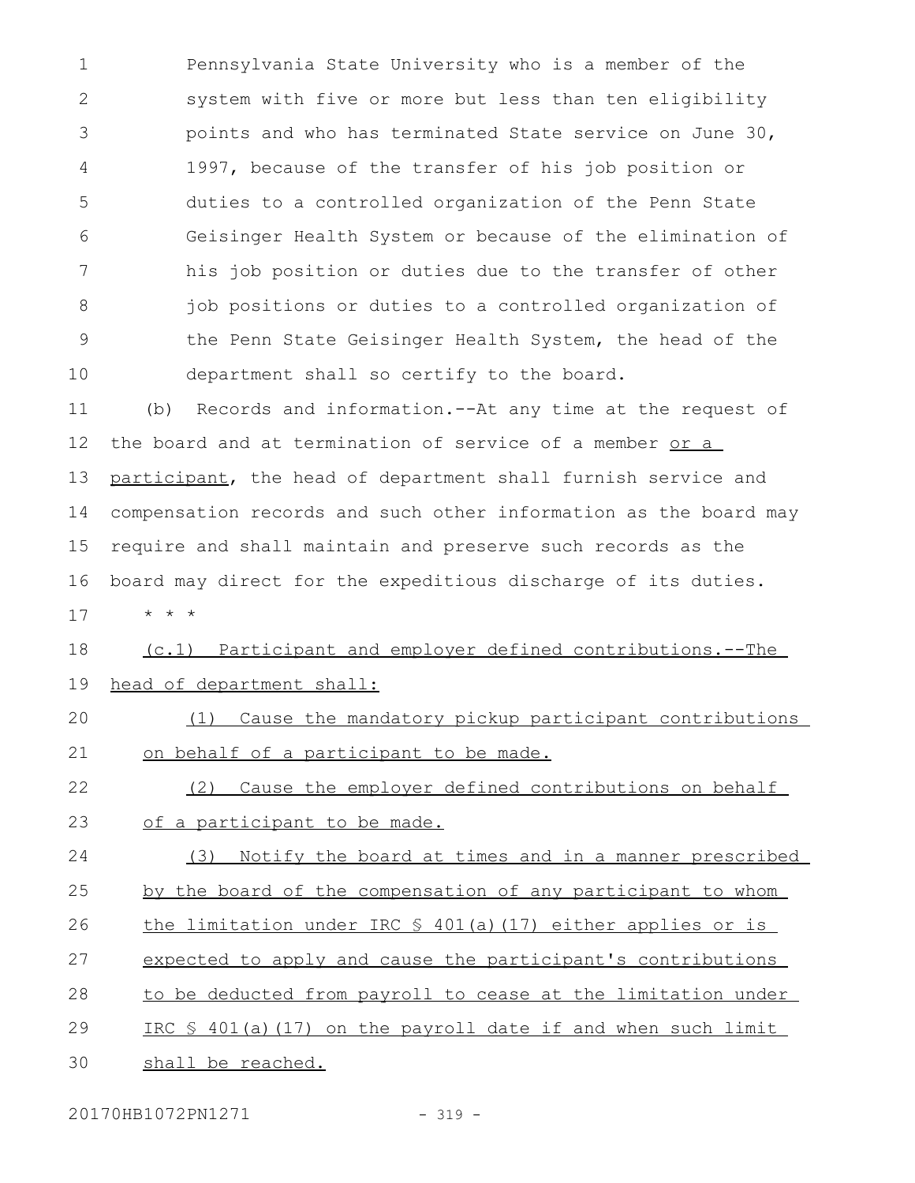Pennsylvania State University who is a member of the system with five or more but less than ten eligibility points and who has terminated State service on June 30, 1997, because of the transfer of his job position or duties to a controlled organization of the Penn State Geisinger Health System or because of the elimination of his job position or duties due to the transfer of other job positions or duties to a controlled organization of the Penn State Geisinger Health System, the head of the department shall so certify to the board.

(b) Records and information.--At any time at the request of the board and at termination of service of a member or a participant, the head of department shall furnish service and compensation records and such other information as the board may require and shall maintain and preserve such records as the board may direct for the expeditious discharge of its duties.

* * *

(c.1) Participant and employer defined contributions.--The head of department shall:

(1) Cause the mandatory pickup participant contributions on behalf of a participant to be made.

(2) Cause the employer defined contributions on behalf of a participant to be made.

(3) Notify the board at times and in a manner prescribed by the board of the compensation of any participant to whom the limitation under IRC § 401(a)(17) either applies or is expected to apply and cause the participant's contributions to be deducted from payroll to cease at the limitation under IRC § 401(a)(17) on the payroll date if and when such limit shall be reached.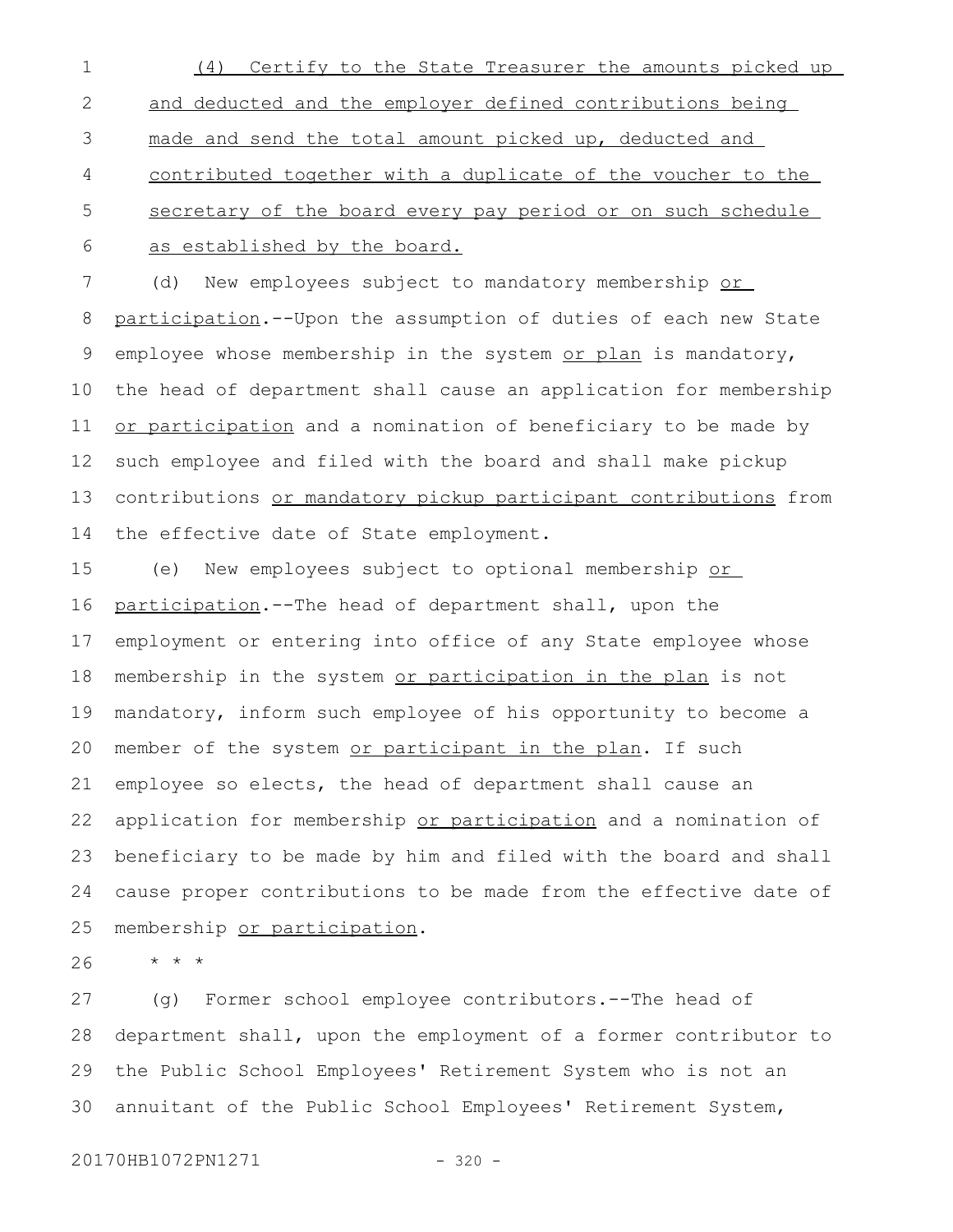(4) Certify to the State Treasurer the amounts picked up and deducted and the employer defined contributions being made and send the total amount picked up, deducted and contributed together with a duplicate of the voucher to the secretary of the board every pay period or on such schedule as established by the board.

(d) New employees subject to mandatory membership or participation.--Upon the assumption of duties of each new State employee whose membership in the system or plan is mandatory, the head of department shall cause an application for membership or participation and a nomination of beneficiary to be made by such employee and filed with the board and shall make pickup contributions or mandatory pickup participant contributions from the effective date of State employment.

(e) New employees subject to optional membership or participation.--The head of department shall, upon the employment or entering into office of any State employee whose membership in the system or participation in the plan is not mandatory, inform such employee of his opportunity to become a member of the system or participant in the plan. If such employee so elects, the head of department shall cause an application for membership or participation and a nomination of beneficiary to be made by him and filed with the board and shall cause proper contributions to be made from the effective date of membership or participation.

* * *

(g) Former school employee contributors.--The head of department shall, upon the employment of a former contributor to the Public School Employees' Retirement System who is not an annuitant of the Public School Employees' Retirement System,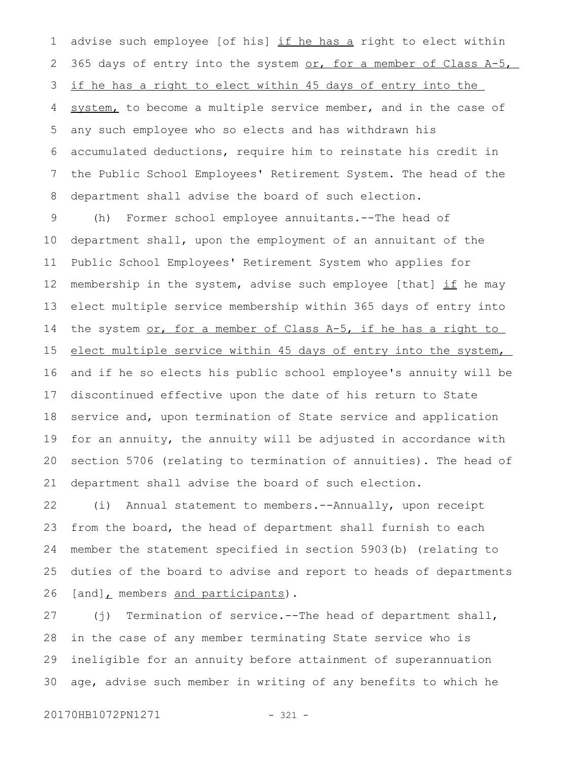advise such employee [of his] if he has a right to elect within 365 days of entry into the system or, for a member of Class A-5, if he has a right to elect within 45 days of entry into the system, to become a multiple service member, and in the case of any such employee who so elects and has withdrawn his accumulated deductions, require him to reinstate his credit in the Public School Employees' Retirement System. The head of the department shall advise the board of such election.

(h) Former school employee annuitants.--The head of department shall, upon the employment of an annuitant of the Public School Employees' Retirement System who applies for membership in the system, advise such employee [that] if he may elect multiple service membership within 365 days of entry into the system or, for a member of Class A-5, if he has a right to elect multiple service within 45 days of entry into the system, and if he so elects his public school employee's annuity will be discontinued effective upon the date of his return to State service and, upon termination of State service and application for an annuity, the annuity will be adjusted in accordance with section 5706 (relating to termination of annuities). The head of department shall advise the board of such election.

(i) Annual statement to members.--Annually, upon receipt from the board, the head of department shall furnish to each member the statement specified in section 5903(b) (relating to duties of the board to advise and report to heads of departments [and], members and participants).

(j) Termination of service.--The head of department shall, in the case of any member terminating State service who is ineligible for an annuity before attainment of superannuation age, advise such member in writing of any benefits to which he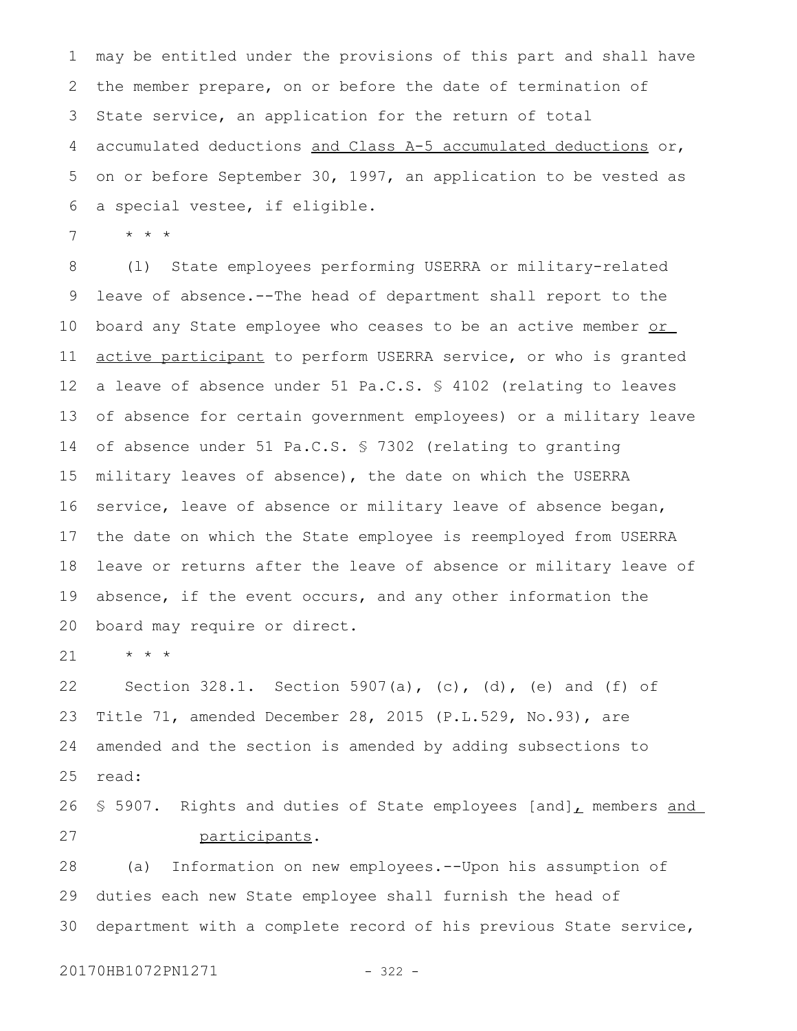may be entitled under the provisions of this part and shall have the member prepare, on or before the date of termination of State service, an application for the return of total accumulated deductions <u>and Class A-5 accumulated deductions</u> or, on or before September 30, 1997, an application to be vested as a special vestee, if eligible.

* * *

(l) State employees performing USERRA or military-related leave of absence.--The head of department shall report to the board any State employee who ceases to be an active member <u>or active participant</u> to perform USERRA service, or who is granted a leave of absence under 51 Pa.C.S. § 4102 (relating to leaves of absence for certain government employees) or a military leave of absence under 51 Pa.C.S. § 7302 (relating to granting military leaves of absence), the date on which the USERRA service, leave of absence or military leave of absence began, the date on which the State employee is reemployed from USERRA leave or returns after the leave of absence or military leave of absence, if the event occurs, and any other information the board may require or direct.

* * *

Section 328.1. Section 5907(a), (c), (d), (e) and (f) of Title 71, amended December 28, 2015 (P.L.529, No.93), are amended and the section is amended by adding subsections to read:

§ 5907. Rights and duties of State employees [and]<u>,</u> members <u>and participants</u>.

(a) Information on new employees.--Upon his assumption of duties each new State employee shall furnish the head of department with a complete record of his previous State service,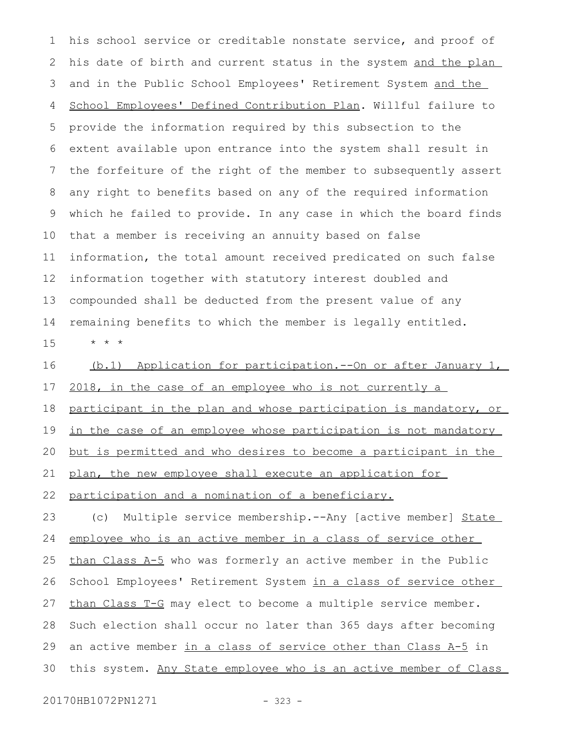his school service or creditable nonstate service, and proof of his date of birth and current status in the system and the plan and in the Public School Employees' Retirement System and the School Employees' Defined Contribution Plan. Willful failure to provide the information required by this subsection to the extent available upon entrance into the system shall result in the forfeiture of the right of the member to subsequently assert any right to benefits based on any of the required information which he failed to provide. In any case in which the board finds that a member is receiving an annuity based on false information, the total amount received predicated on such false information together with statutory interest doubled and compounded shall be deducted from the present value of any remaining benefits to which the member is legally entitled.

\* \* \*

(b.1) Application for participation.--On or after January 1, 2018, in the case of an employee who is not currently a participant in the plan and whose participation is mandatory, or in the case of an employee whose participation is not mandatory but is permitted and who desires to become a participant in the plan, the new employee shall execute an application for participation and a nomination of a beneficiary.

(c) Multiple service membership.--Any [active member] State employee who is an active member in a class of service other than Class A-5 who was formerly an active member in the Public School Employees' Retirement System in a class of service other than Class T-G may elect to become a multiple service member. Such election shall occur no later than 365 days after becoming an active member in a class of service other than Class A-5 in this system. Any State employee who is an active member of Class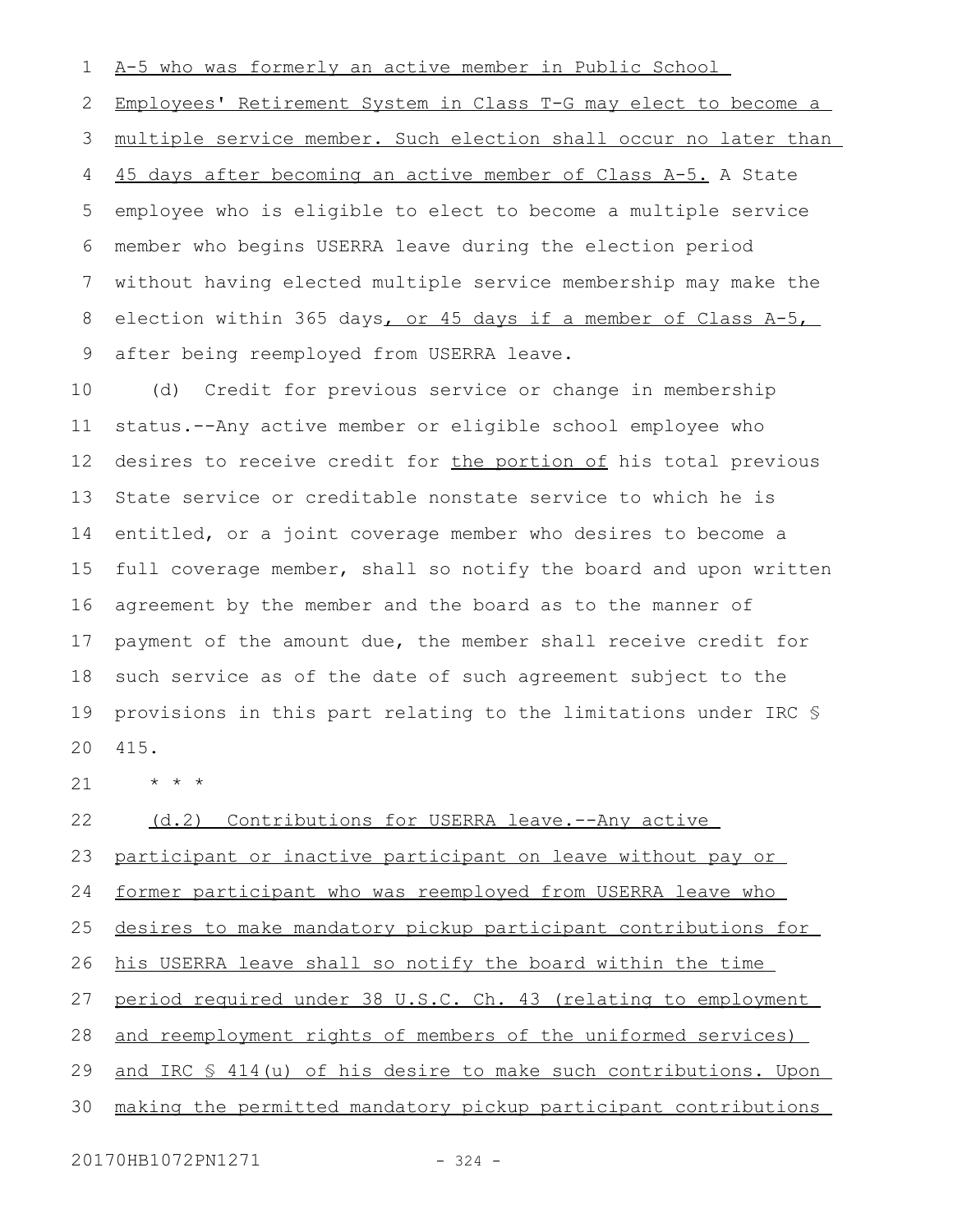A-5 who was formerly an active member in Public School Employees' Retirement System in Class T-G may elect to become a multiple service member. Such election shall occur no later than 45 days after becoming an active member of Class A-5. A State employee who is eligible to elect to become a multiple service member who begins USERRA leave during the election period without having elected multiple service membership may make the election within 365 days, or 45 days if a member of Class A-5, after being reemployed from USERRA leave.

(d) Credit for previous service or change in membership status.--Any active member or eligible school employee who desires to receive credit for the portion of his total previous State service or creditable nonstate service to which he is entitled, or a joint coverage member who desires to become a full coverage member, shall so notify the board and upon written agreement by the member and the board as to the manner of payment of the amount due, the member shall receive credit for such service as of the date of such agreement subject to the provisions in this part relating to the limitations under IRC § 415.

\* \* \*

(d.2) Contributions for USERRA leave.--Any active participant or inactive participant on leave without pay or former participant who was reemployed from USERRA leave who desires to make mandatory pickup participant contributions for his USERRA leave shall so notify the board within the time period required under 38 U.S.C. Ch. 43 (relating to employment and reemployment rights of members of the uniformed services) and IRC § 414(u) of his desire to make such contributions. Upon making the permitted mandatory pickup participant contributions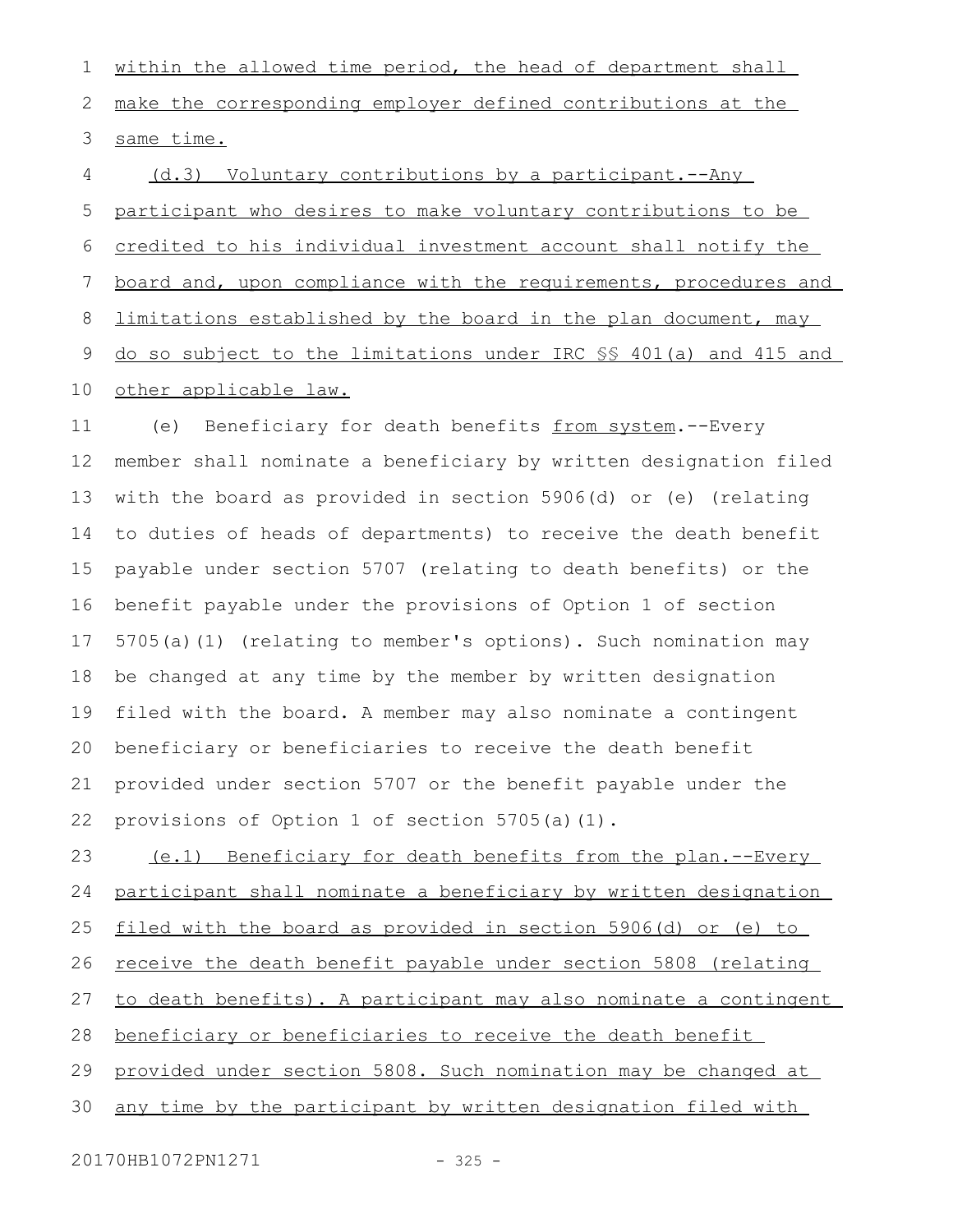within the allowed time period, the head of department shall make the corresponding employer defined contributions at the same time.

(d.3) Voluntary contributions by a participant.--Any participant who desires to make voluntary contributions to be credited to his individual investment account shall notify the board and, upon compliance with the requirements, procedures and limitations established by the board in the plan document, may do so subject to the limitations under IRC §§ 401(a) and 415 and other applicable law.

(e) Beneficiary for death benefits from system.--Every member shall nominate a beneficiary by written designation filed with the board as provided in section 5906(d) or (e) (relating to duties of heads of departments) to receive the death benefit payable under section 5707 (relating to death benefits) or the benefit payable under the provisions of Option 1 of section 5705(a)(1) (relating to member's options). Such nomination may be changed at any time by the member by written designation filed with the board. A member may also nominate a contingent beneficiary or beneficiaries to receive the death benefit provided under section 5707 or the benefit payable under the provisions of Option 1 of section 5705(a)(1).

(e.1) Beneficiary for death benefits from the plan.--Every participant shall nominate a beneficiary by written designation filed with the board as provided in section 5906(d) or (e) to receive the death benefit payable under section 5808 (relating to death benefits). A participant may also nominate a contingent beneficiary or beneficiaries to receive the death benefit provided under section 5808. Such nomination may be changed at any time by the participant by written designation filed with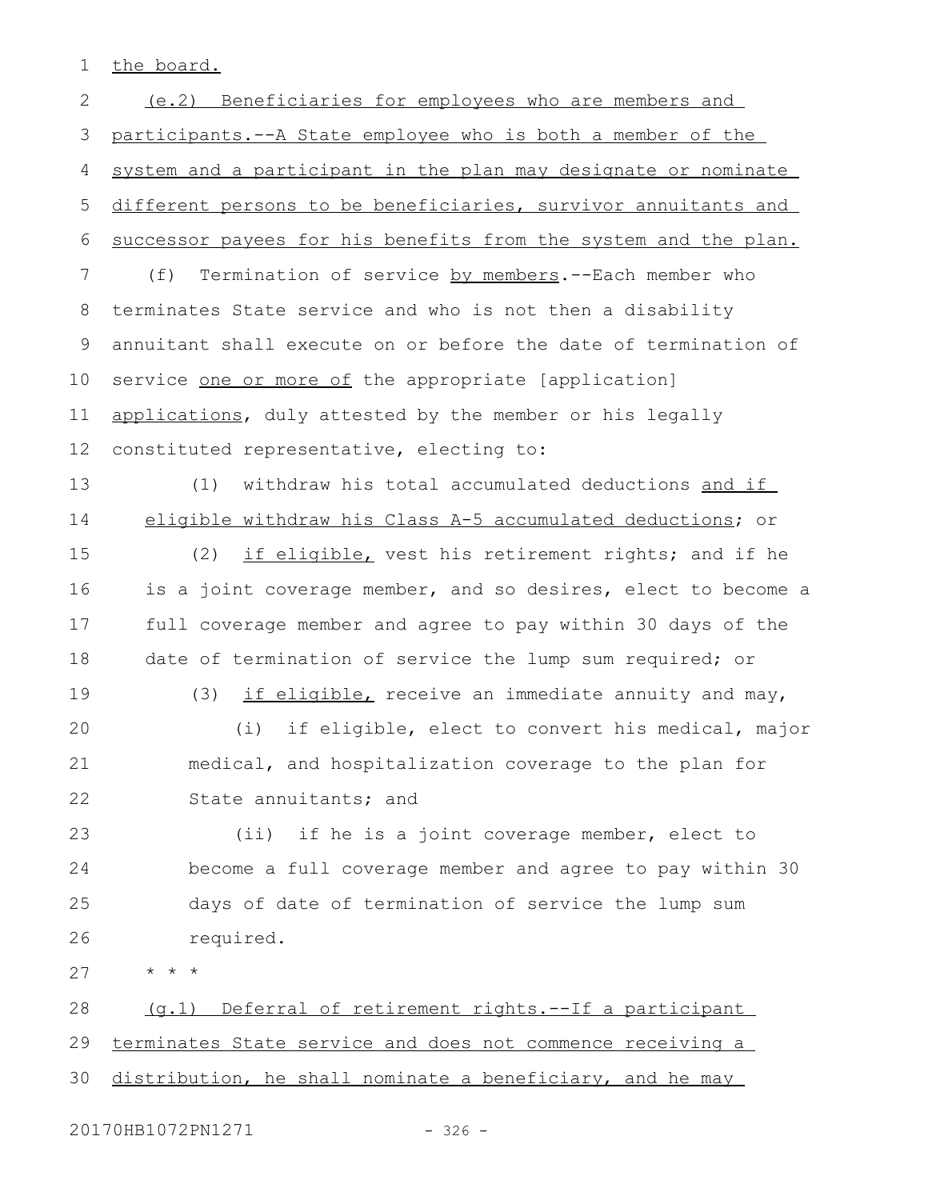the board.

(e.2) Beneficiaries for employees who are members and participants.--A State employee who is both a member of the system and a participant in the plan may designate or nominate different persons to be beneficiaries, survivor annuitants and successor payees for his benefits from the system and the plan.

(f) Termination of service by members.--Each member who terminates State service and who is not then a disability annuitant shall execute on or before the date of termination of service one or more of the appropriate [application] applications, duly attested by the member or his legally constituted representative, electing to:

(1) withdraw his total accumulated deductions and if eligible withdraw his Class A-5 accumulated deductions; or

(2) if eligible, vest his retirement rights; and if he is a joint coverage member, and so desires, elect to become a full coverage member and agree to pay within 30 days of the date of termination of service the lump sum required; or

(3) if eligible, receive an immediate annuity and may,

(i) if eligible, elect to convert his medical, major medical, and hospitalization coverage to the plan for State annuitants; and

(ii) if he is a joint coverage member, elect to become a full coverage member and agree to pay within 30 days of date of termination of service the lump sum required.

* * *

(g.1) Deferral of retirement rights.--If a participant terminates State service and does not commence receiving a distribution, he shall nominate a beneficiary, and he may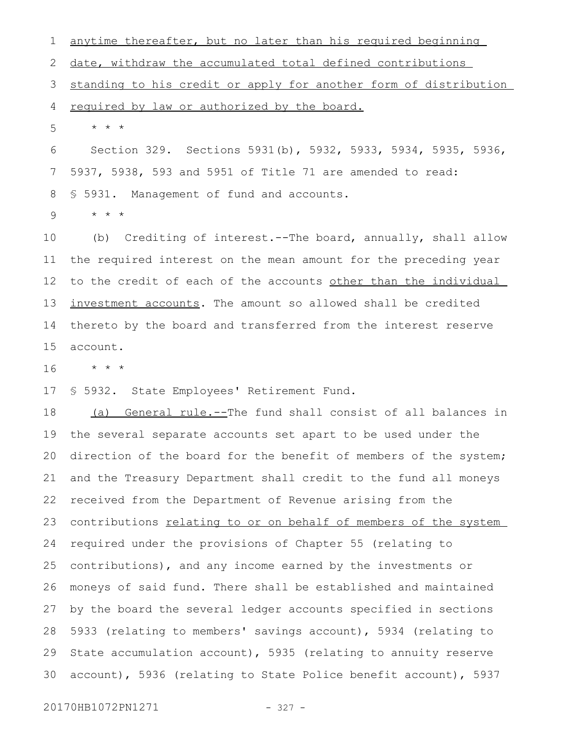anytime thereafter, but no later than his required beginning date, withdraw the accumulated total defined contributions standing to his credit or apply for another form of distribution required by law or authorized by the board.

\* \* \*

Section 329. Sections 5931(b), 5932, 5933, 5934, 5935, 5936, 5937, 5938, 593 and 5951 of Title 71 are amended to read:

§ 5931. Management of fund and accounts.

\* \* \*

(b) Crediting of interest.--The board, annually, shall allow the required interest on the mean amount for the preceding year to the credit of each of the accounts other than the individual investment accounts. The amount so allowed shall be credited thereto by the board and transferred from the interest reserve account.

\* \* \*

§ 5932. State Employees' Retirement Fund.

(a) General rule.--The fund shall consist of all balances in the several separate accounts set apart to be used under the direction of the board for the benefit of members of the system; and the Treasury Department shall credit to the fund all moneys received from the Department of Revenue arising from the contributions relating to or on behalf of members of the system required under the provisions of Chapter 55 (relating to contributions), and any income earned by the investments or moneys of said fund. There shall be established and maintained by the board the several ledger accounts specified in sections 5933 (relating to members' savings account), 5934 (relating to State accumulation account), 5935 (relating to annuity reserve account), 5936 (relating to State Police benefit account), 5937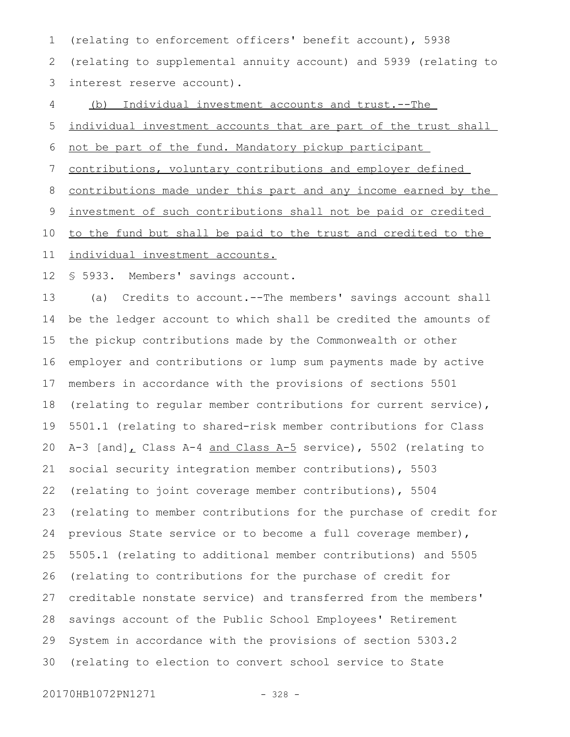(relating to enforcement officers' benefit account), 5938 (relating to supplemental annuity account) and 5939 (relating to interest reserve account).

<u>(b) Individual investment accounts and trust.--The individual investment accounts that are part of the trust shall not be part of the fund. Mandatory pickup participant contributions, voluntary contributions and employer defined contributions made under this part and any income earned by the investment of such contributions shall not be paid or credited to the fund but shall be paid to the trust and credited to the individual investment accounts.</u>

§ 5933. Members' savings account.

(a) Credits to account.--The members' savings account shall be the ledger account to which shall be credited the amounts of the pickup contributions made by the Commonwealth or other employer and contributions or lump sum payments made by active members in accordance with the provisions of sections 5501 (relating to regular member contributions for current service), 5501.1 (relating to shared-risk member contributions for Class A-3 [and]<u>,</u> Class A-4 <u>and Class A-5</u> service), 5502 (relating to social security integration member contributions), 5503 (relating to joint coverage member contributions), 5504 (relating to member contributions for the purchase of credit for previous State service or to become a full coverage member), 5505.1 (relating to additional member contributions) and 5505 (relating to contributions for the purchase of credit for creditable nonstate service) and transferred from the members' savings account of the Public School Employees' Retirement System in accordance with the provisions of section 5303.2 (relating to election to convert school service to State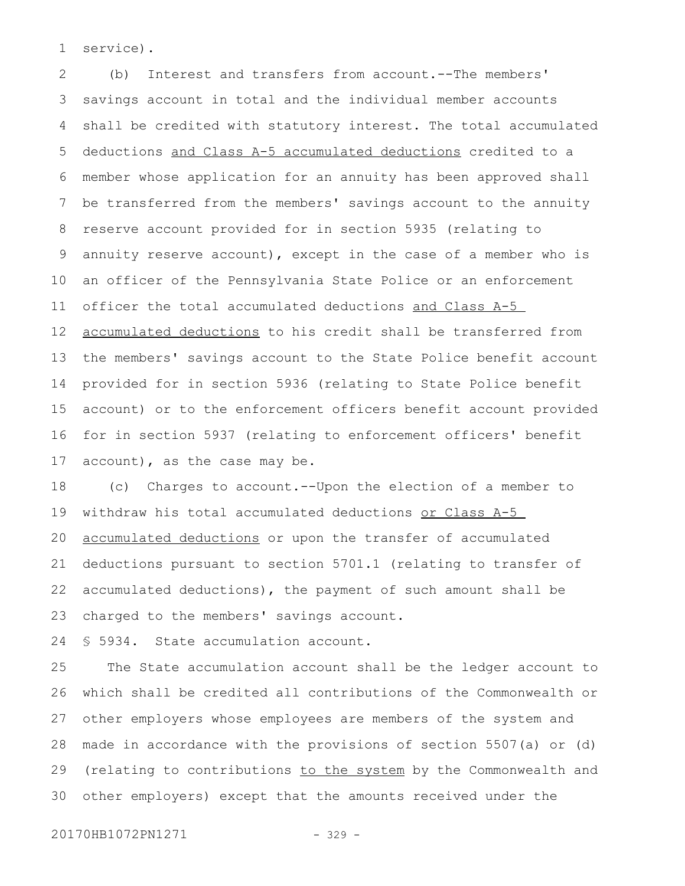service).

(b) Interest and transfers from account.--The members' savings account in total and the individual member accounts shall be credited with statutory interest. The total accumulated deductions <u>and Class A-5 accumulated deductions</u> credited to a member whose application for an annuity has been approved shall be transferred from the members' savings account to the annuity reserve account provided for in section 5935 (relating to annuity reserve account), except in the case of a member who is an officer of the Pennsylvania State Police or an enforcement officer the total accumulated deductions <u>and Class A-5 accumulated deductions</u> to his credit shall be transferred from the members' savings account to the State Police benefit account provided for in section 5936 (relating to State Police benefit account) or to the enforcement officers benefit account provided for in section 5937 (relating to enforcement officers' benefit account), as the case may be.

(c) Charges to account.--Upon the election of a member to withdraw his total accumulated deductions <u>or Class A-5 accumulated deductions</u> or upon the transfer of accumulated deductions pursuant to section 5701.1 (relating to transfer of accumulated deductions), the payment of such amount shall be charged to the members' savings account.

§ 5934. State accumulation account.

The State accumulation account shall be the ledger account to which shall be credited all contributions of the Commonwealth or other employers whose employees are members of the system and made in accordance with the provisions of section 5507(a) or (d) (relating to contributions <u>to the system</u> by the Commonwealth and other employers) except that the amounts received under the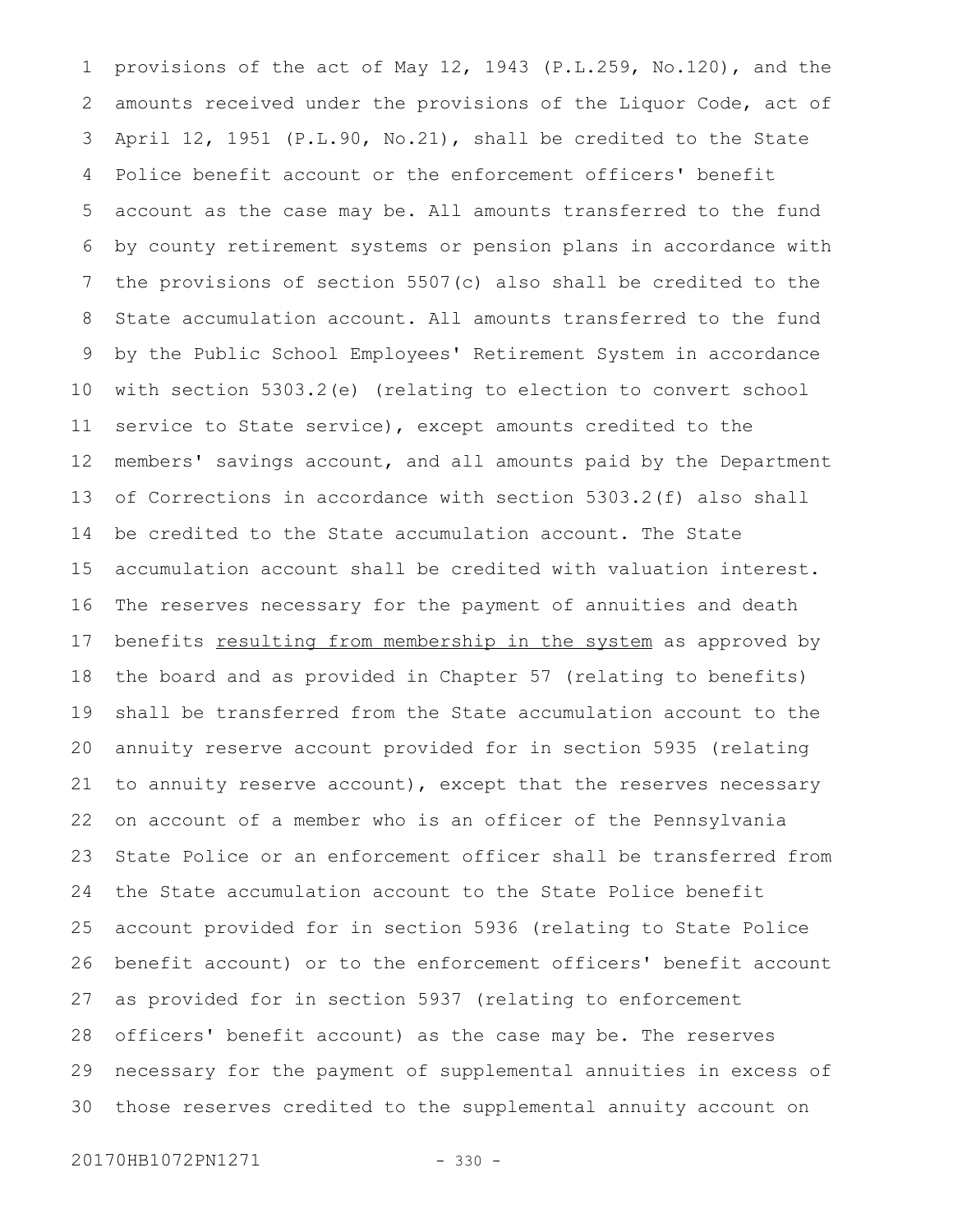provisions of the act of May 12, 1943 (P.L.259, No.120), and the amounts received under the provisions of the Liquor Code, act of April 12, 1951 (P.L.90, No.21), shall be credited to the State Police benefit account or the enforcement officers' benefit account as the case may be. All amounts transferred to the fund by county retirement systems or pension plans in accordance with the provisions of section 5507(c) also shall be credited to the State accumulation account. All amounts transferred to the fund by the Public School Employees' Retirement System in accordance with section 5303.2(e) (relating to election to convert school service to State service), except amounts credited to the members' savings account, and all amounts paid by the Department of Corrections in accordance with section 5303.2(f) also shall be credited to the State accumulation account. The State accumulation account shall be credited with valuation interest. The reserves necessary for the payment of annuities and death benefits <u>resulting from membership in the system</u> as approved by the board and as provided in Chapter 57 (relating to benefits) shall be transferred from the State accumulation account to the annuity reserve account provided for in section 5935 (relating to annuity reserve account), except that the reserves necessary on account of a member who is an officer of the Pennsylvania State Police or an enforcement officer shall be transferred from the State accumulation account to the State Police benefit account provided for in section 5936 (relating to State Police benefit account) or to the enforcement officers' benefit account as provided for in section 5937 (relating to enforcement officers' benefit account) as the case may be. The reserves necessary for the payment of supplemental annuities in excess of those reserves credited to the supplemental annuity account on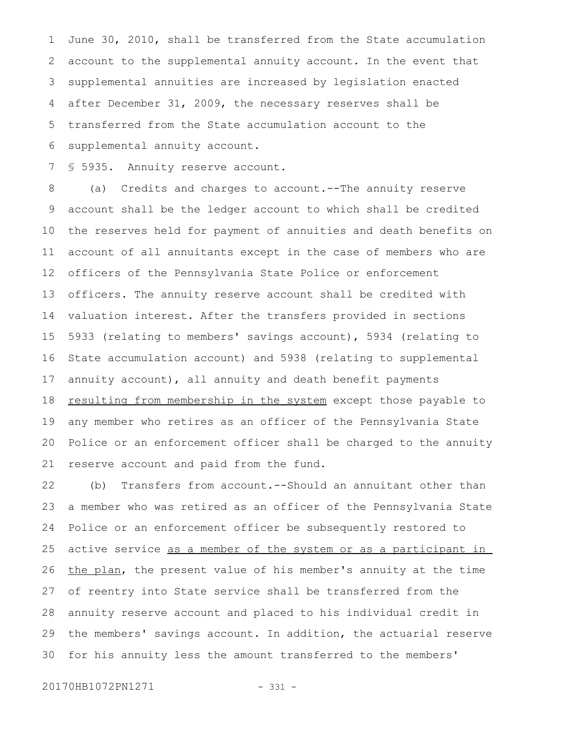June 30, 2010, shall be transferred from the State accumulation account to the supplemental annuity account. In the event that supplemental annuities are increased by legislation enacted after December 31, 2009, the necessary reserves shall be transferred from the State accumulation account to the supplemental annuity account.

§ 5935. Annuity reserve account.

(a) Credits and charges to account.--The annuity reserve account shall be the ledger account to which shall be credited the reserves held for payment of annuities and death benefits on account of all annuitants except in the case of members who are officers of the Pennsylvania State Police or enforcement officers. The annuity reserve account shall be credited with valuation interest. After the transfers provided in sections 5933 (relating to members' savings account), 5934 (relating to State accumulation account) and 5938 (relating to supplemental annuity account), all annuity and death benefit payments resulting from membership in the system except those payable to any member who retires as an officer of the Pennsylvania State Police or an enforcement officer shall be charged to the annuity reserve account and paid from the fund.

(b) Transfers from account.--Should an annuitant other than a member who was retired as an officer of the Pennsylvania State Police or an enforcement officer be subsequently restored to active service as a member of the system or as a participant in the plan, the present value of his member's annuity at the time of reentry into State service shall be transferred from the annuity reserve account and placed to his individual credit in the members' savings account. In addition, the actuarial reserve for his annuity less the amount transferred to the members'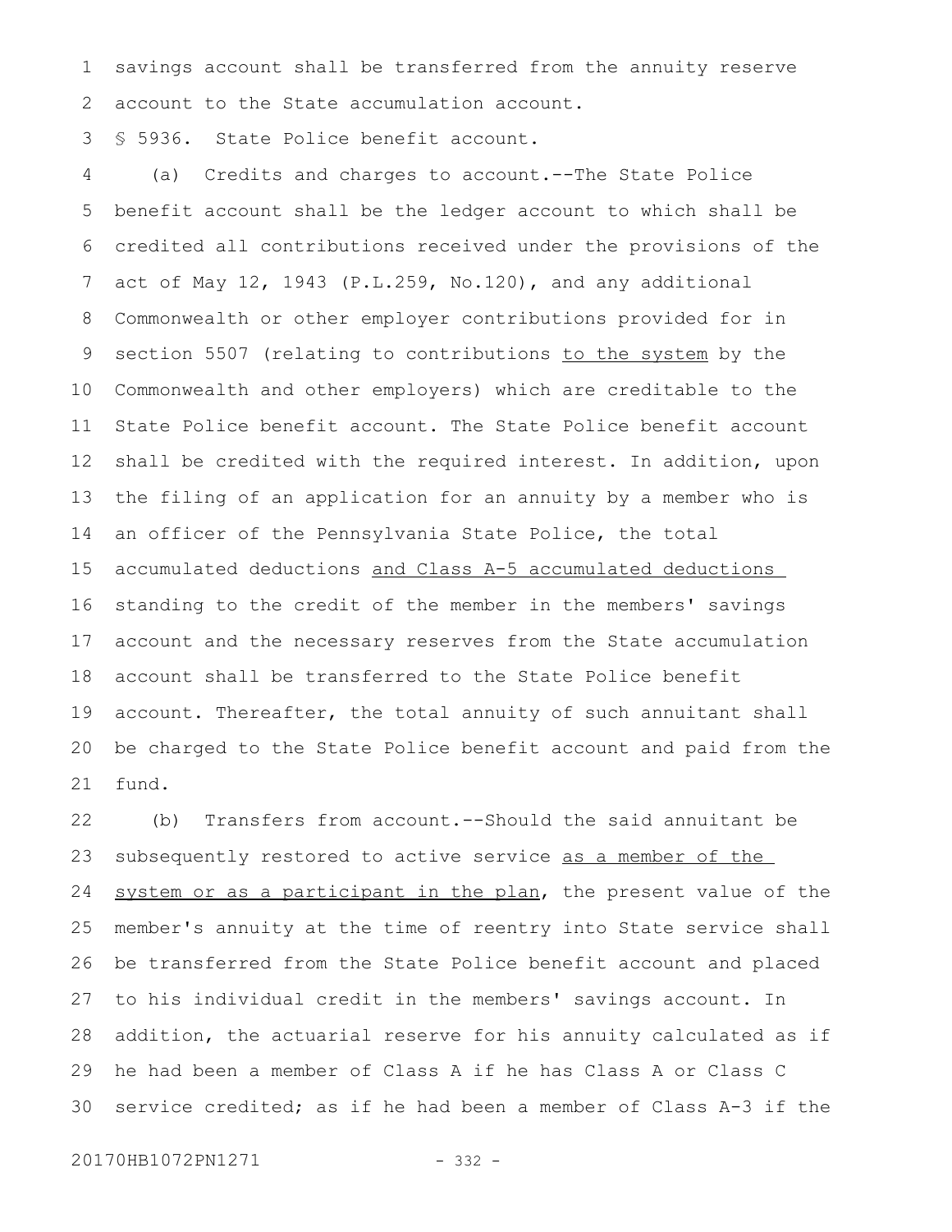savings account shall be transferred from the annuity reserve account to the State accumulation account.

§ 5936. State Police benefit account.

(a) Credits and charges to account.--The State Police benefit account shall be the ledger account to which shall be credited all contributions received under the provisions of the act of May 12, 1943 (P.L.259, No.120), and any additional Commonwealth or other employer contributions provided for in section 5507 (relating to contributions to the system by the Commonwealth and other employers) which are creditable to the State Police benefit account. The State Police benefit account shall be credited with the required interest. In addition, upon the filing of an application for an annuity by a member who is an officer of the Pennsylvania State Police, the total accumulated deductions and Class A-5 accumulated deductions standing to the credit of the member in the members' savings account and the necessary reserves from the State accumulation account shall be transferred to the State Police benefit account. Thereafter, the total annuity of such annuitant shall be charged to the State Police benefit account and paid from the fund.

(b) Transfers from account.--Should the said annuitant be subsequently restored to active service as a member of the system or as a participant in the plan, the present value of the member's annuity at the time of reentry into State service shall be transferred from the State Police benefit account and placed to his individual credit in the members' savings account. In addition, the actuarial reserve for his annuity calculated as if he had been a member of Class A if he has Class A or Class C service credited; as if he had been a member of Class A-3 if the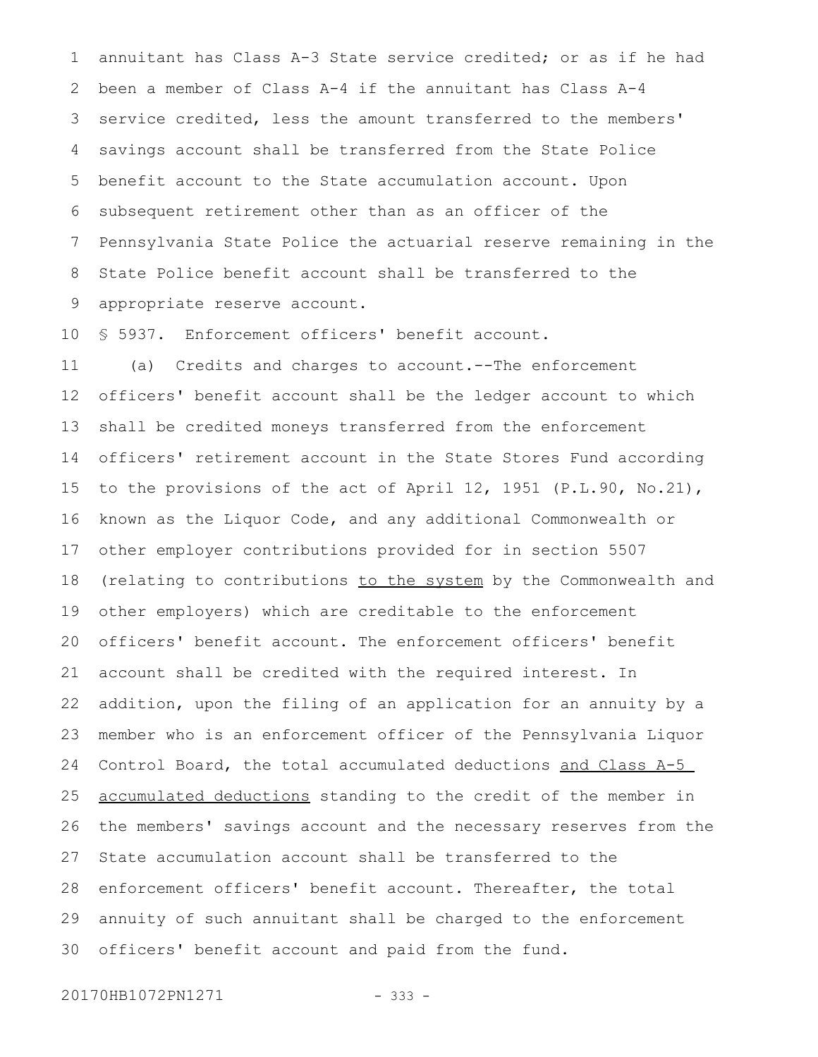annuitant has Class A-3 State service credited; or as if he had been a member of Class A-4 if the annuitant has Class A-4 service credited, less the amount transferred to the members' savings account shall be transferred from the State Police benefit account to the State accumulation account. Upon subsequent retirement other than as an officer of the Pennsylvania State Police the actuarial reserve remaining in the State Police benefit account shall be transferred to the appropriate reserve account.

§ 5937. Enforcement officers' benefit account.

(a) Credits and charges to account.--The enforcement officers' benefit account shall be the ledger account to which shall be credited moneys transferred from the enforcement officers' retirement account in the State Stores Fund according to the provisions of the act of April 12, 1951 (P.L.90, No.21), known as the Liquor Code, and any additional Commonwealth or other employer contributions provided for in section 5507 (relating to contributions to the system by the Commonwealth and other employers) which are creditable to the enforcement officers' benefit account. The enforcement officers' benefit account shall be credited with the required interest. In addition, upon the filing of an application for an annuity by a member who is an enforcement officer of the Pennsylvania Liquor Control Board, the total accumulated deductions and Class A-5 accumulated deductions standing to the credit of the member in the members' savings account and the necessary reserves from the State accumulation account shall be transferred to the enforcement officers' benefit account. Thereafter, the total annuity of such annuitant shall be charged to the enforcement officers' benefit account and paid from the fund.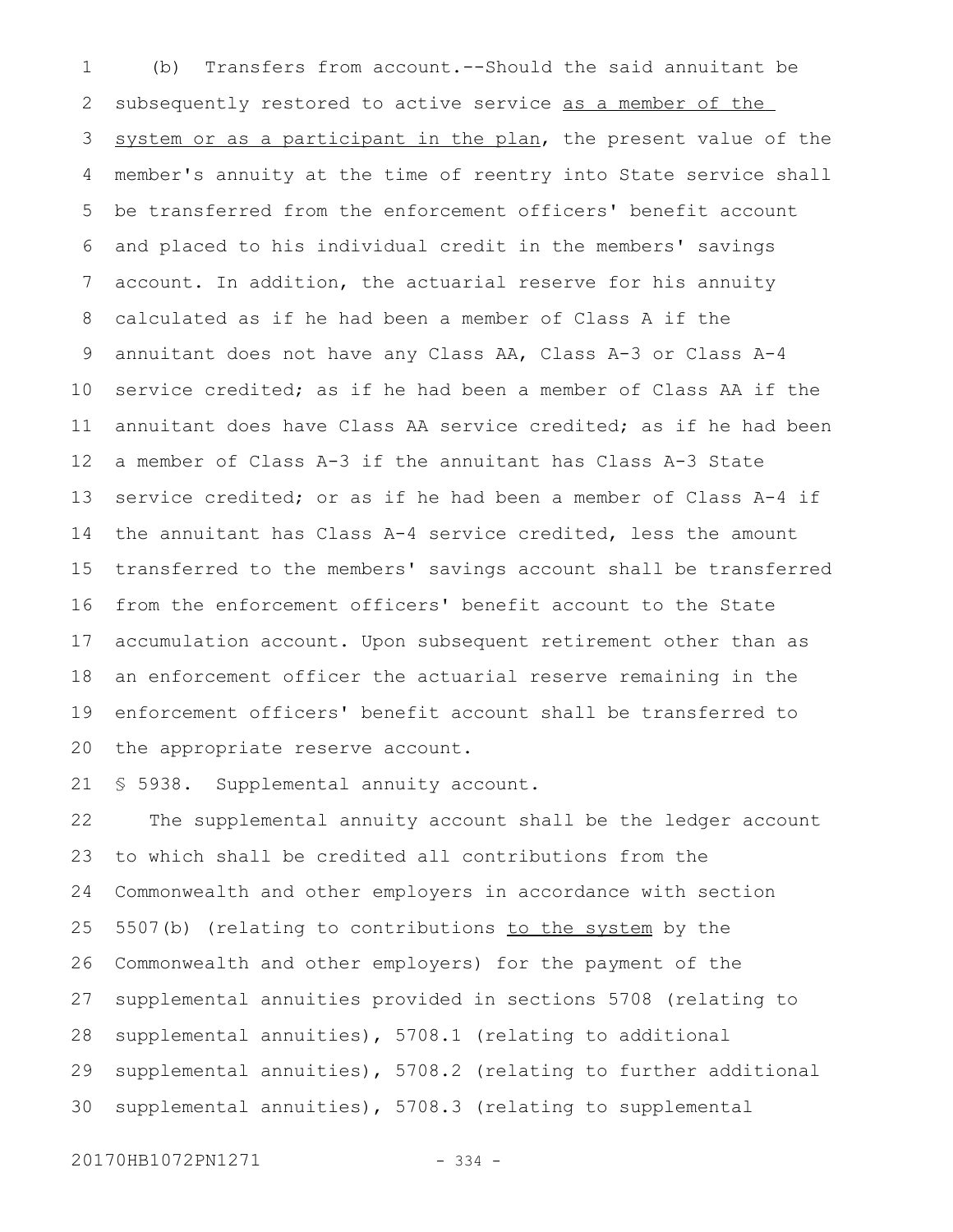(b) Transfers from account.--Should the said annuitant be subsequently restored to active service <u>as a member of the system or as a participant in the plan</u>, the present value of the member's annuity at the time of reentry into State service shall be transferred from the enforcement officers' benefit account and placed to his individual credit in the members' savings account. In addition, the actuarial reserve for his annuity calculated as if he had been a member of Class A if the annuitant does not have any Class AA, Class A-3 or Class A-4 service credited; as if he had been a member of Class AA if the annuitant does have Class AA service credited; as if he had been a member of Class A-3 if the annuitant has Class A-3 State service credited; or as if he had been a member of Class A-4 if the annuitant has Class A-4 service credited, less the amount transferred to the members' savings account shall be transferred from the enforcement officers' benefit account to the State accumulation account. Upon subsequent retirement other than as an enforcement officer the actuarial reserve remaining in the enforcement officers' benefit account shall be transferred to the appropriate reserve account.

§ 5938. Supplemental annuity account.

The supplemental annuity account shall be the ledger account to which shall be credited all contributions from the Commonwealth and other employers in accordance with section 5507(b) (relating to contributions <u>to the system</u> by the Commonwealth and other employers) for the payment of the supplemental annuities provided in sections 5708 (relating to supplemental annuities), 5708.1 (relating to additional supplemental annuities), 5708.2 (relating to further additional supplemental annuities), 5708.3 (relating to supplemental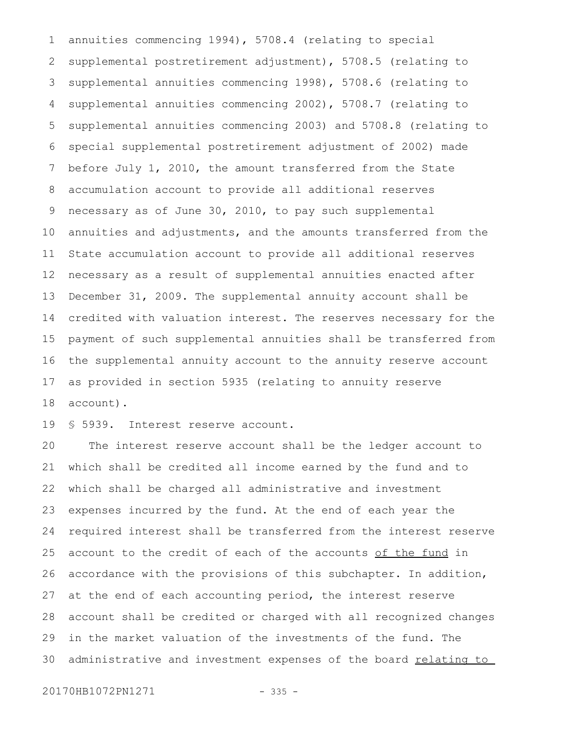annuities commencing 1994), 5708.4 (relating to special supplemental postretirement adjustment), 5708.5 (relating to supplemental annuities commencing 1998), 5708.6 (relating to supplemental annuities commencing 2002), 5708.7 (relating to supplemental annuities commencing 2003) and 5708.8 (relating to special supplemental postretirement adjustment of 2002) made before July 1, 2010, the amount transferred from the State accumulation account to provide all additional reserves necessary as of June 30, 2010, to pay such supplemental annuities and adjustments, and the amounts transferred from the State accumulation account to provide all additional reserves necessary as a result of supplemental annuities enacted after December 31, 2009. The supplemental annuity account shall be credited with valuation interest. The reserves necessary for the payment of such supplemental annuities shall be transferred from the supplemental annuity account to the annuity reserve account as provided in section 5935 (relating to annuity reserve account).

§ 5939. Interest reserve account.

The interest reserve account shall be the ledger account to which shall be credited all income earned by the fund and to which shall be charged all administrative and investment expenses incurred by the fund. At the end of each year the required interest shall be transferred from the interest reserve account to the credit of each of the accounts <u>of the fund</u> in accordance with the provisions of this subchapter. In addition, at the end of each accounting period, the interest reserve account shall be credited or charged with all recognized changes in the market valuation of the investments of the fund. The administrative and investment expenses of the board <u>relating to</u>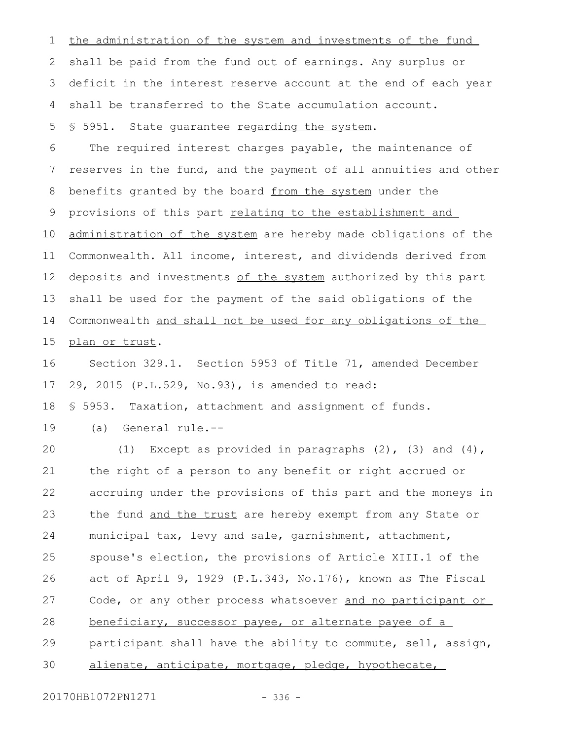the administration of the system and investments of the fund shall be paid from the fund out of earnings. Any surplus or deficit in the interest reserve account at the end of each year shall be transferred to the State accumulation account.

§ 5951. State guarantee regarding the system.

The required interest charges payable, the maintenance of reserves in the fund, and the payment of all annuities and other benefits granted by the board from the system under the provisions of this part relating to the establishment and administration of the system are hereby made obligations of the Commonwealth. All income, interest, and dividends derived from deposits and investments of the system authorized by this part shall be used for the payment of the said obligations of the Commonwealth and shall not be used for any obligations of the plan or trust.

Section 329.1. Section 5953 of Title 71, amended December 29, 2015 (P.L.529, No.93), is amended to read:

§ 5953. Taxation, attachment and assignment of funds.

(a) General rule.--

(1) Except as provided in paragraphs (2), (3) and (4), the right of a person to any benefit or right accrued or accruing under the provisions of this part and the moneys in the fund and the trust are hereby exempt from any State or municipal tax, levy and sale, garnishment, attachment, spouse's election, the provisions of Article XIII.1 of the act of April 9, 1929 (P.L.343, No.176), known as The Fiscal Code, or any other process whatsoever and no participant or beneficiary, successor payee, or alternate payee of a participant shall have the ability to commute, sell, assign, alienate, anticipate, mortgage, pledge, hypothecate,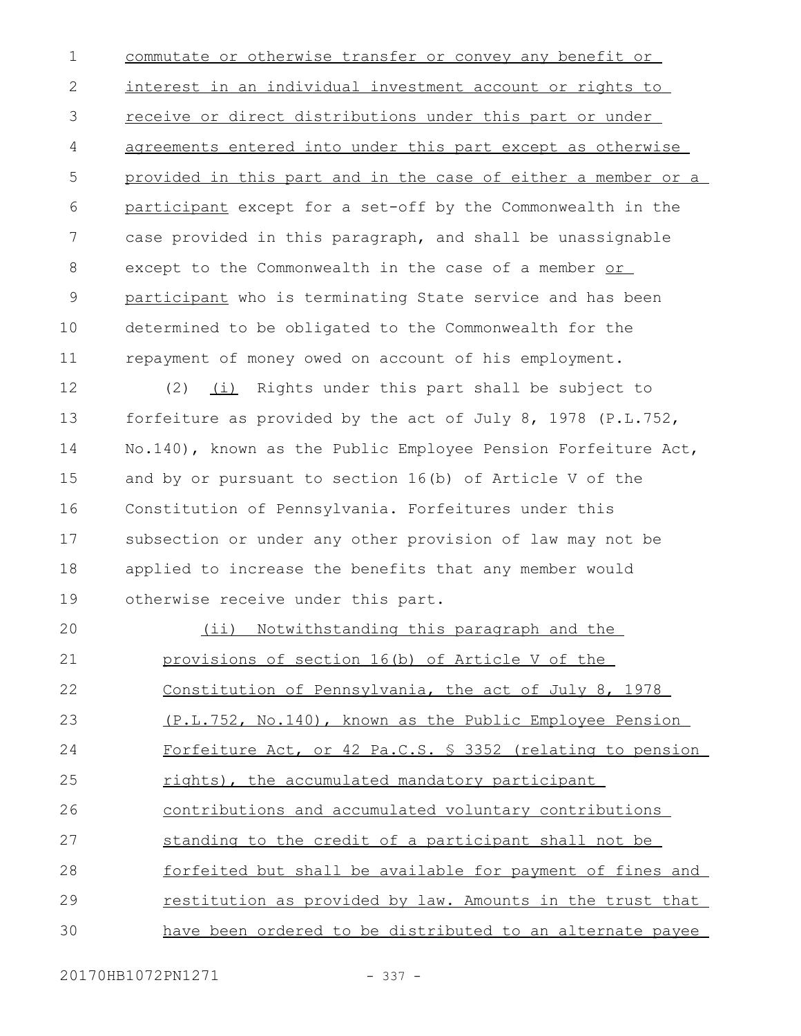commutate or otherwise transfer or convey any benefit or interest in an individual investment account or rights to receive or direct distributions under this part or under agreements entered into under this part except as otherwise provided in this part and in the case of either a member or a participant except for a set-off by the Commonwealth in the case provided in this paragraph, and shall be unassignable except to the Commonwealth in the case of a member or participant who is terminating State service and has been determined to be obligated to the Commonwealth for the repayment of money owed on account of his employment.

(2) (i) Rights under this part shall be subject to forfeiture as provided by the act of July 8, 1978 (P.L.752, No.140), known as the Public Employee Pension Forfeiture Act, and by or pursuant to section 16(b) of Article V of the Constitution of Pennsylvania. Forfeitures under this subsection or under any other provision of law may not be applied to increase the benefits that any member would otherwise receive under this part.

(ii) Notwithstanding this paragraph and the provisions of section 16(b) of Article V of the Constitution of Pennsylvania, the act of July 8, 1978 (P.L.752, No.140), known as the Public Employee Pension Forfeiture Act, or 42 Pa.C.S. § 3352 (relating to pension rights), the accumulated mandatory participant contributions and accumulated voluntary contributions standing to the credit of a participant shall not be forfeited but shall be available for payment of fines and restitution as provided by law. Amounts in the trust that have been ordered to be distributed to an alternate payee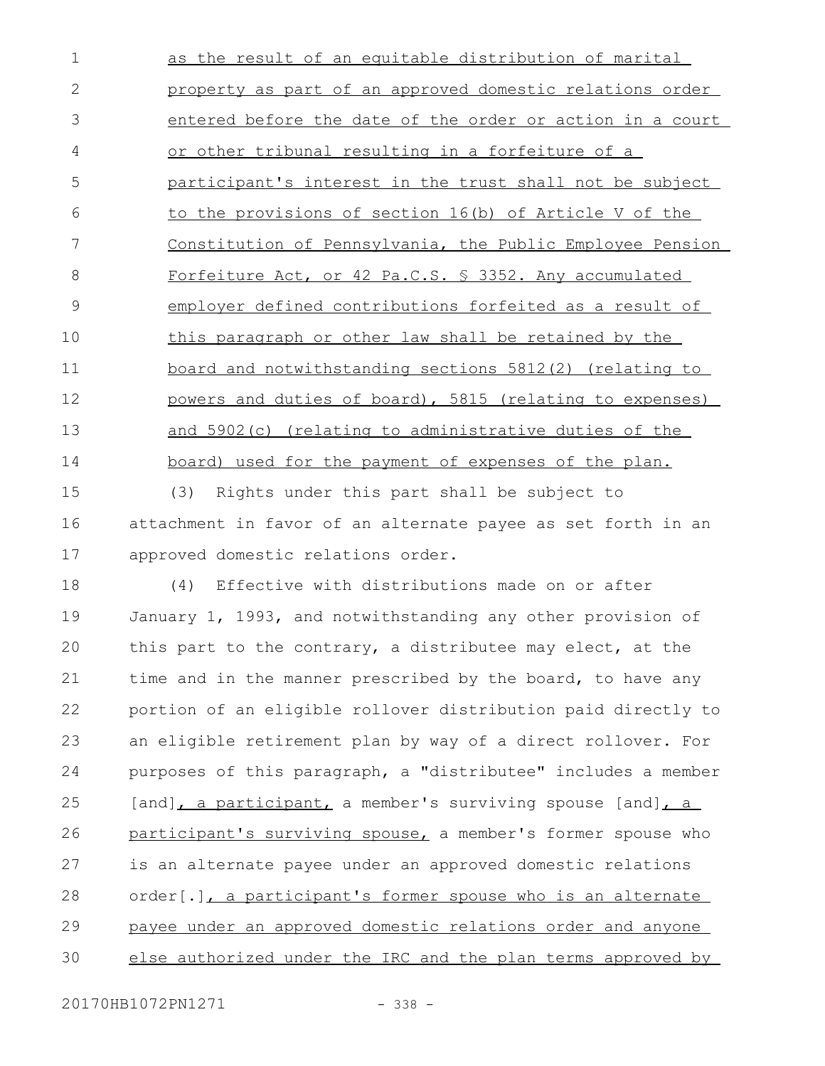as the result of an equitable distribution of marital property as part of an approved domestic relations order entered before the date of the order or action in a court or other tribunal resulting in a forfeiture of a participant's interest in the trust shall not be subject to the provisions of section 16(b) of Article V of the Constitution of Pennsylvania, the Public Employee Pension Forfeiture Act, or 42 Pa.C.S. § 3352. Any accumulated employer defined contributions forfeited as a result of this paragraph or other law shall be retained by the board and notwithstanding sections 5812(2) (relating to powers and duties of board), 5815 (relating to expenses) and 5902(c) (relating to administrative duties of the board) used for the payment of expenses of the plan.

(3) Rights under this part shall be subject to attachment in favor of an alternate payee as set forth in an approved domestic relations order.

(4) Effective with distributions made on or after January 1, 1993, and notwithstanding any other provision of this part to the contrary, a distributee may elect, at the time and in the manner prescribed by the board, to have any portion of an eligible rollover distribution paid directly to an eligible retirement plan by way of a direct rollover. For purposes of this paragraph, a "distributee" includes a member [and], a participant, a member's surviving spouse [and], a participant's surviving spouse, a member's former spouse who is an alternate payee under an approved domestic relations order[.], a participant's former spouse who is an alternate payee under an approved domestic relations order and anyone else authorized under the IRC and the plan terms approved by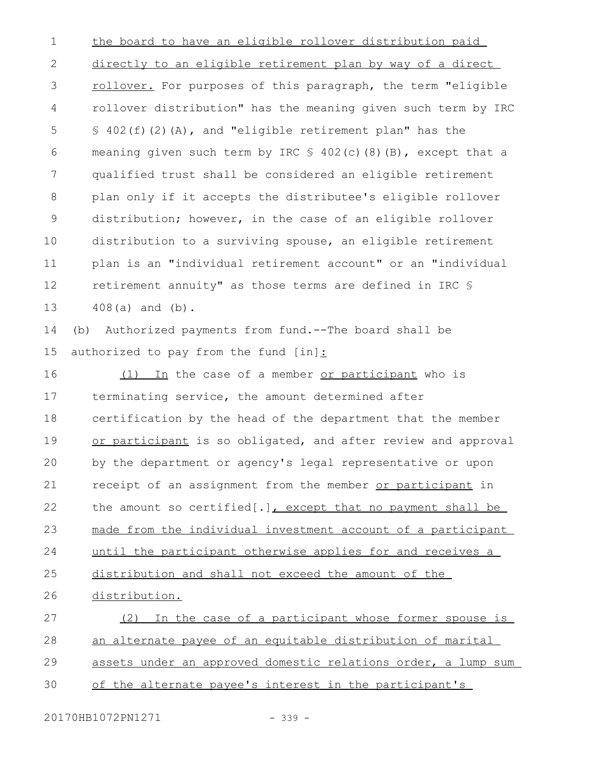the board to have an eligible rollover distribution paid directly to an eligible retirement plan by way of a direct rollover. For purposes of this paragraph, the term "eligible rollover distribution" has the meaning given such term by IRC § 402(f)(2)(A), and "eligible retirement plan" has the meaning given such term by IRC § 402(c)(8)(B), except that a qualified trust shall be considered an eligible retirement plan only if it accepts the distributee's eligible rollover distribution; however, in the case of an eligible rollover distribution to a surviving spouse, an eligible retirement plan is an "individual retirement account" or an "individual retirement annuity" as those terms are defined in IRC § 408(a) and (b).

(b) Authorized payments from fund.--The board shall be authorized to pay from the fund [in]:

(1) In the case of a member or participant who is terminating service, the amount determined after certification by the head of the department that the member or participant is so obligated, and after review and approval by the department or agency's legal representative or upon receipt of an assignment from the member or participant in the amount so certified[.], except that no payment shall be made from the individual investment account of a participant until the participant otherwise applies for and receives a distribution and shall not exceed the amount of the distribution.

(2) In the case of a participant whose former spouse is an alternate payee of an equitable distribution of marital assets under an approved domestic relations order, a lump sum of the alternate payee's interest in the participant's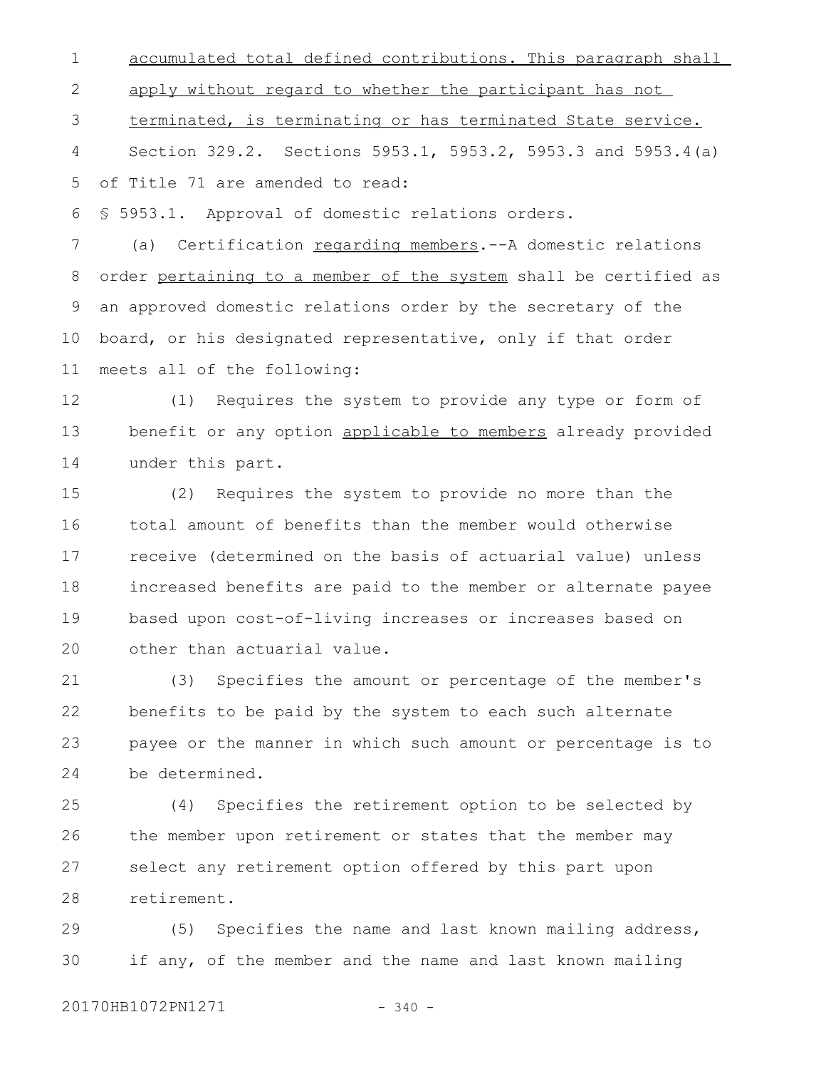accumulated total defined contributions. This paragraph shall apply without regard to whether the participant has not terminated, is terminating or has terminated State service.

Section 329.2. Sections 5953.1, 5953.2, 5953.3 and 5953.4(a) of Title 71 are amended to read:

§ 5953.1. Approval of domestic relations orders.

(a) Certification regarding members.--A domestic relations order pertaining to a member of the system shall be certified as an approved domestic relations order by the secretary of the board, or his designated representative, only if that order meets all of the following:

(1) Requires the system to provide any type or form of benefit or any option applicable to members already provided under this part.

(2) Requires the system to provide no more than the total amount of benefits than the member would otherwise receive (determined on the basis of actuarial value) unless increased benefits are paid to the member or alternate payee based upon cost-of-living increases or increases based on other than actuarial value.

(3) Specifies the amount or percentage of the member's benefits to be paid by the system to each such alternate payee or the manner in which such amount or percentage is to be determined.

(4) Specifies the retirement option to be selected by the member upon retirement or states that the member may select any retirement option offered by this part upon retirement.

(5) Specifies the name and last known mailing address, if any, of the member and the name and last known mailing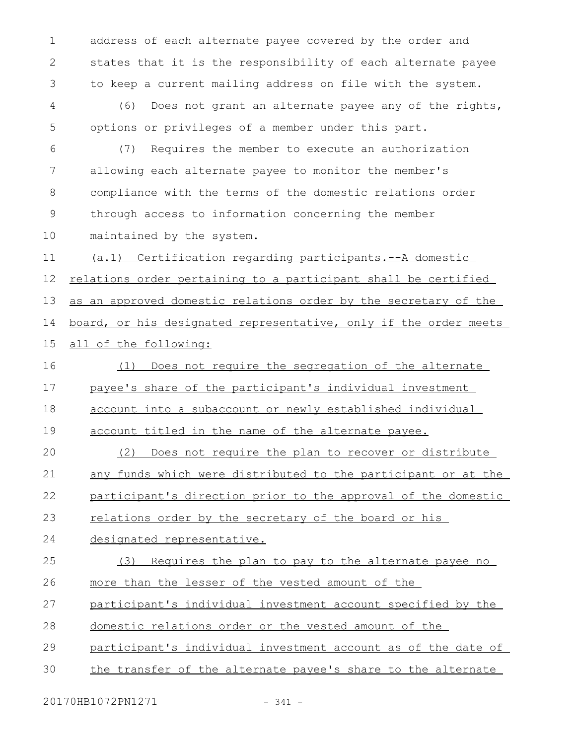address of each alternate payee covered by the order and states that it is the responsibility of each alternate payee to keep a current mailing address on file with the system.

(6) Does not grant an alternate payee any of the rights, options or privileges of a member under this part.

(7) Requires the member to execute an authorization allowing each alternate payee to monitor the member's compliance with the terms of the domestic relations order through access to information concerning the member maintained by the system.

(a.1) Certification regarding participants.--A domestic relations order pertaining to a participant shall be certified as an approved domestic relations order by the secretary of the board, or his designated representative, only if the order meets all of the following:

(1) Does not require the segregation of the alternate payee's share of the participant's individual investment account into a subaccount or newly established individual account titled in the name of the alternate payee.

(2) Does not require the plan to recover or distribute any funds which were distributed to the participant or at the participant's direction prior to the approval of the domestic relations order by the secretary of the board or his designated representative.

(3) Requires the plan to pay to the alternate payee no more than the lesser of the vested amount of the participant's individual investment account specified by the domestic relations order or the vested amount of the participant's individual investment account as of the date of the transfer of the alternate payee's share to the alternate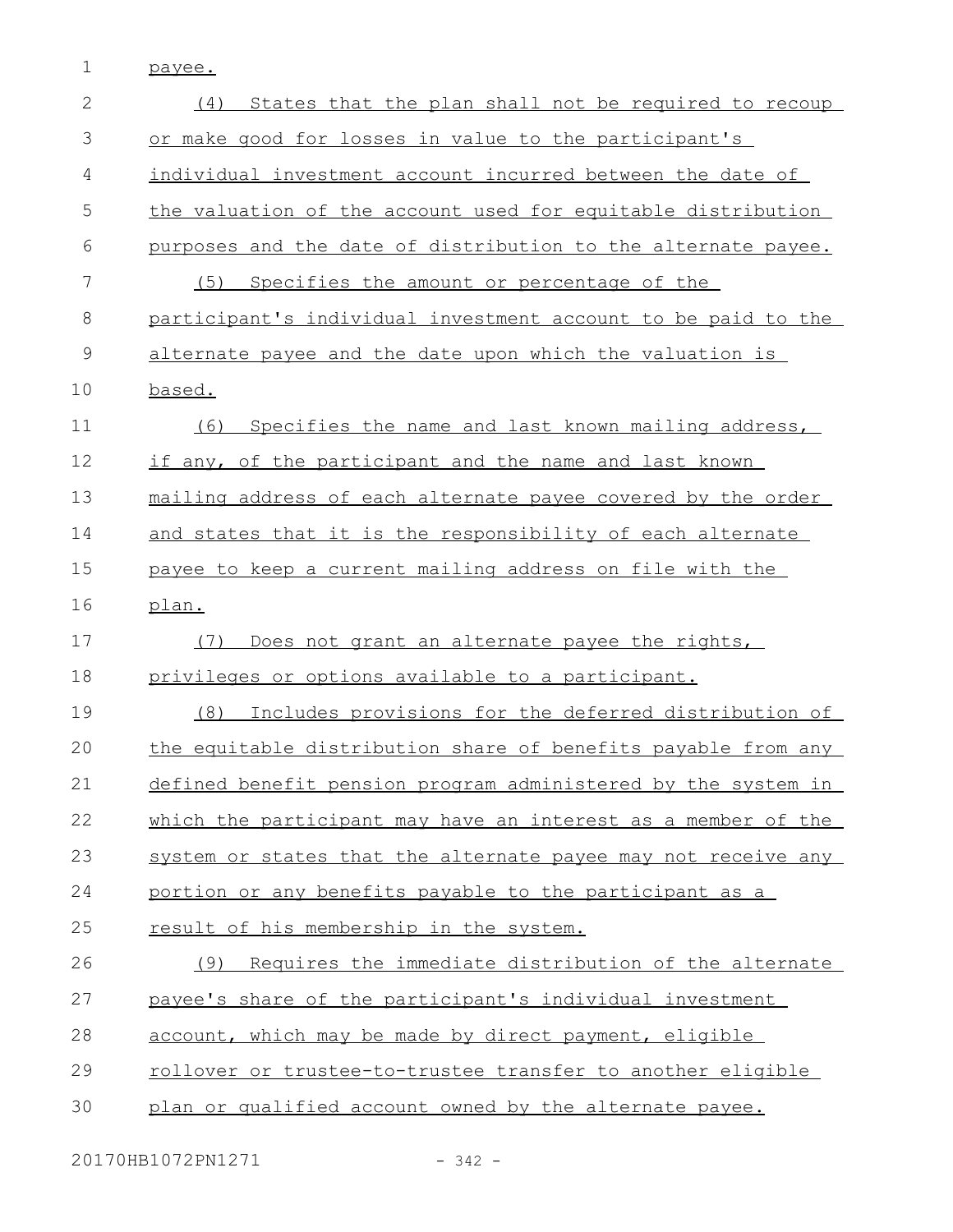payee.

(4) States that the plan shall not be required to recoup or make good for losses in value to the participant's individual investment account incurred between the date of the valuation of the account used for equitable distribution purposes and the date of distribution to the alternate payee.

(5) Specifies the amount or percentage of the participant's individual investment account to be paid to the alternate payee and the date upon which the valuation is based.

(6) Specifies the name and last known mailing address, if any, of the participant and the name and last known mailing address of each alternate payee covered by the order and states that it is the responsibility of each alternate payee to keep a current mailing address on file with the plan.

(7) Does not grant an alternate payee the rights, privileges or options available to a participant.

(8) Includes provisions for the deferred distribution of the equitable distribution share of benefits payable from any defined benefit pension program administered by the system in which the participant may have an interest as a member of the system or states that the alternate payee may not receive any portion or any benefits payable to the participant as a result of his membership in the system.

(9) Requires the immediate distribution of the alternate payee's share of the participant's individual investment account, which may be made by direct payment, eligible rollover or trustee-to-trustee transfer to another eligible plan or qualified account owned by the alternate payee.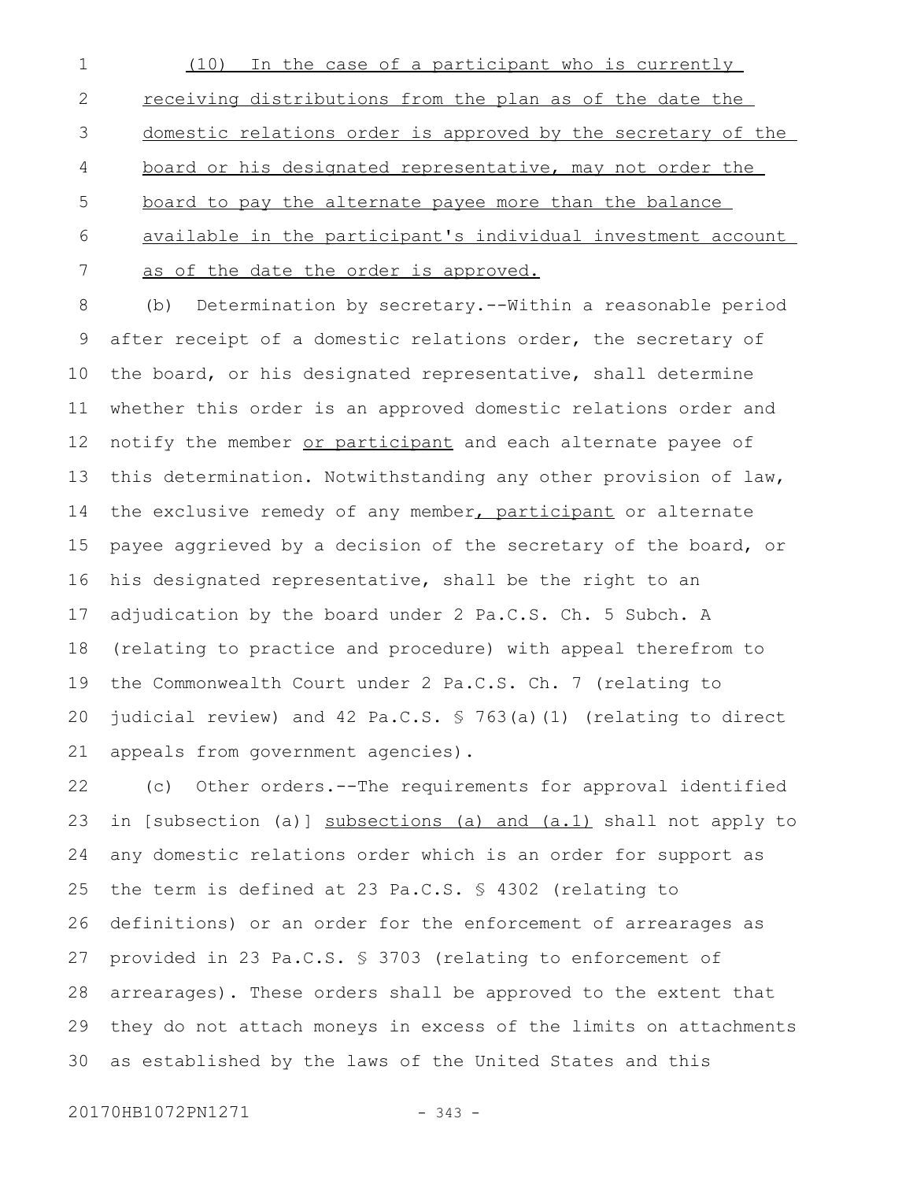(10) In the case of a participant who is currently receiving distributions from the plan as of the date the domestic relations order is approved by the secretary of the board or his designated representative, may not order the board to pay the alternate payee more than the balance available in the participant's individual investment account as of the date the order is approved.

(b) Determination by secretary.--Within a reasonable period after receipt of a domestic relations order, the secretary of the board, or his designated representative, shall determine whether this order is an approved domestic relations order and notify the member or participant and each alternate payee of this determination. Notwithstanding any other provision of law, the exclusive remedy of any member, participant or alternate payee aggrieved by a decision of the secretary of the board, or his designated representative, shall be the right to an adjudication by the board under 2 Pa.C.S. Ch. 5 Subch. A (relating to practice and procedure) with appeal therefrom to the Commonwealth Court under 2 Pa.C.S. Ch. 7 (relating to judicial review) and 42 Pa.C.S. § 763(a)(1) (relating to direct appeals from government agencies).

(c) Other orders.--The requirements for approval identified in [subsection (a)] subsections (a) and (a.1) shall not apply to any domestic relations order which is an order for support as the term is defined at 23 Pa.C.S. § 4302 (relating to definitions) or an order for the enforcement of arrearages as provided in 23 Pa.C.S. § 3703 (relating to enforcement of arrearages). These orders shall be approved to the extent that they do not attach moneys in excess of the limits on attachments as established by the laws of the United States and this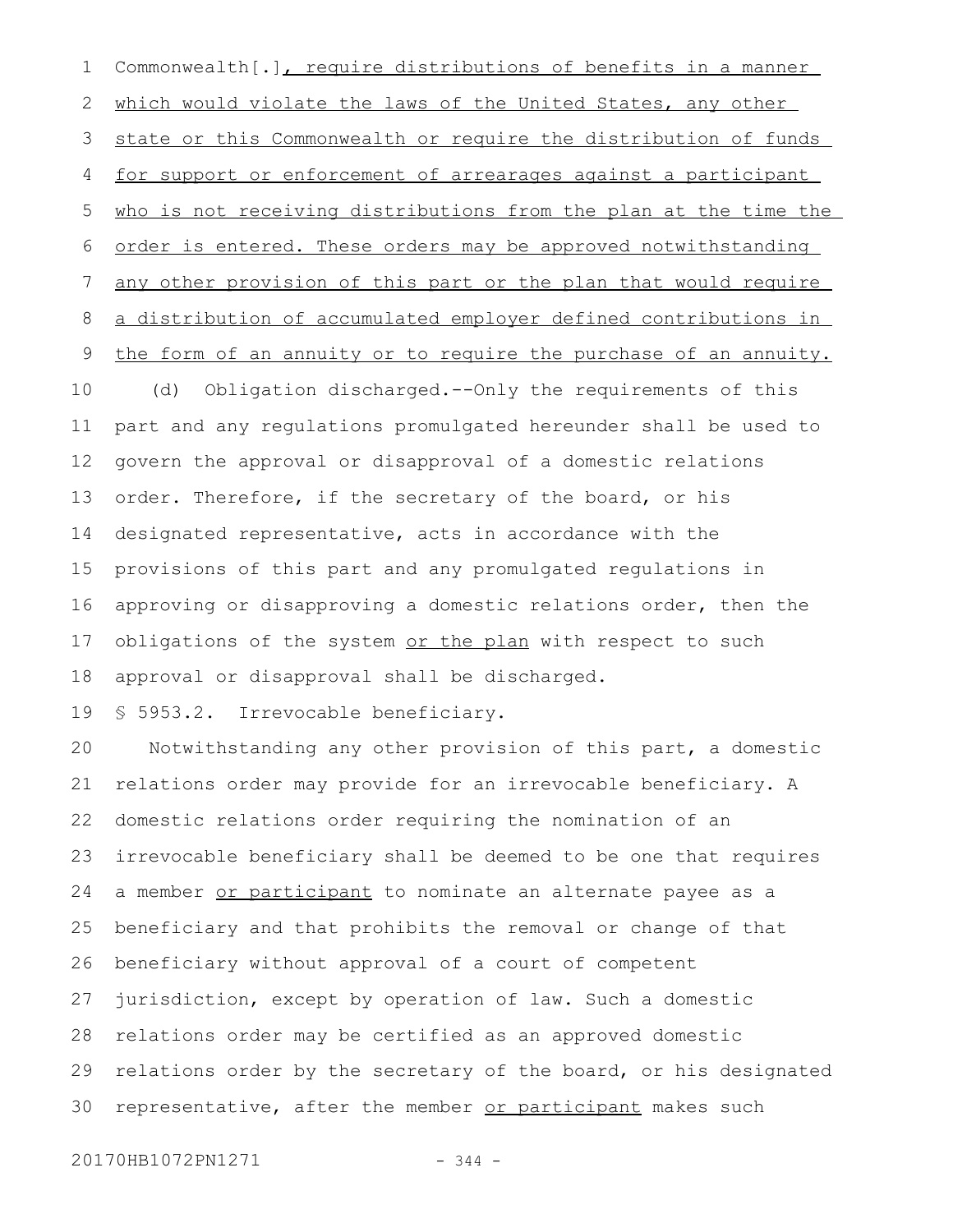Commonwealth[.], require distributions of benefits in a manner which would violate the laws of the United States, any other state or this Commonwealth or require the distribution of funds for support or enforcement of arrearages against a participant who is not receiving distributions from the plan at the time the order is entered. These orders may be approved notwithstanding any other provision of this part or the plan that would require a distribution of accumulated employer defined contributions in the form of an annuity or to require the purchase of an annuity.

(d) Obligation discharged.--Only the requirements of this part and any regulations promulgated hereunder shall be used to govern the approval or disapproval of a domestic relations order. Therefore, if the secretary of the board, or his designated representative, acts in accordance with the provisions of this part and any promulgated regulations in approving or disapproving a domestic relations order, then the obligations of the system or the plan with respect to such approval or disapproval shall be discharged.

§ 5953.2. Irrevocable beneficiary.

Notwithstanding any other provision of this part, a domestic relations order may provide for an irrevocable beneficiary. A domestic relations order requiring the nomination of an irrevocable beneficiary shall be deemed to be one that requires a member or participant to nominate an alternate payee as a beneficiary and that prohibits the removal or change of that beneficiary without approval of a court of competent jurisdiction, except by operation of law. Such a domestic relations order may be certified as an approved domestic relations order by the secretary of the board, or his designated representative, after the member or participant makes such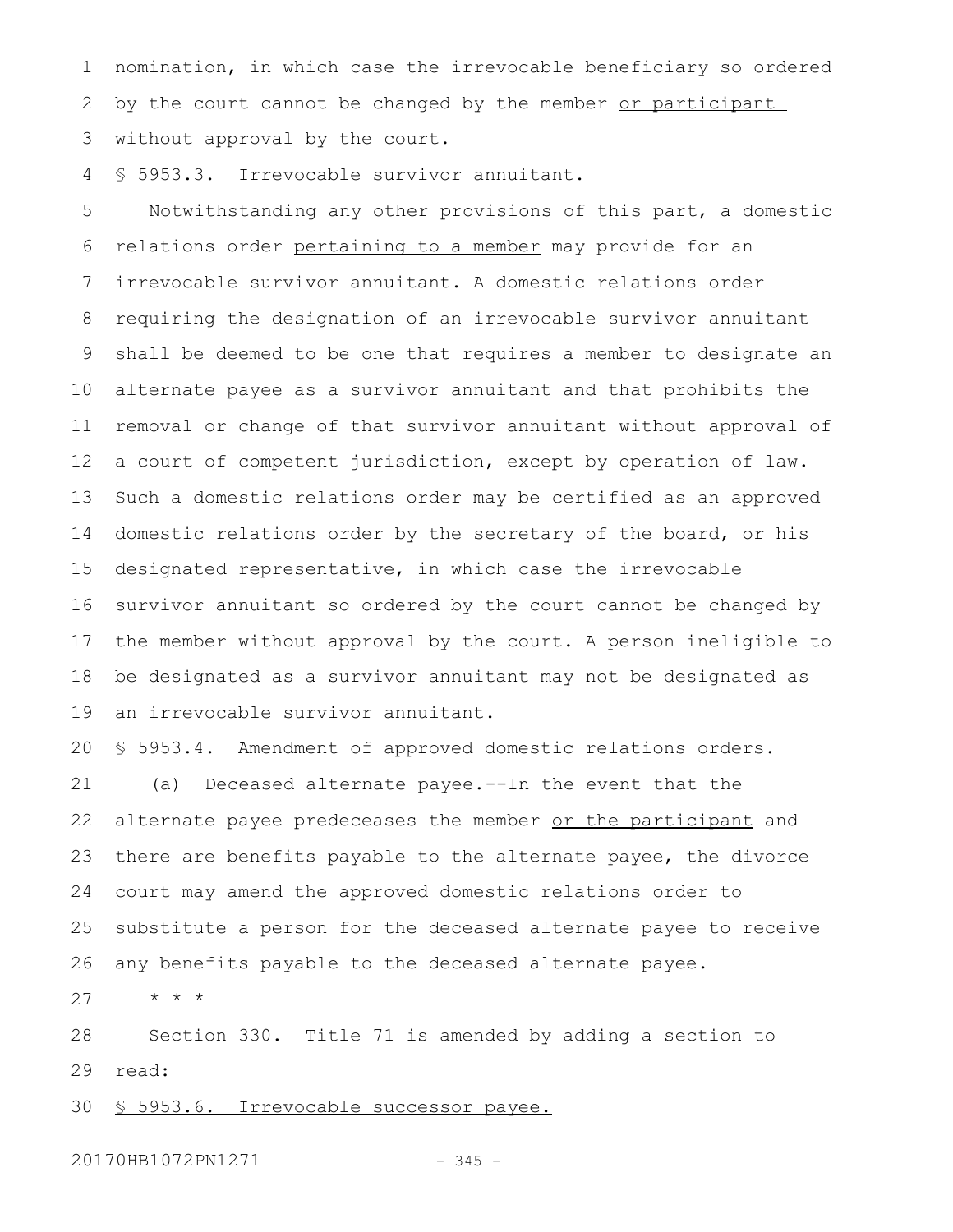nomination, in which case the irrevocable beneficiary so ordered by the court cannot be changed by the member <u>or participant</u> without approval by the court.

§ 5953.3. Irrevocable survivor annuitant.

Notwithstanding any other provisions of this part, a domestic relations order <u>pertaining to a member</u> may provide for an irrevocable survivor annuitant. A domestic relations order requiring the designation of an irrevocable survivor annuitant shall be deemed to be one that requires a member to designate an alternate payee as a survivor annuitant and that prohibits the removal or change of that survivor annuitant without approval of a court of competent jurisdiction, except by operation of law. Such a domestic relations order may be certified as an approved domestic relations order by the secretary of the board, or his designated representative, in which case the irrevocable survivor annuitant so ordered by the court cannot be changed by the member without approval by the court. A person ineligible to be designated as a survivor annuitant may not be designated as an irrevocable survivor annuitant.

§ 5953.4. Amendment of approved domestic relations orders.

(a) Deceased alternate payee.--In the event that the alternate payee predeceases the member <u>or the participant</u> and there are benefits payable to the alternate payee, the divorce court may amend the approved domestic relations order to substitute a person for the deceased alternate payee to receive any benefits payable to the deceased alternate payee.

* * *

Section 330. Title 71 is amended by adding a section to read:

<u>§ 5953.6. Irrevocable successor payee.</u>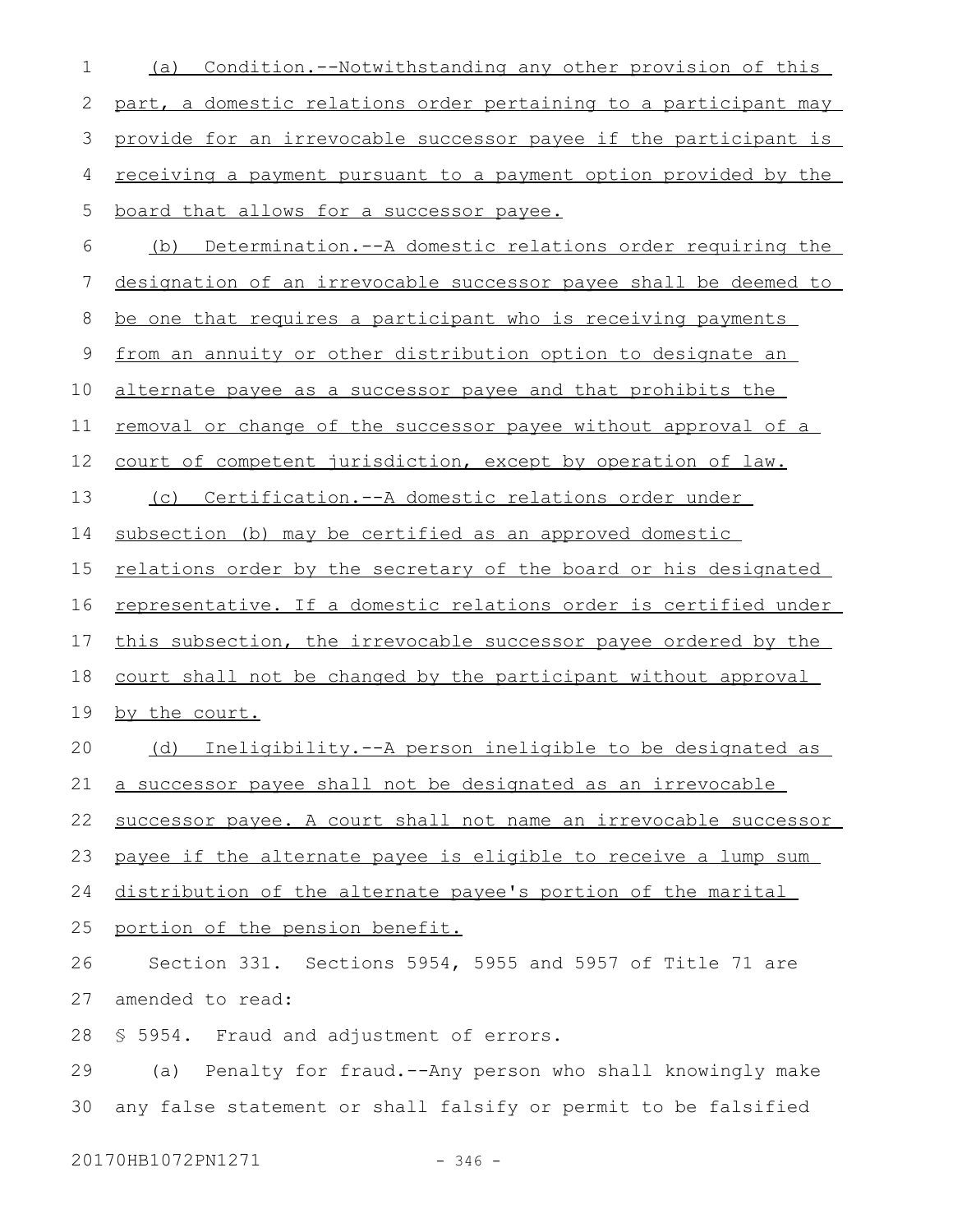(a) Condition.--Notwithstanding any other provision of this part, a domestic relations order pertaining to a participant may provide for an irrevocable successor payee if the participant is receiving a payment pursuant to a payment option provided by the board that allows for a successor payee.

(b) Determination.--A domestic relations order requiring the designation of an irrevocable successor payee shall be deemed to be one that requires a participant who is receiving payments from an annuity or other distribution option to designate an alternate payee as a successor payee and that prohibits the removal or change of the successor payee without approval of a court of competent jurisdiction, except by operation of law.

(c) Certification.--A domestic relations order under subsection (b) may be certified as an approved domestic relations order by the secretary of the board or his designated representative. If a domestic relations order is certified under this subsection, the irrevocable successor payee ordered by the court shall not be changed by the participant without approval by the court.

(d) Ineligibility.--A person ineligible to be designated as a successor payee shall not be designated as an irrevocable successor payee. A court shall not name an irrevocable successor payee if the alternate payee is eligible to receive a lump sum distribution of the alternate payee's portion of the marital portion of the pension benefit.

Section 331. Sections 5954, 5955 and 5957 of Title 71 are amended to read:

§ 5954. Fraud and adjustment of errors.

(a) Penalty for fraud.--Any person who shall knowingly make any false statement or shall falsify or permit to be falsified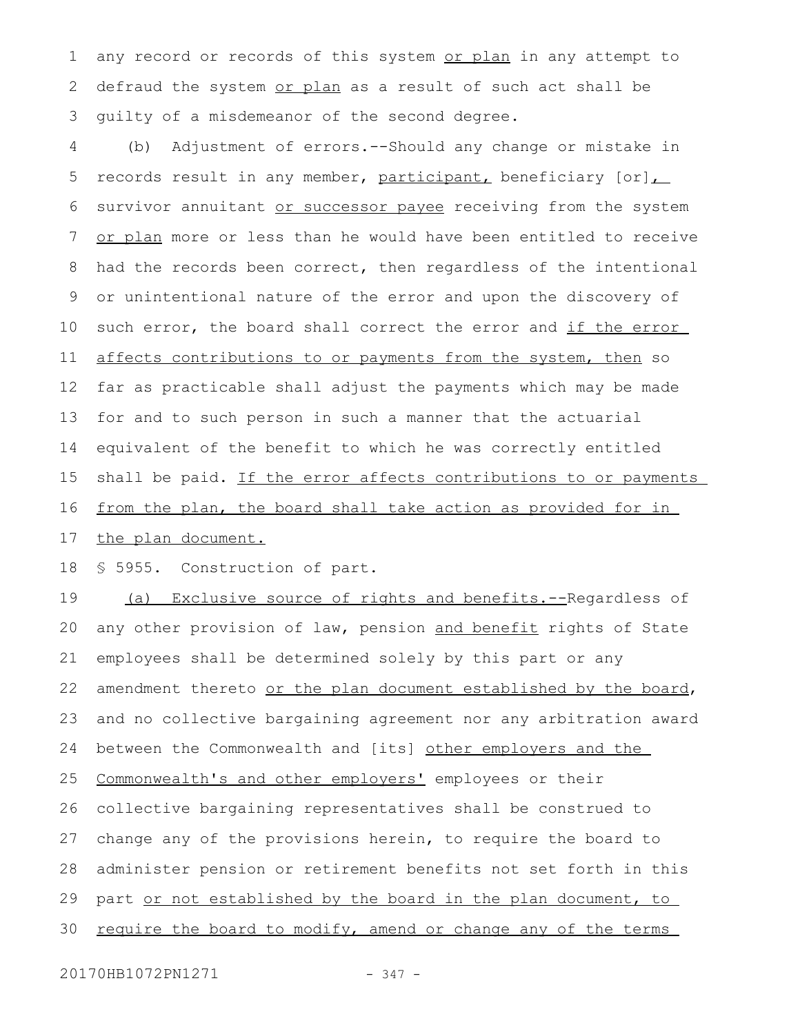any record or records of this system or plan in any attempt to defraud the system or plan as a result of such act shall be guilty of a misdemeanor of the second degree.

(b) Adjustment of errors.--Should any change or mistake in records result in any member, participant, beneficiary [or], survivor annuitant or successor payee receiving from the system or plan more or less than he would have been entitled to receive had the records been correct, then regardless of the intentional or unintentional nature of the error and upon the discovery of such error, the board shall correct the error and if the error affects contributions to or payments from the system, then so far as practicable shall adjust the payments which may be made for and to such person in such a manner that the actuarial equivalent of the benefit to which he was correctly entitled shall be paid. If the error affects contributions to or payments from the plan, the board shall take action as provided for in the plan document.

§ 5955. Construction of part.

(a) Exclusive source of rights and benefits.--Regardless of any other provision of law, pension and benefit rights of State employees shall be determined solely by this part or any amendment thereto or the plan document established by the board, and no collective bargaining agreement nor any arbitration award between the Commonwealth and [its] other employers and the Commonwealth's and other employers' employees or their collective bargaining representatives shall be construed to change any of the provisions herein, to require the board to administer pension or retirement benefits not set forth in this part or not established by the board in the plan document, to require the board to modify, amend or change any of the terms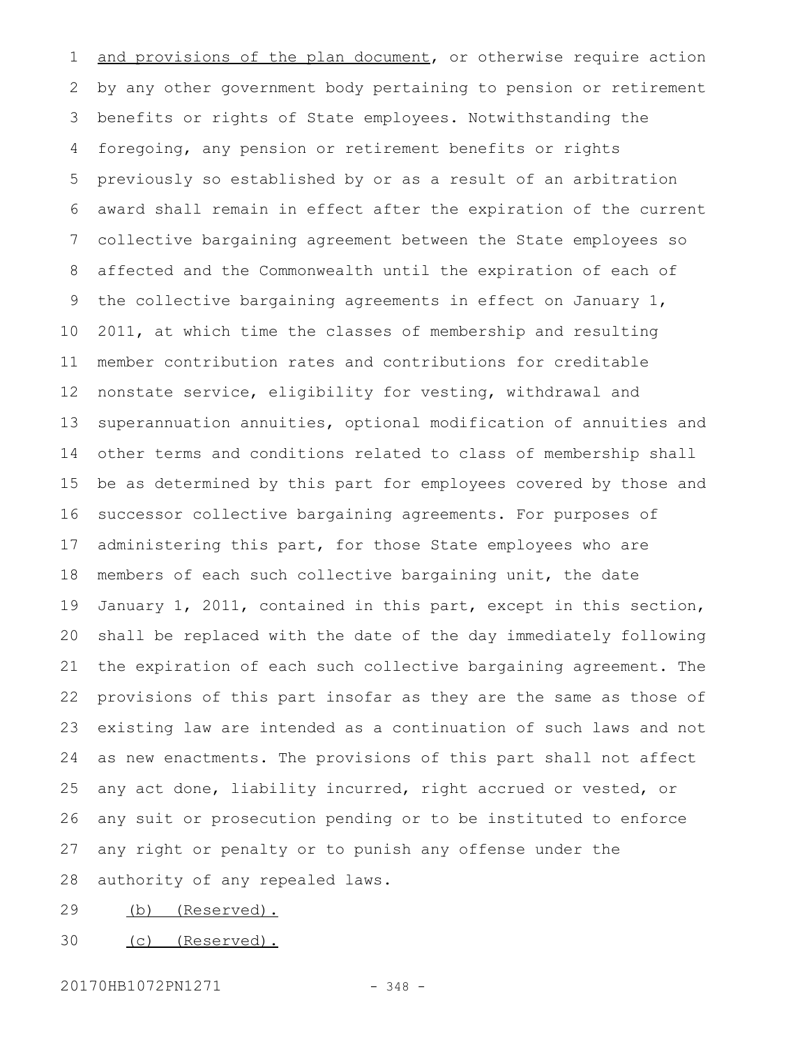and provisions of the plan document, or otherwise require action by any other government body pertaining to pension or retirement benefits or rights of State employees. Notwithstanding the foregoing, any pension or retirement benefits or rights previously so established by or as a result of an arbitration award shall remain in effect after the expiration of the current collective bargaining agreement between the State employees so affected and the Commonwealth until the expiration of each of the collective bargaining agreements in effect on January 1, 2011, at which time the classes of membership and resulting member contribution rates and contributions for creditable nonstate service, eligibility for vesting, withdrawal and superannuation annuities, optional modification of annuities and other terms and conditions related to class of membership shall be as determined by this part for employees covered by those and successor collective bargaining agreements. For purposes of administering this part, for those State employees who are members of each such collective bargaining unit, the date January 1, 2011, contained in this part, except in this section, shall be replaced with the date of the day immediately following the expiration of each such collective bargaining agreement. The provisions of this part insofar as they are the same as those of existing law are intended as a continuation of such laws and not as new enactments. The provisions of this part shall not affect any act done, liability incurred, right accrued or vested, or any suit or prosecution pending or to be instituted to enforce any right or penalty or to punish any offense under the authority of any repealed laws.

(b) (Reserved).

(c) (Reserved).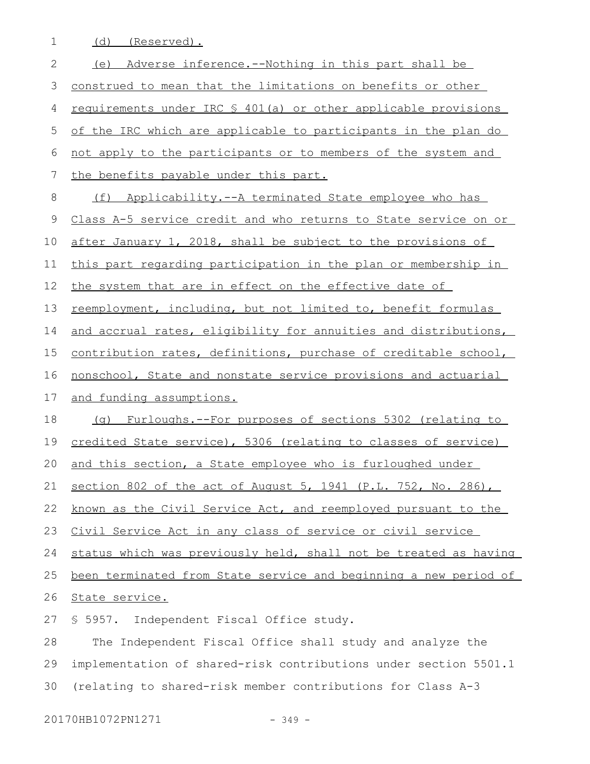(d) (Reserved).

(e) Adverse inference.--Nothing in this part shall be construed to mean that the limitations on benefits or other requirements under IRC § 401(a) or other applicable provisions of the IRC which are applicable to participants in the plan do not apply to the participants or to members of the system and the benefits payable under this part.

(f) Applicability.--A terminated State employee who has Class A-5 service credit and who returns to State service on or after January 1, 2018, shall be subject to the provisions of this part regarding participation in the plan or membership in the system that are in effect on the effective date of reemployment, including, but not limited to, benefit formulas and accrual rates, eligibility for annuities and distributions, contribution rates, definitions, purchase of creditable school, nonschool, State and nonstate service provisions and actuarial and funding assumptions.

(g) Furloughs.--For purposes of sections 5302 (relating to credited State service), 5306 (relating to classes of service) and this section, a State employee who is furloughed under section 802 of the act of August 5, 1941 (P.L. 752, No. 286), known as the Civil Service Act, and reemployed pursuant to the Civil Service Act in any class of service or civil service status which was previously held, shall not be treated as having been terminated from State service and beginning a new period of State service.

§ 5957. Independent Fiscal Office study.

The Independent Fiscal Office shall study and analyze the implementation of shared-risk contributions under section 5501.1 (relating to shared-risk member contributions for Class A-3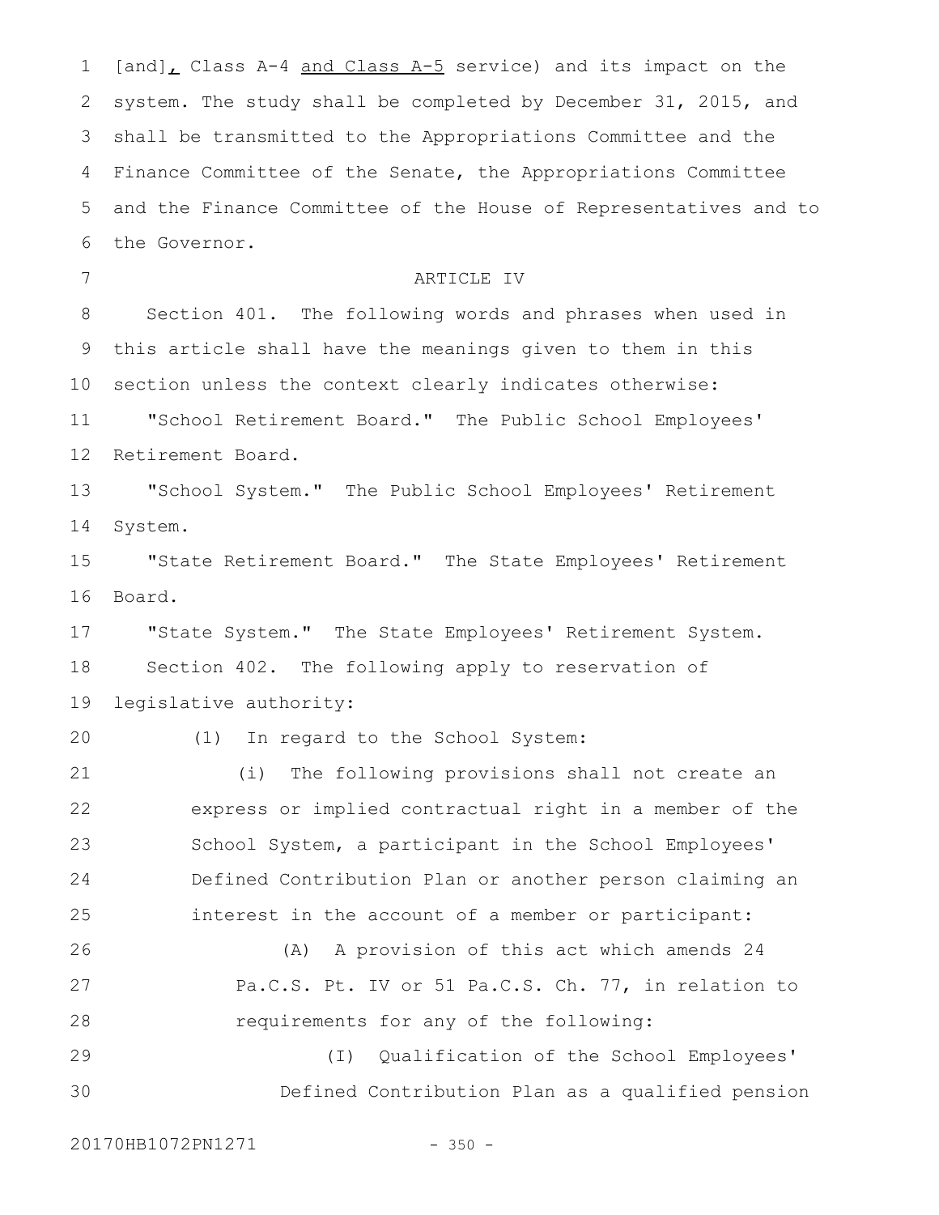[and], Class A-4 <u>and Class A-5</u> service) and its impact on the system. The study shall be completed by December 31, 2015, and shall be transmitted to the Appropriations Committee and the Finance Committee of the Senate, the Appropriations Committee and the Finance Committee of the House of Representatives and to the Governor.

ARTICLE IV

Section 401. The following words and phrases when used in this article shall have the meanings given to them in this section unless the context clearly indicates otherwise:

"School Retirement Board." The Public School Employees' Retirement Board.

"School System." The Public School Employees' Retirement System.

"State Retirement Board." The State Employees' Retirement Board.

"State System." The State Employees' Retirement System.

Section 402. The following apply to reservation of legislative authority:

(1) In regard to the School System:

(i) The following provisions shall not create an express or implied contractual right in a member of the School System, a participant in the School Employees' Defined Contribution Plan or another person claiming an interest in the account of a member or participant:

(A) A provision of this act which amends 24 Pa.C.S. Pt. IV or 51 Pa.C.S. Ch. 77, in relation to requirements for any of the following:

(I) Qualification of the School Employees' Defined Contribution Plan as a qualified pension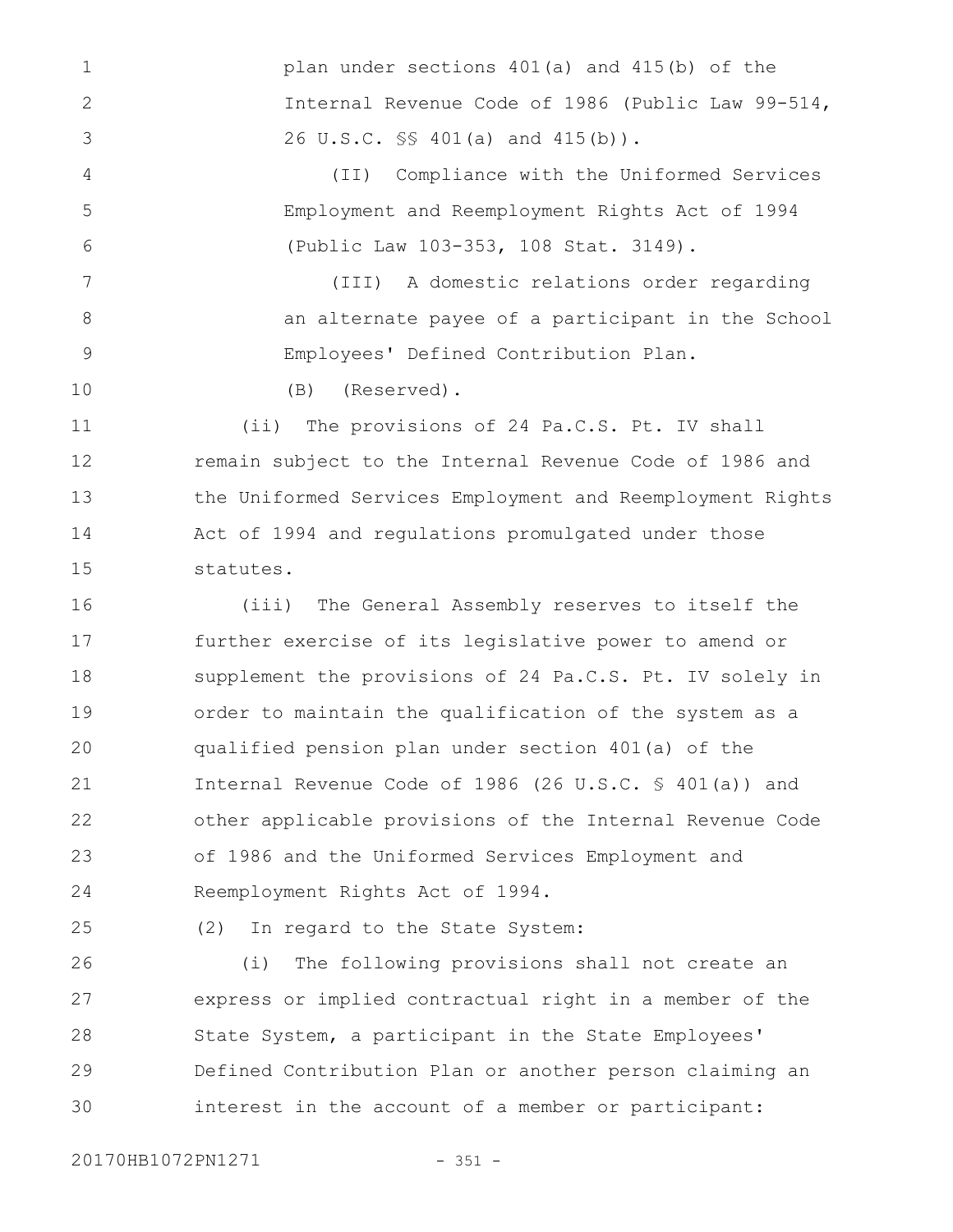plan under sections 401(a) and 415(b) of the Internal Revenue Code of 1986 (Public Law 99-514, 26 U.S.C. §§ 401(a) and 415(b)).

(II) Compliance with the Uniformed Services Employment and Reemployment Rights Act of 1994 (Public Law 103-353, 108 Stat. 3149).

(III) A domestic relations order regarding an alternate payee of a participant in the School Employees' Defined Contribution Plan.

(B) (Reserved).

(ii) The provisions of 24 Pa.C.S. Pt. IV shall remain subject to the Internal Revenue Code of 1986 and the Uniformed Services Employment and Reemployment Rights Act of 1994 and regulations promulgated under those statutes.

(iii) The General Assembly reserves to itself the further exercise of its legislative power to amend or supplement the provisions of 24 Pa.C.S. Pt. IV solely in order to maintain the qualification of the system as a qualified pension plan under section 401(a) of the Internal Revenue Code of 1986 (26 U.S.C. § 401(a)) and other applicable provisions of the Internal Revenue Code of 1986 and the Uniformed Services Employment and Reemployment Rights Act of 1994.

(2) In regard to the State System:

(i) The following provisions shall not create an express or implied contractual right in a member of the State System, a participant in the State Employees' Defined Contribution Plan or another person claiming an interest in the account of a member or participant: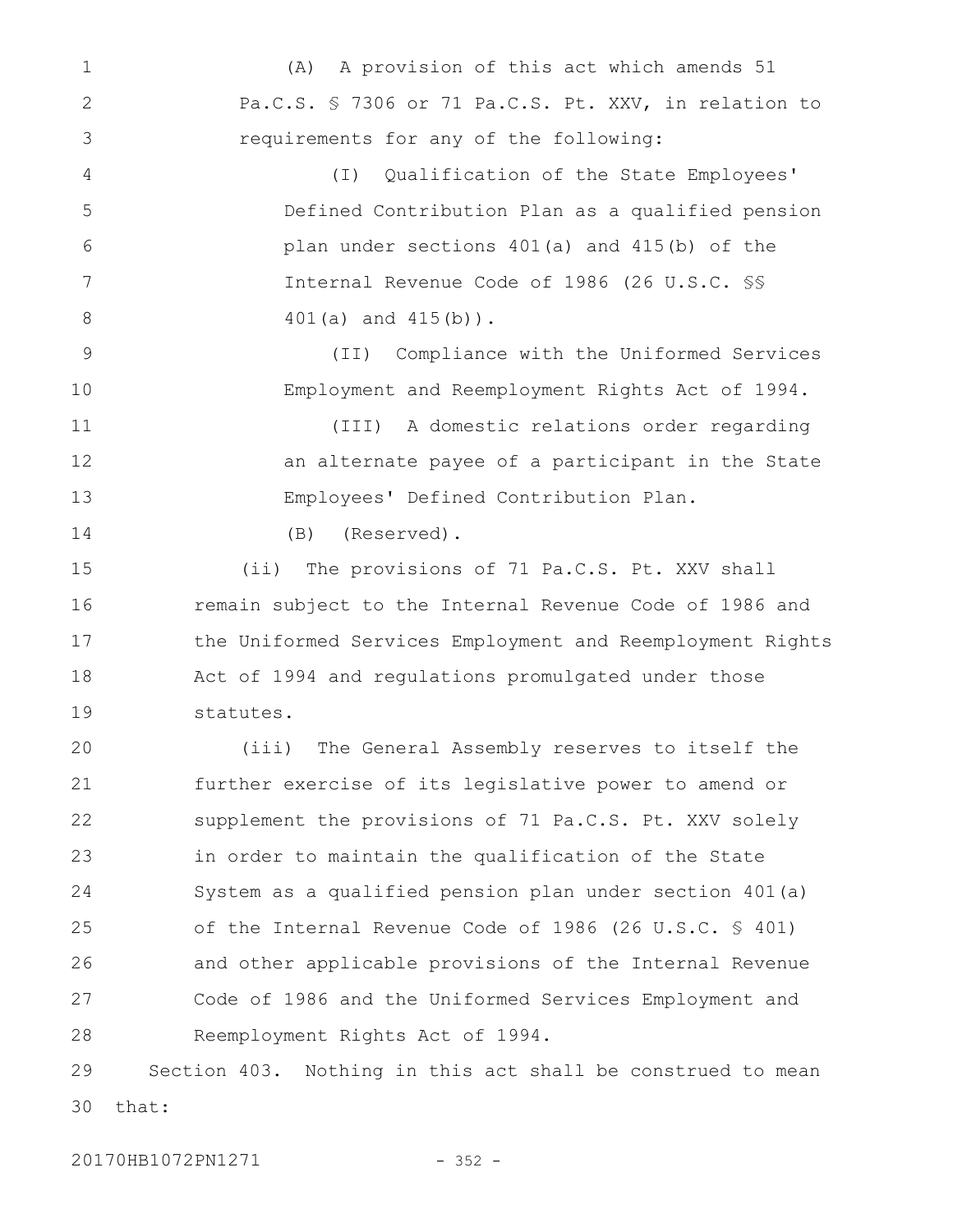(A) A provision of this act which amends 51 Pa.C.S. § 7306 or 71 Pa.C.S. Pt. XXV, in relation to requirements for any of the following:

(I) Qualification of the State Employees' Defined Contribution Plan as a qualified pension plan under sections 401(a) and 415(b) of the Internal Revenue Code of 1986 (26 U.S.C. §§ 401(a) and 415(b)).

(II) Compliance with the Uniformed Services Employment and Reemployment Rights Act of 1994.

(III) A domestic relations order regarding an alternate payee of a participant in the State Employees' Defined Contribution Plan.

(B) (Reserved).

(ii) The provisions of 71 Pa.C.S. Pt. XXV shall remain subject to the Internal Revenue Code of 1986 and the Uniformed Services Employment and Reemployment Rights Act of 1994 and regulations promulgated under those statutes.

(iii) The General Assembly reserves to itself the further exercise of its legislative power to amend or supplement the provisions of 71 Pa.C.S. Pt. XXV solely in order to maintain the qualification of the State System as a qualified pension plan under section 401(a) of the Internal Revenue Code of 1986 (26 U.S.C. § 401) and other applicable provisions of the Internal Revenue Code of 1986 and the Uniformed Services Employment and Reemployment Rights Act of 1994.

Section 403. Nothing in this act shall be construed to mean that: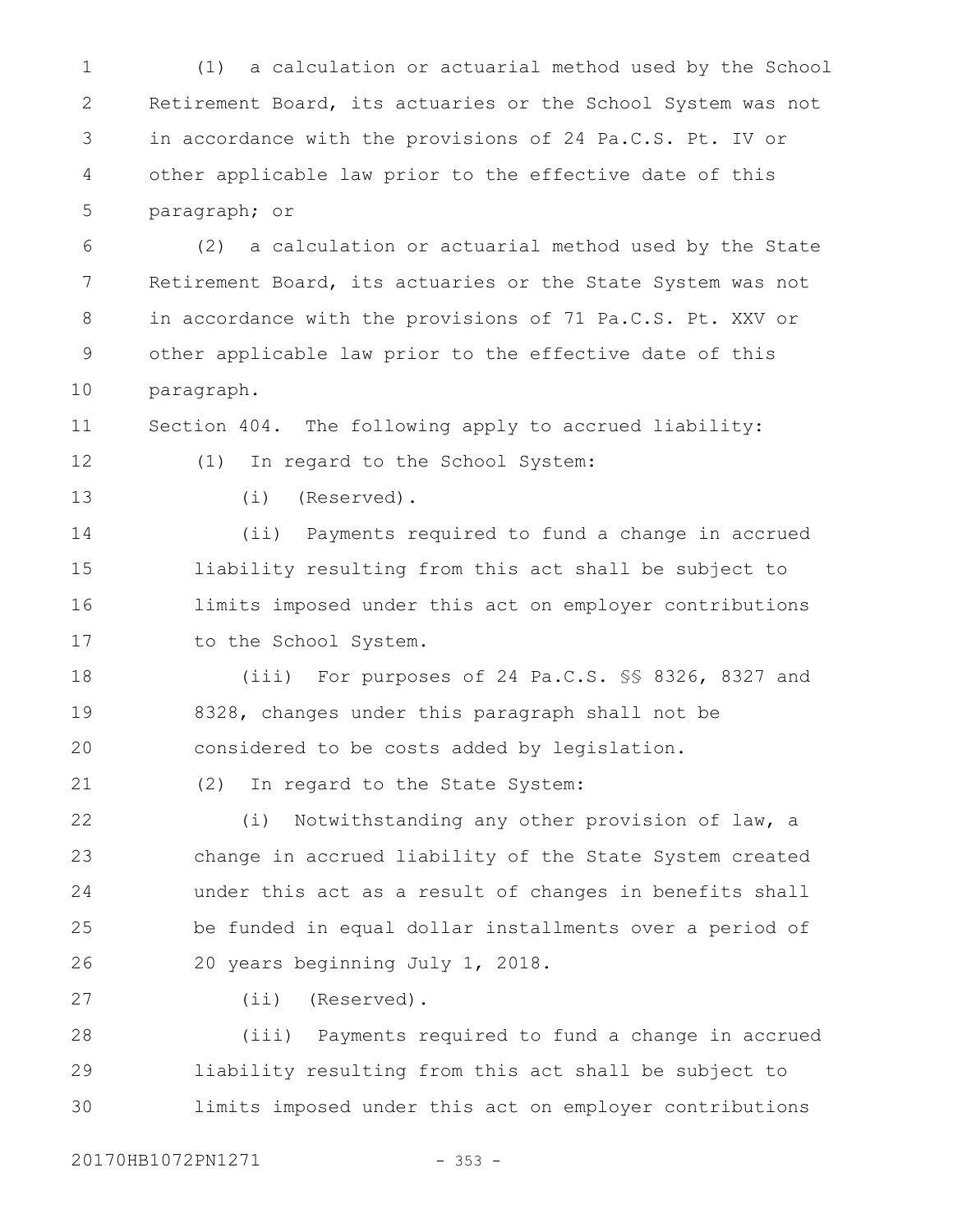(1) a calculation or actuarial method used by the School Retirement Board, its actuaries or the School System was not in accordance with the provisions of 24 Pa.C.S. Pt. IV or other applicable law prior to the effective date of this paragraph; or

(2) a calculation or actuarial method used by the State Retirement Board, its actuaries or the State System was not in accordance with the provisions of 71 Pa.C.S. Pt. XXV or other applicable law prior to the effective date of this paragraph.

Section 404. The following apply to accrued liability:

(1) In regard to the School System:

(i) (Reserved).

(ii) Payments required to fund a change in accrued liability resulting from this act shall be subject to limits imposed under this act on employer contributions to the School System.

(iii) For purposes of 24 Pa.C.S. §§ 8326, 8327 and 8328, changes under this paragraph shall not be considered to be costs added by legislation.

(2) In regard to the State System:

(i) Notwithstanding any other provision of law, a change in accrued liability of the State System created under this act as a result of changes in benefits shall be funded in equal dollar installments over a period of 20 years beginning July 1, 2018.

(ii) (Reserved).

(iii) Payments required to fund a change in accrued liability resulting from this act shall be subject to limits imposed under this act on employer contributions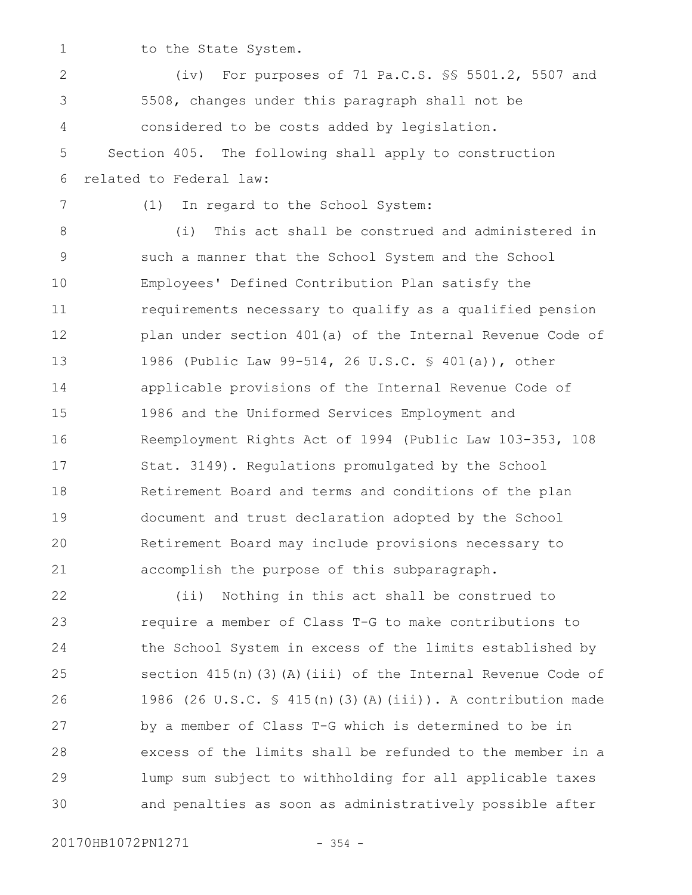to the State System.

(iv) For purposes of 71 Pa.C.S. §§ 5501.2, 5507 and 5508, changes under this paragraph shall not be considered to be costs added by legislation.

Section 405. The following shall apply to construction related to Federal law:

(1) In regard to the School System:

(i) This act shall be construed and administered in such a manner that the School System and the School Employees' Defined Contribution Plan satisfy the requirements necessary to qualify as a qualified pension plan under section 401(a) of the Internal Revenue Code of 1986 (Public Law 99-514, 26 U.S.C. § 401(a)), other applicable provisions of the Internal Revenue Code of 1986 and the Uniformed Services Employment and Reemployment Rights Act of 1994 (Public Law 103-353, 108 Stat. 3149). Regulations promulgated by the School Retirement Board and terms and conditions of the plan document and trust declaration adopted by the School Retirement Board may include provisions necessary to accomplish the purpose of this subparagraph.

(ii) Nothing in this act shall be construed to require a member of Class T-G to make contributions to the School System in excess of the limits established by section 415(n)(3)(A)(iii) of the Internal Revenue Code of 1986 (26 U.S.C. § 415(n)(3)(A)(iii)). A contribution made by a member of Class T-G which is determined to be in excess of the limits shall be refunded to the member in a lump sum subject to withholding for all applicable taxes and penalties as soon as administratively possible after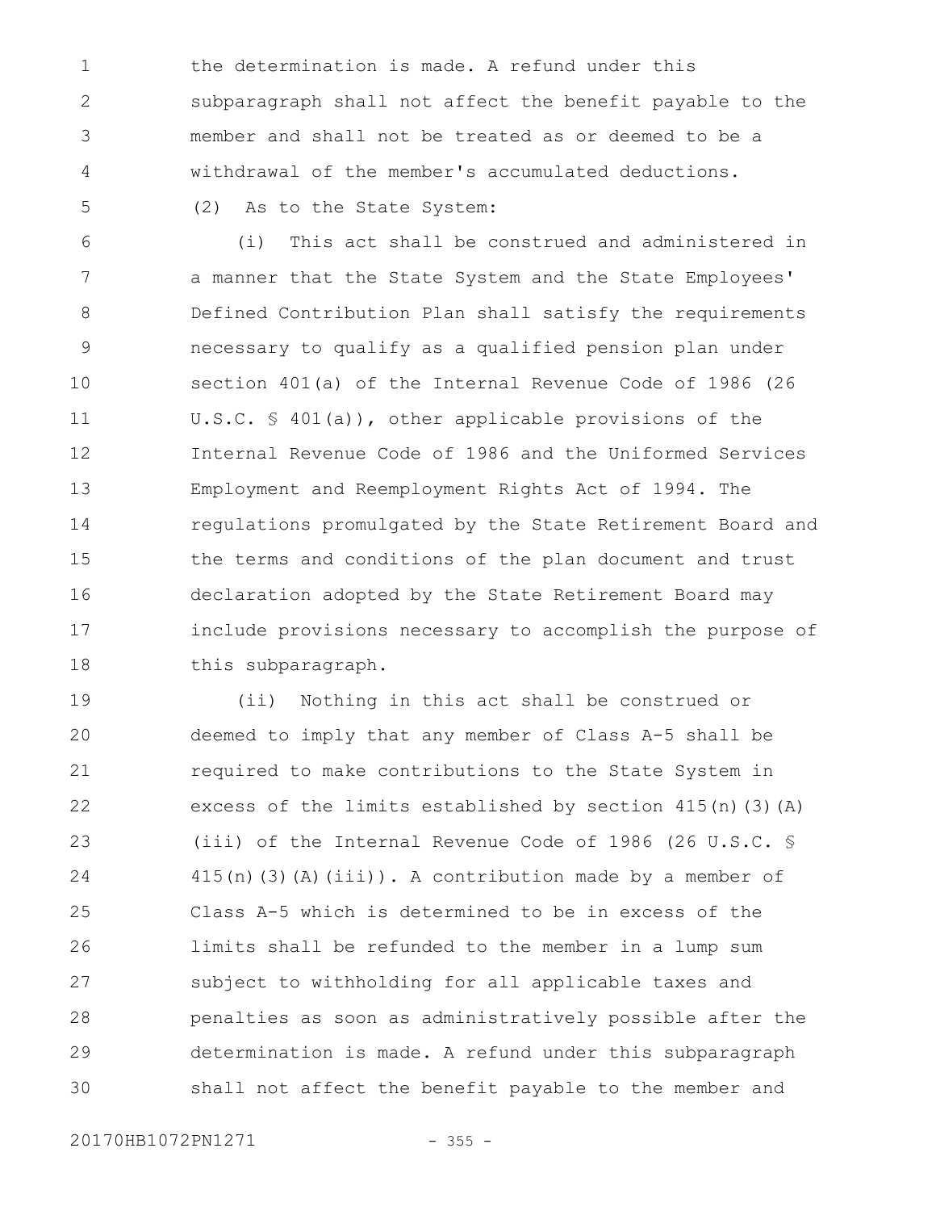the determination is made. A refund under this subparagraph shall not affect the benefit payable to the member and shall not be treated as or deemed to be a withdrawal of the member's accumulated deductions.

(2) As to the State System:

(i) This act shall be construed and administered in a manner that the State System and the State Employees' Defined Contribution Plan shall satisfy the requirements necessary to qualify as a qualified pension plan under section 401(a) of the Internal Revenue Code of 1986 (26 U.S.C. § 401(a)), other applicable provisions of the Internal Revenue Code of 1986 and the Uniformed Services Employment and Reemployment Rights Act of 1994. The regulations promulgated by the State Retirement Board and the terms and conditions of the plan document and trust declaration adopted by the State Retirement Board may include provisions necessary to accomplish the purpose of this subparagraph.

(ii) Nothing in this act shall be construed or deemed to imply that any member of Class A-5 shall be required to make contributions to the State System in excess of the limits established by section 415(n)(3)(A)(iii) of the Internal Revenue Code of 1986 (26 U.S.C. § 415(n)(3)(A)(iii)). A contribution made by a member of Class A-5 which is determined to be in excess of the limits shall be refunded to the member in a lump sum subject to withholding for all applicable taxes and penalties as soon as administratively possible after the determination is made. A refund under this subparagraph shall not affect the benefit payable to the member and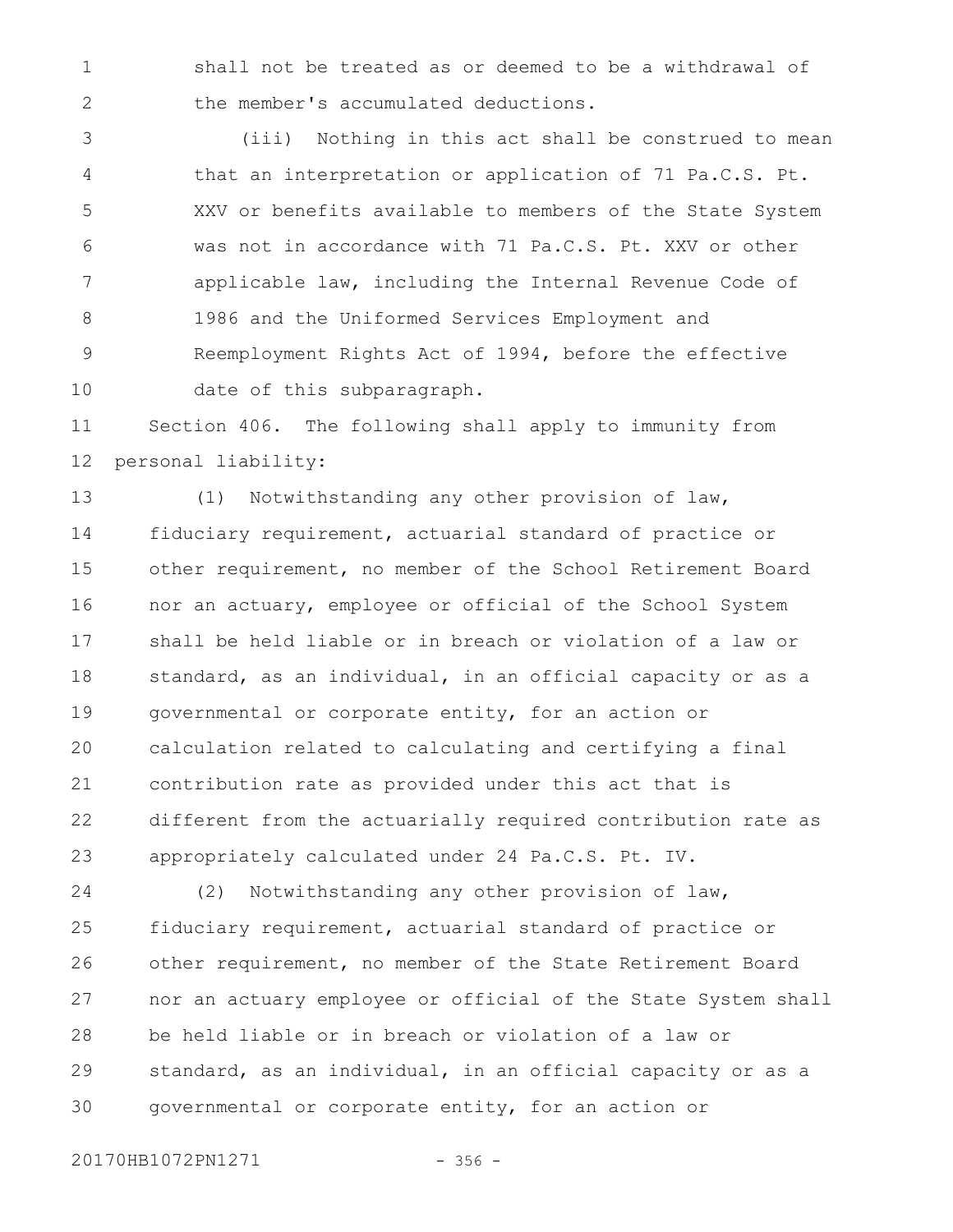shall not be treated as or deemed to be a withdrawal of the member's accumulated deductions.

(iii) Nothing in this act shall be construed to mean that an interpretation or application of 71 Pa.C.S. Pt. XXV or benefits available to members of the State System was not in accordance with 71 Pa.C.S. Pt. XXV or other applicable law, including the Internal Revenue Code of 1986 and the Uniformed Services Employment and Reemployment Rights Act of 1994, before the effective date of this subparagraph.

Section 406. The following shall apply to immunity from personal liability:

(1) Notwithstanding any other provision of law, fiduciary requirement, actuarial standard of practice or other requirement, no member of the School Retirement Board nor an actuary, employee or official of the School System shall be held liable or in breach or violation of a law or standard, as an individual, in an official capacity or as a governmental or corporate entity, for an action or calculation related to calculating and certifying a final contribution rate as provided under this act that is different from the actuarially required contribution rate as appropriately calculated under 24 Pa.C.S. Pt. IV.

(2) Notwithstanding any other provision of law, fiduciary requirement, actuarial standard of practice or other requirement, no member of the State Retirement Board nor an actuary employee or official of the State System shall be held liable or in breach or violation of a law or standard, as an individual, in an official capacity or as a governmental or corporate entity, for an action or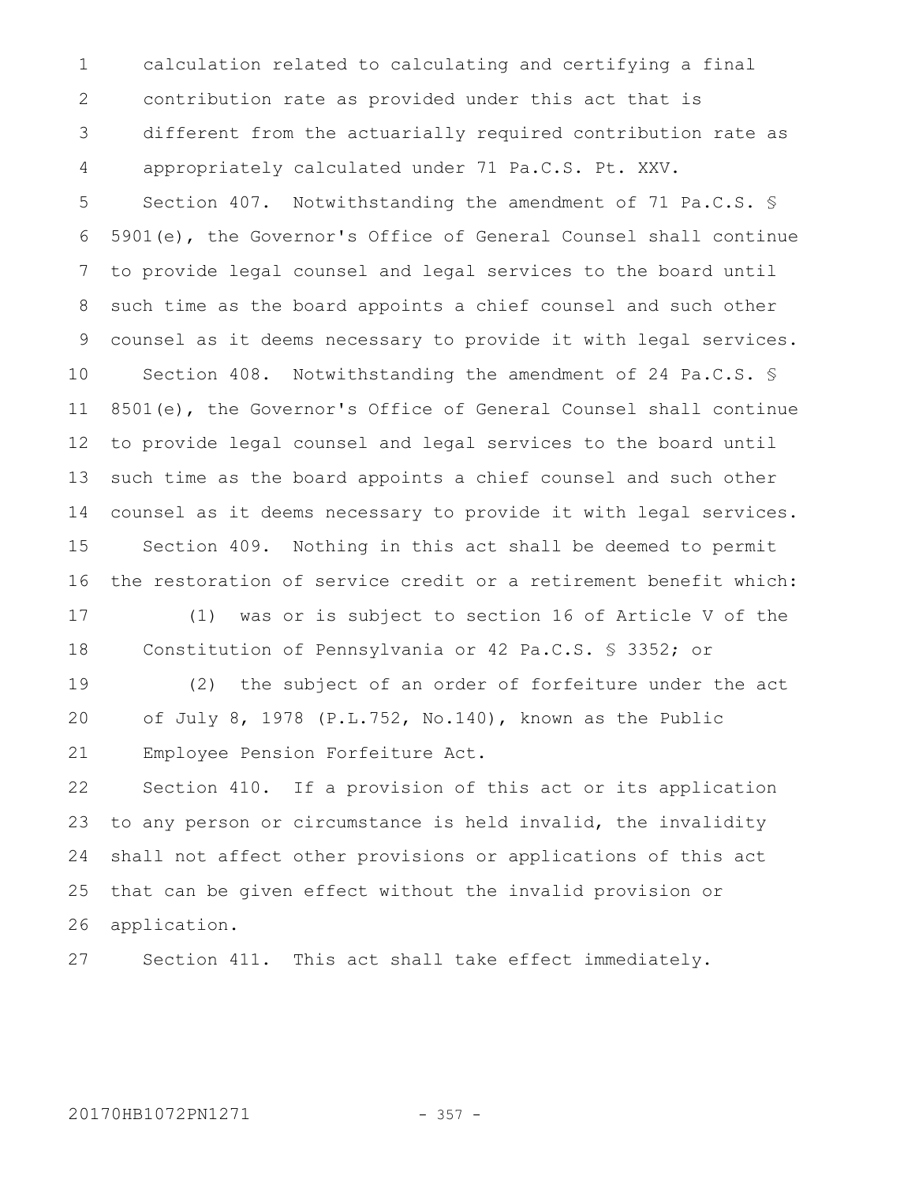calculation related to calculating and certifying a final contribution rate as provided under this act that is different from the actuarially required contribution rate as appropriately calculated under 71 Pa.C.S. Pt. XXV.

Section 407. Notwithstanding the amendment of 71 Pa.C.S. § 5901(e), the Governor's Office of General Counsel shall continue to provide legal counsel and legal services to the board until such time as the board appoints a chief counsel and such other counsel as it deems necessary to provide it with legal services.

Section 408. Notwithstanding the amendment of 24 Pa.C.S. § 8501(e), the Governor's Office of General Counsel shall continue to provide legal counsel and legal services to the board until such time as the board appoints a chief counsel and such other counsel as it deems necessary to provide it with legal services.

Section 409. Nothing in this act shall be deemed to permit the restoration of service credit or a retirement benefit which:

(1) was or is subject to section 16 of Article V of the Constitution of Pennsylvania or 42 Pa.C.S. § 3352; or

(2) the subject of an order of forfeiture under the act of July 8, 1978 (P.L.752, No.140), known as the Public Employee Pension Forfeiture Act.

Section 410. If a provision of this act or its application to any person or circumstance is held invalid, the invalidity shall not affect other provisions or applications of this act that can be given effect without the invalid provision or application.

Section 411. This act shall take effect immediately.